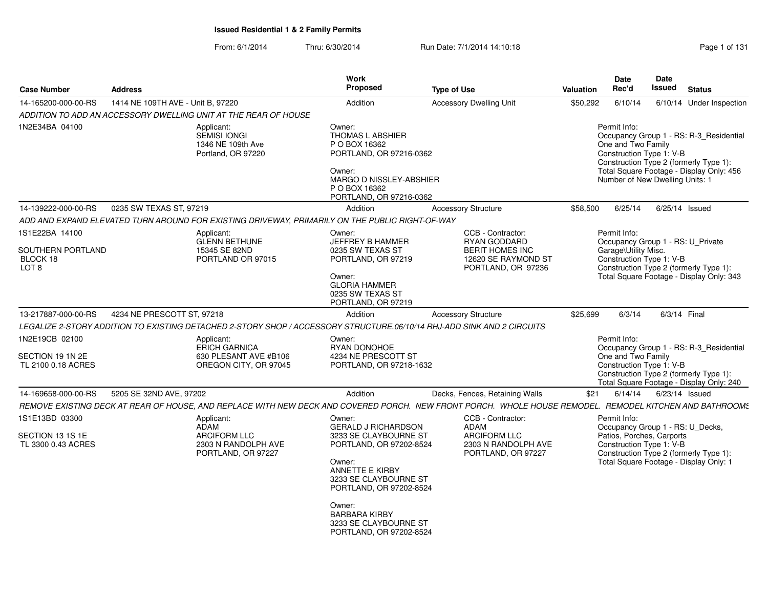# Issued Residential 1 & 2 Family Permits

From: 6/1/2014 Thru: 6/30/2014 Run Date: 7/1/2014 14:10:18

| Case Number | Address | Work Proposed | Type of Use | Valuation | Date Rec'd | Date Issued | Status |
|---|---|---|---|---|---|---|---|
| 14-165200-000-00-RS | 1414 NE 109TH AVE - Unit B, 97220 | Addition | Accessory Dwelling Unit | $50,292 | 6/10/14 | 6/10/14 | Under Inspection |

*ADDITION TO ADD AN ACCESSORY DWELLING UNIT AT THE REAR OF HOUSE*

1N2E34BA 04100

Applicant:
SEMISI IONGI
1346 NE 109th Ave
Portland, OR 97220

Owner:
THOMAS L ABSHIER
P O BOX 16362
PORTLAND, OR 97216-0362

Owner:
MARGO D NISSLEY-ABSHIER
P O BOX 16362
PORTLAND, OR 97216-0362

Permit Info:
Occupancy Group 1 - RS: R-3_Residential One and Two Family
Construction Type 1: V-B
Construction Type 2 (formerly Type 1):
Total Square Footage - Display Only: 456
Number of New Dwelling Units: 1

| Case Number | Address | Work Proposed | Type of Use | Valuation | Date Rec'd | Date Issued | Status |
|---|---|---|---|---|---|---|---|
| 14-139222-000-00-RS | 0235 SW TEXAS ST, 97219 | Addition | Accessory Structure | $58,500 | 6/25/14 | 6/25/14 | Issued |

*ADD AND EXPAND ELEVATED TURN AROUND FOR EXISTING DRIVEWAY, PRIMARILY ON THE PUBLIC RIGHT-OF-WAY*

1S1E22BA 14100

SOUTHERN PORTLAND
BLOCK 18
LOT 8

Applicant:
GLENN BETHUNE
15345 SE 82ND
PORTLAND OR 97015

Owner:
JEFFREY B HAMMER
0235 SW TEXAS ST
PORTLAND, OR 97219

Owner:
GLORIA HAMMER
0235 SW TEXAS ST
PORTLAND, OR 97219

CCB - Contractor:
RYAN GODDARD
BERIT HOMES INC
12620 SE RAYMOND ST
PORTLAND, OR 97236

Permit Info:
Occupancy Group 1 - RS: U_Private Garage\Utility Misc.
Construction Type 1: V-B
Construction Type 2 (formerly Type 1):
Total Square Footage - Display Only: 343

| Case Number | Address | Work Proposed | Type of Use | Valuation | Date Rec'd | Date Issued | Status |
|---|---|---|---|---|---|---|---|
| 13-217887-000-00-RS | 4234 NE PRESCOTT ST, 97218 | Addition | Accessory Structure | $25,699 | 6/3/14 | 6/3/14 | Final |

*LEGALIZE 2-STORY ADDITION TO EXISTING DETACHED 2-STORY SHOP / ACCESSORY STRUCTURE.06/10/14 RHJ-ADD SINK AND 2 CIRCUITS*

1N2E19CB 02100

SECTION 19 1N 2E
TL 2100 0.18 ACRES

Applicant:
ERICH GARNICA
630 PLESANT AVE #B106
OREGON CITY, OR 97045

Owner:
RYAN DONOHOE
4234 NE PRESCOTT ST
PORTLAND, OR 97218-1632

Permit Info:
Occupancy Group 1 - RS: R-3_Residential One and Two Family
Construction Type 1: V-B
Construction Type 2 (formerly Type 1):
Total Square Footage - Display Only: 240

| Case Number | Address | Work Proposed | Type of Use | Valuation | Date Rec'd | Date Issued | Status |
|---|---|---|---|---|---|---|---|
| 14-169658-000-00-RS | 5205 SE 32ND AVE, 97202 | Addition | Decks, Fences, Retaining Walls | $21 | 6/14/14 | 6/23/14 | Issued |

*REMOVE EXISTING DECK AT REAR OF HOUSE, AND REPLACE WITH NEW DECK AND COVERED PORCH. NEW FRONT PORCH. WHOLE HOUSE REMODEL. REMODEL KITCHEN AND BATHROOMS*

1S1E13BD 03300

SECTION 13 1S 1E
TL 3300 0.43 ACRES

Applicant:
ADAM
ARCIFORM LLC
2303 N RANDOLPH AVE
PORTLAND, OR 97227

Owner:
GERALD J RICHARDSON
3233 SE CLAYBOURNE ST
PORTLAND, OR 97202-8524

Owner:
ANNETTE E KIRBY
3233 SE CLAYBOURNE ST
PORTLAND, OR 97202-8524

Owner:
BARBARA KIRBY
3233 SE CLAYBOURNE ST
PORTLAND, OR 97202-8524

CCB - Contractor:
ADAM
ARCIFORM LLC
2303 N RANDOLPH AVE
PORTLAND, OR 97227

Permit Info:
Occupancy Group 1 - RS: U_Decks, Patios, Porches, Carports
Construction Type 1: V-B
Construction Type 2 (formerly Type 1):
Total Square Footage - Display Only: 1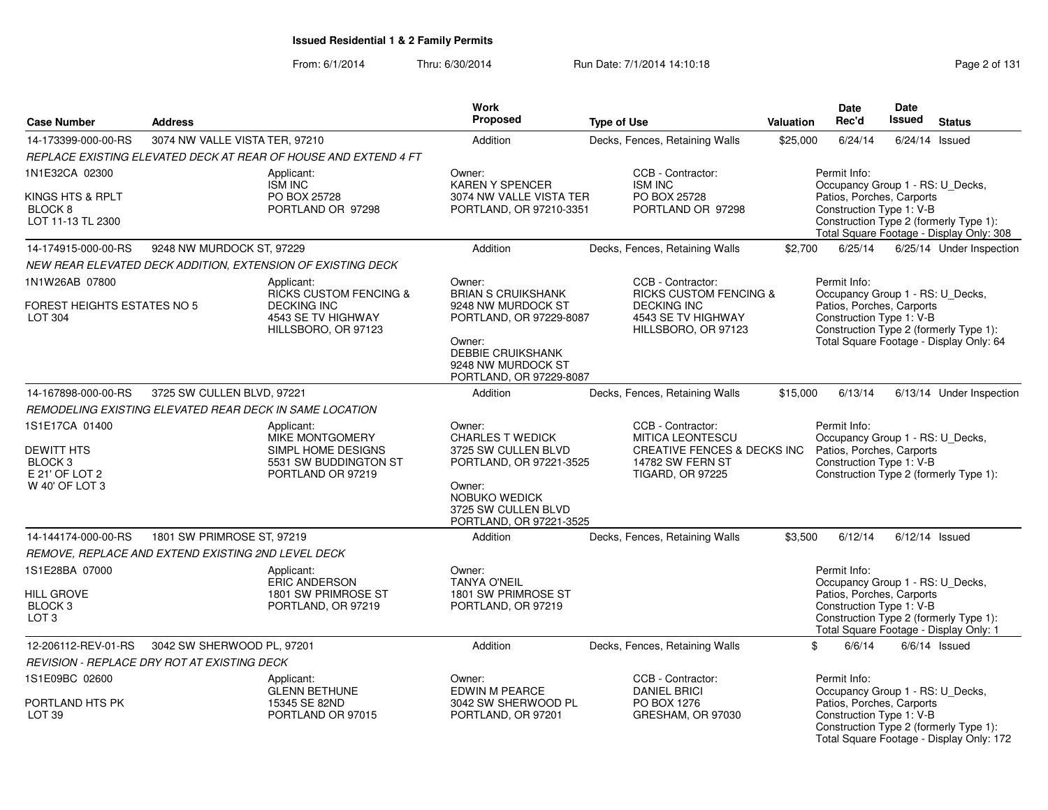# Issued Residential 1 & 2 Family Permits

From: 6/1/2014 Thru: 6/30/2014 Run Date: 7/1/2014 14:10:18

| Case Number | Address | Work Proposed | Type of Use | Valuation | Date Rec'd | Date Issued | Status |
|---|---|---|---|---|---|---|---|
| 14-173399-000-00-RS | 3074 NW VALLE VISTA TER, 97210 | Addition | Decks, Fences, Retaining Walls | $25,000 | 6/24/14 | 6/24/14 | Issued |

*REPLACE EXISTING ELEVATED DECK AT REAR OF HOUSE AND EXTEND 4 FT*

1N1E32CA 02300
KINGS HTS & RPLT
BLOCK 8
LOT 11-13 TL 2300

Applicant: ISM INC, PO BOX 25728, PORTLAND OR 97298

Owner: KAREN Y SPENCER, 3074 NW VALLE VISTA TER, PORTLAND, OR 97210-3351

CCB - Contractor: ISM INC, PO BOX 25728, PORTLAND OR 97298

Permit Info: Occupancy Group 1 - RS: U_Decks, Patios, Porches, Carports; Construction Type 1: V-B; Construction Type 2 (formerly Type 1):; Total Square Footage - Display Only: 308

| Case Number | Address | Work Proposed | Type of Use | Valuation | Date Rec'd | Date Issued | Status |
|---|---|---|---|---|---|---|---|
| 14-174915-000-00-RS | 9248 NW MURDOCK ST, 97229 | Addition | Decks, Fences, Retaining Walls | $2,700 | 6/25/14 | 6/25/14 | Under Inspection |

*NEW REAR ELEVATED DECK ADDITION, EXTENSION OF EXISTING DECK*

1N1W26AB 07800
FOREST HEIGHTS ESTATES NO 5
LOT 304

Applicant: RICKS CUSTOM FENCING & DECKING INC, 4543 SE TV HIGHWAY, HILLSBORO, OR 97123

Owner: BRIAN S CRUIKSHANK, 9248 NW MURDOCK ST, PORTLAND, OR 97229-8087

Owner: DEBBIE CRUIKSHANK, 9248 NW MURDOCK ST, PORTLAND, OR 97229-8087

CCB - Contractor: RICKS CUSTOM FENCING & DECKING INC, 4543 SE TV HIGHWAY, HILLSBORO, OR 97123

Permit Info: Occupancy Group 1 - RS: U_Decks, Patios, Porches, Carports; Construction Type 1: V-B; Construction Type 2 (formerly Type 1):; Total Square Footage - Display Only: 64

| Case Number | Address | Work Proposed | Type of Use | Valuation | Date Rec'd | Date Issued | Status |
|---|---|---|---|---|---|---|---|
| 14-167898-000-00-RS | 3725 SW CULLEN BLVD, 97221 | Addition | Decks, Fences, Retaining Walls | $15,000 | 6/13/14 | 6/13/14 | Under Inspection |

*REMODELING EXISTING ELEVATED REAR DECK IN SAME LOCATION*

1S1E17CA 01400
DEWITT HTS
BLOCK 3
E 21' OF LOT 2
W 40' OF LOT 3

Applicant: MIKE MONTGOMERY, SIMPL HOME DESIGNS, 5531 SW BUDDINGTON ST, PORTLAND OR 97219

Owner: CHARLES T WEDICK, 3725 SW CULLEN BLVD, PORTLAND, OR 97221-3525

Owner: NOBUKO WEDICK, 3725 SW CULLEN BLVD, PORTLAND, OR 97221-3525

CCB - Contractor: MITICA LEONTESCU, CREATIVE FENCES & DECKS INC, 14782 SW FERN ST, TIGARD, OR 97225

Permit Info: Occupancy Group 1 - RS: U_Decks, Patios, Porches, Carports; Construction Type 1: V-B; Construction Type 2 (formerly Type 1):

| Case Number | Address | Work Proposed | Type of Use | Valuation | Date Rec'd | Date Issued | Status |
|---|---|---|---|---|---|---|---|
| 14-144174-000-00-RS | 1801 SW PRIMROSE ST, 97219 | Addition | Decks, Fences, Retaining Walls | $3,500 | 6/12/14 | 6/12/14 | Issued |

*REMOVE, REPLACE AND EXTEND EXISTING 2ND LEVEL DECK*

1S1E28BA 07000
HILL GROVE
BLOCK 3
LOT 3

Applicant: ERIC ANDERSON, 1801 SW PRIMROSE ST, PORTLAND, OR 97219

Owner: TANYA O'NEIL, 1801 SW PRIMROSE ST, PORTLAND, OR 97219

Permit Info: Occupancy Group 1 - RS: U_Decks, Patios, Porches, Carports; Construction Type 1: V-B; Construction Type 2 (formerly Type 1):; Total Square Footage - Display Only: 1

| Case Number | Address | Work Proposed | Type of Use | Valuation | Date Rec'd | Date Issued | Status |
|---|---|---|---|---|---|---|---|
| 12-206112-REV-01-RS | 3042 SW SHERWOOD PL, 97201 | Addition | Decks, Fences, Retaining Walls | $ | 6/6/14 | 6/6/14 | Issued |

*REVISION - REPLACE DRY ROT AT EXISTING DECK*

1S1E09BC 02600
PORTLAND HTS PK
LOT 39

Applicant: GLENN BETHUNE, 15345 SE 82ND, PORTLAND OR 97015

Owner: EDWIN M PEARCE, 3042 SW SHERWOOD PL, PORTLAND, OR 97201

CCB - Contractor: DANIEL BRICI, PO BOX 1276, GRESHAM, OR 97030

Permit Info: Occupancy Group 1 - RS: U_Decks, Patios, Porches, Carports; Construction Type 1: V-B; Construction Type 2 (formerly Type 1):; Total Square Footage - Display Only: 172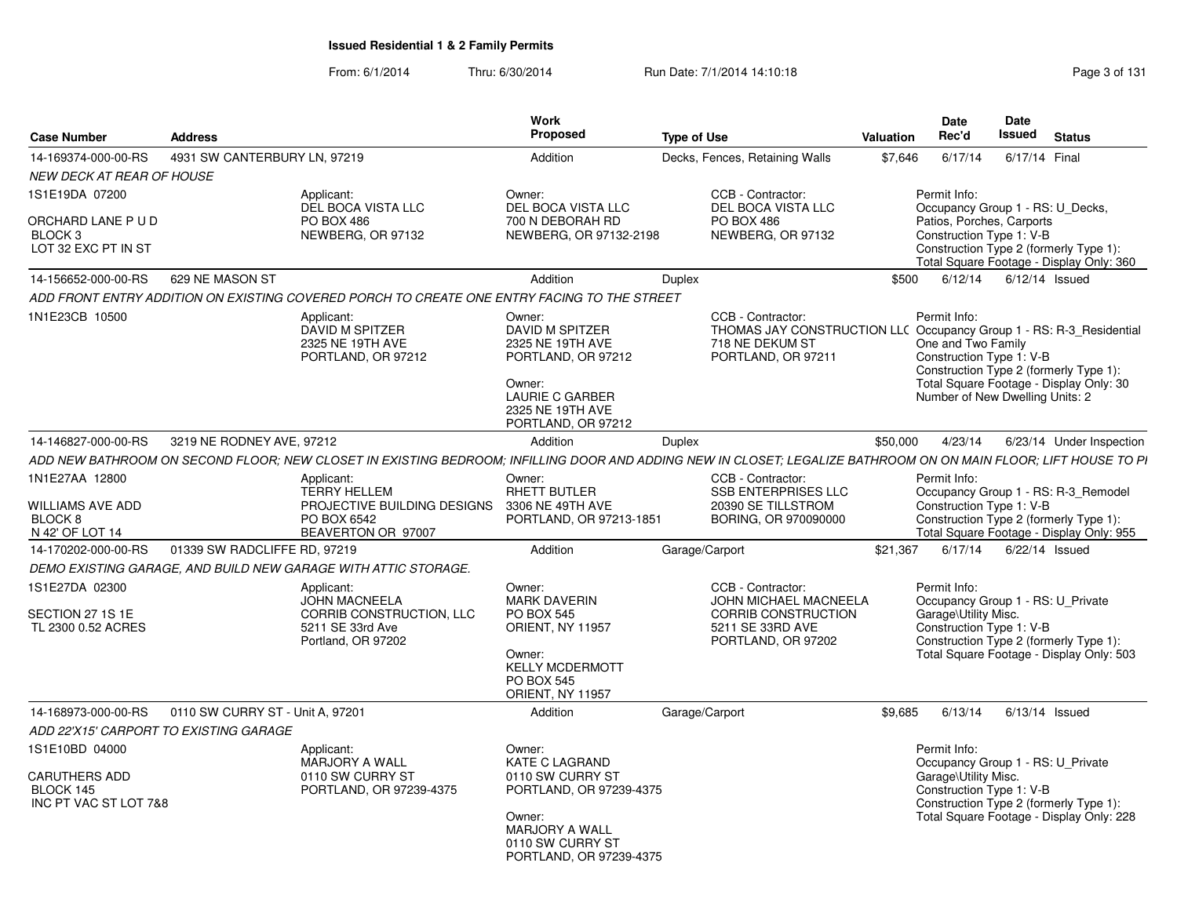# Issued Residential 1 & 2 Family Permits

From: 6/1/2014 Thru: 6/30/2014 Run Date: 7/1/2014 14:10:18

| Case Number | Address | Work Proposed | Type of Use | Valuation | Date Rec'd | Date Issued | Status |
|---|---|---|---|---|---|---|---|
| 14-169374-000-00-RS | 4931 SW CANTERBURY LN, 97219 | Addition | Decks, Fences, Retaining Walls | $7,646 | 6/17/14 | 6/17/14 | Final |

*NEW DECK AT REAR OF HOUSE*

1S1E19DA 07200
ORCHARD LANE P U D
BLOCK 3
LOT 32 EXC PT IN ST

Applicant:
DEL BOCA VISTA LLC
PO BOX 486
NEWBERG, OR 97132

Owner:
DEL BOCA VISTA LLC
700 N DEBORAH RD
NEWBERG, OR 97132-2198

CCB - Contractor:
DEL BOCA VISTA LLC
PO BOX 486
NEWBERG, OR 97132

Permit Info:
Occupancy Group 1 - RS: U_Decks, Patios, Porches, Carports
Construction Type 1: V-B
Construction Type 2 (formerly Type 1):
Total Square Footage - Display Only: 360

| Case Number | Address | Work Proposed | Type of Use | Valuation | Date Rec'd | Date Issued | Status |
|---|---|---|---|---|---|---|---|
| 14-156652-000-00-RS | 629 NE MASON ST | Addition | Duplex | $500 | 6/12/14 | 6/12/14 | Issued |

*ADD FRONT ENTRY ADDITION ON EXISTING COVERED PORCH TO CREATE ONE ENTRY FACING TO THE STREET*

1N1E23CB 10500

Applicant:
DAVID M SPITZER
2325 NE 19TH AVE
PORTLAND, OR 97212

Owner:
DAVID M SPITZER
2325 NE 19TH AVE
PORTLAND, OR 97212

Owner:
LAURIE C GARBER
2325 NE 19TH AVE
PORTLAND, OR 97212

CCB - Contractor:
THOMAS JAY CONSTRUCTION LLC
718 NE DEKUM ST
PORTLAND, OR 97211

Permit Info:
Occupancy Group 1 - RS: R-3_Residential One and Two Family
Construction Type 1: V-B
Construction Type 2 (formerly Type 1):
Total Square Footage - Display Only: 30
Number of New Dwelling Units: 2

| Case Number | Address | Work Proposed | Type of Use | Valuation | Date Rec'd | Date Issued | Status |
|---|---|---|---|---|---|---|---|
| 14-146827-000-00-RS | 3219 NE RODNEY AVE, 97212 | Addition | Duplex | $50,000 | 4/23/14 | 6/23/14 | Under Inspection |

*ADD NEW BATHROOM ON SECOND FLOOR; NEW CLOSET IN EXISTING BEDROOM; INFILLING DOOR AND ADDING NEW IN CLOSET; LEGALIZE BATHROOM ON ON MAIN FLOOR; LIFT HOUSE TO PI*

1N1E27AA 12800
WILLIAMS AVE ADD
BLOCK 8
N 42' OF LOT 14

Applicant:
TERRY HELLEM
PROJECTIVE BUILDING DESIGNS
PO BOX 6542
BEAVERTON OR 97007

Owner:
RHETT BUTLER
3306 NE 49TH AVE
PORTLAND, OR 97213-1851

CCB - Contractor:
SSB ENTERPRISES LLC
20390 SE TILLSTROM
BORING, OR 970090000

Permit Info:
Occupancy Group 1 - RS: R-3_Remodel
Construction Type 1: V-B
Construction Type 2 (formerly Type 1):
Total Square Footage - Display Only: 955

| Case Number | Address | Work Proposed | Type of Use | Valuation | Date Rec'd | Date Issued | Status |
|---|---|---|---|---|---|---|---|
| 14-170202-000-00-RS | 01339 SW RADCLIFFE RD, 97219 | Addition | Garage/Carport | $21,367 | 6/17/14 | 6/22/14 | Issued |

*DEMO EXISTING GARAGE, AND BUILD NEW GARAGE WITH ATTIC STORAGE.*

1S1E27DA 02300
SECTION 27 1S 1E
TL 2300 0.52 ACRES

Applicant:
JOHN MACNEELA
CORRIB CONSTRUCTION, LLC
5211 SE 33rd Ave
Portland, OR 97202

Owner:
MARK DAVERIN
PO BOX 545
ORIENT, NY 11957

Owner:
KELLY MCDERMOTT
PO BOX 545
ORIENT, NY 11957

CCB - Contractor:
JOHN MICHAEL MACNEELA
CORRIB CONSTRUCTION
5211 SE 33RD AVE
PORTLAND, OR 97202

Permit Info:
Occupancy Group 1 - RS: U_Private Garage\Utility Misc.
Construction Type 1: V-B
Construction Type 2 (formerly Type 1):
Total Square Footage - Display Only: 503

| Case Number | Address | Work Proposed | Type of Use | Valuation | Date Rec'd | Date Issued | Status |
|---|---|---|---|---|---|---|---|
| 14-168973-000-00-RS | 0110 SW CURRY ST - Unit A, 97201 | Addition | Garage/Carport | $9,685 | 6/13/14 | 6/13/14 | Issued |

*ADD 22'X15' CARPORT TO EXISTING GARAGE*

1S1E10BD 04000
CARUTHERS ADD
BLOCK 145
INC PT VAC ST LOT 7&8

Applicant:
MARJORY A WALL
0110 SW CURRY ST
PORTLAND, OR 97239-4375

Owner:
KATE C LAGRAND
0110 SW CURRY ST
PORTLAND, OR 97239-4375

Owner:
MARJORY A WALL
0110 SW CURRY ST
PORTLAND, OR 97239-4375

Permit Info:
Occupancy Group 1 - RS: U_Private Garage\Utility Misc.
Construction Type 1: V-B
Construction Type 2 (formerly Type 1):
Total Square Footage - Display Only: 228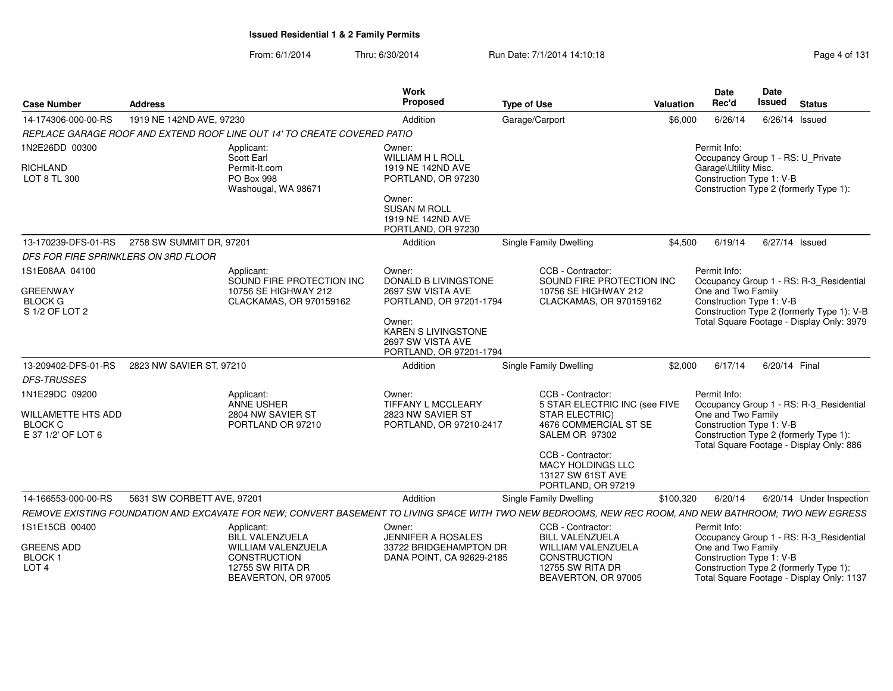**Issued Residential 1 & 2 Family Permits**

From: 6/1/2014 Thru: 6/30/2014 Run Date: 7/1/2014 14:10:18

| Case Number | Address | Work Proposed | Type of Use | Valuation | Date Rec'd | Date Issued | Status |
|---|---|---|---|---|---|---|---|
| 14-174306-000-00-RS | 1919 NE 142ND AVE, 97230 | Addition | Garage/Carport | $6,000 | 6/26/14 | 6/26/14 | Issued |

REPLACE GARAGE ROOF AND EXTEND ROOF LINE OUT 14' TO CREATE COVERED PATIO

1N2E26DD 00300
RICHLAND
LOT 8 TL 300

Applicant:
Scott Earl
Permit-It.com
PO Box 998
Washougal, WA 98671

Owner:
WILLIAM H L ROLL
1919 NE 142ND AVE
PORTLAND, OR 97230

Owner:
SUSAN M ROLL
1919 NE 142ND AVE
PORTLAND, OR 97230

Permit Info:
Occupancy Group 1 - RS: U_Private Garage\Utility Misc.
Construction Type 1: V-B
Construction Type 2 (formerly Type 1):

| Case Number | Address | Work Proposed | Type of Use | Valuation | Date Rec'd | Date Issued | Status |
|---|---|---|---|---|---|---|---|
| 13-170239-DFS-01-RS | 2758 SW SUMMIT DR, 97201 | Addition | Single Family Dwelling | $4,500 | 6/19/14 | 6/27/14 | Issued |

DFS FOR FIRE SPRINKLERS ON 3RD FLOOR

1S1E08AA 04100
GREENWAY
BLOCK G
S 1/2 OF LOT 2

Applicant:
SOUND FIRE PROTECTION INC
10756 SE HIGHWAY 212
CLACKAMAS, OR 970159162

Owner:
DONALD B LIVINGSTONE
2697 SW VISTA AVE
PORTLAND, OR 97201-1794

Owner:
KAREN S LIVINGSTONE
2697 SW VISTA AVE
PORTLAND, OR 97201-1794

CCB - Contractor:
SOUND FIRE PROTECTION INC
10756 SE HIGHWAY 212
CLACKAMAS, OR 970159162

Permit Info:
Occupancy Group 1 - RS: R-3_Residential One and Two Family
Construction Type 1: V-B
Construction Type 2 (formerly Type 1): V-B
Total Square Footage - Display Only: 3979

| Case Number | Address | Work Proposed | Type of Use | Valuation | Date Rec'd | Date Issued | Status |
|---|---|---|---|---|---|---|---|
| 13-209402-DFS-01-RS | 2823 NW SAVIER ST, 97210 | Addition | Single Family Dwelling | $2,000 | 6/17/14 | 6/20/14 | Final |

DFS-TRUSSES

1N1E29DC 09200
WILLAMETTE HTS ADD
BLOCK C
E 37 1/2' OF LOT 6

Applicant:
ANNE USHER
2804 NW SAVIER ST
PORTLAND OR 97210

Owner:
TIFFANY L MCCLEARY
2823 NW SAVIER ST
PORTLAND, OR 97210-2417

CCB - Contractor:
5 STAR ELECTRIC INC (see FIVE STAR ELECTRIC)
4676 COMMERCIAL ST SE
SALEM OR 97302

CCB - Contractor:
MACY HOLDINGS LLC
13127 SW 61ST AVE
PORTLAND, OR 97219

Permit Info:
Occupancy Group 1 - RS: R-3_Residential One and Two Family
Construction Type 1: V-B
Construction Type 2 (formerly Type 1):
Total Square Footage - Display Only: 886

| Case Number | Address | Work Proposed | Type of Use | Valuation | Date Rec'd | Date Issued | Status |
|---|---|---|---|---|---|---|---|
| 14-166553-000-00-RS | 5631 SW CORBETT AVE, 97201 | Addition | Single Family Dwelling | $100,320 | 6/20/14 | 6/20/14 | Under Inspection |

REMOVE EXISTING FOUNDATION AND EXCAVATE FOR NEW; CONVERT BASEMENT TO LIVING SPACE WITH TWO NEW BEDROOMS, NEW REC ROOM, AND NEW BATHROOM; TWO NEW EGRESS

1S1E15CB 00400
GREENS ADD
BLOCK 1
LOT 4

Applicant:
BILL VALENZUELA
WILLIAM VALENZUELA CONSTRUCTION
12755 SW RITA DR
BEAVERTON, OR 97005

Owner:
JENNIFER A ROSALES
33722 BRIDGEHAMPTON DR
DANA POINT, CA 92629-2185

CCB - Contractor:
BILL VALENZUELA
WILLIAM VALENZUELA CONSTRUCTION
12755 SW RITA DR
BEAVERTON, OR 97005

Permit Info:
Occupancy Group 1 - RS: R-3_Residential One and Two Family
Construction Type 1: V-B
Construction Type 2 (formerly Type 1):
Total Square Footage - Display Only: 1137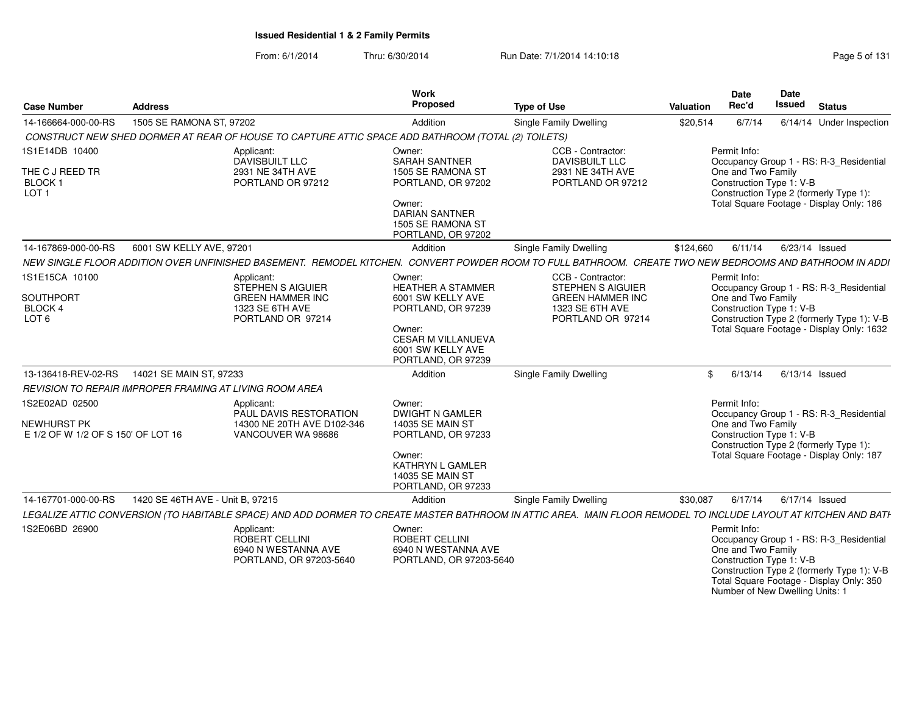**Issued Residential 1 & 2 Family Permits**

From: 6/1/2014 Thru: 6/30/2014 Run Date: 7/1/2014 14:10:18

| Case Number | Address | Work Proposed | Type of Use | Valuation | Date Rec'd | Date Issued | Status |
|---|---|---|---|---|---|---|---|
| 14-166664-000-00-RS | 1505 SE RAMONA ST, 97202 | Addition | Single Family Dwelling | $20,514 | 6/7/14 | 6/14/14 | Under Inspection |

*CONSTRUCT NEW SHED DORMER AT REAR OF HOUSE TO CAPTURE ATTIC SPACE ADD BATHROOM (TOTAL (2) TOILETS)*

- 1S1E14DB 10400 — THE C J REED TR, BLOCK 1, LOT 1
- Applicant: DAVISBUILT LLC, 2931 NE 34TH AVE, PORTLAND OR 97212
- Owner: SARAH SANTNER, 1505 SE RAMONA ST, PORTLAND, OR 97202
- Owner: DARIAN SANTNER, 1505 SE RAMONA ST, PORTLAND, OR 97202
- CCB - Contractor: DAVISBUILT LLC, 2931 NE 34TH AVE, PORTLAND OR 97212
- Permit Info: Occupancy Group 1 - RS: R-3_Residential One and Two Family; Construction Type 1: V-B; Construction Type 2 (formerly Type 1):; Total Square Footage - Display Only: 186

| Case Number | Address | Work Proposed | Type of Use | Valuation | Date Rec'd | Date Issued | Status |
|---|---|---|---|---|---|---|---|
| 14-167869-000-00-RS | 6001 SW KELLY AVE, 97201 | Addition | Single Family Dwelling | $124,660 | 6/11/14 | 6/23/14 | Issued |

*NEW SINGLE FLOOR ADDITION OVER UNFINISHED BASEMENT. REMODEL KITCHEN. CONVERT POWDER ROOM TO FULL BATHROOM. CREATE TWO NEW BEDROOMS AND BATHROOM IN ADDI*

- 1S1E15CA 10100 — SOUTHPORT, BLOCK 4, LOT 6
- Applicant: STEPHEN S AIGUIER, GREEN HAMMER INC, 1323 SE 6TH AVE, PORTLAND OR 97214
- Owner: HEATHER A STAMMER, 6001 SW KELLY AVE, PORTLAND, OR 97239
- Owner: CESAR M VILLANUEVA, 6001 SW KELLY AVE, PORTLAND, OR 97239
- CCB - Contractor: STEPHEN S AIGUIER, GREEN HAMMER INC, 1323 SE 6TH AVE, PORTLAND OR 97214
- Permit Info: Occupancy Group 1 - RS: R-3_Residential One and Two Family; Construction Type 1: V-B; Construction Type 2 (formerly Type 1): V-B; Total Square Footage - Display Only: 1632

| Case Number | Address | Work Proposed | Type of Use | Valuation | Date Rec'd | Date Issued | Status |
|---|---|---|---|---|---|---|---|
| 13-136418-REV-02-RS | 14021 SE MAIN ST, 97233 | Addition | Single Family Dwelling | $ | 6/13/14 | 6/13/14 | Issued |

*REVISION TO REPAIR IMPROPER FRAMING AT LIVING ROOM AREA*

- 1S2E02AD 02500 — NEWHURST PK, E 1/2 OF W 1/2 OF S 150' OF LOT 16
- Applicant: PAUL DAVIS RESTORATION, 14300 NE 20TH AVE D102-346, VANCOUVER WA 98686
- Owner: DWIGHT N GAMLER, 14035 SE MAIN ST, PORTLAND, OR 97233
- Owner: KATHRYN L GAMLER, 14035 SE MAIN ST, PORTLAND, OR 97233
- Permit Info: Occupancy Group 1 - RS: R-3_Residential One and Two Family; Construction Type 1: V-B; Construction Type 2 (formerly Type 1):; Total Square Footage - Display Only: 187

| Case Number | Address | Work Proposed | Type of Use | Valuation | Date Rec'd | Date Issued | Status |
|---|---|---|---|---|---|---|---|
| 14-167701-000-00-RS | 1420 SE 46TH AVE - Unit B, 97215 | Addition | Single Family Dwelling | $30,087 | 6/17/14 | 6/17/14 | Issued |

*LEGALIZE ATTIC CONVERSION (TO HABITABLE SPACE) AND ADD DORMER TO CREATE MASTER BATHROOM IN ATTIC AREA. MAIN FLOOR REMODEL TO INCLUDE LAYOUT AT KITCHEN AND BATH*

- 1S2E06BD 26900
- Applicant: ROBERT CELLINI, 6940 N WESTANNA AVE, PORTLAND, OR 97203-5640
- Owner: ROBERT CELLINI, 6940 N WESTANNA AVE, PORTLAND, OR 97203-5640
- Permit Info: Occupancy Group 1 - RS: R-3_Residential One and Two Family; Construction Type 1: V-B; Construction Type 2 (formerly Type 1): V-B; Total Square Footage - Display Only: 350; Number of New Dwelling Units: 1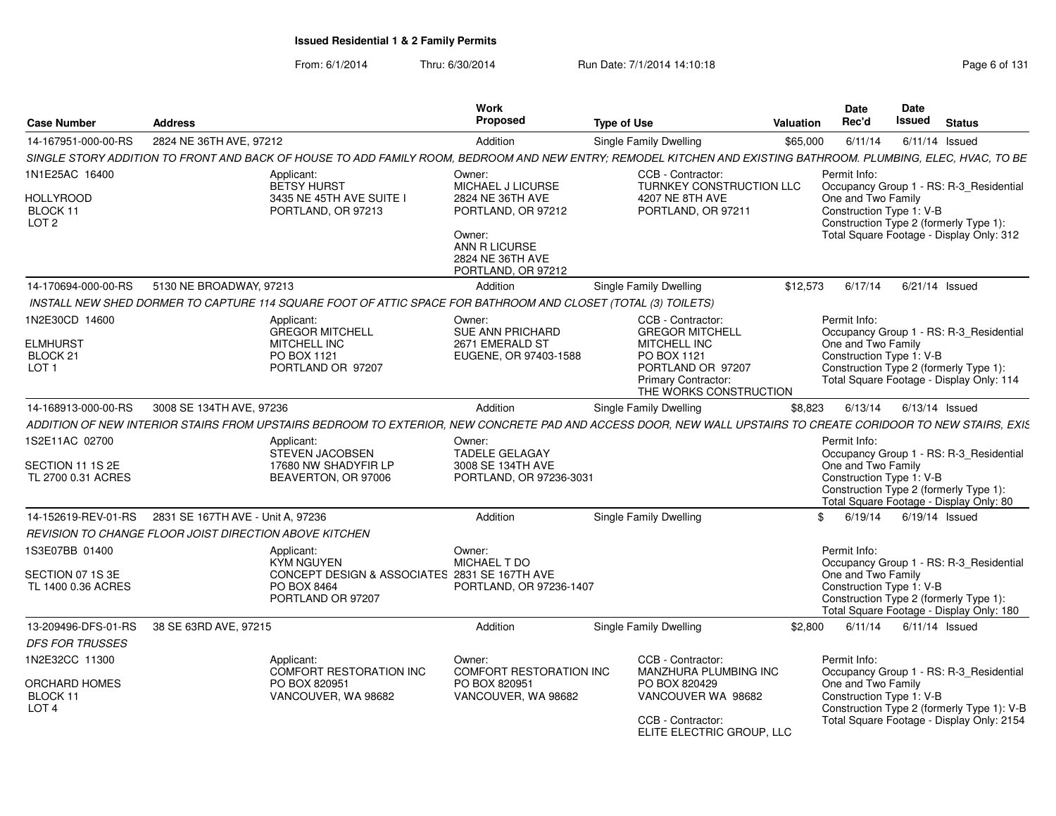# Issued Residential 1 & 2 Family Permits

From: 6/1/2014 Thru: 6/30/2014 Run Date: 7/1/2014 14:10:18

| Case Number | Address | Work Proposed | Type of Use | Valuation | Date Rec'd | Date Issued | Status |
|---|---|---|---|---|---|---|---|
| 14-167951-000-00-RS | 2824 NE 36TH AVE, 97212 | Addition | Single Family Dwelling | $65,000 | 6/11/14 | 6/11/14 | Issued |

*SINGLE STORY ADDITION TO FRONT AND BACK OF HOUSE TO ADD FAMILY ROOM, BEDROOM AND NEW ENTRY; REMODEL KITCHEN AND EXISTING BATHROOM. PLUMBING, ELEC, HVAC, TO BE*

1N1E25AC 16400
HOLLYROOD
BLOCK 11
LOT 2

Applicant:
BETSY HURST
3435 NE 45TH AVE SUITE I
PORTLAND, OR 97213

Owner:
MICHAEL J LICURSE
2824 NE 36TH AVE
PORTLAND, OR 97212

Owner:
ANN R LICURSE
2824 NE 36TH AVE
PORTLAND, OR 97212

CCB - Contractor:
TURNKEY CONSTRUCTION LLC
4207 NE 8TH AVE
PORTLAND, OR 97211

Permit Info:
Occupancy Group 1 - RS: R-3_Residential One and Two Family
Construction Type 1: V-B
Construction Type 2 (formerly Type 1):
Total Square Footage - Display Only: 312

| Case Number | Address | Work Proposed | Type of Use | Valuation | Date Rec'd | Date Issued | Status |
|---|---|---|---|---|---|---|---|
| 14-170694-000-00-RS | 5130 NE BROADWAY, 97213 | Addition | Single Family Dwelling | $12,573 | 6/17/14 | 6/21/14 | Issued |

*INSTALL NEW SHED DORMER TO CAPTURE 114 SQUARE FOOT OF ATTIC SPACE FOR BATHROOM AND CLOSET (TOTAL (3) TOILETS)*

1N2E30CD 14600
ELMHURST
BLOCK 21
LOT 1

Applicant:
GREGOR MITCHELL
MITCHELL INC
PO BOX 1121
PORTLAND OR 97207

Owner:
SUE ANN PRICHARD
2671 EMERALD ST
EUGENE, OR 97403-1588

CCB - Contractor:
GREGOR MITCHELL
MITCHELL INC
PO BOX 1121
PORTLAND OR 97207
Primary Contractor:
THE WORKS CONSTRUCTION

Permit Info:
Occupancy Group 1 - RS: R-3_Residential One and Two Family
Construction Type 1: V-B
Construction Type 2 (formerly Type 1):
Total Square Footage - Display Only: 114

| Case Number | Address | Work Proposed | Type of Use | Valuation | Date Rec'd | Date Issued | Status |
|---|---|---|---|---|---|---|---|
| 14-168913-000-00-RS | 3008 SE 134TH AVE, 97236 | Addition | Single Family Dwelling | $8,823 | 6/13/14 | 6/13/14 | Issued |

*ADDITION OF NEW INTERIOR STAIRS FROM UPSTAIRS BEDROOM TO EXTERIOR, NEW CONCRETE PAD AND ACCESS DOOR, NEW WALL UPSTAIRS TO CREATE CORIDOOR TO NEW STAIRS, EXIS*

1S2E11AC 02700
SECTION 11 1S 2E
TL 2700 0.31 ACRES

Applicant:
STEVEN JACOBSEN
17680 NW SHADYFIR LP
BEAVERTON, OR 97006

Owner:
TADELE GELAGAY
3008 SE 134TH AVE
PORTLAND, OR 97236-3031

Permit Info:
Occupancy Group 1 - RS: R-3_Residential One and Two Family
Construction Type 1: V-B
Construction Type 2 (formerly Type 1):
Total Square Footage - Display Only: 80

| Case Number | Address | Work Proposed | Type of Use | Valuation | Date Rec'd | Date Issued | Status |
|---|---|---|---|---|---|---|---|
| 14-152619-REV-01-RS | 2831 SE 167TH AVE - Unit A, 97236 | Addition | Single Family Dwelling | $ | 6/19/14 | 6/19/14 | Issued |

*REVISION TO CHANGE FLOOR JOIST DIRECTION ABOVE KITCHEN*

1S3E07BB 01400
SECTION 07 1S 3E
TL 1400 0.36 ACRES

Applicant:
KYM NGUYEN
CONCEPT DESIGN & ASSOCIATES
PO BOX 8464
PORTLAND OR 97207

Owner:
MICHAEL T DO
2831 SE 167TH AVE
PORTLAND, OR 97236-1407

Permit Info:
Occupancy Group 1 - RS: R-3_Residential One and Two Family
Construction Type 1: V-B
Construction Type 2 (formerly Type 1):
Total Square Footage - Display Only: 180

| Case Number | Address | Work Proposed | Type of Use | Valuation | Date Rec'd | Date Issued | Status |
|---|---|---|---|---|---|---|---|
| 13-209496-DFS-01-RS | 38 SE 63RD AVE, 97215 | Addition | Single Family Dwelling | $2,800 | 6/11/14 | 6/11/14 | Issued |

*DFS FOR TRUSSES*

1N2E32CC 11300
ORCHARD HOMES
BLOCK 11
LOT 4

Applicant:
COMFORT RESTORATION INC
PO BOX 820951
VANCOUVER, WA 98682

Owner:
COMFORT RESTORATION INC
PO BOX 820951
VANCOUVER, WA 98682

CCB - Contractor:
MANZHURA PLUMBING INC
PO BOX 820429
VANCOUVER WA 98682

CCB - Contractor:
ELITE ELECTRIC GROUP, LLC

Permit Info:
Occupancy Group 1 - RS: R-3_Residential One and Two Family
Construction Type 1: V-B
Construction Type 2 (formerly Type 1): V-B
Total Square Footage - Display Only: 2154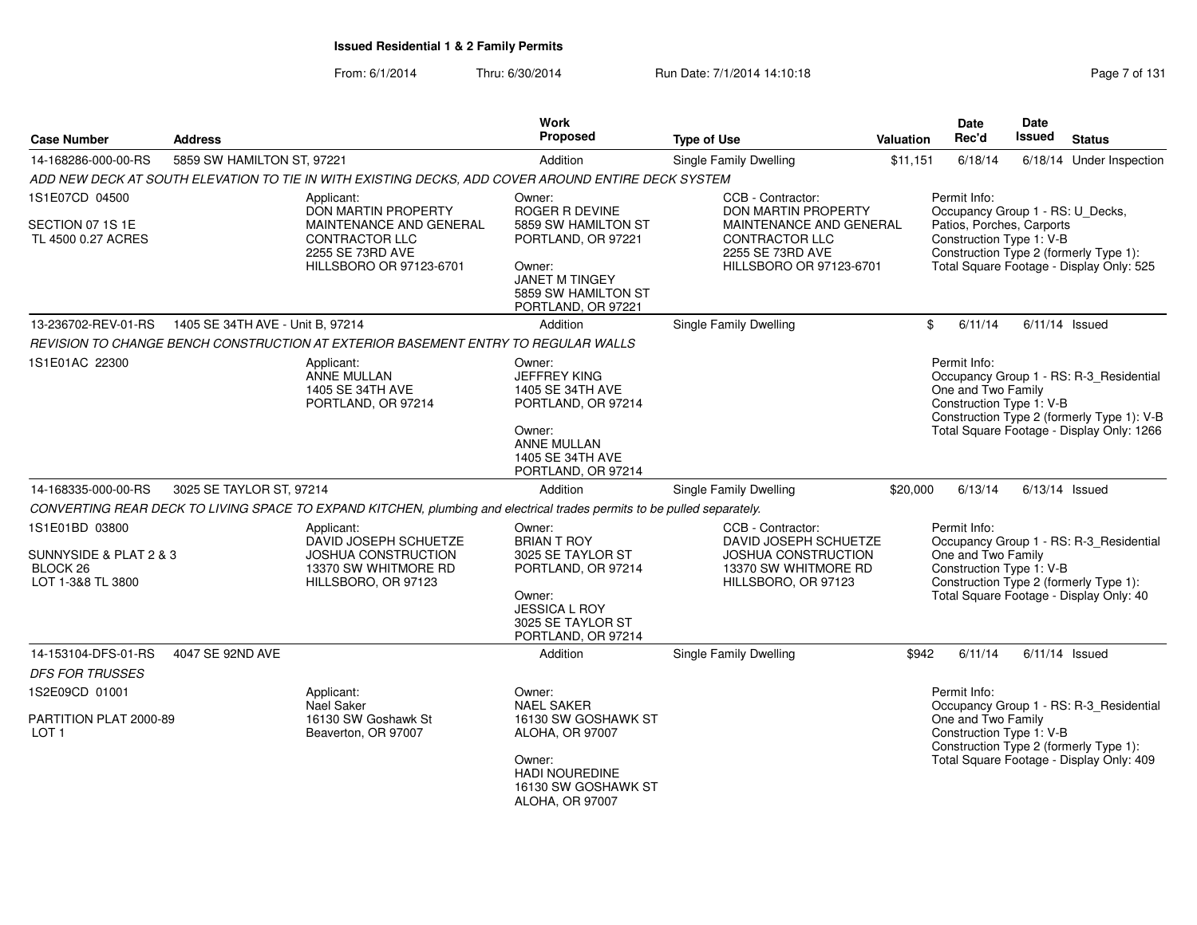# Issued Residential 1 & 2 Family Permits

From: 6/1/2014 Thru: 6/30/2014 Run Date: 7/1/2014 14:10:18

| Case Number | Address | Work Proposed | Type of Use | Valuation | Date Rec'd | Date Issued | Status |
|---|---|---|---|---|---|---|---|
| 14-168286-000-00-RS | 5859 SW HAMILTON ST, 97221 | Addition | Single Family Dwelling | $11,151 | 6/18/14 | 6/18/14 | Under Inspection |

*ADD NEW DECK AT SOUTH ELEVATION TO TIE IN WITH EXISTING DECKS, ADD COVER AROUND ENTIRE DECK SYSTEM*

1S1E07CD 04500

SECTION 07 1S 1E
TL 4500 0.27 ACRES

Applicant:
DON MARTIN PROPERTY MAINTENANCE AND GENERAL CONTRACTOR LLC
2255 SE 73RD AVE
HILLSBORO OR 97123-6701

Owner:
ROGER R DEVINE
5859 SW HAMILTON ST
PORTLAND, OR 97221

Owner:
JANET M TINGEY
5859 SW HAMILTON ST
PORTLAND, OR 97221

CCB - Contractor:
DON MARTIN PROPERTY MAINTENANCE AND GENERAL CONTRACTOR LLC
2255 SE 73RD AVE
HILLSBORO OR 97123-6701

Permit Info:
Occupancy Group 1 - RS: U_Decks, Patios, Porches, Carports
Construction Type 1: V-B
Construction Type 2 (formerly Type 1):
Total Square Footage - Display Only: 525

| Case Number | Address | Work Proposed | Type of Use | Valuation | Date Rec'd | Date Issued | Status |
|---|---|---|---|---|---|---|---|
| 13-236702-REV-01-RS | 1405 SE 34TH AVE - Unit B, 97214 | Addition | Single Family Dwelling | $ | 6/11/14 | 6/11/14 | Issued |

*REVISION TO CHANGE BENCH CONSTRUCTION AT EXTERIOR BASEMENT ENTRY TO REGULAR WALLS*

1S1E01AC 22300

Applicant:
ANNE MULLAN
1405 SE 34TH AVE
PORTLAND, OR 97214

Owner:
JEFFREY KING
1405 SE 34TH AVE
PORTLAND, OR 97214

Owner:
ANNE MULLAN
1405 SE 34TH AVE
PORTLAND, OR 97214

Permit Info:
Occupancy Group 1 - RS: R-3_Residential One and Two Family
Construction Type 1: V-B
Construction Type 2 (formerly Type 1): V-B
Total Square Footage - Display Only: 1266

| Case Number | Address | Work Proposed | Type of Use | Valuation | Date Rec'd | Date Issued | Status |
|---|---|---|---|---|---|---|---|
| 14-168335-000-00-RS | 3025 SE TAYLOR ST, 97214 | Addition | Single Family Dwelling | $20,000 | 6/13/14 | 6/13/14 | Issued |

*CONVERTING REAR DECK TO LIVING SPACE TO EXPAND KITCHEN, plumbing and electrical trades permits to be pulled separately.*

1S1E01BD 03800

SUNNYSIDE & PLAT 2 & 3
BLOCK 26
LOT 1-3&8 TL 3800

Applicant:
DAVID JOSEPH SCHUETZE
JOSHUA CONSTRUCTION
13370 SW WHITMORE RD
HILLSBORO, OR 97123

Owner:
BRIAN T ROY
3025 SE TAYLOR ST
PORTLAND, OR 97214

Owner:
JESSICA L ROY
3025 SE TAYLOR ST
PORTLAND, OR 97214

CCB - Contractor:
DAVID JOSEPH SCHUETZE
JOSHUA CONSTRUCTION
13370 SW WHITMORE RD
HILLSBORO, OR 97123

Permit Info:
Occupancy Group 1 - RS: R-3_Residential One and Two Family
Construction Type 1: V-B
Construction Type 2 (formerly Type 1):
Total Square Footage - Display Only: 40

| Case Number | Address | Work Proposed | Type of Use | Valuation | Date Rec'd | Date Issued | Status |
|---|---|---|---|---|---|---|---|
| 14-153104-DFS-01-RS | 4047 SE 92ND AVE | Addition | Single Family Dwelling | $942 | 6/11/14 | 6/11/14 | Issued |

*DFS FOR TRUSSES*

1S2E09CD 01001

PARTITION PLAT 2000-89
LOT 1

Applicant:
Nael Saker
16130 SW Goshawk St
Beaverton, OR 97007

Owner:
NAEL SAKER
16130 SW GOSHAWK ST
ALOHA, OR 97007

Owner:
HADI NOUREDINE
16130 SW GOSHAWK ST
ALOHA, OR 97007

Permit Info:
Occupancy Group 1 - RS: R-3_Residential One and Two Family
Construction Type 1: V-B
Construction Type 2 (formerly Type 1):
Total Square Footage - Display Only: 409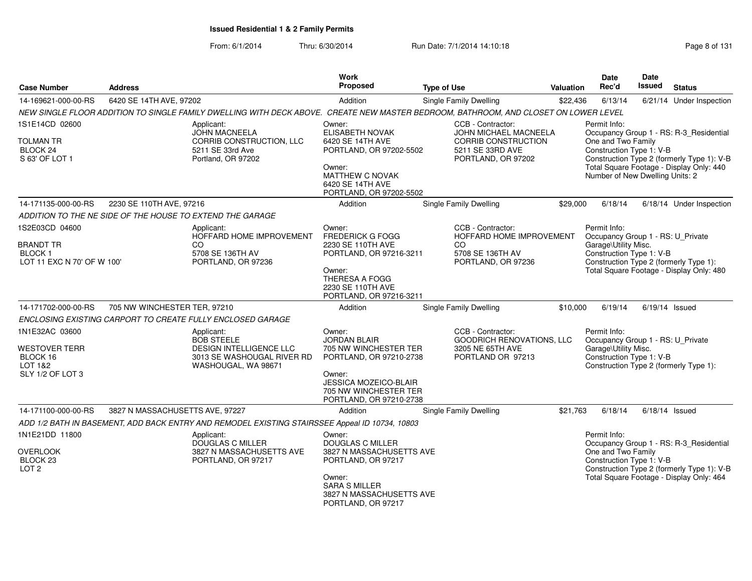**Issued Residential 1 & 2 Family Permits**

From: 6/1/2014 Thru: 6/30/2014 Run Date: 7/1/2014 14:10:18

| Case Number | Address | Work Proposed | Type of Use | Valuation | Date Rec'd | Date Issued | Status |
|---|---|---|---|---|---|---|---|
| 14-169621-000-00-RS | 6420 SE 14TH AVE, 97202 | Addition | Single Family Dwelling | $22,436 | 6/13/14 | 6/21/14 | Under Inspection |

NEW SINGLE FLOOR ADDITION TO SINGLE FAMILY DWELLING WITH DECK ABOVE. CREATE NEW MASTER BEDROOM, BATHROOM, AND CLOSET ON LOWER LEVEL

1S1E14CD 02600
TOLMAN TR
BLOCK 24
S 63' OF LOT 1

Applicant:
JOHN MACNEELA
CORRIB CONSTRUCTION, LLC
5211 SE 33rd Ave
Portland, OR 97202

Owner:
ELISABETH NOVAK
6420 SE 14TH AVE
PORTLAND, OR 97202-5502

Owner:
MATTHEW C NOVAK
6420 SE 14TH AVE
PORTLAND, OR 97202-5502

CCB - Contractor:
JOHN MICHAEL MACNEELA
CORRIB CONSTRUCTION
5211 SE 33RD AVE
PORTLAND, OR 97202

Permit Info:
Occupancy Group 1 - RS: R-3_Residential One and Two Family
Construction Type 1: V-B
Construction Type 2 (formerly Type 1): V-B
Total Square Footage - Display Only: 440
Number of New Dwelling Units: 2

| Case Number | Address | Work Proposed | Type of Use | Valuation | Date Rec'd | Date Issued | Status |
|---|---|---|---|---|---|---|---|
| 14-171135-000-00-RS | 2230 SE 110TH AVE, 97216 | Addition | Single Family Dwelling | $29,000 | 6/18/14 | 6/18/14 | Under Inspection |

ADDITION TO THE NE SIDE OF THE HOUSE TO EXTEND THE GARAGE

1S2E03CD 04600
BRANDT TR
BLOCK 1
LOT 11 EXC N 70' OF W 100'

Applicant:
HOFFARD HOME IMPROVEMENT CO
5708 SE 136TH AV
PORTLAND, OR 97236

Owner:
FREDERICK G FOGG
2230 SE 110TH AVE
PORTLAND, OR 97216-3211

Owner:
THERESA A FOGG
2230 SE 110TH AVE
PORTLAND, OR 97216-3211

CCB - Contractor:
HOFFARD HOME IMPROVEMENT CO
5708 SE 136TH AV
PORTLAND, OR 97236

Permit Info:
Occupancy Group 1 - RS: U_Private Garage\Utility Misc.
Construction Type 1: V-B
Construction Type 2 (formerly Type 1):
Total Square Footage - Display Only: 480

| Case Number | Address | Work Proposed | Type of Use | Valuation | Date Rec'd | Date Issued | Status |
|---|---|---|---|---|---|---|---|
| 14-171702-000-00-RS | 705 NW WINCHESTER TER, 97210 | Addition | Single Family Dwelling | $10,000 | 6/19/14 | 6/19/14 | Issued |

ENCLOSING EXISTING CARPORT TO CREATE FULLY ENCLOSED GARAGE

1N1E32AC 03600
WESTOVER TERR
BLOCK 16
LOT 1&2
SLY 1/2 OF LOT 3

Applicant:
BOB STEELE
DESIGN INTELLIGENCE LLC
3013 SE WASHOUGAL RIVER RD
WASHOUGAL, WA 98671

Owner:
JORDAN BLAIR
705 NW WINCHESTER TER
PORTLAND, OR 97210-2738

Owner:
JESSICA MOZEICO-BLAIR
705 NW WINCHESTER TER
PORTLAND, OR 97210-2738

CCB - Contractor:
GOODRICH RENOVATIONS, LLC
3205 NE 65TH AVE
PORTLAND OR 97213

Permit Info:
Occupancy Group 1 - RS: U_Private Garage\Utility Misc.
Construction Type 1: V-B
Construction Type 2 (formerly Type 1):

| Case Number | Address | Work Proposed | Type of Use | Valuation | Date Rec'd | Date Issued | Status |
|---|---|---|---|---|---|---|---|
| 14-171100-000-00-RS | 3827 N MASSACHUSETTS AVE, 97227 | Addition | Single Family Dwelling | $21,763 | 6/18/14 | 6/18/14 | Issued |

ADD 1/2 BATH IN BASEMENT, ADD BACK ENTRY AND REMODEL EXISTING STAIRSSEE Appeal ID 10734, 10803

1N1E21DD 11800
OVERLOOK
BLOCK 23
LOT 2

Applicant:
DOUGLAS C MILLER
3827 N MASSACHUSETTS AVE
PORTLAND, OR 97217

Owner:
DOUGLAS C MILLER
3827 N MASSACHUSETTS AVE
PORTLAND, OR 97217

Owner:
SARA S MILLER
3827 N MASSACHUSETTS AVE
PORTLAND, OR 97217

Permit Info:
Occupancy Group 1 - RS: R-3_Residential One and Two Family
Construction Type 1: V-B
Construction Type 2 (formerly Type 1): V-B
Total Square Footage - Display Only: 464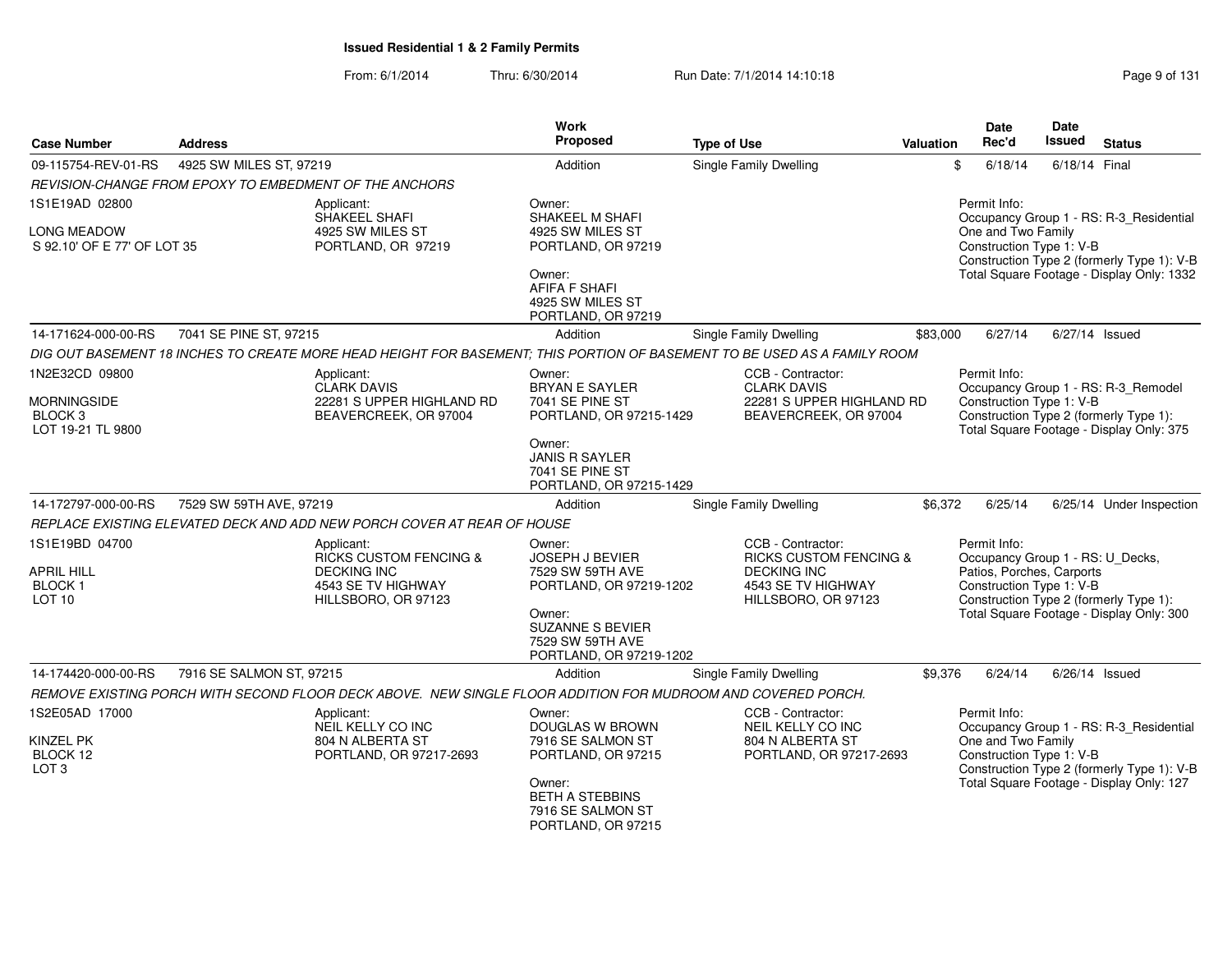**Issued Residential 1 & 2 Family Permits**

From: 6/1/2014 Thru: 6/30/2014 Run Date: 7/1/2014 14:10:18

| Case Number | Address | | Work Proposed | Type of Use | Valuation | Date Rec'd | Date Issued | Status |
|---|---|---|---|---|---|---|---|---|
| 09-115754-REV-01-RS | 4925 SW MILES ST, 97219 | | Addition | Single Family Dwelling | $ | 6/18/14 | 6/18/14 | Final |
| *REVISION-CHANGE FROM EPOXY TO EMBEDMENT OF THE ANCHORS* | | | | | | | | |
| 1S1E19AD 02800<br>LONG MEADOW<br>S 92.10' OF E 77' OF LOT 35 | Applicant:<br>SHAKEEL SHAFI<br>4925 SW MILES ST<br>PORTLAND, OR 97219 | | Owner:<br>SHAKEEL M SHAFI<br>4925 SW MILES ST<br>PORTLAND, OR 97219<br>Owner:<br>AFIFA F SHAFI<br>4925 SW MILES ST<br>PORTLAND, OR 97219 | | | Permit Info:<br>Occupancy Group 1 - RS: R-3_Residential One and Two Family<br>Construction Type 1: V-B<br>Construction Type 2 (formerly Type 1): V-B<br>Total Square Footage - Display Only: 1332 | | |
| 14-171624-000-00-RS | 7041 SE PINE ST, 97215 | | Addition | Single Family Dwelling | $83,000 | 6/27/14 | 6/27/14 | Issued |
| *DIG OUT BASEMENT 18 INCHES TO CREATE MORE HEAD HEIGHT FOR BASEMENT; THIS PORTION OF BASEMENT TO BE USED AS A FAMILY ROOM* | | | | | | | | |
| 1N2E32CD 09800<br>MORNINGSIDE<br>BLOCK 3<br>LOT 19-21 TL 9800 | Applicant:<br>CLARK DAVIS<br>22281 S UPPER HIGHLAND RD<br>BEAVERCREEK, OR 97004 | | Owner:<br>BRYAN E SAYLER<br>7041 SE PINE ST<br>PORTLAND, OR 97215-1429<br>Owner:<br>JANIS R SAYLER<br>7041 SE PINE ST<br>PORTLAND, OR 97215-1429 | CCB - Contractor:<br>CLARK DAVIS<br>22281 S UPPER HIGHLAND RD<br>BEAVERCREEK, OR 97004 | | Permit Info:<br>Occupancy Group 1 - RS: R-3_Remodel<br>Construction Type 1: V-B<br>Construction Type 2 (formerly Type 1):<br>Total Square Footage - Display Only: 375 | | |
| 14-172797-000-00-RS | 7529 SW 59TH AVE, 97219 | | Addition | Single Family Dwelling | $6,372 | 6/25/14 | 6/25/14 | Under Inspection |
| *REPLACE EXISTING ELEVATED DECK AND ADD NEW PORCH COVER AT REAR OF HOUSE* | | | | | | | | |
| 1S1E19BD 04700<br>APRIL HILL<br>BLOCK 1<br>LOT 10 | Applicant:<br>RICKS CUSTOM FENCING & DECKING INC<br>4543 SE TV HIGHWAY<br>HILLSBORO, OR 97123 | | Owner:<br>JOSEPH J BEVIER<br>7529 SW 59TH AVE<br>PORTLAND, OR 97219-1202<br>Owner:<br>SUZANNE S BEVIER<br>7529 SW 59TH AVE<br>PORTLAND, OR 97219-1202 | CCB - Contractor:<br>RICKS CUSTOM FENCING & DECKING INC<br>4543 SE TV HIGHWAY<br>HILLSBORO, OR 97123 | | Permit Info:<br>Occupancy Group 1 - RS: U_Decks, Patios, Porches, Carports<br>Construction Type 1: V-B<br>Construction Type 2 (formerly Type 1):<br>Total Square Footage - Display Only: 300 | | |
| 14-174420-000-00-RS | 7916 SE SALMON ST, 97215 | | Addition | Single Family Dwelling | $9,376 | 6/24/14 | 6/26/14 | Issued |
| *REMOVE EXISTING PORCH WITH SECOND FLOOR DECK ABOVE. NEW SINGLE FLOOR ADDITION FOR MUDROOM AND COVERED PORCH.* | | | | | | | | |
| 1S2E05AD 17000<br>KINZEL PK<br>BLOCK 12<br>LOT 3 | Applicant:<br>NEIL KELLY CO INC<br>804 N ALBERTA ST<br>PORTLAND, OR 97217-2693 | | Owner:<br>DOUGLAS W BROWN<br>7916 SE SALMON ST<br>PORTLAND, OR 97215<br>Owner:<br>BETH A STEBBINS<br>7916 SE SALMON ST<br>PORTLAND, OR 97215 | CCB - Contractor:<br>NEIL KELLY CO INC<br>804 N ALBERTA ST<br>PORTLAND, OR 97217-2693 | | Permit Info:<br>Occupancy Group 1 - RS: R-3_Residential One and Two Family<br>Construction Type 1: V-B<br>Construction Type 2 (formerly Type 1): V-B<br>Total Square Footage - Display Only: 127 | | |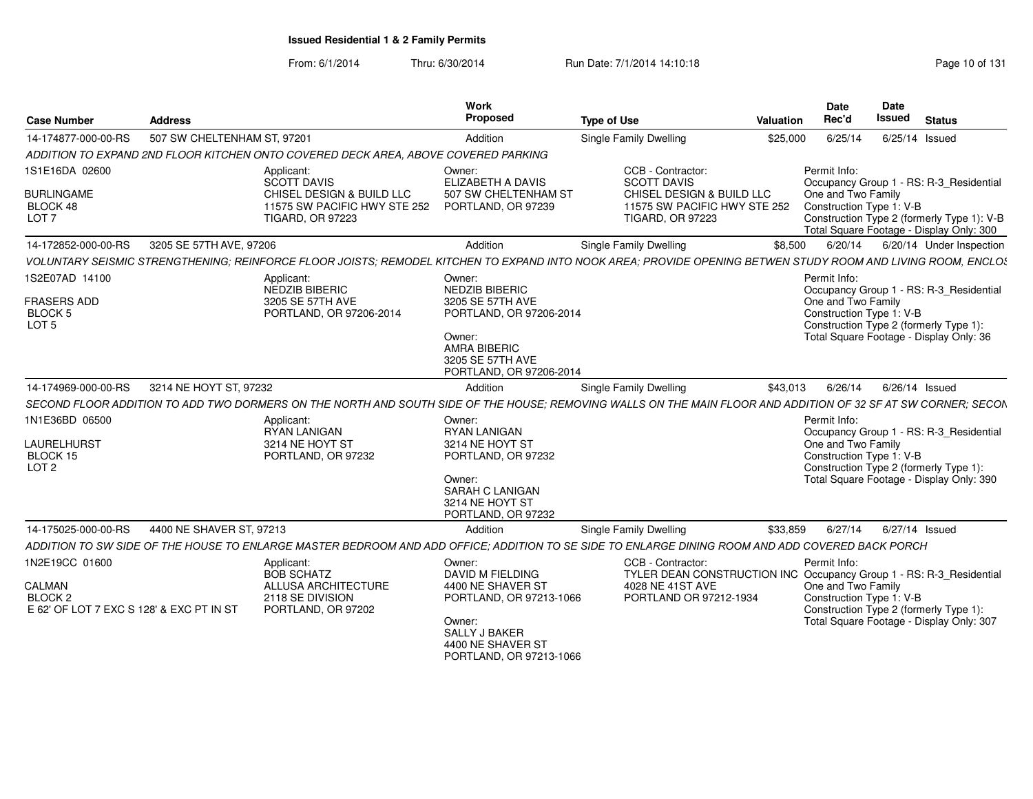**Issued Residential 1 & 2 Family Permits**

From: 6/1/2014 Thru: 6/30/2014 Run Date: 7/1/2014 14:10:18

| Case Number | Address | Work Proposed | Type of Use | Valuation | Date Rec'd | Date Issued | Status |
|---|---|---|---|---|---|---|---|
| 14-174877-000-00-RS | 507 SW CHELTENHAM ST, 97201 | Addition | Single Family Dwelling | $25,000 | 6/25/14 | 6/25/14 | Issued |

*ADDITION TO EXPAND 2ND FLOOR KITCHEN ONTO COVERED DECK AREA, ABOVE COVERED PARKING*

1S1E16DA 02600
BURLINGAME
BLOCK 48
LOT 7

Applicant:
SCOTT DAVIS
CHISEL DESIGN & BUILD LLC
11575 SW PACIFIC HWY STE 252
TIGARD, OR 97223

Owner:
ELIZABETH A DAVIS
507 SW CHELTENHAM ST
PORTLAND, OR 97239

CCB - Contractor:
SCOTT DAVIS
CHISEL DESIGN & BUILD LLC
11575 SW PACIFIC HWY STE 252
TIGARD, OR 97223

Permit Info:
Occupancy Group 1 - RS: R-3_Residential One and Two Family
Construction Type 1: V-B
Construction Type 2 (formerly Type 1): V-B
Total Square Footage - Display Only: 300

| Case Number | Address | Work Proposed | Type of Use | Valuation | Date Rec'd | Date Issued | Status |
|---|---|---|---|---|---|---|---|
| 14-172852-000-00-RS | 3205 SE 57TH AVE, 97206 | Addition | Single Family Dwelling | $8,500 | 6/20/14 | 6/20/14 | Under Inspection |

*VOLUNTARY SEISMIC STRENGTHENING; REINFORCE FLOOR JOISTS; REMODEL KITCHEN TO EXPAND INTO NOOK AREA; PROVIDE OPENING BETWEN STUDY ROOM AND LIVING ROOM, ENCLOS*

1S2E07AD 14100
FRASERS ADD
BLOCK 5
LOT 5

Applicant:
NEDZIB BIBERIC
3205 SE 57TH AVE
PORTLAND, OR 97206-2014

Owner:
NEDZIB BIBERIC
3205 SE 57TH AVE
PORTLAND, OR 97206-2014

Owner:
AMRA BIBERIC
3205 SE 57TH AVE
PORTLAND, OR 97206-2014

Permit Info:
Occupancy Group 1 - RS: R-3_Residential One and Two Family
Construction Type 1: V-B
Construction Type 2 (formerly Type 1):
Total Square Footage - Display Only: 36

| Case Number | Address | Work Proposed | Type of Use | Valuation | Date Rec'd | Date Issued | Status |
|---|---|---|---|---|---|---|---|
| 14-174969-000-00-RS | 3214 NE HOYT ST, 97232 | Addition | Single Family Dwelling | $43,013 | 6/26/14 | 6/26/14 | Issued |

*SECOND FLOOR ADDITION TO ADD TWO DORMERS ON THE NORTH AND SOUTH SIDE OF THE HOUSE; REMOVING WALLS ON THE MAIN FLOOR AND ADDITION OF 32 SF AT SW CORNER; SECON*

1N1E36BD 06500
LAURELHURST
BLOCK 15
LOT 2

Applicant:
RYAN LANIGAN
3214 NE HOYT ST
PORTLAND, OR 97232

Owner:
RYAN LANIGAN
3214 NE HOYT ST
PORTLAND, OR 97232

Owner:
SARAH C LANIGAN
3214 NE HOYT ST
PORTLAND, OR 97232

Permit Info:
Occupancy Group 1 - RS: R-3_Residential One and Two Family
Construction Type 1: V-B
Construction Type 2 (formerly Type 1):
Total Square Footage - Display Only: 390

| Case Number | Address | Work Proposed | Type of Use | Valuation | Date Rec'd | Date Issued | Status |
|---|---|---|---|---|---|---|---|
| 14-175025-000-00-RS | 4400 NE SHAVER ST, 97213 | Addition | Single Family Dwelling | $33,859 | 6/27/14 | 6/27/14 | Issued |

*ADDITION TO SW SIDE OF THE HOUSE TO ENLARGE MASTER BEDROOM AND ADD OFFICE; ADDITION TO SE SIDE TO ENLARGE DINING ROOM AND ADD COVERED BACK PORCH*

1N2E19CC 01600
CALMAN
BLOCK 2
E 62' OF LOT 7 EXC S 128' & EXC PT IN ST

Applicant:
BOB SCHATZ
ALLUSA ARCHITECTURE
2118 SE DIVISION
PORTLAND, OR 97202

Owner:
DAVID M FIELDING
4400 NE SHAVER ST
PORTLAND, OR 97213-1066

Owner:
SALLY J BAKER
4400 NE SHAVER ST
PORTLAND, OR 97213-1066

CCB - Contractor:
TYLER DEAN CONSTRUCTION INC
4028 NE 41ST AVE
PORTLAND OR 97212-1934

Permit Info:
Occupancy Group 1 - RS: R-3_Residential One and Two Family
Construction Type 1: V-B
Construction Type 2 (formerly Type 1):
Total Square Footage - Display Only: 307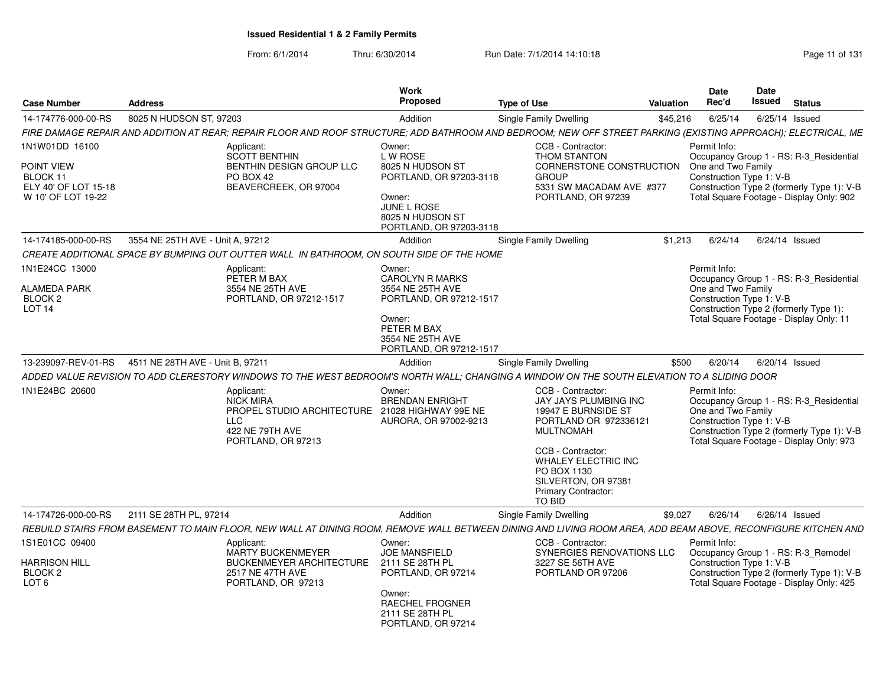# Issued Residential 1 & 2 Family Permits

From: 6/1/2014 Thru: 6/30/2014 Run Date: 7/1/2014 14:10:18

| Case Number | Address | Work Proposed | Type of Use | Valuation | Date Rec'd | Date Issued | Status |
|---|---|---|---|---|---|---|---|
| 14-174776-000-00-RS | 8025 N HUDSON ST, 97203 | Addition | Single Family Dwelling | $45,216 | 6/25/14 | 6/25/14 | Issued |

*FIRE DAMAGE REPAIR AND ADDITION AT REAR; REPAIR FLOOR AND ROOF STRUCTURE; ADD BATHROOM AND BEDROOM; NEW OFF STREET PARKING (EXISTING APPROACH); ELECTRICAL, ME*

1N1W01DD 16100
POINT VIEW
BLOCK 11
ELY 40' OF LOT 15-18
W 10' OF LOT 19-22

Applicant:
SCOTT BENTHIN
BENTHIN DESIGN GROUP LLC
PO BOX 42
BEAVERCREEK, OR 97004

Owner:
L W ROSE
8025 N HUDSON ST
PORTLAND, OR 97203-3118

Owner:
JUNE L ROSE
8025 N HUDSON ST
PORTLAND, OR 97203-3118

CCB - Contractor:
THOM STANTON
CORNERSTONE CONSTRUCTION GROUP
5331 SW MACADAM AVE #377
PORTLAND, OR 97239

Permit Info:
Occupancy Group 1 - RS: R-3_Residential One and Two Family
Construction Type 1: V-B
Construction Type 2 (formerly Type 1): V-B
Total Square Footage - Display Only: 902

---

| Case Number | Address | Work Proposed | Type of Use | Valuation | Date Rec'd | Date Issued | Status |
|---|---|---|---|---|---|---|---|
| 14-174185-000-00-RS | 3554 NE 25TH AVE - Unit A, 97212 | Addition | Single Family Dwelling | $1,213 | 6/24/14 | 6/24/14 | Issued |

*CREATE ADDITIONAL SPACE BY BUMPING OUT OUTTER WALL IN BATHROOM, ON SOUTH SIDE OF THE HOME*

1N1E24CC 13000
ALAMEDA PARK
BLOCK 2
LOT 14

Applicant:
PETER M BAX
3554 NE 25TH AVE
PORTLAND, OR 97212-1517

Owner:
CAROLYN R MARKS
3554 NE 25TH AVE
PORTLAND, OR 97212-1517

Owner:
PETER M BAX
3554 NE 25TH AVE
PORTLAND, OR 97212-1517

Permit Info:
Occupancy Group 1 - RS: R-3_Residential One and Two Family
Construction Type 1: V-B
Construction Type 2 (formerly Type 1):
Total Square Footage - Display Only: 11

---

| Case Number | Address | Work Proposed | Type of Use | Valuation | Date Rec'd | Date Issued | Status |
|---|---|---|---|---|---|---|---|
| 13-239097-REV-01-RS | 4511 NE 28TH AVE - Unit B, 97211 | Addition | Single Family Dwelling | $500 | 6/20/14 | 6/20/14 | Issued |

*ADDED VALUE REVISION TO ADD CLERESTORY WINDOWS TO THE WEST BEDROOM'S NORTH WALL; CHANGING A WINDOW ON THE SOUTH ELEVATION TO A SLIDING DOOR*

1N1E24BC 20600

Applicant:
NICK MIRA
PROPEL STUDIO ARCHITECTURE LLC
422 NE 79TH AVE
PORTLAND, OR 97213

Owner:
BRENDAN ENRIGHT
21028 HIGHWAY 99E NE
AURORA, OR 97002-9213

CCB - Contractor:
JAY JAYS PLUMBING INC
19947 E BURNSIDE ST
PORTLAND OR 972336121
MULTNOMAH

CCB - Contractor:
WHALEY ELECTRIC INC
PO BOX 1130
SILVERTON, OR 97381
Primary Contractor:
TO BID

Permit Info:
Occupancy Group 1 - RS: R-3_Residential One and Two Family
Construction Type 1: V-B
Construction Type 2 (formerly Type 1): V-B
Total Square Footage - Display Only: 973

---

| Case Number | Address | Work Proposed | Type of Use | Valuation | Date Rec'd | Date Issued | Status |
|---|---|---|---|---|---|---|---|
| 14-174726-000-00-RS | 2111 SE 28TH PL, 97214 | Addition | Single Family Dwelling | $9,027 | 6/26/14 | 6/26/14 | Issued |

*REBUILD STAIRS FROM BASEMENT TO MAIN FLOOR, NEW WALL AT DINING ROOM, REMOVE WALL BETWEEN DINING AND LIVING ROOM AREA, ADD BEAM ABOVE, RECONFIGURE KITCHEN AND*

1S1E01CC 09400
HARRISON HILL
BLOCK 2
LOT 6

Applicant:
MARTY BUCKENMEYER
BUCKENMEYER ARCHITECTURE
2517 NE 47TH AVE
PORTLAND, OR 97213

Owner:
JOE MANSFIELD
2111 SE 28TH PL
PORTLAND, OR 97214

Owner:
RAECHEL FROGNER
2111 SE 28TH PL
PORTLAND, OR 97214

CCB - Contractor:
SYNERGIES RENOVATIONS LLC
3227 SE 56TH AVE
PORTLAND OR 97206

Permit Info:
Occupancy Group 1 - RS: R-3_Remodel
Construction Type 1: V-B
Construction Type 2 (formerly Type 1): V-B
Total Square Footage - Display Only: 425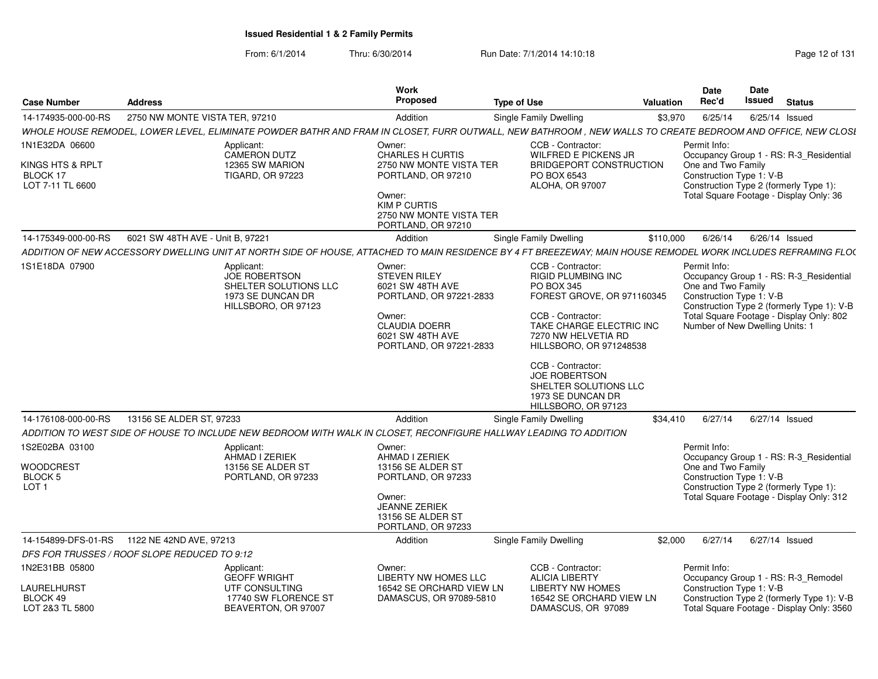# Issued Residential 1 & 2 Family Permits

From: 6/1/2014 Thru: 6/30/2014 Run Date: 7/1/2014 14:10:18

| Case Number | Address | Work Proposed | Type of Use | Valuation | Date Rec'd | Date Issued | Status |
|---|---|---|---|---|---|---|---|
| 14-174935-000-00-RS | 2750 NW MONTE VISTA TER, 97210 | Addition | Single Family Dwelling | $3,970 | 6/25/14 | 6/25/14 | Issued |

WHOLE HOUSE REMODEL, LOWER LEVEL, ELIMINATE POWDER BATHR AND FRAM IN CLOSET, FURR OUTWALL, NEW BATHROOM , NEW WALLS TO CREATE BEDROOM AND OFFICE, NEW CLOSI

1N1E32DA 06600

KINGS HTS & RPLT
BLOCK 17
LOT 7-11 TL 6600

Applicant:
CAMERON DUTZ
12365 SW MARION
TIGARD, OR 97223

Owner:
CHARLES H CURTIS
2750 NW MONTE VISTA TER
PORTLAND, OR 97210

Owner:
KIM P CURTIS
2750 NW MONTE VISTA TER
PORTLAND, OR 97210

CCB - Contractor:
WILFRED E PICKENS JR
BRIDGEPORT CONSTRUCTION
PO BOX 6543
ALOHA, OR 97007

Permit Info:
Occupancy Group 1 - RS: R-3_Residential One and Two Family
Construction Type 1: V-B
Construction Type 2 (formerly Type 1):
Total Square Footage - Display Only: 36

---

| Case Number | Address | Work Proposed | Type of Use | Valuation | Date Rec'd | Date Issued | Status |
|---|---|---|---|---|---|---|---|
| 14-175349-000-00-RS | 6021 SW 48TH AVE - Unit B, 97221 | Addition | Single Family Dwelling | $110,000 | 6/26/14 | 6/26/14 | Issued |

ADDITION OF NEW ACCESSORY DWELLING UNIT AT NORTH SIDE OF HOUSE, ATTACHED TO MAIN RESIDENCE BY 4 FT BREEZEWAY; MAIN HOUSE REMODEL WORK INCLUDES REFRAMING FLO(

1S1E18DA 07900

Applicant:
JOE ROBERTSON
SHELTER SOLUTIONS LLC
1973 SE DUNCAN DR
HILLSBORO, OR 97123

Owner:
STEVEN RILEY
6021 SW 48TH AVE
PORTLAND, OR 97221-2833

Owner:
CLAUDIA DOERR
6021 SW 48TH AVE
PORTLAND, OR 97221-2833

CCB - Contractor:
RIGID PLUMBING INC
PO BOX 345
FOREST GROVE, OR 971160345

CCB - Contractor:
TAKE CHARGE ELECTRIC INC
7270 NW HELVETIA RD
HILLSBORO, OR 971248538

CCB - Contractor:
JOE ROBERTSON
SHELTER SOLUTIONS LLC
1973 SE DUNCAN DR
HILLSBORO, OR 97123

Permit Info:
Occupancy Group 1 - RS: R-3_Residential One and Two Family
Construction Type 1: V-B
Construction Type 2 (formerly Type 1): V-B
Total Square Footage - Display Only: 802
Number of New Dwelling Units: 1

---

| Case Number | Address | Work Proposed | Type of Use | Valuation | Date Rec'd | Date Issued | Status |
|---|---|---|---|---|---|---|---|
| 14-176108-000-00-RS | 13156 SE ALDER ST, 97233 | Addition | Single Family Dwelling | $34,410 | 6/27/14 | 6/27/14 | Issued |

ADDITION TO WEST SIDE OF HOUSE TO INCLUDE NEW BEDROOM WITH WALK IN CLOSET, RECONFIGURE HALLWAY LEADING TO ADDITION

1S2E02BA 03100

WOODCREST
BLOCK 5
LOT 1

Applicant:
AHMAD I ZERIEK
13156 SE ALDER ST
PORTLAND, OR 97233

Owner:
AHMAD I ZERIEK
13156 SE ALDER ST
PORTLAND, OR 97233

Owner:
JEANNE ZERIEK
13156 SE ALDER ST
PORTLAND, OR 97233

Permit Info:
Occupancy Group 1 - RS: R-3_Residential One and Two Family
Construction Type 1: V-B
Construction Type 2 (formerly Type 1):
Total Square Footage - Display Only: 312

---

| Case Number | Address | Work Proposed | Type of Use | Valuation | Date Rec'd | Date Issued | Status |
|---|---|---|---|---|---|---|---|
| 14-154899-DFS-01-RS | 1122 NE 42ND AVE, 97213 | Addition | Single Family Dwelling | $2,000 | 6/27/14 | 6/27/14 | Issued |

DFS FOR TRUSSES / ROOF SLOPE REDUCED TO 9:12

1N2E31BB 05800

LAURELHURST
BLOCK 49
LOT 2&3 TL 5800

Applicant:
GEOFF WRIGHT
UTF CONSULTING
17740 SW FLORENCE ST
BEAVERTON, OR 97007

Owner:
LIBERTY NW HOMES LLC
16542 SE ORCHARD VIEW LN
DAMASCUS, OR 97089-5810

CCB - Contractor:
ALICIA LIBERTY
LIBERTY NW HOMES
16542 SE ORCHARD VIEW LN
DAMASCUS, OR 97089

Permit Info:
Occupancy Group 1 - RS: R-3_Remodel
Construction Type 1: V-B
Construction Type 2 (formerly Type 1): V-B
Total Square Footage - Display Only: 3560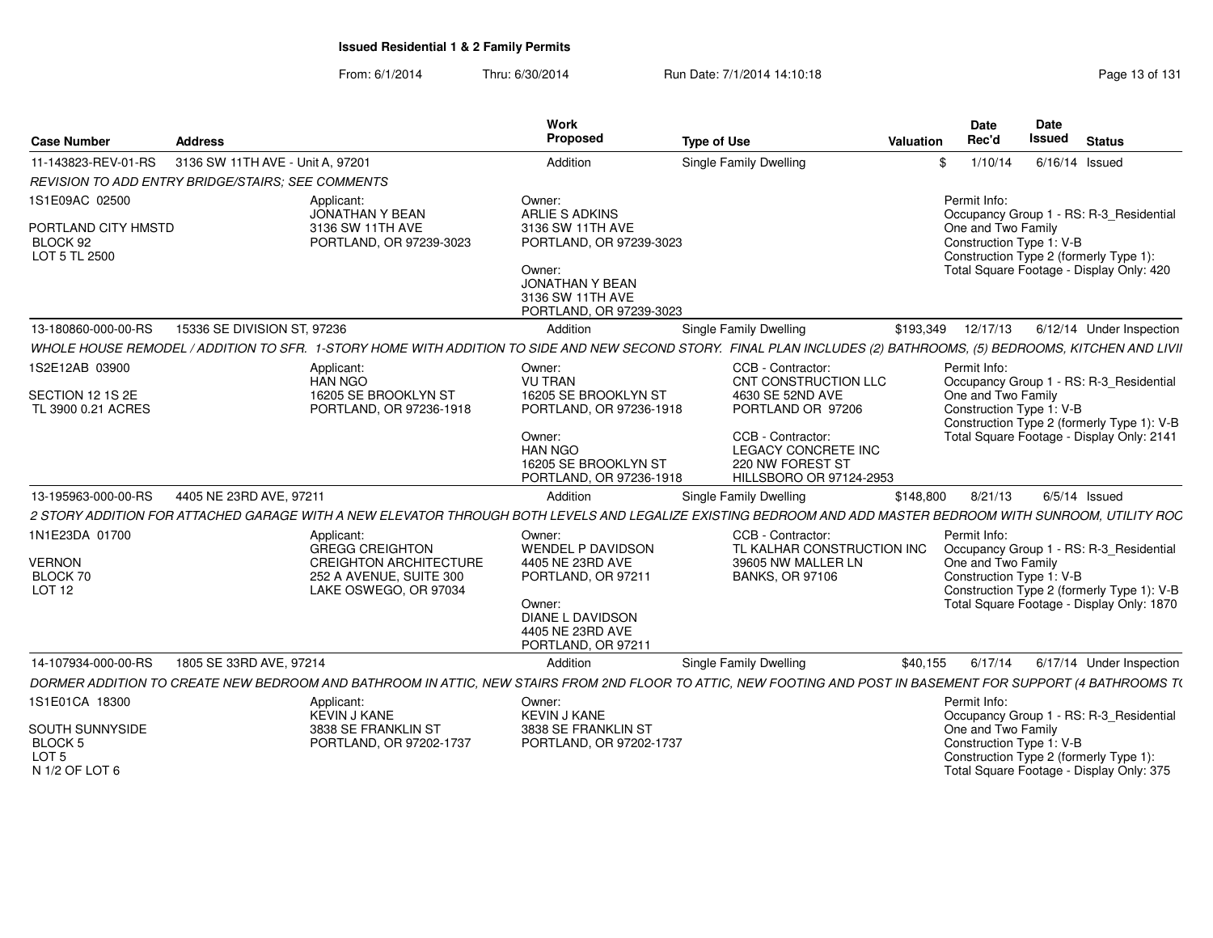**Issued Residential 1 & 2 Family Permits**

From: 6/1/2014 Thru: 6/30/2014 Run Date: 7/1/2014 14:10:18

| Case Number | Address | Work Proposed | Type of Use | Valuation | Date Rec'd | Date Issued | Status |
|---|---|---|---|---|---|---|---|
| 11-143823-REV-01-RS | 3136 SW 11TH AVE - Unit A, 97201 | Addition | Single Family Dwelling | $ | 1/10/14 | 6/16/14 | Issued |
| 13-180860-000-00-RS | 15336 SE DIVISION ST, 97236 | Addition | Single Family Dwelling | $193,349 | 12/17/13 | 6/12/14 | Under Inspection |
| 13-195963-000-00-RS | 4405 NE 23RD AVE, 97211 | Addition | Single Family Dwelling | $148,800 | 8/21/13 | 6/5/14 | Issued |
| 14-107934-000-00-RS | 1805 SE 33RD AVE, 97214 | Addition | Single Family Dwelling | $40,155 | 6/17/14 | 6/17/14 | Under Inspection |

**11-143823-REV-01-RS** — 3136 SW 11TH AVE - Unit A, 97201

*REVISION TO ADD ENTRY BRIDGE/STAIRS; SEE COMMENTS*

1S1E09AC 02500
PORTLAND CITY HMSTD
BLOCK 92
LOT 5 TL 2500

Applicant:
JONATHAN Y BEAN
3136 SW 11TH AVE
PORTLAND, OR 97239-3023

Owner:
ARLIE S ADKINS
3136 SW 11TH AVE
PORTLAND, OR 97239-3023

Owner:
JONATHAN Y BEAN
3136 SW 11TH AVE
PORTLAND, OR 97239-3023

Permit Info:
Occupancy Group 1 - RS: R-3_Residential One and Two Family
Construction Type 1: V-B
Construction Type 2 (formerly Type 1):
Total Square Footage - Display Only: 420

**13-180860-000-00-RS** — 15336 SE DIVISION ST, 97236

*WHOLE HOUSE REMODEL / ADDITION TO SFR. 1-STORY HOME WITH ADDITION TO SIDE AND NEW SECOND STORY. FINAL PLAN INCLUDES (2) BATHROOMS, (5) BEDROOMS, KITCHEN AND LIVI*

1S2E12AB 03900
SECTION 12 1S 2E
TL 3900 0.21 ACRES

Applicant:
HAN NGO
16205 SE BROOKLYN ST
PORTLAND, OR 97236-1918

Owner:
VU TRAN
16205 SE BROOKLYN ST
PORTLAND, OR 97236-1918

Owner:
HAN NGO
16205 SE BROOKLYN ST
PORTLAND, OR 97236-1918

CCB - Contractor:
CNT CONSTRUCTION LLC
4630 SE 52ND AVE
PORTLAND OR 97206

CCB - Contractor:
LEGACY CONCRETE INC
220 NW FOREST ST
HILLSBORO OR 97124-2953

Permit Info:
Occupancy Group 1 - RS: R-3_Residential One and Two Family
Construction Type 1: V-B
Construction Type 2 (formerly Type 1): V-B
Total Square Footage - Display Only: 2141

**13-195963-000-00-RS** — 4405 NE 23RD AVE, 97211

*2 STORY ADDITION FOR ATTACHED GARAGE WITH A NEW ELEVATOR THROUGH BOTH LEVELS AND LEGALIZE EXISTING BEDROOM AND ADD MASTER BEDROOM WITH SUNROOM, UTILITY ROC*

1N1E23DA 01700
VERNON
BLOCK 70
LOT 12

Applicant:
GREGG CREIGHTON
CREIGHTON ARCHITECTURE
252 A AVENUE, SUITE 300
LAKE OSWEGO, OR 97034

Owner:
WENDEL P DAVIDSON
4405 NE 23RD AVE
PORTLAND, OR 97211

Owner:
DIANE L DAVIDSON
4405 NE 23RD AVE
PORTLAND, OR 97211

CCB - Contractor:
TL KALHAR CONSTRUCTION INC
39605 NW MALLER LN
BANKS, OR 97106

Permit Info:
Occupancy Group 1 - RS: R-3_Residential One and Two Family
Construction Type 1: V-B
Construction Type 2 (formerly Type 1): V-B
Total Square Footage - Display Only: 1870

**14-107934-000-00-RS** — 1805 SE 33RD AVE, 97214

*DORMER ADDITION TO CREATE NEW BEDROOM AND BATHROOM IN ATTIC, NEW STAIRS FROM 2ND FLOOR TO ATTIC, NEW FOOTING AND POST IN BASEMENT FOR SUPPORT (4 BATHROOMS T*

1S1E01CA 18300
SOUTH SUNNYSIDE
BLOCK 5
LOT 5
N 1/2 OF LOT 6

Applicant:
KEVIN J KANE
3838 SE FRANKLIN ST
PORTLAND, OR 97202-1737

Owner:
KEVIN J KANE
3838 SE FRANKLIN ST
PORTLAND, OR 97202-1737

Permit Info:
Occupancy Group 1 - RS: R-3_Residential One and Two Family
Construction Type 1: V-B
Construction Type 2 (formerly Type 1):
Total Square Footage - Display Only: 375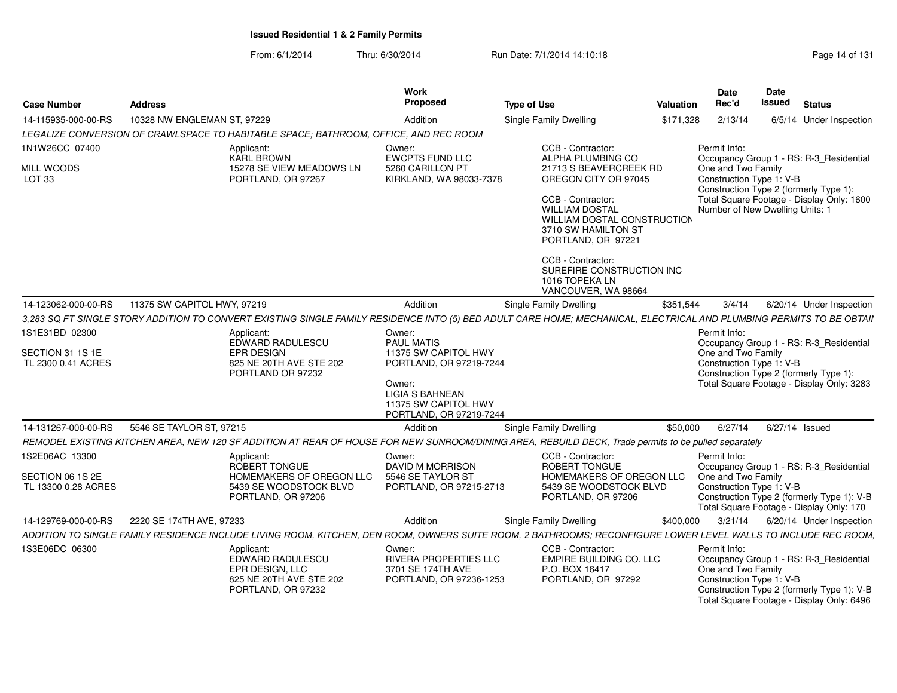# Issued Residential 1 & 2 Family Permits

From: 6/1/2014 Thru: 6/30/2014 Run Date: 7/1/2014 14:10:18

| Case Number | Address | Work Proposed | Type of Use | Valuation | Date Rec'd | Date Issued | Status |
|---|---|---|---|---|---|---|---|
| 14-115935-000-00-RS | 10328 NW ENGLEMAN ST, 97229 | Addition | Single Family Dwelling | $171,328 | 2/13/14 | 6/5/14 | Under Inspection |

*LEGALIZE CONVERSION OF CRAWLSPACE TO HABITABLE SPACE; BATHROOM, OFFICE, AND REC ROOM*

1N1W26CC 07400
MILL WOODS
LOT 33

Applicant:
KARL BROWN
15278 SE VIEW MEADOWS LN
PORTLAND, OR 97267

Owner:
EWCPTS FUND LLC
5260 CARILLON PT
KIRKLAND, WA 98033-7378

CCB - Contractor:
ALPHA PLUMBING CO
21713 S BEAVERCREEK RD
OREGON CITY OR 97045

CCB - Contractor:
WILLIAM DOSTAL
WILLIAM DOSTAL CONSTRUCTION
3710 SW HAMILTON ST
PORTLAND, OR 97221

CCB - Contractor:
SUREFIRE CONSTRUCTION INC
1016 TOPEKA LN
VANCOUVER, WA 98664

Permit Info:
Occupancy Group 1 - RS: R-3_Residential One and Two Family
Construction Type 1: V-B
Construction Type 2 (formerly Type 1):
Total Square Footage - Display Only: 1600
Number of New Dwelling Units: 1

| Case Number | Address | Work Proposed | Type of Use | Valuation | Date Rec'd | Date Issued | Status |
|---|---|---|---|---|---|---|---|
| 14-123062-000-00-RS | 11375 SW CAPITOL HWY, 97219 | Addition | Single Family Dwelling | $351,544 | 3/4/14 | 6/20/14 | Under Inspection |

*3,283 SQ FT SINGLE STORY ADDITION TO CONVERT EXISTING SINGLE FAMILY RESIDENCE INTO (5) BED ADULT CARE HOME; MECHANICAL, ELECTRICAL AND PLUMBING PERMITS TO BE OBTAIN*

1S1E31BD 02300
SECTION 31 1S 1E
TL 2300 0.41 ACRES

Applicant:
EDWARD RADULESCU
EPR DESIGN
825 NE 20TH AVE STE 202
PORTLAND OR 97232

Owner:
PAUL MATIS
11375 SW CAPITOL HWY
PORTLAND, OR 97219-7244

Owner:
LIGIA S BAHNEAN
11375 SW CAPITOL HWY
PORTLAND, OR 97219-7244

Permit Info:
Occupancy Group 1 - RS: R-3_Residential One and Two Family
Construction Type 1: V-B
Construction Type 2 (formerly Type 1):
Total Square Footage - Display Only: 3283

| Case Number | Address | Work Proposed | Type of Use | Valuation | Date Rec'd | Date Issued | Status |
|---|---|---|---|---|---|---|---|
| 14-131267-000-00-RS | 5546 SE TAYLOR ST, 97215 | Addition | Single Family Dwelling | $50,000 | 6/27/14 | 6/27/14 | Issued |

*REMODEL EXISTING KITCHEN AREA, NEW 120 SF ADDITION AT REAR OF HOUSE FOR NEW SUNROOM/DINING AREA, REBUILD DECK, Trade permits to be pulled separately*

1S2E06AC 13300
SECTION 06 1S 2E
TL 13300 0.28 ACRES

Applicant:
ROBERT TONGUE
HOMEMAKERS OF OREGON LLC
5439 SE WOODSTOCK BLVD
PORTLAND, OR 97206

Owner:
DAVID M MORRISON
5546 SE TAYLOR ST
PORTLAND, OR 97215-2713

CCB - Contractor:
ROBERT TONGUE
HOMEMAKERS OF OREGON LLC
5439 SE WOODSTOCK BLVD
PORTLAND, OR 97206

Permit Info:
Occupancy Group 1 - RS: R-3_Residential One and Two Family
Construction Type 1: V-B
Construction Type 2 (formerly Type 1): V-B
Total Square Footage - Display Only: 170

| Case Number | Address | Work Proposed | Type of Use | Valuation | Date Rec'd | Date Issued | Status |
|---|---|---|---|---|---|---|---|
| 14-129769-000-00-RS | 2220 SE 174TH AVE, 97233 | Addition | Single Family Dwelling | $400,000 | 3/21/14 | 6/20/14 | Under Inspection |

*ADDITION TO SINGLE FAMILY RESIDENCE INCLUDE LIVING ROOM, KITCHEN, DEN ROOM, OWNERS SUITE ROOM, 2 BATHROOMS; RECONFIGURE LOWER LEVEL WALLS TO INCLUDE REC ROOM,*

1S3E06DC 06300

Applicant:
EDWARD RADULESCU
EPR DESIGN, LLC
825 NE 20TH AVE STE 202
PORTLAND, OR 97232

Owner:
RIVERA PROPERTIES LLC
3701 SE 174TH AVE
PORTLAND, OR 97236-1253

CCB - Contractor:
EMPIRE BUILDING CO. LLC
P.O. BOX 16417
PORTLAND, OR 97292

Permit Info:
Occupancy Group 1 - RS: R-3_Residential One and Two Family
Construction Type 1: V-B
Construction Type 2 (formerly Type 1): V-B
Total Square Footage - Display Only: 6496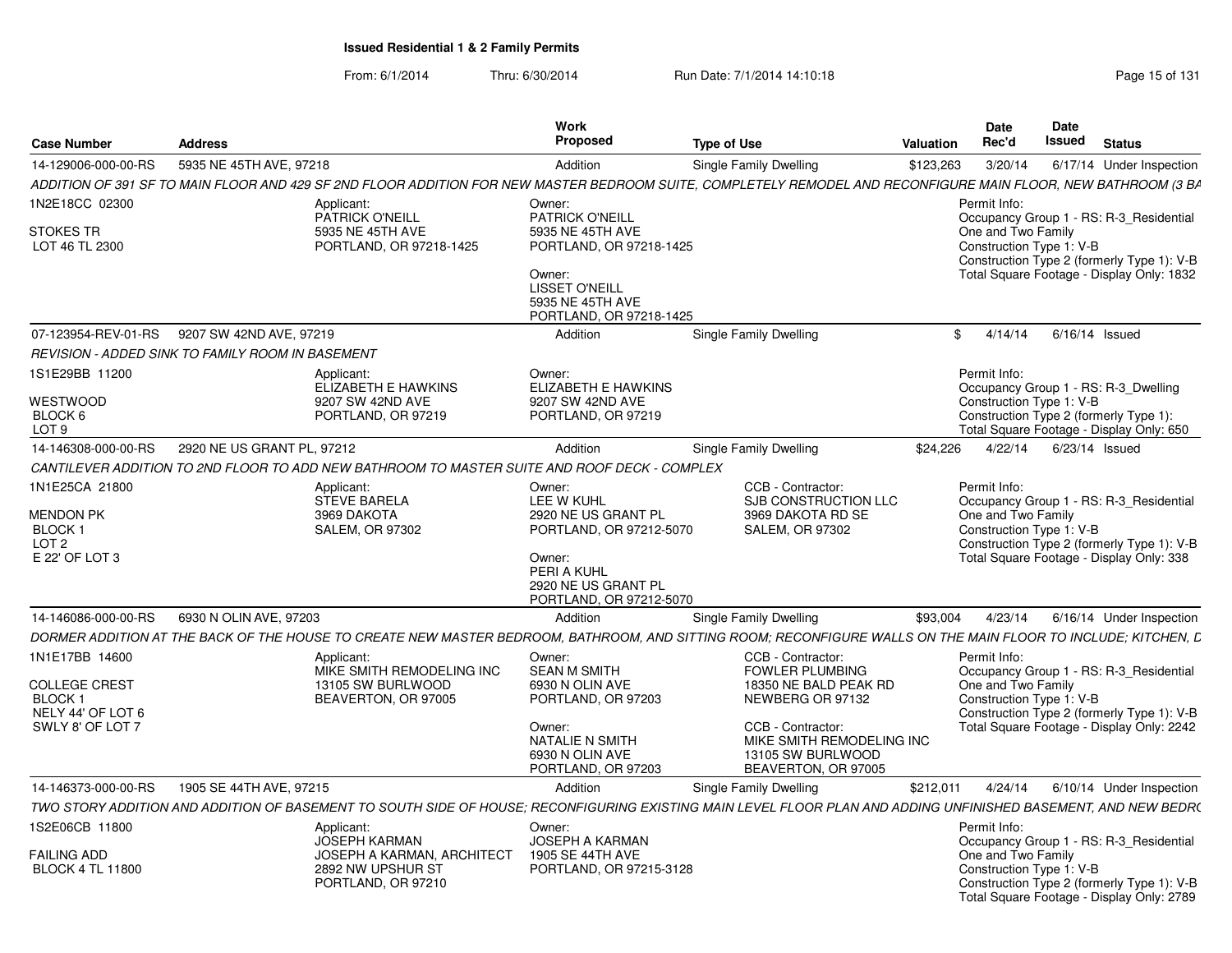# Issued Residential 1 & 2 Family Permits

From: 6/1/2014 Thru: 6/30/2014 Run Date: 7/1/2014 14:10:18

| Case Number | Address | Work Proposed | Type of Use | Valuation | Date Rec'd | Date Issued | Status |
|---|---|---|---|---|---|---|---|
| 14-129006-000-00-RS | 5935 NE 45TH AVE, 97218 | Addition | Single Family Dwelling | $123,263 | 3/20/14 | 6/17/14 | Under Inspection |

ADDITION OF 391 SF TO MAIN FLOOR AND 429 SF 2ND FLOOR ADDITION FOR NEW MASTER BEDROOM SUITE, COMPLETELY REMODEL AND RECONFIGURE MAIN FLOOR, NEW BATHROOM (3 BA

1N2E18CC 02300
STOKES TR
LOT 46 TL 2300

Applicant:
PATRICK O'NEILL
5935 NE 45TH AVE
PORTLAND, OR 97218-1425

Owner:
PATRICK O'NEILL
5935 NE 45TH AVE
PORTLAND, OR 97218-1425

Owner:
LISSET O'NEILL
5935 NE 45TH AVE
PORTLAND, OR 97218-1425

Permit Info:
Occupancy Group 1 - RS: R-3_Residential One and Two Family
Construction Type 1: V-B
Construction Type 2 (formerly Type 1): V-B
Total Square Footage - Display Only: 1832

---

| Case Number | Address | Work Proposed | Type of Use | Valuation | Date Rec'd | Date Issued | Status |
|---|---|---|---|---|---|---|---|
| 07-123954-REV-01-RS | 9207 SW 42ND AVE, 97219 | Addition | Single Family Dwelling | $ | 4/14/14 | 6/16/14 | Issued |

REVISION - ADDED SINK TO FAMILY ROOM IN BASEMENT

1S1E29BB 11200
WESTWOOD
BLOCK 6
LOT 9

Applicant:
ELIZABETH E HAWKINS
9207 SW 42ND AVE
PORTLAND, OR 97219

Owner:
ELIZABETH E HAWKINS
9207 SW 42ND AVE
PORTLAND, OR 97219

Permit Info:
Occupancy Group 1 - RS: R-3_Dwelling
Construction Type 1: V-B
Construction Type 2 (formerly Type 1):
Total Square Footage - Display Only: 650

---

| Case Number | Address | Work Proposed | Type of Use | Valuation | Date Rec'd | Date Issued | Status |
|---|---|---|---|---|---|---|---|
| 14-146308-000-00-RS | 2920 NE US GRANT PL, 97212 | Addition | Single Family Dwelling | $24,226 | 4/22/14 | 6/23/14 | Issued |

CANTILEVER ADDITION TO 2ND FLOOR TO ADD NEW BATHROOM TO MASTER SUITE AND ROOF DECK - COMPLEX

1N1E25CA 21800
MENDON PK
BLOCK 1
LOT 2
E 22' OF LOT 3

Applicant:
STEVE BARELA
3969 DAKOTA
SALEM, OR 97302

Owner:
LEE W KUHL
2920 NE US GRANT PL
PORTLAND, OR 97212-5070

Owner:
PERI A KUHL
2920 NE US GRANT PL
PORTLAND, OR 97212-5070

CCB - Contractor:
SJB CONSTRUCTION LLC
3969 DAKOTA RD SE
SALEM, OR 97302

Permit Info:
Occupancy Group 1 - RS: R-3_Residential One and Two Family
Construction Type 1: V-B
Construction Type 2 (formerly Type 1): V-B
Total Square Footage - Display Only: 338

---

| Case Number | Address | Work Proposed | Type of Use | Valuation | Date Rec'd | Date Issued | Status |
|---|---|---|---|---|---|---|---|
| 14-146086-000-00-RS | 6930 N OLIN AVE, 97203 | Addition | Single Family Dwelling | $93,004 | 4/23/14 | 6/16/14 | Under Inspection |

DORMER ADDITION AT THE BACK OF THE HOUSE TO CREATE NEW MASTER BEDROOM, BATHROOM, AND SITTING ROOM; RECONFIGURE WALLS ON THE MAIN FLOOR TO INCLUDE; KITCHEN, D

1N1E17BB 14600
COLLEGE CREST
BLOCK 1
NELY 44' OF LOT 6
SWLY 8' OF LOT 7

Applicant:
MIKE SMITH REMODELING INC
13105 SW BURLWOOD
BEAVERTON, OR 97005

Owner:
SEAN M SMITH
6930 N OLIN AVE
PORTLAND, OR 97203

Owner:
NATALIE N SMITH
6930 N OLIN AVE
PORTLAND, OR 97203

CCB - Contractor:
FOWLER PLUMBING
18350 NE BALD PEAK RD
NEWBERG OR 97132

CCB - Contractor:
MIKE SMITH REMODELING INC
13105 SW BURLWOOD
BEAVERTON, OR 97005

Permit Info:
Occupancy Group 1 - RS: R-3_Residential One and Two Family
Construction Type 1: V-B
Construction Type 2 (formerly Type 1): V-B
Total Square Footage - Display Only: 2242

---

| Case Number | Address | Work Proposed | Type of Use | Valuation | Date Rec'd | Date Issued | Status |
|---|---|---|---|---|---|---|---|
| 14-146373-000-00-RS | 1905 SE 44TH AVE, 97215 | Addition | Single Family Dwelling | $212,011 | 4/24/14 | 6/10/14 | Under Inspection |

TWO STORY ADDITION AND ADDITION OF BASEMENT TO SOUTH SIDE OF HOUSE; RECONFIGURING EXISTING MAIN LEVEL FLOOR PLAN AND ADDING UNFINISHED BASEMENT, AND NEW BEDR(

1S2E06CB 11800
FAILING ADD
BLOCK 4 TL 11800

Applicant:
JOSEPH KARMAN
JOSEPH A KARMAN, ARCHITECT
2892 NW UPSHUR ST
PORTLAND, OR 97210

Owner:
JOSEPH A KARMAN
1905 SE 44TH AVE
PORTLAND, OR 97215-3128

Permit Info:
Occupancy Group 1 - RS: R-3_Residential One and Two Family
Construction Type 1: V-B
Construction Type 2 (formerly Type 1): V-B
Total Square Footage - Display Only: 2789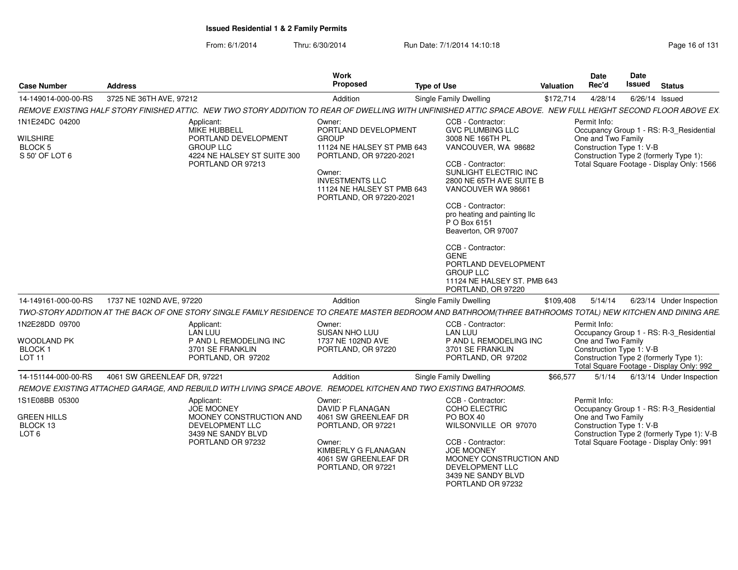**Issued Residential 1 & 2 Family Permits**

From: 6/1/2014 Thru: 6/30/2014 Run Date: 7/1/2014 14:10:18

| Case Number | Address | Work Proposed | Type of Use | Valuation | Date Rec'd | Date Issued | Status |
|---|---|---|---|---|---|---|---|
| 14-149014-000-00-RS | 3725 NE 36TH AVE, 97212 | Addition | Single Family Dwelling | $172,714 | 4/28/14 | 6/26/14 | Issued |

REMOVE EXISTING HALF STORY FINISHED ATTIC. NEW TWO STORY ADDITION TO REAR OF DWELLING WITH UNFINISHED ATTIC SPACE ABOVE. NEW FULL HEIGHT SECOND FLOOR ABOVE EX

1N1E24DC 04200

WILSHIRE
BLOCK 5
S 50' OF LOT 6

Applicant:
MIKE HUBBELL
PORTLAND DEVELOPMENT GROUP LLC
4224 NE HALSEY ST SUITE 300
PORTLAND OR 97213

Owner:
PORTLAND DEVELOPMENT GROUP
11124 NE HALSEY ST PMB 643
PORTLAND, OR 97220-2021

Owner:
INVESTMENTS LLC
11124 NE HALSEY ST PMB 643
PORTLAND, OR 97220-2021

CCB - Contractor:
GVC PLUMBING LLC
3008 NE 166TH PL
VANCOUVER, WA 98682

CCB - Contractor:
SUNLIGHT ELECTRIC INC
2800 NE 65TH AVE SUITE B
VANCOUVER WA 98661

CCB - Contractor:
pro heating and painting llc
P O Box 6151
Beaverton, OR 97007

CCB - Contractor:
GENE
PORTLAND DEVELOPMENT GROUP LLC
11124 NE HALSEY ST. PMB 643
PORTLAND, OR 97220

Permit Info:
Occupancy Group 1 - RS: R-3_Residential One and Two Family
Construction Type 1: V-B
Construction Type 2 (formerly Type 1):
Total Square Footage - Display Only: 1566

| Case Number | Address | Work Proposed | Type of Use | Valuation | Date Rec'd | Date Issued | Status |
|---|---|---|---|---|---|---|---|
| 14-149161-000-00-RS | 1737 NE 102ND AVE, 97220 | Addition | Single Family Dwelling | $109,408 | 5/14/14 | 6/23/14 | Under Inspection |

TWO-STORY ADDITION AT THE BACK OF ONE STORY SINGLE FAMILY RESIDENCE TO CREATE MASTER BEDROOM AND BATHROOM(THREE BATHROOMS TOTAL) NEW KITCHEN AND DINING ARE

1N2E28DD 09700

WOODLAND PK
BLOCK 1
LOT 11

Applicant:
LAN LUU
P AND L REMODELING INC
3701 SE FRANKLIN
PORTLAND, OR 97202

Owner:
SUSAN NHO LUU
1737 NE 102ND AVE
PORTLAND, OR 97220

CCB - Contractor:
LAN LUU
P AND L REMODELING INC
3701 SE FRANKLIN
PORTLAND, OR 97202

Permit Info:
Occupancy Group 1 - RS: R-3_Residential One and Two Family
Construction Type 1: V-B
Construction Type 2 (formerly Type 1):
Total Square Footage - Display Only: 992

| Case Number | Address | Work Proposed | Type of Use | Valuation | Date Rec'd | Date Issued | Status |
|---|---|---|---|---|---|---|---|
| 14-151144-000-00-RS | 4061 SW GREENLEAF DR, 97221 | Addition | Single Family Dwelling | $66,577 | 5/1/14 | 6/13/14 | Under Inspection |

REMOVE EXISTING ATTACHED GARAGE, AND REBUILD WITH LIVING SPACE ABOVE. REMODEL KITCHEN AND TWO EXISTING BATHROOMS.

1S1E08BB 05300

GREEN HILLS
BLOCK 13
LOT 6

Applicant:
JOE MOONEY
MOONEY CONSTRUCTION AND DEVELOPMENT LLC
3439 NE SANDY BLVD
PORTLAND OR 97232

Owner:
DAVID P FLANAGAN
4061 SW GREENLEAF DR
PORTLAND, OR 97221

Owner:
KIMBERLY G FLANAGAN
4061 SW GREENLEAF DR
PORTLAND, OR 97221

CCB - Contractor:
COHO ELECTRIC
PO BOX 40
WILSONVILLE OR 97070

CCB - Contractor:
JOE MOONEY
MOONEY CONSTRUCTION AND DEVELOPMENT LLC
3439 NE SANDY BLVD
PORTLAND OR 97232

Permit Info:
Occupancy Group 1 - RS: R-3_Residential One and Two Family
Construction Type 1: V-B
Construction Type 2 (formerly Type 1): V-B
Total Square Footage - Display Only: 991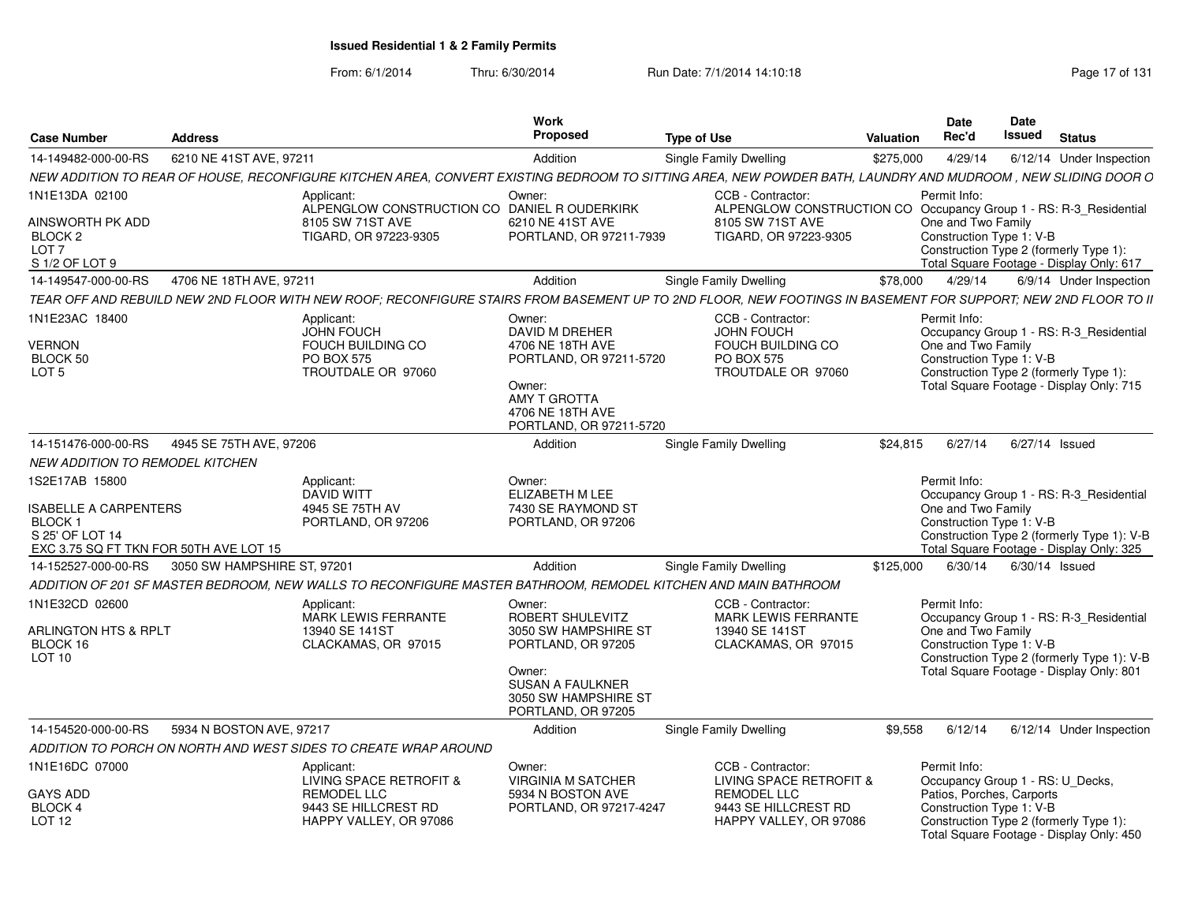# Issued Residential 1 & 2 Family Permits

From: 6/1/2014 Thru: 6/30/2014 Run Date: 7/1/2014 14:10:18

| Case Number | Address | Work Proposed | Type of Use | Valuation | Date Rec'd | Date Issued | Status |
|---|---|---|---|---|---|---|---|
| 14-149482-000-00-RS | 6210 NE 41ST AVE, 97211 | Addition | Single Family Dwelling | $275,000 | 4/29/14 | 6/12/14 | Under Inspection |

NEW ADDITION TO REAR OF HOUSE, RECONFIGURE KITCHEN AREA, CONVERT EXISTING BEDROOM TO SITTING AREA, NEW POWDER BATH, LAUNDRY AND MUDROOM , NEW SLIDING DOOR O

1N1E13DA 02100
AINSWORTH PK ADD
BLOCK 2
LOT 7
S 1/2 OF LOT 9

Applicant: ALPENGLOW CONSTRUCTION CO, 8105 SW 71ST AVE, TIGARD, OR 97223-9305

Owner: DANIEL R OUDERKIRK, 6210 NE 41ST AVE, PORTLAND, OR 97211-7939

CCB - Contractor: ALPENGLOW CONSTRUCTION CO, 8105 SW 71ST AVE, TIGARD, OR 97223-9305

Permit Info:
Occupancy Group 1 - RS: R-3_Residential One and Two Family
Construction Type 1: V-B
Construction Type 2 (formerly Type 1):
Total Square Footage - Display Only: 617

| Case Number | Address | Work Proposed | Type of Use | Valuation | Date Rec'd | Date Issued | Status |
|---|---|---|---|---|---|---|---|
| 14-149547-000-00-RS | 4706 NE 18TH AVE, 97211 | Addition | Single Family Dwelling | $78,000 | 4/29/14 | 6/9/14 | Under Inspection |

TEAR OFF AND REBUILD NEW 2ND FLOOR WITH NEW ROOF; RECONFIGURE STAIRS FROM BASEMENT UP TO 2ND FLOOR, NEW FOOTINGS IN BASEMENT FOR SUPPORT; NEW 2ND FLOOR TO II

1N1E23AC 18400
VERNON
BLOCK 50
LOT 5

Applicant: JOHN FOUCH, FOUCH BUILDING CO, PO BOX 575, TROUTDALE OR 97060

Owner: DAVID M DREHER, 4706 NE 18TH AVE, PORTLAND, OR 97211-5720

Owner: AMY T GROTTA, 4706 NE 18TH AVE, PORTLAND, OR 97211-5720

CCB - Contractor: JOHN FOUCH, FOUCH BUILDING CO, PO BOX 575, TROUTDALE OR 97060

Permit Info:
Occupancy Group 1 - RS: R-3_Residential One and Two Family
Construction Type 1: V-B
Construction Type 2 (formerly Type 1):
Total Square Footage - Display Only: 715

| Case Number | Address | Work Proposed | Type of Use | Valuation | Date Rec'd | Date Issued | Status |
|---|---|---|---|---|---|---|---|
| 14-151476-000-00-RS | 4945 SE 75TH AVE, 97206 | Addition | Single Family Dwelling | $24,815 | 6/27/14 | 6/27/14 | Issued |

NEW ADDITION TO REMODEL KITCHEN

1S2E17AB 15800
ISABELLE A CARPENTERS
BLOCK 1
S 25' OF LOT 14
EXC 3.75 SQ FT TKN FOR 50TH AVE LOT 15

Applicant: DAVID WITT, 4945 SE 75TH AV, PORTLAND, OR 97206

Owner: ELIZABETH M LEE, 7430 SE RAYMOND ST, PORTLAND, OR 97206

Permit Info:
Occupancy Group 1 - RS: R-3_Residential One and Two Family
Construction Type 1: V-B
Construction Type 2 (formerly Type 1): V-B
Total Square Footage - Display Only: 325

| Case Number | Address | Work Proposed | Type of Use | Valuation | Date Rec'd | Date Issued | Status |
|---|---|---|---|---|---|---|---|
| 14-152527-000-00-RS | 3050 SW HAMPSHIRE ST, 97201 | Addition | Single Family Dwelling | $125,000 | 6/30/14 | 6/30/14 | Issued |

ADDITION OF 201 SF MASTER BEDROOM, NEW WALLS TO RECONFIGURE MASTER BATHROOM, REMODEL KITCHEN AND MAIN BATHROOM

1N1E32CD 02600
ARLINGTON HTS & RPLT
BLOCK 16
LOT 10

Applicant: MARK LEWIS FERRANTE, 13940 SE 141ST, CLACKAMAS, OR 97015

Owner: ROBERT SHULEVITZ, 3050 SW HAMPSHIRE ST, PORTLAND, OR 97205

Owner: SUSAN A FAULKNER, 3050 SW HAMPSHIRE ST, PORTLAND, OR 97205

CCB - Contractor: MARK LEWIS FERRANTE, 13940 SE 141ST, CLACKAMAS, OR 97015

Permit Info:
Occupancy Group 1 - RS: R-3_Residential One and Two Family
Construction Type 1: V-B
Construction Type 2 (formerly Type 1): V-B
Total Square Footage - Display Only: 801

| Case Number | Address | Work Proposed | Type of Use | Valuation | Date Rec'd | Date Issued | Status |
|---|---|---|---|---|---|---|---|
| 14-154520-000-00-RS | 5934 N BOSTON AVE, 97217 | Addition | Single Family Dwelling | $9,558 | 6/12/14 | 6/12/14 | Under Inspection |

ADDITION TO PORCH ON NORTH AND WEST SIDES TO CREATE WRAP AROUND

1N1E16DC 07000
GAYS ADD
BLOCK 4
LOT 12

Applicant: LIVING SPACE RETROFIT & REMODEL LLC, 9443 SE HILLCREST RD, HAPPY VALLEY, OR 97086

Owner: VIRGINIA M SATCHER, 5934 N BOSTON AVE, PORTLAND, OR 97217-4247

CCB - Contractor: LIVING SPACE RETROFIT & REMODEL LLC, 9443 SE HILLCREST RD, HAPPY VALLEY, OR 97086

Permit Info:
Occupancy Group 1 - RS: U_Decks, Patios, Porches, Carports
Construction Type 1: V-B
Construction Type 2 (formerly Type 1):
Total Square Footage - Display Only: 450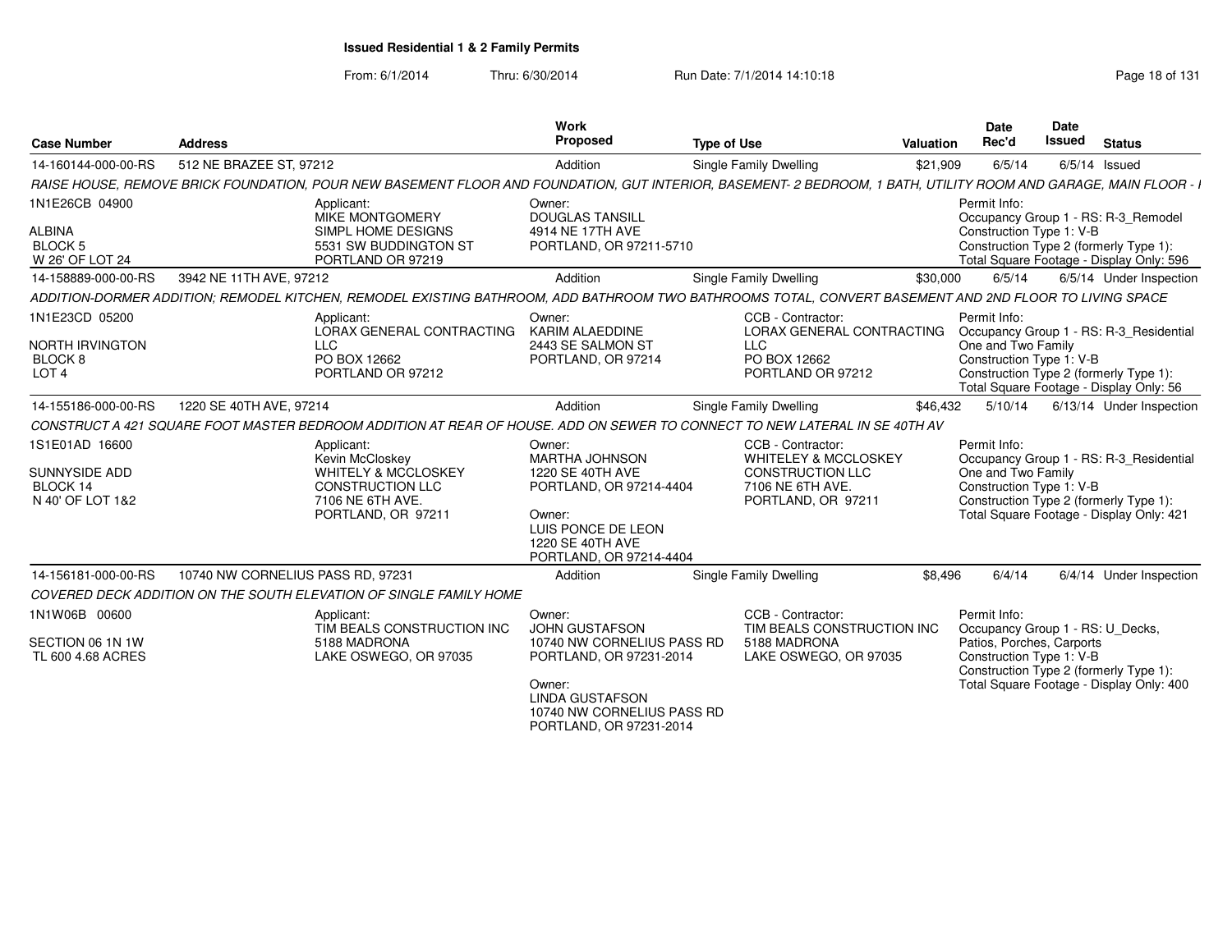# Issued Residential 1 & 2 Family Permits

From: 6/1/2014 Thru: 6/30/2014 Run Date: 7/1/2014 14:10:18

| Case Number | Address | Work Proposed | Type of Use | Valuation | Date Rec'd | Date Issued | Status |
|---|---|---|---|---|---|---|---|
| 14-160144-000-00-RS | 512 NE BRAZEE ST, 97212 | Addition | Single Family Dwelling | $21,909 | 6/5/14 | 6/5/14 | Issued |

RAISE HOUSE, REMOVE BRICK FOUNDATION, POUR NEW BASEMENT FLOOR AND FOUNDATION, GUT INTERIOR, BASEMENT- 2 BEDROOM, 1 BATH, UTILITY ROOM AND GARAGE, MAIN FLOOR - I

1N1E26CB 04900
ALBINA
BLOCK 5
W 26' OF LOT 24

Applicant:
MIKE MONTGOMERY
SIMPL HOME DESIGNS
5531 SW BUDDINGTON ST
PORTLAND OR 97219

Owner:
DOUGLAS TANSILL
4914 NE 17TH AVE
PORTLAND, OR 97211-5710

Permit Info:
Occupancy Group 1 - RS: R-3_Remodel
Construction Type 1: V-B
Construction Type 2 (formerly Type 1):
Total Square Footage - Display Only: 596

| Case Number | Address | Work Proposed | Type of Use | Valuation | Date Rec'd | Date Issued | Status |
|---|---|---|---|---|---|---|---|
| 14-158889-000-00-RS | 3942 NE 11TH AVE, 97212 | Addition | Single Family Dwelling | $30,000 | 6/5/14 | 6/5/14 | Under Inspection |

ADDITION-DORMER ADDITION; REMODEL KITCHEN, REMODEL EXISTING BATHROOM, ADD BATHROOM TWO BATHROOMS TOTAL, CONVERT BASEMENT AND 2ND FLOOR TO LIVING SPACE

1N1E23CD 05200
NORTH IRVINGTON
BLOCK 8
LOT 4

Applicant:
LORAX GENERAL CONTRACTING LLC
PO BOX 12662
PORTLAND OR 97212

Owner:
KARIM ALAEDDINE
2443 SE SALMON ST
PORTLAND, OR 97214

CCB - Contractor:
LORAX GENERAL CONTRACTING LLC
PO BOX 12662
PORTLAND OR 97212

Permit Info:
Occupancy Group 1 - RS: R-3_Residential One and Two Family
Construction Type 1: V-B
Construction Type 2 (formerly Type 1):
Total Square Footage - Display Only: 56

| Case Number | Address | Work Proposed | Type of Use | Valuation | Date Rec'd | Date Issued | Status |
|---|---|---|---|---|---|---|---|
| 14-155186-000-00-RS | 1220 SE 40TH AVE, 97214 | Addition | Single Family Dwelling | $46,432 | 5/10/14 | 6/13/14 | Under Inspection |

CONSTRUCT A 421 SQUARE FOOT MASTER BEDROOM ADDITION AT REAR OF HOUSE. ADD ON SEWER TO CONNECT TO NEW LATERAL IN SE 40TH AV

1S1E01AD 16600
SUNNYSIDE ADD
BLOCK 14
N 40' OF LOT 1&2

Applicant:
Kevin McCloskey
WHITELY & MCCLOSKEY CONSTRUCTION LLC
7106 NE 6TH AVE.
PORTLAND, OR 97211

Owner:
MARTHA JOHNSON
1220 SE 40TH AVE
PORTLAND, OR 97214-4404

Owner:
LUIS PONCE DE LEON
1220 SE 40TH AVE
PORTLAND, OR 97214-4404

CCB - Contractor:
WHITELEY & MCCLOSKEY CONSTRUCTION LLC
7106 NE 6TH AVE.
PORTLAND, OR 97211

Permit Info:
Occupancy Group 1 - RS: R-3_Residential One and Two Family
Construction Type 1: V-B
Construction Type 2 (formerly Type 1):
Total Square Footage - Display Only: 421

| Case Number | Address | Work Proposed | Type of Use | Valuation | Date Rec'd | Date Issued | Status |
|---|---|---|---|---|---|---|---|
| 14-156181-000-00-RS | 10740 NW CORNELIUS PASS RD, 97231 | Addition | Single Family Dwelling | $8,496 | 6/4/14 | 6/4/14 | Under Inspection |

COVERED DECK ADDITION ON THE SOUTH ELEVATION OF SINGLE FAMILY HOME

1N1W06B 00600
SECTION 06 1N 1W
TL 600 4.68 ACRES

Applicant:
TIM BEALS CONSTRUCTION INC
5188 MADRONA
LAKE OSWEGO, OR 97035

Owner:
JOHN GUSTAFSON
10740 NW CORNELIUS PASS RD
PORTLAND, OR 97231-2014

Owner:
LINDA GUSTAFSON
10740 NW CORNELIUS PASS RD
PORTLAND, OR 97231-2014

CCB - Contractor:
TIM BEALS CONSTRUCTION INC
5188 MADRONA
LAKE OSWEGO, OR 97035

Permit Info:
Occupancy Group 1 - RS: U_Decks, Patios, Porches, Carports
Construction Type 1: V-B
Construction Type 2 (formerly Type 1):
Total Square Footage - Display Only: 400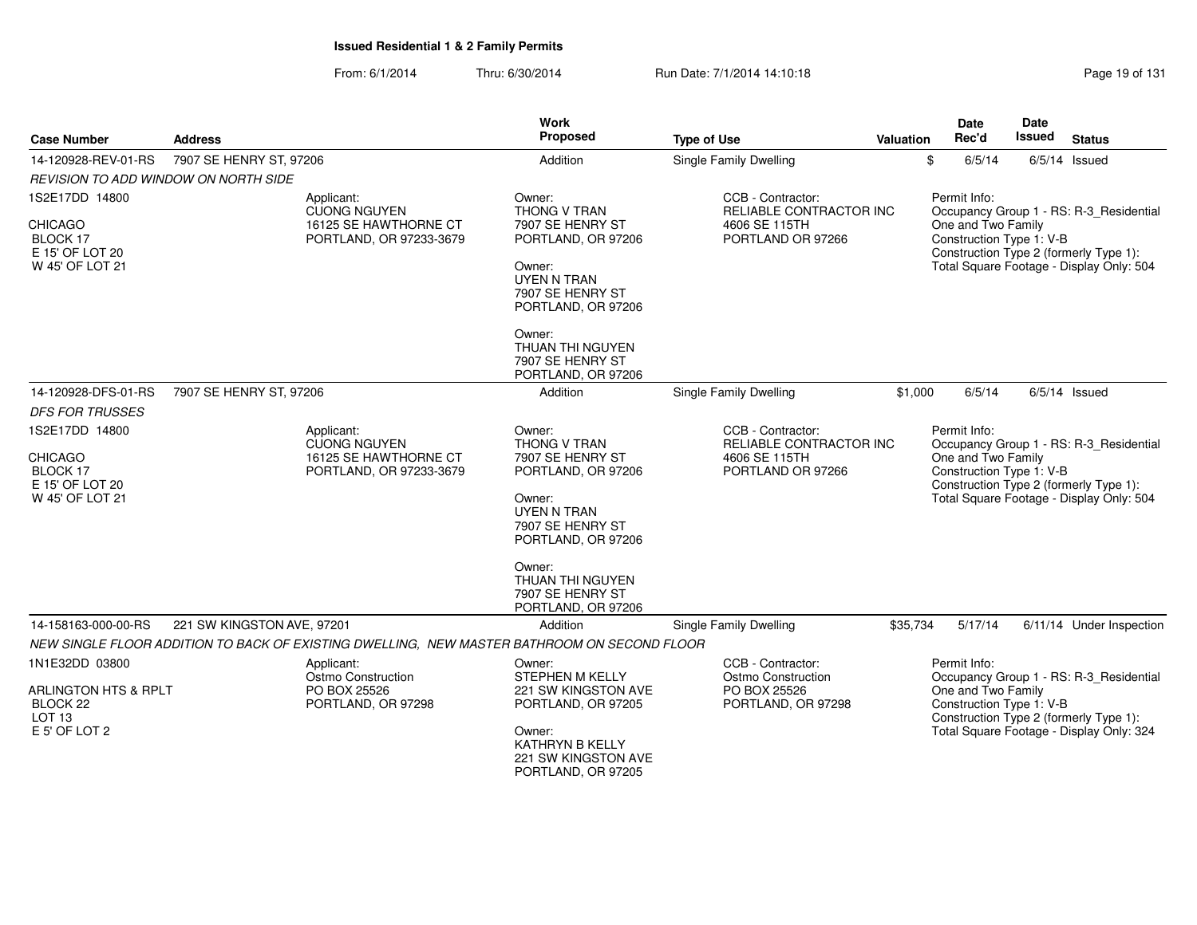**Issued Residential 1 & 2 Family Permits**

From: 6/1/2014 Thru: 6/30/2014 Run Date: 7/1/2014 14:10:18

| Case Number | Address | Work Proposed | Type of Use | Valuation | Date Rec'd | Date Issued | Status |
|---|---|---|---|---|---|---|---|
| 14-120928-REV-01-RS | 7907 SE HENRY ST, 97206 | Addition | Single Family Dwelling | $ | 6/5/14 | 6/5/14 | Issued |

*REVISION TO ADD WINDOW ON NORTH SIDE*

1S2E17DD 14800

CHICAGO
BLOCK 17
E 15' OF LOT 20
W 45' OF LOT 21

Applicant:
CUONG NGUYEN
16125 SE HAWTHORNE CT
PORTLAND, OR 97233-3679

Owner:
THONG V TRAN
7907 SE HENRY ST
PORTLAND, OR 97206

Owner:
UYEN N TRAN
7907 SE HENRY ST
PORTLAND, OR 97206

Owner:
THUAN THI NGUYEN
7907 SE HENRY ST
PORTLAND, OR 97206

CCB - Contractor:
RELIABLE CONTRACTOR INC
4606 SE 115TH
PORTLAND OR 97266

Permit Info:
Occupancy Group 1 - RS: R-3_Residential One and Two Family
Construction Type 1: V-B
Construction Type 2 (formerly Type 1):
Total Square Footage - Display Only: 504

| Case Number | Address | Work Proposed | Type of Use | Valuation | Date Rec'd | Date Issued | Status |
|---|---|---|---|---|---|---|---|
| 14-120928-DFS-01-RS | 7907 SE HENRY ST, 97206 | Addition | Single Family Dwelling | $1,000 | 6/5/14 | 6/5/14 | Issued |

*DFS FOR TRUSSES*

1S2E17DD 14800

CHICAGO
BLOCK 17
E 15' OF LOT 20
W 45' OF LOT 21

Applicant:
CUONG NGUYEN
16125 SE HAWTHORNE CT
PORTLAND, OR 97233-3679

Owner:
THONG V TRAN
7907 SE HENRY ST
PORTLAND, OR 97206

Owner:
UYEN N TRAN
7907 SE HENRY ST
PORTLAND, OR 97206

Owner:
THUAN THI NGUYEN
7907 SE HENRY ST
PORTLAND, OR 97206

CCB - Contractor:
RELIABLE CONTRACTOR INC
4606 SE 115TH
PORTLAND OR 97266

Permit Info:
Occupancy Group 1 - RS: R-3_Residential One and Two Family
Construction Type 1: V-B
Construction Type 2 (formerly Type 1):
Total Square Footage - Display Only: 504

| Case Number | Address | Work Proposed | Type of Use | Valuation | Date Rec'd | Date Issued | Status |
|---|---|---|---|---|---|---|---|
| 14-158163-000-00-RS | 221 SW KINGSTON AVE, 97201 | Addition | Single Family Dwelling | $35,734 | 5/17/14 | 6/11/14 | Under Inspection |

*NEW SINGLE FLOOR ADDITION TO BACK OF EXISTING DWELLING, NEW MASTER BATHROOM ON SECOND FLOOR*

1N1E32DD 03800

ARLINGTON HTS & RPLT
BLOCK 22
LOT 13
E 5' OF LOT 2

Applicant:
Ostmo Construction
PO BOX 25526
PORTLAND, OR 97298

Owner:
STEPHEN M KELLY
221 SW KINGSTON AVE
PORTLAND, OR 97205

Owner:
KATHRYN B KELLY
221 SW KINGSTON AVE
PORTLAND, OR 97205

CCB - Contractor:
Ostmo Construction
PO BOX 25526
PORTLAND, OR 97298

Permit Info:
Occupancy Group 1 - RS: R-3_Residential One and Two Family
Construction Type 1: V-B
Construction Type 2 (formerly Type 1):
Total Square Footage - Display Only: 324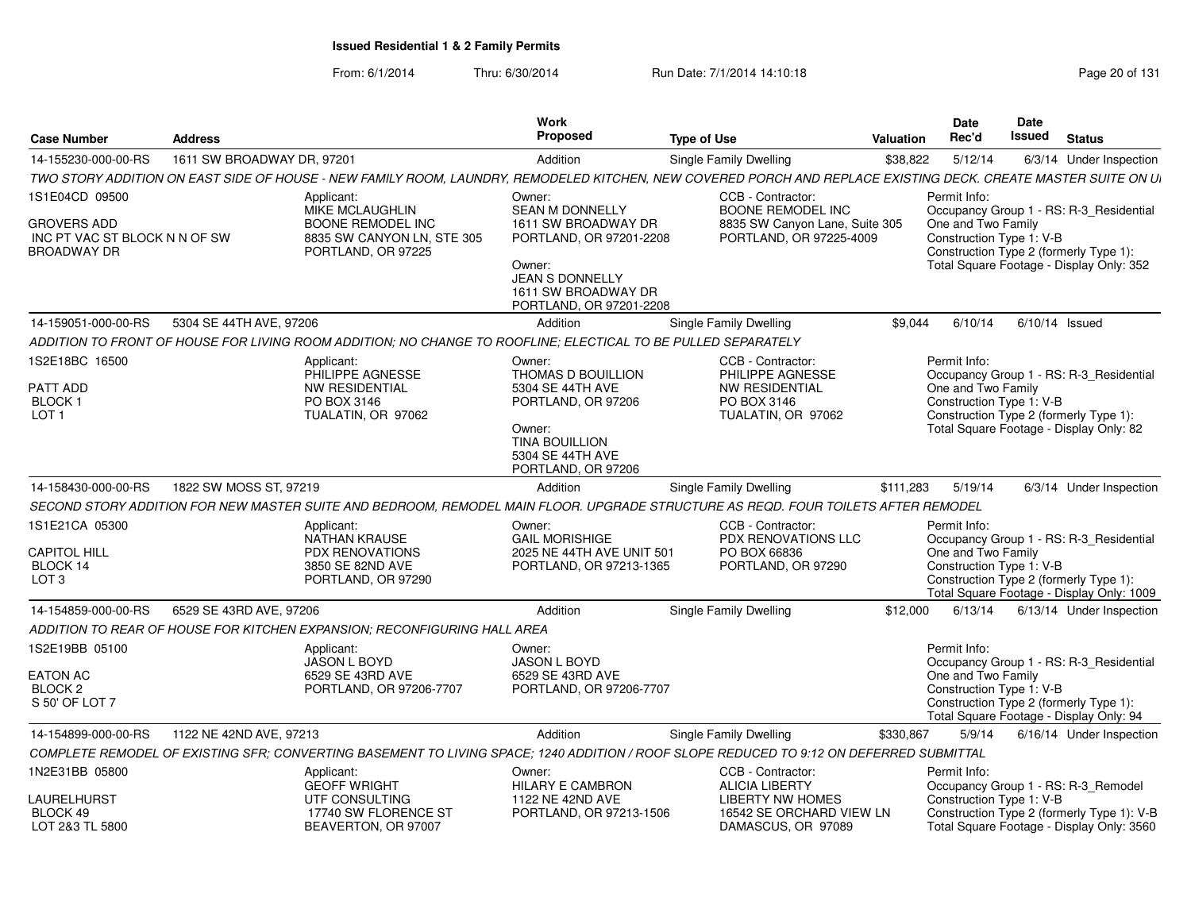# Issued Residential 1 & 2 Family Permits

From: 6/1/2014 Thru: 6/30/2014 Run Date: 7/1/2014 14:10:18

| Case Number | Address | Work Proposed | Type of Use | Valuation | Date Rec'd | Date Issued | Status |
|---|---|---|---|---|---|---|---|
| 14-155230-000-00-RS | 1611 SW BROADWAY DR, 97201 | Addition | Single Family Dwelling | $38,822 | 5/12/14 | 6/3/14 | Under Inspection |

TWO STORY ADDITION ON EAST SIDE OF HOUSE - NEW FAMILY ROOM, LAUNDRY, REMODELED KITCHEN, NEW COVERED PORCH AND REPLACE EXISTING DECK. CREATE MASTER SUITE ON U

1S1E04CD 09500
GROVERS ADD
INC PT VAC ST BLOCK N N OF SW BROADWAY DR

Applicant: MIKE MCLAUGHLIN, BOONE REMODEL INC, 8835 SW CANYON LN, STE 305, PORTLAND, OR 97225

Owner: SEAN M DONNELLY, 1611 SW BROADWAY DR, PORTLAND, OR 97201-2208
Owner: JEAN S DONNELLY, 1611 SW BROADWAY DR, PORTLAND, OR 97201-2208

CCB - Contractor: BOONE REMODEL INC, 8835 SW Canyon Lane, Suite 305, PORTLAND, OR 97225-4009

Permit Info: Occupancy Group 1 - RS: R-3_Residential One and Two Family; Construction Type 1: V-B; Construction Type 2 (formerly Type 1):; Total Square Footage - Display Only: 352

| Case Number | Address | Work Proposed | Type of Use | Valuation | Date Rec'd | Date Issued | Status |
|---|---|---|---|---|---|---|---|
| 14-159051-000-00-RS | 5304 SE 44TH AVE, 97206 | Addition | Single Family Dwelling | $9,044 | 6/10/14 | 6/10/14 | Issued |

ADDITION TO FRONT OF HOUSE FOR LIVING ROOM ADDITION; NO CHANGE TO ROOFLINE; ELECTICAL TO BE PULLED SEPARATELY

1S2E18BC 16500
PATT ADD
BLOCK 1
LOT 1

Applicant: PHILIPPE AGNESSE, NW RESIDENTIAL, PO BOX 3146, TUALATIN, OR 97062

Owner: THOMAS D BOUILLION, 5304 SE 44TH AVE, PORTLAND, OR 97206
Owner: TINA BOUILLION, 5304 SE 44TH AVE, PORTLAND, OR 97206

CCB - Contractor: PHILIPPE AGNESSE, NW RESIDENTIAL, PO BOX 3146, TUALATIN, OR 97062

Permit Info: Occupancy Group 1 - RS: R-3_Residential One and Two Family; Construction Type 1: V-B; Construction Type 2 (formerly Type 1):; Total Square Footage - Display Only: 82

| Case Number | Address | Work Proposed | Type of Use | Valuation | Date Rec'd | Date Issued | Status |
|---|---|---|---|---|---|---|---|
| 14-158430-000-00-RS | 1822 SW MOSS ST, 97219 | Addition | Single Family Dwelling | $111,283 | 5/19/14 | 6/3/14 | Under Inspection |

SECOND STORY ADDITION FOR NEW MASTER SUITE AND BEDROOM, REMODEL MAIN FLOOR. UPGRADE STRUCTURE AS REQD. FOUR TOILETS AFTER REMODEL

1S1E21CA 05300
CAPITOL HILL
BLOCK 14
LOT 3

Applicant: NATHAN KRAUSE, PDX RENOVATIONS, 3850 SE 82ND AVE, PORTLAND, OR 97290

Owner: GAIL MORISHIGE, 2025 NE 44TH AVE UNIT 501, PORTLAND, OR 97213-1365

CCB - Contractor: PDX RENOVATIONS LLC, PO BOX 66836, PORTLAND, OR 97290

Permit Info: Occupancy Group 1 - RS: R-3_Residential One and Two Family; Construction Type 1: V-B; Construction Type 2 (formerly Type 1):; Total Square Footage - Display Only: 1009

| Case Number | Address | Work Proposed | Type of Use | Valuation | Date Rec'd | Date Issued | Status |
|---|---|---|---|---|---|---|---|
| 14-154859-000-00-RS | 6529 SE 43RD AVE, 97206 | Addition | Single Family Dwelling | $12,000 | 6/13/14 | 6/13/14 | Under Inspection |

ADDITION TO REAR OF HOUSE FOR KITCHEN EXPANSION; RECONFIGURING HALL AREA

1S2E19BB 05100
EATON AC
BLOCK 2
S 50' OF LOT 7

Applicant: JASON L BOYD, 6529 SE 43RD AVE, PORTLAND, OR 97206-7707

Owner: JASON L BOYD, 6529 SE 43RD AVE, PORTLAND, OR 97206-7707

Permit Info: Occupancy Group 1 - RS: R-3_Residential One and Two Family; Construction Type 1: V-B; Construction Type 2 (formerly Type 1):; Total Square Footage - Display Only: 94

| Case Number | Address | Work Proposed | Type of Use | Valuation | Date Rec'd | Date Issued | Status |
|---|---|---|---|---|---|---|---|
| 14-154899-000-00-RS | 1122 NE 42ND AVE, 97213 | Addition | Single Family Dwelling | $330,867 | 5/9/14 | 6/16/14 | Under Inspection |

COMPLETE REMODEL OF EXISTING SFR; CONVERTING BASEMENT TO LIVING SPACE; 1240 ADDITION / ROOF SLOPE REDUCED TO 9:12 ON DEFERRED SUBMITTAL

1N2E31BB 05800
LAURELHURST
BLOCK 49
LOT 2&3 TL 5800

Applicant: GEOFF WRIGHT, UTF CONSULTING, 17740 SW FLORENCE ST, BEAVERTON, OR 97007

Owner: HILARY E CAMBRON, 1122 NE 42ND AVE, PORTLAND, OR 97213-1506

CCB - Contractor: ALICIA LIBERTY, LIBERTY NW HOMES, 16542 SE ORCHARD VIEW LN, DAMASCUS, OR 97089

Permit Info: Occupancy Group 1 - RS: R-3_Remodel; Construction Type 1: V-B; Construction Type 2 (formerly Type 1): V-B; Total Square Footage - Display Only: 3560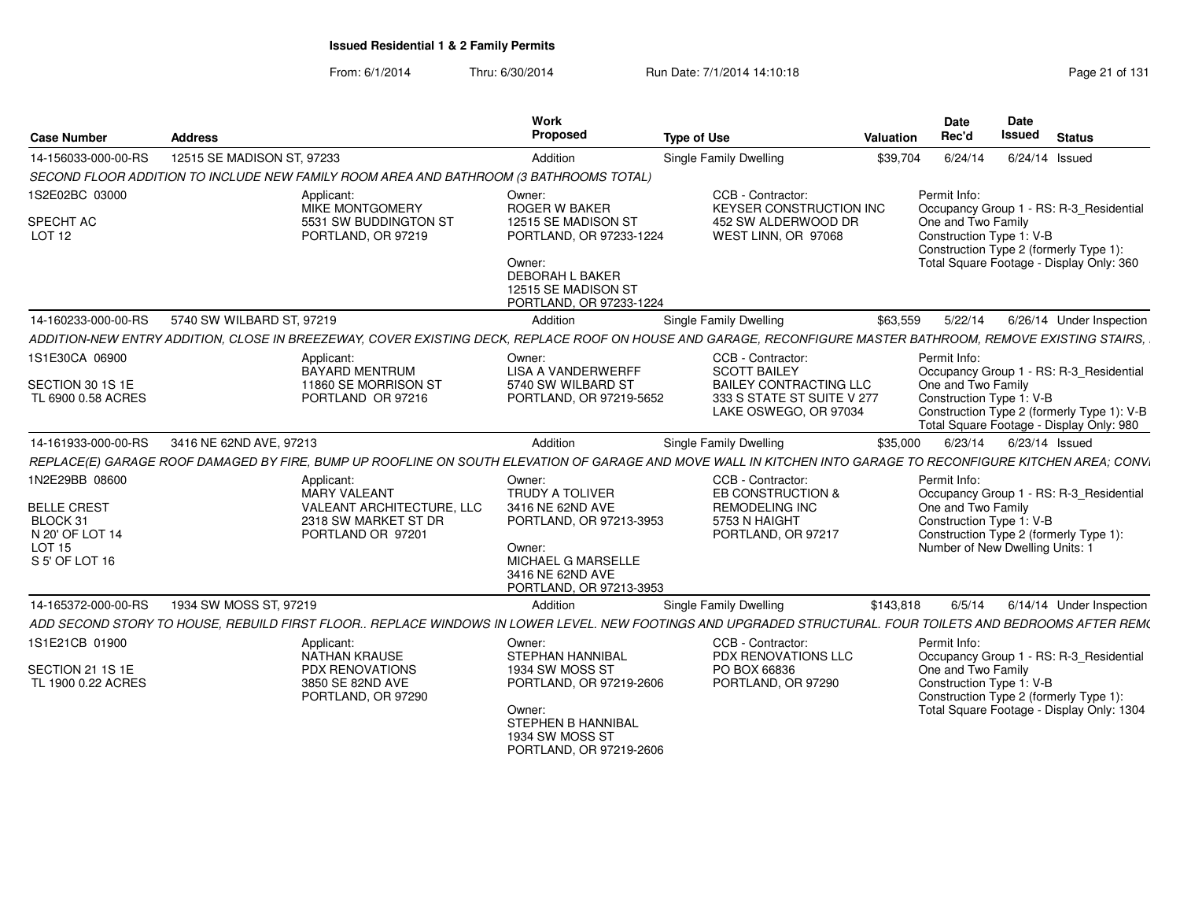# Issued Residential 1 & 2 Family Permits

From: 6/1/2014 Thru: 6/30/2014 Run Date: 7/1/2014 14:10:18

| Case Number | Address | Work Proposed | Type of Use | Valuation | Date Rec'd | Date Issued | Status |
|---|---|---|---|---|---|---|---|
| 14-156033-000-00-RS | 12515 SE MADISON ST, 97233 | Addition | Single Family Dwelling | $39,704 | 6/24/14 | 6/24/14 | Issued |

*SECOND FLOOR ADDITION TO INCLUDE NEW FAMILY ROOM AREA AND BATHROOM (3 BATHROOMS TOTAL)*

1S2E02BC 03000
SPECHT AC
LOT 12

Applicant:
MIKE MONTGOMERY
5531 SW BUDDINGTON ST
PORTLAND, OR 97219

Owner:
ROGER W BAKER
12515 SE MADISON ST
PORTLAND, OR 97233-1224

Owner:
DEBORAH L BAKER
12515 SE MADISON ST
PORTLAND, OR 97233-1224

CCB - Contractor:
KEYSER CONSTRUCTION INC
452 SW ALDERWOOD DR
WEST LINN, OR 97068

Permit Info:
Occupancy Group 1 - RS: R-3_Residential One and Two Family
Construction Type 1: V-B
Construction Type 2 (formerly Type 1):
Total Square Footage - Display Only: 360

| Case Number | Address | Work Proposed | Type of Use | Valuation | Date Rec'd | Date Issued | Status |
|---|---|---|---|---|---|---|---|
| 14-160233-000-00-RS | 5740 SW WILBARD ST, 97219 | Addition | Single Family Dwelling | $63,559 | 5/22/14 | 6/26/14 | Under Inspection |

*ADDITION-NEW ENTRY ADDITION, CLOSE IN BREEZEWAY, COVER EXISTING DECK, REPLACE ROOF ON HOUSE AND GARAGE, RECONFIGURE MASTER BATHROOM, REMOVE EXISTING STAIRS,*

1S1E30CA 06900
SECTION 30 1S 1E
TL 6900 0.58 ACRES

Applicant:
BAYARD MENTRUM
11860 SE MORRISON ST
PORTLAND OR 97216

Owner:
LISA A VANDERWERFF
5740 SW WILBARD ST
PORTLAND, OR 97219-5652

CCB - Contractor:
SCOTT BAILEY
BAILEY CONTRACTING LLC
333 S STATE ST SUITE V 277
LAKE OSWEGO, OR 97034

Permit Info:
Occupancy Group 1 - RS: R-3_Residential One and Two Family
Construction Type 1: V-B
Construction Type 2 (formerly Type 1): V-B
Total Square Footage - Display Only: 980

| Case Number | Address | Work Proposed | Type of Use | Valuation | Date Rec'd | Date Issued | Status |
|---|---|---|---|---|---|---|---|
| 14-161933-000-00-RS | 3416 NE 62ND AVE, 97213 | Addition | Single Family Dwelling | $35,000 | 6/23/14 | 6/23/14 | Issued |

*REPLACE(E) GARAGE ROOF DAMAGED BY FIRE, BUMP UP ROOFLINE ON SOUTH ELEVATION OF GARAGE AND MOVE WALL IN KITCHEN INTO GARAGE TO RECONFIGURE KITCHEN AREA; CONV*

1N2E29BB 08600
BELLE CREST
BLOCK 31
N 20' OF LOT 14
LOT 15
S 5' OF LOT 16

Applicant:
MARY VALEANT
VALEANT ARCHITECTURE, LLC
2318 SW MARKET ST DR
PORTLAND OR 97201

Owner:
TRUDY A TOLIVER
3416 NE 62ND AVE
PORTLAND, OR 97213-3953

Owner:
MICHAEL G MARSELLE
3416 NE 62ND AVE
PORTLAND, OR 97213-3953

CCB - Contractor:
EB CONSTRUCTION & REMODELING INC
5753 N HAIGHT
PORTLAND, OR 97217

Permit Info:
Occupancy Group 1 - RS: R-3_Residential One and Two Family
Construction Type 1: V-B
Construction Type 2 (formerly Type 1):
Number of New Dwelling Units: 1

| Case Number | Address | Work Proposed | Type of Use | Valuation | Date Rec'd | Date Issued | Status |
|---|---|---|---|---|---|---|---|
| 14-165372-000-00-RS | 1934 SW MOSS ST, 97219 | Addition | Single Family Dwelling | $143,818 | 6/5/14 | 6/14/14 | Under Inspection |

*ADD SECOND STORY TO HOUSE, REBUILD FIRST FLOOR.. REPLACE WINDOWS IN LOWER LEVEL. NEW FOOTINGS AND UPGRADED STRUCTURAL. FOUR TOILETS AND BEDROOMS AFTER REM*

1S1E21CB 01900
SECTION 21 1S 1E
TL 1900 0.22 ACRES

Applicant:
NATHAN KRAUSE
PDX RENOVATIONS
3850 SE 82ND AVE
PORTLAND, OR 97290

Owner:
STEPHAN HANNIBAL
1934 SW MOSS ST
PORTLAND, OR 97219-2606

Owner:
STEPHEN B HANNIBAL
1934 SW MOSS ST
PORTLAND, OR 97219-2606

CCB - Contractor:
PDX RENOVATIONS LLC
PO BOX 66836
PORTLAND, OR 97290

Permit Info:
Occupancy Group 1 - RS: R-3_Residential One and Two Family
Construction Type 1: V-B
Construction Type 2 (formerly Type 1):
Total Square Footage - Display Only: 1304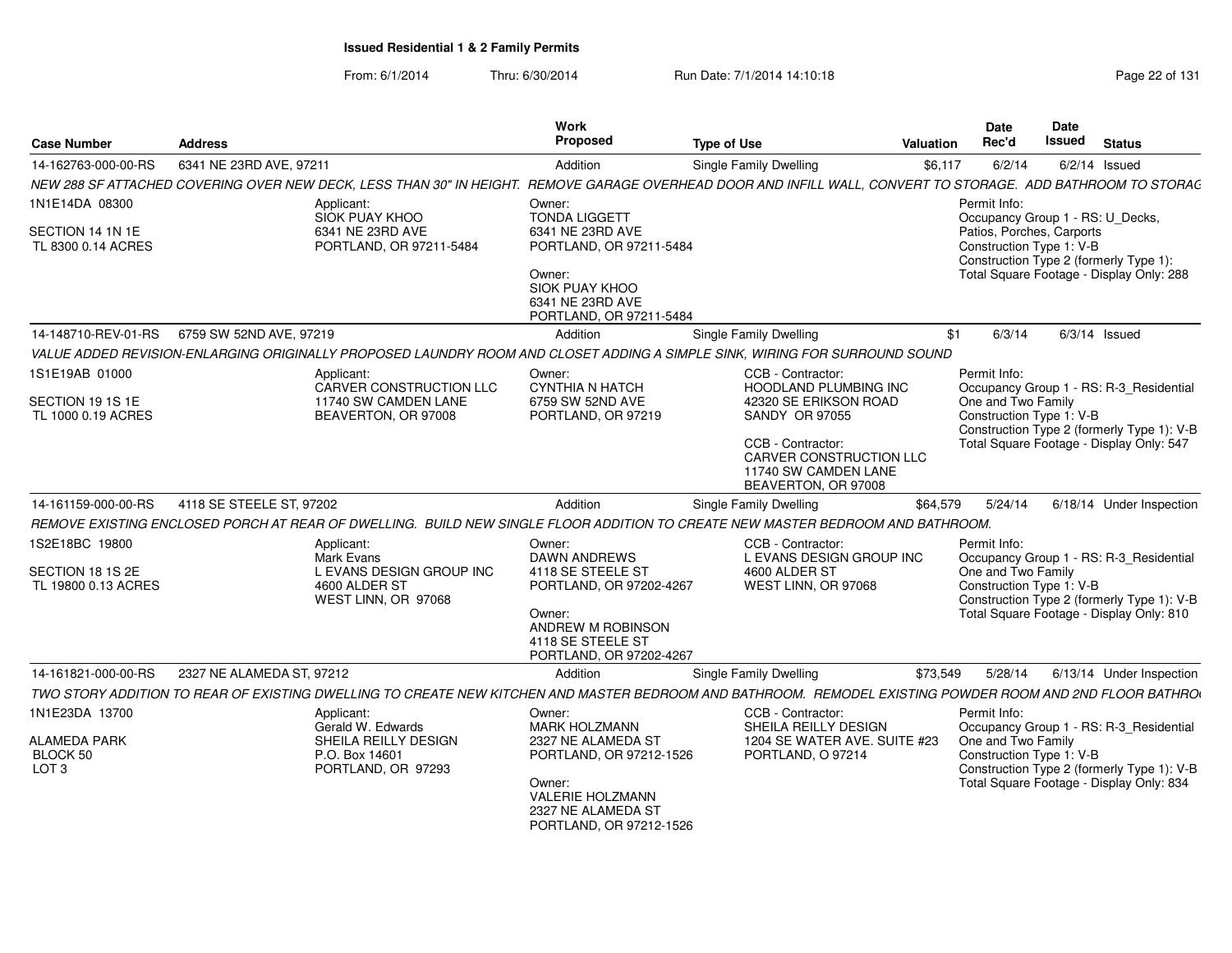# Issued Residential 1 & 2 Family Permits

From: 6/1/2014 Thru: 6/30/2014 Run Date: 7/1/2014 14:10:18

| Case Number | Address | Work Proposed | Type of Use | Valuation | Date Rec'd | Date Issued | Status |
|---|---|---|---|---|---|---|---|
| 14-162763-000-00-RS | 6341 NE 23RD AVE, 97211 | Addition | Single Family Dwelling | $6,117 | 6/2/14 | 6/2/14 | Issued |

*NEW 288 SF ATTACHED COVERING OVER NEW DECK, LESS THAN 30" IN HEIGHT. REMOVE GARAGE OVERHEAD DOOR AND INFILL WALL, CONVERT TO STORAGE. ADD BATHROOM TO STORAG*

1N1E14DA 08300
SECTION 14 1N 1E
TL 8300 0.14 ACRES

Applicant:
SIOK PUAY KHOO
6341 NE 23RD AVE
PORTLAND, OR 97211-5484

Owner:
TONDA LIGGETT
6341 NE 23RD AVE
PORTLAND, OR 97211-5484

Owner:
SIOK PUAY KHOO
6341 NE 23RD AVE
PORTLAND, OR 97211-5484

Permit Info:
Occupancy Group 1 - RS: U_Decks, Patios, Porches, Carports
Construction Type 1: V-B
Construction Type 2 (formerly Type 1):
Total Square Footage - Display Only: 288

| Case Number | Address | Work Proposed | Type of Use | Valuation | Date Rec'd | Date Issued | Status |
|---|---|---|---|---|---|---|---|
| 14-148710-REV-01-RS | 6759 SW 52ND AVE, 97219 | Addition | Single Family Dwelling | $1 | 6/3/14 | 6/3/14 | Issued |

*VALUE ADDED REVISION-ENLARGING ORIGINALLY PROPOSED LAUNDRY ROOM AND CLOSET ADDING A SIMPLE SINK, WIRING FOR SURROUND SOUND*

1S1E19AB 01000
SECTION 19 1S 1E
TL 1000 0.19 ACRES

Applicant:
CARVER CONSTRUCTION LLC
11740 SW CAMDEN LANE
BEAVERTON, OR 97008

Owner:
CYNTHIA N HATCH
6759 SW 52ND AVE
PORTLAND, OR 97219

CCB - Contractor:
HOODLAND PLUMBING INC
42320 SE ERIKSON ROAD
SANDY OR 97055

CCB - Contractor:
CARVER CONSTRUCTION LLC
11740 SW CAMDEN LANE
BEAVERTON, OR 97008

Permit Info:
Occupancy Group 1 - RS: R-3_Residential One and Two Family
Construction Type 1: V-B
Construction Type 2 (formerly Type 1): V-B
Total Square Footage - Display Only: 547

| Case Number | Address | Work Proposed | Type of Use | Valuation | Date Rec'd | Date Issued | Status |
|---|---|---|---|---|---|---|---|
| 14-161159-000-00-RS | 4118 SE STEELE ST, 97202 | Addition | Single Family Dwelling | $64,579 | 5/24/14 | 6/18/14 | Under Inspection |

*REMOVE EXISTING ENCLOSED PORCH AT REAR OF DWELLING. BUILD NEW SINGLE FLOOR ADDITION TO CREATE NEW MASTER BEDROOM AND BATHROOM.*

1S2E18BC 19800
SECTION 18 1S 2E
TL 19800 0.13 ACRES

Applicant:
Mark Evans
L EVANS DESIGN GROUP INC
4600 ALDER ST
WEST LINN, OR 97068

Owner:
DAWN ANDREWS
4118 SE STEELE ST
PORTLAND, OR 97202-4267

Owner:
ANDREW M ROBINSON
4118 SE STEELE ST
PORTLAND, OR 97202-4267

CCB - Contractor:
L EVANS DESIGN GROUP INC
4600 ALDER ST
WEST LINN, OR 97068

Permit Info:
Occupancy Group 1 - RS: R-3_Residential One and Two Family
Construction Type 1: V-B
Construction Type 2 (formerly Type 1): V-B
Total Square Footage - Display Only: 810

| Case Number | Address | Work Proposed | Type of Use | Valuation | Date Rec'd | Date Issued | Status |
|---|---|---|---|---|---|---|---|
| 14-161821-000-00-RS | 2327 NE ALAMEDA ST, 97212 | Addition | Single Family Dwelling | $73,549 | 5/28/14 | 6/13/14 | Under Inspection |

*TWO STORY ADDITION TO REAR OF EXISTING DWELLING TO CREATE NEW KITCHEN AND MASTER BEDROOM AND BATHROOM. REMODEL EXISTING POWDER ROOM AND 2ND FLOOR BATHRO*

1N1E23DA 13700
ALAMEDA PARK
BLOCK 50
LOT 3

Applicant:
Gerald W. Edwards
SHEILA REILLY DESIGN
P.O. Box 14601
PORTLAND, OR 97293

Owner:
MARK HOLZMANN
2327 NE ALAMEDA ST
PORTLAND, OR 97212-1526

Owner:
VALERIE HOLZMANN
2327 NE ALAMEDA ST
PORTLAND, OR 97212-1526

CCB - Contractor:
SHEILA REILLY DESIGN
1204 SE WATER AVE. SUITE #23
PORTLAND, O 97214

Permit Info:
Occupancy Group 1 - RS: R-3_Residential One and Two Family
Construction Type 1: V-B
Construction Type 2 (formerly Type 1): V-B
Total Square Footage - Display Only: 834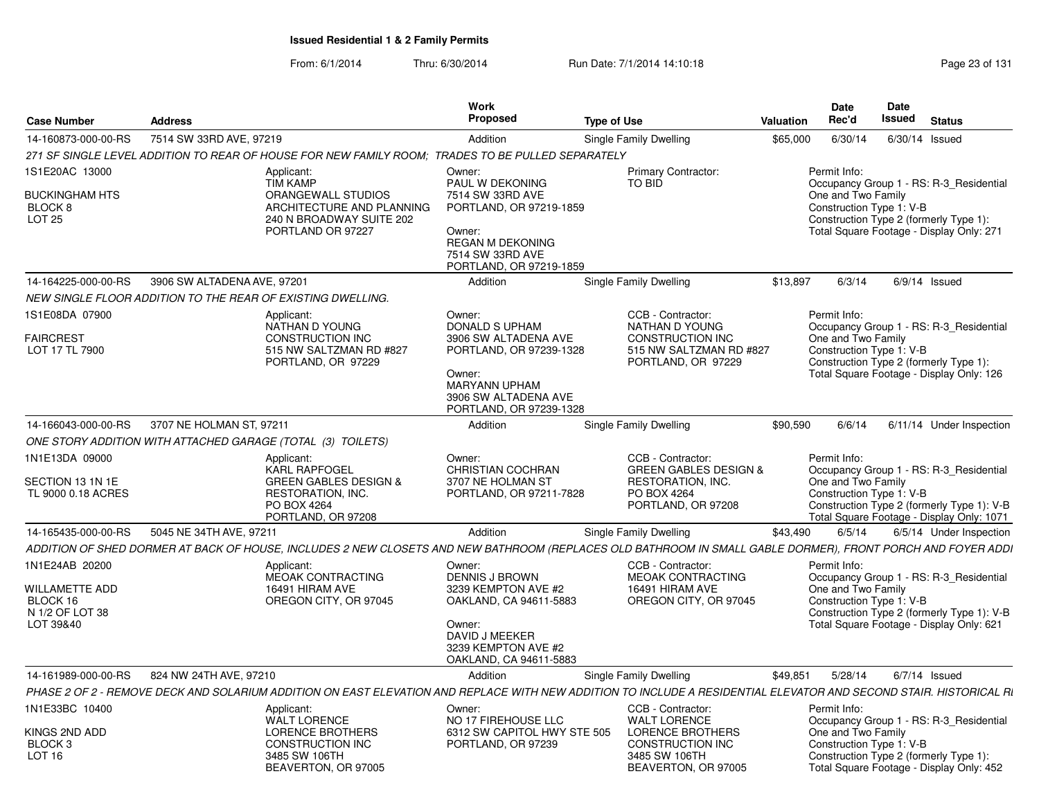## Issued Residential 1 & 2 Family Permits

From: 6/1/2014 Thru: 6/30/2014 Run Date: 7/1/2014 14:10:18

| Case Number | Address | Work Proposed | Type of Use | Valuation | Date Rec'd | Date Issued | Status |
|---|---|---|---|---|---|---|---|
| 14-160873-000-00-RS | 7514 SW 33RD AVE, 97219 | Addition | Single Family Dwelling | $65,000 | 6/30/14 | 6/30/14 | Issued |

271 SF SINGLE LEVEL ADDITION TO REAR OF HOUSE FOR NEW FAMILY ROOM; TRADES TO BE PULLED SEPARATELY

1S1E20AC 13000
BUCKINGHAM HTS
BLOCK 8
LOT 25

Applicant:
TIM KAMP
ORANGEWALL STUDIOS
ARCHITECTURE AND PLANNING
240 N BROADWAY SUITE 202
PORTLAND OR 97227

Owner:
PAUL W DEKONING
7514 SW 33RD AVE
PORTLAND, OR 97219-1859

Owner:
REGAN M DEKONING
7514 SW 33RD AVE
PORTLAND, OR 97219-1859

Primary Contractor:
TO BID

Permit Info:
Occupancy Group 1 - RS: R-3_Residential One and Two Family
Construction Type 1: V-B
Construction Type 2 (formerly Type 1):
Total Square Footage - Display Only: 271

| Case Number | Address | Work Proposed | Type of Use | Valuation | Date Rec'd | Date Issued | Status |
|---|---|---|---|---|---|---|---|
| 14-164225-000-00-RS | 3906 SW ALTADENA AVE, 97201 | Addition | Single Family Dwelling | $13,897 | 6/3/14 | 6/9/14 | Issued |

NEW SINGLE FLOOR ADDITION TO THE REAR OF EXISTING DWELLING.

1S1E08DA 07900
FAIRCREST
LOT 17 TL 7900

Applicant:
NATHAN D YOUNG
CONSTRUCTION INC
515 NW SALTZMAN RD #827
PORTLAND, OR 97229

Owner:
DONALD S UPHAM
3906 SW ALTADENA AVE
PORTLAND, OR 97239-1328

Owner:
MARYANN UPHAM
3906 SW ALTADENA AVE
PORTLAND, OR 97239-1328

CCB - Contractor:
NATHAN D YOUNG
CONSTRUCTION INC
515 NW SALTZMAN RD #827
PORTLAND, OR 97229

Permit Info:
Occupancy Group 1 - RS: R-3_Residential One and Two Family
Construction Type 1: V-B
Construction Type 2 (formerly Type 1):
Total Square Footage - Display Only: 126

| Case Number | Address | Work Proposed | Type of Use | Valuation | Date Rec'd | Date Issued | Status |
|---|---|---|---|---|---|---|---|
| 14-166043-000-00-RS | 3707 NE HOLMAN ST, 97211 | Addition | Single Family Dwelling | $90,590 | 6/6/14 | 6/11/14 | Under Inspection |

ONE STORY ADDITION WITH ATTACHED GARAGE (TOTAL (3) TOILETS)

1N1E13DA 09000
SECTION 13 1N 1E
TL 9000 0.18 ACRES

Applicant:
KARL RAPFOGEL
GREEN GABLES DESIGN &
RESTORATION, INC.
PO BOX 4264
PORTLAND, OR 97208

Owner:
CHRISTIAN COCHRAN
3707 NE HOLMAN ST
PORTLAND, OR 97211-7828

CCB - Contractor:
GREEN GABLES DESIGN &
RESTORATION, INC.
PO BOX 4264
PORTLAND, OR 97208

Permit Info:
Occupancy Group 1 - RS: R-3_Residential One and Two Family
Construction Type 1: V-B
Construction Type 2 (formerly Type 1): V-B
Total Square Footage - Display Only: 1071

| Case Number | Address | Work Proposed | Type of Use | Valuation | Date Rec'd | Date Issued | Status |
|---|---|---|---|---|---|---|---|
| 14-165435-000-00-RS | 5045 NE 34TH AVE, 97211 | Addition | Single Family Dwelling | $43,490 | 6/5/14 | 6/5/14 | Under Inspection |

ADDITION OF SHED DORMER AT BACK OF HOUSE, INCLUDES 2 NEW CLOSETS AND NEW BATHROOM (REPLACES OLD BATHROOM IN SMALL GABLE DORMER), FRONT PORCH AND FOYER ADDI

1N1E24AB 20200
WILLAMETTE ADD
BLOCK 16
N 1/2 OF LOT 38
LOT 39&40

Applicant:
MEOAK CONTRACTING
16491 HIRAM AVE
OREGON CITY, OR 97045

Owner:
DENNIS J BROWN
3239 KEMPTON AVE #2
OAKLAND, CA 94611-5883

Owner:
DAVID J MEEKER
3239 KEMPTON AVE #2
OAKLAND, CA 94611-5883

CCB - Contractor:
MEOAK CONTRACTING
16491 HIRAM AVE
OREGON CITY, OR 97045

Permit Info:
Occupancy Group 1 - RS: R-3_Residential One and Two Family
Construction Type 1: V-B
Construction Type 2 (formerly Type 1): V-B
Total Square Footage - Display Only: 621

| Case Number | Address | Work Proposed | Type of Use | Valuation | Date Rec'd | Date Issued | Status |
|---|---|---|---|---|---|---|---|
| 14-161989-000-00-RS | 824 NW 24TH AVE, 97210 | Addition | Single Family Dwelling | $49,851 | 5/28/14 | 6/7/14 | Issued |

PHASE 2 OF 2 - REMOVE DECK AND SOLARIUM ADDITION ON EAST ELEVATION AND REPLACE WITH NEW ADDITION TO INCLUDE A RESIDENTIAL ELEVATOR AND SECOND STAIR. HISTORICAL RI

1N1E33BC 10400
KINGS 2ND ADD
BLOCK 3
LOT 16

Applicant:
WALT LORENCE
LORENCE BROTHERS
CONSTRUCTION INC
3485 SW 106TH
BEAVERTON, OR 97005

Owner:
NO 17 FIREHOUSE LLC
6312 SW CAPITOL HWY STE 505
PORTLAND, OR 97239

CCB - Contractor:
WALT LORENCE
LORENCE BROTHERS
CONSTRUCTION INC
3485 SW 106TH
BEAVERTON, OR 97005

Permit Info:
Occupancy Group 1 - RS: R-3_Residential One and Two Family
Construction Type 1: V-B
Construction Type 2 (formerly Type 1):
Total Square Footage - Display Only: 452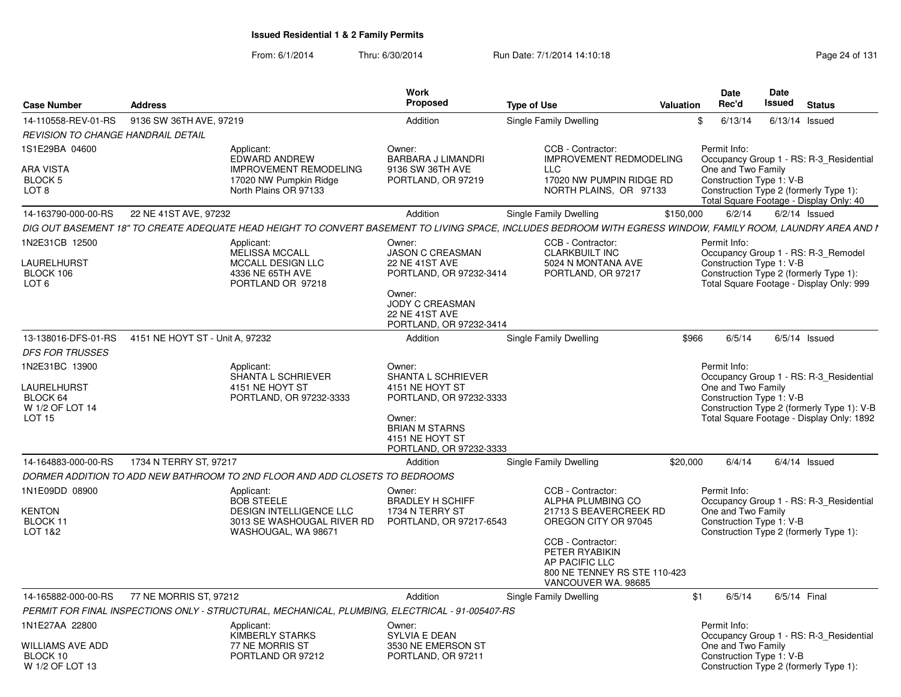**Issued Residential 1 & 2 Family Permits**

From: 6/1/2014 Thru: 6/30/2014 Run Date: 7/1/2014 14:10:18

| Case Number | Address | Work Proposed | Type of Use | Valuation | Date Rec'd | Date Issued | Status |
|---|---|---|---|---|---|---|---|
| 14-110558-REV-01-RS | 9136 SW 36TH AVE, 97219 | Addition | Single Family Dwelling | $ | 6/13/14 | 6/13/14 | Issued |

*REVISION TO CHANGE HANDRAIL DETAIL*

1S1E29BA 04600
ARA VISTA
BLOCK 5
LOT 8

Applicant:
EDWARD ANDREW
IMPROVEMENT REMODELING
17020 NW Pumpkin Ridge
North Plains OR 97133

Owner:
BARBARA J LIMANDRI
9136 SW 36TH AVE
PORTLAND, OR 97219

CCB - Contractor:
IMPROVEMENT REDMODELING LLC
17020 NW PUMPIN RIDGE RD
NORTH PLAINS, OR 97133

Permit Info:
Occupancy Group 1 - RS: R-3_Residential One and Two Family
Construction Type 1: V-B
Construction Type 2 (formerly Type 1):
Total Square Footage - Display Only: 40

| Case Number | Address | Work Proposed | Type of Use | Valuation | Date Rec'd | Date Issued | Status |
|---|---|---|---|---|---|---|---|
| 14-163790-000-00-RS | 22 NE 41ST AVE, 97232 | Addition | Single Family Dwelling | $150,000 | 6/2/14 | 6/2/14 | Issued |

*DIG OUT BASEMENT 18" TO CREATE ADEQUATE HEAD HEIGHT TO CONVERT BASEMENT TO LIVING SPACE, INCLUDES BEDROOM WITH EGRESS WINDOW, FAMILY ROOM, LAUNDRY AREA AND I*

1N2E31CB 12500
LAURELHURST
BLOCK 106
LOT 6

Applicant:
MELISSA MCCALL
MCCALL DESIGN LLC
4336 NE 65TH AVE
PORTLAND OR 97218

Owner:
JASON C CREASMAN
22 NE 41ST AVE
PORTLAND, OR 97232-3414

Owner:
JODY C CREASMAN
22 NE 41ST AVE
PORTLAND, OR 97232-3414

CCB - Contractor:
CLARKBUILT INC
5024 N MONTANA AVE
PORTLAND, OR 97217

Permit Info:
Occupancy Group 1 - RS: R-3_Remodel
Construction Type 1: V-B
Construction Type 2 (formerly Type 1):
Total Square Footage - Display Only: 999

| Case Number | Address | Work Proposed | Type of Use | Valuation | Date Rec'd | Date Issued | Status |
|---|---|---|---|---|---|---|---|
| 13-138016-DFS-01-RS | 4151 NE HOYT ST - Unit A, 97232 | Addition | Single Family Dwelling | $966 | 6/5/14 | 6/5/14 | Issued |

*DFS FOR TRUSSES*

1N2E31BC 13900
LAURELHURST
BLOCK 64
W 1/2 OF LOT 14
LOT 15

Applicant:
SHANTA L SCHRIEVER
4151 NE HOYT ST
PORTLAND, OR 97232-3333

Owner:
SHANTA L SCHRIEVER
4151 NE HOYT ST
PORTLAND, OR 97232-3333

Owner:
BRIAN M STARNS
4151 NE HOYT ST
PORTLAND, OR 97232-3333

Permit Info:
Occupancy Group 1 - RS: R-3_Residential One and Two Family
Construction Type 1: V-B
Construction Type 2 (formerly Type 1): V-B
Total Square Footage - Display Only: 1892

| Case Number | Address | Work Proposed | Type of Use | Valuation | Date Rec'd | Date Issued | Status |
|---|---|---|---|---|---|---|---|
| 14-164883-000-00-RS | 1734 N TERRY ST, 97217 | Addition | Single Family Dwelling | $20,000 | 6/4/14 | 6/4/14 | Issued |

*DORMER ADDITION TO ADD NEW BATHROOM TO 2ND FLOOR AND ADD CLOSETS TO BEDROOMS*

1N1E09DD 08900
KENTON
BLOCK 11
LOT 1&2

Applicant:
BOB STEELE
DESIGN INTELLIGENCE LLC
3013 SE WASHOUGAL RIVER RD
WASHOUGAL, WA 98671

Owner:
BRADLEY H SCHIFF
1734 N TERRY ST
PORTLAND, OR 97217-6543

CCB - Contractor:
ALPHA PLUMBING CO
21713 S BEAVERCREEK RD
OREGON CITY OR 97045

CCB - Contractor:
PETER RYABIKIN
AP PACIFIC LLC
800 NE TENNEY RS STE 110-423
VANCOUVER WA. 98685

Permit Info:
Occupancy Group 1 - RS: R-3_Residential One and Two Family
Construction Type 1: V-B
Construction Type 2 (formerly Type 1):

| Case Number | Address | Work Proposed | Type of Use | Valuation | Date Rec'd | Date Issued | Status |
|---|---|---|---|---|---|---|---|
| 14-165882-000-00-RS | 77 NE MORRIS ST, 97212 | Addition | Single Family Dwelling | $1 | 6/5/14 | 6/5/14 | Final |

*PERMIT FOR FINAL INSPECTIONS ONLY - STRUCTURAL, MECHANICAL, PLUMBING, ELECTRICAL - 91-005407-RS*

1N1E27AA 22800
WILLIAMS AVE ADD
BLOCK 10
W 1/2 OF LOT 13

Applicant:
KIMBERLY STARKS
77 NE MORRIS ST
PORTLAND OR 97212

Owner:
SYLVIA E DEAN
3530 NE EMERSON ST
PORTLAND, OR 97211

Permit Info:
Occupancy Group 1 - RS: R-3_Residential One and Two Family
Construction Type 1: V-B
Construction Type 2 (formerly Type 1):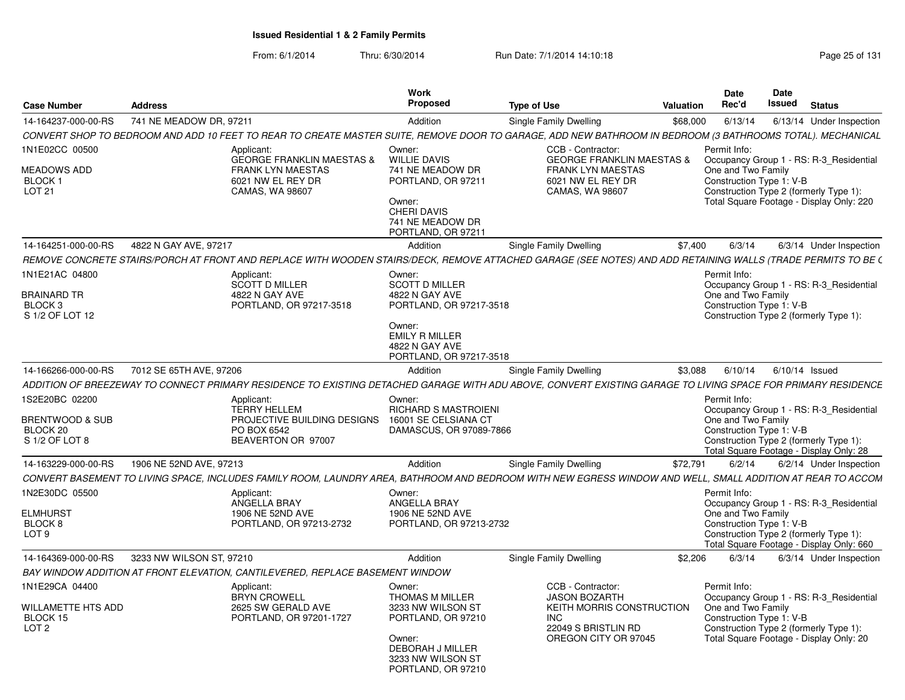**Issued Residential 1 & 2 Family Permits**

From: 6/1/2014 Thru: 6/30/2014 Run Date: 7/1/2014 14:10:18

| Case Number | Address | Work Proposed | Type of Use | Valuation | Date Rec'd | Date Issued | Status |
|---|---|---|---|---|---|---|---|
| 14-164237-000-00-RS | 741 NE MEADOW DR, 97211 | Addition | Single Family Dwelling | $68,000 | 6/13/14 | 6/13/14 | Under Inspection |

CONVERT SHOP TO BEDROOM AND ADD 10 FEET TO REAR TO CREATE MASTER SUITE, REMOVE DOOR TO GARAGE, ADD NEW BATHROOM IN BEDROOM (3 BATHROOMS TOTAL). MECHANICAL

1N1E02CC 00500
MEADOWS ADD
BLOCK 1
LOT 21

Applicant:
GEORGE FRANKLIN MAESTAS &
FRANK LYN MAESTAS
6021 NW EL REY DR
CAMAS, WA 98607

Owner:
WILLIE DAVIS
741 NE MEADOW DR
PORTLAND, OR 97211

Owner:
CHERI DAVIS
741 NE MEADOW DR
PORTLAND, OR 97211

CCB - Contractor:
GEORGE FRANKLIN MAESTAS &
FRANK LYN MAESTAS
6021 NW EL REY DR
CAMAS, WA 98607

Permit Info:
Occupancy Group 1 - RS: R-3_Residential One and Two Family
Construction Type 1: V-B
Construction Type 2 (formerly Type 1):
Total Square Footage - Display Only: 220

| Case Number | Address | Work Proposed | Type of Use | Valuation | Date Rec'd | Date Issued | Status |
|---|---|---|---|---|---|---|---|
| 14-164251-000-00-RS | 4822 N GAY AVE, 97217 | Addition | Single Family Dwelling | $7,400 | 6/3/14 | 6/3/14 | Under Inspection |

REMOVE CONCRETE STAIRS/PORCH AT FRONT AND REPLACE WITH WOODEN STAIRS/DECK, REMOVE ATTACHED GARAGE (SEE NOTES) AND ADD RETAINING WALLS (TRADE PERMITS TO BE C

1N1E21AC 04800
BRAINARD TR
BLOCK 3
S 1/2 OF LOT 12

Applicant:
SCOTT D MILLER
4822 N GAY AVE
PORTLAND, OR 97217-3518

Owner:
SCOTT D MILLER
4822 N GAY AVE
PORTLAND, OR 97217-3518

Owner:
EMILY R MILLER
4822 N GAY AVE
PORTLAND, OR 97217-3518

Permit Info:
Occupancy Group 1 - RS: R-3_Residential One and Two Family
Construction Type 1: V-B
Construction Type 2 (formerly Type 1):

| Case Number | Address | Work Proposed | Type of Use | Valuation | Date Rec'd | Date Issued | Status |
|---|---|---|---|---|---|---|---|
| 14-166266-000-00-RS | 7012 SE 65TH AVE, 97206 | Addition | Single Family Dwelling | $3,088 | 6/10/14 | 6/10/14 | Issued |

ADDITION OF BREEZEWAY TO CONNECT PRIMARY RESIDENCE TO EXISTING DETACHED GARAGE WITH ADU ABOVE, CONVERT EXISTING GARAGE TO LIVING SPACE FOR PRIMARY RESIDENCE

1S2E20BC 02200
BRENTWOOD & SUB
BLOCK 20
S 1/2 OF LOT 8

Applicant:
TERRY HELLEM
PROJECTIVE BUILDING DESIGNS
PO BOX 6542
BEAVERTON OR 97007

Owner:
RICHARD S MASTROIENI
16001 SE CELSIANA CT
DAMASCUS, OR 97089-7866

Permit Info:
Occupancy Group 1 - RS: R-3_Residential One and Two Family
Construction Type 1: V-B
Construction Type 2 (formerly Type 1):
Total Square Footage - Display Only: 28

| Case Number | Address | Work Proposed | Type of Use | Valuation | Date Rec'd | Date Issued | Status |
|---|---|---|---|---|---|---|---|
| 14-163229-000-00-RS | 1906 NE 52ND AVE, 97213 | Addition | Single Family Dwelling | $72,791 | 6/2/14 | 6/2/14 | Under Inspection |

CONVERT BASEMENT TO LIVING SPACE, INCLUDES FAMILY ROOM, LAUNDRY AREA, BATHROOM AND BEDROOM WITH NEW EGRESS WINDOW AND WELL, SMALL ADDITION AT REAR TO ACCOM

1N2E30DC 05500
ELMHURST
BLOCK 8
LOT 9

Applicant:
ANGELLA BRAY
1906 NE 52ND AVE
PORTLAND, OR 97213-2732

Owner:
ANGELLA BRAY
1906 NE 52ND AVE
PORTLAND, OR 97213-2732

Permit Info:
Occupancy Group 1 - RS: R-3_Residential One and Two Family
Construction Type 1: V-B
Construction Type 2 (formerly Type 1):
Total Square Footage - Display Only: 660

| Case Number | Address | Work Proposed | Type of Use | Valuation | Date Rec'd | Date Issued | Status |
|---|---|---|---|---|---|---|---|
| 14-164369-000-00-RS | 3233 NW WILSON ST, 97210 | Addition | Single Family Dwelling | $2,206 | 6/3/14 | 6/3/14 | Under Inspection |

BAY WINDOW ADDITION AT FRONT ELEVATION, CANTILEVERED, REPLACE BASEMENT WINDOW

1N1E29CA 04400
WILLAMETTE HTS ADD
BLOCK 15
LOT 2

Applicant:
BRYN CROWELL
2625 SW GERALD AVE
PORTLAND, OR 97201-1727

Owner:
THOMAS M MILLER
3233 NW WILSON ST
PORTLAND, OR 97210

Owner:
DEBORAH J MILLER
3233 NW WILSON ST
PORTLAND, OR 97210

CCB - Contractor:
JASON BOZARTH
KEITH MORRIS CONSTRUCTION INC
22049 S BRISTLIN RD
OREGON CITY OR 97045

Permit Info:
Occupancy Group 1 - RS: R-3_Residential One and Two Family
Construction Type 1: V-B
Construction Type 2 (formerly Type 1):
Total Square Footage - Display Only: 20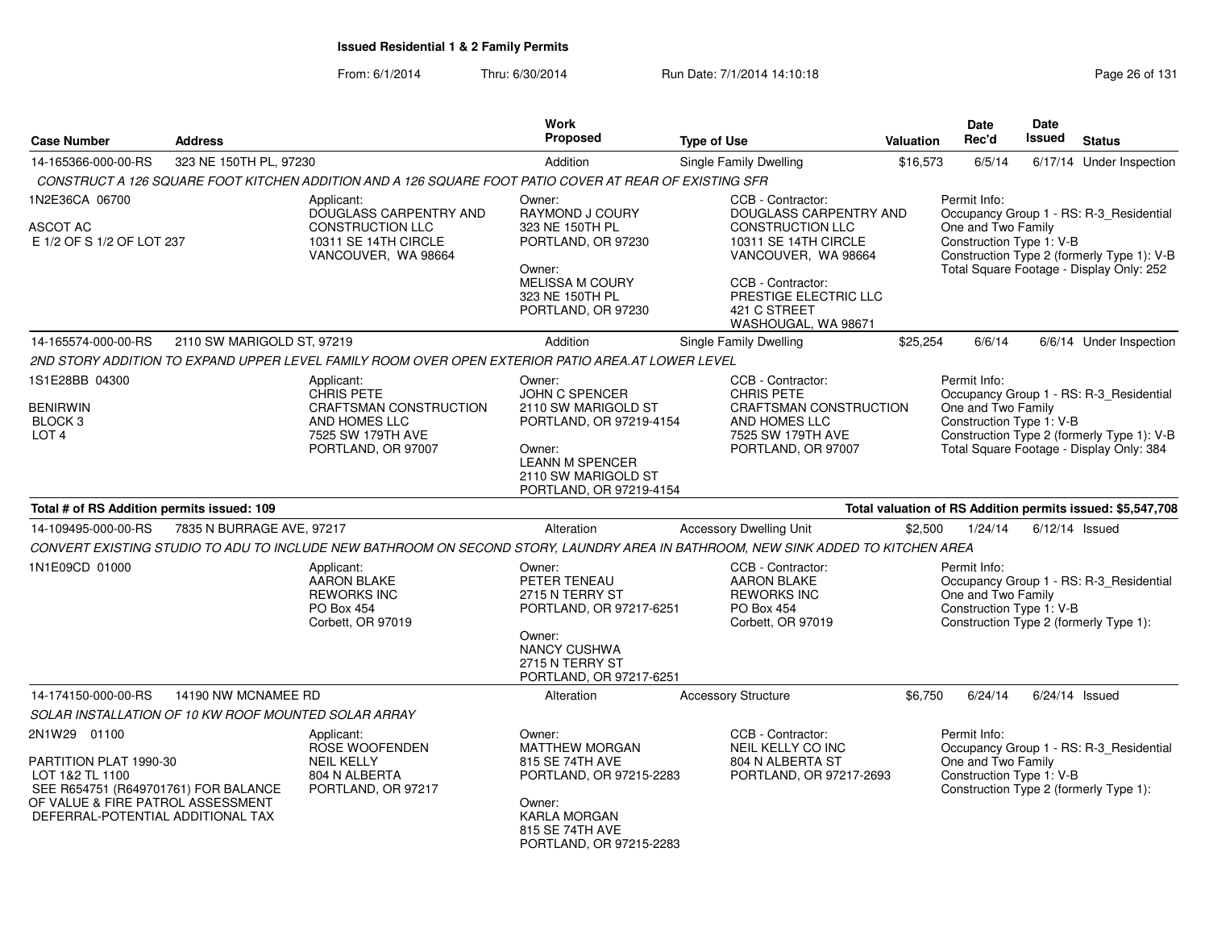**Issued Residential 1 & 2 Family Permits**

From: 6/1/2014 Thru: 6/30/2014 Run Date: 7/1/2014 14:10:18

| Case Number | Address | Work Proposed | Type of Use | Valuation | Date Rec'd | Date Issued | Status |
|---|---|---|---|---|---|---|---|
| 14-165366-000-00-RS | 323 NE 150TH PL, 97230 | Addition | Single Family Dwelling | $16,573 | 6/5/14 | 6/17/14 | Under Inspection |

*CONSTRUCT A 126 SQUARE FOOT KITCHEN ADDITION AND A 126 SQUARE FOOT PATIO COVER AT REAR OF EXISTING SFR*

1N2E36CA 06700
ASCOT AC
E 1/2 OF S 1/2 OF LOT 237

Applicant: DOUGLASS CARPENTRY AND CONSTRUCTION LLC, 10311 SE 14TH CIRCLE, VANCOUVER, WA 98664

Owner: RAYMOND J COURY, 323 NE 150TH PL, PORTLAND, OR 97230
Owner: MELISSA M COURY, 323 NE 150TH PL, PORTLAND, OR 97230

CCB - Contractor: DOUGLASS CARPENTRY AND CONSTRUCTION LLC, 10311 SE 14TH CIRCLE, VANCOUVER, WA 98664
CCB - Contractor: PRESTIGE ELECTRIC LLC, 421 C STREET, WASHOUGAL, WA 98671

Permit Info:
Occupancy Group 1 - RS: R-3_Residential One and Two Family
Construction Type 1: V-B
Construction Type 2 (formerly Type 1): V-B
Total Square Footage - Display Only: 252

| Case Number | Address | Work Proposed | Type of Use | Valuation | Date Rec'd | Date Issued | Status |
|---|---|---|---|---|---|---|---|
| 14-165574-000-00-RS | 2110 SW MARIGOLD ST, 97219 | Addition | Single Family Dwelling | $25,254 | 6/6/14 | 6/6/14 | Under Inspection |

*2ND STORY ADDITION TO EXPAND UPPER LEVEL FAMILY ROOM OVER OPEN EXTERIOR PATIO AREA.AT LOWER LEVEL*

1S1E28BB 04300
BENIRWIN
BLOCK 3
LOT 4

Applicant: CHRIS PETE, CRAFTSMAN CONSTRUCTION AND HOMES LLC, 7525 SW 179TH AVE, PORTLAND, OR 97007

Owner: JOHN C SPENCER, 2110 SW MARIGOLD ST, PORTLAND, OR 97219-4154
Owner: LEANN M SPENCER, 2110 SW MARIGOLD ST, PORTLAND, OR 97219-4154

CCB - Contractor: CHRIS PETE, CRAFTSMAN CONSTRUCTION AND HOMES LLC, 7525 SW 179TH AVE, PORTLAND, OR 97007

Permit Info:
Occupancy Group 1 - RS: R-3_Residential One and Two Family
Construction Type 1: V-B
Construction Type 2 (formerly Type 1): V-B
Total Square Footage - Display Only: 384

**Total # of RS Addition permits issued: 109** — **Total valuation of RS Addition permits issued: $5,547,708**

| Case Number | Address | Work Proposed | Type of Use | Valuation | Date Rec'd | Date Issued | Status |
|---|---|---|---|---|---|---|---|
| 14-109495-000-00-RS | 7835 N BURRAGE AVE, 97217 | Alteration | Accessory Dwelling Unit | $2,500 | 1/24/14 | 6/12/14 | Issued |

*CONVERT EXISTING STUDIO TO ADU TO INCLUDE NEW BATHROOM ON SECOND STORY, LAUNDRY AREA IN BATHROOM, NEW SINK ADDED TO KITCHEN AREA*

1N1E09CD 01000

Applicant: AARON BLAKE, REWORKS INC, PO Box 454, Corbett, OR 97019

Owner: PETER TENEAU, 2715 N TERRY ST, PORTLAND, OR 97217-6251
Owner: NANCY CUSHWA, 2715 N TERRY ST, PORTLAND, OR 97217-6251

CCB - Contractor: AARON BLAKE, REWORKS INC, PO Box 454, Corbett, OR 97019

Permit Info:
Occupancy Group 1 - RS: R-3_Residential One and Two Family
Construction Type 1: V-B
Construction Type 2 (formerly Type 1):

| Case Number | Address | Work Proposed | Type of Use | Valuation | Date Rec'd | Date Issued | Status |
|---|---|---|---|---|---|---|---|
| 14-174150-000-00-RS | 14190 NW MCNAMEE RD | Alteration | Accessory Structure | $6,750 | 6/24/14 | 6/24/14 | Issued |

*SOLAR INSTALLATION OF 10 KW ROOF MOUNTED SOLAR ARRAY*

2N1W29 01100
PARTITION PLAT 1990-30
LOT 1&2 TL 1100
SEE R654751 (R649701761) FOR BALANCE OF VALUE & FIRE PATROL ASSESSMENT DEFERRAL-POTENTIAL ADDITIONAL TAX

Applicant: ROSE WOOFENDEN, NEIL KELLY, 804 N ALBERTA, PORTLAND, OR 97217

Owner: MATTHEW MORGAN, 815 SE 74TH AVE, PORTLAND, OR 97215-2283
Owner: KARLA MORGAN, 815 SE 74TH AVE, PORTLAND, OR 97215-2283

CCB - Contractor: NEIL KELLY CO INC, 804 N ALBERTA ST, PORTLAND, OR 97217-2693

Permit Info:
Occupancy Group 1 - RS: R-3_Residential One and Two Family
Construction Type 1: V-B
Construction Type 2 (formerly Type 1):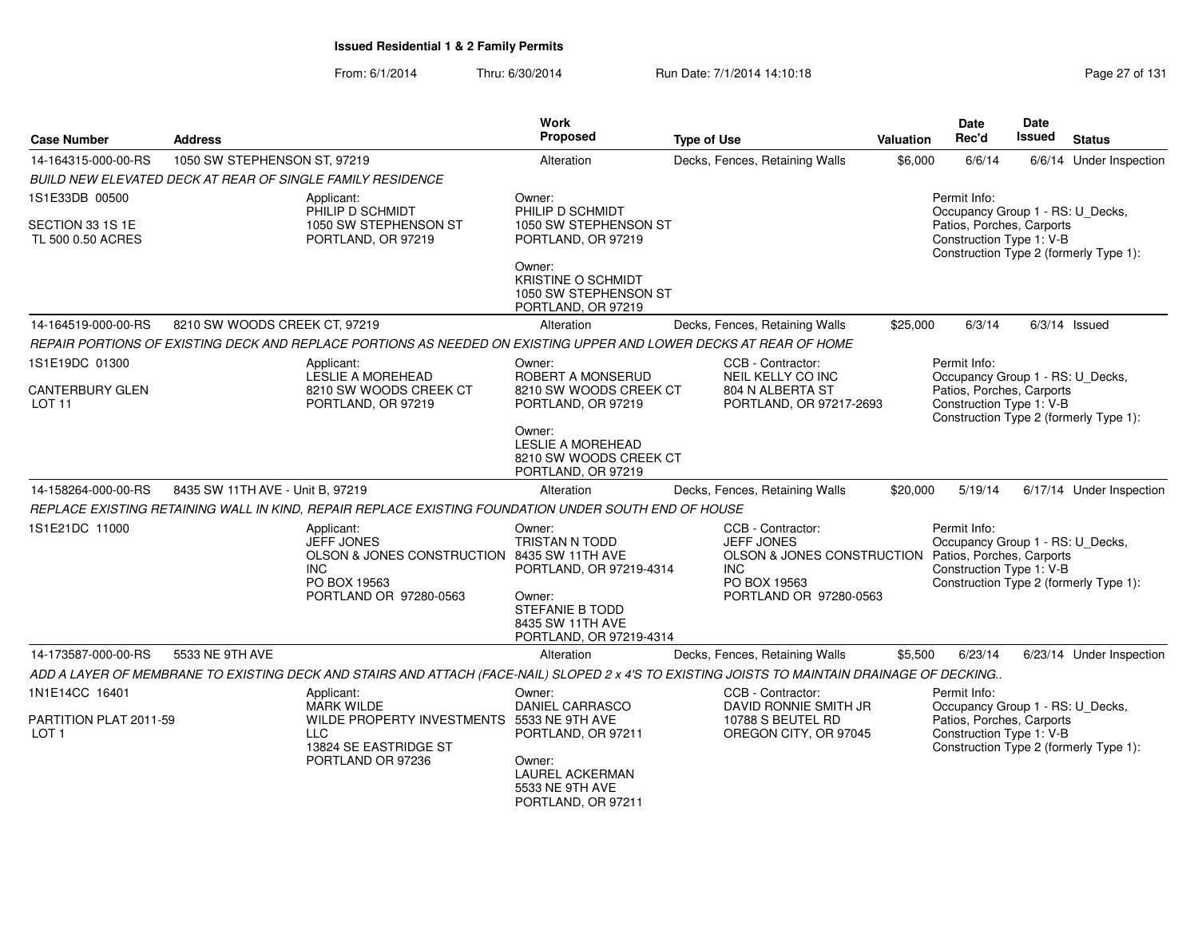## Issued Residential 1 & 2 Family Permits

From: 6/1/2014 Thru: 6/30/2014 Run Date: 7/1/2014 14:10:18

| Case Number | Address | Work Proposed | Type of Use | Valuation | Date Rec'd | Date Issued | Status |
|---|---|---|---|---|---|---|---|
| 14-164315-000-00-RS | 1050 SW STEPHENSON ST, 97219 | Alteration | Decks, Fences, Retaining Walls | $6,000 | 6/6/14 | 6/6/14 | Under Inspection |

*BUILD NEW ELEVATED DECK AT REAR OF SINGLE FAMILY RESIDENCE*

1S1E33DB 00500

SECTION 33 1S 1E
TL 500 0.50 ACRES

Applicant:
PHILIP D SCHMIDT
1050 SW STEPHENSON ST
PORTLAND, OR 97219

Owner:
PHILIP D SCHMIDT
1050 SW STEPHENSON ST
PORTLAND, OR 97219

Owner:
KRISTINE O SCHMIDT
1050 SW STEPHENSON ST
PORTLAND, OR 97219

Permit Info:
Occupancy Group 1 - RS: U_Decks, Patios, Porches, Carports
Construction Type 1: V-B
Construction Type 2 (formerly Type 1):

| Case Number | Address | Work Proposed | Type of Use | Valuation | Date Rec'd | Date Issued | Status |
|---|---|---|---|---|---|---|---|
| 14-164519-000-00-RS | 8210 SW WOODS CREEK CT, 97219 | Alteration | Decks, Fences, Retaining Walls | $25,000 | 6/3/14 | 6/3/14 | Issued |

*REPAIR PORTIONS OF EXISTING DECK AND REPLACE PORTIONS AS NEEDED ON EXISTING UPPER AND LOWER DECKS AT REAR OF HOME*

1S1E19DC 01300

CANTERBURY GLEN
LOT 11

Applicant:
LESLIE A MOREHEAD
8210 SW WOODS CREEK CT
PORTLAND, OR 97219

Owner:
ROBERT A MONSERUD
8210 SW WOODS CREEK CT
PORTLAND, OR 97219

Owner:
LESLIE A MOREHEAD
8210 SW WOODS CREEK CT
PORTLAND, OR 97219

CCB - Contractor:
NEIL KELLY CO INC
804 N ALBERTA ST
PORTLAND, OR 97217-2693

Permit Info:
Occupancy Group 1 - RS: U_Decks, Patios, Porches, Carports
Construction Type 1: V-B
Construction Type 2 (formerly Type 1):

| Case Number | Address | Work Proposed | Type of Use | Valuation | Date Rec'd | Date Issued | Status |
|---|---|---|---|---|---|---|---|
| 14-158264-000-00-RS | 8435 SW 11TH AVE - Unit B, 97219 | Alteration | Decks, Fences, Retaining Walls | $20,000 | 5/19/14 | 6/17/14 | Under Inspection |

*REPLACE EXISTING RETAINING WALL IN KIND, REPAIR REPLACE EXISTING FOUNDATION UNDER SOUTH END OF HOUSE*

1S1E21DC 11000

Applicant:
JEFF JONES
OLSON & JONES CONSTRUCTION INC
PO BOX 19563
PORTLAND OR 97280-0563

Owner:
TRISTAN N TODD
8435 SW 11TH AVE
PORTLAND, OR 97219-4314

Owner:
STEFANIE B TODD
8435 SW 11TH AVE
PORTLAND, OR 97219-4314

CCB - Contractor:
JEFF JONES
OLSON & JONES CONSTRUCTION INC
PO BOX 19563
PORTLAND OR 97280-0563

Permit Info:
Occupancy Group 1 - RS: U_Decks, Patios, Porches, Carports
Construction Type 1: V-B
Construction Type 2 (formerly Type 1):

| Case Number | Address | Work Proposed | Type of Use | Valuation | Date Rec'd | Date Issued | Status |
|---|---|---|---|---|---|---|---|
| 14-173587-000-00-RS | 5533 NE 9TH AVE | Alteration | Decks, Fences, Retaining Walls | $5,500 | 6/23/14 | 6/23/14 | Under Inspection |

*ADD A LAYER OF MEMBRANE TO EXISTING DECK AND STAIRS AND ATTACH (FACE-NAIL) SLOPED 2 x 4'S TO EXISTING JOISTS TO MAINTAIN DRAINAGE OF DECKING..*

1N1E14CC 16401

PARTITION PLAT 2011-59
LOT 1

Applicant:
MARK WILDE
WILDE PROPERTY INVESTMENTS LLC
13824 SE EASTRIDGE ST
PORTLAND OR 97236

Owner:
DANIEL CARRASCO
5533 NE 9TH AVE
PORTLAND, OR 97211

Owner:
LAUREL ACKERMAN
5533 NE 9TH AVE
PORTLAND, OR 97211

CCB - Contractor:
DAVID RONNIE SMITH JR
10788 S BEUTEL RD
OREGON CITY, OR 97045

Permit Info:
Occupancy Group 1 - RS: U_Decks, Patios, Porches, Carports
Construction Type 1: V-B
Construction Type 2 (formerly Type 1):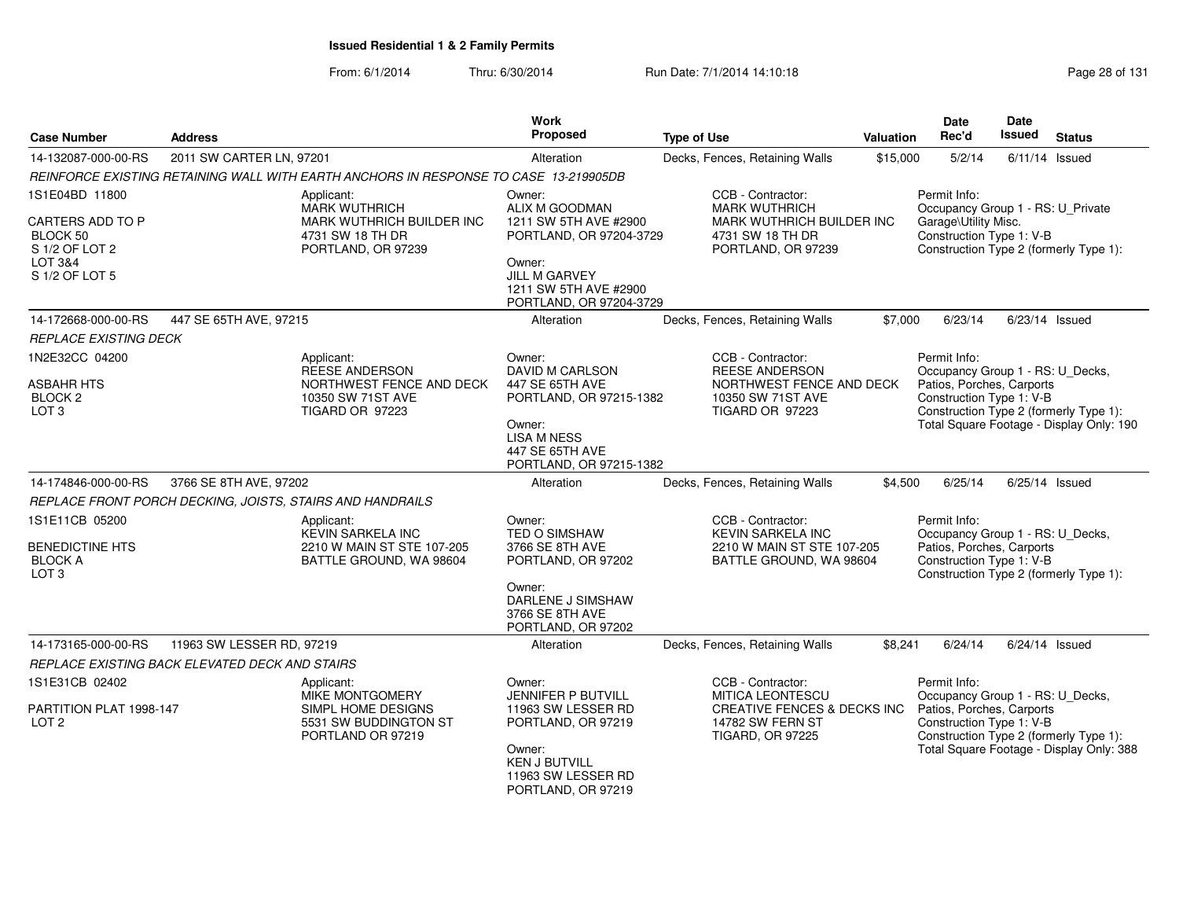# Issued Residential 1 & 2 Family Permits

From: 6/1/2014 Thru: 6/30/2014 Run Date: 7/1/2014 14:10:18

| Case Number | Address | Work Proposed | Type of Use | Valuation | Date Rec'd | Date Issued | Status |
|---|---|---|---|---|---|---|---|
| 14-132087-000-00-RS | 2011 SW CARTER LN, 97201 | Alteration | Decks, Fences, Retaining Walls | $15,000 | 5/2/14 | 6/11/14 | Issued |

*REINFORCE EXISTING RETAINING WALL WITH EARTH ANCHORS IN RESPONSE TO CASE 13-219905DB*

1S1E04BD 11800

CARTERS ADD TO P
BLOCK 50
S 1/2 OF LOT 2
LOT 3&4
S 1/2 OF LOT 5

Applicant:
MARK WUTHRICH
MARK WUTHRICH BUILDER INC
4731 SW 18 TH DR
PORTLAND, OR 97239

Owner:
ALIX M GOODMAN
1211 SW 5TH AVE #2900
PORTLAND, OR 97204-3729

Owner:
JILL M GARVEY
1211 SW 5TH AVE #2900
PORTLAND, OR 97204-3729

CCB - Contractor:
MARK WUTHRICH
MARK WUTHRICH BUILDER INC
4731 SW 18 TH DR
PORTLAND, OR 97239

Permit Info:
Occupancy Group 1 - RS: U_Private Garage\Utility Misc.
Construction Type 1: V-B
Construction Type 2 (formerly Type 1):

| Case Number | Address | Work Proposed | Type of Use | Valuation | Date Rec'd | Date Issued | Status |
|---|---|---|---|---|---|---|---|
| 14-172668-000-00-RS | 447 SE 65TH AVE, 97215 | Alteration | Decks, Fences, Retaining Walls | $7,000 | 6/23/14 | 6/23/14 | Issued |

*REPLACE EXISTING DECK*

1N2E32CC 04200

ASBAHR HTS
BLOCK 2
LOT 3

Applicant:
REESE ANDERSON
NORTHWEST FENCE AND DECK
10350 SW 71ST AVE
TIGARD OR 97223

Owner:
DAVID M CARLSON
447 SE 65TH AVE
PORTLAND, OR 97215-1382

Owner:
LISA M NESS
447 SE 65TH AVE
PORTLAND, OR 97215-1382

CCB - Contractor:
REESE ANDERSON
NORTHWEST FENCE AND DECK
10350 SW 71ST AVE
TIGARD OR 97223

Permit Info:
Occupancy Group 1 - RS: U_Decks, Patios, Porches, Carports
Construction Type 1: V-B
Construction Type 2 (formerly Type 1):
Total Square Footage - Display Only: 190

| Case Number | Address | Work Proposed | Type of Use | Valuation | Date Rec'd | Date Issued | Status |
|---|---|---|---|---|---|---|---|
| 14-174846-000-00-RS | 3766 SE 8TH AVE, 97202 | Alteration | Decks, Fences, Retaining Walls | $4,500 | 6/25/14 | 6/25/14 | Issued |

*REPLACE FRONT PORCH DECKING, JOISTS, STAIRS AND HANDRAILS*

1S1E11CB 05200

BENEDICTINE HTS
BLOCK A
LOT 3

Applicant:
KEVIN SARKELA INC
2210 W MAIN ST STE 107-205
BATTLE GROUND, WA 98604

Owner:
TED O SIMSHAW
3766 SE 8TH AVE
PORTLAND, OR 97202

Owner:
DARLENE J SIMSHAW
3766 SE 8TH AVE
PORTLAND, OR 97202

CCB - Contractor:
KEVIN SARKELA INC
2210 W MAIN ST STE 107-205
BATTLE GROUND, WA 98604

Permit Info:
Occupancy Group 1 - RS: U_Decks, Patios, Porches, Carports
Construction Type 1: V-B
Construction Type 2 (formerly Type 1):

| Case Number | Address | Work Proposed | Type of Use | Valuation | Date Rec'd | Date Issued | Status |
|---|---|---|---|---|---|---|---|
| 14-173165-000-00-RS | 11963 SW LESSER RD, 97219 | Alteration | Decks, Fences, Retaining Walls | $8,241 | 6/24/14 | 6/24/14 | Issued |

*REPLACE EXISTING BACK ELEVATED DECK AND STAIRS*

1S1E31CB 02402

PARTITION PLAT 1998-147
LOT 2

Applicant:
MIKE MONTGOMERY
SIMPL HOME DESIGNS
5531 SW BUDDINGTON ST
PORTLAND OR 97219

Owner:
JENNIFER P BUTVILL
11963 SW LESSER RD
PORTLAND, OR 97219

Owner:
KEN J BUTVILL
11963 SW LESSER RD
PORTLAND, OR 97219

CCB - Contractor:
MITICA LEONTESCU
CREATIVE FENCES & DECKS INC
14782 SW FERN ST
TIGARD, OR 97225

Permit Info:
Occupancy Group 1 - RS: U_Decks, Patios, Porches, Carports
Construction Type 1: V-B
Construction Type 2 (formerly Type 1):
Total Square Footage - Display Only: 388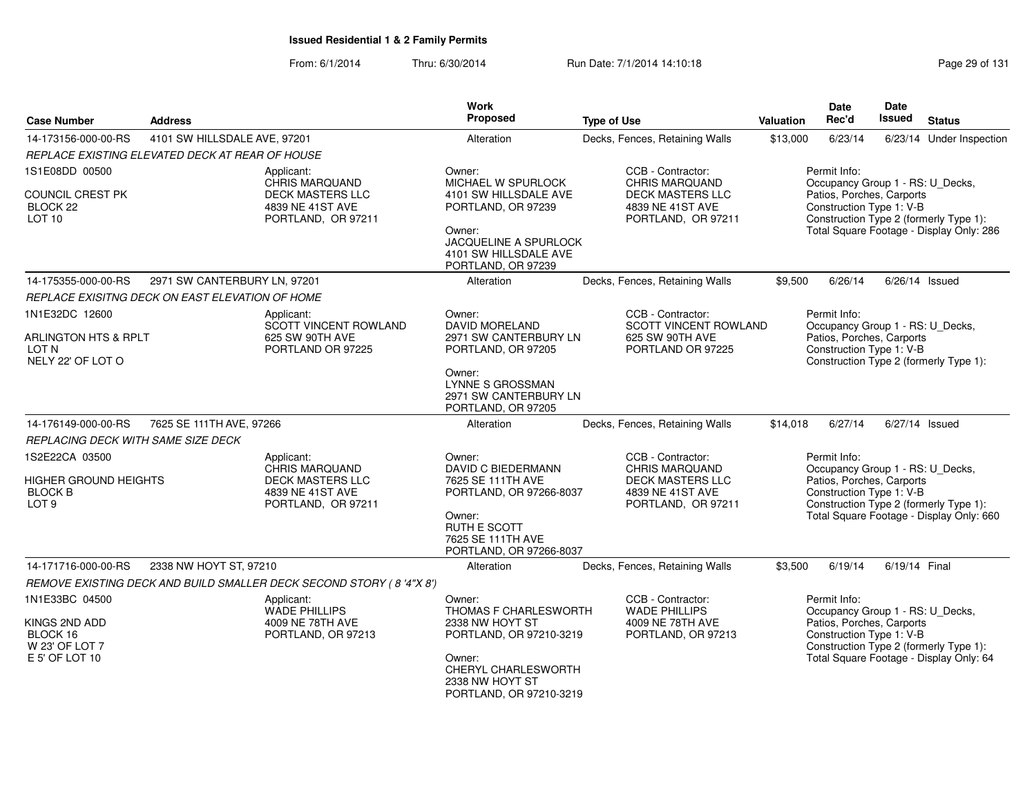# Issued Residential 1 & 2 Family Permits

From: 6/1/2014 Thru: 6/30/2014 Run Date: 7/1/2014 14:10:18

| Case Number | Address | Work Proposed | Type of Use | Valuation | Date Rec'd | Date Issued | Status |
|---|---|---|---|---|---|---|---|
| 14-173156-000-00-RS | 4101 SW HILLSDALE AVE, 97201 | Alteration | Decks, Fences, Retaining Walls | $13,000 | 6/23/14 | 6/23/14 | Under Inspection |

*REPLACE EXISTING ELEVATED DECK AT REAR OF HOUSE*

1S1E08DD 00500
COUNCIL CREST PK
BLOCK 22
LOT 10

Applicant:
CHRIS MARQUAND
DECK MASTERS LLC
4839 NE 41ST AVE
PORTLAND, OR 97211

Owner:
MICHAEL W SPURLOCK
4101 SW HILLSDALE AVE
PORTLAND, OR 97239

Owner:
JACQUELINE A SPURLOCK
4101 SW HILLSDALE AVE
PORTLAND, OR 97239

CCB - Contractor:
CHRIS MARQUAND
DECK MASTERS LLC
4839 NE 41ST AVE
PORTLAND, OR 97211

Permit Info:
Occupancy Group 1 - RS: U_Decks, Patios, Porches, Carports
Construction Type 1: V-B
Construction Type 2 (formerly Type 1):
Total Square Footage - Display Only: 286

---

| Case Number | Address | Work Proposed | Type of Use | Valuation | Date Rec'd | Date Issued | Status |
|---|---|---|---|---|---|---|---|
| 14-175355-000-00-RS | 2971 SW CANTERBURY LN, 97201 | Alteration | Decks, Fences, Retaining Walls | $9,500 | 6/26/14 | 6/26/14 | Issued |

*REPLACE EXISITNG DECK ON EAST ELEVATION OF HOME*

1N1E32DC 12600
ARLINGTON HTS & RPLT
LOT N
NELY 22' OF LOT O

Applicant:
SCOTT VINCENT ROWLAND
625 SW 90TH AVE
PORTLAND OR 97225

Owner:
DAVID MORELAND
2971 SW CANTERBURY LN
PORTLAND, OR 97205

Owner:
LYNNE S GROSSMAN
2971 SW CANTERBURY LN
PORTLAND, OR 97205

CCB - Contractor:
SCOTT VINCENT ROWLAND
625 SW 90TH AVE
PORTLAND OR 97225

Permit Info:
Occupancy Group 1 - RS: U_Decks, Patios, Porches, Carports
Construction Type 1: V-B
Construction Type 2 (formerly Type 1):

---

| Case Number | Address | Work Proposed | Type of Use | Valuation | Date Rec'd | Date Issued | Status |
|---|---|---|---|---|---|---|---|
| 14-176149-000-00-RS | 7625 SE 111TH AVE, 97266 | Alteration | Decks, Fences, Retaining Walls | $14,018 | 6/27/14 | 6/27/14 | Issued |

*REPLACING DECK WITH SAME SIZE DECK*

1S2E22CA 03500
HIGHER GROUND HEIGHTS
BLOCK B
LOT 9

Applicant:
CHRIS MARQUAND
DECK MASTERS LLC
4839 NE 41ST AVE
PORTLAND, OR 97211

Owner:
DAVID C BIEDERMANN
7625 SE 111TH AVE
PORTLAND, OR 97266-8037

Owner:
RUTH E SCOTT
7625 SE 111TH AVE
PORTLAND, OR 97266-8037

CCB - Contractor:
CHRIS MARQUAND
DECK MASTERS LLC
4839 NE 41ST AVE
PORTLAND, OR 97211

Permit Info:
Occupancy Group 1 - RS: U_Decks, Patios, Porches, Carports
Construction Type 1: V-B
Construction Type 2 (formerly Type 1):
Total Square Footage - Display Only: 660

---

| Case Number | Address | Work Proposed | Type of Use | Valuation | Date Rec'd | Date Issued | Status |
|---|---|---|---|---|---|---|---|
| 14-171716-000-00-RS | 2338 NW HOYT ST, 97210 | Alteration | Decks, Fences, Retaining Walls | $3,500 | 6/19/14 | 6/19/14 | Final |

*REMOVE EXISTING DECK AND BUILD SMALLER DECK SECOND STORY ( 8 '4"X 8')*

1N1E33BC 04500
KINGS 2ND ADD
BLOCK 16
W 23' OF LOT 7
E 5' OF LOT 10

Applicant:
WADE PHILLIPS
4009 NE 78TH AVE
PORTLAND, OR 97213

Owner:
THOMAS F CHARLESWORTH
2338 NW HOYT ST
PORTLAND, OR 97210-3219

Owner:
CHERYL CHARLESWORTH
2338 NW HOYT ST
PORTLAND, OR 97210-3219

CCB - Contractor:
WADE PHILLIPS
4009 NE 78TH AVE
PORTLAND, OR 97213

Permit Info:
Occupancy Group 1 - RS: U_Decks, Patios, Porches, Carports
Construction Type 1: V-B
Construction Type 2 (formerly Type 1):
Total Square Footage - Display Only: 64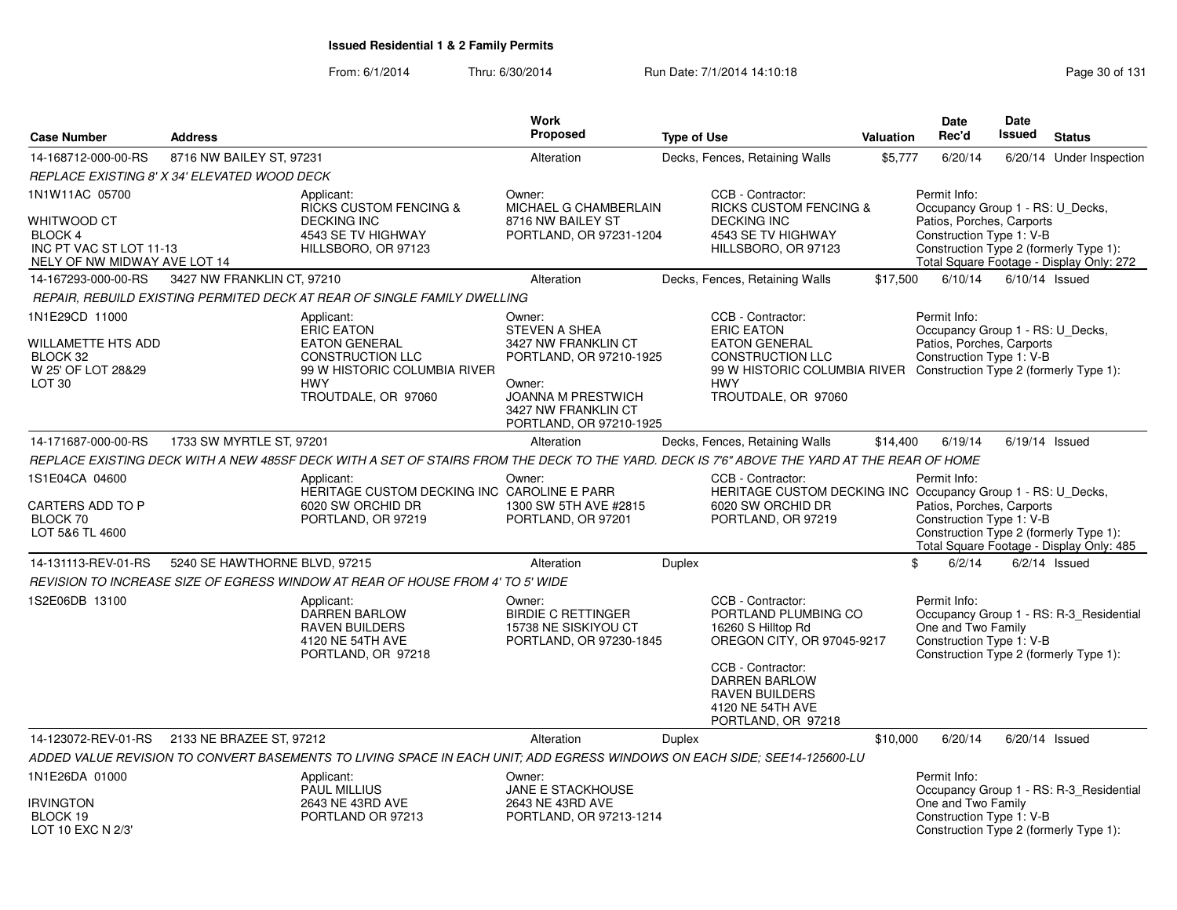# Issued Residential 1 & 2 Family Permits

From: 6/1/2014 Thru: 6/30/2014 Run Date: 7/1/2014 14:10:18

| Case Number | Address | Work Proposed | Type of Use | Valuation | Date Rec'd | Date Issued | Status |
|---|---|---|---|---|---|---|---|
| 14-168712-000-00-RS | 8716 NW BAILEY ST, 97231 | Alteration | Decks, Fences, Retaining Walls | $5,777 | 6/20/14 | 6/20/14 | Under Inspection |

REPLACE EXISTING 8' X 34' ELEVATED WOOD DECK

1N1W11AC 05700
WHITWOOD CT
BLOCK 4
INC PT VAC ST LOT 11-13
NELY OF NW MIDWAY AVE LOT 14

Applicant: RICKS CUSTOM FENCING & DECKING INC, 4543 SE TV HIGHWAY, HILLSBORO, OR 97123

Owner: MICHAEL G CHAMBERLAIN, 8716 NW BAILEY ST, PORTLAND, OR 97231-1204

CCB - Contractor: RICKS CUSTOM FENCING & DECKING INC, 4543 SE TV HIGHWAY, HILLSBORO, OR 97123

Permit Info: Occupancy Group 1 - RS: U_Decks, Patios, Porches, Carports; Construction Type 1: V-B; Construction Type 2 (formerly Type 1):; Total Square Footage - Display Only: 272

| Case Number | Address | Work Proposed | Type of Use | Valuation | Date Rec'd | Date Issued | Status |
|---|---|---|---|---|---|---|---|
| 14-167293-000-00-RS | 3427 NW FRANKLIN CT, 97210 | Alteration | Decks, Fences, Retaining Walls | $17,500 | 6/10/14 | 6/10/14 | Issued |

REPAIR, REBUILD EXISTING PERMITED DECK AT REAR OF SINGLE FAMILY DWELLING

1N1E29CD 11000
WILLAMETTE HTS ADD
BLOCK 32
W 25' OF LOT 28&29
LOT 30

Applicant: ERIC EATON, EATON GENERAL CONSTRUCTION LLC, 99 W HISTORIC COLUMBIA RIVER HWY, TROUTDALE, OR 97060

Owner: STEVEN A SHEA, 3427 NW FRANKLIN CT, PORTLAND, OR 97210-1925

Owner: JOANNA M PRESTWICH, 3427 NW FRANKLIN CT, PORTLAND, OR 97210-1925

CCB - Contractor: ERIC EATON, EATON GENERAL CONSTRUCTION LLC, 99 W HISTORIC COLUMBIA RIVER HWY, TROUTDALE, OR 97060

Permit Info: Occupancy Group 1 - RS: U_Decks, Patios, Porches, Carports; Construction Type 1: V-B; Construction Type 2 (formerly Type 1):

| Case Number | Address | Work Proposed | Type of Use | Valuation | Date Rec'd | Date Issued | Status |
|---|---|---|---|---|---|---|---|
| 14-171687-000-00-RS | 1733 SW MYRTLE ST, 97201 | Alteration | Decks, Fences, Retaining Walls | $14,400 | 6/19/14 | 6/19/14 | Issued |

REPLACE EXISTING DECK WITH A NEW 485SF DECK WITH A SET OF STAIRS FROM THE DECK TO THE YARD. DECK IS 7'6" ABOVE THE YARD AT THE REAR OF HOME

1S1E04CA 04600
CARTERS ADD TO P
BLOCK 70
LOT 5&6 TL 4600

Applicant: HERITAGE CUSTOM DECKING INC, 6020 SW ORCHID DR, PORTLAND, OR 97219

Owner: CAROLINE E PARR, 1300 SW 5TH AVE #2815, PORTLAND, OR 97201

CCB - Contractor: HERITAGE CUSTOM DECKING INC, 6020 SW ORCHID DR, PORTLAND, OR 97219

Permit Info: Occupancy Group 1 - RS: U_Decks, Patios, Porches, Carports; Construction Type 1: V-B; Construction Type 2 (formerly Type 1):; Total Square Footage - Display Only: 485

| Case Number | Address | Work Proposed | Type of Use | Valuation | Date Rec'd | Date Issued | Status |
|---|---|---|---|---|---|---|---|
| 14-131113-REV-01-RS | 5240 SE HAWTHORNE BLVD, 97215 | Alteration | Duplex | $ | 6/2/14 | 6/2/14 | Issued |

REVISION TO INCREASE SIZE OF EGRESS WINDOW AT REAR OF HOUSE FROM 4' TO 5' WIDE

1S2E06DB 13100

Applicant: DARREN BARLOW, RAVEN BUILDERS, 4120 NE 54TH AVE, PORTLAND, OR 97218

Owner: BIRDIE C RETTINGER, 15738 NE SISKIYOU CT, PORTLAND, OR 97230-1845

CCB - Contractor: PORTLAND PLUMBING CO, 16260 S Hilltop Rd, OREGON CITY, OR 97045-9217

CCB - Contractor: DARREN BARLOW, RAVEN BUILDERS, 4120 NE 54TH AVE, PORTLAND, OR 97218

Permit Info: Occupancy Group 1 - RS: R-3_Residential One and Two Family; Construction Type 1: V-B; Construction Type 2 (formerly Type 1):

| Case Number | Address | Work Proposed | Type of Use | Valuation | Date Rec'd | Date Issued | Status |
|---|---|---|---|---|---|---|---|
| 14-123072-REV-01-RS | 2133 NE BRAZEE ST, 97212 | Alteration | Duplex | $10,000 | 6/20/14 | 6/20/14 | Issued |

ADDED VALUE REVISION TO CONVERT BASEMENTS TO LIVING SPACE IN EACH UNIT; ADD EGRESS WINDOWS ON EACH SIDE; SEE14-125600-LU

1N1E26DA 01000
IRVINGTON
BLOCK 19
LOT 10 EXC N 2/3'

Applicant: PAUL MILLIUS, 2643 NE 43RD AVE, PORTLAND OR 97213

Owner: JANE E STACKHOUSE, 2643 NE 43RD AVE, PORTLAND, OR 97213-1214

Permit Info: Occupancy Group 1 - RS: R-3_Residential One and Two Family; Construction Type 1: V-B; Construction Type 2 (formerly Type 1):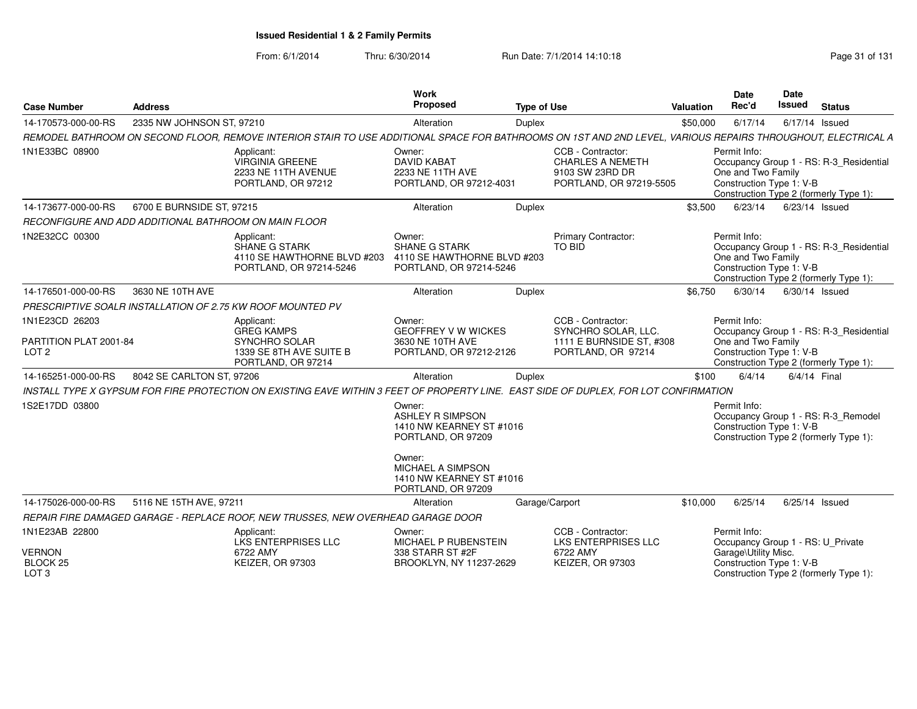## Issued Residential 1 & 2 Family Permits

From: 6/1/2014 Thru: 6/30/2014 Run Date: 7/1/2014 14:10:18

| Case Number | Address | Work Proposed | Type of Use | Valuation | Date Rec'd | Date Issued | Status |
|---|---|---|---|---|---|---|---|
| 14-170573-000-00-RS | 2335 NW JOHNSON ST, 97210 | Alteration | Duplex | $50,000 | 6/17/14 | 6/17/14 | Issued |

REMODEL BATHROOM ON SECOND FLOOR, REMOVE INTERIOR STAIR TO USE ADDITIONAL SPACE FOR BATHROOMS ON 1ST AND 2ND LEVEL, VARIOUS REPAIRS THROUGHOUT, ELECTRICAL A

1N1E33BC 08900

Applicant: VIRGINIA GREENE, 2233 NE 11TH AVENUE, PORTLAND, OR 97212

Owner: DAVID KABAT, 2233 NE 11TH AVE, PORTLAND, OR 97212-4031

CCB - Contractor: CHARLES A NEMETH, 9103 SW 23RD DR, PORTLAND, OR 97219-5505

Permit Info: Occupancy Group 1 - RS: R-3_Residential One and Two Family; Construction Type 1: V-B; Construction Type 2 (formerly Type 1):

| Case Number | Address | Work Proposed | Type of Use | Valuation | Date Rec'd | Date Issued | Status |
|---|---|---|---|---|---|---|---|
| 14-173677-000-00-RS | 6700 E BURNSIDE ST, 97215 | Alteration | Duplex | $3,500 | 6/23/14 | 6/23/14 | Issued |

RECONFIGURE AND ADD ADDITIONAL BATHROOM ON MAIN FLOOR

1N2E32CC 00300

Applicant: SHANE G STARK, 4110 SE HAWTHORNE BLVD #203, PORTLAND, OR 97214-5246

Owner: SHANE G STARK, 4110 SE HAWTHORNE BLVD #203, PORTLAND, OR 97214-5246

Primary Contractor: TO BID

Permit Info: Occupancy Group 1 - RS: R-3_Residential One and Two Family; Construction Type 1: V-B; Construction Type 2 (formerly Type 1):

| Case Number | Address | Work Proposed | Type of Use | Valuation | Date Rec'd | Date Issued | Status |
|---|---|---|---|---|---|---|---|
| 14-176501-000-00-RS | 3630 NE 10TH AVE | Alteration | Duplex | $6,750 | 6/30/14 | 6/30/14 | Issued |

PRESCRIPTIVE SOALR INSTALLATION OF 2.75 KW ROOF MOUNTED PV

1N1E23CD 26203

PARTITION PLAT 2001-84
LOT 2

Applicant: GREG KAMPS, SYNCHRO SOLAR, 1339 SE 8TH AVE SUITE B, PORTLAND, OR 97214

Owner: GEOFFREY V W WICKES, 3630 NE 10TH AVE, PORTLAND, OR 97212-2126

CCB - Contractor: SYNCHRO SOLAR, LLC., 1111 E BURNSIDE ST, #308, PORTLAND, OR 97214

Permit Info: Occupancy Group 1 - RS: R-3_Residential One and Two Family; Construction Type 1: V-B; Construction Type 2 (formerly Type 1):

| Case Number | Address | Work Proposed | Type of Use | Valuation | Date Rec'd | Date Issued | Status |
|---|---|---|---|---|---|---|---|
| 14-165251-000-00-RS | 8042 SE CARLTON ST, 97206 | Alteration | Duplex | $100 | 6/4/14 | 6/4/14 | Final |

INSTALL TYPE X GYPSUM FOR FIRE PROTECTION ON EXISTING EAVE WITHIN 3 FEET OF PROPERTY LINE. EAST SIDE OF DUPLEX, FOR LOT CONFIRMATION

1S2E17DD 03800

Owner: ASHLEY R SIMPSON, 1410 NW KEARNEY ST #1016, PORTLAND, OR 97209

Owner: MICHAEL A SIMPSON, 1410 NW KEARNEY ST #1016, PORTLAND, OR 97209

Permit Info: Occupancy Group 1 - RS: R-3_Remodel; Construction Type 1: V-B; Construction Type 2 (formerly Type 1):

| Case Number | Address | Work Proposed | Type of Use | Valuation | Date Rec'd | Date Issued | Status |
|---|---|---|---|---|---|---|---|
| 14-175026-000-00-RS | 5116 NE 15TH AVE, 97211 | Alteration | Garage/Carport | $10,000 | 6/25/14 | 6/25/14 | Issued |

REPAIR FIRE DAMAGED GARAGE - REPLACE ROOF, NEW TRUSSES, NEW OVERHEAD GARAGE DOOR

1N1E23AB 22800

VERNON
BLOCK 25
LOT 3

Applicant: LKS ENTERPRISES LLC, 6722 AMY, KEIZER, OR 97303

Owner: MICHAEL P RUBENSTEIN, 338 STARR ST #2F, BROOKLYN, NY 11237-2629

CCB - Contractor: LKS ENTERPRISES LLC, 6722 AMY, KEIZER, OR 97303

Permit Info: Occupancy Group 1 - RS: U_Private Garage\Utility Misc.; Construction Type 1: V-B; Construction Type 2 (formerly Type 1):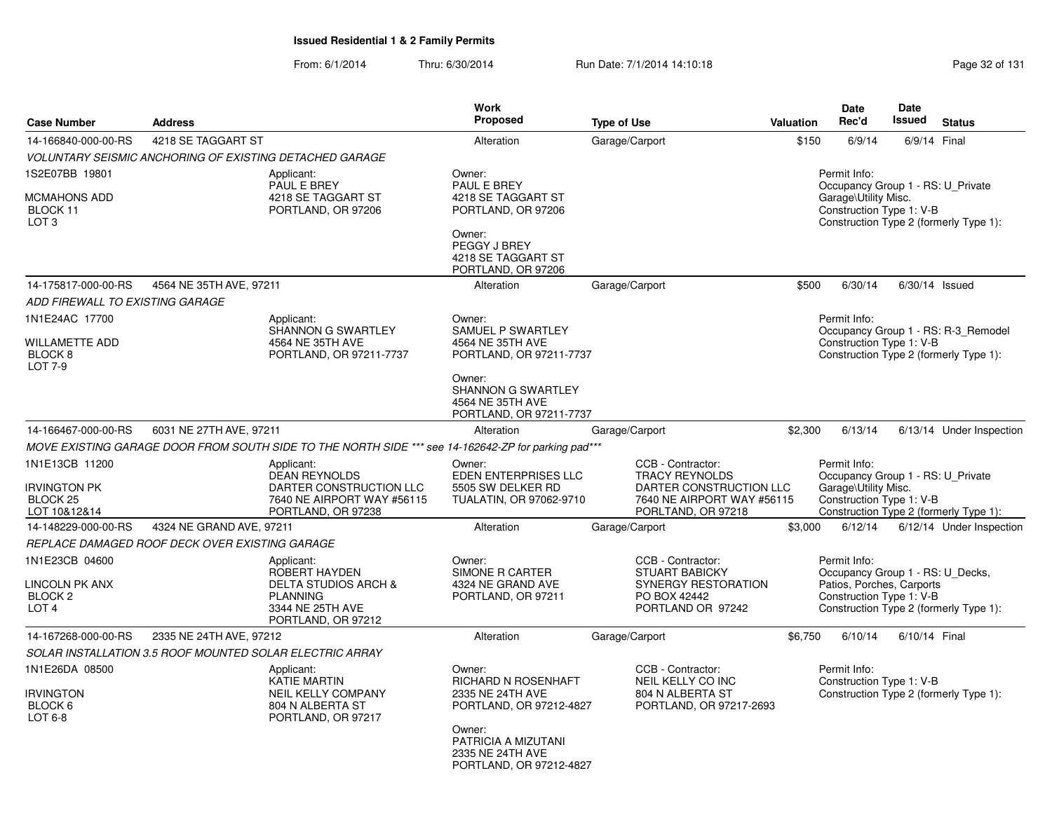# Issued Residential 1 & 2 Family Permits

From: 6/1/2014 Thru: 6/30/2014 Run Date: 7/1/2014 14:10:18

| Case Number | Address | Work Proposed | Type of Use | Valuation | Date Rec'd | Date Issued | Status |
|---|---|---|---|---|---|---|---|
| 14-166840-000-00-RS | 4218 SE TAGGART ST | Alteration | Garage/Carport | $150 | 6/9/14 | 6/9/14 | Final |

*VOLUNTARY SEISMIC ANCHORING OF EXISTING DETACHED GARAGE*

1S2E07BB 19801
MCMAHONS ADD
BLOCK 11
LOT 3

Applicant:
PAUL E BREY
4218 SE TAGGART ST
PORTLAND, OR 97206

Owner:
PAUL E BREY
4218 SE TAGGART ST
PORTLAND, OR 97206

Owner:
PEGGY J BREY
4218 SE TAGGART ST
PORTLAND, OR 97206

Permit Info:
Occupancy Group 1 - RS: U_Private Garage\Utility Misc.
Construction Type 1: V-B
Construction Type 2 (formerly Type 1):

| Case Number | Address | Work Proposed | Type of Use | Valuation | Date Rec'd | Date Issued | Status |
|---|---|---|---|---|---|---|---|
| 14-175817-000-00-RS | 4564 NE 35TH AVE, 97211 | Alteration | Garage/Carport | $500 | 6/30/14 | 6/30/14 | Issued |

*ADD FIREWALL TO EXISTING GARAGE*

1N1E24AC 17700
WILLAMETTE ADD
BLOCK 8
LOT 7-9

Applicant:
SHANNON G SWARTLEY
4564 NE 35TH AVE
PORTLAND, OR 97211-7737

Owner:
SAMUEL P SWARTLEY
4564 NE 35TH AVE
PORTLAND, OR 97211-7737

Owner:
SHANNON G SWARTLEY
4564 NE 35TH AVE
PORTLAND, OR 97211-7737

Permit Info:
Occupancy Group 1 - RS: R-3_Remodel
Construction Type 1: V-B
Construction Type 2 (formerly Type 1):

| Case Number | Address | Work Proposed | Type of Use | Valuation | Date Rec'd | Date Issued | Status |
|---|---|---|---|---|---|---|---|
| 14-166467-000-00-RS | 6031 NE 27TH AVE, 97211 | Alteration | Garage/Carport | $2,300 | 6/13/14 | 6/13/14 | Under Inspection |

*MOVE EXISTING GARAGE DOOR FROM SOUTH SIDE TO THE NORTH SIDE *** see 14-162642-ZP for parking pad****

1N1E13CB 11200
IRVINGTON PK
BLOCK 25
LOT 10&12&14

Applicant:
DEAN REYNOLDS
DARTER CONSTRUCTION LLC
7640 NE AIRPORT WAY #56115
PORTLAND, OR 97238

Owner:
EDEN ENTERPRISES LLC
5505 SW DELKER RD
TUALATIN, OR 97062-9710

CCB - Contractor:
TRACY REYNOLDS
DARTER CONSTRUCTION LLC
7640 NE AIRPORT WAY #56115
PORLTAND, OR 97218

Permit Info:
Occupancy Group 1 - RS: U_Private Garage\Utility Misc.
Construction Type 1: V-B
Construction Type 2 (formerly Type 1):

| Case Number | Address | Work Proposed | Type of Use | Valuation | Date Rec'd | Date Issued | Status |
|---|---|---|---|---|---|---|---|
| 14-148229-000-00-RS | 4324 NE GRAND AVE, 97211 | Alteration | Garage/Carport | $3,000 | 6/12/14 | 6/12/14 | Under Inspection |

*REPLACE DAMAGED ROOF DECK OVER EXISTING GARAGE*

1N1E23CB 04600
LINCOLN PK ANX
BLOCK 2
LOT 4

Applicant:
ROBERT HAYDEN
DELTA STUDIOS ARCH & PLANNING
3344 NE 25TH AVE
PORTLAND, OR 97212

Owner:
SIMONE R CARTER
4324 NE GRAND AVE
PORTLAND, OR 97211

CCB - Contractor:
STUART BABICKY
SYNERGY RESTORATION
PO BOX 42442
PORTLAND OR 97242

Permit Info:
Occupancy Group 1 - RS: U_Decks, Patios, Porches, Carports
Construction Type 1: V-B
Construction Type 2 (formerly Type 1):

| Case Number | Address | Work Proposed | Type of Use | Valuation | Date Rec'd | Date Issued | Status |
|---|---|---|---|---|---|---|---|
| 14-167268-000-00-RS | 2335 NE 24TH AVE, 97212 | Alteration | Garage/Carport | $6,750 | 6/10/14 | 6/10/14 | Final |

*SOLAR INSTALLATION 3.5 ROOF MOUNTED SOLAR ELECTRIC ARRAY*

1N1E26DA 08500
IRVINGTON
BLOCK 6
LOT 6-8

Applicant:
KATIE MARTIN
NEIL KELLY COMPANY
804 N ALBERTA ST
PORTLAND, OR 97217

Owner:
RICHARD N ROSENHAFT
2335 NE 24TH AVE
PORTLAND, OR 97212-4827

Owner:
PATRICIA A MIZUTANI
2335 NE 24TH AVE
PORTLAND, OR 97212-4827

CCB - Contractor:
NEIL KELLY CO INC
804 N ALBERTA ST
PORTLAND, OR 97217-2693

Permit Info:
Construction Type 1: V-B
Construction Type 2 (formerly Type 1):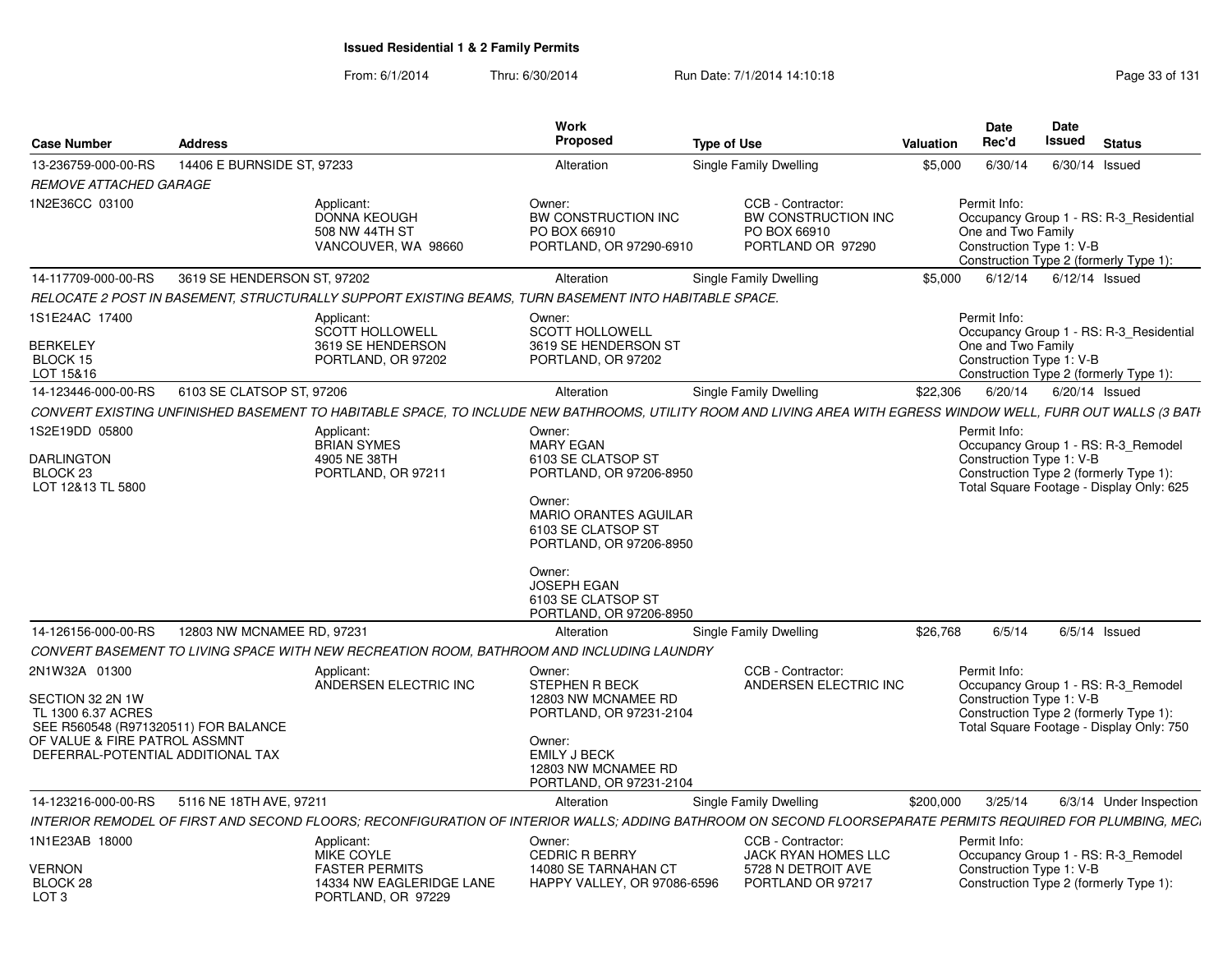**Issued Residential 1 & 2 Family Permits**

From: 6/1/2014 Thru: 6/30/2014 Run Date: 7/1/2014 14:10:18

| Case Number | Address | Work Proposed | Type of Use | Valuation | Date Rec'd | Date Issued | Status |
|---|---|---|---|---|---|---|---|
| 13-236759-000-00-RS | 14406 E BURNSIDE ST, 97233 | Alteration | Single Family Dwelling | $5,000 | 6/30/14 | 6/30/14 | Issued |
| 14-117709-000-00-RS | 3619 SE HENDERSON ST, 97202 | Alteration | Single Family Dwelling | $5,000 | 6/12/14 | 6/12/14 | Issued |
| 14-123446-000-00-RS | 6103 SE CLATSOP ST, 97206 | Alteration | Single Family Dwelling | $22,306 | 6/20/14 | 6/20/14 | Issued |
| 14-126156-000-00-RS | 12803 NW MCNAMEE RD, 97231 | Alteration | Single Family Dwelling | $26,768 | 6/5/14 | 6/5/14 | Issued |
| 14-123216-000-00-RS | 5116 NE 18TH AVE, 97211 | Alteration | Single Family Dwelling | $200,000 | 3/25/14 | 6/3/14 | Under Inspection |

**13-236759-000-00-RS** — 14406 E BURNSIDE ST, 97233

*REMOVE ATTACHED GARAGE*

- 1N2E36CC 03100
- Applicant: DONNA KEOUGH, 508 NW 44TH ST, VANCOUVER, WA 98660
- Owner: BW CONSTRUCTION INC, PO BOX 66910, PORTLAND, OR 97290-6910
- CCB - Contractor: BW CONSTRUCTION INC, PO BOX 66910, PORTLAND OR 97290
- Permit Info: Occupancy Group 1 - RS: R-3_Residential One and Two Family; Construction Type 1: V-B; Construction Type 2 (formerly Type 1):

**14-117709-000-00-RS** — 3619 SE HENDERSON ST, 97202

*RELOCATE 2 POST IN BASEMENT, STRUCTURALLY SUPPORT EXISTING BEAMS, TURN BASEMENT INTO HABITABLE SPACE.*

- 1S1E24AC 17400, BERKELEY, BLOCK 15, LOT 15&16
- Applicant: SCOTT HOLLOWELL, 3619 SE HENDERSON, PORTLAND, OR 97202
- Owner: SCOTT HOLLOWELL, 3619 SE HENDERSON ST, PORTLAND, OR 97202
- Permit Info: Occupancy Group 1 - RS: R-3_Residential One and Two Family; Construction Type 1: V-B; Construction Type 2 (formerly Type 1):

**14-123446-000-00-RS** — 6103 SE CLATSOP ST, 97206

*CONVERT EXISTING UNFINISHED BASEMENT TO HABITABLE SPACE, TO INCLUDE NEW BATHROOMS, UTILITY ROOM AND LIVING AREA WITH EGRESS WINDOW WELL, FURR OUT WALLS (3 BATH*

- 1S2E19DD 05800, DARLINGTON, BLOCK 23, LOT 12&13 TL 5800
- Applicant: BRIAN SYMES, 4905 NE 38TH, PORTLAND, OR 97211
- Owner: MARY EGAN, 6103 SE CLATSOP ST, PORTLAND, OR 97206-8950
- Owner: MARIO ORANTES AGUILAR, 6103 SE CLATSOP ST, PORTLAND, OR 97206-8950
- Owner: JOSEPH EGAN, 6103 SE CLATSOP ST, PORTLAND, OR 97206-8950
- Permit Info: Occupancy Group 1 - RS: R-3_Remodel; Construction Type 1: V-B; Construction Type 2 (formerly Type 1):; Total Square Footage - Display Only: 625

**14-126156-000-00-RS** — 12803 NW MCNAMEE RD, 97231

*CONVERT BASEMENT TO LIVING SPACE WITH NEW RECREATION ROOM, BATHROOM AND INCLUDING LAUNDRY*

- 2N1W32A 01300, SECTION 32 2N 1W, TL 1300 6.37 ACRES, SEE R560548 (R971320511) FOR BALANCE OF VALUE & FIRE PATROL ASSMNT, DEFERRAL-POTENTIAL ADDITIONAL TAX
- Applicant: ANDERSEN ELECTRIC INC
- Owner: STEPHEN R BECK, 12803 NW MCNAMEE RD, PORTLAND, OR 97231-2104
- Owner: EMILY J BECK, 12803 NW MCNAMEE RD, PORTLAND, OR 97231-2104
- CCB - Contractor: ANDERSEN ELECTRIC INC
- Permit Info: Occupancy Group 1 - RS: R-3_Remodel; Construction Type 1: V-B; Construction Type 2 (formerly Type 1):; Total Square Footage - Display Only: 750

**14-123216-000-00-RS** — 5116 NE 18TH AVE, 97211

*INTERIOR REMODEL OF FIRST AND SECOND FLOORS; RECONFIGURATION OF INTERIOR WALLS; ADDING BATHROOM ON SECOND FLOORSEPARATE PERMITS REQUIRED FOR PLUMBING, MECI*

- 1N1E23AB 18000, VERNON, BLOCK 28, LOT 3
- Applicant: MIKE COYLE, FASTER PERMITS, 14334 NW EAGLERIDGE LANE, PORTLAND, OR 97229
- Owner: CEDRIC R BERRY, 14080 SE TARNAHAN CT, HAPPY VALLEY, OR 97086-6596
- CCB - Contractor: JACK RYAN HOMES LLC, 5728 N DETROIT AVE, PORTLAND OR 97217
- Permit Info: Occupancy Group 1 - RS: R-3_Remodel; Construction Type 1: V-B; Construction Type 2 (formerly Type 1):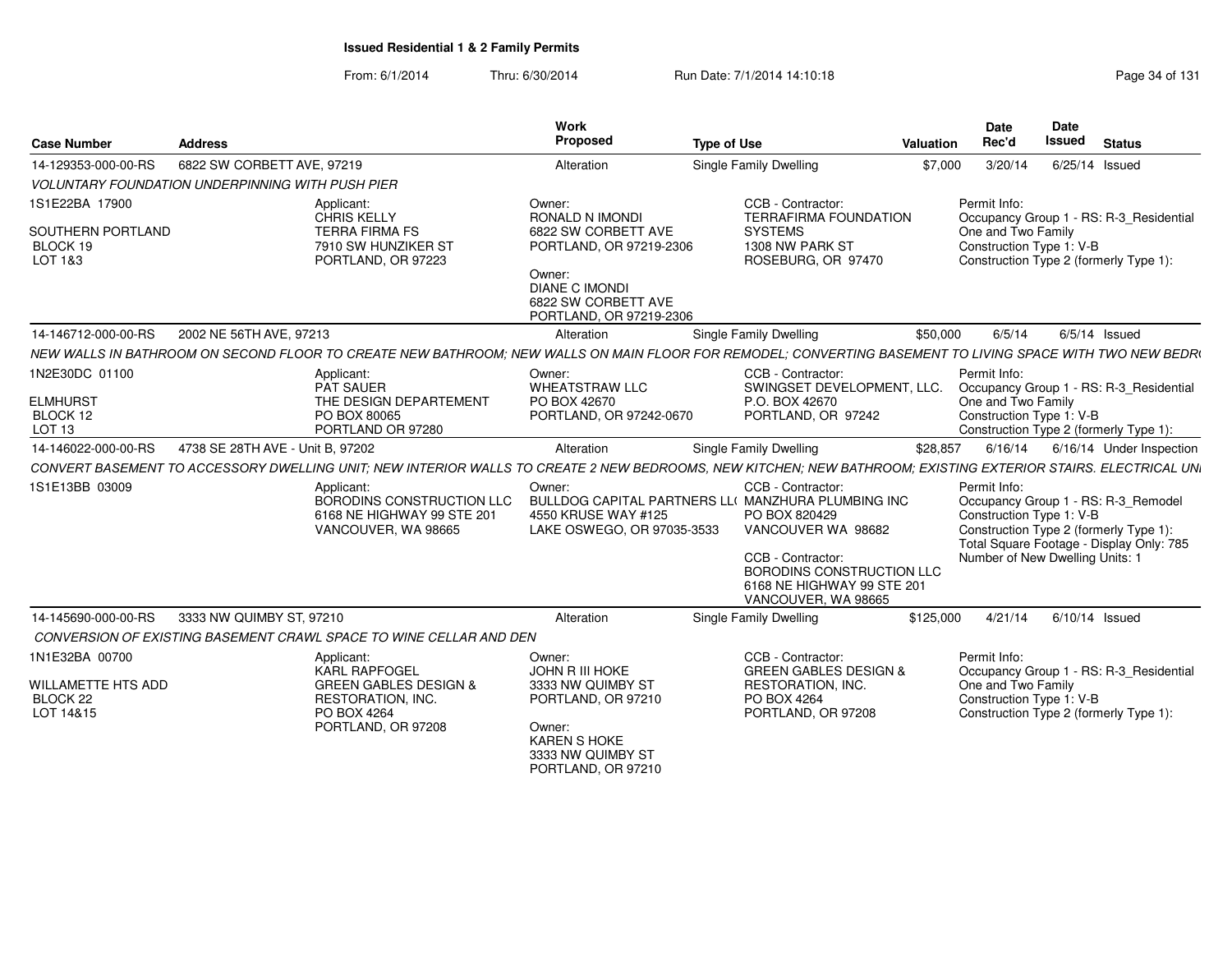**Issued Residential 1 & 2 Family Permits**

From: 6/1/2014 Thru: 6/30/2014 Run Date: 7/1/2014 14:10:18

| Case Number | Address | Work Proposed | Type of Use | Valuation | Date Rec'd | Date Issued | Status |
|---|---|---|---|---|---|---|---|
| 14-129353-000-00-RS | 6822 SW CORBETT AVE, 97219 | Alteration | Single Family Dwelling | $7,000 | 3/20/14 | 6/25/14 | Issued |

*VOLUNTARY FOUNDATION UNDERPINNING WITH PUSH PIER*

1S1E22BA 17900
SOUTHERN PORTLAND
BLOCK 19
LOT 1&3

Applicant:
CHRIS KELLY
TERRA FIRMA FS
7910 SW HUNZIKER ST
PORTLAND, OR 97223

Owner:
RONALD N IMONDI
6822 SW CORBETT AVE
PORTLAND, OR 97219-2306

Owner:
DIANE C IMONDI
6822 SW CORBETT AVE
PORTLAND, OR 97219-2306

CCB - Contractor:
TERRAFIRMA FOUNDATION SYSTEMS
1308 NW PARK ST
ROSEBURG, OR 97470

Permit Info:
Occupancy Group 1 - RS: R-3_Residential One and Two Family
Construction Type 1: V-B
Construction Type 2 (formerly Type 1):

---

| Case Number | Address | Work Proposed | Type of Use | Valuation | Date Rec'd | Date Issued | Status |
|---|---|---|---|---|---|---|---|
| 14-146712-000-00-RS | 2002 NE 56TH AVE, 97213 | Alteration | Single Family Dwelling | $50,000 | 6/5/14 | 6/5/14 | Issued |

*NEW WALLS IN BATHROOM ON SECOND FLOOR TO CREATE NEW BATHROOM; NEW WALLS ON MAIN FLOOR FOR REMODEL; CONVERTING BASEMENT TO LIVING SPACE WITH TWO NEW BEDR*

1N2E30DC 01100
ELMHURST
BLOCK 12
LOT 13

Applicant:
PAT SAUER
THE DESIGN DEPARTEMENT
PO BOX 80065
PORTLAND OR 97280

Owner:
WHEATSTRAW LLC
PO BOX 42670
PORTLAND, OR 97242-0670

CCB - Contractor:
SWINGSET DEVELOPMENT, LLC.
P.O. BOX 42670
PORTLAND, OR 97242

Permit Info:
Occupancy Group 1 - RS: R-3_Residential One and Two Family
Construction Type 1: V-B
Construction Type 2 (formerly Type 1):

---

| Case Number | Address | Work Proposed | Type of Use | Valuation | Date Rec'd | Date Issued | Status |
|---|---|---|---|---|---|---|---|
| 14-146022-000-00-RS | 4738 SE 28TH AVE - Unit B, 97202 | Alteration | Single Family Dwelling | $28,857 | 6/16/14 | 6/16/14 | Under Inspection |

*CONVERT BASEMENT TO ACCESSORY DWELLING UNIT; NEW INTERIOR WALLS TO CREATE 2 NEW BEDROOMS, NEW KITCHEN; NEW BATHROOM; EXISTING EXTERIOR STAIRS. ELECTRICAL UN*

1S1E13BB 03009

Applicant:
BORODINS CONSTRUCTION LLC
6168 NE HIGHWAY 99 STE 201
VANCOUVER, WA 98665

Owner:
BULLDOG CAPITAL PARTNERS LL(
4550 KRUSE WAY #125
LAKE OSWEGO, OR 97035-3533

CCB - Contractor:
MANZHURA PLUMBING INC
PO BOX 820429
VANCOUVER WA 98682

CCB - Contractor:
BORODINS CONSTRUCTION LLC
6168 NE HIGHWAY 99 STE 201
VANCOUVER, WA 98665

Permit Info:
Occupancy Group 1 - RS: R-3_Remodel
Construction Type 1: V-B
Construction Type 2 (formerly Type 1):
Total Square Footage - Display Only: 785
Number of New Dwelling Units: 1

---

| Case Number | Address | Work Proposed | Type of Use | Valuation | Date Rec'd | Date Issued | Status |
|---|---|---|---|---|---|---|---|
| 14-145690-000-00-RS | 3333 NW QUIMBY ST, 97210 | Alteration | Single Family Dwelling | $125,000 | 4/21/14 | 6/10/14 | Issued |

*CONVERSION OF EXISTING BASEMENT CRAWL SPACE TO WINE CELLAR AND DEN*

1N1E32BA 00700
WILLAMETTE HTS ADD
BLOCK 22
LOT 14&15

Applicant:
KARL RAPFOGEL
GREEN GABLES DESIGN & RESTORATION, INC.
PO BOX 4264
PORTLAND, OR 97208

Owner:
JOHN R III HOKE
3333 NW QUIMBY ST
PORTLAND, OR 97210

Owner:
KAREN S HOKE
3333 NW QUIMBY ST
PORTLAND, OR 97210

CCB - Contractor:
GREEN GABLES DESIGN & RESTORATION, INC.
PO BOX 4264
PORTLAND, OR 97208

Permit Info:
Occupancy Group 1 - RS: R-3_Residential One and Two Family
Construction Type 1: V-B
Construction Type 2 (formerly Type 1):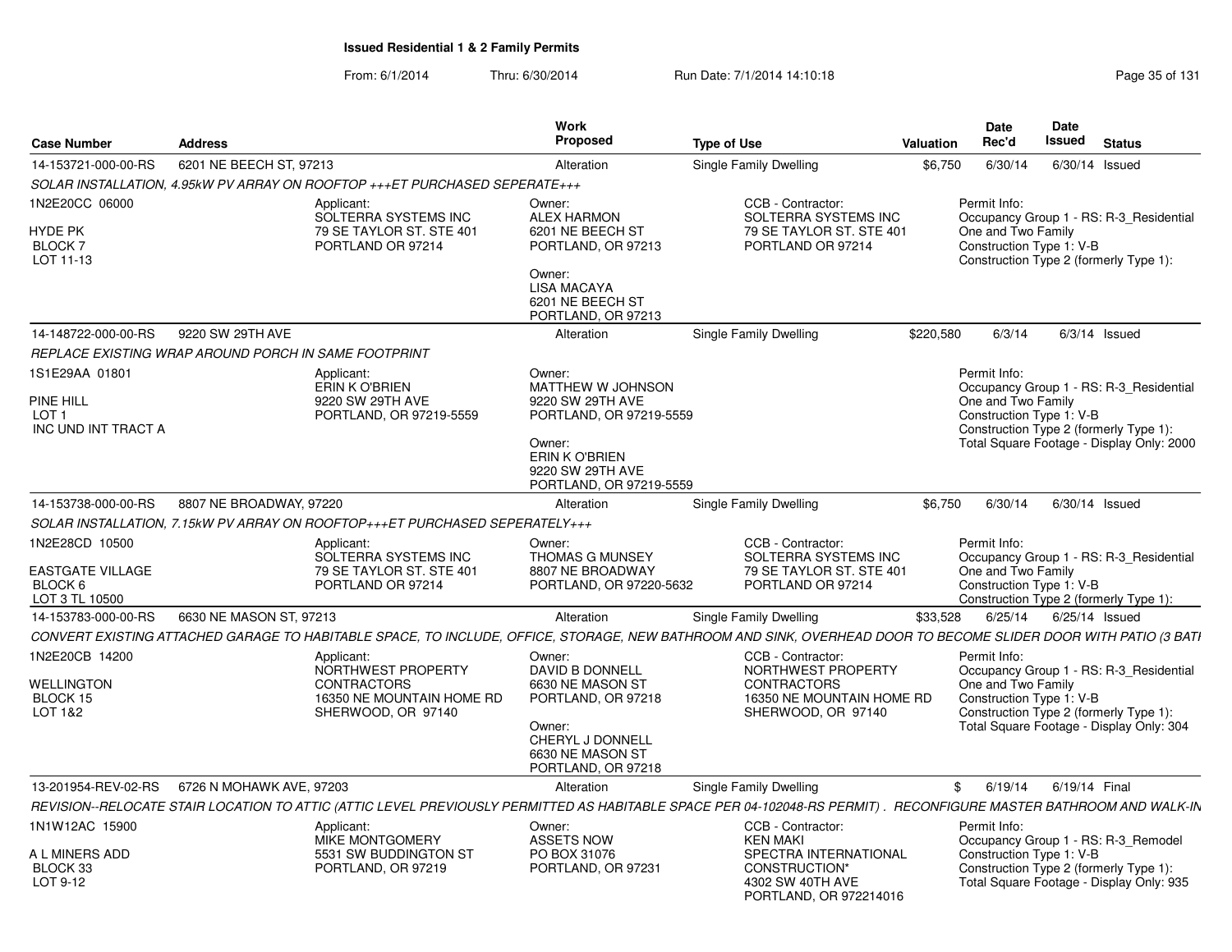## Issued Residential 1 & 2 Family Permits

From: 6/1/2014 Thru: 6/30/2014 Run Date: 7/1/2014 14:10:18

| Case Number | Address | Work Proposed | Type of Use | Valuation | Date Rec'd | Date Issued | Status |
|---|---|---|---|---|---|---|---|
| 14-153721-000-00-RS | 6201 NE BEECH ST, 97213 | Alteration | Single Family Dwelling | $6,750 | 6/30/14 | 6/30/14 | Issued |

SOLAR INSTALLATION, 4.95kW PV ARRAY ON ROOFTOP +++ET PURCHASED SEPERATE+++

1N2E20CC 06000
HYDE PK
BLOCK 7
LOT 11-13

Applicant:
SOLTERRA SYSTEMS INC
79 SE TAYLOR ST. STE 401
PORTLAND OR 97214

Owner:
ALEX HARMON
6201 NE BEECH ST
PORTLAND, OR 97213

Owner:
LISA MACAYA
6201 NE BEECH ST
PORTLAND, OR 97213

CCB - Contractor:
SOLTERRA SYSTEMS INC
79 SE TAYLOR ST. STE 401
PORTLAND OR 97214

Permit Info:
Occupancy Group 1 - RS: R-3_Residential One and Two Family
Construction Type 1: V-B
Construction Type 2 (formerly Type 1):

| Case Number | Address | Work Proposed | Type of Use | Valuation | Date Rec'd | Date Issued | Status |
|---|---|---|---|---|---|---|---|
| 14-148722-000-00-RS | 9220 SW 29TH AVE | Alteration | Single Family Dwelling | $220,580 | 6/3/14 | 6/3/14 | Issued |

REPLACE EXISTING WRAP AROUND PORCH IN SAME FOOTPRINT

1S1E29AA 01801
PINE HILL
LOT 1
INC UND INT TRACT A

Applicant:
ERIN K O'BRIEN
9220 SW 29TH AVE
PORTLAND, OR 97219-5559

Owner:
MATTHEW W JOHNSON
9220 SW 29TH AVE
PORTLAND, OR 97219-5559

Owner:
ERIN K O'BRIEN
9220 SW 29TH AVE
PORTLAND, OR 97219-5559

Permit Info:
Occupancy Group 1 - RS: R-3_Residential One and Two Family
Construction Type 1: V-B
Construction Type 2 (formerly Type 1):
Total Square Footage - Display Only: 2000

| Case Number | Address | Work Proposed | Type of Use | Valuation | Date Rec'd | Date Issued | Status |
|---|---|---|---|---|---|---|---|
| 14-153738-000-00-RS | 8807 NE BROADWAY, 97220 | Alteration | Single Family Dwelling | $6,750 | 6/30/14 | 6/30/14 | Issued |

SOLAR INSTALLATION, 7.15kW PV ARRAY ON ROOFTOP+++ET PURCHASED SEPERATELY+++

1N2E28CD 10500
EASTGATE VILLAGE
BLOCK 6
LOT 3 TL 10500

Applicant:
SOLTERRA SYSTEMS INC
79 SE TAYLOR ST. STE 401
PORTLAND OR 97214

Owner:
THOMAS G MUNSEY
8807 NE BROADWAY
PORTLAND, OR 97220-5632

CCB - Contractor:
SOLTERRA SYSTEMS INC
79 SE TAYLOR ST. STE 401
PORTLAND OR 97214

Permit Info:
Occupancy Group 1 - RS: R-3_Residential One and Two Family
Construction Type 1: V-B
Construction Type 2 (formerly Type 1):

| Case Number | Address | Work Proposed | Type of Use | Valuation | Date Rec'd | Date Issued | Status |
|---|---|---|---|---|---|---|---|
| 14-153783-000-00-RS | 6630 NE MASON ST, 97213 | Alteration | Single Family Dwelling | $33,528 | 6/25/14 | 6/25/14 | Issued |

CONVERT EXISTING ATTACHED GARAGE TO HABITABLE SPACE, TO INCLUDE, OFFICE, STORAGE, NEW BATHROOM AND SINK, OVERHEAD DOOR TO BECOME SLIDER DOOR WITH PATIO (3 BATI

1N2E20CB 14200
WELLINGTON
BLOCK 15
LOT 1&2

Applicant:
NORTHWEST PROPERTY CONTRACTORS
16350 NE MOUNTAIN HOME RD
SHERWOOD, OR 97140

Owner:
DAVID B DONNELL
6630 NE MASON ST
PORTLAND, OR 97218

Owner:
CHERYL J DONNELL
6630 NE MASON ST
PORTLAND, OR 97218

CCB - Contractor:
NORTHWEST PROPERTY CONTRACTORS
16350 NE MOUNTAIN HOME RD
SHERWOOD, OR 97140

Permit Info:
Occupancy Group 1 - RS: R-3_Residential One and Two Family
Construction Type 1: V-B
Construction Type 2 (formerly Type 1):
Total Square Footage - Display Only: 304

| Case Number | Address | Work Proposed | Type of Use | Valuation | Date Rec'd | Date Issued | Status |
|---|---|---|---|---|---|---|---|
| 13-201954-REV-02-RS | 6726 N MOHAWK AVE, 97203 | Alteration | Single Family Dwelling | $ | 6/19/14 | 6/19/14 | Final |

REVISION--RELOCATE STAIR LOCATION TO ATTIC (ATTIC LEVEL PREVIOUSLY PERMITTED AS HABITABLE SPACE PER 04-102048-RS PERMIT) . RECONFIGURE MASTER BATHROOM AND WALK-IN

1N1W12AC 15900
A L MINERS ADD
BLOCK 33
LOT 9-12

Applicant:
MIKE MONTGOMERY
5531 SW BUDDINGTON ST
PORTLAND, OR 97219

Owner:
ASSETS NOW
PO BOX 31076
PORTLAND, OR 97231

CCB - Contractor:
KEN MAKI
SPECTRA INTERNATIONAL CONSTRUCTION*
4302 SW 40TH AVE
PORTLAND, OR 972214016

Permit Info:
Occupancy Group 1 - RS: R-3_Remodel
Construction Type 1: V-B
Construction Type 2 (formerly Type 1):
Total Square Footage - Display Only: 935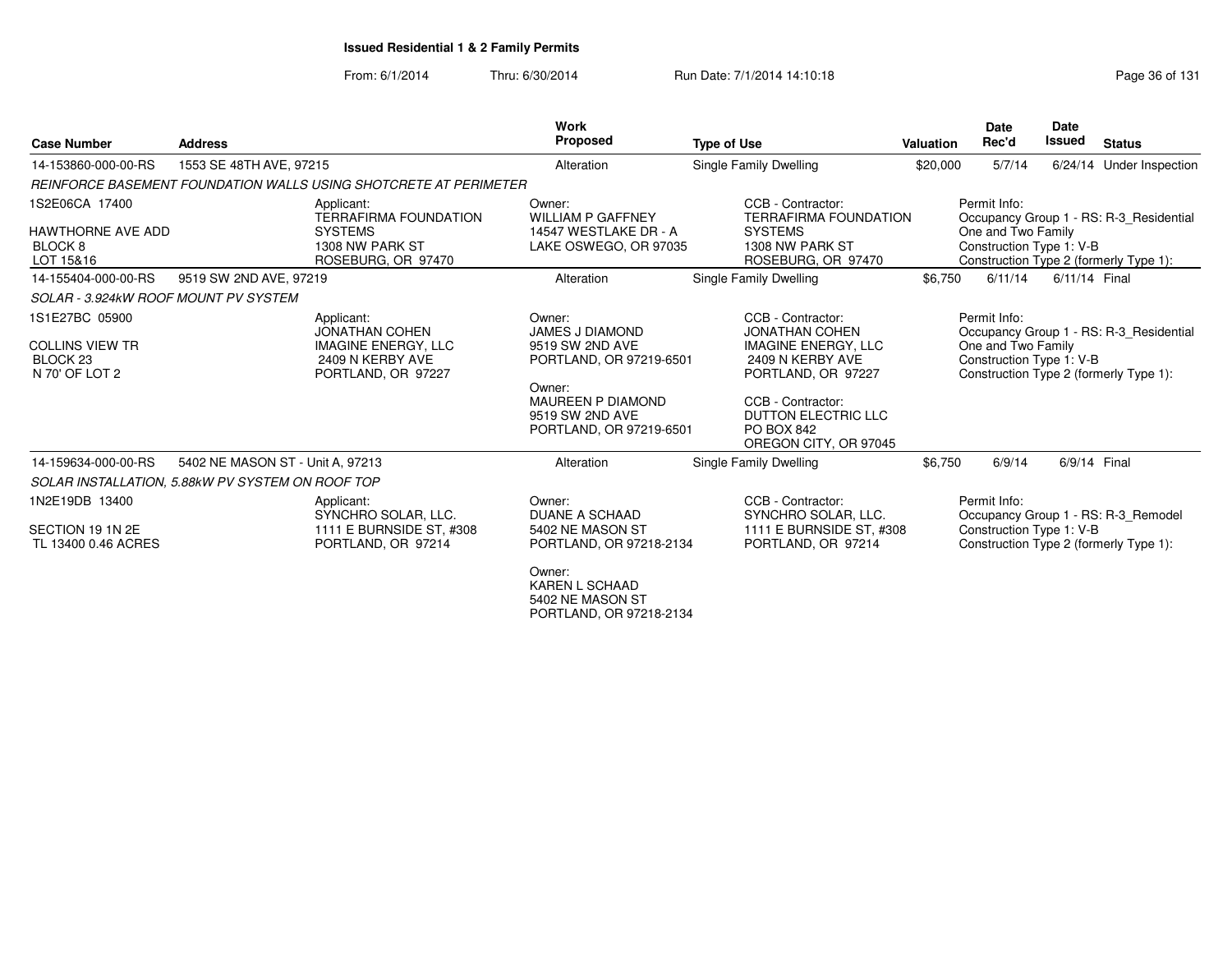# Issued Residential 1 & 2 Family Permits

From: 6/1/2014 Thru: 6/30/2014 Run Date: 7/1/2014 14:10:18

| Case Number | Address | Work Proposed | Type of Use | Valuation | Date Rec'd | Date Issued | Status |
|---|---|---|---|---|---|---|---|
| 14-153860-000-00-RS | 1553 SE 48TH AVE, 97215 | Alteration | Single Family Dwelling | $20,000 | 5/7/14 | 6/24/14 | Under Inspection |
| 14-155404-000-00-RS | 9519 SW 2ND AVE, 97219 | Alteration | Single Family Dwelling | $6,750 | 6/11/14 | 6/11/14 | Final |
| 14-159634-000-00-RS | 5402 NE MASON ST - Unit A, 97213 | Alteration | Single Family Dwelling | $6,750 | 6/9/14 | 6/9/14 | Final |

## 14-153860-000-00-RS — 1553 SE 48TH AVE, 97215

*REINFORCE BASEMENT FOUNDATION WALLS USING SHOTCRETE AT PERIMETER*

1S2E06CA 17400
HAWTHORNE AVE ADD
BLOCK 8
LOT 15&16

Applicant:
TERRAFIRMA FOUNDATION SYSTEMS
1308 NW PARK ST
ROSEBURG, OR 97470

Owner:
WILLIAM P GAFFNEY
14547 WESTLAKE DR - A
LAKE OSWEGO, OR 97035

CCB - Contractor:
TERRAFIRMA FOUNDATION SYSTEMS
1308 NW PARK ST
ROSEBURG, OR 97470

Permit Info:
Occupancy Group 1 - RS: R-3_Residential One and Two Family
Construction Type 1: V-B
Construction Type 2 (formerly Type 1):

## 14-155404-000-00-RS — 9519 SW 2ND AVE, 97219

*SOLAR - 3.924kW ROOF MOUNT PV SYSTEM*

1S1E27BC 05900
COLLINS VIEW TR
BLOCK 23
N 70' OF LOT 2

Applicant:
JONATHAN COHEN
IMAGINE ENERGY, LLC
2409 N KERBY AVE
PORTLAND, OR 97227

Owner:
JAMES J DIAMOND
9519 SW 2ND AVE
PORTLAND, OR 97219-6501

Owner:
MAUREEN P DIAMOND
9519 SW 2ND AVE
PORTLAND, OR 97219-6501

CCB - Contractor:
JONATHAN COHEN
IMAGINE ENERGY, LLC
2409 N KERBY AVE
PORTLAND, OR 97227

CCB - Contractor:
DUTTON ELECTRIC LLC
PO BOX 842
OREGON CITY, OR 97045

Permit Info:
Occupancy Group 1 - RS: R-3_Residential One and Two Family
Construction Type 1: V-B
Construction Type 2 (formerly Type 1):

## 14-159634-000-00-RS — 5402 NE MASON ST - Unit A, 97213

*SOLAR INSTALLATION, 5.88kW PV SYSTEM ON ROOF TOP*

1N2E19DB 13400
SECTION 19 1N 2E
TL 13400 0.46 ACRES

Applicant:
SYNCHRO SOLAR, LLC.
1111 E BURNSIDE ST, #308
PORTLAND, OR 97214

Owner:
DUANE A SCHAAD
5402 NE MASON ST
PORTLAND, OR 97218-2134

Owner:
KAREN L SCHAAD
5402 NE MASON ST
PORTLAND, OR 97218-2134

CCB - Contractor:
SYNCHRO SOLAR, LLC.
1111 E BURNSIDE ST, #308
PORTLAND, OR 97214

Permit Info:
Occupancy Group 1 - RS: R-3_Remodel
Construction Type 1: V-B
Construction Type 2 (formerly Type 1):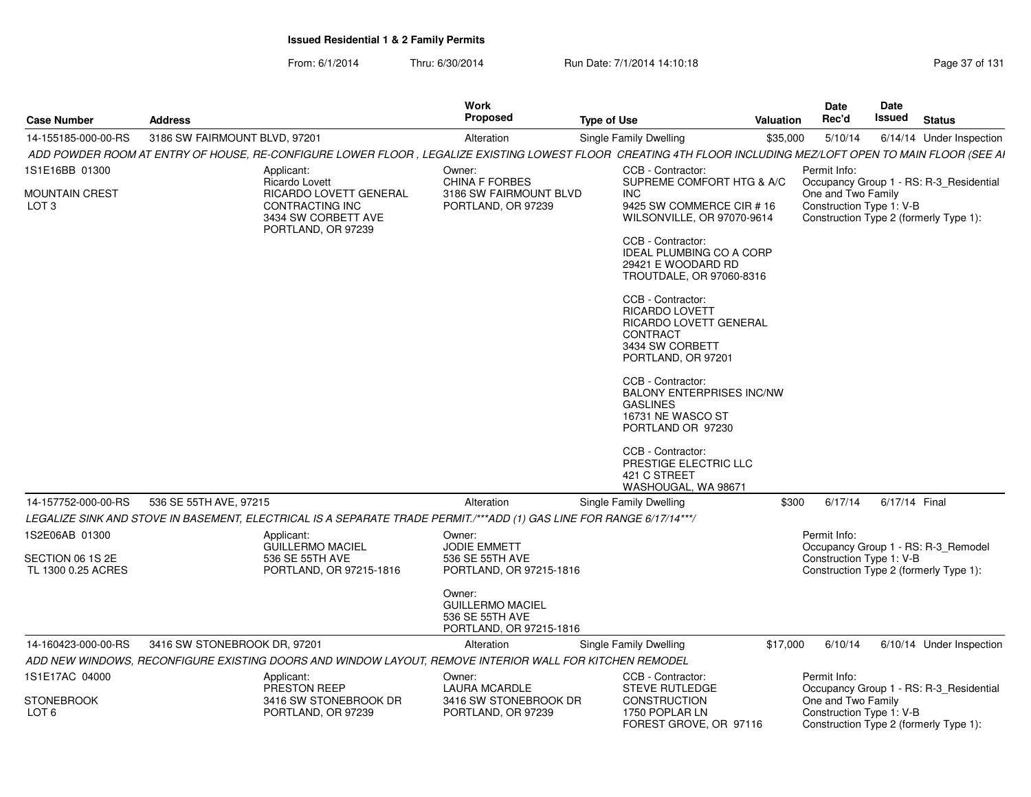**Issued Residential 1 & 2 Family Permits**

From: 6/1/2014 Thru: 6/30/2014 Run Date: 7/1/2014 14:10:18

| Case Number | Address | Work Proposed | Type of Use | Valuation | Date Rec'd | Date Issued | Status |
|---|---|---|---|---|---|---|---|
| 14-155185-000-00-RS | 3186 SW FAIRMOUNT BLVD, 97201 | Alteration | Single Family Dwelling | $35,000 | 5/10/14 | 6/14/14 | Under Inspection |

ADD POWDER ROOM AT ENTRY OF HOUSE, RE-CONFIGURE LOWER FLOOR , LEGALIZE EXISTING LOWEST FLOOR CREATING 4TH FLOOR INCLUDING MEZ/LOFT OPEN TO MAIN FLOOR (SEE AI

1S1E16BB 01300
MOUNTAIN CREST
LOT 3

Applicant:
Ricardo Lovett
RICARDO LOVETT GENERAL CONTRACTING INC
3434 SW CORBETT AVE
PORTLAND, OR 97239

Owner:
CHINA F FORBES
3186 SW FAIRMOUNT BLVD
PORTLAND, OR 97239

CCB - Contractor:
SUPREME COMFORT HTG & A/C INC
9425 SW COMMERCE CIR # 16
WILSONVILLE, OR 97070-9614

CCB - Contractor:
IDEAL PLUMBING CO A CORP
29421 E WOODARD RD
TROUTDALE, OR 97060-8316

CCB - Contractor:
RICARDO LOVETT
RICARDO LOVETT GENERAL CONTRACT
3434 SW CORBETT
PORTLAND, OR 97201

CCB - Contractor:
BALONY ENTERPRISES INC/NW GASLINES
16731 NE WASCO ST
PORTLAND OR 97230

CCB - Contractor:
PRESTIGE ELECTRIC LLC
421 C STREET
WASHOUGAL, WA 98671

Permit Info:
Occupancy Group 1 - RS: R-3_Residential One and Two Family
Construction Type 1: V-B
Construction Type 2 (formerly Type 1):

| Case Number | Address | Work Proposed | Type of Use | Valuation | Date Rec'd | Date Issued | Status |
|---|---|---|---|---|---|---|---|
| 14-157752-000-00-RS | 536 SE 55TH AVE, 97215 | Alteration | Single Family Dwelling | $300 | 6/17/14 | 6/17/14 | Final |

LEGALIZE SINK AND STOVE IN BASEMENT, ELECTRICAL IS A SEPARATE TRADE PERMIT./***ADD (1) GAS LINE FOR RANGE 6/17/14***/

1S2E06AB 01300
SECTION 06 1S 2E
TL 1300 0.25 ACRES

Applicant:
GUILLERMO MACIEL
536 SE 55TH AVE
PORTLAND, OR 97215-1816

Owner:
JODIE EMMETT
536 SE 55TH AVE
PORTLAND, OR 97215-1816

Owner:
GUILLERMO MACIEL
536 SE 55TH AVE
PORTLAND, OR 97215-1816

Permit Info:
Occupancy Group 1 - RS: R-3_Remodel
Construction Type 1: V-B
Construction Type 2 (formerly Type 1):

| Case Number | Address | Work Proposed | Type of Use | Valuation | Date Rec'd | Date Issued | Status |
|---|---|---|---|---|---|---|---|
| 14-160423-000-00-RS | 3416 SW STONEBROOK DR, 97201 | Alteration | Single Family Dwelling | $17,000 | 6/10/14 | 6/10/14 | Under Inspection |

ADD NEW WINDOWS, RECONFIGURE EXISTING DOORS AND WINDOW LAYOUT, REMOVE INTERIOR WALL FOR KITCHEN REMODEL

1S1E17AC 04000
STONEBROOK
LOT 6

Applicant:
PRESTON REEP
3416 SW STONEBROOK DR
PORTLAND, OR 97239

Owner:
LAURA MCARDLE
3416 SW STONEBROOK DR
PORTLAND, OR 97239

CCB - Contractor:
STEVE RUTLEDGE CONSTRUCTION
1750 POPLAR LN
FOREST GROVE, OR 97116

Permit Info:
Occupancy Group 1 - RS: R-3_Residential One and Two Family
Construction Type 1: V-B
Construction Type 2 (formerly Type 1):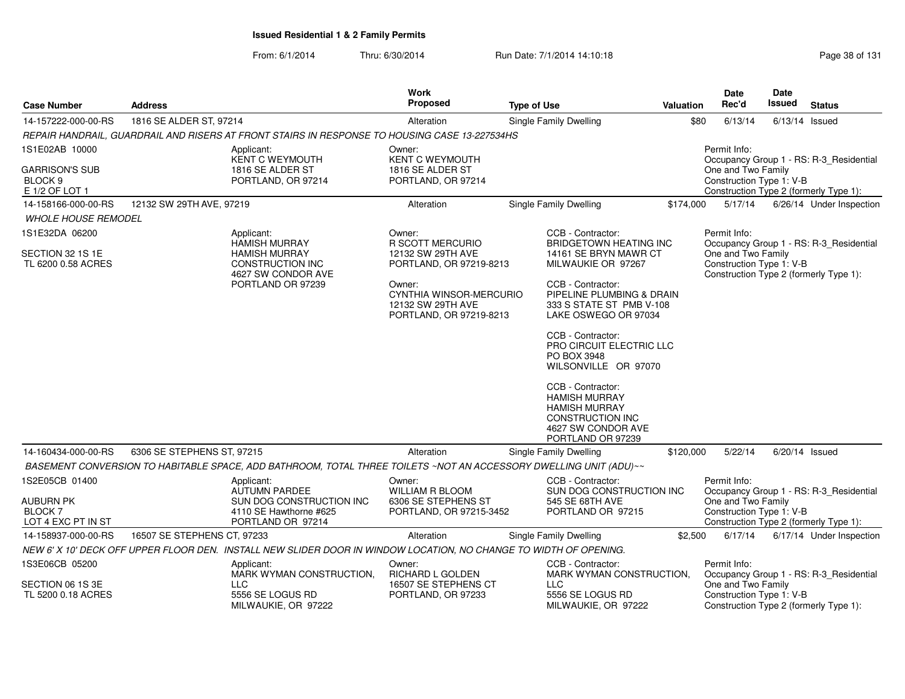**Issued Residential 1 & 2 Family Permits**

From: 6/1/2014 Thru: 6/30/2014 Run Date: 7/1/2014 14:10:18

| Case Number | Address | Work Proposed | Type of Use | Valuation | Date Rec'd | Date Issued | Status |
|---|---|---|---|---|---|---|---|
| 14-157222-000-00-RS | 1816 SE ALDER ST, 97214 | Alteration | Single Family Dwelling | $80 | 6/13/14 | 6/13/14 | Issued |

REPAIR HANDRAIL, GUARDRAIL AND RISERS AT FRONT STAIRS IN RESPONSE TO HOUSING CASE 13-227534HS

1S1E02AB 10000

GARRISON'S SUB
BLOCK 9
E 1/2 OF LOT 1

Applicant:
KENT C WEYMOUTH
1816 SE ALDER ST
PORTLAND, OR 97214

Owner:
KENT C WEYMOUTH
1816 SE ALDER ST
PORTLAND, OR 97214

Permit Info:
Occupancy Group 1 - RS: R-3_Residential One and Two Family
Construction Type 1: V-B
Construction Type 2 (formerly Type 1):

| Case Number | Address | Work Proposed | Type of Use | Valuation | Date Rec'd | Date Issued | Status |
|---|---|---|---|---|---|---|---|
| 14-158166-000-00-RS | 12132 SW 29TH AVE, 97219 | Alteration | Single Family Dwelling | $174,000 | 5/17/14 | 6/26/14 | Under Inspection |

*WHOLE HOUSE REMODEL*

1S1E32DA 06200

SECTION 32 1S 1E
TL 6200 0.58 ACRES

Applicant:
HAMISH MURRAY
HAMISH MURRAY CONSTRUCTION INC
4627 SW CONDOR AVE
PORTLAND OR 97239

Owner:
R SCOTT MERCURIO
12132 SW 29TH AVE
PORTLAND, OR 97219-8213

Owner:
CYNTHIA WINSOR-MERCURIO
12132 SW 29TH AVE
PORTLAND, OR 97219-8213

CCB - Contractor:
BRIDGETOWN HEATING INC
14161 SE BRYN MAWR CT
MILWAUKIE OR 97267

CCB - Contractor:
PIPELINE PLUMBING & DRAIN
333 S STATE ST PMB V-108
LAKE OSWEGO OR 97034

CCB - Contractor:
PRO CIRCUIT ELECTRIC LLC
PO BOX 3948
WILSONVILLE OR 97070

CCB - Contractor:
HAMISH MURRAY
HAMISH MURRAY CONSTRUCTION INC
4627 SW CONDOR AVE
PORTLAND OR 97239

Permit Info:
Occupancy Group 1 - RS: R-3_Residential One and Two Family
Construction Type 1: V-B
Construction Type 2 (formerly Type 1):

| Case Number | Address | Work Proposed | Type of Use | Valuation | Date Rec'd | Date Issued | Status |
|---|---|---|---|---|---|---|---|
| 14-160434-000-00-RS | 6306 SE STEPHENS ST, 97215 | Alteration | Single Family Dwelling | $120,000 | 5/22/14 | 6/20/14 | Issued |

BASEMENT CONVERSION TO HABITABLE SPACE, ADD BATHROOM, TOTAL THREE TOILETS ~NOT AN ACCESSORY DWELLING UNIT (ADU)~~

1S2E05CB 01400

AUBURN PK
BLOCK 7
LOT 4 EXC PT IN ST

Applicant:
AUTUMN PARDEE
SUN DOG CONSTRUCTION INC
4110 SE Hawthorne #625
PORTLAND OR 97214

Owner:
WILLIAM R BLOOM
6306 SE STEPHENS ST
PORTLAND, OR 97215-3452

CCB - Contractor:
SUN DOG CONSTRUCTION INC
545 SE 68TH AVE
PORTLAND OR 97215

Permit Info:
Occupancy Group 1 - RS: R-3_Residential One and Two Family
Construction Type 1: V-B
Construction Type 2 (formerly Type 1):

| Case Number | Address | Work Proposed | Type of Use | Valuation | Date Rec'd | Date Issued | Status |
|---|---|---|---|---|---|---|---|
| 14-158937-000-00-RS | 16507 SE STEPHENS CT, 97233 | Alteration | Single Family Dwelling | $2,500 | 6/17/14 | 6/17/14 | Under Inspection |

NEW 6' X 10' DECK OFF UPPER FLOOR DEN. INSTALL NEW SLIDER DOOR IN WINDOW LOCATION, NO CHANGE TO WIDTH OF OPENING.

1S3E06CB 05200

SECTION 06 1S 3E
TL 5200 0.18 ACRES

Applicant:
MARK WYMAN CONSTRUCTION, LLC
5556 SE LOGUS RD
MILWAUKIE, OR 97222

Owner:
RICHARD L GOLDEN
16507 SE STEPHENS CT
PORTLAND, OR 97233

CCB - Contractor:
MARK WYMAN CONSTRUCTION, LLC
5556 SE LOGUS RD
MILWAUKIE, OR 97222

Permit Info:
Occupancy Group 1 - RS: R-3_Residential One and Two Family
Construction Type 1: V-B
Construction Type 2 (formerly Type 1):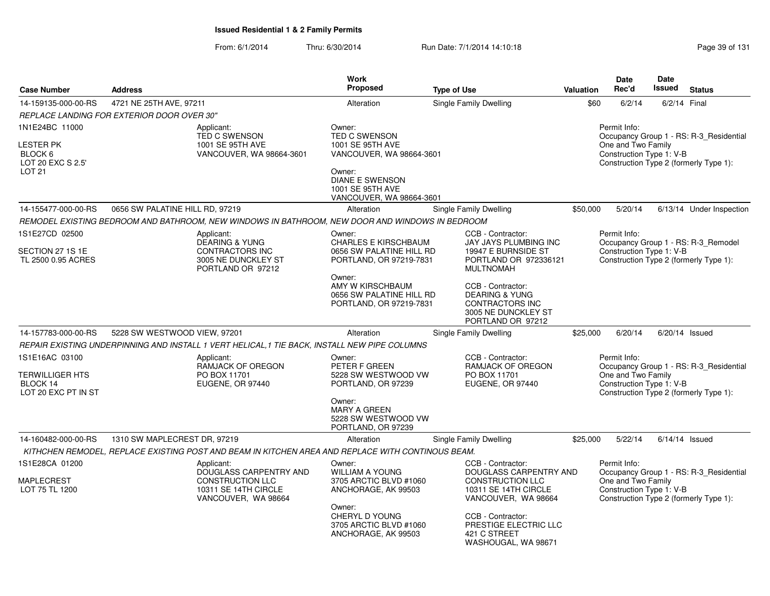# Issued Residential 1 & 2 Family Permits

From: 6/1/2014 Thru: 6/30/2014 Run Date: 7/1/2014 14:10:18

| Case Number | Address | Work Proposed | Type of Use | Valuation | Date Rec'd | Date Issued | Status |
|---|---|---|---|---|---|---|---|
| 14-159135-000-00-RS | 4721 NE 25TH AVE, 97211 | Alteration | Single Family Dwelling | $60 | 6/2/14 | 6/2/14 | Final |

*REPLACE LANDING FOR EXTERIOR DOOR OVER 30"*

1N1E24BC 11000
LESTER PK
BLOCK 6
LOT 20 EXC S 2.5'
LOT 21

Applicant:
TED C SWENSON
1001 SE 95TH AVE
VANCOUVER, WA 98664-3601

Owner:
TED C SWENSON
1001 SE 95TH AVE
VANCOUVER, WA 98664-3601

Owner:
DIANE E SWENSON
1001 SE 95TH AVE
VANCOUVER, WA 98664-3601

Permit Info:
Occupancy Group 1 - RS: R-3_Residential One and Two Family
Construction Type 1: V-B
Construction Type 2 (formerly Type 1):

| Case Number | Address | Work Proposed | Type of Use | Valuation | Date Rec'd | Date Issued | Status |
|---|---|---|---|---|---|---|---|
| 14-155477-000-00-RS | 0656 SW PALATINE HILL RD, 97219 | Alteration | Single Family Dwelling | $50,000 | 5/20/14 | 6/13/14 | Under Inspection |

*REMODEL EXISTING BEDROOM AND BATHROOM, NEW WINDOWS IN BATHROOM, NEW DOOR AND WINDOWS IN BEDROOM*

1S1E27CD 02500
SECTION 27 1S 1E
TL 2500 0.95 ACRES

Applicant:
DEARING & YUNG CONTRACTORS INC
3005 NE DUNCKLEY ST
PORTLAND OR 97212

Owner:
CHARLES E KIRSCHBAUM
0656 SW PALATINE HILL RD
PORTLAND, OR 97219-7831

Owner:
AMY W KIRSCHBAUM
0656 SW PALATINE HILL RD
PORTLAND, OR 97219-7831

CCB - Contractor:
JAY JAYS PLUMBING INC
19947 E BURNSIDE ST
PORTLAND OR 972336121
MULTNOMAH

CCB - Contractor:
DEARING & YUNG CONTRACTORS INC
3005 NE DUNCKLEY ST
PORTLAND OR 97212

Permit Info:
Occupancy Group 1 - RS: R-3_Remodel
Construction Type 1: V-B
Construction Type 2 (formerly Type 1):

| Case Number | Address | Work Proposed | Type of Use | Valuation | Date Rec'd | Date Issued | Status |
|---|---|---|---|---|---|---|---|
| 14-157783-000-00-RS | 5228 SW WESTWOOD VIEW, 97201 | Alteration | Single Family Dwelling | $25,000 | 6/20/14 | 6/20/14 | Issued |

*REPAIR EXISTING UNDERPINNING AND INSTALL 1 VERT HELICAL,1 TIE BACK, INSTALL NEW PIPE COLUMNS*

1S1E16AC 03100
TERWILLIGER HTS
BLOCK 14
LOT 20 EXC PT IN ST

Applicant:
RAMJACK OF OREGON
PO BOX 11701
EUGENE, OR 97440

Owner:
PETER F GREEN
5228 SW WESTWOOD VW
PORTLAND, OR 97239

Owner:
MARY A GREEN
5228 SW WESTWOOD VW
PORTLAND, OR 97239

CCB - Contractor:
RAMJACK OF OREGON
PO BOX 11701
EUGENE, OR 97440

Permit Info:
Occupancy Group 1 - RS: R-3_Residential One and Two Family
Construction Type 1: V-B
Construction Type 2 (formerly Type 1):

| Case Number | Address | Work Proposed | Type of Use | Valuation | Date Rec'd | Date Issued | Status |
|---|---|---|---|---|---|---|---|
| 14-160482-000-00-RS | 1310 SW MAPLECREST DR, 97219 | Alteration | Single Family Dwelling | $25,000 | 5/22/14 | 6/14/14 | Issued |

*KITHCHEN REMODEL, REPLACE EXISTING POST AND BEAM IN KITCHEN AREA AND REPLACE WITH CONTINOUS BEAM.*

1S1E28CA 01200
MAPLECREST
LOT 75 TL 1200

Applicant:
DOUGLASS CARPENTRY AND CONSTRUCTION LLC
10311 SE 14TH CIRCLE
VANCOUVER, WA 98664

Owner:
WILLIAM A YOUNG
3705 ARCTIC BLVD #1060
ANCHORAGE, AK 99503

Owner:
CHERYL D YOUNG
3705 ARCTIC BLVD #1060
ANCHORAGE, AK 99503

CCB - Contractor:
DOUGLASS CARPENTRY AND CONSTRUCTION LLC
10311 SE 14TH CIRCLE
VANCOUVER, WA 98664

CCB - Contractor:
PRESTIGE ELECTRIC LLC
421 C STREET
WASHOUGAL, WA 98671

Permit Info:
Occupancy Group 1 - RS: R-3_Residential One and Two Family
Construction Type 1: V-B
Construction Type 2 (formerly Type 1):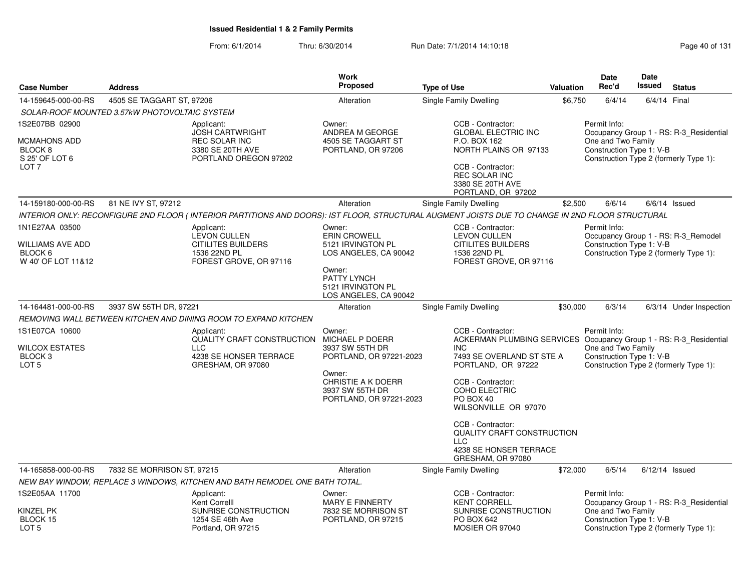## Issued Residential 1 & 2 Family Permits

From: 6/1/2014 Thru: 6/30/2014 Run Date: 7/1/2014 14:10:18

| Case Number | Address | Work Proposed | Type of Use | Valuation | Date Rec'd | Date Issued | Status |
|---|---|---|---|---|---|---|---|
| 14-159645-000-00-RS | 4505 SE TAGGART ST, 97206 | Alteration | Single Family Dwelling | $6,750 | 6/4/14 | 6/4/14 | Final |

*SOLAR-ROOF MOUNTED 3.57kW PHOTOVOLTAIC SYSTEM*

1S2E07BB 02900
MCMAHONS ADD
BLOCK 8
S 25' OF LOT 6
LOT 7

Applicant:
JOSH CARTWRIGHT
REC SOLAR INC
3380 SE 20TH AVE
PORTLAND OREGON 97202

Owner:
ANDREA M GEORGE
4505 SE TAGGART ST
PORTLAND, OR 97206

CCB - Contractor:
GLOBAL ELECTRIC INC
P.O. BOX 162
NORTH PLAINS OR 97133

CCB - Contractor:
REC SOLAR INC
3380 SE 20TH AVE
PORTLAND, OR 97202

Permit Info:
Occupancy Group 1 - RS: R-3_Residential One and Two Family
Construction Type 1: V-B
Construction Type 2 (formerly Type 1):

| Case Number | Address | Work Proposed | Type of Use | Valuation | Date Rec'd | Date Issued | Status |
|---|---|---|---|---|---|---|---|
| 14-159180-000-00-RS | 81 NE IVY ST, 97212 | Alteration | Single Family Dwelling | $2,500 | 6/6/14 | 6/6/14 | Issued |

*INTERIOR ONLY: RECONFIGURE 2ND FLOOR ( INTERIOR PARTITIONS AND DOORS): IST FLOOR, STRUCTURAL AUGMENT JOISTS DUE TO CHANGE IN 2ND FLOOR STRUCTURAL*

1N1E27AA 03500
WILLIAMS AVE ADD
BLOCK 6
W 40' OF LOT 11&12

Applicant:
LEVON CULLEN
CITILITES BUILDERS
1536 22ND PL
FOREST GROVE, OR 97116

Owner:
ERIN CROWELL
5121 IRVINGTON PL
LOS ANGELES, CA 90042

Owner:
PATTY LYNCH
5121 IRVINGTON PL
LOS ANGELES, CA 90042

CCB - Contractor:
LEVON CULLEN
CITILITES BUILDERS
1536 22ND PL
FOREST GROVE, OR 97116

Permit Info:
Occupancy Group 1 - RS: R-3_Remodel
Construction Type 1: V-B
Construction Type 2 (formerly Type 1):

| Case Number | Address | Work Proposed | Type of Use | Valuation | Date Rec'd | Date Issued | Status |
|---|---|---|---|---|---|---|---|
| 14-164481-000-00-RS | 3937 SW 55TH DR, 97221 | Alteration | Single Family Dwelling | $30,000 | 6/3/14 | 6/3/14 | Under Inspection |

*REMOVING WALL BETWEEN KITCHEN AND DINING ROOM TO EXPAND KITCHEN*

1S1E07CA 10600
WILCOX ESTATES
BLOCK 3
LOT 5

Applicant:
QUALITY CRAFT CONSTRUCTION LLC
4238 SE HONSER TERRACE
GRESHAM, OR 97080

Owner:
MICHAEL P DOERR
3937 SW 55TH DR
PORTLAND, OR 97221-2023

Owner:
CHRISTIE A K DOERR
3937 SW 55TH DR
PORTLAND, OR 97221-2023

CCB - Contractor:
ACKERMAN PLUMBING SERVICES INC
7493 SE OVERLAND ST STE A
PORTLAND, OR 97222

CCB - Contractor:
COHO ELECTRIC
PO BOX 40
WILSONVILLE OR 97070

CCB - Contractor:
QUALITY CRAFT CONSTRUCTION LLC
4238 SE HONSER TERRACE
GRESHAM, OR 97080

Permit Info:
Occupancy Group 1 - RS: R-3_Residential One and Two Family
Construction Type 1: V-B
Construction Type 2 (formerly Type 1):

| Case Number | Address | Work Proposed | Type of Use | Valuation | Date Rec'd | Date Issued | Status |
|---|---|---|---|---|---|---|---|
| 14-165858-000-00-RS | 7832 SE MORRISON ST, 97215 | Alteration | Single Family Dwelling | $72,000 | 6/5/14 | 6/12/14 | Issued |

*NEW BAY WINDOW, REPLACE 3 WINDOWS, KITCHEN AND BATH REMODEL ONE BATH TOTAL.*

1S2E05AA 11700
KINZEL PK
BLOCK 15
LOT 5

Applicant:
Kent Correlll
SUNRISE CONSTRUCTION
1254 SE 46th Ave
Portland, OR 97215

Owner:
MARY E FINNERTY
7832 SE MORRISON ST
PORTLAND, OR 97215

CCB - Contractor:
KENT CORRELL
SUNRISE CONSTRUCTION
PO BOX 642
MOSIER OR 97040

Permit Info:
Occupancy Group 1 - RS: R-3_Residential One and Two Family
Construction Type 1: V-B
Construction Type 2 (formerly Type 1):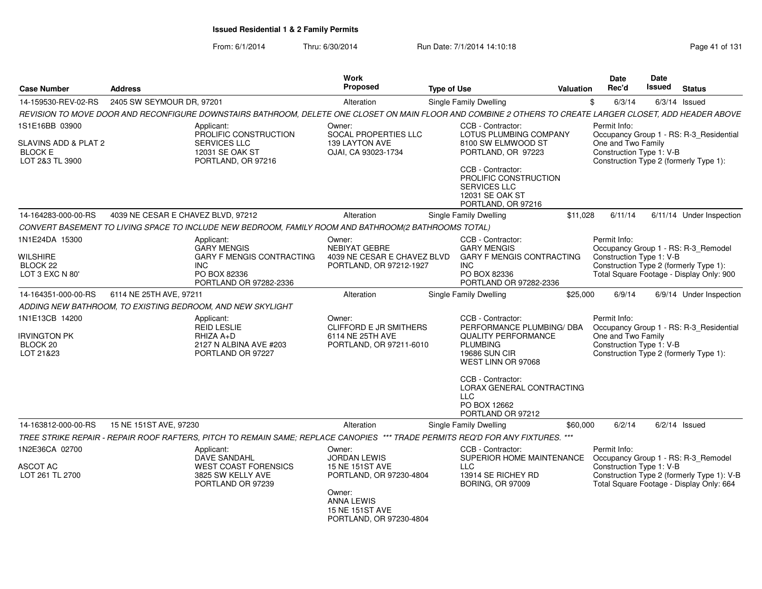**Issued Residential 1 & 2 Family Permits**

From: 6/1/2014 Thru: 6/30/2014 Run Date: 7/1/2014 14:10:18

| Case Number | Address | Work Proposed | Type of Use | Valuation | Date Rec'd | Date Issued | Status |
|---|---|---|---|---|---|---|---|
| 14-159530-REV-02-RS | 2405 SW SEYMOUR DR, 97201 | Alteration | Single Family Dwelling | $ | 6/3/14 | 6/3/14 | Issued |

REVISION TO MOVE DOOR AND RECONFIGURE DOWNSTAIRS BATHROOM, DELETE ONE CLOSET ON MAIN FLOOR AND COMBINE 2 OTHERS TO CREATE LARGER CLOSET, ADD HEADER ABOVE

- 1S1E16BB 03900 / SLAVINS ADD & PLAT 2 / BLOCK E / LOT 2&3 TL 3900
- Applicant: PROLIFIC CONSTRUCTION SERVICES LLC, 12031 SE OAK ST, PORTLAND, OR 97216
- Owner: SOCAL PROPERTIES LLC, 139 LAYTON AVE, OJAI, CA 93023-1734
- CCB - Contractor: LOTUS PLUMBING COMPANY, 8100 SW ELMWOOD ST, PORTLAND, OR 97223
- CCB - Contractor: PROLIFIC CONSTRUCTION SERVICES LLC, 12031 SE OAK ST, PORTLAND, OR 97216
- Permit Info: Occupancy Group 1 - RS: R-3_Residential One and Two Family; Construction Type 1: V-B; Construction Type 2 (formerly Type 1):

| Case Number | Address | Work Proposed | Type of Use | Valuation | Date Rec'd | Date Issued | Status |
|---|---|---|---|---|---|---|---|
| 14-164283-000-00-RS | 4039 NE CESAR E CHAVEZ BLVD, 97212 | Alteration | Single Family Dwelling | $11,028 | 6/11/14 | 6/11/14 | Under Inspection |

CONVERT BASEMENT TO LIVING SPACE TO INCLUDE NEW BEDROOM, FAMILY ROOM AND BATHROOM(2 BATHROOMS TOTAL)

- 1N1E24DA 15300 / WILSHIRE / BLOCK 22 / LOT 3 EXC N 80'
- Applicant: GARY MENGIS, GARY F MENGIS CONTRACTING INC, PO BOX 82336, PORTLAND OR 97282-2336
- Owner: NEBIYAT GEBRE, 4039 NE CESAR E CHAVEZ BLVD, PORTLAND, OR 97212-1927
- CCB - Contractor: GARY MENGIS, GARY F MENGIS CONTRACTING INC, PO BOX 82336, PORTLAND OR 97282-2336
- Permit Info: Occupancy Group 1 - RS: R-3_Remodel; Construction Type 1: V-B; Construction Type 2 (formerly Type 1):; Total Square Footage - Display Only: 900

| Case Number | Address | Work Proposed | Type of Use | Valuation | Date Rec'd | Date Issued | Status |
|---|---|---|---|---|---|---|---|
| 14-164351-000-00-RS | 6114 NE 25TH AVE, 97211 | Alteration | Single Family Dwelling | $25,000 | 6/9/14 | 6/9/14 | Under Inspection |

ADDING NEW BATHROOM, TO EXISTING BEDROOM, AND NEW SKYLIGHT

- 1N1E13CB 14200 / IRVINGTON PK / BLOCK 20 / LOT 21&23
- Applicant: REID LESLIE, RHIZA A+D, 2127 N ALBINA AVE #203, PORTLAND OR 97227
- Owner: CLIFFORD E JR SMITHERS, 6114 NE 25TH AVE, PORTLAND, OR 97211-6010
- CCB - Contractor: PERFORMANCE PLUMBING/ DBA QUALITY PERFORMANCE PLUMBING, 19686 SUN CIR, WEST LINN OR 97068
- CCB - Contractor: LORAX GENERAL CONTRACTING LLC, PO BOX 12662, PORTLAND OR 97212
- Permit Info: Occupancy Group 1 - RS: R-3_Residential One and Two Family; Construction Type 1: V-B; Construction Type 2 (formerly Type 1):

| Case Number | Address | Work Proposed | Type of Use | Valuation | Date Rec'd | Date Issued | Status |
|---|---|---|---|---|---|---|---|
| 14-163812-000-00-RS | 15 NE 151ST AVE, 97230 | Alteration | Single Family Dwelling | $60,000 | 6/2/14 | 6/2/14 | Issued |

TREE STRIKE REPAIR - REPAIR ROOF RAFTERS, PITCH TO REMAIN SAME; REPLACE CANOPIES *** TRADE PERMITS REQ'D FOR ANY FIXTURES. ***

- 1N2E36CA 02700 / ASCOT AC / LOT 261 TL 2700
- Applicant: DAVE SANDAHL, WEST COAST FORENSICS, 3825 SW KELLY AVE, PORTLAND OR 97239
- Owner: JORDAN LEWIS, 15 NE 151ST AVE, PORTLAND, OR 97230-4804
- Owner: ANNA LEWIS, 15 NE 151ST AVE, PORTLAND, OR 97230-4804
- CCB - Contractor: SUPERIOR HOME MAINTENANCE LLC, 13914 SE RICHEY RD, BORING, OR 97009
- Permit Info: Occupancy Group 1 - RS: R-3_Remodel; Construction Type 1: V-B; Construction Type 2 (formerly Type 1): V-B; Total Square Footage - Display Only: 664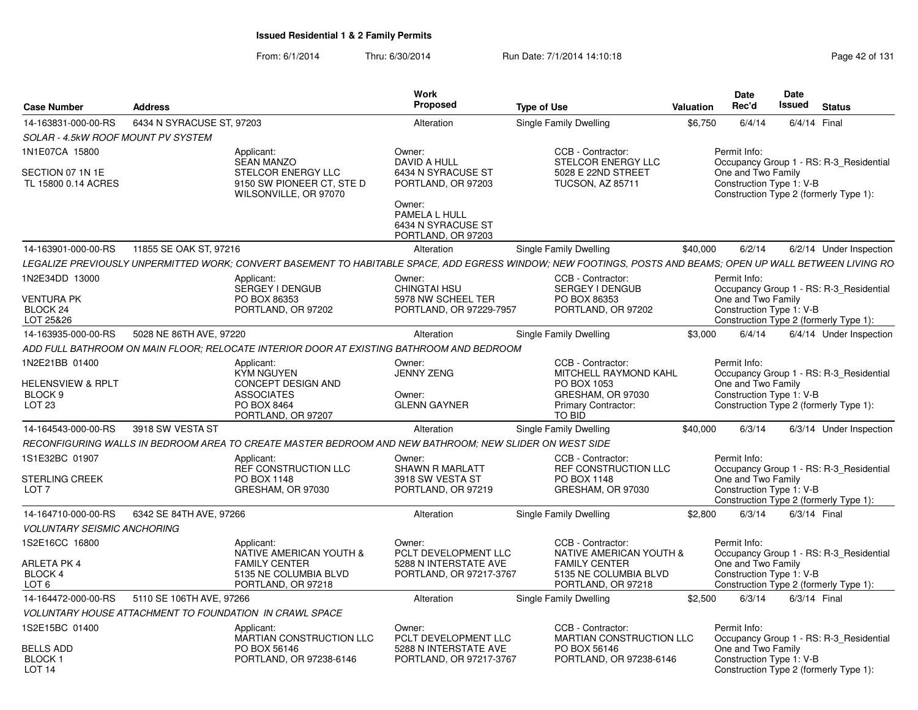# Issued Residential 1 & 2 Family Permits

From: 6/1/2014 Thru: 6/30/2014 Run Date: 7/1/2014 14:10:18

| Case Number | Address | Work Proposed | Type of Use | Valuation | Date Rec'd | Date Issued | Status |
|---|---|---|---|---|---|---|---|
| 14-163831-000-00-RS | 6434 N SYRACUSE ST, 97203 | Alteration | Single Family Dwelling | $6,750 | 6/4/14 | 6/4/14 | Final |

*SOLAR - 4.5kW ROOF MOUNT PV SYSTEM*

1N1E07CA 15800

SECTION 07 1N 1E
TL 15800 0.14 ACRES

Applicant:
SEAN MANZO
STELCOR ENERGY LLC
9150 SW PIONEER CT, STE D
WILSONVILLE, OR 97070

Owner:
DAVID A HULL
6434 N SYRACUSE ST
PORTLAND, OR 97203

Owner:
PAMELA L HULL
6434 N SYRACUSE ST
PORTLAND, OR 97203

CCB - Contractor:
STELCOR ENERGY LLC
5028 E 22ND STREET
TUCSON, AZ 85711

Permit Info:
Occupancy Group 1 - RS: R-3_Residential One and Two Family
Construction Type 1: V-B
Construction Type 2 (formerly Type 1):

| Case Number | Address | Work Proposed | Type of Use | Valuation | Date Rec'd | Date Issued | Status |
|---|---|---|---|---|---|---|---|
| 14-163901-000-00-RS | 11855 SE OAK ST, 97216 | Alteration | Single Family Dwelling | $40,000 | 6/2/14 | 6/2/14 | Under Inspection |

*LEGALIZE PREVIOUSLY UNPERMITTED WORK; CONVERT BASEMENT TO HABITABLE SPACE, ADD EGRESS WINDOW; NEW FOOTINGS, POSTS AND BEAMS; OPEN UP WALL BETWEEN LIVING RO*

1N2E34DD 13000

VENTURA PK
BLOCK 24
LOT 25&26

Applicant:
SERGEY I DENGUB
PO BOX 86353
PORTLAND, OR 97202

Owner:
CHINGTAI HSU
5978 NW SCHEEL TER
PORTLAND, OR 97229-7957

CCB - Contractor:
SERGEY I DENGUB
PO BOX 86353
PORTLAND, OR 97202

Permit Info:
Occupancy Group 1 - RS: R-3_Residential One and Two Family
Construction Type 1: V-B
Construction Type 2 (formerly Type 1):

| Case Number | Address | Work Proposed | Type of Use | Valuation | Date Rec'd | Date Issued | Status |
|---|---|---|---|---|---|---|---|
| 14-163935-000-00-RS | 5028 NE 86TH AVE, 97220 | Alteration | Single Family Dwelling | $3,000 | 6/4/14 | 6/4/14 | Under Inspection |

*ADD FULL BATHROOM ON MAIN FLOOR; RELOCATE INTERIOR DOOR AT EXISTING BATHROOM AND BEDROOM*

1N2E21BB 01400

HELENSVIEW & RPLT
BLOCK 9
LOT 23

Applicant:
KYM NGUYEN
CONCEPT DESIGN AND ASSOCIATES
PO BOX 8464
PORTLAND, OR 97207

Owner:
JENNY ZENG

Owner:
GLENN GAYNER

CCB - Contractor:
MITCHELL RAYMOND KAHL
PO BOX 1053
GRESHAM, OR 97030
Primary Contractor:
TO BID

Permit Info:
Occupancy Group 1 - RS: R-3_Residential One and Two Family
Construction Type 1: V-B
Construction Type 2 (formerly Type 1):

| Case Number | Address | Work Proposed | Type of Use | Valuation | Date Rec'd | Date Issued | Status |
|---|---|---|---|---|---|---|---|
| 14-164543-000-00-RS | 3918 SW VESTA ST | Alteration | Single Family Dwelling | $40,000 | 6/3/14 | 6/3/14 | Under Inspection |

*RECONFIGURING WALLS IN BEDROOM AREA TO CREATE MASTER BEDROOM AND NEW BATHROOM; NEW SLIDER ON WEST SIDE*

1S1E32BC 01907

STERLING CREEK
LOT 7

Applicant:
REF CONSTRUCTION LLC
PO BOX 1148
GRESHAM, OR 97030

Owner:
SHAWN R MARLATT
3918 SW VESTA ST
PORTLAND, OR 97219

CCB - Contractor:
REF CONSTRUCTION LLC
PO BOX 1148
GRESHAM, OR 97030

Permit Info:
Occupancy Group 1 - RS: R-3_Residential One and Two Family
Construction Type 1: V-B
Construction Type 2 (formerly Type 1):

| Case Number | Address | Work Proposed | Type of Use | Valuation | Date Rec'd | Date Issued | Status |
|---|---|---|---|---|---|---|---|
| 14-164710-000-00-RS | 6342 SE 84TH AVE, 97266 | Alteration | Single Family Dwelling | $2,800 | 6/3/14 | 6/3/14 | Final |

*VOLUNTARY SEISMIC ANCHORING*

1S2E16CC 16800

ARLETA PK 4
BLOCK 4
LOT 6

Applicant:
NATIVE AMERICAN YOUTH & FAMILY CENTER
5135 NE COLUMBIA BLVD
PORTLAND, OR 97218

Owner:
PCLT DEVELOPMENT LLC
5288 N INTERSTATE AVE
PORTLAND, OR 97217-3767

CCB - Contractor:
NATIVE AMERICAN YOUTH & FAMILY CENTER
5135 NE COLUMBIA BLVD
PORTLAND, OR 97218

Permit Info:
Occupancy Group 1 - RS: R-3_Residential One and Two Family
Construction Type 1: V-B
Construction Type 2 (formerly Type 1):

| Case Number | Address | Work Proposed | Type of Use | Valuation | Date Rec'd | Date Issued | Status |
|---|---|---|---|---|---|---|---|
| 14-164472-000-00-RS | 5110 SE 106TH AVE, 97266 | Alteration | Single Family Dwelling | $2,500 | 6/3/14 | 6/3/14 | Final |

*VOLUNTARY HOUSE ATTACHMENT TO FOUNDATION IN CRAWL SPACE*

1S2E15BC 01400

BELLS ADD
BLOCK 1
LOT 14

Applicant:
MARTIAN CONSTRUCTION LLC
PO BOX 56146
PORTLAND, OR 97238-6146

Owner:
PCLT DEVELOPMENT LLC
5288 N INTERSTATE AVE
PORTLAND, OR 97217-3767

CCB - Contractor:
MARTIAN CONSTRUCTION LLC
PO BOX 56146
PORTLAND, OR 97238-6146

Permit Info:
Occupancy Group 1 - RS: R-3_Residential One and Two Family
Construction Type 1: V-B
Construction Type 2 (formerly Type 1):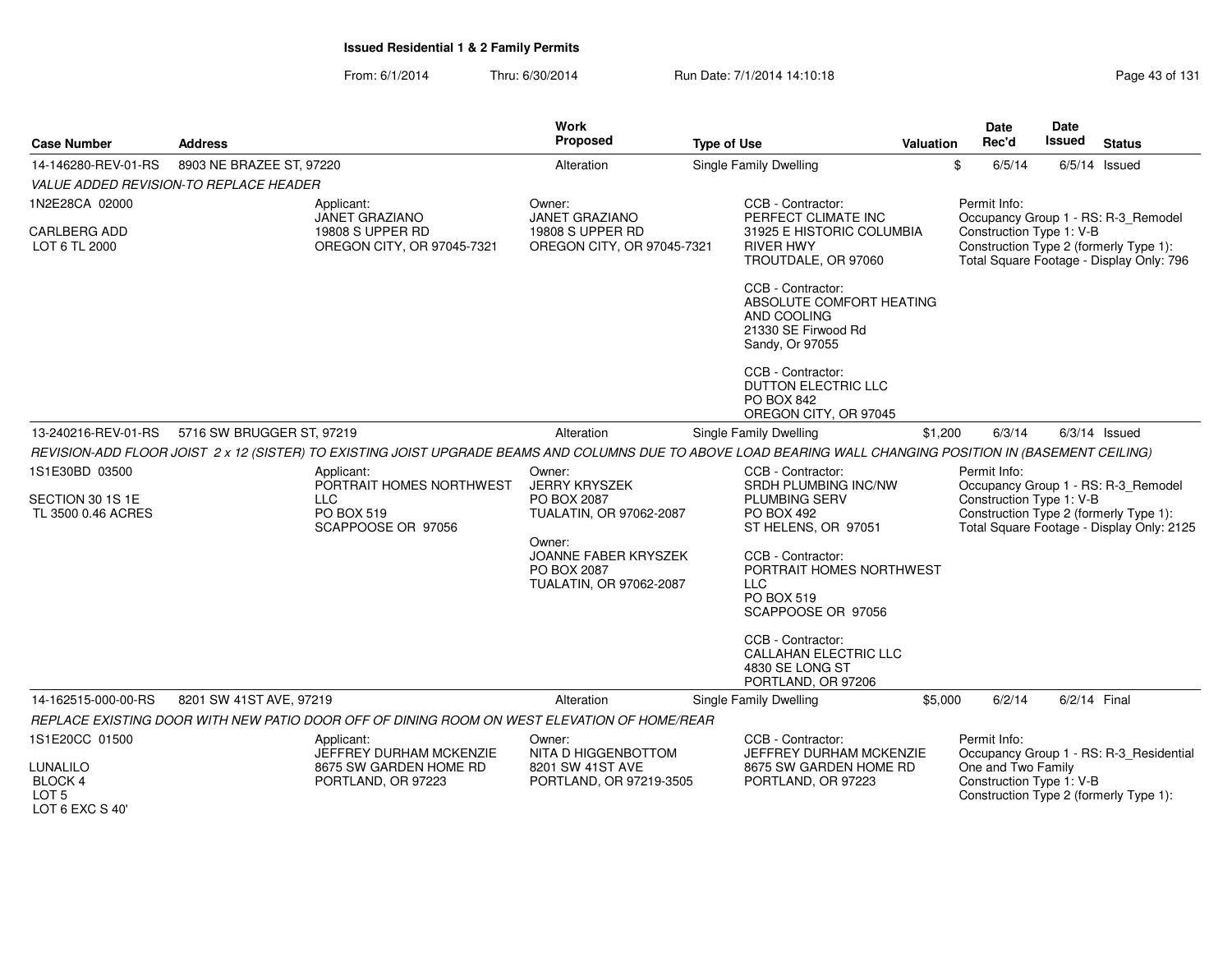**Issued Residential 1 & 2 Family Permits**

From: 6/1/2014 Thru: 6/30/2014 Run Date: 7/1/2014 14:10:18

| Case Number | Address | Work Proposed | Type of Use | Valuation | Date Rec'd | Date Issued | Status |
|---|---|---|---|---|---|---|---|
| 14-146280-REV-01-RS | 8903 NE BRAZEE ST, 97220 | Alteration | Single Family Dwelling | $ | 6/5/14 | 6/5/14 | Issued |

*VALUE ADDED REVISION-TO REPLACE HEADER*

1N2E28CA 02000

CARLBERG ADD
LOT 6 TL 2000

Applicant:
JANET GRAZIANO
19808 S UPPER RD
OREGON CITY, OR 97045-7321

Owner:
JANET GRAZIANO
19808 S UPPER RD
OREGON CITY, OR 97045-7321

CCB - Contractor:
PERFECT CLIMATE INC
31925 E HISTORIC COLUMBIA RIVER HWY
TROUTDALE, OR 97060

CCB - Contractor:
ABSOLUTE COMFORT HEATING AND COOLING
21330 SE Firwood Rd
Sandy, Or 97055

CCB - Contractor:
DUTTON ELECTRIC LLC
PO BOX 842
OREGON CITY, OR 97045

Permit Info:
Occupancy Group 1 - RS: R-3_Remodel
Construction Type 1: V-B
Construction Type 2 (formerly Type 1):
Total Square Footage - Display Only: 796

| Case Number | Address | Work Proposed | Type of Use | Valuation | Date Rec'd | Date Issued | Status |
|---|---|---|---|---|---|---|---|
| 13-240216-REV-01-RS | 5716 SW BRUGGER ST, 97219 | Alteration | Single Family Dwelling | $1,200 | 6/3/14 | 6/3/14 | Issued |

*REVISION-ADD FLOOR JOIST 2 x 12 (SISTER) TO EXISTING JOIST UPGRADE BEAMS AND COLUMNS DUE TO ABOVE LOAD BEARING WALL CHANGING POSITION IN (BASEMENT CEILING)*

1S1E30BD 03500

SECTION 30 1S 1E
TL 3500 0.46 ACRES

Applicant:
PORTRAIT HOMES NORTHWEST LLC
PO BOX 519
SCAPPOOSE OR 97056

Owner:
JERRY KRYSZEK
PO BOX 2087
TUALATIN, OR 97062-2087

Owner:
JOANNE FABER KRYSZEK
PO BOX 2087
TUALATIN, OR 97062-2087

CCB - Contractor:
SRDH PLUMBING INC/NW PLUMBING SERV
PO BOX 492
ST HELENS, OR 97051

CCB - Contractor:
PORTRAIT HOMES NORTHWEST LLC
PO BOX 519
SCAPPOOSE OR 97056

CCB - Contractor:
CALLAHAN ELECTRIC LLC
4830 SE LONG ST
PORTLAND, OR 97206

Permit Info:
Occupancy Group 1 - RS: R-3_Remodel
Construction Type 1: V-B
Construction Type 2 (formerly Type 1):
Total Square Footage - Display Only: 2125

| Case Number | Address | Work Proposed | Type of Use | Valuation | Date Rec'd | Date Issued | Status |
|---|---|---|---|---|---|---|---|
| 14-162515-000-00-RS | 8201 SW 41ST AVE, 97219 | Alteration | Single Family Dwelling | $5,000 | 6/2/14 | 6/2/14 | Final |

*REPLACE EXISTING DOOR WITH NEW PATIO DOOR OFF OF DINING ROOM ON WEST ELEVATION OF HOME/REAR*

1S1E20CC 01500

LUNALILO
BLOCK 4
LOT 5
LOT 6 EXC S 40'

Applicant:
JEFFREY DURHAM MCKENZIE
8675 SW GARDEN HOME RD
PORTLAND, OR 97223

Owner:
NITA D HIGGENBOTTOM
8201 SW 41ST AVE
PORTLAND, OR 97219-3505

CCB - Contractor:
JEFFREY DURHAM MCKENZIE
8675 SW GARDEN HOME RD
PORTLAND, OR 97223

Permit Info:
Occupancy Group 1 - RS: R-3_Residential One and Two Family
Construction Type 1: V-B
Construction Type 2 (formerly Type 1):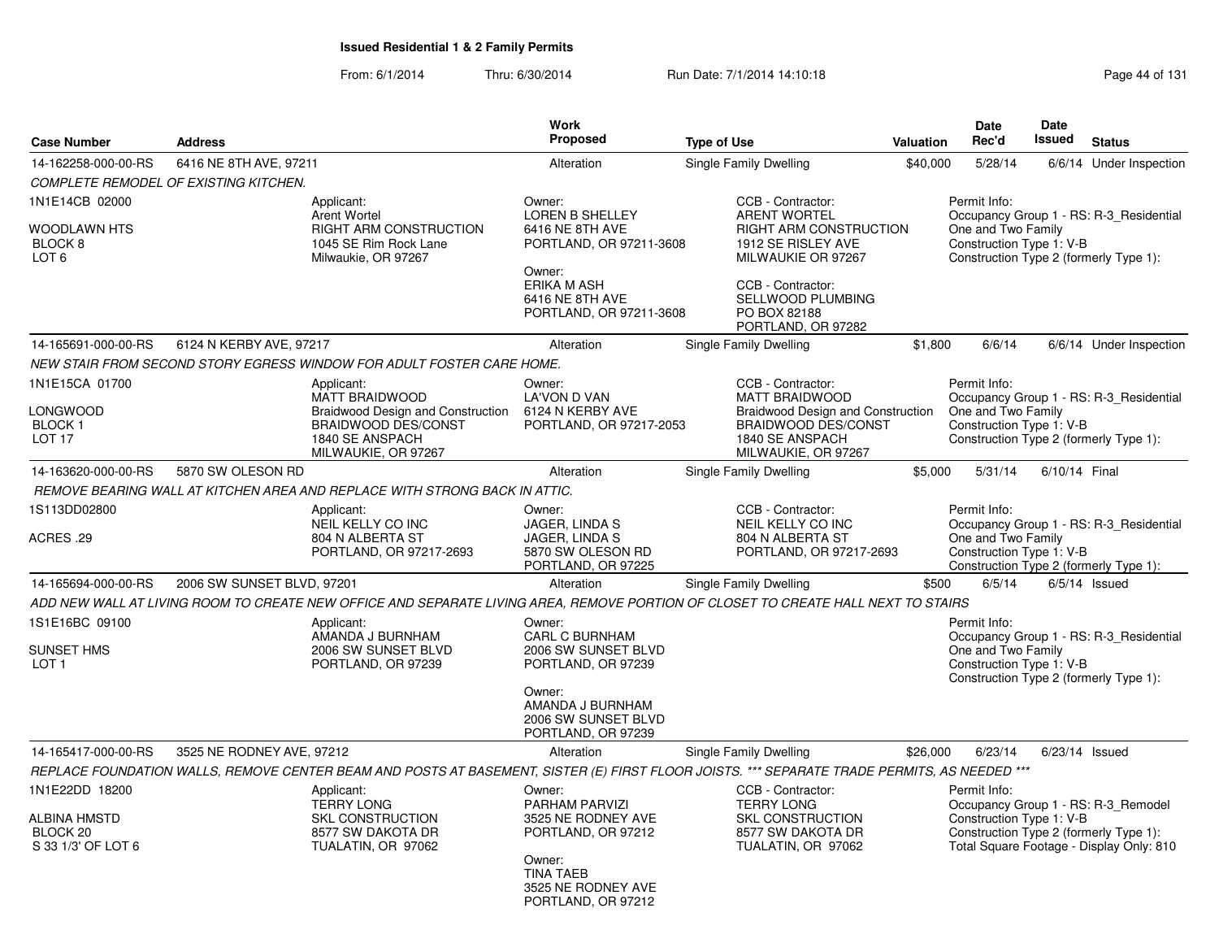**Issued Residential 1 & 2 Family Permits**

From: 6/1/2014 Thru: 6/30/2014 Run Date: 7/1/2014 14:10:18

| Case Number | Address | Work Proposed | Type of Use | Valuation | Date Rec'd | Date Issued | Status |
|---|---|---|---|---|---|---|---|
| 14-162258-000-00-RS | 6416 NE 8TH AVE, 97211 | Alteration | Single Family Dwelling | $40,000 | 5/28/14 | 6/6/14 | Under Inspection |

*COMPLETE REMODEL OF EXISTING KITCHEN.*

1N1E14CB 02000
WOODLAWN HTS
BLOCK 8
LOT 6

Applicant:
Arent Wortel
RIGHT ARM CONSTRUCTION
1045 SE Rim Rock Lane
Milwaukie, OR 97267

Owner:
LOREN B SHELLEY
6416 NE 8TH AVE
PORTLAND, OR 97211-3608

Owner:
ERIKA M ASH
6416 NE 8TH AVE
PORTLAND, OR 97211-3608

CCB - Contractor:
ARENT WORTEL
RIGHT ARM CONSTRUCTION
1912 SE RISLEY AVE
MILWAUKIE OR 97267

CCB - Contractor:
SELLWOOD PLUMBING
PO BOX 82188
PORTLAND, OR 97282

Permit Info:
Occupancy Group 1 - RS: R-3_Residential One and Two Family
Construction Type 1: V-B
Construction Type 2 (formerly Type 1):

| Case Number | Address | Work Proposed | Type of Use | Valuation | Date Rec'd | Date Issued | Status |
|---|---|---|---|---|---|---|---|
| 14-165691-000-00-RS | 6124 N KERBY AVE, 97217 | Alteration | Single Family Dwelling | $1,800 | 6/6/14 | 6/6/14 | Under Inspection |

*NEW STAIR FROM SECOND STORY EGRESS WINDOW FOR ADULT FOSTER CARE HOME.*

1N1E15CA 01700
LONGWOOD
BLOCK 1
LOT 17

Applicant:
MATT BRAIDWOOD
Braidwood Design and Construction
BRAIDWOOD DES/CONST
1840 SE ANSPACH
MILWAUKIE, OR 97267

Owner:
LA'VON D VAN
6124 N KERBY AVE
PORTLAND, OR 97217-2053

CCB - Contractor:
MATT BRAIDWOOD
Braidwood Design and Construction
BRAIDWOOD DES/CONST
1840 SE ANSPACH
MILWAUKIE, OR 97267

Permit Info:
Occupancy Group 1 - RS: R-3_Residential One and Two Family
Construction Type 1: V-B
Construction Type 2 (formerly Type 1):

| Case Number | Address | Work Proposed | Type of Use | Valuation | Date Rec'd | Date Issued | Status |
|---|---|---|---|---|---|---|---|
| 14-163620-000-00-RS | 5870 SW OLESON RD | Alteration | Single Family Dwelling | $5,000 | 5/31/14 | 6/10/14 | Final |

*REMOVE BEARING WALL AT KITCHEN AREA AND REPLACE WITH STRONG BACK IN ATTIC.*

1S113DD02800
ACRES .29

Applicant:
NEIL KELLY CO INC
804 N ALBERTA ST
PORTLAND, OR 97217-2693

Owner:
JAGER, LINDA S
JAGER, LINDA S
5870 SW OLESON RD
PORTLAND, OR 97225

CCB - Contractor:
NEIL KELLY CO INC
804 N ALBERTA ST
PORTLAND, OR 97217-2693

Permit Info:
Occupancy Group 1 - RS: R-3_Residential One and Two Family
Construction Type 1: V-B
Construction Type 2 (formerly Type 1):

| Case Number | Address | Work Proposed | Type of Use | Valuation | Date Rec'd | Date Issued | Status |
|---|---|---|---|---|---|---|---|
| 14-165694-000-00-RS | 2006 SW SUNSET BLVD, 97201 | Alteration | Single Family Dwelling | $500 | 6/5/14 | 6/5/14 | Issued |

*ADD NEW WALL AT LIVING ROOM TO CREATE NEW OFFICE AND SEPARATE LIVING AREA, REMOVE PORTION OF CLOSET TO CREATE HALL NEXT TO STAIRS*

1S1E16BC 09100
SUNSET HMS
LOT 1

Applicant:
AMANDA J BURNHAM
2006 SW SUNSET BLVD
PORTLAND, OR 97239

Owner:
CARL C BURNHAM
2006 SW SUNSET BLVD
PORTLAND, OR 97239

Owner:
AMANDA J BURNHAM
2006 SW SUNSET BLVD
PORTLAND, OR 97239

Permit Info:
Occupancy Group 1 - RS: R-3_Residential One and Two Family
Construction Type 1: V-B
Construction Type 2 (formerly Type 1):

| Case Number | Address | Work Proposed | Type of Use | Valuation | Date Rec'd | Date Issued | Status |
|---|---|---|---|---|---|---|---|
| 14-165417-000-00-RS | 3525 NE RODNEY AVE, 97212 | Alteration | Single Family Dwelling | $26,000 | 6/23/14 | 6/23/14 | Issued |

*REPLACE FOUNDATION WALLS, REMOVE CENTER BEAM AND POSTS AT BASEMENT, SISTER (E) FIRST FLOOR JOISTS. *** SEPARATE TRADE PERMITS, AS NEEDED ****

1N1E22DD 18200
ALBINA HMSTD
BLOCK 20
S 33 1/3' OF LOT 6

Applicant:
TERRY LONG
SKL CONSTRUCTION
8577 SW DAKOTA DR
TUALATIN, OR 97062

Owner:
PARHAM PARVIZI
3525 NE RODNEY AVE
PORTLAND, OR 97212

Owner:
TINA TAEB
3525 NE RODNEY AVE
PORTLAND, OR 97212

CCB - Contractor:
TERRY LONG
SKL CONSTRUCTION
8577 SW DAKOTA DR
TUALATIN, OR 97062

Permit Info:
Occupancy Group 1 - RS: R-3_Remodel
Construction Type 1: V-B
Construction Type 2 (formerly Type 1):
Total Square Footage - Display Only: 810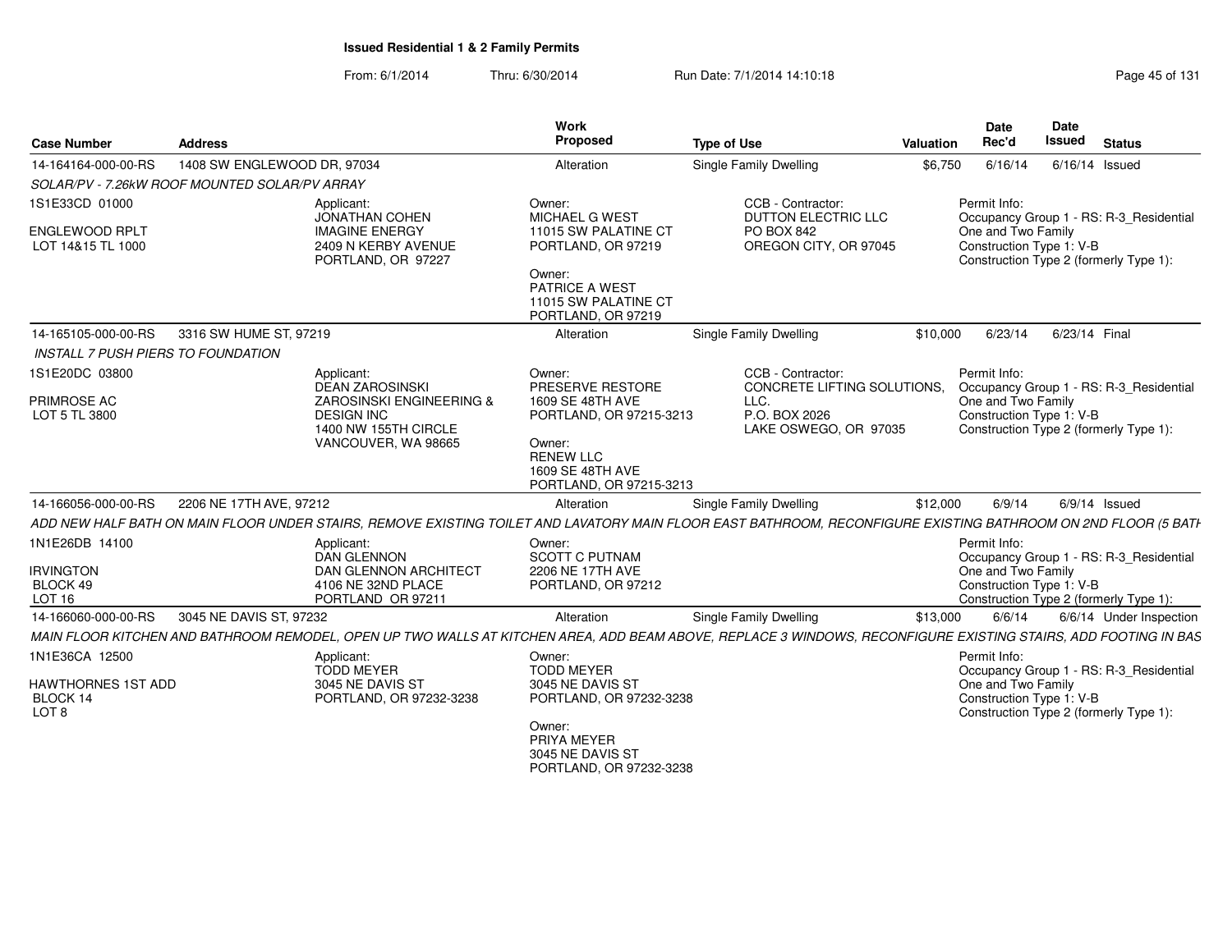# Issued Residential 1 & 2 Family Permits

From: 6/1/2014 Thru: 6/30/2014 Run Date: 7/1/2014 14:10:18

| Case Number | Address | Work Proposed | Type of Use | Valuation | Date Rec'd | Date Issued | Status |
|---|---|---|---|---|---|---|---|
| 14-164164-000-00-RS | 1408 SW ENGLEWOOD DR, 97034 | Alteration | Single Family Dwelling | $6,750 | 6/16/14 | 6/16/14 | Issued |

*SOLAR/PV - 7.26kW ROOF MOUNTED SOLAR/PV ARRAY*

1S1E33CD 01000

ENGLEWOOD RPLT
LOT 14&15 TL 1000

Applicant:
JONATHAN COHEN
IMAGINE ENERGY
2409 N KERBY AVENUE
PORTLAND, OR 97227

Owner:
MICHAEL G WEST
11015 SW PALATINE CT
PORTLAND, OR 97219

Owner:
PATRICE A WEST
11015 SW PALATINE CT
PORTLAND, OR 97219

CCB - Contractor:
DUTTON ELECTRIC LLC
PO BOX 842
OREGON CITY, OR 97045

Permit Info:
Occupancy Group 1 - RS: R-3_Residential One and Two Family
Construction Type 1: V-B
Construction Type 2 (formerly Type 1):

| Case Number | Address | Work Proposed | Type of Use | Valuation | Date Rec'd | Date Issued | Status |
|---|---|---|---|---|---|---|---|
| 14-165105-000-00-RS | 3316 SW HUME ST, 97219 | Alteration | Single Family Dwelling | $10,000 | 6/23/14 | 6/23/14 | Final |

*INSTALL 7 PUSH PIERS TO FOUNDATION*

1S1E20DC 03800

PRIMROSE AC
LOT 5 TL 3800

Applicant:
DEAN ZAROSINSKI
ZAROSINSKI ENGINEERING & DESIGN INC
1400 NW 155TH CIRCLE
VANCOUVER, WA 98665

Owner:
PRESERVE RESTORE
1609 SE 48TH AVE
PORTLAND, OR 97215-3213

Owner:
RENEW LLC
1609 SE 48TH AVE
PORTLAND, OR 97215-3213

CCB - Contractor:
CONCRETE LIFTING SOLUTIONS, LLC.
P.O. BOX 2026
LAKE OSWEGO, OR 97035

Permit Info:
Occupancy Group 1 - RS: R-3_Residential One and Two Family
Construction Type 1: V-B
Construction Type 2 (formerly Type 1):

| Case Number | Address | Work Proposed | Type of Use | Valuation | Date Rec'd | Date Issued | Status |
|---|---|---|---|---|---|---|---|
| 14-166056-000-00-RS | 2206 NE 17TH AVE, 97212 | Alteration | Single Family Dwelling | $12,000 | 6/9/14 | 6/9/14 | Issued |

*ADD NEW HALF BATH ON MAIN FLOOR UNDER STAIRS, REMOVE EXISTING TOILET AND LAVATORY MAIN FLOOR EAST BATHROOM, RECONFIGURE EXISTING BATHROOM ON 2ND FLOOR (5 BATH*

1N1E26DB 14100

IRVINGTON
BLOCK 49
LOT 16

Applicant:
DAN GLENNON
DAN GLENNON ARCHITECT
4106 NE 32ND PLACE
PORTLAND OR 97211

Owner:
SCOTT C PUTNAM
2206 NE 17TH AVE
PORTLAND, OR 97212

Permit Info:
Occupancy Group 1 - RS: R-3_Residential One and Two Family
Construction Type 1: V-B
Construction Type 2 (formerly Type 1):

| Case Number | Address | Work Proposed | Type of Use | Valuation | Date Rec'd | Date Issued | Status |
|---|---|---|---|---|---|---|---|
| 14-166060-000-00-RS | 3045 NE DAVIS ST, 97232 | Alteration | Single Family Dwelling | $13,000 | 6/6/14 | 6/6/14 | Under Inspection |

*MAIN FLOOR KITCHEN AND BATHROOM REMODEL, OPEN UP TWO WALLS AT KITCHEN AREA, ADD BEAM ABOVE, REPLACE 3 WINDOWS, RECONFIGURE EXISTING STAIRS, ADD FOOTING IN BAS*

1N1E36CA 12500

HAWTHORNES 1ST ADD
BLOCK 14
LOT 8

Applicant:
TODD MEYER
3045 NE DAVIS ST
PORTLAND, OR 97232-3238

Owner:
TODD MEYER
3045 NE DAVIS ST
PORTLAND, OR 97232-3238

Owner:
PRIYA MEYER
3045 NE DAVIS ST
PORTLAND, OR 97232-3238

Permit Info:
Occupancy Group 1 - RS: R-3_Residential One and Two Family
Construction Type 1: V-B
Construction Type 2 (formerly Type 1):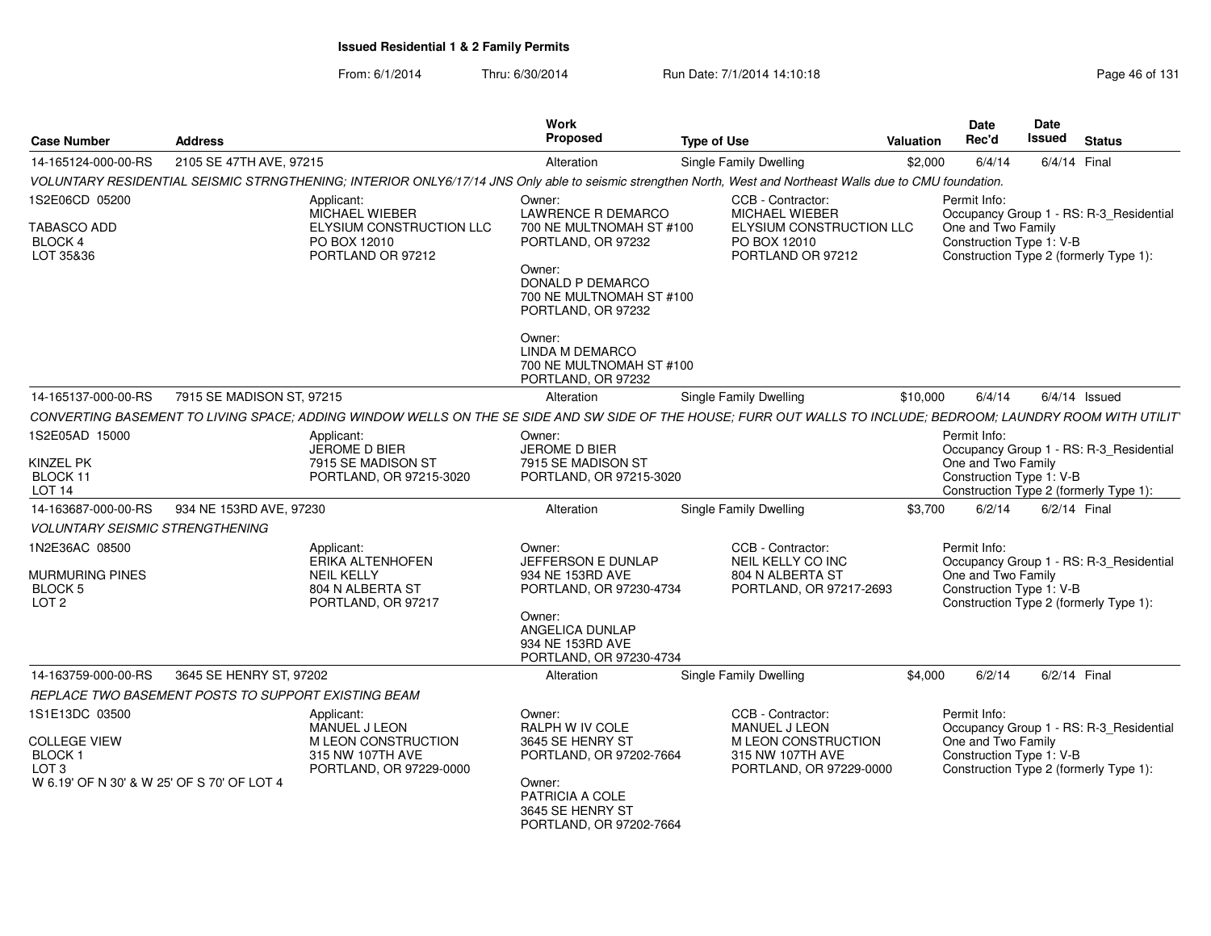**Issued Residential 1 & 2 Family Permits**

From: 6/1/2014 Thru: 6/30/2014 Run Date: 7/1/2014 14:10:18

| Case Number | Address | Work Proposed | Type of Use | Valuation | Date Rec'd | Date Issued | Status |
|---|---|---|---|---|---|---|---|
| 14-165124-000-00-RS | 2105 SE 47TH AVE, 97215 | Alteration | Single Family Dwelling | $2,000 | 6/4/14 | 6/4/14 | Final |

VOLUNTARY RESIDENTIAL SEISMIC STRNGTHENING; INTERIOR ONLY6/17/14 JNS Only able to seismic strengthen North, West and Northeast Walls due to CMU foundation.

1S2E06CD 05200
TABASCO ADD
BLOCK 4
LOT 35&36

Applicant: MICHAEL WIEBER, ELYSIUM CONSTRUCTION LLC, PO BOX 12010, PORTLAND OR 97212

Owner: LAWRENCE R DEMARCO, 700 NE MULTNOMAH ST #100, PORTLAND, OR 97232
Owner: DONALD P DEMARCO, 700 NE MULTNOMAH ST #100, PORTLAND, OR 97232
Owner: LINDA M DEMARCO, 700 NE MULTNOMAH ST #100, PORTLAND, OR 97232

CCB - Contractor: MICHAEL WIEBER, ELYSIUM CONSTRUCTION LLC, PO BOX 12010, PORTLAND OR 97212

Permit Info: Occupancy Group 1 - RS: R-3_Residential One and Two Family; Construction Type 1: V-B; Construction Type 2 (formerly Type 1):

| Case Number | Address | Work Proposed | Type of Use | Valuation | Date Rec'd | Date Issued | Status |
|---|---|---|---|---|---|---|---|
| 14-165137-000-00-RS | 7915 SE MADISON ST, 97215 | Alteration | Single Family Dwelling | $10,000 | 6/4/14 | 6/4/14 | Issued |

CONVERTING BASEMENT TO LIVING SPACE; ADDING WINDOW WELLS ON THE SE SIDE AND SW SIDE OF THE HOUSE; FURR OUT WALLS TO INCLUDE; BEDROOM; LAUNDRY ROOM WITH UTILIT

1S2E05AD 15000
KINZEL PK
BLOCK 11
LOT 14

Applicant: JEROME D BIER, 7915 SE MADISON ST, PORTLAND, OR 97215-3020

Owner: JEROME D BIER, 7915 SE MADISON ST, PORTLAND, OR 97215-3020

Permit Info: Occupancy Group 1 - RS: R-3_Residential One and Two Family; Construction Type 1: V-B; Construction Type 2 (formerly Type 1):

| Case Number | Address | Work Proposed | Type of Use | Valuation | Date Rec'd | Date Issued | Status |
|---|---|---|---|---|---|---|---|
| 14-163687-000-00-RS | 934 NE 153RD AVE, 97230 | Alteration | Single Family Dwelling | $3,700 | 6/2/14 | 6/2/14 | Final |

VOLUNTARY SEISMIC STRENGTHENING

1N2E36AC 08500
MURMURING PINES
BLOCK 5
LOT 2

Applicant: ERIKA ALTENHOFEN, NEIL KELLY, 804 N ALBERTA ST, PORTLAND, OR 97217

Owner: JEFFERSON E DUNLAP, 934 NE 153RD AVE, PORTLAND, OR 97230-4734
Owner: ANGELICA DUNLAP, 934 NE 153RD AVE, PORTLAND, OR 97230-4734

CCB - Contractor: NEIL KELLY CO INC, 804 N ALBERTA ST, PORTLAND, OR 97217-2693

Permit Info: Occupancy Group 1 - RS: R-3_Residential One and Two Family; Construction Type 1: V-B; Construction Type 2 (formerly Type 1):

| Case Number | Address | Work Proposed | Type of Use | Valuation | Date Rec'd | Date Issued | Status |
|---|---|---|---|---|---|---|---|
| 14-163759-000-00-RS | 3645 SE HENRY ST, 97202 | Alteration | Single Family Dwelling | $4,000 | 6/2/14 | 6/2/14 | Final |

REPLACE TWO BASEMENT POSTS TO SUPPORT EXISTING BEAM

1S1E13DC 03500
COLLEGE VIEW
BLOCK 1
LOT 3
W 6.19' OF N 30' & W 25' OF S 70' OF LOT 4

Applicant: MANUEL J LEON, M LEON CONSTRUCTION, 315 NW 107TH AVE, PORTLAND, OR 97229-0000

Owner: RALPH W IV COLE, 3645 SE HENRY ST, PORTLAND, OR 97202-7664
Owner: PATRICIA A COLE, 3645 SE HENRY ST, PORTLAND, OR 97202-7664

CCB - Contractor: MANUEL J LEON, M LEON CONSTRUCTION, 315 NW 107TH AVE, PORTLAND, OR 97229-0000

Permit Info: Occupancy Group 1 - RS: R-3_Residential One and Two Family; Construction Type 1: V-B; Construction Type 2 (formerly Type 1):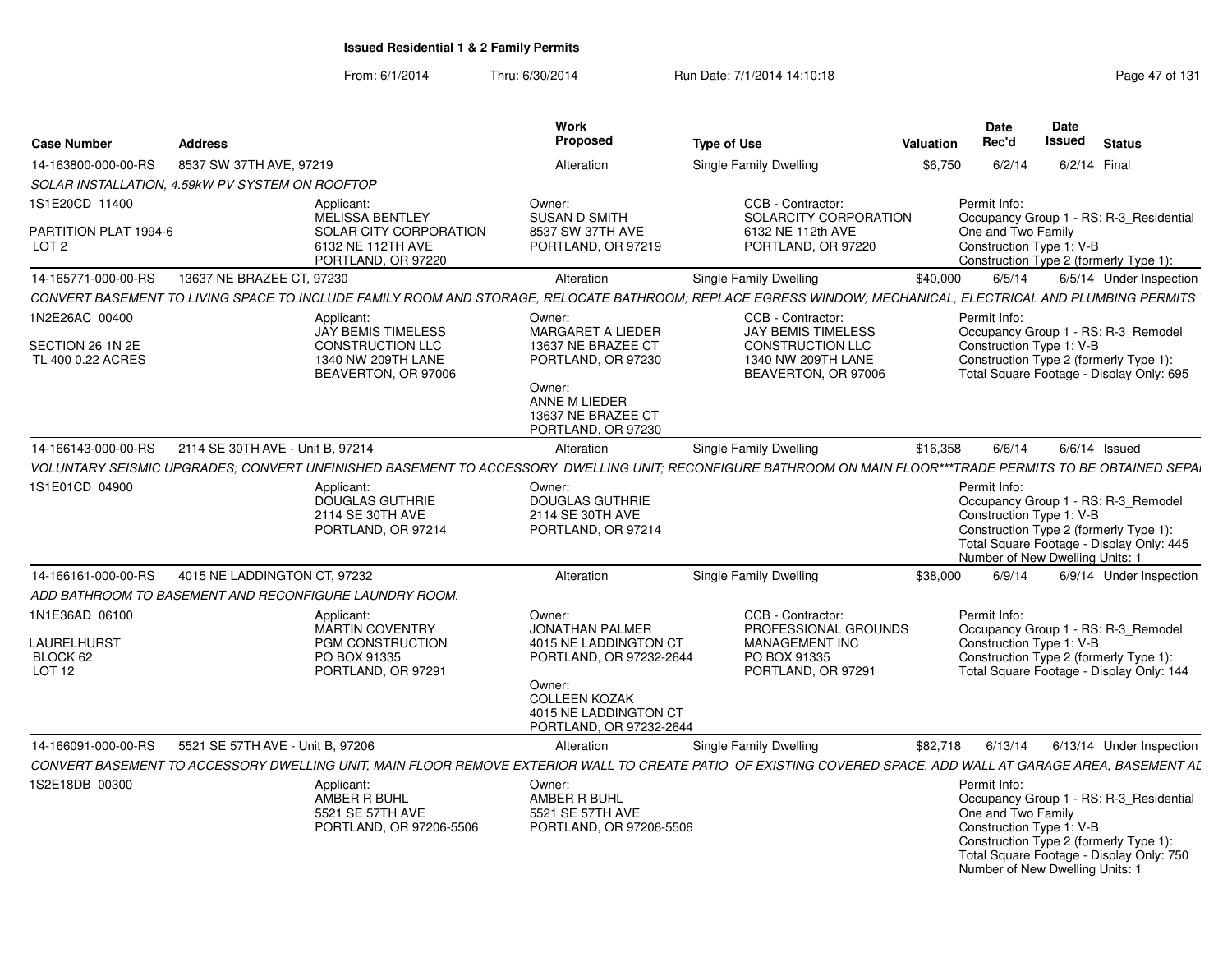**Issued Residential 1 & 2 Family Permits**

From: 6/1/2014 Thru: 6/30/2014 Run Date: 7/1/2014 14:10:18

| Case Number | Address | Work Proposed | Type of Use | Valuation | Date Rec'd | Date Issued | Status |
|---|---|---|---|---|---|---|---|
| 14-163800-000-00-RS | 8537 SW 37TH AVE, 97219 | Alteration | Single Family Dwelling | $6,750 | 6/2/14 | 6/2/14 | Final |

SOLAR INSTALLATION, 4.59kW PV SYSTEM ON ROOFTOP

1S1E20CD 11400
PARTITION PLAT 1994-6
LOT 2

Applicant: MELISSA BENTLEY, SOLAR CITY CORPORATION, 6132 NE 112TH AVE, PORTLAND, OR 97220

Owner: SUSAN D SMITH, 8537 SW 37TH AVE, PORTLAND, OR 97219

CCB - Contractor: SOLARCITY CORPORATION, 6132 NE 112th AVE, PORTLAND, OR 97220

Permit Info: Occupancy Group 1 - RS: R-3_Residential One and Two Family; Construction Type 1: V-B; Construction Type 2 (formerly Type 1):

| Case Number | Address | Work Proposed | Type of Use | Valuation | Date Rec'd | Date Issued | Status |
|---|---|---|---|---|---|---|---|
| 14-165771-000-00-RS | 13637 NE BRAZEE CT, 97230 | Alteration | Single Family Dwelling | $40,000 | 6/5/14 | 6/5/14 | Under Inspection |

CONVERT BASEMENT TO LIVING SPACE TO INCLUDE FAMILY ROOM AND STORAGE, RELOCATE BATHROOM; REPLACE EGRESS WINDOW; MECHANICAL, ELECTRICAL AND PLUMBING PERMITS

1N2E26AC 00400
SECTION 26 1N 2E
TL 400 0.22 ACRES

Applicant: JAY BEMIS TIMELESS CONSTRUCTION LLC, 1340 NW 209TH LANE, BEAVERTON, OR 97006

Owner: MARGARET A LIEDER, 13637 NE BRAZEE CT, PORTLAND, OR 97230

Owner: ANNE M LIEDER, 13637 NE BRAZEE CT, PORTLAND, OR 97230

CCB - Contractor: JAY BEMIS TIMELESS CONSTRUCTION LLC, 1340 NW 209TH LANE, BEAVERTON, OR 97006

Permit Info: Occupancy Group 1 - RS: R-3_Remodel; Construction Type 1: V-B; Construction Type 2 (formerly Type 1):; Total Square Footage - Display Only: 695

| Case Number | Address | Work Proposed | Type of Use | Valuation | Date Rec'd | Date Issued | Status |
|---|---|---|---|---|---|---|---|
| 14-166143-000-00-RS | 2114 SE 30TH AVE - Unit B, 97214 | Alteration | Single Family Dwelling | $16,358 | 6/6/14 | 6/6/14 | Issued |

VOLUNTARY SEISMIC UPGRADES; CONVERT UNFINISHED BASEMENT TO ACCESSORY DWELLING UNIT; RECONFIGURE BATHROOM ON MAIN FLOOR***TRADE PERMITS TO BE OBTAINED SEPA

1S1E01CD 04900

Applicant: DOUGLAS GUTHRIE, 2114 SE 30TH AVE, PORTLAND, OR 97214

Owner: DOUGLAS GUTHRIE, 2114 SE 30TH AVE, PORTLAND, OR 97214

Permit Info: Occupancy Group 1 - RS: R-3_Remodel; Construction Type 1: V-B; Construction Type 2 (formerly Type 1):; Total Square Footage - Display Only: 445; Number of New Dwelling Units: 1

| Case Number | Address | Work Proposed | Type of Use | Valuation | Date Rec'd | Date Issued | Status |
|---|---|---|---|---|---|---|---|
| 14-166161-000-00-RS | 4015 NE LADDINGTON CT, 97232 | Alteration | Single Family Dwelling | $38,000 | 6/9/14 | 6/9/14 | Under Inspection |

ADD BATHROOM TO BASEMENT AND RECONFIGURE LAUNDRY ROOM.

1N1E36AD 06100
LAURELHURST
BLOCK 62
LOT 12

Applicant: MARTIN COVENTRY, PGM CONSTRUCTION, PO BOX 91335, PORTLAND, OR 97291

Owner: JONATHAN PALMER, 4015 NE LADDINGTON CT, PORTLAND, OR 97232-2644

Owner: COLLEEN KOZAK, 4015 NE LADDINGTON CT, PORTLAND, OR 97232-2644

CCB - Contractor: PROFESSIONAL GROUNDS MANAGEMENT INC, PO BOX 91335, PORTLAND, OR 97291

Permit Info: Occupancy Group 1 - RS: R-3_Remodel; Construction Type 1: V-B; Construction Type 2 (formerly Type 1):; Total Square Footage - Display Only: 144

| Case Number | Address | Work Proposed | Type of Use | Valuation | Date Rec'd | Date Issued | Status |
|---|---|---|---|---|---|---|---|
| 14-166091-000-00-RS | 5521 SE 57TH AVE - Unit B, 97206 | Alteration | Single Family Dwelling | $82,718 | 6/13/14 | 6/13/14 | Under Inspection |

CONVERT BASEMENT TO ACCESSORY DWELLING UNIT, MAIN FLOOR REMOVE EXTERIOR WALL TO CREATE PATIO OF EXISTING COVERED SPACE, ADD WALL AT GARAGE AREA, BASEMENT AL

1S2E18DB 00300

Applicant: AMBER R BUHL, 5521 SE 57TH AVE, PORTLAND, OR 97206-5506

Owner: AMBER R BUHL, 5521 SE 57TH AVE, PORTLAND, OR 97206-5506

Permit Info: Occupancy Group 1 - RS: R-3_Residential One and Two Family; Construction Type 1: V-B; Construction Type 2 (formerly Type 1):; Total Square Footage - Display Only: 750; Number of New Dwelling Units: 1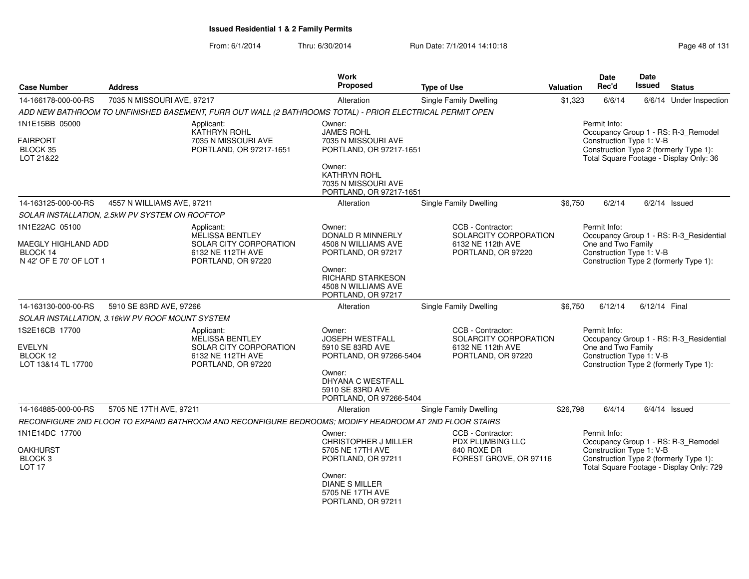# Issued Residential 1 & 2 Family Permits

From: 6/1/2014 Thru: 6/30/2014 Run Date: 7/1/2014 14:10:18

| Case Number | Address | Work Proposed | Type of Use | Valuation | Date Rec'd | Date Issued | Status |
|---|---|---|---|---|---|---|---|
| 14-166178-000-00-RS | 7035 N MISSOURI AVE, 97217 | Alteration | Single Family Dwelling | $1,323 | 6/6/14 | 6/6/14 | Under Inspection |

*ADD NEW BATHROOM TO UNFINISHED BASEMENT, FURR OUT WALL (2 BATHROOMS TOTAL) - PRIOR ELECTRICAL PERMIT OPEN*

1N1E15BB 05000
FAIRPORT
BLOCK 35
LOT 21&22

Applicant:
KATHRYN ROHL
7035 N MISSOURI AVE
PORTLAND, OR 97217-1651

Owner:
JAMES ROHL
7035 N MISSOURI AVE
PORTLAND, OR 97217-1651

Owner:
KATHRYN ROHL
7035 N MISSOURI AVE
PORTLAND, OR 97217-1651

Permit Info:
Occupancy Group 1 - RS: R-3_Remodel
Construction Type 1: V-B
Construction Type 2 (formerly Type 1):
Total Square Footage - Display Only: 36

---

| Case Number | Address | Work Proposed | Type of Use | Valuation | Date Rec'd | Date Issued | Status |
|---|---|---|---|---|---|---|---|
| 14-163125-000-00-RS | 4557 N WILLIAMS AVE, 97211 | Alteration | Single Family Dwelling | $6,750 | 6/2/14 | 6/2/14 | Issued |

*SOLAR INSTALLATION, 2.5kW PV SYSTEM ON ROOFTOP*

1N1E22AC 05100
MAEGLY HIGHLAND ADD
BLOCK 14
N 42' OF E 70' OF LOT 1

Applicant:
MELISSA BENTLEY
SOLAR CITY CORPORATION
6132 NE 112TH AVE
PORTLAND, OR 97220

Owner:
DONALD R MINNERLY
4508 N WILLIAMS AVE
PORTLAND, OR 97217

Owner:
RICHARD STARKESON
4508 N WILLIAMS AVE
PORTLAND, OR 97217

CCB - Contractor:
SOLARCITY CORPORATION
6132 NE 112th AVE
PORTLAND, OR 97220

Permit Info:
Occupancy Group 1 - RS: R-3_Residential One and Two Family
Construction Type 1: V-B
Construction Type 2 (formerly Type 1):

---

| Case Number | Address | Work Proposed | Type of Use | Valuation | Date Rec'd | Date Issued | Status |
|---|---|---|---|---|---|---|---|
| 14-163130-000-00-RS | 5910 SE 83RD AVE, 97266 | Alteration | Single Family Dwelling | $6,750 | 6/12/14 | 6/12/14 | Final |

*SOLAR INSTALLATION, 3.16kW PV ROOF MOUNT SYSTEM*

1S2E16CB 17700
EVELYN
BLOCK 12
LOT 13&14 TL 17700

Applicant:
MELISSA BENTLEY
SOLAR CITY CORPORATION
6132 NE 112TH AVE
PORTLAND, OR 97220

Owner:
JOSEPH WESTFALL
5910 SE 83RD AVE
PORTLAND, OR 97266-5404

Owner:
DHYANA C WESTFALL
5910 SE 83RD AVE
PORTLAND, OR 97266-5404

CCB - Contractor:
SOLARCITY CORPORATION
6132 NE 112th AVE
PORTLAND, OR 97220

Permit Info:
Occupancy Group 1 - RS: R-3_Residential One and Two Family
Construction Type 1: V-B
Construction Type 2 (formerly Type 1):

---

| Case Number | Address | Work Proposed | Type of Use | Valuation | Date Rec'd | Date Issued | Status |
|---|---|---|---|---|---|---|---|
| 14-164885-000-00-RS | 5705 NE 17TH AVE, 97211 | Alteration | Single Family Dwelling | $26,798 | 6/4/14 | 6/4/14 | Issued |

*RECONFIGURE 2ND FLOOR TO EXPAND BATHROOM AND RECONFIGURE BEDROOMS; MODIFY HEADROOM AT 2ND FLOOR STAIRS*

1N1E14DC 17700
OAKHURST
BLOCK 3
LOT 17

Owner:
CHRISTOPHER J MILLER
5705 NE 17TH AVE
PORTLAND, OR 97211

Owner:
DIANE S MILLER
5705 NE 17TH AVE
PORTLAND, OR 97211

CCB - Contractor:
PDX PLUMBING LLC
640 ROXE DR
FOREST GROVE, OR 97116

Permit Info:
Occupancy Group 1 - RS: R-3_Remodel
Construction Type 1: V-B
Construction Type 2 (formerly Type 1):
Total Square Footage - Display Only: 729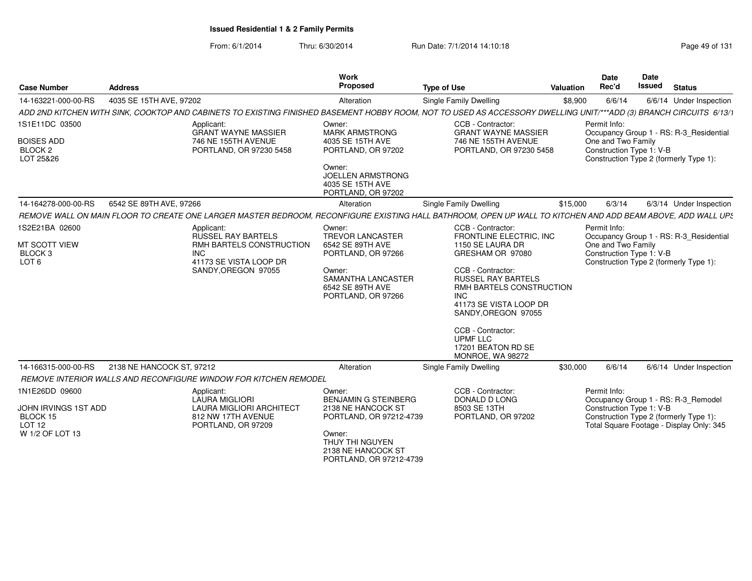**Issued Residential 1 & 2 Family Permits**

From: 6/1/2014 Thru: 6/30/2014 Run Date: 7/1/2014 14:10:18

| Case Number | Address | Work Proposed | Type of Use | Valuation | Date Rec'd | Date Issued | Status |
|---|---|---|---|---|---|---|---|
| 14-163221-000-00-RS | 4035 SE 15TH AVE, 97202 | Alteration | Single Family Dwelling | $8,900 | 6/6/14 | 6/6/14 | Under Inspection |

*ADD 2ND KITCHEN WITH SINK, COOKTOP AND CABINETS TO EXISTING FINISHED BASEMENT HOBBY ROOM, NOT TO USED AS ACCESSORY DWELLING UNIT/***ADD (3) BRANCH CIRCUITS 6/13/1*

1S1E11DC 03500

BOISES ADD
BLOCK 2
LOT 25&26

Applicant:
GRANT WAYNE MASSIER
746 NE 155TH AVENUE
PORTLAND, OR 97230 5458

Owner:
MARK ARMSTRONG
4035 SE 15TH AVE
PORTLAND, OR 97202

Owner:
JOELLEN ARMSTRONG
4035 SE 15TH AVE
PORTLAND, OR 97202

CCB - Contractor:
GRANT WAYNE MASSIER
746 NE 155TH AVENUE
PORTLAND, OR 97230 5458

Permit Info:
Occupancy Group 1 - RS: R-3_Residential One and Two Family
Construction Type 1: V-B
Construction Type 2 (formerly Type 1):

| Case Number | Address | Work Proposed | Type of Use | Valuation | Date Rec'd | Date Issued | Status |
|---|---|---|---|---|---|---|---|
| 14-164278-000-00-RS | 6542 SE 89TH AVE, 97266 | Alteration | Single Family Dwelling | $15,000 | 6/3/14 | 6/3/14 | Under Inspection |

*REMOVE WALL ON MAIN FLOOR TO CREATE ONE LARGER MASTER BEDROOM, RECONFIGURE EXISTING HALL BATHROOM, OPEN UP WALL TO KITCHEN AND ADD BEAM ABOVE, ADD WALL UPS*

1S2E21BA 02600

MT SCOTT VIEW
BLOCK 3
LOT 6

Applicant:
RUSSEL RAY BARTELS
RMH BARTELS CONSTRUCTION INC
41173 SE VISTA LOOP DR
SANDY,OREGON 97055

Owner:
TREVOR LANCASTER
6542 SE 89TH AVE
PORTLAND, OR 97266

Owner:
SAMANTHA LANCASTER
6542 SE 89TH AVE
PORTLAND, OR 97266

CCB - Contractor:
FRONTLINE ELECTRIC, INC
1150 SE LAURA DR
GRESHAM OR 97080

CCB - Contractor:
RUSSEL RAY BARTELS
RMH BARTELS CONSTRUCTION INC
41173 SE VISTA LOOP DR
SANDY,OREGON 97055

CCB - Contractor:
UPMF LLC
17201 BEATON RD SE
MONROE, WA 98272

Permit Info:
Occupancy Group 1 - RS: R-3_Residential One and Two Family
Construction Type 1: V-B
Construction Type 2 (formerly Type 1):

| Case Number | Address | Work Proposed | Type of Use | Valuation | Date Rec'd | Date Issued | Status |
|---|---|---|---|---|---|---|---|
| 14-166315-000-00-RS | 2138 NE HANCOCK ST, 97212 | Alteration | Single Family Dwelling | $30,000 | 6/6/14 | 6/6/14 | Under Inspection |

*REMOVE INTERIOR WALLS AND RECONFIGURE WINDOW FOR KITCHEN REMODEL*

1N1E26DD 09600

JOHN IRVINGS 1ST ADD
BLOCK 15
LOT 12
W 1/2 OF LOT 13

Applicant:
LAURA MIGLIORI
LAURA MIGLIORI ARCHITECT
812 NW 17TH AVENUE
PORTLAND, OR 97209

Owner:
BENJAMIN G STEINBERG
2138 NE HANCOCK ST
PORTLAND, OR 97212-4739

Owner:
THUY THI NGUYEN
2138 NE HANCOCK ST
PORTLAND, OR 97212-4739

CCB - Contractor:
DONALD D LONG
8503 SE 13TH
PORTLAND, OR 97202

Permit Info:
Occupancy Group 1 - RS: R-3_Remodel
Construction Type 1: V-B
Construction Type 2 (formerly Type 1):
Total Square Footage - Display Only: 345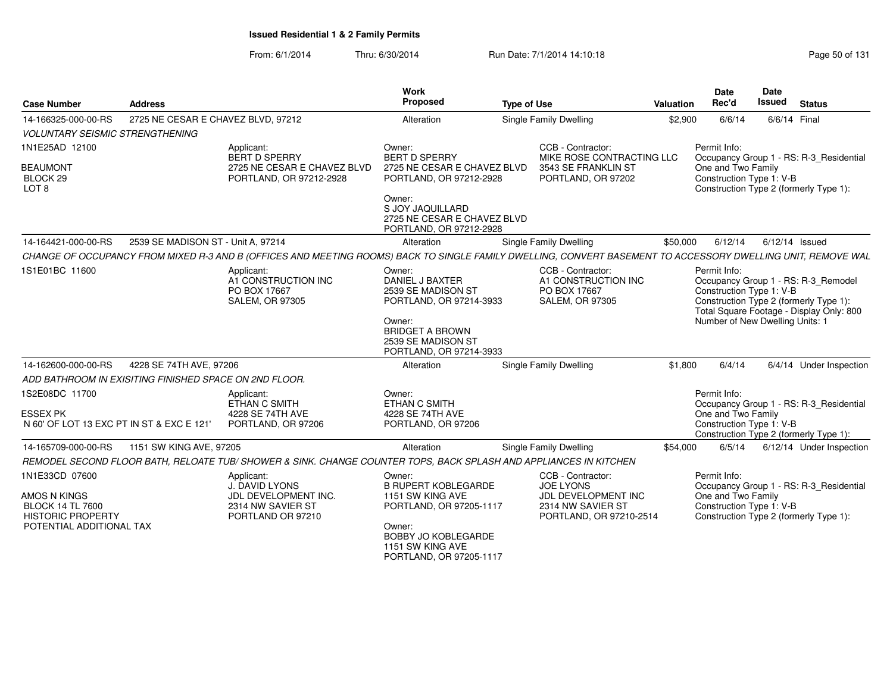# Issued Residential 1 & 2 Family Permits

From: 6/1/2014 Thru: 6/30/2014 Run Date: 7/1/2014 14:10:18

| Case Number | Address | Work Proposed | Type of Use | Valuation | Date Rec'd | Date Issued | Status |
|---|---|---|---|---|---|---|---|
| 14-166325-000-00-RS | 2725 NE CESAR E CHAVEZ BLVD, 97212 | Alteration | Single Family Dwelling | $2,900 | 6/6/14 | 6/6/14 | Final |

*VOLUNTARY SEISMIC STRENGTHENING*

1N1E25AD 12100
BEAUMONT
BLOCK 29
LOT 8

Applicant:
BERT D SPERRY
2725 NE CESAR E CHAVEZ BLVD
PORTLAND, OR 97212-2928

Owner:
BERT D SPERRY
2725 NE CESAR E CHAVEZ BLVD
PORTLAND, OR 97212-2928

Owner:
S JOY JAQUILLARD
2725 NE CESAR E CHAVEZ BLVD
PORTLAND, OR 97212-2928

CCB - Contractor:
MIKE ROSE CONTRACTING LLC
3543 SE FRANKLIN ST
PORTLAND, OR 97202

Permit Info:
Occupancy Group 1 - RS: R-3_Residential One and Two Family
Construction Type 1: V-B
Construction Type 2 (formerly Type 1):

---

| Case Number | Address | Work Proposed | Type of Use | Valuation | Date Rec'd | Date Issued | Status |
|---|---|---|---|---|---|---|---|
| 14-164421-000-00-RS | 2539 SE MADISON ST - Unit A, 97214 | Alteration | Single Family Dwelling | $50,000 | 6/12/14 | 6/12/14 | Issued |

*CHANGE OF OCCUPANCY FROM MIXED R-3 AND B (OFFICES AND MEETING ROOMS) BACK TO SINGLE FAMILY DWELLING, CONVERT BASEMENT TO ACCESSORY DWELLING UNIT, REMOVE WAL*

1S1E01BC 11600

Applicant:
A1 CONSTRUCTION INC
PO BOX 17667
SALEM, OR 97305

Owner:
DANIEL J BAXTER
2539 SE MADISON ST
PORTLAND, OR 97214-3933

Owner:
BRIDGET A BROWN
2539 SE MADISON ST
PORTLAND, OR 97214-3933

CCB - Contractor:
A1 CONSTRUCTION INC
PO BOX 17667
SALEM, OR 97305

Permit Info:
Occupancy Group 1 - RS: R-3_Remodel
Construction Type 1: V-B
Construction Type 2 (formerly Type 1):
Total Square Footage - Display Only: 800
Number of New Dwelling Units: 1

---

| Case Number | Address | Work Proposed | Type of Use | Valuation | Date Rec'd | Date Issued | Status |
|---|---|---|---|---|---|---|---|
| 14-162600-000-00-RS | 4228 SE 74TH AVE, 97206 | Alteration | Single Family Dwelling | $1,800 | 6/4/14 | 6/4/14 | Under Inspection |

*ADD BATHROOM IN EXISITING FINISHED SPACE ON 2ND FLOOR.*

1S2E08DC 11700
ESSEX PK
N 60' OF LOT 13 EXC PT IN ST & EXC E 121'

Applicant:
ETHAN C SMITH
4228 SE 74TH AVE
PORTLAND, OR 97206

Owner:
ETHAN C SMITH
4228 SE 74TH AVE
PORTLAND, OR 97206

Permit Info:
Occupancy Group 1 - RS: R-3_Residential One and Two Family
Construction Type 1: V-B
Construction Type 2 (formerly Type 1):

---

| Case Number | Address | Work Proposed | Type of Use | Valuation | Date Rec'd | Date Issued | Status |
|---|---|---|---|---|---|---|---|
| 14-165709-000-00-RS | 1151 SW KING AVE, 97205 | Alteration | Single Family Dwelling | $54,000 | 6/5/14 | 6/12/14 | Under Inspection |

*REMODEL SECOND FLOOR BATH, RELOATE TUB/ SHOWER & SINK. CHANGE COUNTER TOPS, BACK SPLASH AND APPLIANCES IN KITCHEN*

1N1E33CD 07600
AMOS N KINGS
BLOCK 14 TL 7600
HISTORIC PROPERTY
POTENTIAL ADDITIONAL TAX

Applicant:
J. DAVID LYONS
JDL DEVELOPMENT INC.
2314 NW SAVIER ST
PORTLAND OR 97210

Owner:
B RUPERT KOBLEGARDE
1151 SW KING AVE
PORTLAND, OR 97205-1117

Owner:
BOBBY JO KOBLEGARDE
1151 SW KING AVE
PORTLAND, OR 97205-1117

CCB - Contractor:
JOE LYONS
JDL DEVELOPMENT INC
2314 NW SAVIER ST
PORTLAND, OR 97210-2514

Permit Info:
Occupancy Group 1 - RS: R-3_Residential One and Two Family
Construction Type 1: V-B
Construction Type 2 (formerly Type 1):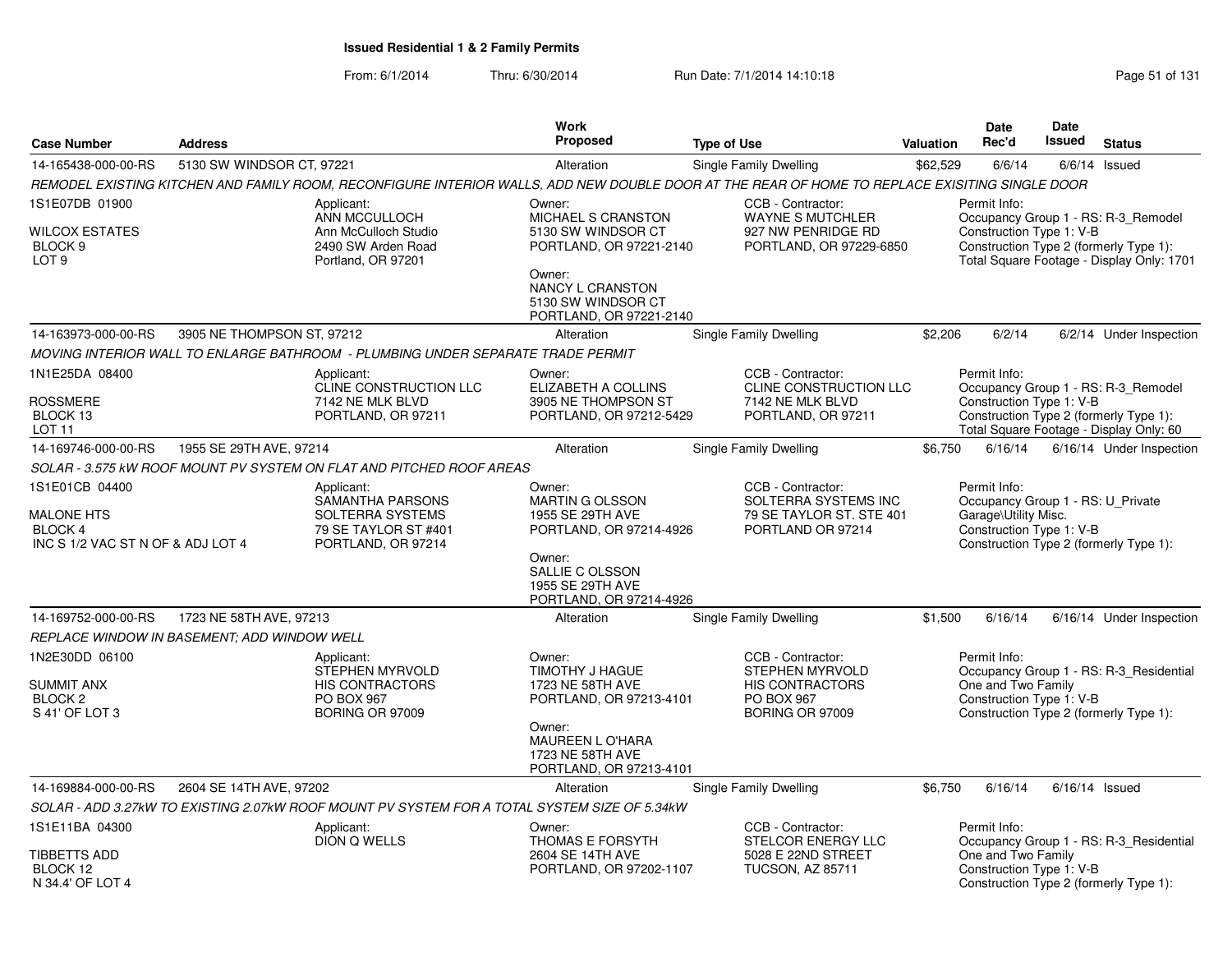# Issued Residential 1 & 2 Family Permits

From: 6/1/2014 Thru: 6/30/2014 Run Date: 7/1/2014 14:10:18

| Case Number | Address | Work Proposed | Type of Use | Valuation | Date Rec'd | Date Issued | Status |
|---|---|---|---|---|---|---|---|
| 14-165438-000-00-RS | 5130 SW WINDSOR CT, 97221 | Alteration | Single Family Dwelling | $62,529 | 6/6/14 | 6/6/14 | Issued |

*REMODEL EXISTING KITCHEN AND FAMILY ROOM, RECONFIGURE INTERIOR WALLS, ADD NEW DOUBLE DOOR AT THE REAR OF HOME TO REPLACE EXISITING SINGLE DOOR*

1S1E07DB 01900
WILCOX ESTATES
BLOCK 9
LOT 9

Applicant:
ANN MCCULLOCH
Ann McCulloch Studio
2490 SW Arden Road
Portland, OR 97201

Owner:
MICHAEL S CRANSTON
5130 SW WINDSOR CT
PORTLAND, OR 97221-2140

Owner:
NANCY L CRANSTON
5130 SW WINDSOR CT
PORTLAND, OR 97221-2140

CCB - Contractor:
WAYNE S MUTCHLER
927 NW PENRIDGE RD
PORTLAND, OR 97229-6850

Permit Info:
Occupancy Group 1 - RS: R-3_Remodel
Construction Type 1: V-B
Construction Type 2 (formerly Type 1):
Total Square Footage - Display Only: 1701

| Case Number | Address | Work Proposed | Type of Use | Valuation | Date Rec'd | Date Issued | Status |
|---|---|---|---|---|---|---|---|
| 14-163973-000-00-RS | 3905 NE THOMPSON ST, 97212 | Alteration | Single Family Dwelling | $2,206 | 6/2/14 | 6/2/14 | Under Inspection |

*MOVING INTERIOR WALL TO ENLARGE BATHROOM - PLUMBING UNDER SEPARATE TRADE PERMIT*

1N1E25DA 08400
ROSSMERE
BLOCK 13
LOT 11

Applicant:
CLINE CONSTRUCTION LLC
7142 NE MLK BLVD
PORTLAND, OR 97211

Owner:
ELIZABETH A COLLINS
3905 NE THOMPSON ST
PORTLAND, OR 97212-5429

CCB - Contractor:
CLINE CONSTRUCTION LLC
7142 NE MLK BLVD
PORTLAND, OR 97211

Permit Info:
Occupancy Group 1 - RS: R-3_Remodel
Construction Type 1: V-B
Construction Type 2 (formerly Type 1):
Total Square Footage - Display Only: 60

| Case Number | Address | Work Proposed | Type of Use | Valuation | Date Rec'd | Date Issued | Status |
|---|---|---|---|---|---|---|---|
| 14-169746-000-00-RS | 1955 SE 29TH AVE, 97214 | Alteration | Single Family Dwelling | $6,750 | 6/16/14 | 6/16/14 | Under Inspection |

*SOLAR - 3.575 kW ROOF MOUNT PV SYSTEM ON FLAT AND PITCHED ROOF AREAS*

1S1E01CB 04400
MALONE HTS
BLOCK 4
INC S 1/2 VAC ST N OF & ADJ LOT 4

Applicant:
SAMANTHA PARSONS
SOLTERRA SYSTEMS
79 SE TAYLOR ST #401
PORTLAND, OR 97214

Owner:
MARTIN G OLSSON
1955 SE 29TH AVE
PORTLAND, OR 97214-4926

Owner:
SALLIE C OLSSON
1955 SE 29TH AVE
PORTLAND, OR 97214-4926

CCB - Contractor:
SOLTERRA SYSTEMS INC
79 SE TAYLOR ST. STE 401
PORTLAND OR 97214

Permit Info:
Occupancy Group 1 - RS: U_Private Garage\Utility Misc.
Construction Type 1: V-B
Construction Type 2 (formerly Type 1):

| Case Number | Address | Work Proposed | Type of Use | Valuation | Date Rec'd | Date Issued | Status |
|---|---|---|---|---|---|---|---|
| 14-169752-000-00-RS | 1723 NE 58TH AVE, 97213 | Alteration | Single Family Dwelling | $1,500 | 6/16/14 | 6/16/14 | Under Inspection |

*REPLACE WINDOW IN BASEMENT; ADD WINDOW WELL*

1N2E30DD 06100
SUMMIT ANX
BLOCK 2
S 41' OF LOT 3

Applicant:
STEPHEN MYRVOLD
HIS CONTRACTORS
PO BOX 967
BORING OR 97009

Owner:
TIMOTHY J HAGUE
1723 NE 58TH AVE
PORTLAND, OR 97213-4101

Owner:
MAUREEN L O'HARA
1723 NE 58TH AVE
PORTLAND, OR 97213-4101

CCB - Contractor:
STEPHEN MYRVOLD
HIS CONTRACTORS
PO BOX 967
BORING OR 97009

Permit Info:
Occupancy Group 1 - RS: R-3_Residential One and Two Family
Construction Type 1: V-B
Construction Type 2 (formerly Type 1):

| Case Number | Address | Work Proposed | Type of Use | Valuation | Date Rec'd | Date Issued | Status |
|---|---|---|---|---|---|---|---|
| 14-169884-000-00-RS | 2604 SE 14TH AVE, 97202 | Alteration | Single Family Dwelling | $6,750 | 6/16/14 | 6/16/14 | Issued |

*SOLAR - ADD 3.27kW TO EXISTING 2.07kW ROOF MOUNT PV SYSTEM FOR A TOTAL SYSTEM SIZE OF 5.34kW*

1S1E11BA 04300
TIBBETTS ADD
BLOCK 12
N 34.4' OF LOT 4

Applicant:
DION Q WELLS

Owner:
THOMAS E FORSYTH
2604 SE 14TH AVE
PORTLAND, OR 97202-1107

CCB - Contractor:
STELCOR ENERGY LLC
5028 E 22ND STREET
TUCSON, AZ 85711

Permit Info:
Occupancy Group 1 - RS: R-3_Residential One and Two Family
Construction Type 1: V-B
Construction Type 2 (formerly Type 1):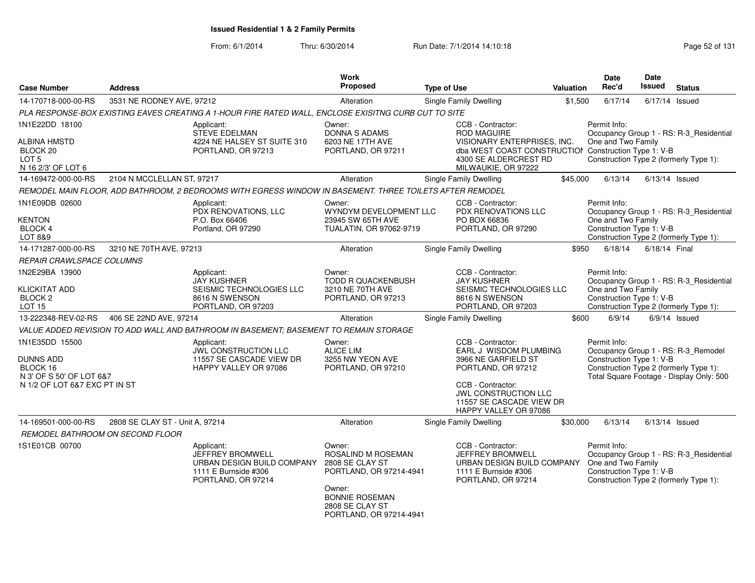# Issued Residential 1 & 2 Family Permits

From: 6/1/2014 Thru: 6/30/2014 Run Date: 7/1/2014 14:10:18

| Case Number | Address | Work Proposed | Type of Use | Valuation | Date Rec'd | Date Issued | Status |
|---|---|---|---|---|---|---|---|
| 14-170718-000-00-RS | 3531 NE RODNEY AVE, 97212 | Alteration | Single Family Dwelling | $1,500 | 6/17/14 | 6/17/14 | Issued |

*PLA RESPONSE-BOX EXISTING EAVES CREATING A 1-HOUR FIRE RATED WALL, ENCLOSE EXISITNG CURB CUT TO SITE*

1N1E22DD 18100
ALBINA HMSTD
BLOCK 20
LOT 5
N 16 2/3' OF LOT 6

Applicant: STEVE EDELMAN, 4224 NE HALSEY ST SUITE 310, PORTLAND, OR 97213

Owner: DONNA S ADAMS, 6203 NE 17TH AVE, PORTLAND, OR 97211

CCB - Contractor: ROD MAGUIRE, VISIONARY ENTERPRISES, INC. dba WEST COAST CONSTRUCTION, 4300 SE ALDERCREST RD, MILWAUKIE, OR 97222

Permit Info: Occupancy Group 1 - RS: R-3_Residential One and Two Family; Construction Type 1: V-B; Construction Type 2 (formerly Type 1):

| Case Number | Address | Work Proposed | Type of Use | Valuation | Date Rec'd | Date Issued | Status |
|---|---|---|---|---|---|---|---|
| 14-169472-000-00-RS | 2104 N MCCLELLAN ST, 97217 | Alteration | Single Family Dwelling | $45,000 | 6/13/14 | 6/13/14 | Issued |

*REMODEL MAIN FLOOR, ADD BATHROOM, 2 BEDROOMS WITH EGRESS WINDOW IN BASEMENT. THREE TOILETS AFTER REMODEL*

1N1E09DB 02600
KENTON
BLOCK 4
LOT 8&9

Applicant: PDX RENOVATIONS, LLC, P.O. Box 66406, Portland, OR 97290

Owner: WYNDYM DEVELOPMENT LLC, 23945 SW 65TH AVE, TUALATIN, OR 97062-9719

CCB - Contractor: PDX RENOVATIONS LLC, PO BOX 66836, PORTLAND, OR 97290

Permit Info: Occupancy Group 1 - RS: R-3_Residential One and Two Family; Construction Type 1: V-B; Construction Type 2 (formerly Type 1):

| Case Number | Address | Work Proposed | Type of Use | Valuation | Date Rec'd | Date Issued | Status |
|---|---|---|---|---|---|---|---|
| 14-171287-000-00-RS | 3210 NE 70TH AVE, 97213 | Alteration | Single Family Dwelling | $950 | 6/18/14 | 6/18/14 | Final |

*REPAIR CRAWLSPACE COLUMNS*

1N2E29BA 13900
KLICKITAT ADD
BLOCK 2
LOT 15

Applicant: JAY KUSHNER, SEISMIC TECHNOLOGIES LLC, 8616 N SWENSON, PORTLAND, OR 97203

Owner: TODD R QUACKENBUSH, 3210 NE 70TH AVE, PORTLAND, OR 97213

CCB - Contractor: JAY KUSHNER, SEISMIC TECHNOLOGIES LLC, 8616 N SWENSON, PORTLAND, OR 97203

Permit Info: Occupancy Group 1 - RS: R-3_Residential One and Two Family; Construction Type 1: V-B; Construction Type 2 (formerly Type 1):

| Case Number | Address | Work Proposed | Type of Use | Valuation | Date Rec'd | Date Issued | Status |
|---|---|---|---|---|---|---|---|
| 13-222348-REV-02-RS | 406 SE 22ND AVE, 97214 | Alteration | Single Family Dwelling | $600 | 6/9/14 | 6/9/14 | Issued |

*VALUE ADDED REVISION TO ADD WALL AND BATHROOM IN BASEMENT; BASEMENT TO REMAIN STORAGE*

1N1E35DD 15500
DUNNS ADD
BLOCK 16
N 3' OF S 50' OF LOT 6&7
N 1/2 OF LOT 6&7 EXC PT IN ST

Applicant: JWL CONSTRUCTION LLC, 11557 SE CASCADE VIEW DR, HAPPY VALLEY OR 97086

Owner: ALICE LIM, 3255 NW YEON AVE, PORTLAND, OR 97210

CCB - Contractor: EARL J WISDOM PLUMBING, 3966 NE GARFIELD ST, PORTLAND, OR 97212

CCB - Contractor: JWL CONSTRUCTION LLC, 11557 SE CASCADE VIEW DR, HAPPY VALLEY OR 97086

Permit Info: Occupancy Group 1 - RS: R-3_Remodel; Construction Type 1: V-B; Construction Type 2 (formerly Type 1):; Total Square Footage - Display Only: 500

| Case Number | Address | Work Proposed | Type of Use | Valuation | Date Rec'd | Date Issued | Status |
|---|---|---|---|---|---|---|---|
| 14-169501-000-00-RS | 2808 SE CLAY ST - Unit A, 97214 | Alteration | Single Family Dwelling | $30,000 | 6/13/14 | 6/13/14 | Issued |

*REMODEL BATHROOM ON SECOND FLOOR*

1S1E01CB 00700

Applicant: JEFFREY BROMWELL, URBAN DESIGN BUILD COMPANY, 1111 E Burnside #306, PORTLAND, OR 97214

Owner: ROSALIND M ROSEMAN, 2808 SE CLAY ST, PORTLAND, OR 97214-4941

Owner: BONNIE ROSEMAN, 2808 SE CLAY ST, PORTLAND, OR 97214-4941

CCB - Contractor: JEFFREY BROMWELL, URBAN DESIGN BUILD COMPANY, 1111 E Burnside #306, PORTLAND, OR 97214

Permit Info: Occupancy Group 1 - RS: R-3_Residential One and Two Family; Construction Type 1: V-B; Construction Type 2 (formerly Type 1):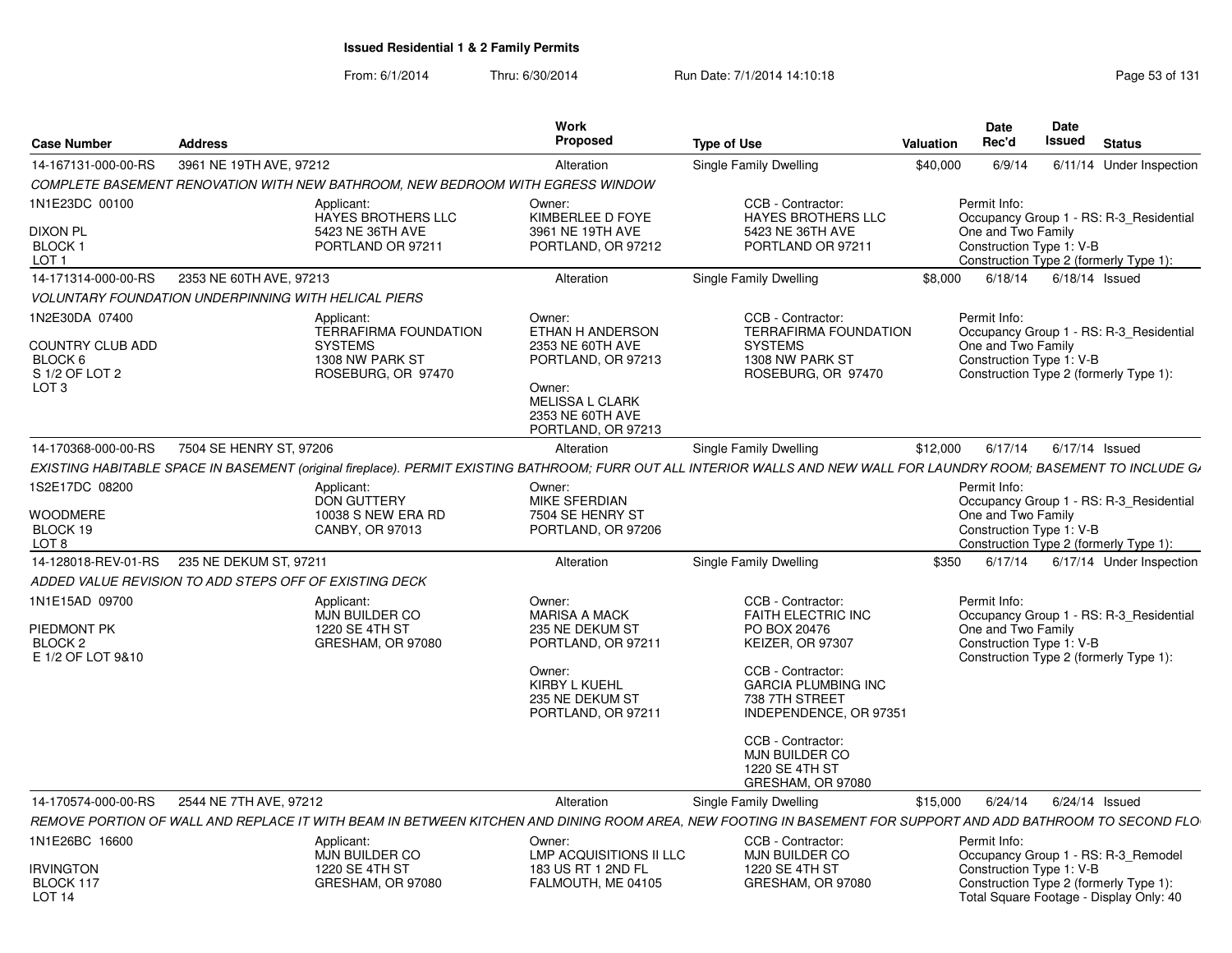# Issued Residential 1 & 2 Family Permits

From: 6/1/2014 Thru: 6/30/2014 Run Date: 7/1/2014 14:10:18

| Case Number | Address | Work Proposed | Type of Use | Valuation | Date Rec'd | Date Issued | Status |
|---|---|---|---|---|---|---|---|
| 14-167131-000-00-RS | 3961 NE 19TH AVE, 97212 | Alteration | Single Family Dwelling | $40,000 | 6/9/14 | 6/11/14 | Under Inspection |

*COMPLETE BASEMENT RENOVATION WITH NEW BATHROOM, NEW BEDROOM WITH EGRESS WINDOW*

1N1E23DC 00100
DIXON PL
BLOCK 1
LOT 1

Applicant:
HAYES BROTHERS LLC
5423 NE 36TH AVE
PORTLAND OR 97211

Owner:
KIMBERLEE D FOYE
3961 NE 19TH AVE
PORTLAND, OR 97212

CCB - Contractor:
HAYES BROTHERS LLC
5423 NE 36TH AVE
PORTLAND OR 97211

Permit Info:
Occupancy Group 1 - RS: R-3_Residential One and Two Family
Construction Type 1: V-B
Construction Type 2 (formerly Type 1):

| Case Number | Address | Work Proposed | Type of Use | Valuation | Date Rec'd | Date Issued | Status |
|---|---|---|---|---|---|---|---|
| 14-171314-000-00-RS | 2353 NE 60TH AVE, 97213 | Alteration | Single Family Dwelling | $8,000 | 6/18/14 | 6/18/14 | Issued |

*VOLUNTARY FOUNDATION UNDERPINNING WITH HELICAL PIERS*

1N2E30DA 07400
COUNTRY CLUB ADD
BLOCK 6
S 1/2 OF LOT 2
LOT 3

Applicant:
TERRAFIRMA FOUNDATION SYSTEMS
1308 NW PARK ST
ROSEBURG, OR 97470

Owner:
ETHAN H ANDERSON
2353 NE 60TH AVE
PORTLAND, OR 97213

Owner:
MELISSA L CLARK
2353 NE 60TH AVE
PORTLAND, OR 97213

CCB - Contractor:
TERRAFIRMA FOUNDATION SYSTEMS
1308 NW PARK ST
ROSEBURG, OR 97470

Permit Info:
Occupancy Group 1 - RS: R-3_Residential One and Two Family
Construction Type 1: V-B
Construction Type 2 (formerly Type 1):

| Case Number | Address | Work Proposed | Type of Use | Valuation | Date Rec'd | Date Issued | Status |
|---|---|---|---|---|---|---|---|
| 14-170368-000-00-RS | 7504 SE HENRY ST, 97206 | Alteration | Single Family Dwelling | $12,000 | 6/17/14 | 6/17/14 | Issued |

*EXISTING HABITABLE SPACE IN BASEMENT (original fireplace). PERMIT EXISTING BATHROOM; FURR OUT ALL INTERIOR WALLS AND NEW WALL FOR LAUNDRY ROOM; BASEMENT TO INCLUDE GA*

1S2E17DC 08200
WOODMERE
BLOCK 19
LOT 8

Applicant:
DON GUTTERY
10038 S NEW ERA RD
CANBY, OR 97013

Owner:
MIKE SFERDIAN
7504 SE HENRY ST
PORTLAND, OR 97206

Permit Info:
Occupancy Group 1 - RS: R-3_Residential One and Two Family
Construction Type 1: V-B
Construction Type 2 (formerly Type 1):

| Case Number | Address | Work Proposed | Type of Use | Valuation | Date Rec'd | Date Issued | Status |
|---|---|---|---|---|---|---|---|
| 14-128018-REV-01-RS | 235 NE DEKUM ST, 97211 | Alteration | Single Family Dwelling | $350 | 6/17/14 | 6/17/14 | Under Inspection |

*ADDED VALUE REVISION TO ADD STEPS OFF OF EXISTING DECK*

1N1E15AD 09700
PIEDMONT PK
BLOCK 2
E 1/2 OF LOT 9&10

Applicant:
MJN BUILDER CO
1220 SE 4TH ST
GRESHAM, OR 97080

Owner:
MARISA A MACK
235 NE DEKUM ST
PORTLAND, OR 97211

Owner:
KIRBY L KUEHL
235 NE DEKUM ST
PORTLAND, OR 97211

CCB - Contractor:
FAITH ELECTRIC INC
PO BOX 20476
KEIZER, OR 97307

CCB - Contractor:
GARCIA PLUMBING INC
738 7TH STREET
INDEPENDENCE, OR 97351

CCB - Contractor:
MJN BUILDER CO
1220 SE 4TH ST
GRESHAM, OR 97080

Permit Info:
Occupancy Group 1 - RS: R-3_Residential One and Two Family
Construction Type 1: V-B
Construction Type 2 (formerly Type 1):

| Case Number | Address | Work Proposed | Type of Use | Valuation | Date Rec'd | Date Issued | Status |
|---|---|---|---|---|---|---|---|
| 14-170574-000-00-RS | 2544 NE 7TH AVE, 97212 | Alteration | Single Family Dwelling | $15,000 | 6/24/14 | 6/24/14 | Issued |

*REMOVE PORTION OF WALL AND REPLACE IT WITH BEAM IN BETWEEN KITCHEN AND DINING ROOM AREA, NEW FOOTING IN BASEMENT FOR SUPPORT AND ADD BATHROOM TO SECOND FLO*

1N1E26BC 16600
IRVINGTON
BLOCK 117
LOT 14

Applicant:
MJN BUILDER CO
1220 SE 4TH ST
GRESHAM, OR 97080

Owner:
LMP ACQUISITIONS II LLC
183 US RT 1 2ND FL
FALMOUTH, ME 04105

CCB - Contractor:
MJN BUILDER CO
1220 SE 4TH ST
GRESHAM, OR 97080

Permit Info:
Occupancy Group 1 - RS: R-3_Remodel
Construction Type 1: V-B
Construction Type 2 (formerly Type 1):
Total Square Footage - Display Only: 40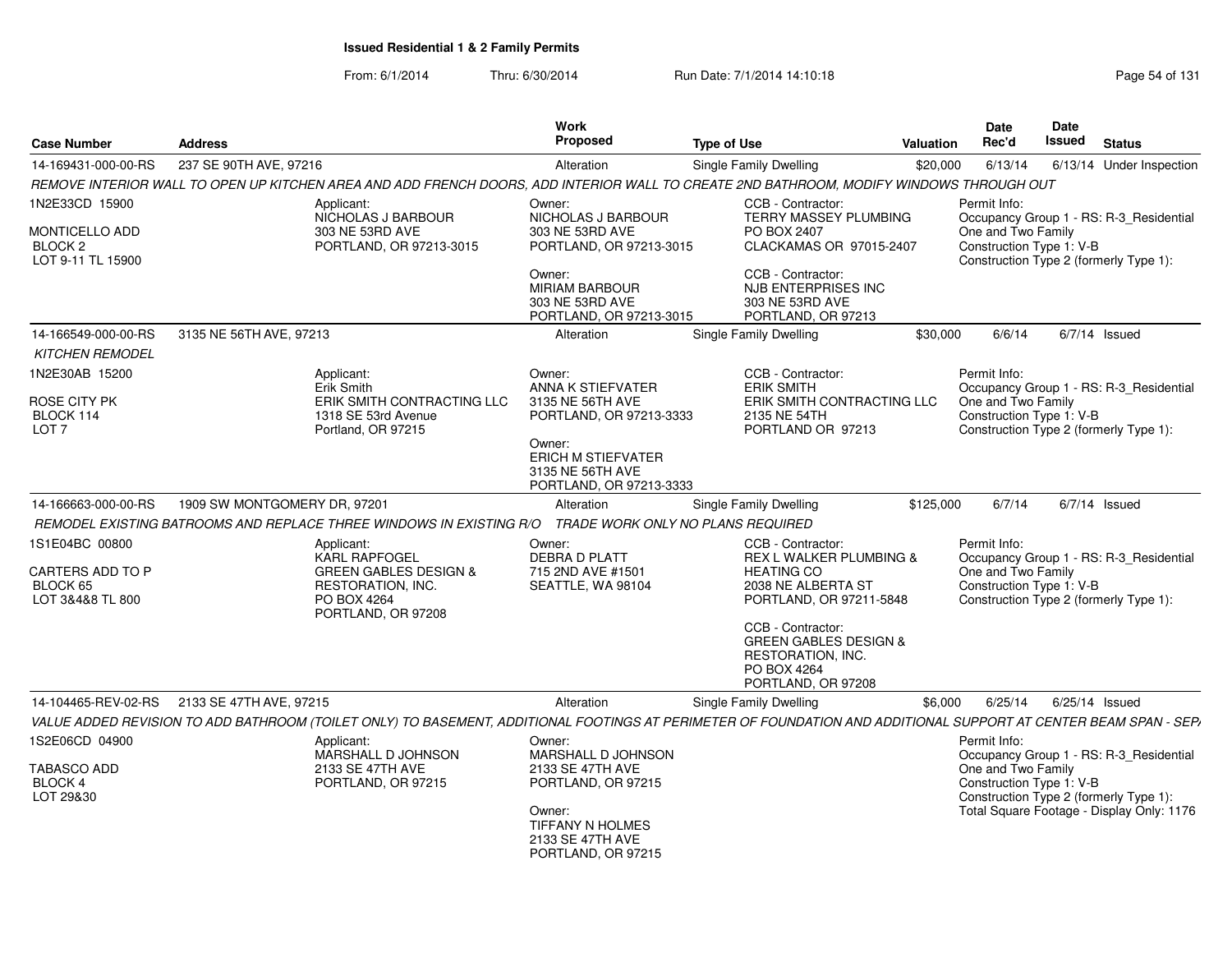**Issued Residential 1 & 2 Family Permits**

From: 6/1/2014 Thru: 6/30/2014 Run Date: 7/1/2014 14:10:18

| Case Number | Address | Work Proposed | Type of Use | Valuation | Date Rec'd | Date Issued | Status |
|---|---|---|---|---|---|---|---|
| 14-169431-000-00-RS | 237 SE 90TH AVE, 97216 | Alteration | Single Family Dwelling | $20,000 | 6/13/14 | 6/13/14 | Under Inspection |

*REMOVE INTERIOR WALL TO OPEN UP KITCHEN AREA AND ADD FRENCH DOORS, ADD INTERIOR WALL TO CREATE 2ND BATHROOM, MODIFY WINDOWS THROUGH OUT*

1N2E33CD 15900
MONTICELLO ADD
BLOCK 2
LOT 9-11 TL 15900

Applicant:
NICHOLAS J BARBOUR
303 NE 53RD AVE
PORTLAND, OR 97213-3015

Owner:
NICHOLAS J BARBOUR
303 NE 53RD AVE
PORTLAND, OR 97213-3015

Owner:
MIRIAM BARBOUR
303 NE 53RD AVE
PORTLAND, OR 97213-3015

CCB - Contractor:
TERRY MASSEY PLUMBING
PO BOX 2407
CLACKAMAS OR 97015-2407

CCB - Contractor:
NJB ENTERPRISES INC
303 NE 53RD AVE
PORTLAND, OR 97213

Permit Info:
Occupancy Group 1 - RS: R-3_Residential One and Two Family
Construction Type 1: V-B
Construction Type 2 (formerly Type 1):

| Case Number | Address | Work Proposed | Type of Use | Valuation | Date Rec'd | Date Issued | Status |
|---|---|---|---|---|---|---|---|
| 14-166549-000-00-RS | 3135 NE 56TH AVE, 97213 | Alteration | Single Family Dwelling | $30,000 | 6/6/14 | 6/7/14 | Issued |

*KITCHEN REMODEL*

1N2E30AB 15200
ROSE CITY PK
BLOCK 114
LOT 7

Applicant:
Erik Smith
ERIK SMITH CONTRACTING LLC
1318 SE 53rd Avenue
Portland, OR 97215

Owner:
ANNA K STIEFVATER
3135 NE 56TH AVE
PORTLAND, OR 97213-3333

Owner:
ERICH M STIEFVATER
3135 NE 56TH AVE
PORTLAND, OR 97213-3333

CCB - Contractor:
ERIK SMITH
ERIK SMITH CONTRACTING LLC
2135 NE 54TH
PORTLAND OR 97213

Permit Info:
Occupancy Group 1 - RS: R-3_Residential One and Two Family
Construction Type 1: V-B
Construction Type 2 (formerly Type 1):

| Case Number | Address | Work Proposed | Type of Use | Valuation | Date Rec'd | Date Issued | Status |
|---|---|---|---|---|---|---|---|
| 14-166663-000-00-RS | 1909 SW MONTGOMERY DR, 97201 | Alteration | Single Family Dwelling | $125,000 | 6/7/14 | 6/7/14 | Issued |

*REMODEL EXISTING BATROOMS AND REPLACE THREE WINDOWS IN EXISTING R/O TRADE WORK ONLY NO PLANS REQUIRED*

1S1E04BC 00800
CARTERS ADD TO P
BLOCK 65
LOT 3&4&8 TL 800

Applicant:
KARL RAPFOGEL
GREEN GABLES DESIGN & RESTORATION, INC.
PO BOX 4264
PORTLAND, OR 97208

Owner:
DEBRA D PLATT
715 2ND AVE #1501
SEATTLE, WA 98104

CCB - Contractor:
REX L WALKER PLUMBING & HEATING CO
2038 NE ALBERTA ST
PORTLAND, OR 97211-5848

CCB - Contractor:
GREEN GABLES DESIGN & RESTORATION, INC.
PO BOX 4264
PORTLAND, OR 97208

Permit Info:
Occupancy Group 1 - RS: R-3_Residential One and Two Family
Construction Type 1: V-B
Construction Type 2 (formerly Type 1):

| Case Number | Address | Work Proposed | Type of Use | Valuation | Date Rec'd | Date Issued | Status |
|---|---|---|---|---|---|---|---|
| 14-104465-REV-02-RS | 2133 SE 47TH AVE, 97215 | Alteration | Single Family Dwelling | $6,000 | 6/25/14 | 6/25/14 | Issued |

*VALUE ADDED REVISION TO ADD BATHROOM (TOILET ONLY) TO BASEMENT, ADDITIONAL FOOTINGS AT PERIMETER OF FOUNDATION AND ADDITIONAL SUPPORT AT CENTER BEAM SPAN - SEP/*

1S2E06CD 04900
TABASCO ADD
BLOCK 4
LOT 29&30

Applicant:
MARSHALL D JOHNSON
2133 SE 47TH AVE
PORTLAND, OR 97215

Owner:
MARSHALL D JOHNSON
2133 SE 47TH AVE
PORTLAND, OR 97215

Owner:
TIFFANY N HOLMES
2133 SE 47TH AVE
PORTLAND, OR 97215

Permit Info:
Occupancy Group 1 - RS: R-3_Residential One and Two Family
Construction Type 1: V-B
Construction Type 2 (formerly Type 1):
Total Square Footage - Display Only: 1176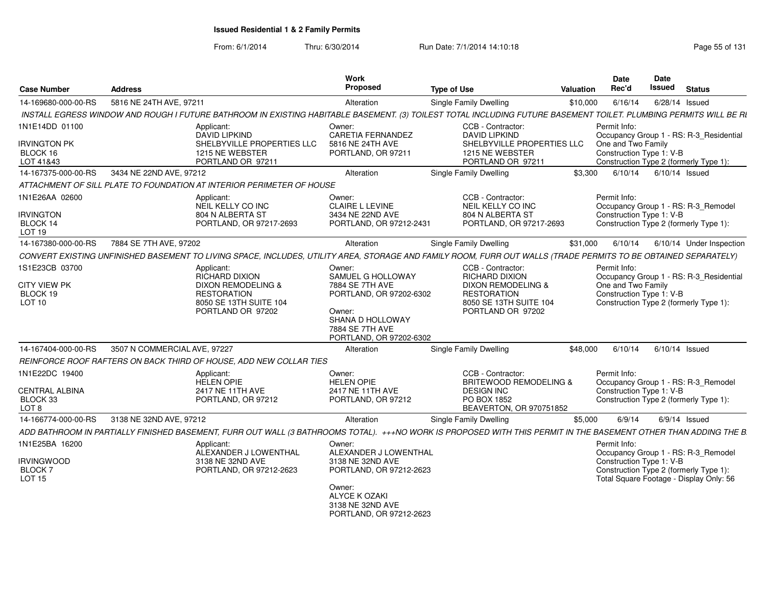# Issued Residential 1 & 2 Family Permits

From: 6/1/2014 Thru: 6/30/2014 Run Date: 7/1/2014 14:10:18

| Case Number | Address | Work Proposed | Type of Use | Valuation | Date Rec'd | Date Issued | Status |
|---|---|---|---|---|---|---|---|
| 14-169680-000-00-RS | 5816 NE 24TH AVE, 97211 | Alteration | Single Family Dwelling | $10,000 | 6/16/14 | 6/28/14 | Issued |

*INSTALL EGRESS WINDOW AND ROUGH I FUTURE BATHROOM IN EXISTING HABITABLE BASEMENT. (3) TOILEST TOTAL INCLUDING FUTURE BASEMENT TOILET. PLUMBING PERMITS WILL BE RI*

1N1E14DD 01100
IRVINGTON PK
BLOCK 16
LOT 41&43

Applicant:
DAVID LIPKIND
SHELBYVILLE PROPERTIES LLC
1215 NE WEBSTER
PORTLAND OR 97211

Owner:
CARETIA FERNANDEZ
5816 NE 24TH AVE
PORTLAND, OR 97211

CCB - Contractor:
DAVID LIPKIND
SHELBYVILLE PROPERTIES LLC
1215 NE WEBSTER
PORTLAND OR 97211

Permit Info:
Occupancy Group 1 - RS: R-3_Residential One and Two Family
Construction Type 1: V-B
Construction Type 2 (formerly Type 1):

| Case Number | Address | Work Proposed | Type of Use | Valuation | Date Rec'd | Date Issued | Status |
|---|---|---|---|---|---|---|---|
| 14-167375-000-00-RS | 3434 NE 22ND AVE, 97212 | Alteration | Single Family Dwelling | $3,300 | 6/10/14 | 6/10/14 | Issued |

*ATTACHMENT OF SILL PLATE TO FOUNDATION AT INTERIOR PERIMETER OF HOUSE*

1N1E26AA 02600
IRVINGTON
BLOCK 14
LOT 19

Applicant:
NEIL KELLY CO INC
804 N ALBERTA ST
PORTLAND, OR 97217-2693

Owner:
CLAIRE L LEVINE
3434 NE 22ND AVE
PORTLAND, OR 97212-2431

CCB - Contractor:
NEIL KELLY CO INC
804 N ALBERTA ST
PORTLAND, OR 97217-2693

Permit Info:
Occupancy Group 1 - RS: R-3_Remodel
Construction Type 1: V-B
Construction Type 2 (formerly Type 1):

| Case Number | Address | Work Proposed | Type of Use | Valuation | Date Rec'd | Date Issued | Status |
|---|---|---|---|---|---|---|---|
| 14-167380-000-00-RS | 7884 SE 7TH AVE, 97202 | Alteration | Single Family Dwelling | $31,000 | 6/10/14 | 6/10/14 | Under Inspection |

*CONVERT EXISTING UNFINISHED BASEMENT TO LIVING SPACE, INCLUDES, UTILITY AREA, STORAGE AND FAMILY ROOM, FURR OUT WALLS (TRADE PERMITS TO BE OBTAINED SEPARATELY)*

1S1E23CB 03700
CITY VIEW PK
BLOCK 19
LOT 10

Applicant:
RICHARD DIXON
DIXON REMODELING & RESTORATION
8050 SE 13TH SUITE 104
PORTLAND OR 97202

Owner:
SAMUEL G HOLLOWAY
7884 SE 7TH AVE
PORTLAND, OR 97202-6302

Owner:
SHANA D HOLLOWAY
7884 SE 7TH AVE
PORTLAND, OR 97202-6302

CCB - Contractor:
RICHARD DIXON
DIXON REMODELING & RESTORATION
8050 SE 13TH SUITE 104
PORTLAND OR 97202

Permit Info:
Occupancy Group 1 - RS: R-3_Residential One and Two Family
Construction Type 1: V-B
Construction Type 2 (formerly Type 1):

| Case Number | Address | Work Proposed | Type of Use | Valuation | Date Rec'd | Date Issued | Status |
|---|---|---|---|---|---|---|---|
| 14-167404-000-00-RS | 3507 N COMMERCIAL AVE, 97227 | Alteration | Single Family Dwelling | $48,000 | 6/10/14 | 6/10/14 | Issued |

*REINFORCE ROOF RAFTERS ON BACK THIRD OF HOUSE, ADD NEW COLLAR TIES*

1N1E22DC 19400
CENTRAL ALBINA
BLOCK 33
LOT 8

Applicant:
HELEN OPIE
2417 NE 11TH AVE
PORTLAND, OR 97212

Owner:
HELEN OPIE
2417 NE 11TH AVE
PORTLAND, OR 97212

CCB - Contractor:
BRITEWOOD REMODELING & DESIGN INC
PO BOX 1852
BEAVERTON, OR 970751852

Permit Info:
Occupancy Group 1 - RS: R-3_Remodel
Construction Type 1: V-B
Construction Type 2 (formerly Type 1):

| Case Number | Address | Work Proposed | Type of Use | Valuation | Date Rec'd | Date Issued | Status |
|---|---|---|---|---|---|---|---|
| 14-166774-000-00-RS | 3138 NE 32ND AVE, 97212 | Alteration | Single Family Dwelling | $5,000 | 6/9/14 | 6/9/14 | Issued |

*ADD BATHROOM IN PARTIALLY FINISHED BASEMENT, FURR OUT WALL (3 BATHROOMS TOTAL). +++NO WORK IS PROPOSED WITH THIS PERMIT IN THE BASEMENT OTHER THAN ADDING THE B*

1N1E25BA 16200
IRVINGWOOD
BLOCK 7
LOT 15

Applicant:
ALEXANDER J LOWENTHAL
3138 NE 32ND AVE
PORTLAND, OR 97212-2623

Owner:
ALEXANDER J LOWENTHAL
3138 NE 32ND AVE
PORTLAND, OR 97212-2623

Owner:
ALYCE K OZAKI
3138 NE 32ND AVE
PORTLAND, OR 97212-2623

Permit Info:
Occupancy Group 1 - RS: R-3_Remodel
Construction Type 1: V-B
Construction Type 2 (formerly Type 1):
Total Square Footage - Display Only: 56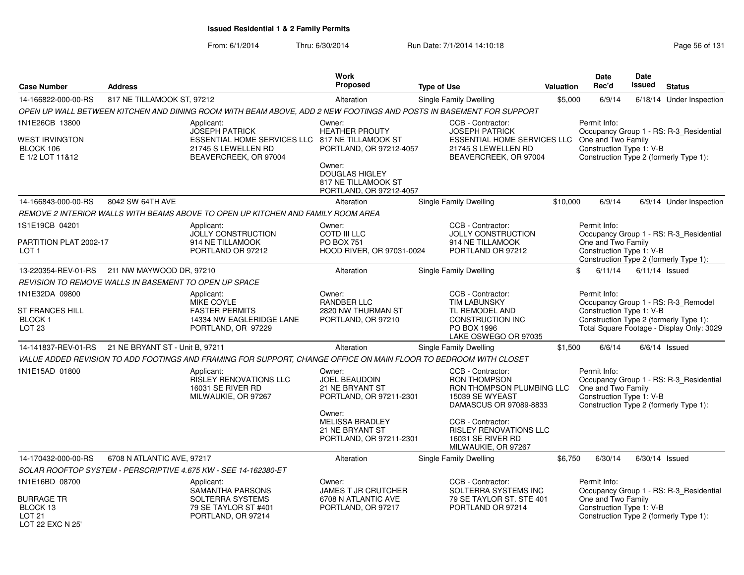# Issued Residential 1 & 2 Family Permits

From: 6/1/2014 Thru: 6/30/2014 Run Date: 7/1/2014 14:10:18

| Case Number | Address | Work Proposed | Type of Use | Valuation | Date Rec'd | Date Issued | Status |
|---|---|---|---|---|---|---|---|
| 14-166822-000-00-RS | 817 NE TILLAMOOK ST, 97212 | Alteration | Single Family Dwelling | $5,000 | 6/9/14 | 6/18/14 | Under Inspection |

OPEN UP WALL BETWEEN KITCHEN AND DINING ROOM WITH BEAM ABOVE, ADD 2 NEW FOOTINGS AND POSTS IN BASEMENT FOR SUPPORT

1N1E26CB 13800
WEST IRVINGTON
BLOCK 106
E 1/2 LOT 11&12

Applicant: JOSEPH PATRICK, ESSENTIAL HOME SERVICES LLC, 21745 S LEWELLEN RD, BEAVERCREEK, OR 97004

Owner: HEATHER PROUTY, 817 NE TILLAMOOK ST, PORTLAND, OR 97212-4057

Owner: DOUGLAS HIGLEY, 817 NE TILLAMOOK ST, PORTLAND, OR 97212-4057

CCB - Contractor: JOSEPH PATRICK, ESSENTIAL HOME SERVICES LLC, 21745 S LEWELLEN RD, BEAVERCREEK, OR 97004

Permit Info:
Occupancy Group 1 - RS: R-3_Residential One and Two Family
Construction Type 1: V-B
Construction Type 2 (formerly Type 1):

---

| Case Number | Address | Work Proposed | Type of Use | Valuation | Date Rec'd | Date Issued | Status |
|---|---|---|---|---|---|---|---|
| 14-166843-000-00-RS | 8042 SW 64TH AVE | Alteration | Single Family Dwelling | $10,000 | 6/9/14 | 6/9/14 | Under Inspection |

REMOVE 2 INTERIOR WALLS WITH BEAMS ABOVE TO OPEN UP KITCHEN AND FAMILY ROOM AREA

1S1E19CB 04201
PARTITION PLAT 2002-17
LOT 1

Applicant: JOLLY CONSTRUCTION, 914 NE TILLAMOOK, PORTLAND OR 97212

Owner: COTD III LLC, PO BOX 751, HOOD RIVER, OR 97031-0024

CCB - Contractor: JOLLY CONSTRUCTION, 914 NE TILLAMOOK, PORTLAND OR 97212

Permit Info:
Occupancy Group 1 - RS: R-3_Residential One and Two Family
Construction Type 1: V-B
Construction Type 2 (formerly Type 1):

---

| Case Number | Address | Work Proposed | Type of Use | Valuation | Date Rec'd | Date Issued | Status |
|---|---|---|---|---|---|---|---|
| 13-220354-REV-01-RS | 211 NW MAYWOOD DR, 97210 | Alteration | Single Family Dwelling | $ | 6/11/14 | 6/11/14 | Issued |

REVISION TO REMOVE WALLS IN BASEMENT TO OPEN UP SPACE

1N1E32DA 09800
ST FRANCES HILL
BLOCK 1
LOT 23

Applicant: MIKE COYLE, FASTER PERMITS, 14334 NW EAGLERIDGE LANE, PORTLAND, OR 97229

Owner: RANDBER LLC, 2820 NW THURMAN ST, PORTLAND, OR 97210

CCB - Contractor: TIM LABUNSKY, TL REMODEL AND CONSTRUCTION INC, PO BOX 1996, LAKE OSWEGO OR 97035

Permit Info:
Occupancy Group 1 - RS: R-3_Remodel
Construction Type 1: V-B
Construction Type 2 (formerly Type 1):
Total Square Footage - Display Only: 3029

---

| Case Number | Address | Work Proposed | Type of Use | Valuation | Date Rec'd | Date Issued | Status |
|---|---|---|---|---|---|---|---|
| 14-141837-REV-01-RS | 21 NE BRYANT ST - Unit B, 97211 | Alteration | Single Family Dwelling | $1,500 | 6/6/14 | 6/6/14 | Issued |

VALUE ADDED REVISION TO ADD FOOTINGS AND FRAMING FOR SUPPORT, CHANGE OFFICE ON MAIN FLOOR TO BEDROOM WITH CLOSET

1N1E15AD 01800

Applicant: RISLEY RENOVATIONS LLC, 16031 SE RIVER RD, MILWAUKIE, OR 97267

Owner: JOEL BEAUDOIN, 21 NE BRYANT ST, PORTLAND, OR 97211-2301

Owner: MELISSA BRADLEY, 21 NE BRYANT ST, PORTLAND, OR 97211-2301

CCB - Contractor: RON THOMPSON, RON THOMPSON PLUMBING LLC, 15039 SE WYEAST, DAMASCUS OR 97089-8833

CCB - Contractor: RISLEY RENOVATIONS LLC, 16031 SE RIVER RD, MILWAUKIE, OR 97267

Permit Info:
Occupancy Group 1 - RS: R-3_Residential One and Two Family
Construction Type 1: V-B
Construction Type 2 (formerly Type 1):

---

| Case Number | Address | Work Proposed | Type of Use | Valuation | Date Rec'd | Date Issued | Status |
|---|---|---|---|---|---|---|---|
| 14-170432-000-00-RS | 6708 N ATLANTIC AVE, 97217 | Alteration | Single Family Dwelling | $6,750 | 6/30/14 | 6/30/14 | Issued |

SOLAR ROOFTOP SYSTEM - PERSCRIPTIVE 4.675 KW - SEE 14-162380-ET

1N1E16BD 08700
BURRAGE TR
BLOCK 13
LOT 21
LOT 22 EXC N 25'

Applicant: SAMANTHA PARSONS, SOLTERRA SYSTEMS, 79 SE TAYLOR ST #401, PORTLAND, OR 97214

Owner: JAMES T JR CRUTCHER, 6708 N ATLANTIC AVE, PORTLAND, OR 97217

CCB - Contractor: SOLTERRA SYSTEMS INC, 79 SE TAYLOR ST. STE 401, PORTLAND OR 97214

Permit Info:
Occupancy Group 1 - RS: R-3_Residential One and Two Family
Construction Type 1: V-B
Construction Type 2 (formerly Type 1):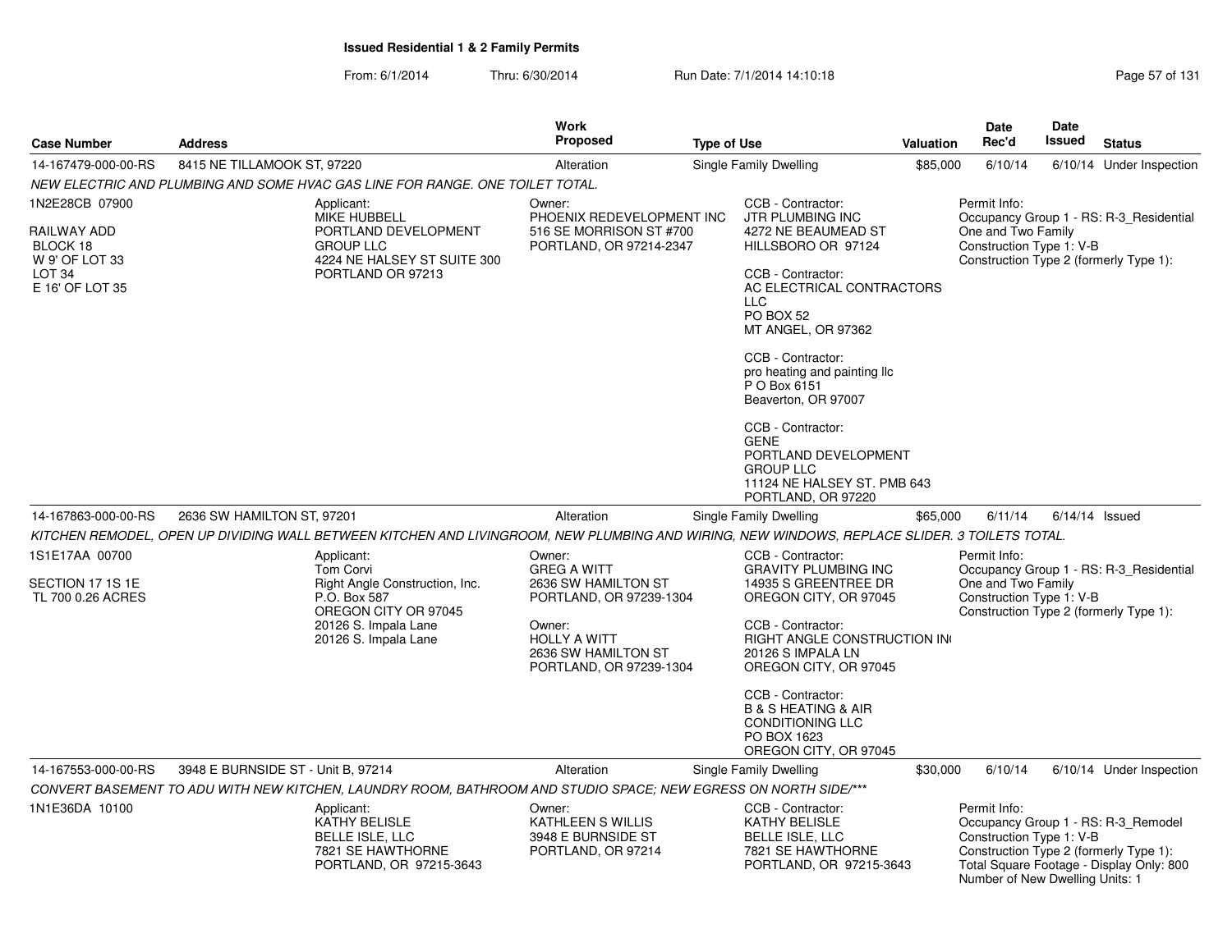# Issued Residential 1 & 2 Family Permits

From: 6/1/2014 Thru: 6/30/2014 Run Date: 7/1/2014 14:10:18

| Case Number | Address | Work Proposed | Type of Use | Valuation | Date Rec'd | Date Issued | Status |
|---|---|---|---|---|---|---|---|
| 14-167479-000-00-RS | 8415 NE TILLAMOOK ST, 97220 | Alteration | Single Family Dwelling | $85,000 | 6/10/14 | 6/10/14 | Under Inspection |

*NEW ELECTRIC AND PLUMBING AND SOME HVAC GAS LINE FOR RANGE. ONE TOILET TOTAL.*

1N2E28CB 07900

RAILWAY ADD
BLOCK 18
W 9' OF LOT 33
LOT 34
E 16' OF LOT 35

Applicant:
MIKE HUBBELL
PORTLAND DEVELOPMENT GROUP LLC
4224 NE HALSEY ST SUITE 300
PORTLAND OR 97213

Owner:
PHOENIX REDEVELOPMENT INC
516 SE MORRISON ST #700
PORTLAND, OR 97214-2347

CCB - Contractor:
JTR PLUMBING INC
4272 NE BEAUMEAD ST
HILLSBORO OR 97124

CCB - Contractor:
AC ELECTRICAL CONTRACTORS LLC
PO BOX 52
MT ANGEL, OR 97362

CCB - Contractor:
pro heating and painting llc
P O Box 6151
Beaverton, OR 97007

CCB - Contractor:
GENE
PORTLAND DEVELOPMENT GROUP LLC
11124 NE HALSEY ST. PMB 643
PORTLAND, OR 97220

Permit Info:
Occupancy Group 1 - RS: R-3_Residential One and Two Family
Construction Type 1: V-B
Construction Type 2 (formerly Type 1):

| Case Number | Address | Work Proposed | Type of Use | Valuation | Date Rec'd | Date Issued | Status |
|---|---|---|---|---|---|---|---|
| 14-167863-000-00-RS | 2636 SW HAMILTON ST, 97201 | Alteration | Single Family Dwelling | $65,000 | 6/11/14 | 6/14/14 | Issued |

*KITCHEN REMODEL, OPEN UP DIVIDING WALL BETWEEN KITCHEN AND LIVINGROOM, NEW PLUMBING AND WIRING, NEW WINDOWS, REPLACE SLIDER. 3 TOILETS TOTAL.*

1S1E17AA 00700

SECTION 17 1S 1E
TL 700 0.26 ACRES

Applicant:
Tom Corvi
Right Angle Construction, Inc.
P.O. Box 587
OREGON CITY OR 97045
20126 S. Impala Lane
20126 S. Impala Lane

Owner:
GREG A WITT
2636 SW HAMILTON ST
PORTLAND, OR 97239-1304

Owner:
HOLLY A WITT
2636 SW HAMILTON ST
PORTLAND, OR 97239-1304

CCB - Contractor:
GRAVITY PLUMBING INC
14935 S GREENTREE DR
OREGON CITY, OR 97045

CCB - Contractor:
RIGHT ANGLE CONSTRUCTION IN(
20126 S IMPALA LN
OREGON CITY, OR 97045

CCB - Contractor:
B & S HEATING & AIR CONDITIONING LLC
PO BOX 1623
OREGON CITY, OR 97045

Permit Info:
Occupancy Group 1 - RS: R-3_Residential One and Two Family
Construction Type 1: V-B
Construction Type 2 (formerly Type 1):

| Case Number | Address | Work Proposed | Type of Use | Valuation | Date Rec'd | Date Issued | Status |
|---|---|---|---|---|---|---|---|
| 14-167553-000-00-RS | 3948 E BURNSIDE ST - Unit B, 97214 | Alteration | Single Family Dwelling | $30,000 | 6/10/14 | 6/10/14 | Under Inspection |

*CONVERT BASEMENT TO ADU WITH NEW KITCHEN, LAUNDRY ROOM, BATHROOM AND STUDIO SPACE; NEW EGRESS ON NORTH SIDE/\*\*\**

1N1E36DA 10100

Applicant:
KATHY BELISLE
BELLE ISLE, LLC
7821 SE HAWTHORNE
PORTLAND, OR 97215-3643

Owner:
KATHLEEN S WILLIS
3948 E BURNSIDE ST
PORTLAND, OR 97214

CCB - Contractor:
KATHY BELISLE
BELLE ISLE, LLC
7821 SE HAWTHORNE
PORTLAND, OR 97215-3643

Permit Info:
Occupancy Group 1 - RS: R-3_Remodel
Construction Type 1: V-B
Construction Type 2 (formerly Type 1):
Total Square Footage - Display Only: 800
Number of New Dwelling Units: 1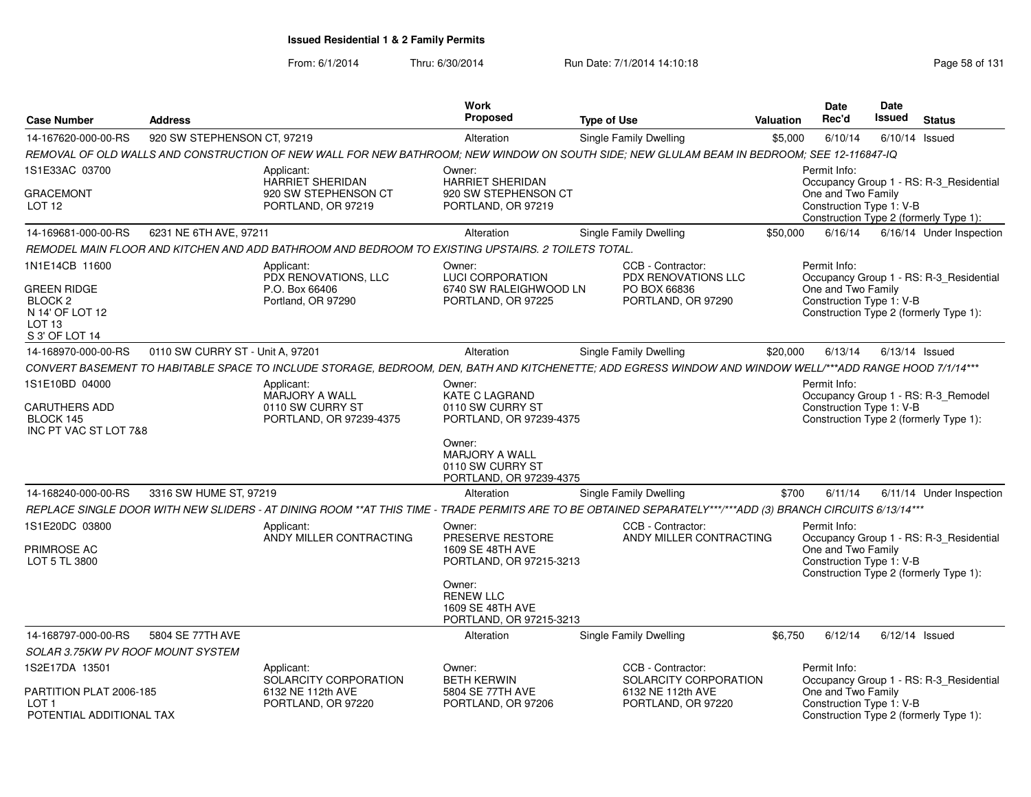# Issued Residential 1 & 2 Family Permits

From: 6/1/2014 Thru: 6/30/2014 Run Date: 7/1/2014 14:10:18

| Case Number | Address | Work Proposed | Type of Use | Valuation | Date Rec'd | Date Issued | Status |
|---|---|---|---|---|---|---|---|
| 14-167620-000-00-RS | 920 SW STEPHENSON CT, 97219 | Alteration | Single Family Dwelling | $5,000 | 6/10/14 | 6/10/14 | Issued |

REMOVAL OF OLD WALLS AND CONSTRUCTION OF NEW WALL FOR NEW BATHROOM; NEW WINDOW ON SOUTH SIDE; NEW GLULAM BEAM IN BEDROOM; SEE 12-116847-IQ

1S1E33AC 03700
GRACEMONT
LOT 12

Applicant:
HARRIET SHERIDAN
920 SW STEPHENSON CT
PORTLAND, OR 97219

Owner:
HARRIET SHERIDAN
920 SW STEPHENSON CT
PORTLAND, OR 97219

Permit Info:
Occupancy Group 1 - RS: R-3_Residential One and Two Family
Construction Type 1: V-B
Construction Type 2 (formerly Type 1):

| Case Number | Address | Work Proposed | Type of Use | Valuation | Date Rec'd | Date Issued | Status |
|---|---|---|---|---|---|---|---|
| 14-169681-000-00-RS | 6231 NE 6TH AVE, 97211 | Alteration | Single Family Dwelling | $50,000 | 6/16/14 | 6/16/14 | Under Inspection |

REMODEL MAIN FLOOR AND KITCHEN AND ADD BATHROOM AND BEDROOM TO EXISTING UPSTAIRS. 2 TOILETS TOTAL.

1N1E14CB 11600
GREEN RIDGE
BLOCK 2
N 14' OF LOT 12
LOT 13
S 3' OF LOT 14

Applicant:
PDX RENOVATIONS, LLC
P.O. Box 66406
Portland, OR 97290

Owner:
LUCI CORPORATION
6740 SW RALEIGHWOOD LN
PORTLAND, OR 97225

CCB - Contractor:
PDX RENOVATIONS LLC
PO BOX 66836
PORTLAND, OR 97290

Permit Info:
Occupancy Group 1 - RS: R-3_Residential One and Two Family
Construction Type 1: V-B
Construction Type 2 (formerly Type 1):

| Case Number | Address | Work Proposed | Type of Use | Valuation | Date Rec'd | Date Issued | Status |
|---|---|---|---|---|---|---|---|
| 14-168970-000-00-RS | 0110 SW CURRY ST - Unit A, 97201 | Alteration | Single Family Dwelling | $20,000 | 6/13/14 | 6/13/14 | Issued |

CONVERT BASEMENT TO HABITABLE SPACE TO INCLUDE STORAGE, BEDROOM, DEN, BATH AND KITCHENETTE; ADD EGRESS WINDOW AND WINDOW WELL/***ADD RANGE HOOD 7/1/14***

1S1E10BD 04000
CARUTHERS ADD
BLOCK 145
INC PT VAC ST LOT 7&8

Applicant:
MARJORY A WALL
0110 SW CURRY ST
PORTLAND, OR 97239-4375

Owner:
KATE C LAGRAND
0110 SW CURRY ST
PORTLAND, OR 97239-4375

Owner:
MARJORY A WALL
0110 SW CURRY ST
PORTLAND, OR 97239-4375

Permit Info:
Occupancy Group 1 - RS: R-3_Remodel
Construction Type 1: V-B
Construction Type 2 (formerly Type 1):

| Case Number | Address | Work Proposed | Type of Use | Valuation | Date Rec'd | Date Issued | Status |
|---|---|---|---|---|---|---|---|
| 14-168240-000-00-RS | 3316 SW HUME ST, 97219 | Alteration | Single Family Dwelling | $700 | 6/11/14 | 6/11/14 | Under Inspection |

REPLACE SINGLE DOOR WITH NEW SLIDERS - AT DINING ROOM **AT THIS TIME - TRADE PERMITS ARE TO BE OBTAINED SEPARATELY***/***ADD (3) BRANCH CIRCUITS 6/13/14***

1S1E20DC 03800
PRIMROSE AC
LOT 5 TL 3800

Applicant:
ANDY MILLER CONTRACTING

Owner:
PRESERVE RESTORE
1609 SE 48TH AVE
PORTLAND, OR 97215-3213

Owner:
RENEW LLC
1609 SE 48TH AVE
PORTLAND, OR 97215-3213

CCB - Contractor:
ANDY MILLER CONTRACTING

Permit Info:
Occupancy Group 1 - RS: R-3_Residential One and Two Family
Construction Type 1: V-B
Construction Type 2 (formerly Type 1):

| Case Number | Address | Work Proposed | Type of Use | Valuation | Date Rec'd | Date Issued | Status |
|---|---|---|---|---|---|---|---|
| 14-168797-000-00-RS | 5804 SE 77TH AVE | Alteration | Single Family Dwelling | $6,750 | 6/12/14 | 6/12/14 | Issued |

SOLAR 3.75KW PV ROOF MOUNT SYSTEM

1S2E17DA 13501
PARTITION PLAT 2006-185
LOT 1
POTENTIAL ADDITIONAL TAX

Applicant:
SOLARCITY CORPORATION
6132 NE 112th AVE
PORTLAND, OR 97220

Owner:
BETH KERWIN
5804 SE 77TH AVE
PORTLAND, OR 97206

CCB - Contractor:
SOLARCITY CORPORATION
6132 NE 112th AVE
PORTLAND, OR 97220

Permit Info:
Occupancy Group 1 - RS: R-3_Residential One and Two Family
Construction Type 1: V-B
Construction Type 2 (formerly Type 1):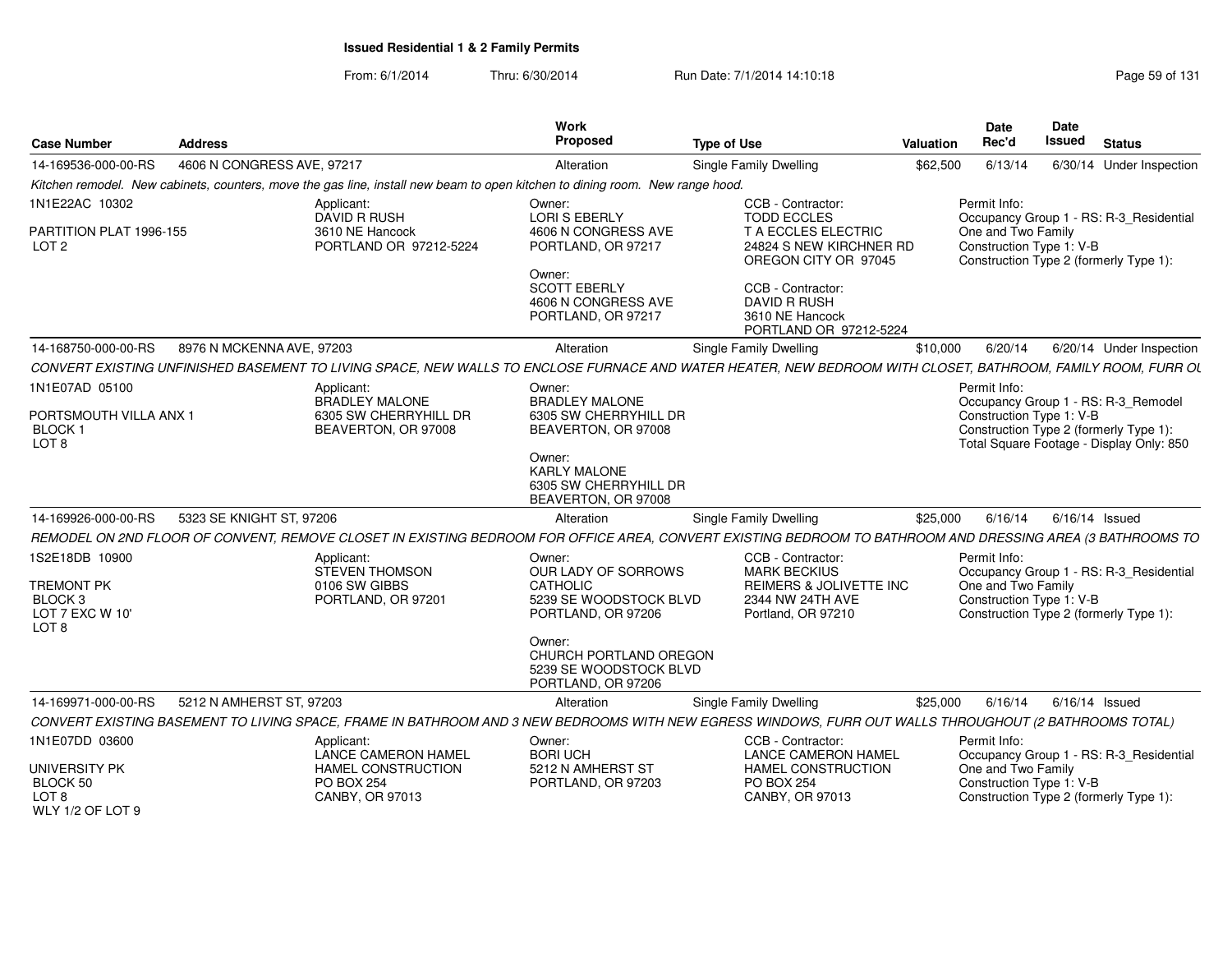# Issued Residential 1 & 2 Family Permits

From: 6/1/2014 Thru: 6/30/2014 Run Date: 7/1/2014 14:10:18

| Case Number | Address | Work Proposed | Type of Use | Valuation | Date Rec'd | Date Issued | Status |
|---|---|---|---|---|---|---|---|
| 14-169536-000-00-RS | 4606 N CONGRESS AVE, 97217 | Alteration | Single Family Dwelling | $62,500 | 6/13/14 | 6/30/14 | Under Inspection |

*Kitchen remodel. New cabinets, counters, move the gas line, install new beam to open kitchen to dining room. New range hood.*

1N1E22AC 10302
PARTITION PLAT 1996-155
LOT 2

Applicant: DAVID R RUSH, 3610 NE Hancock, PORTLAND OR 97212-5224

Owner: LORI S EBERLY, 4606 N CONGRESS AVE, PORTLAND, OR 97217

Owner: SCOTT EBERLY, 4606 N CONGRESS AVE, PORTLAND, OR 97217

CCB - Contractor: TODD ECCLES, T A ECCLES ELECTRIC, 24824 S NEW KIRCHNER RD, OREGON CITY OR 97045

CCB - Contractor: DAVID R RUSH, 3610 NE Hancock, PORTLAND OR 97212-5224

Permit Info: Occupancy Group 1 - RS: R-3_Residential One and Two Family; Construction Type 1: V-B; Construction Type 2 (formerly Type 1):

| Case Number | Address | Work Proposed | Type of Use | Valuation | Date Rec'd | Date Issued | Status |
|---|---|---|---|---|---|---|---|
| 14-168750-000-00-RS | 8976 N MCKENNA AVE, 97203 | Alteration | Single Family Dwelling | $10,000 | 6/20/14 | 6/20/14 | Under Inspection |

*CONVERT EXISTING UNFINISHED BASEMENT TO LIVING SPACE, NEW WALLS TO ENCLOSE FURNACE AND WATER HEATER, NEW BEDROOM WITH CLOSET, BATHROOM, FAMILY ROOM, FURR OU*

1N1E07AD 05100
PORTSMOUTH VILLA ANX 1
BLOCK 1
LOT 8

Applicant: BRADLEY MALONE, 6305 SW CHERRYHILL DR, BEAVERTON, OR 97008

Owner: BRADLEY MALONE, 6305 SW CHERRYHILL DR, BEAVERTON, OR 97008

Owner: KARLY MALONE, 6305 SW CHERRYHILL DR, BEAVERTON, OR 97008

Permit Info: Occupancy Group 1 - RS: R-3_Remodel; Construction Type 1: V-B; Construction Type 2 (formerly Type 1):; Total Square Footage - Display Only: 850

| Case Number | Address | Work Proposed | Type of Use | Valuation | Date Rec'd | Date Issued | Status |
|---|---|---|---|---|---|---|---|
| 14-169926-000-00-RS | 5323 SE KNIGHT ST, 97206 | Alteration | Single Family Dwelling | $25,000 | 6/16/14 | 6/16/14 | Issued |

*REMODEL ON 2ND FLOOR OF CONVENT, REMOVE CLOSET IN EXISTING BEDROOM FOR OFFICE AREA, CONVERT EXISTING BEDROOM TO BATHROOM AND DRESSING AREA (3 BATHROOMS TO*

1S2E18DB 10900
TREMONT PK
BLOCK 3
LOT 7 EXC W 10'
LOT 8

Applicant: STEVEN THOMSON, 0106 SW GIBBS, PORTLAND, OR 97201

Owner: OUR LADY OF SORROWS CATHOLIC, 5239 SE WOODSTOCK BLVD, PORTLAND, OR 97206

Owner: CHURCH PORTLAND OREGON, 5239 SE WOODSTOCK BLVD, PORTLAND, OR 97206

CCB - Contractor: MARK BECKIUS, REIMERS & JOLIVETTE INC, 2344 NW 24TH AVE, Portland, OR 97210

Permit Info: Occupancy Group 1 - RS: R-3_Residential One and Two Family; Construction Type 1: V-B; Construction Type 2 (formerly Type 1):

| Case Number | Address | Work Proposed | Type of Use | Valuation | Date Rec'd | Date Issued | Status |
|---|---|---|---|---|---|---|---|
| 14-169971-000-00-RS | 5212 N AMHERST ST, 97203 | Alteration | Single Family Dwelling | $25,000 | 6/16/14 | 6/16/14 | Issued |

*CONVERT EXISTING BASEMENT TO LIVING SPACE, FRAME IN BATHROOM AND 3 NEW BEDROOMS WITH NEW EGRESS WINDOWS, FURR OUT WALLS THROUGHOUT (2 BATHROOMS TOTAL)*

1N1E07DD 03600
UNIVERSITY PK
BLOCK 50
LOT 8
WLY 1/2 OF LOT 9

Applicant: LANCE CAMERON HAMEL, HAMEL CONSTRUCTION, PO BOX 254, CANBY, OR 97013

Owner: BORI UCH, 5212 N AMHERST ST, PORTLAND, OR 97203

CCB - Contractor: LANCE CAMERON HAMEL, HAMEL CONSTRUCTION, PO BOX 254, CANBY, OR 97013

Permit Info: Occupancy Group 1 - RS: R-3_Residential One and Two Family; Construction Type 1: V-B; Construction Type 2 (formerly Type 1):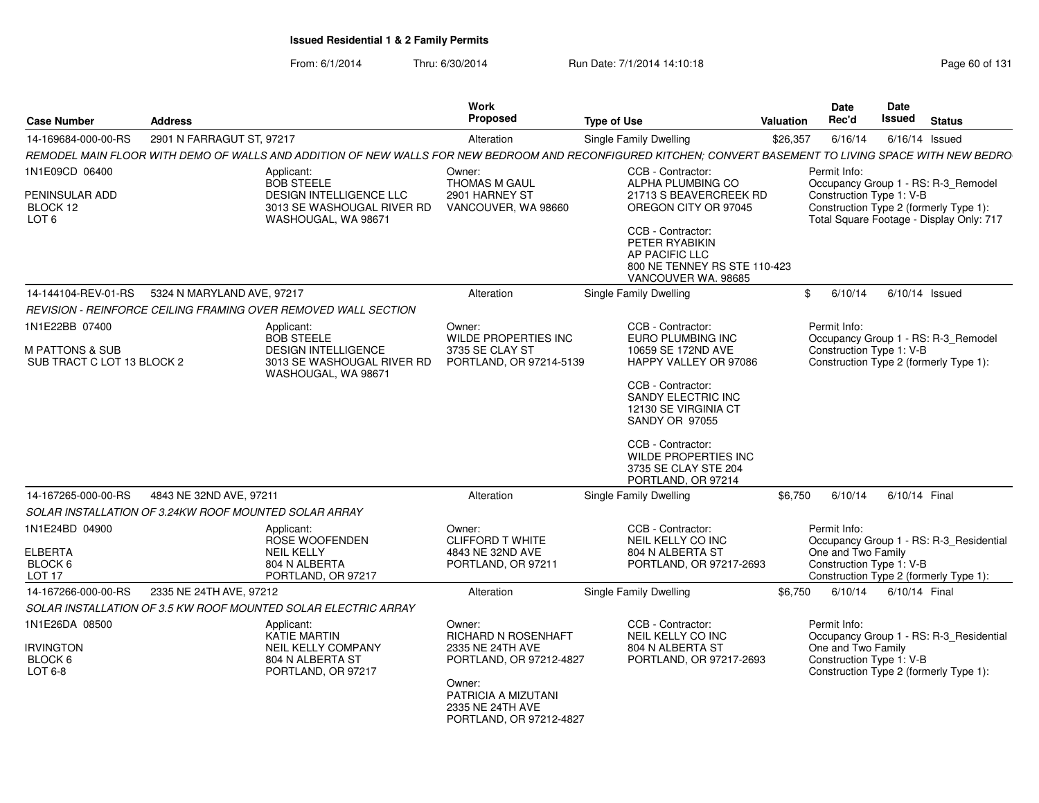**Issued Residential 1 & 2 Family Permits**

From: 6/1/2014 Thru: 6/30/2014 Run Date: 7/1/2014 14:10:18

| Case Number | Address | Work Proposed | Type of Use | Valuation | Date Rec'd | Date Issued | Status |
|---|---|---|---|---|---|---|---|
| 14-169684-000-00-RS | 2901 N FARRAGUT ST, 97217 | Alteration | Single Family Dwelling | $26,357 | 6/16/14 | 6/16/14 | Issued |

*REMODEL MAIN FLOOR WITH DEMO OF WALLS AND ADDITION OF NEW WALLS FOR NEW BEDROOM AND RECONFIGURED KITCHEN; CONVERT BASEMENT TO LIVING SPACE WITH NEW BEDRO*

1N1E09CD 06400
PENINSULAR ADD
BLOCK 12
LOT 6

Applicant:
BOB STEELE
DESIGN INTELLIGENCE LLC
3013 SE WASHOUGAL RIVER RD
WASHOUGAL, WA 98671

Owner:
THOMAS M GAUL
2901 HARNEY ST
VANCOUVER, WA 98660

CCB - Contractor:
ALPHA PLUMBING CO
21713 S BEAVERCREEK RD
OREGON CITY OR 97045

CCB - Contractor:
PETER RYABIKIN
AP PACIFIC LLC
800 NE TENNEY RS STE 110-423
VANCOUVER WA. 98685

Permit Info:
Occupancy Group 1 - RS: R-3_Remodel
Construction Type 1: V-B
Construction Type 2 (formerly Type 1):
Total Square Footage - Display Only: 717

| Case Number | Address | Work Proposed | Type of Use | Valuation | Date Rec'd | Date Issued | Status |
|---|---|---|---|---|---|---|---|
| 14-144104-REV-01-RS | 5324 N MARYLAND AVE, 97217 | Alteration | Single Family Dwelling | $ | 6/10/14 | 6/10/14 | Issued |

*REVISION - REINFORCE CEILING FRAMING OVER REMOVED WALL SECTION*

1N1E22BB 07400
M PATTONS & SUB
SUB TRACT C LOT 13 BLOCK 2

Applicant:
BOB STEELE
DESIGN INTELLIGENCE
3013 SE WASHOUGAL RIVER RD
WASHOUGAL, WA 98671

Owner:
WILDE PROPERTIES INC
3735 SE CLAY ST
PORTLAND, OR 97214-5139

CCB - Contractor:
EURO PLUMBING INC
10659 SE 172ND AVE
HAPPY VALLEY OR 97086

CCB - Contractor:
SANDY ELECTRIC INC
12130 SE VIRGINIA CT
SANDY OR 97055

CCB - Contractor:
WILDE PROPERTIES INC
3735 SE CLAY STE 204
PORTLAND, OR 97214

Permit Info:
Occupancy Group 1 - RS: R-3_Remodel
Construction Type 1: V-B
Construction Type 2 (formerly Type 1):

| Case Number | Address | Work Proposed | Type of Use | Valuation | Date Rec'd | Date Issued | Status |
|---|---|---|---|---|---|---|---|
| 14-167265-000-00-RS | 4843 NE 32ND AVE, 97211 | Alteration | Single Family Dwelling | $6,750 | 6/10/14 | 6/10/14 | Final |

*SOLAR INSTALLATION OF 3.24KW ROOF MOUNTED SOLAR ARRAY*

1N1E24BD 04900
ELBERTA
BLOCK 6
LOT 17

Applicant:
ROSE WOOFENDEN
NEIL KELLY
804 N ALBERTA
PORTLAND, OR 97217

Owner:
CLIFFORD T WHITE
4843 NE 32ND AVE
PORTLAND, OR 97211

CCB - Contractor:
NEIL KELLY CO INC
804 N ALBERTA ST
PORTLAND, OR 97217-2693

Permit Info:
Occupancy Group 1 - RS: R-3_Residential One and Two Family
Construction Type 1: V-B
Construction Type 2 (formerly Type 1):

| Case Number | Address | Work Proposed | Type of Use | Valuation | Date Rec'd | Date Issued | Status |
|---|---|---|---|---|---|---|---|
| 14-167266-000-00-RS | 2335 NE 24TH AVE, 97212 | Alteration | Single Family Dwelling | $6,750 | 6/10/14 | 6/10/14 | Final |

*SOLAR INSTALLATION OF 3.5 KW ROOF MOUNTED SOLAR ELECTRIC ARRAY*

1N1E26DA 08500
IRVINGTON
BLOCK 6
LOT 6-8

Applicant:
KATIE MARTIN
NEIL KELLY COMPANY
804 N ALBERTA ST
PORTLAND, OR 97217

Owner:
RICHARD N ROSENHAFT
2335 NE 24TH AVE
PORTLAND, OR 97212-4827

Owner:
PATRICIA A MIZUTANI
2335 NE 24TH AVE
PORTLAND, OR 97212-4827

CCB - Contractor:
NEIL KELLY CO INC
804 N ALBERTA ST
PORTLAND, OR 97217-2693

Permit Info:
Occupancy Group 1 - RS: R-3_Residential One and Two Family
Construction Type 1: V-B
Construction Type 2 (formerly Type 1):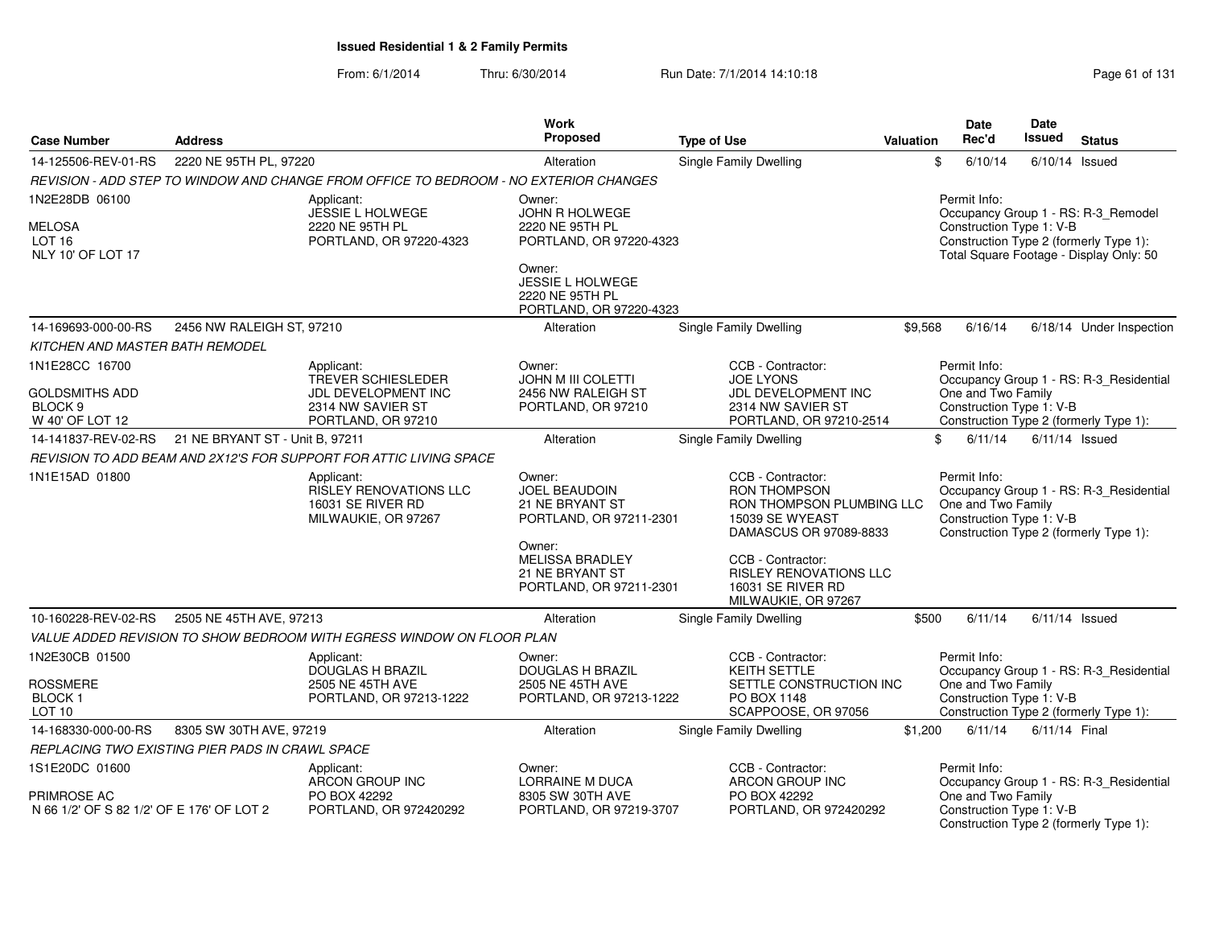# Issued Residential 1 & 2 Family Permits

From: 6/1/2014 Thru: 6/30/2014 Run Date: 7/1/2014 14:10:18

| Case Number | Address | Work Proposed | Type of Use | Valuation | Date Rec'd | Date Issued | Status |
|---|---|---|---|---|---|---|---|
| 14-125506-REV-01-RS | 2220 NE 95TH PL, 97220 | Alteration | Single Family Dwelling | $ | 6/10/14 | 6/10/14 | Issued |

*REVISION - ADD STEP TO WINDOW AND CHANGE FROM OFFICE TO BEDROOM - NO EXTERIOR CHANGES*

1N2E28DB 06100
MELOSA
LOT 16
NLY 10' OF LOT 17

Applicant:
JESSIE L HOLWEGE
2220 NE 95TH PL
PORTLAND, OR 97220-4323

Owner:
JOHN R HOLWEGE
2220 NE 95TH PL
PORTLAND, OR 97220-4323

Owner:
JESSIE L HOLWEGE
2220 NE 95TH PL
PORTLAND, OR 97220-4323

Permit Info:
Occupancy Group 1 - RS: R-3_Remodel
Construction Type 1: V-B
Construction Type 2 (formerly Type 1):
Total Square Footage - Display Only: 50

| Case Number | Address | Work Proposed | Type of Use | Valuation | Date Rec'd | Date Issued | Status |
|---|---|---|---|---|---|---|---|
| 14-169693-000-00-RS | 2456 NW RALEIGH ST, 97210 | Alteration | Single Family Dwelling | $9,568 | 6/16/14 | 6/18/14 | Under Inspection |

*KITCHEN AND MASTER BATH REMODEL*

1N1E28CC 16700
GOLDSMITHS ADD
BLOCK 9
W 40' OF LOT 12

Applicant:
TREVER SCHIESLEDER
JDL DEVELOPMENT INC
2314 NW SAVIER ST
PORTLAND, OR 97210

Owner:
JOHN M III COLETTI
2456 NW RALEIGH ST
PORTLAND, OR 97210

CCB - Contractor:
JOE LYONS
JDL DEVELOPMENT INC
2314 NW SAVIER ST
PORTLAND, OR 97210-2514

Permit Info:
Occupancy Group 1 - RS: R-3_Residential One and Two Family
Construction Type 1: V-B
Construction Type 2 (formerly Type 1):

| Case Number | Address | Work Proposed | Type of Use | Valuation | Date Rec'd | Date Issued | Status |
|---|---|---|---|---|---|---|---|
| 14-141837-REV-02-RS | 21 NE BRYANT ST - Unit B, 97211 | Alteration | Single Family Dwelling | $ | 6/11/14 | 6/11/14 | Issued |

*REVISION TO ADD BEAM AND 2X12'S FOR SUPPORT FOR ATTIC LIVING SPACE*

1N1E15AD 01800

Applicant:
RISLEY RENOVATIONS LLC
16031 SE RIVER RD
MILWAUKIE, OR 97267

Owner:
JOEL BEAUDOIN
21 NE BRYANT ST
PORTLAND, OR 97211-2301

Owner:
MELISSA BRADLEY
21 NE BRYANT ST
PORTLAND, OR 97211-2301

CCB - Contractor:
RON THOMPSON
RON THOMPSON PLUMBING LLC
15039 SE WYEAST
DAMASCUS OR 97089-8833

CCB - Contractor:
RISLEY RENOVATIONS LLC
16031 SE RIVER RD
MILWAUKIE, OR 97267

Permit Info:
Occupancy Group 1 - RS: R-3_Residential One and Two Family
Construction Type 1: V-B
Construction Type 2 (formerly Type 1):

| Case Number | Address | Work Proposed | Type of Use | Valuation | Date Rec'd | Date Issued | Status |
|---|---|---|---|---|---|---|---|
| 10-160228-REV-02-RS | 2505 NE 45TH AVE, 97213 | Alteration | Single Family Dwelling | $500 | 6/11/14 | 6/11/14 | Issued |

*VALUE ADDED REVISION TO SHOW BEDROOM WITH EGRESS WINDOW ON FLOOR PLAN*

1N2E30CB 01500
ROSSMERE
BLOCK 1
LOT 10

Applicant:
DOUGLAS H BRAZIL
2505 NE 45TH AVE
PORTLAND, OR 97213-1222

Owner:
DOUGLAS H BRAZIL
2505 NE 45TH AVE
PORTLAND, OR 97213-1222

CCB - Contractor:
KEITH SETTLE
SETTLE CONSTRUCTION INC
PO BOX 1148
SCAPPOOSE, OR 97056

Permit Info:
Occupancy Group 1 - RS: R-3_Residential One and Two Family
Construction Type 1: V-B
Construction Type 2 (formerly Type 1):

| Case Number | Address | Work Proposed | Type of Use | Valuation | Date Rec'd | Date Issued | Status |
|---|---|---|---|---|---|---|---|
| 14-168330-000-00-RS | 8305 SW 30TH AVE, 97219 | Alteration | Single Family Dwelling | $1,200 | 6/11/14 | 6/11/14 | Final |

*REPLACING TWO EXISTING PIER PADS IN CRAWL SPACE*

1S1E20DC 01600
PRIMROSE AC
N 66 1/2' OF S 82 1/2' OF E 176' OF LOT 2

Applicant:
ARCON GROUP INC
PO BOX 42292
PORTLAND, OR 972420292

Owner:
LORRAINE M DUCA
8305 SW 30TH AVE
PORTLAND, OR 97219-3707

CCB - Contractor:
ARCON GROUP INC
PO BOX 42292
PORTLAND, OR 972420292

Permit Info:
Occupancy Group 1 - RS: R-3_Residential One and Two Family
Construction Type 1: V-B
Construction Type 2 (formerly Type 1):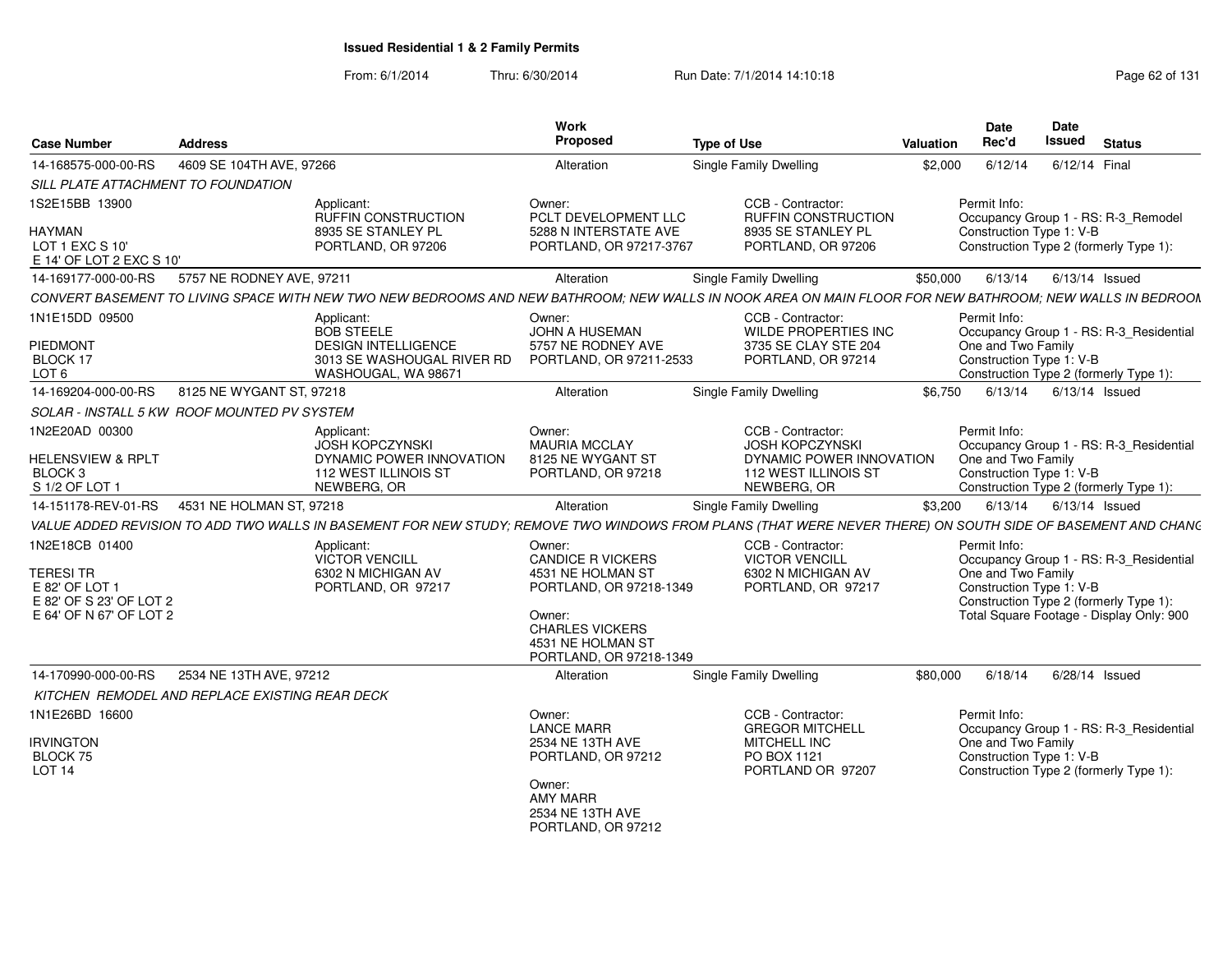**Issued Residential 1 & 2 Family Permits**

From: 6/1/2014 Thru: 6/30/2014 Run Date: 7/1/2014 14:10:18

| Case Number | Address | | Work Proposed | Type of Use | Valuation | Date Rec'd | Date Issued | Status |
|---|---|---|---|---|---|---|---|---|
| 14-168575-000-00-RS | 4609 SE 104TH AVE, 97266 | | Alteration | Single Family Dwelling | $2,000 | 6/12/14 | 6/12/14 | Final |

SILL PLATE ATTACHMENT TO FOUNDATION

| | Applicant: | Owner: | CCB - Contractor: | Permit Info: |
|---|---|---|---|---|
| 1S2E15BB 13900<br>HAYMAN<br>LOT 1 EXC S 10'<br>E 14' OF LOT 2 EXC S 10' | RUFFIN CONSTRUCTION<br>8935 SE STANLEY PL<br>PORTLAND, OR 97206 | PCLT DEVELOPMENT LLC<br>5288 N INTERSTATE AVE<br>PORTLAND, OR 97217-3767 | RUFFIN CONSTRUCTION<br>8935 SE STANLEY PL<br>PORTLAND, OR 97206 | Occupancy Group 1 - RS: R-3_Remodel<br>Construction Type 1: V-B<br>Construction Type 2 (formerly Type 1): |

| Case Number | Address | | Work Proposed | Type of Use | Valuation | Date Rec'd | Date Issued | Status |
|---|---|---|---|---|---|---|---|---|
| 14-169177-000-00-RS | 5757 NE RODNEY AVE, 97211 | | Alteration | Single Family Dwelling | $50,000 | 6/13/14 | 6/13/14 | Issued |

CONVERT BASEMENT TO LIVING SPACE WITH NEW TWO NEW BEDROOMS AND NEW BATHROOM; NEW WALLS IN NOOK AREA ON MAIN FLOOR FOR NEW BATHROOM; NEW WALLS IN BEDROOM

| | Applicant: | Owner: | CCB - Contractor: | Permit Info: |
|---|---|---|---|---|
| 1N1E15DD 09500<br>PIEDMONT<br>BLOCK 17<br>LOT 6 | BOB STEELE<br>DESIGN INTELLIGENCE<br>3013 SE WASHOUGAL RIVER RD<br>WASHOUGAL, WA 98671 | JOHN A HUSEMAN<br>5757 NE RODNEY AVE<br>PORTLAND, OR 97211-2533 | WILDE PROPERTIES INC<br>3735 SE CLAY STE 204<br>PORTLAND, OR 97214 | Occupancy Group 1 - RS: R-3_Residential One and Two Family<br>Construction Type 1: V-B<br>Construction Type 2 (formerly Type 1): |

| Case Number | Address | | Work Proposed | Type of Use | Valuation | Date Rec'd | Date Issued | Status |
|---|---|---|---|---|---|---|---|---|
| 14-169204-000-00-RS | 8125 NE WYGANT ST, 97218 | | Alteration | Single Family Dwelling | $6,750 | 6/13/14 | 6/13/14 | Issued |

SOLAR - INSTALL 5 KW ROOF MOUNTED PV SYSTEM

| | Applicant: | Owner: | CCB - Contractor: | Permit Info: |
|---|---|---|---|---|
| 1N2E20AD 00300<br>HELENSVIEW & RPLT<br>BLOCK 3<br>S 1/2 OF LOT 1 | JOSH KOPCZYNSKI<br>DYNAMIC POWER INNOVATION<br>112 WEST ILLINOIS ST<br>NEWBERG, OR | MAURIA MCCLAY<br>8125 NE WYGANT ST<br>PORTLAND, OR 97218 | JOSH KOPCZYNSKI<br>DYNAMIC POWER INNOVATION<br>112 WEST ILLINOIS ST<br>NEWBERG, OR | Occupancy Group 1 - RS: R-3_Residential One and Two Family<br>Construction Type 1: V-B<br>Construction Type 2 (formerly Type 1): |

| Case Number | Address | | Work Proposed | Type of Use | Valuation | Date Rec'd | Date Issued | Status |
|---|---|---|---|---|---|---|---|---|
| 14-151178-REV-01-RS | 4531 NE HOLMAN ST, 97218 | | Alteration | Single Family Dwelling | $3,200 | 6/13/14 | 6/13/14 | Issued |

VALUE ADDED REVISION TO ADD TWO WALLS IN BASEMENT FOR NEW STUDY; REMOVE TWO WINDOWS FROM PLANS (THAT WERE NEVER THERE) ON SOUTH SIDE OF BASEMENT AND CHANG

| | Applicant: | Owner: | CCB - Contractor: | Permit Info: |
|---|---|---|---|---|
| 1N2E18CB 01400<br>TERESI TR<br>E 82' OF LOT 1<br>E 82' OF S 23' OF LOT 2<br>E 64' OF N 67' OF LOT 2 | VICTOR VENCILL<br>6302 N MICHIGAN AV<br>PORTLAND, OR 97217 | CANDICE R VICKERS<br>4531 NE HOLMAN ST<br>PORTLAND, OR 97218-1349<br>Owner:<br>CHARLES VICKERS<br>4531 NE HOLMAN ST<br>PORTLAND, OR 97218-1349 | VICTOR VENCILL<br>6302 N MICHIGAN AV<br>PORTLAND, OR 97217 | Occupancy Group 1 - RS: R-3_Residential One and Two Family<br>Construction Type 1: V-B<br>Construction Type 2 (formerly Type 1):<br>Total Square Footage - Display Only: 900 |

| Case Number | Address | | Work Proposed | Type of Use | Valuation | Date Rec'd | Date Issued | Status |
|---|---|---|---|---|---|---|---|---|
| 14-170990-000-00-RS | 2534 NE 13TH AVE, 97212 | | Alteration | Single Family Dwelling | $80,000 | 6/18/14 | 6/28/14 | Issued |

KITCHEN REMODEL AND REPLACE EXISTING REAR DECK

| | Applicant: | Owner: | CCB - Contractor: | Permit Info: |
|---|---|---|---|---|
| 1N1E26BD 16600<br>IRVINGTON<br>BLOCK 75<br>LOT 14 | | LANCE MARR<br>2534 NE 13TH AVE<br>PORTLAND, OR 97212<br>Owner:<br>AMY MARR<br>2534 NE 13TH AVE<br>PORTLAND, OR 97212 | GREGOR MITCHELL<br>MITCHELL INC<br>PO BOX 1121<br>PORTLAND OR 97207 | Occupancy Group 1 - RS: R-3_Residential One and Two Family<br>Construction Type 1: V-B<br>Construction Type 2 (formerly Type 1): |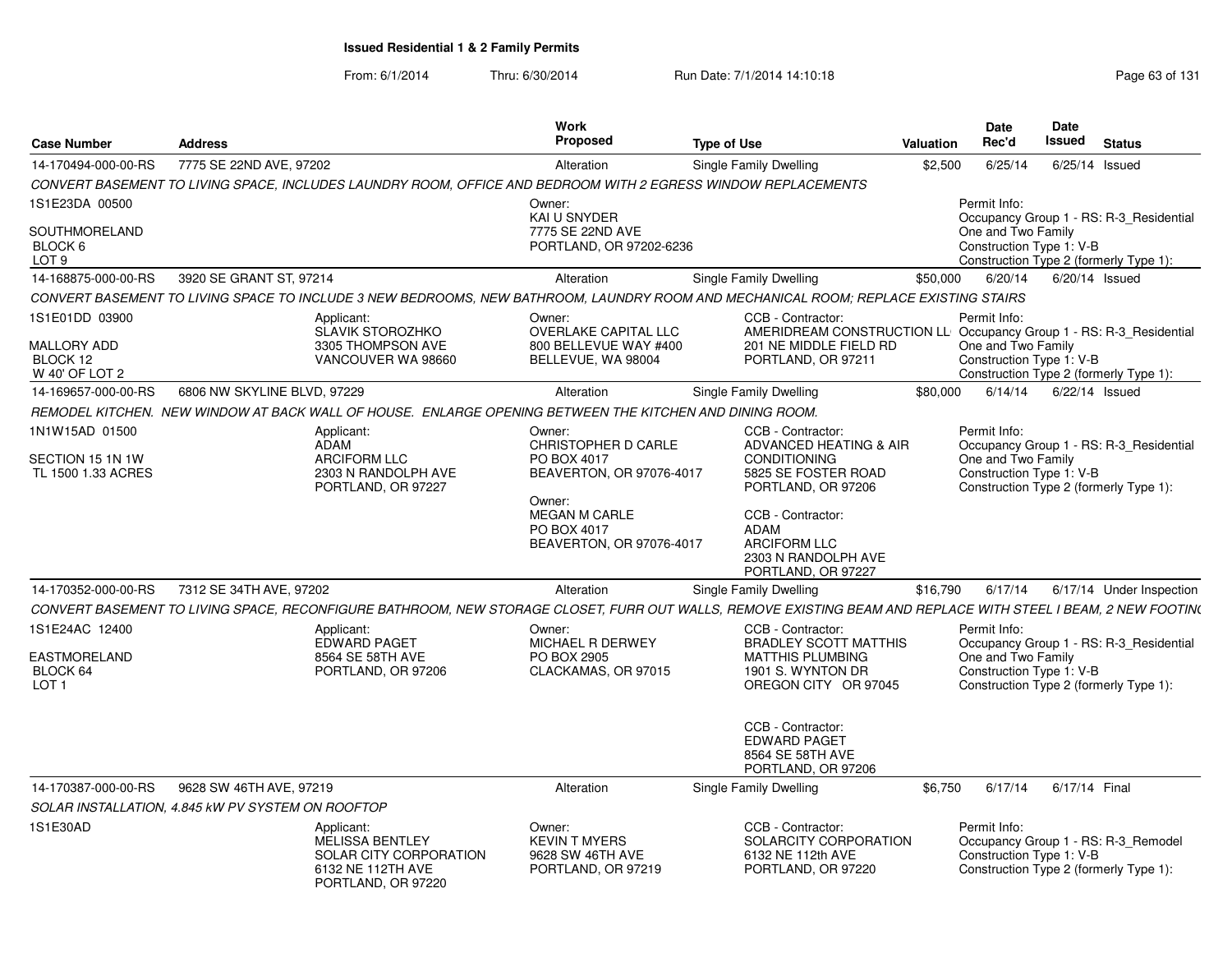**Issued Residential 1 & 2 Family Permits**

From: 6/1/2014 Thru: 6/30/2014 Run Date: 7/1/2014 14:10:18

| Case Number | Address | Work Proposed | Type of Use | Valuation | Date Rec'd | Date Issued | Status |
|---|---|---|---|---|---|---|---|
| 14-170494-000-00-RS | 7775 SE 22ND AVE, 97202 | Alteration | Single Family Dwelling | $2,500 | 6/25/14 | 6/25/14 | Issued |

*CONVERT BASEMENT TO LIVING SPACE, INCLUDES LAUNDRY ROOM, OFFICE AND BEDROOM WITH 2 EGRESS WINDOW REPLACEMENTS*

1S1E23DA 00500
SOUTHMORELAND
BLOCK 6
LOT 9

Owner:
KAI U SNYDER
7775 SE 22ND AVE
PORTLAND, OR 97202-6236

Permit Info:
Occupancy Group 1 - RS: R-3_Residential One and Two Family
Construction Type 1: V-B
Construction Type 2 (formerly Type 1):

| Case Number | Address | Work Proposed | Type of Use | Valuation | Date Rec'd | Date Issued | Status |
|---|---|---|---|---|---|---|---|
| 14-168875-000-00-RS | 3920 SE GRANT ST, 97214 | Alteration | Single Family Dwelling | $50,000 | 6/20/14 | 6/20/14 | Issued |

*CONVERT BASEMENT TO LIVING SPACE TO INCLUDE 3 NEW BEDROOMS, NEW BATHROOM, LAUNDRY ROOM AND MECHANICAL ROOM; REPLACE EXISTING STAIRS*

1S1E01DD 03900
MALLORY ADD
BLOCK 12
W 40' OF LOT 2

Applicant:
SLAVIK STOROZHKO
3305 THOMPSON AVE
VANCOUVER WA 98660

Owner:
OVERLAKE CAPITAL LLC
800 BELLEVUE WAY #400
BELLEVUE, WA 98004

CCB - Contractor:
AMERIDREAM CONSTRUCTION LL
201 NE MIDDLE FIELD RD
PORTLAND, OR 97211

Permit Info:
Occupancy Group 1 - RS: R-3_Residential One and Two Family
Construction Type 1: V-B
Construction Type 2 (formerly Type 1):

| Case Number | Address | Work Proposed | Type of Use | Valuation | Date Rec'd | Date Issued | Status |
|---|---|---|---|---|---|---|---|
| 14-169657-000-00-RS | 6806 NW SKYLINE BLVD, 97229 | Alteration | Single Family Dwelling | $80,000 | 6/14/14 | 6/22/14 | Issued |

*REMODEL KITCHEN. NEW WINDOW AT BACK WALL OF HOUSE. ENLARGE OPENING BETWEEN THE KITCHEN AND DINING ROOM.*

1N1W15AD 01500
SECTION 15 1N 1W
TL 1500 1.33 ACRES

Applicant:
ADAM
ARCIFORM LLC
2303 N RANDOLPH AVE
PORTLAND, OR 97227

Owner:
CHRISTOPHER D CARLE
PO BOX 4017
BEAVERTON, OR 97076-4017

Owner:
MEGAN M CARLE
PO BOX 4017
BEAVERTON, OR 97076-4017

CCB - Contractor:
ADVANCED HEATING & AIR CONDITIONING
5825 SE FOSTER ROAD
PORTLAND, OR 97206

CCB - Contractor:
ADAM
ARCIFORM LLC
2303 N RANDOLPH AVE
PORTLAND, OR 97227

Permit Info:
Occupancy Group 1 - RS: R-3_Residential One and Two Family
Construction Type 1: V-B
Construction Type 2 (formerly Type 1):

| Case Number | Address | Work Proposed | Type of Use | Valuation | Date Rec'd | Date Issued | Status |
|---|---|---|---|---|---|---|---|
| 14-170352-000-00-RS | 7312 SE 34TH AVE, 97202 | Alteration | Single Family Dwelling | $16,790 | 6/17/14 | 6/17/14 | Under Inspection |

*CONVERT BASEMENT TO LIVING SPACE, RECONFIGURE BATHROOM, NEW STORAGE CLOSET, FURR OUT WALLS, REMOVE EXISTING BEAM AND REPLACE WITH STEEL I BEAM, 2 NEW FOOTIN(*

1S1E24AC 12400
EASTMORELAND
BLOCK 64
LOT 1

Applicant:
EDWARD PAGET
8564 SE 58TH AVE
PORTLAND, OR 97206

Owner:
MICHAEL R DERWEY
PO BOX 2905
CLACKAMAS, OR 97015

CCB - Contractor:
BRADLEY SCOTT MATTHIS
MATTHIS PLUMBING
1901 S. WYNTON DR
OREGON CITY OR 97045

CCB - Contractor:
EDWARD PAGET
8564 SE 58TH AVE
PORTLAND, OR 97206

Permit Info:
Occupancy Group 1 - RS: R-3_Residential One and Two Family
Construction Type 1: V-B
Construction Type 2 (formerly Type 1):

| Case Number | Address | Work Proposed | Type of Use | Valuation | Date Rec'd | Date Issued | Status |
|---|---|---|---|---|---|---|---|
| 14-170387-000-00-RS | 9628 SW 46TH AVE, 97219 | Alteration | Single Family Dwelling | $6,750 | 6/17/14 | 6/17/14 | Final |

*SOLAR INSTALLATION, 4.845 kW PV SYSTEM ON ROOFTOP*

1S1E30AD

Applicant:
MELISSA BENTLEY
SOLAR CITY CORPORATION
6132 NE 112TH AVE
PORTLAND, OR 97220

Owner:
KEVIN T MYERS
9628 SW 46TH AVE
PORTLAND, OR 97219

CCB - Contractor:
SOLARCITY CORPORATION
6132 NE 112th AVE
PORTLAND, OR 97220

Permit Info:
Occupancy Group 1 - RS: R-3_Remodel
Construction Type 1: V-B
Construction Type 2 (formerly Type 1):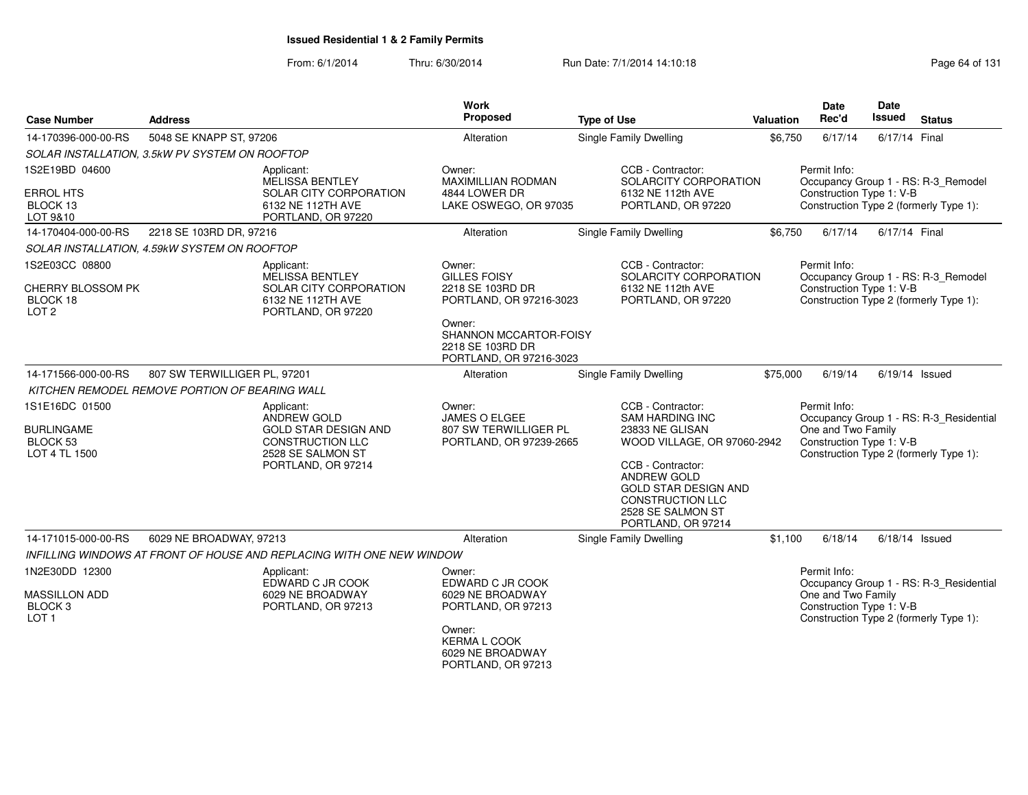# Issued Residential 1 & 2 Family Permits

From: 6/1/2014 Thru: 6/30/2014 Run Date: 7/1/2014 14:10:18

| Case Number | Address | Work Proposed | Type of Use | Valuation | Date Rec'd | Date Issued | Status |
|---|---|---|---|---|---|---|---|
| 14-170396-000-00-RS | 5048 SE KNAPP ST, 97206 | Alteration | Single Family Dwelling | $6,750 | 6/17/14 | 6/17/14 | Final |

SOLAR INSTALLATION, 3.5kW PV SYSTEM ON ROOFTOP

1S2E19BD 04600
ERROL HTS
BLOCK 13
LOT 9&10

Applicant:
MELISSA BENTLEY
SOLAR CITY CORPORATION
6132 NE 112TH AVE
PORTLAND, OR 97220

Owner:
MAXIMILLIAN RODMAN
4844 LOWER DR
LAKE OSWEGO, OR 97035

CCB - Contractor:
SOLARCITY CORPORATION
6132 NE 112th AVE
PORTLAND, OR 97220

Permit Info:
Occupancy Group 1 - RS: R-3_Remodel
Construction Type 1: V-B
Construction Type 2 (formerly Type 1):

| Case Number | Address | Work Proposed | Type of Use | Valuation | Date Rec'd | Date Issued | Status |
|---|---|---|---|---|---|---|---|
| 14-170404-000-00-RS | 2218 SE 103RD DR, 97216 | Alteration | Single Family Dwelling | $6,750 | 6/17/14 | 6/17/14 | Final |

SOLAR INSTALLATION, 4.59kW SYSTEM ON ROOFTOP

1S2E03CC 08800
CHERRY BLOSSOM PK
BLOCK 18
LOT 2

Applicant:
MELISSA BENTLEY
SOLAR CITY CORPORATION
6132 NE 112TH AVE
PORTLAND, OR 97220

Owner:
GILLES FOISY
2218 SE 103RD DR
PORTLAND, OR 97216-3023

Owner:
SHANNON MCCARTOR-FOISY
2218 SE 103RD DR
PORTLAND, OR 97216-3023

CCB - Contractor:
SOLARCITY CORPORATION
6132 NE 112th AVE
PORTLAND, OR 97220

Permit Info:
Occupancy Group 1 - RS: R-3_Remodel
Construction Type 1: V-B
Construction Type 2 (formerly Type 1):

| Case Number | Address | Work Proposed | Type of Use | Valuation | Date Rec'd | Date Issued | Status |
|---|---|---|---|---|---|---|---|
| 14-171566-000-00-RS | 807 SW TERWILLIGER PL, 97201 | Alteration | Single Family Dwelling | $75,000 | 6/19/14 | 6/19/14 | Issued |

KITCHEN REMODEL REMOVE PORTION OF BEARING WALL

1S1E16DC 01500
BURLINGAME
BLOCK 53
LOT 4 TL 1500

Applicant:
ANDREW GOLD
GOLD STAR DESIGN AND CONSTRUCTION LLC
2528 SE SALMON ST
PORTLAND, OR 97214

Owner:
JAMES O ELGEE
807 SW TERWILLIGER PL
PORTLAND, OR 97239-2665

CCB - Contractor:
SAM HARDING INC
23833 NE GLISAN
WOOD VILLAGE, OR 97060-2942

CCB - Contractor:
ANDREW GOLD
GOLD STAR DESIGN AND CONSTRUCTION LLC
2528 SE SALMON ST
PORTLAND, OR 97214

Permit Info:
Occupancy Group 1 - RS: R-3_Residential One and Two Family
Construction Type 1: V-B
Construction Type 2 (formerly Type 1):

| Case Number | Address | Work Proposed | Type of Use | Valuation | Date Rec'd | Date Issued | Status |
|---|---|---|---|---|---|---|---|
| 14-171015-000-00-RS | 6029 NE BROADWAY, 97213 | Alteration | Single Family Dwelling | $1,100 | 6/18/14 | 6/18/14 | Issued |

INFILLING WINDOWS AT FRONT OF HOUSE AND REPLACING WITH ONE NEW WINDOW

1N2E30DD 12300
MASSILLON ADD
BLOCK 3
LOT 1

Applicant:
EDWARD C JR COOK
6029 NE BROADWAY
PORTLAND, OR 97213

Owner:
EDWARD C JR COOK
6029 NE BROADWAY
PORTLAND, OR 97213

Owner:
KERMA L COOK
6029 NE BROADWAY
PORTLAND, OR 97213

Permit Info:
Occupancy Group 1 - RS: R-3_Residential One and Two Family
Construction Type 1: V-B
Construction Type 2 (formerly Type 1):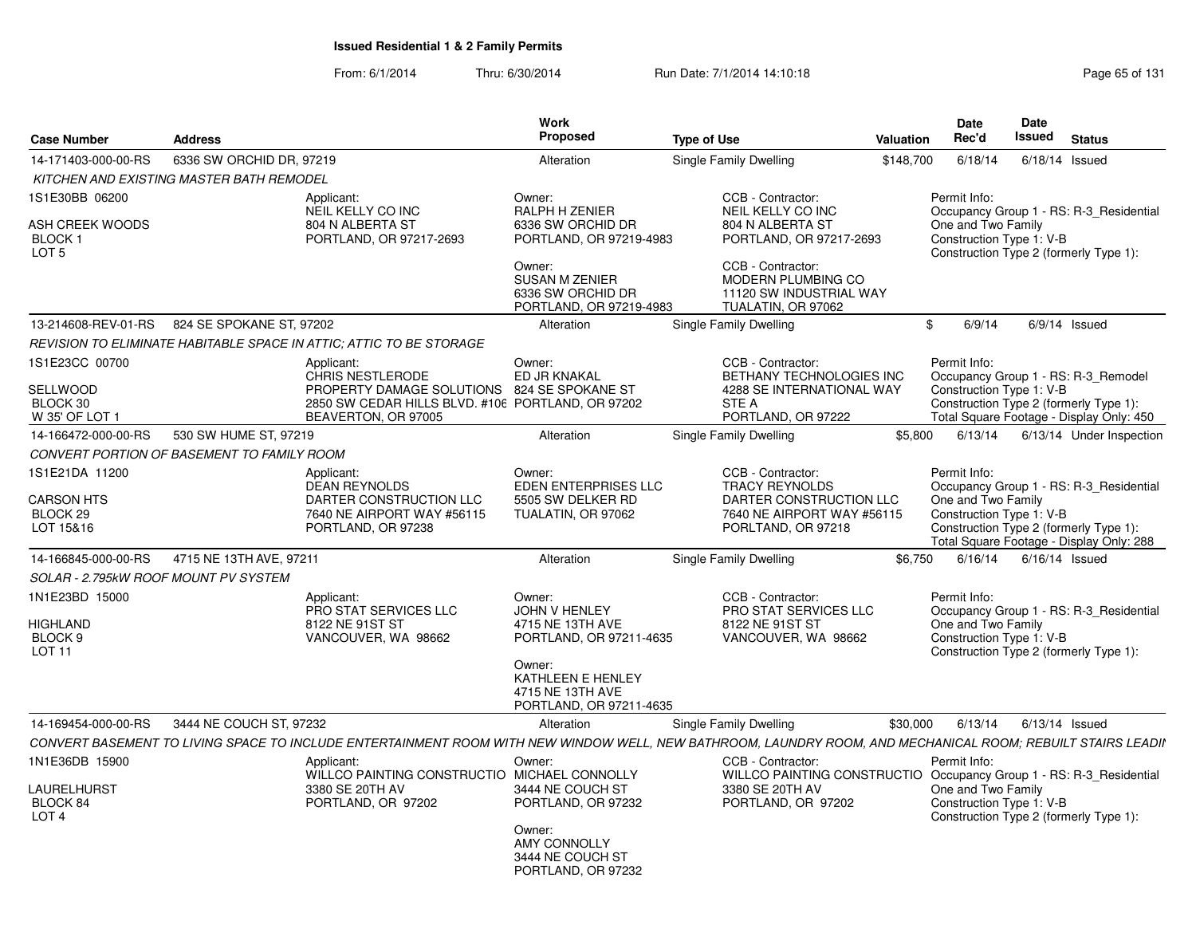# Issued Residential 1 & 2 Family Permits

From: 6/1/2014 Thru: 6/30/2014 Run Date: 7/1/2014 14:10:18

| Case Number | Address | Work Proposed | Type of Use | Valuation | Date Rec'd | Date Issued | Status |
|---|---|---|---|---|---|---|---|
| 14-171403-000-00-RS | 6336 SW ORCHID DR, 97219 | Alteration | Single Family Dwelling | $148,700 | 6/18/14 | 6/18/14 | Issued |
| 13-214608-REV-01-RS | 824 SE SPOKANE ST, 97202 | Alteration | Single Family Dwelling | $ | 6/9/14 | 6/9/14 | Issued |
| 14-166472-000-00-RS | 530 SW HUME ST, 97219 | Alteration | Single Family Dwelling | $5,800 | 6/13/14 | 6/13/14 | Under Inspection |
| 14-166845-000-00-RS | 4715 NE 13TH AVE, 97211 | Alteration | Single Family Dwelling | $6,750 | 6/16/14 | 6/16/14 | Issued |
| 14-169454-000-00-RS | 3444 NE COUCH ST, 97232 | Alteration | Single Family Dwelling | $30,000 | 6/13/14 | 6/13/14 | Issued |

## 14-171403-000-00-RS — 6336 SW ORCHID DR, 97219

*KITCHEN AND EXISTING MASTER BATH REMODEL*

1S1E30BB 06200
ASH CREEK WOODS
BLOCK 1
LOT 5

Applicant:
NEIL KELLY CO INC
804 N ALBERTA ST
PORTLAND, OR 97217-2693

Owner:
RALPH H ZENIER
6336 SW ORCHID DR
PORTLAND, OR 97219-4983

Owner:
SUSAN M ZENIER
6336 SW ORCHID DR
PORTLAND, OR 97219-4983

CCB - Contractor:
NEIL KELLY CO INC
804 N ALBERTA ST
PORTLAND, OR 97217-2693

CCB - Contractor:
MODERN PLUMBING CO
11120 SW INDUSTRIAL WAY
TUALATIN, OR 97062

Permit Info:
Occupancy Group 1 - RS: R-3_Residential One and Two Family
Construction Type 1: V-B
Construction Type 2 (formerly Type 1):

## 13-214608-REV-01-RS — 824 SE SPOKANE ST, 97202

*REVISION TO ELIMINATE HABITABLE SPACE IN ATTIC; ATTIC TO BE STORAGE*

1S1E23CC 00700
SELLWOOD
BLOCK 30
W 35' OF LOT 1

Applicant:
CHRIS NESTLERODE
PROPERTY DAMAGE SOLUTIONS
2850 SW CEDAR HILLS BLVD. #106
BEAVERTON, OR 97005

Owner:
ED JR KNAKAL
824 SE SPOKANE ST
PORTLAND, OR 97202

CCB - Contractor:
BETHANY TECHNOLOGIES INC
4288 SE INTERNATIONAL WAY
STE A
PORTLAND, OR 97222

Permit Info:
Occupancy Group 1 - RS: R-3_Remodel
Construction Type 1: V-B
Construction Type 2 (formerly Type 1):
Total Square Footage - Display Only: 450

## 14-166472-000-00-RS — 530 SW HUME ST, 97219

*CONVERT PORTION OF BASEMENT TO FAMILY ROOM*

1S1E21DA 11200
CARSON HTS
BLOCK 29
LOT 15&16

Applicant:
DEAN REYNOLDS
DARTER CONSTRUCTION LLC
7640 NE AIRPORT WAY #56115
PORTLAND, OR 97238

Owner:
EDEN ENTERPRISES LLC
5505 SW DELKER RD
TUALATIN, OR 97062

CCB - Contractor:
TRACY REYNOLDS
DARTER CONSTRUCTION LLC
7640 NE AIRPORT WAY #56115
PORLTAND, OR 97218

Permit Info:
Occupancy Group 1 - RS: R-3_Residential One and Two Family
Construction Type 1: V-B
Construction Type 2 (formerly Type 1):
Total Square Footage - Display Only: 288

## 14-166845-000-00-RS — 4715 NE 13TH AVE, 97211

*SOLAR - 2.795kW ROOF MOUNT PV SYSTEM*

1N1E23BD 15000
HIGHLAND
BLOCK 9
LOT 11

Applicant:
PRO STAT SERVICES LLC
8122 NE 91ST ST
VANCOUVER, WA 98662

Owner:
JOHN V HENLEY
4715 NE 13TH AVE
PORTLAND, OR 97211-4635

Owner:
KATHLEEN E HENLEY
4715 NE 13TH AVE
PORTLAND, OR 97211-4635

CCB - Contractor:
PRO STAT SERVICES LLC
8122 NE 91ST ST
VANCOUVER, WA 98662

Permit Info:
Occupancy Group 1 - RS: R-3_Residential One and Two Family
Construction Type 1: V-B
Construction Type 2 (formerly Type 1):

## 14-169454-000-00-RS — 3444 NE COUCH ST, 97232

*CONVERT BASEMENT TO LIVING SPACE TO INCLUDE ENTERTAINMENT ROOM WITH NEW WINDOW WELL, NEW BATHROOM, LAUNDRY ROOM, AND MECHANICAL ROOM; REBUILT STAIRS LEADII*

1N1E36DB 15900
LAURELHURST
BLOCK 84
LOT 4

Applicant:
WILLCO PAINTING CONSTRUCTIO
3380 SE 20TH AV
PORTLAND, OR 97202

Owner:
MICHAEL CONNOLLY
3444 NE COUCH ST
PORTLAND, OR 97232

Owner:
AMY CONNOLLY
3444 NE COUCH ST
PORTLAND, OR 97232

CCB - Contractor:
WILLCO PAINTING CONSTRUCTIO
3380 SE 20TH AV
PORTLAND, OR 97202

Permit Info:
Occupancy Group 1 - RS: R-3_Residential One and Two Family
Construction Type 1: V-B
Construction Type 2 (formerly Type 1):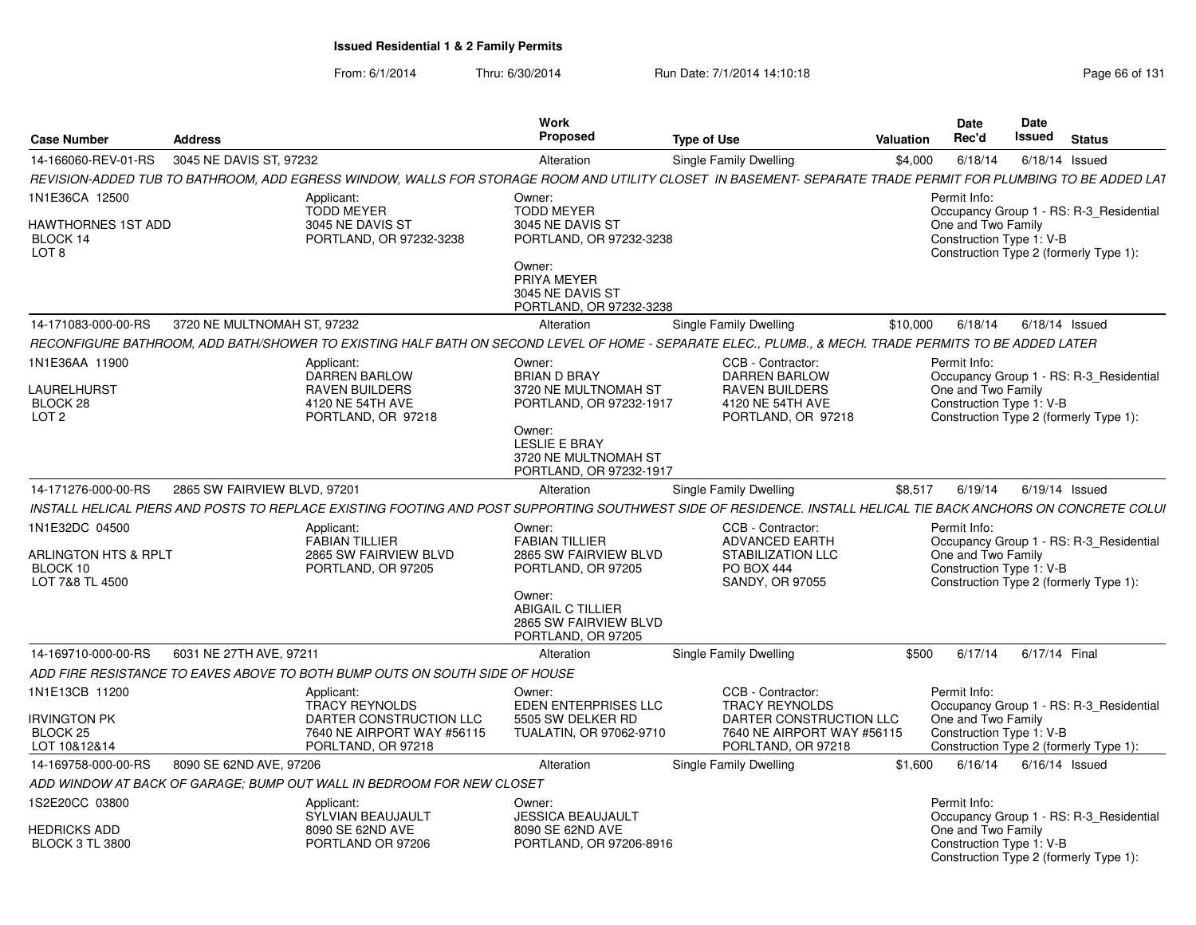**Issued Residential 1 & 2 Family Permits**

From: 6/1/2014 Thru: 6/30/2014 Run Date: 7/1/2014 14:10:18

| Case Number | Address | Work Proposed | Type of Use | Valuation | Date Rec'd | Date Issued | Status |
|---|---|---|---|---|---|---|---|
| 14-166060-REV-01-RS | 3045 NE DAVIS ST, 97232 | Alteration | Single Family Dwelling | $4,000 | 6/18/14 | 6/18/14 | Issued |

*REVISION-ADDED TUB TO BATHROOM, ADD EGRESS WINDOW, WALLS FOR STORAGE ROOM AND UTILITY CLOSET IN BASEMENT- SEPARATE TRADE PERMIT FOR PLUMBING TO BE ADDED LAT*

1N1E36CA 12500
HAWTHORNES 1ST ADD
BLOCK 14
LOT 8

Applicant: TODD MEYER, 3045 NE DAVIS ST, PORTLAND, OR 97232-3238

Owner: TODD MEYER, 3045 NE DAVIS ST, PORTLAND, OR 97232-3238

Owner: PRIYA MEYER, 3045 NE DAVIS ST, PORTLAND, OR 97232-3238

Permit Info: Occupancy Group 1 - RS: R-3_Residential One and Two Family; Construction Type 1: V-B; Construction Type 2 (formerly Type 1):

---

| Case Number | Address | Work Proposed | Type of Use | Valuation | Date Rec'd | Date Issued | Status |
|---|---|---|---|---|---|---|---|
| 14-171083-000-00-RS | 3720 NE MULTNOMAH ST, 97232 | Alteration | Single Family Dwelling | $10,000 | 6/18/14 | 6/18/14 | Issued |

*RECONFIGURE BATHROOM, ADD BATH/SHOWER TO EXISTING HALF BATH ON SECOND LEVEL OF HOME - SEPARATE ELEC., PLUMB., & MECH. TRADE PERMITS TO BE ADDED LATER*

1N1E36AA 11900
LAURELHURST
BLOCK 28
LOT 2

Applicant: DARREN BARLOW, RAVEN BUILDERS, 4120 NE 54TH AVE, PORTLAND, OR 97218

Owner: BRIAN D BRAY, 3720 NE MULTNOMAH ST, PORTLAND, OR 97232-1917

Owner: LESLIE E BRAY, 3720 NE MULTNOMAH ST, PORTLAND, OR 97232-1917

CCB - Contractor: DARREN BARLOW, RAVEN BUILDERS, 4120 NE 54TH AVE, PORTLAND, OR 97218

Permit Info: Occupancy Group 1 - RS: R-3_Residential One and Two Family; Construction Type 1: V-B; Construction Type 2 (formerly Type 1):

---

| Case Number | Address | Work Proposed | Type of Use | Valuation | Date Rec'd | Date Issued | Status |
|---|---|---|---|---|---|---|---|
| 14-171276-000-00-RS | 2865 SW FAIRVIEW BLVD, 97201 | Alteration | Single Family Dwelling | $8,517 | 6/19/14 | 6/19/14 | Issued |

*INSTALL HELICAL PIERS AND POSTS TO REPLACE EXISTING FOOTING AND POST SUPPORTING SOUTHWEST SIDE OF RESIDENCE. INSTALL HELICAL TIE BACK ANCHORS ON CONCRETE COLUI*

1N1E32DC 04500
ARLINGTON HTS & RPLT
BLOCK 10
LOT 7&8 TL 4500

Applicant: FABIAN TILLIER, 2865 SW FAIRVIEW BLVD, PORTLAND, OR 97205

Owner: FABIAN TILLIER, 2865 SW FAIRVIEW BLVD, PORTLAND, OR 97205

Owner: ABIGAIL C TILLIER, 2865 SW FAIRVIEW BLVD, PORTLAND, OR 97205

CCB - Contractor: ADVANCED EARTH STABILIZATION LLC, PO BOX 444, SANDY, OR 97055

Permit Info: Occupancy Group 1 - RS: R-3_Residential One and Two Family; Construction Type 1: V-B; Construction Type 2 (formerly Type 1):

---

| Case Number | Address | Work Proposed | Type of Use | Valuation | Date Rec'd | Date Issued | Status |
|---|---|---|---|---|---|---|---|
| 14-169710-000-00-RS | 6031 NE 27TH AVE, 97211 | Alteration | Single Family Dwelling | $500 | 6/17/14 | 6/17/14 | Final |

*ADD FIRE RESISTANCE TO EAVES ABOVE TO BOTH BUMP OUTS ON SOUTH SIDE OF HOUSE*

1N1E13CB 11200
IRVINGTON PK
BLOCK 25
LOT 10&12&14

Applicant: TRACY REYNOLDS, DARTER CONSTRUCTION LLC, 7640 NE AIRPORT WAY #56115, PORTLAND, OR 97218

Owner: EDEN ENTERPRISES LLC, 5505 SW DELKER RD, TUALATIN, OR 97062-9710

CCB - Contractor: TRACY REYNOLDS, DARTER CONSTRUCTION LLC, 7640 NE AIRPORT WAY #56115, PORLTAND, OR 97218

Permit Info: Occupancy Group 1 - RS: R-3_Residential One and Two Family; Construction Type 1: V-B; Construction Type 2 (formerly Type 1):

---

| Case Number | Address | Work Proposed | Type of Use | Valuation | Date Rec'd | Date Issued | Status |
|---|---|---|---|---|---|---|---|
| 14-169758-000-00-RS | 8090 SE 62ND AVE, 97206 | Alteration | Single Family Dwelling | $1,600 | 6/16/14 | 6/16/14 | Issued |

*ADD WINDOW AT BACK OF GARAGE; BUMP OUT WALL IN BEDROOM FOR NEW CLOSET*

1S2E20CC 03800
HEDRICKS ADD
BLOCK 3 TL 3800

Applicant: SYLVIAN BEAUJAULT, 8090 SE 62ND AVE, PORTLAND OR 97206

Owner: JESSICA BEAUJAULT, 8090 SE 62ND AVE, PORTLAND, OR 97206-8916

Permit Info: Occupancy Group 1 - RS: R-3_Residential One and Two Family; Construction Type 1: V-B; Construction Type 2 (formerly Type 1):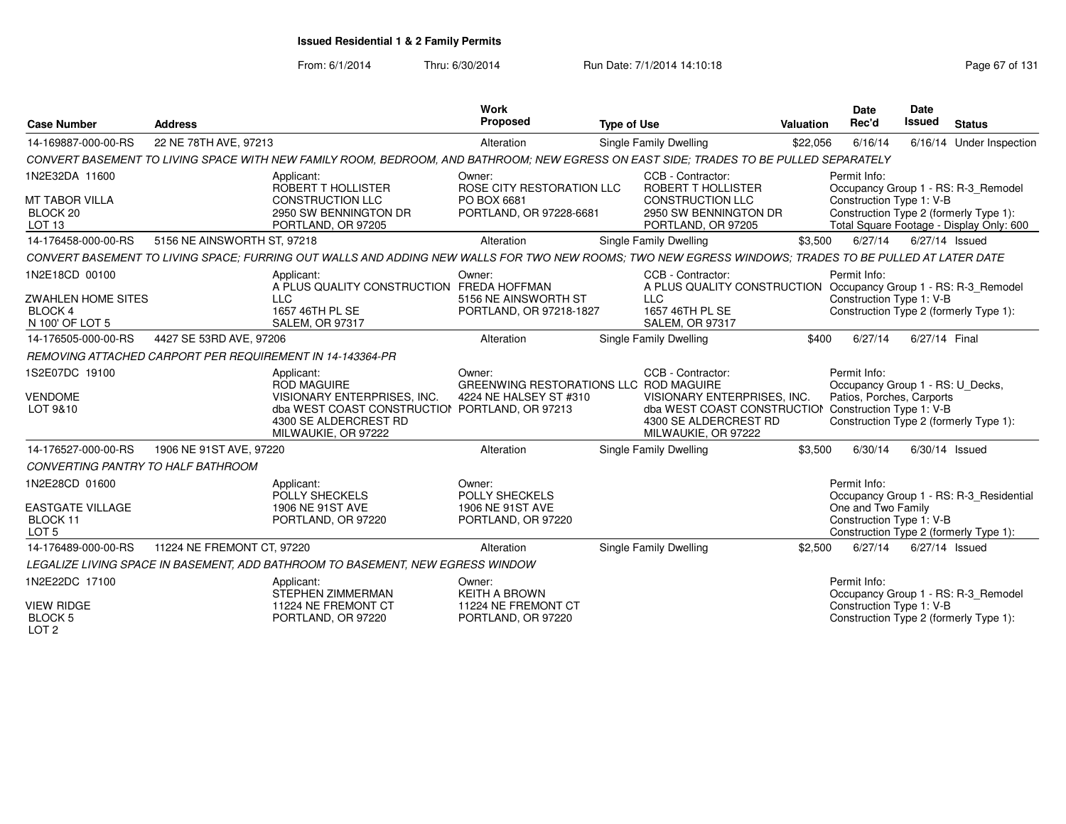# Issued Residential 1 & 2 Family Permits

From: 6/1/2014 Thru: 6/30/2014 Run Date: 7/1/2014 14:10:18

| Case Number | Address | Work Proposed | Type of Use | Valuation | Date Rec'd | Date Issued | Status |
|---|---|---|---|---|---|---|---|
| 14-169887-000-00-RS | 22 NE 78TH AVE, 97213 | Alteration | Single Family Dwelling | $22,056 | 6/16/14 | 6/16/14 | Under Inspection |

*CONVERT BASEMENT TO LIVING SPACE WITH NEW FAMILY ROOM, BEDROOM, AND BATHROOM; NEW EGRESS ON EAST SIDE; TRADES TO BE PULLED SEPARATELY*

1N2E32DA 11600
MT TABOR VILLA
BLOCK 20
LOT 13

Applicant:
ROBERT T HOLLISTER
CONSTRUCTION LLC
2950 SW BENNINGTON DR
PORTLAND, OR 97205

Owner:
ROSE CITY RESTORATION LLC
PO BOX 6681
PORTLAND, OR 97228-6681

CCB - Contractor:
ROBERT T HOLLISTER
CONSTRUCTION LLC
2950 SW BENNINGTON DR
PORTLAND, OR 97205

Permit Info:
Occupancy Group 1 - RS: R-3_Remodel
Construction Type 1: V-B
Construction Type 2 (formerly Type 1):
Total Square Footage - Display Only: 600

| Case Number | Address | Work Proposed | Type of Use | Valuation | Date Rec'd | Date Issued | Status |
|---|---|---|---|---|---|---|---|
| 14-176458-000-00-RS | 5156 NE AINSWORTH ST, 97218 | Alteration | Single Family Dwelling | $3,500 | 6/27/14 | 6/27/14 | Issued |

*CONVERT BASEMENT TO LIVING SPACE; FURRING OUT WALLS AND ADDING NEW WALLS FOR TWO NEW ROOMS; TWO NEW EGRESS WINDOWS; TRADES TO BE PULLED AT LATER DATE*

1N2E18CD 00100
ZWAHLEN HOME SITES
BLOCK 4
N 100' OF LOT 5

Applicant:
A PLUS QUALITY CONSTRUCTION
LLC
1657 46TH PL SE
SALEM, OR 97317

Owner:
FREDA HOFFMAN
5156 NE AINSWORTH ST
PORTLAND, OR 97218-1827

CCB - Contractor:
A PLUS QUALITY CONSTRUCTION
LLC
1657 46TH PL SE
SALEM, OR 97317

Permit Info:
Occupancy Group 1 - RS: R-3_Remodel
Construction Type 1: V-B
Construction Type 2 (formerly Type 1):

| Case Number | Address | Work Proposed | Type of Use | Valuation | Date Rec'd | Date Issued | Status |
|---|---|---|---|---|---|---|---|
| 14-176505-000-00-RS | 4427 SE 53RD AVE, 97206 | Alteration | Single Family Dwelling | $400 | 6/27/14 | 6/27/14 | Final |

*REMOVING ATTACHED CARPORT PER REQUIREMENT IN 14-143364-PR*

1S2E07DC 19100
VENDOME
LOT 9&10

Applicant:
ROD MAGUIRE
VISIONARY ENTERPRISES, INC.
dba WEST COAST CONSTRUCTION
4300 SE ALDERCREST RD
MILWAUKIE, OR 97222

Owner:
GREENWING RESTORATIONS LLC
4224 NE HALSEY ST #310
PORTLAND, OR 97213

CCB - Contractor:
ROD MAGUIRE
VISIONARY ENTERPRISES, INC.
dba WEST COAST CONSTRUCTION
4300 SE ALDERCREST RD
MILWAUKIE, OR 97222

Permit Info:
Occupancy Group 1 - RS: U_Decks, Patios, Porches, Carports
Construction Type 1: V-B
Construction Type 2 (formerly Type 1):

| Case Number | Address | Work Proposed | Type of Use | Valuation | Date Rec'd | Date Issued | Status |
|---|---|---|---|---|---|---|---|
| 14-176527-000-00-RS | 1906 NE 91ST AVE, 97220 | Alteration | Single Family Dwelling | $3,500 | 6/30/14 | 6/30/14 | Issued |

*CONVERTING PANTRY TO HALF BATHROOM*

1N2E28CD 01600
EASTGATE VILLAGE
BLOCK 11
LOT 5

Applicant:
POLLY SHECKELS
1906 NE 91ST AVE
PORTLAND, OR 97220

Owner:
POLLY SHECKELS
1906 NE 91ST AVE
PORTLAND, OR 97220

Permit Info:
Occupancy Group 1 - RS: R-3_Residential One and Two Family
Construction Type 1: V-B
Construction Type 2 (formerly Type 1):

| Case Number | Address | Work Proposed | Type of Use | Valuation | Date Rec'd | Date Issued | Status |
|---|---|---|---|---|---|---|---|
| 14-176489-000-00-RS | 11224 NE FREMONT CT, 97220 | Alteration | Single Family Dwelling | $2,500 | 6/27/14 | 6/27/14 | Issued |

*LEGALIZE LIVING SPACE IN BASEMENT, ADD BATHROOM TO BASEMENT, NEW EGRESS WINDOW*

1N2E22DC 17100
VIEW RIDGE
BLOCK 5
LOT 2

Applicant:
STEPHEN ZIMMERMAN
11224 NE FREMONT CT
PORTLAND, OR 97220

Owner:
KEITH A BROWN
11224 NE FREMONT CT
PORTLAND, OR 97220

Permit Info:
Occupancy Group 1 - RS: R-3_Remodel
Construction Type 1: V-B
Construction Type 2 (formerly Type 1):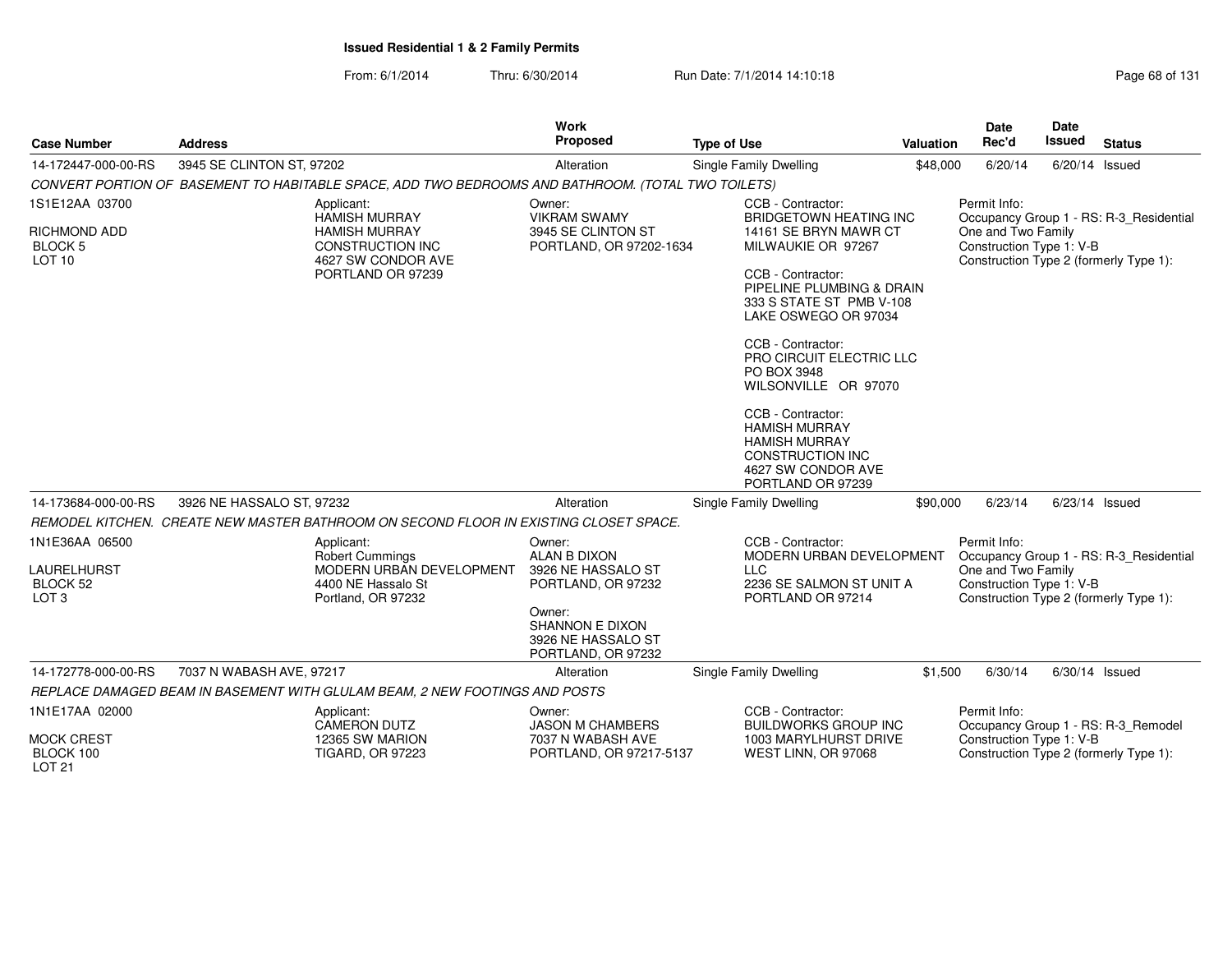**Issued Residential 1 & 2 Family Permits**

From: 6/1/2014 Thru: 6/30/2014 Run Date: 7/1/2014 14:10:18

| Case Number | Address | Work Proposed | Type of Use | Valuation | Date Rec'd | Date Issued | Status |
|---|---|---|---|---|---|---|---|
| 14-172447-000-00-RS | 3945 SE CLINTON ST, 97202 | Alteration | Single Family Dwelling | $48,000 | 6/20/14 | 6/20/14 | Issued |

*CONVERT PORTION OF BASEMENT TO HABITABLE SPACE, ADD TWO BEDROOMS AND BATHROOM. (TOTAL TWO TOILETS)*

1S1E12AA 03700
RICHMOND ADD
BLOCK 5
LOT 10

Applicant:
HAMISH MURRAY
HAMISH MURRAY CONSTRUCTION INC
4627 SW CONDOR AVE
PORTLAND OR 97239

Owner:
VIKRAM SWAMY
3945 SE CLINTON ST
PORTLAND, OR 97202-1634

CCB - Contractor:
BRIDGETOWN HEATING INC
14161 SE BRYN MAWR CT
MILWAUKIE OR 97267

CCB - Contractor:
PIPELINE PLUMBING & DRAIN
333 S STATE ST PMB V-108
LAKE OSWEGO OR 97034

CCB - Contractor:
PRO CIRCUIT ELECTRIC LLC
PO BOX 3948
WILSONVILLE OR 97070

CCB - Contractor:
HAMISH MURRAY
HAMISH MURRAY CONSTRUCTION INC
4627 SW CONDOR AVE
PORTLAND OR 97239

Permit Info:
Occupancy Group 1 - RS: R-3_Residential One and Two Family
Construction Type 1: V-B
Construction Type 2 (formerly Type 1):

| Case Number | Address | Work Proposed | Type of Use | Valuation | Date Rec'd | Date Issued | Status |
|---|---|---|---|---|---|---|---|
| 14-173684-000-00-RS | 3926 NE HASSALO ST, 97232 | Alteration | Single Family Dwelling | $90,000 | 6/23/14 | 6/23/14 | Issued |

*REMODEL KITCHEN. CREATE NEW MASTER BATHROOM ON SECOND FLOOR IN EXISTING CLOSET SPACE.*

1N1E36AA 06500
LAURELHURST
BLOCK 52
LOT 3

Applicant:
Robert Cummings
MODERN URBAN DEVELOPMENT
4400 NE Hassalo St
Portland, OR 97232

Owner:
ALAN B DIXON
3926 NE HASSALO ST
PORTLAND, OR 97232

Owner:
SHANNON E DIXON
3926 NE HASSALO ST
PORTLAND, OR 97232

CCB - Contractor:
MODERN URBAN DEVELOPMENT LLC
2236 SE SALMON ST UNIT A
PORTLAND OR 97214

Permit Info:
Occupancy Group 1 - RS: R-3_Residential One and Two Family
Construction Type 1: V-B
Construction Type 2 (formerly Type 1):

| Case Number | Address | Work Proposed | Type of Use | Valuation | Date Rec'd | Date Issued | Status |
|---|---|---|---|---|---|---|---|
| 14-172778-000-00-RS | 7037 N WABASH AVE, 97217 | Alteration | Single Family Dwelling | $1,500 | 6/30/14 | 6/30/14 | Issued |

*REPLACE DAMAGED BEAM IN BASEMENT WITH GLULAM BEAM, 2 NEW FOOTINGS AND POSTS*

1N1E17AA 02000
MOCK CREST
BLOCK 100
LOT 21

Applicant:
CAMERON DUTZ
12365 SW MARION
TIGARD, OR 97223

Owner:
JASON M CHAMBERS
7037 N WABASH AVE
PORTLAND, OR 97217-5137

CCB - Contractor:
BUILDWORKS GROUP INC
1003 MARYLHURST DRIVE
WEST LINN, OR 97068

Permit Info:
Occupancy Group 1 - RS: R-3_Remodel
Construction Type 1: V-B
Construction Type 2 (formerly Type 1):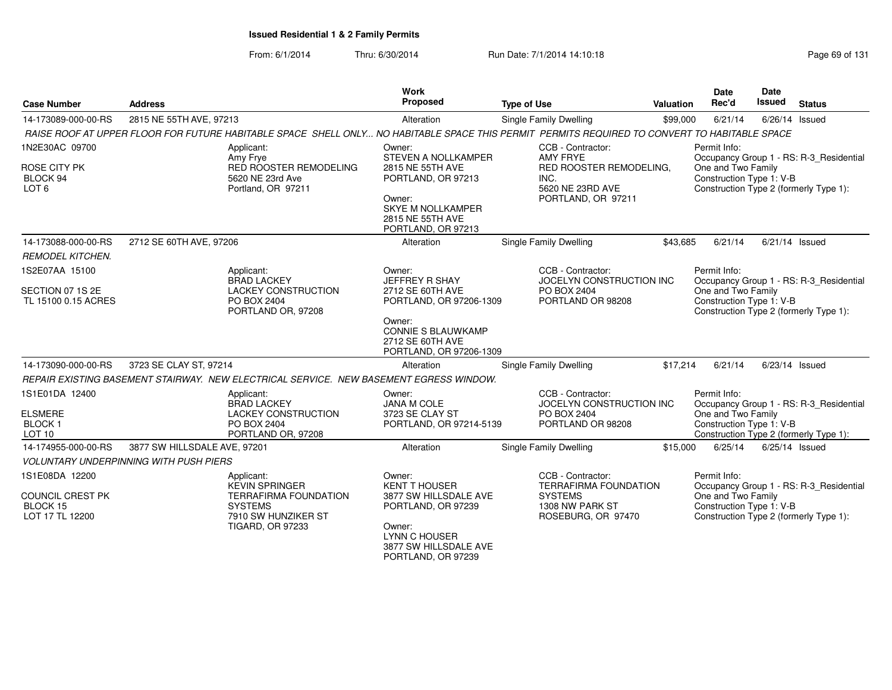# Issued Residential 1 & 2 Family Permits

From: 6/1/2014 Thru: 6/30/2014 Run Date: 7/1/2014 14:10:18

| Case Number | Address | Work Proposed | Type of Use | Valuation | Date Rec'd | Date Issued | Status |
|---|---|---|---|---|---|---|---|
| 14-173089-000-00-RS | 2815 NE 55TH AVE, 97213 | Alteration | Single Family Dwelling | $99,000 | 6/21/14 | 6/26/14 | Issued |

*RAISE ROOF AT UPPER FLOOR FOR FUTURE HABITABLE SPACE SHELL ONLY... NO HABITABLE SPACE THIS PERMIT PERMITS REQUIRED TO CONVERT TO HABITABLE SPACE*

1N2E30AC 09700
ROSE CITY PK
BLOCK 94
LOT 6

Applicant: Amy Frye, RED ROOSTER REMODELING, 5620 NE 23rd Ave, Portland, OR 97211

Owner: STEVEN A NOLLKAMPER, 2815 NE 55TH AVE, PORTLAND, OR 97213
Owner: SKYE M NOLLKAMPER, 2815 NE 55TH AVE, PORTLAND, OR 97213

CCB - Contractor: AMY FRYE, RED ROOSTER REMODELING, INC., 5620 NE 23RD AVE, PORTLAND, OR 97211

Permit Info: Occupancy Group 1 - RS: R-3_Residential One and Two Family; Construction Type 1: V-B; Construction Type 2 (formerly Type 1):

---

| Case Number | Address | Work Proposed | Type of Use | Valuation | Date Rec'd | Date Issued | Status |
|---|---|---|---|---|---|---|---|
| 14-173088-000-00-RS | 2712 SE 60TH AVE, 97206 | Alteration | Single Family Dwelling | $43,685 | 6/21/14 | 6/21/14 | Issued |

*REMODEL KITCHEN.*

1S2E07AA 15100
SECTION 07 1S 2E
TL 15100 0.15 ACRES

Applicant: BRAD LACKEY, LACKEY CONSTRUCTION, PO BOX 2404, PORTLAND OR, 97208

Owner: JEFFREY R SHAY, 2712 SE 60TH AVE, PORTLAND, OR 97206-1309
Owner: CONNIE S BLAUWKAMP, 2712 SE 60TH AVE, PORTLAND, OR 97206-1309

CCB - Contractor: JOCELYN CONSTRUCTION INC, PO BOX 2404, PORTLAND OR 98208

Permit Info: Occupancy Group 1 - RS: R-3_Residential One and Two Family; Construction Type 1: V-B; Construction Type 2 (formerly Type 1):

---

| Case Number | Address | Work Proposed | Type of Use | Valuation | Date Rec'd | Date Issued | Status |
|---|---|---|---|---|---|---|---|
| 14-173090-000-00-RS | 3723 SE CLAY ST, 97214 | Alteration | Single Family Dwelling | $17,214 | 6/21/14 | 6/23/14 | Issued |

*REPAIR EXISTING BASEMENT STAIRWAY. NEW ELECTRICAL SERVICE. NEW BASEMENT EGRESS WINDOW.*

1S1E01DA 12400
ELSMERE
BLOCK 1
LOT 10

Applicant: BRAD LACKEY, LACKEY CONSTRUCTION, PO BOX 2404, PORTLAND OR, 97208

Owner: JANA M COLE, 3723 SE CLAY ST, PORTLAND, OR 97214-5139

CCB - Contractor: JOCELYN CONSTRUCTION INC, PO BOX 2404, PORTLAND OR 98208

Permit Info: Occupancy Group 1 - RS: R-3_Residential One and Two Family; Construction Type 1: V-B; Construction Type 2 (formerly Type 1):

---

| Case Number | Address | Work Proposed | Type of Use | Valuation | Date Rec'd | Date Issued | Status |
|---|---|---|---|---|---|---|---|
| 14-174955-000-00-RS | 3877 SW HILLSDALE AVE, 97201 | Alteration | Single Family Dwelling | $15,000 | 6/25/14 | 6/25/14 | Issued |

*VOLUNTARY UNDERPINNING WITH PUSH PIERS*

1S1E08DA 12200
COUNCIL CREST PK
BLOCK 15
LOT 17 TL 12200

Applicant: KEVIN SPRINGER, TERRAFIRMA FOUNDATION SYSTEMS, 7910 SW HUNZIKER ST, TIGARD, OR 97233

Owner: KENT T HOUSER, 3877 SW HILLSDALE AVE, PORTLAND, OR 97239
Owner: LYNN C HOUSER, 3877 SW HILLSDALE AVE, PORTLAND, OR 97239

CCB - Contractor: TERRAFIRMA FOUNDATION SYSTEMS, 1308 NW PARK ST, ROSEBURG, OR 97470

Permit Info: Occupancy Group 1 - RS: R-3_Residential One and Two Family; Construction Type 1: V-B; Construction Type 2 (formerly Type 1):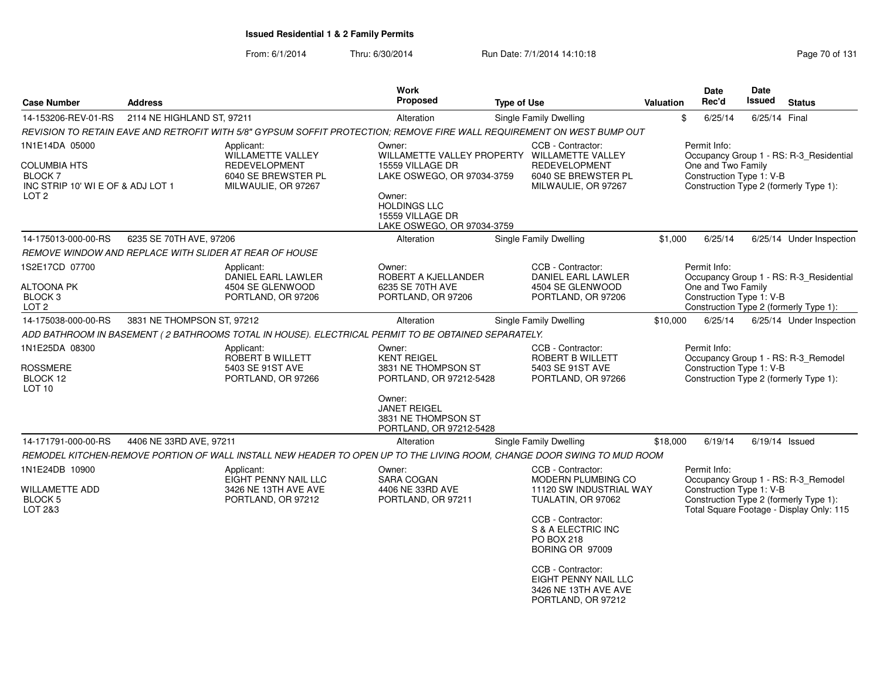**Issued Residential 1 & 2 Family Permits**

From: 6/1/2014 Thru: 6/30/2014 Run Date: 7/1/2014 14:10:18

| Case Number | Address | Work Proposed | Type of Use | Valuation | Date Rec'd | Date Issued | Status |
|---|---|---|---|---|---|---|---|
| 14-153206-REV-01-RS | 2114 NE HIGHLAND ST, 97211 | Alteration | Single Family Dwelling | $ | 6/25/14 | 6/25/14 | Final |

*REVISION TO RETAIN EAVE AND RETROFIT WITH 5/8" GYPSUM SOFFIT PROTECTION; REMOVE FIRE WALL REQUIREMENT ON WEST BUMP OUT*

1N1E14DA 05000
COLUMBIA HTS
BLOCK 7
INC STRIP 10' WI E OF & ADJ LOT 1
LOT 2

Applicant:
WILLAMETTE VALLEY REDEVELOPMENT
6040 SE BREWSTER PL
MILWAUKIE, OR 97267

Owner:
WILLAMETTE VALLEY PROPERTY
15559 VILLAGE DR
LAKE OSWEGO, OR 97034-3759

Owner:
HOLDINGS LLC
15559 VILLAGE DR
LAKE OSWEGO, OR 97034-3759

CCB - Contractor:
WILLAMETTE VALLEY REDEVELOPMENT
6040 SE BREWSTER PL
MILWAUKIE, OR 97267

Permit Info:
Occupancy Group 1 - RS: R-3_Residential One and Two Family
Construction Type 1: V-B
Construction Type 2 (formerly Type 1):

| Case Number | Address | Work Proposed | Type of Use | Valuation | Date Rec'd | Date Issued | Status |
|---|---|---|---|---|---|---|---|
| 14-175013-000-00-RS | 6235 SE 70TH AVE, 97206 | Alteration | Single Family Dwelling | $1,000 | 6/25/14 | 6/25/14 | Under Inspection |

*REMOVE WINDOW AND REPLACE WITH SLIDER AT REAR OF HOUSE*

1S2E17CD 07700
ALTOONA PK
BLOCK 3
LOT 2

Applicant:
DANIEL EARL LAWLER
4504 SE GLENWOOD
PORTLAND, OR 97206

Owner:
ROBERT A KJELLANDER
6235 SE 70TH AVE
PORTLAND, OR 97206

CCB - Contractor:
DANIEL EARL LAWLER
4504 SE GLENWOOD
PORTLAND, OR 97206

Permit Info:
Occupancy Group 1 - RS: R-3_Residential One and Two Family
Construction Type 1: V-B
Construction Type 2 (formerly Type 1):

| Case Number | Address | Work Proposed | Type of Use | Valuation | Date Rec'd | Date Issued | Status |
|---|---|---|---|---|---|---|---|
| 14-175038-000-00-RS | 3831 NE THOMPSON ST, 97212 | Alteration | Single Family Dwelling | $10,000 | 6/25/14 | 6/25/14 | Under Inspection |

*ADD BATHROOM IN BASEMENT ( 2 BATHROOMS TOTAL IN HOUSE). ELECTRICAL PERMIT TO BE OBTAINED SEPARATELY.*

1N1E25DA 08300
ROSSMERE
BLOCK 12
LOT 10

Applicant:
ROBERT B WILLETT
5403 SE 91ST AVE
PORTLAND, OR 97266

Owner:
KENT REIGEL
3831 NE THOMPSON ST
PORTLAND, OR 97212-5428

Owner:
JANET REIGEL
3831 NE THOMPSON ST
PORTLAND, OR 97212-5428

CCB - Contractor:
ROBERT B WILLETT
5403 SE 91ST AVE
PORTLAND, OR 97266

Permit Info:
Occupancy Group 1 - RS: R-3_Remodel
Construction Type 1: V-B
Construction Type 2 (formerly Type 1):

| Case Number | Address | Work Proposed | Type of Use | Valuation | Date Rec'd | Date Issued | Status |
|---|---|---|---|---|---|---|---|
| 14-171791-000-00-RS | 4406 NE 33RD AVE, 97211 | Alteration | Single Family Dwelling | $18,000 | 6/19/14 | 6/19/14 | Issued |

*REMODEL KITCHEN-REMOVE PORTION OF WALL INSTALL NEW HEADER TO OPEN UP TO THE LIVING ROOM, CHANGE DOOR SWING TO MUD ROOM*

1N1E24DB 10900
WILLAMETTE ADD
BLOCK 5
LOT 2&3

Applicant:
EIGHT PENNY NAIL LLC
3426 NE 13TH AVE AVE
PORTLAND, OR 97212

Owner:
SARA COGAN
4406 NE 33RD AVE
PORTLAND, OR 97211

CCB - Contractor:
MODERN PLUMBING CO
11120 SW INDUSTRIAL WAY
TUALATIN, OR 97062

CCB - Contractor:
S & A ELECTRIC INC
PO BOX 218
BORING OR 97009

CCB - Contractor:
EIGHT PENNY NAIL LLC
3426 NE 13TH AVE AVE
PORTLAND, OR 97212

Permit Info:
Occupancy Group 1 - RS: R-3_Remodel
Construction Type 1: V-B
Construction Type 2 (formerly Type 1):
Total Square Footage - Display Only: 115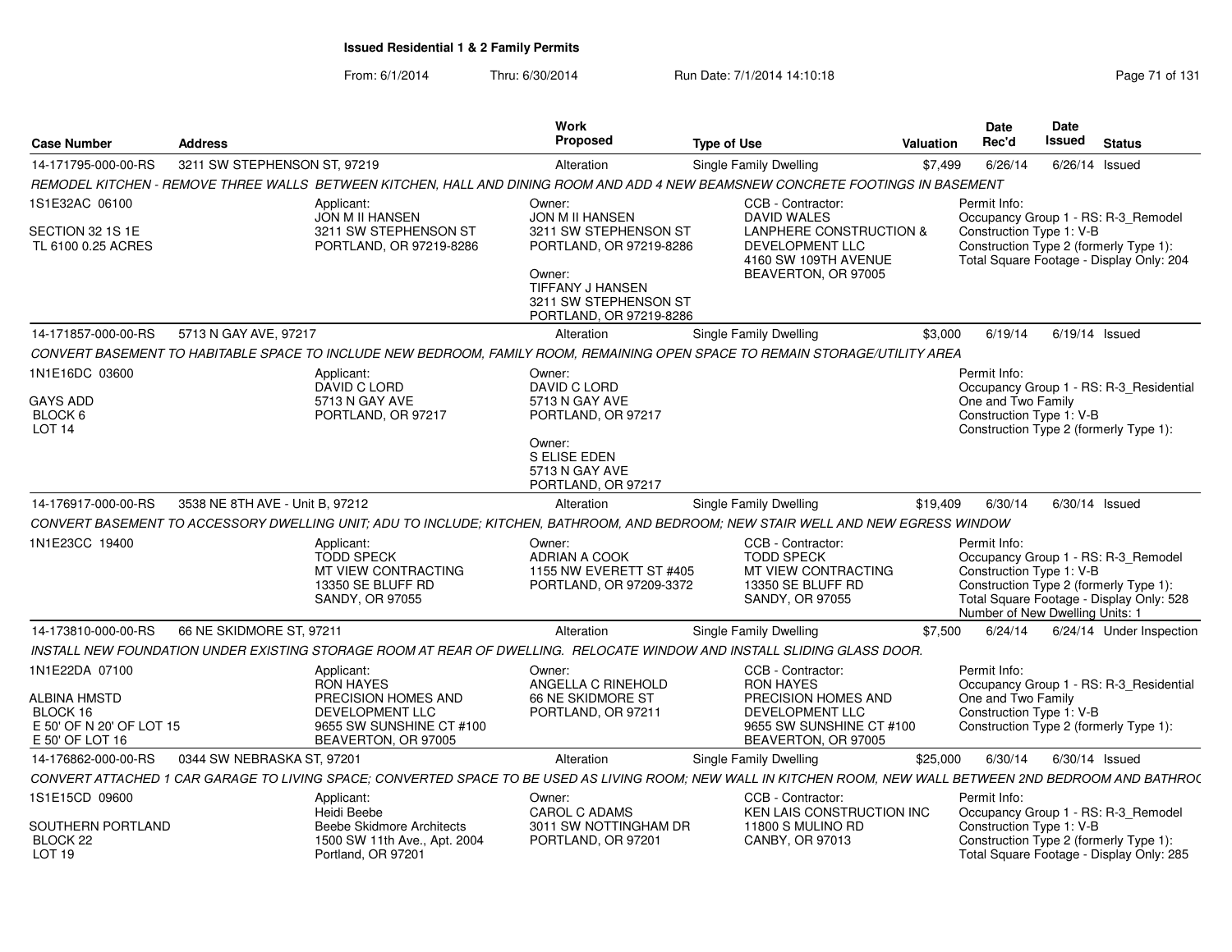**Issued Residential 1 & 2 Family Permits**

From: 6/1/2014 Thru: 6/30/2014 Run Date: 7/1/2014 14:10:18

| Case Number | Address | Work Proposed | Type of Use | Valuation | Date Rec'd | Date Issued | Status |
|---|---|---|---|---|---|---|---|
| 14-171795-000-00-RS | 3211 SW STEPHENSON ST, 97219 | Alteration | Single Family Dwelling | $7,499 | 6/26/14 | 6/26/14 | Issued |

*REMODEL KITCHEN - REMOVE THREE WALLS BETWEEN KITCHEN, HALL AND DINING ROOM AND ADD 4 NEW BEAMSNEW CONCRETE FOOTINGS IN BASEMENT*

1S1E32AC 06100
SECTION 32 1S 1E
TL 6100 0.25 ACRES

Applicant: JON M II HANSEN, 3211 SW STEPHENSON ST, PORTLAND, OR 97219-8286

Owner: JON M II HANSEN, 3211 SW STEPHENSON ST, PORTLAND, OR 97219-8286
Owner: TIFFANY J HANSEN, 3211 SW STEPHENSON ST, PORTLAND, OR 97219-8286

CCB - Contractor: DAVID WALES, LANPHERE CONSTRUCTION & DEVELOPMENT LLC, 4160 SW 109TH AVENUE, BEAVERTON, OR 97005

Permit Info:
Occupancy Group 1 - RS: R-3_Remodel
Construction Type 1: V-B
Construction Type 2 (formerly Type 1):
Total Square Footage - Display Only: 204

| Case Number | Address | Work Proposed | Type of Use | Valuation | Date Rec'd | Date Issued | Status |
|---|---|---|---|---|---|---|---|
| 14-171857-000-00-RS | 5713 N GAY AVE, 97217 | Alteration | Single Family Dwelling | $3,000 | 6/19/14 | 6/19/14 | Issued |

*CONVERT BASEMENT TO HABITABLE SPACE TO INCLUDE NEW BEDROOM, FAMILY ROOM, REMAINING OPEN SPACE TO REMAIN STORAGE/UTILITY AREA*

1N1E16DC 03600
GAYS ADD
BLOCK 6
LOT 14

Applicant: DAVID C LORD, 5713 N GAY AVE, PORTLAND, OR 97217

Owner: DAVID C LORD, 5713 N GAY AVE, PORTLAND, OR 97217
Owner: S ELISE EDEN, 5713 N GAY AVE, PORTLAND, OR 97217

Permit Info:
Occupancy Group 1 - RS: R-3_Residential One and Two Family
Construction Type 1: V-B
Construction Type 2 (formerly Type 1):

| Case Number | Address | Work Proposed | Type of Use | Valuation | Date Rec'd | Date Issued | Status |
|---|---|---|---|---|---|---|---|
| 14-176917-000-00-RS | 3538 NE 8TH AVE - Unit B, 97212 | Alteration | Single Family Dwelling | $19,409 | 6/30/14 | 6/30/14 | Issued |

*CONVERT BASEMENT TO ACCESSORY DWELLING UNIT; ADU TO INCLUDE; KITCHEN, BATHROOM, AND BEDROOM; NEW STAIR WELL AND NEW EGRESS WINDOW*

1N1E23CC 19400

Applicant: TODD SPECK, MT VIEW CONTRACTING, 13350 SE BLUFF RD, SANDY, OR 97055

Owner: ADRIAN A COOK, 1155 NW EVERETT ST #405, PORTLAND, OR 97209-3372

CCB - Contractor: TODD SPECK, MT VIEW CONTRACTING, 13350 SE BLUFF RD, SANDY, OR 97055

Permit Info:
Occupancy Group 1 - RS: R-3_Remodel
Construction Type 1: V-B
Construction Type 2 (formerly Type 1):
Total Square Footage - Display Only: 528
Number of New Dwelling Units: 1

| Case Number | Address | Work Proposed | Type of Use | Valuation | Date Rec'd | Date Issued | Status |
|---|---|---|---|---|---|---|---|
| 14-173810-000-00-RS | 66 NE SKIDMORE ST, 97211 | Alteration | Single Family Dwelling | $7,500 | 6/24/14 | 6/24/14 | Under Inspection |

*INSTALL NEW FOUNDATION UNDER EXISTING STORAGE ROOM AT REAR OF DWELLING. RELOCATE WINDOW AND INSTALL SLIDING GLASS DOOR.*

1N1E22DA 07100
ALBINA HMSTD
BLOCK 16
E 50' OF N 20' OF LOT 15
E 50' OF LOT 16

Applicant: RON HAYES, PRECISION HOMES AND DEVELOPMENT LLC, 9655 SW SUNSHINE CT #100, BEAVERTON, OR 97005

Owner: ANGELLA C RINEHOLD, 66 NE SKIDMORE ST, PORTLAND, OR 97211

CCB - Contractor: RON HAYES, PRECISION HOMES AND DEVELOPMENT LLC, 9655 SW SUNSHINE CT #100, BEAVERTON, OR 97005

Permit Info:
Occupancy Group 1 - RS: R-3_Residential One and Two Family
Construction Type 1: V-B
Construction Type 2 (formerly Type 1):

| Case Number | Address | Work Proposed | Type of Use | Valuation | Date Rec'd | Date Issued | Status |
|---|---|---|---|---|---|---|---|
| 14-176862-000-00-RS | 0344 SW NEBRASKA ST, 97201 | Alteration | Single Family Dwelling | $25,000 | 6/30/14 | 6/30/14 | Issued |

*CONVERT ATTACHED 1 CAR GARAGE TO LIVING SPACE; CONVERTED SPACE TO BE USED AS LIVING ROOM; NEW WALL IN KITCHEN ROOM, NEW WALL BETWEEN 2ND BEDROOM AND BATHRO(*

1S1E15CD 09600
SOUTHERN PORTLAND
BLOCK 22
LOT 19

Applicant: Heidi Beebe, Beebe Skidmore Architects, 1500 SW 11th Ave., Apt. 2004, Portland, OR 97201

Owner: CAROL C ADAMS, 3011 SW NOTTINGHAM DR, PORTLAND, OR 97201

CCB - Contractor: KEN LAIS CONSTRUCTION INC, 11800 S MULINO RD, CANBY, OR 97013

Permit Info:
Occupancy Group 1 - RS: R-3_Remodel
Construction Type 1: V-B
Construction Type 2 (formerly Type 1):
Total Square Footage - Display Only: 285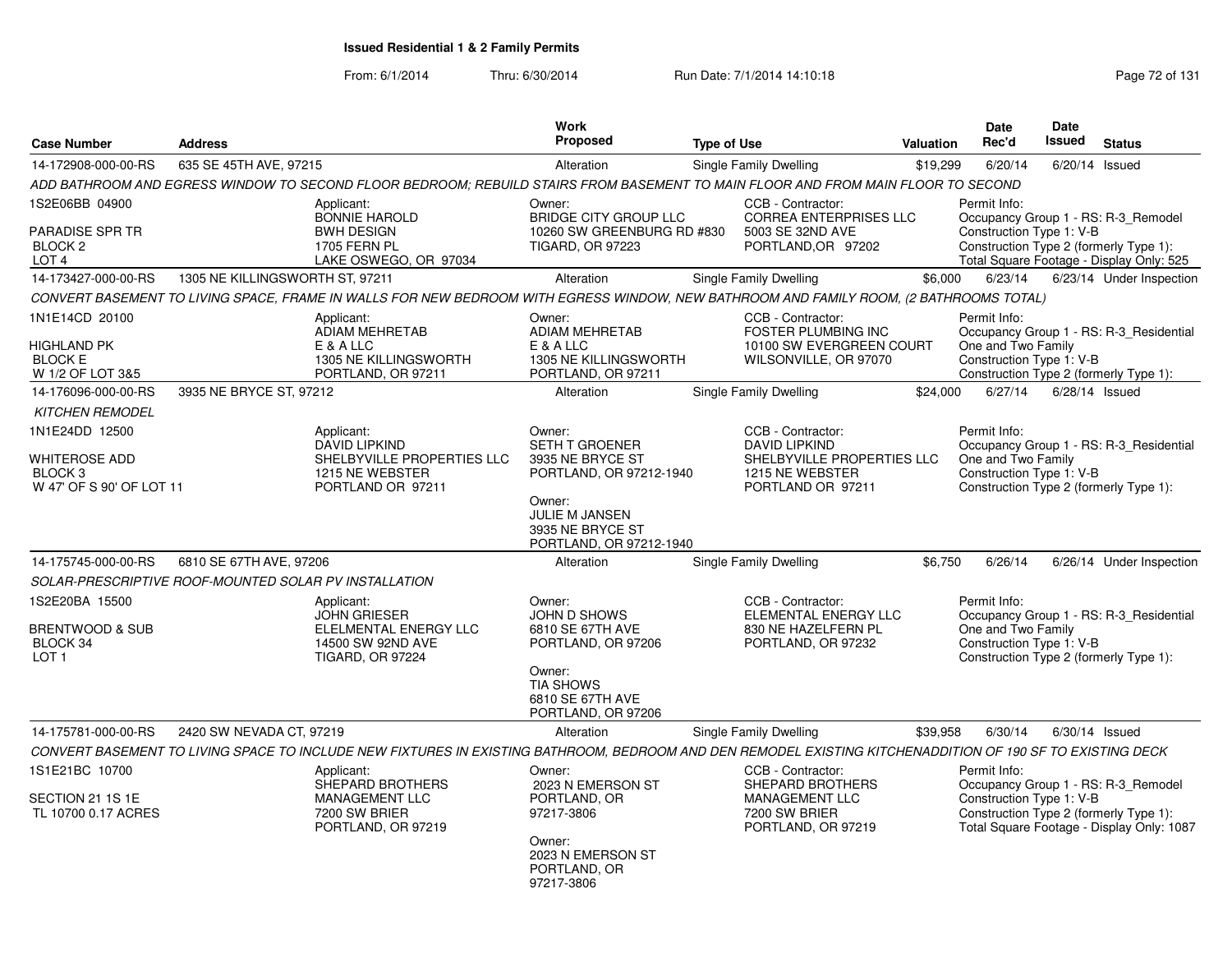# Issued Residential 1 & 2 Family Permits

From: 6/1/2014 Thru: 6/30/2014 Run Date: 7/1/2014 14:10:18

| Case Number | Address | Work Proposed | Type of Use | Valuation | Date Rec'd | Date Issued | Status |
|---|---|---|---|---|---|---|---|
| 14-172908-000-00-RS | 635 SE 45TH AVE, 97215 | Alteration | Single Family Dwelling | $19,299 | 6/20/14 | 6/20/14 | Issued |

*ADD BATHROOM AND EGRESS WINDOW TO SECOND FLOOR BEDROOM; REBUILD STAIRS FROM BASEMENT TO MAIN FLOOR AND FROM MAIN FLOOR TO SECOND*

1S2E06BB 04900
PARADISE SPR TR
BLOCK 2
LOT 4

Applicant: BONNIE HAROLD, BWH DESIGN, 1705 FERN PL, LAKE OSWEGO, OR 97034

Owner: BRIDGE CITY GROUP LLC, 10260 SW GREENBURG RD #830, TIGARD, OR 97223

CCB - Contractor: CORREA ENTERPRISES LLC, 5003 SE 32ND AVE, PORTLAND,OR 97202

Permit Info: Occupancy Group 1 - RS: R-3_Remodel; Construction Type 1: V-B; Construction Type 2 (formerly Type 1):; Total Square Footage - Display Only: 525

| Case Number | Address | Work Proposed | Type of Use | Valuation | Date Rec'd | Date Issued | Status |
|---|---|---|---|---|---|---|---|
| 14-173427-000-00-RS | 1305 NE KILLINGSWORTH ST, 97211 | Alteration | Single Family Dwelling | $6,000 | 6/23/14 | 6/23/14 | Under Inspection |

*CONVERT BASEMENT TO LIVING SPACE, FRAME IN WALLS FOR NEW BEDROOM WITH EGRESS WINDOW, NEW BATHROOM AND FAMILY ROOM, (2 BATHROOMS TOTAL)*

1N1E14CD 20100
HIGHLAND PK
BLOCK E
W 1/2 OF LOT 3&5

Applicant: ADIAM MEHRETAB, E & A LLC, 1305 NE KILLINGSWORTH, PORTLAND, OR 97211

Owner: ADIAM MEHRETAB, E & A LLC, 1305 NE KILLINGSWORTH, PORTLAND, OR 97211

CCB - Contractor: FOSTER PLUMBING INC, 10100 SW EVERGREEN COURT, WILSONVILLE, OR 97070

Permit Info: Occupancy Group 1 - RS: R-3_Residential One and Two Family; Construction Type 1: V-B; Construction Type 2 (formerly Type 1):

| Case Number | Address | Work Proposed | Type of Use | Valuation | Date Rec'd | Date Issued | Status |
|---|---|---|---|---|---|---|---|
| 14-176096-000-00-RS | 3935 NE BRYCE ST, 97212 | Alteration | Single Family Dwelling | $24,000 | 6/27/14 | 6/28/14 | Issued |

*KITCHEN REMODEL*

1N1E24DD 12500
WHITEROSE ADD
BLOCK 3
W 47' OF S 90' OF LOT 11

Applicant: DAVID LIPKIND, SHELBYVILLE PROPERTIES LLC, 1215 NE WEBSTER, PORTLAND OR 97211

Owner: SETH T GROENER, 3935 NE BRYCE ST, PORTLAND, OR 97212-1940

Owner: JULIE M JANSEN, 3935 NE BRYCE ST, PORTLAND, OR 97212-1940

CCB - Contractor: DAVID LIPKIND, SHELBYVILLE PROPERTIES LLC, 1215 NE WEBSTER, PORTLAND OR 97211

Permit Info: Occupancy Group 1 - RS: R-3_Residential One and Two Family; Construction Type 1: V-B; Construction Type 2 (formerly Type 1):

| Case Number | Address | Work Proposed | Type of Use | Valuation | Date Rec'd | Date Issued | Status |
|---|---|---|---|---|---|---|---|
| 14-175745-000-00-RS | 6810 SE 67TH AVE, 97206 | Alteration | Single Family Dwelling | $6,750 | 6/26/14 | 6/26/14 | Under Inspection |

*SOLAR-PRESCRIPTIVE ROOF-MOUNTED SOLAR PV INSTALLATION*

1S2E20BA 15500
BRENTWOOD & SUB
BLOCK 34
LOT 1

Applicant: JOHN GRIESER, ELELMENTAL ENERGY LLC, 14500 SW 92ND AVE, TIGARD, OR 97224

Owner: JOHN D SHOWS, 6810 SE 67TH AVE, PORTLAND, OR 97206

Owner: TIA SHOWS, 6810 SE 67TH AVE, PORTLAND, OR 97206

CCB - Contractor: ELEMENTAL ENERGY LLC, 830 NE HAZELFERN PL, PORTLAND, OR 97232

Permit Info: Occupancy Group 1 - RS: R-3_Residential One and Two Family; Construction Type 1: V-B; Construction Type 2 (formerly Type 1):

| Case Number | Address | Work Proposed | Type of Use | Valuation | Date Rec'd | Date Issued | Status |
|---|---|---|---|---|---|---|---|
| 14-175781-000-00-RS | 2420 SW NEVADA CT, 97219 | Alteration | Single Family Dwelling | $39,958 | 6/30/14 | 6/30/14 | Issued |

*CONVERT BASEMENT TO LIVING SPACE TO INCLUDE NEW FIXTURES IN EXISTING BATHROOM, BEDROOM AND DEN REMODEL EXISTING KITCHENADDITION OF 190 SF TO EXISTING DECK*

1S1E21BC 10700
SECTION 21 1S 1E
TL 10700 0.17 ACRES

Applicant: SHEPARD BROTHERS MANAGEMENT LLC, 7200 SW BRIER, PORTLAND, OR 97219

Owner: 2023 N EMERSON ST, PORTLAND, OR 97217-3806

Owner: 2023 N EMERSON ST, PORTLAND, OR 97217-3806

CCB - Contractor: SHEPARD BROTHERS MANAGEMENT LLC, 7200 SW BRIER, PORTLAND, OR 97219

Permit Info: Occupancy Group 1 - RS: R-3_Remodel; Construction Type 1: V-B; Construction Type 2 (formerly Type 1):; Total Square Footage - Display Only: 1087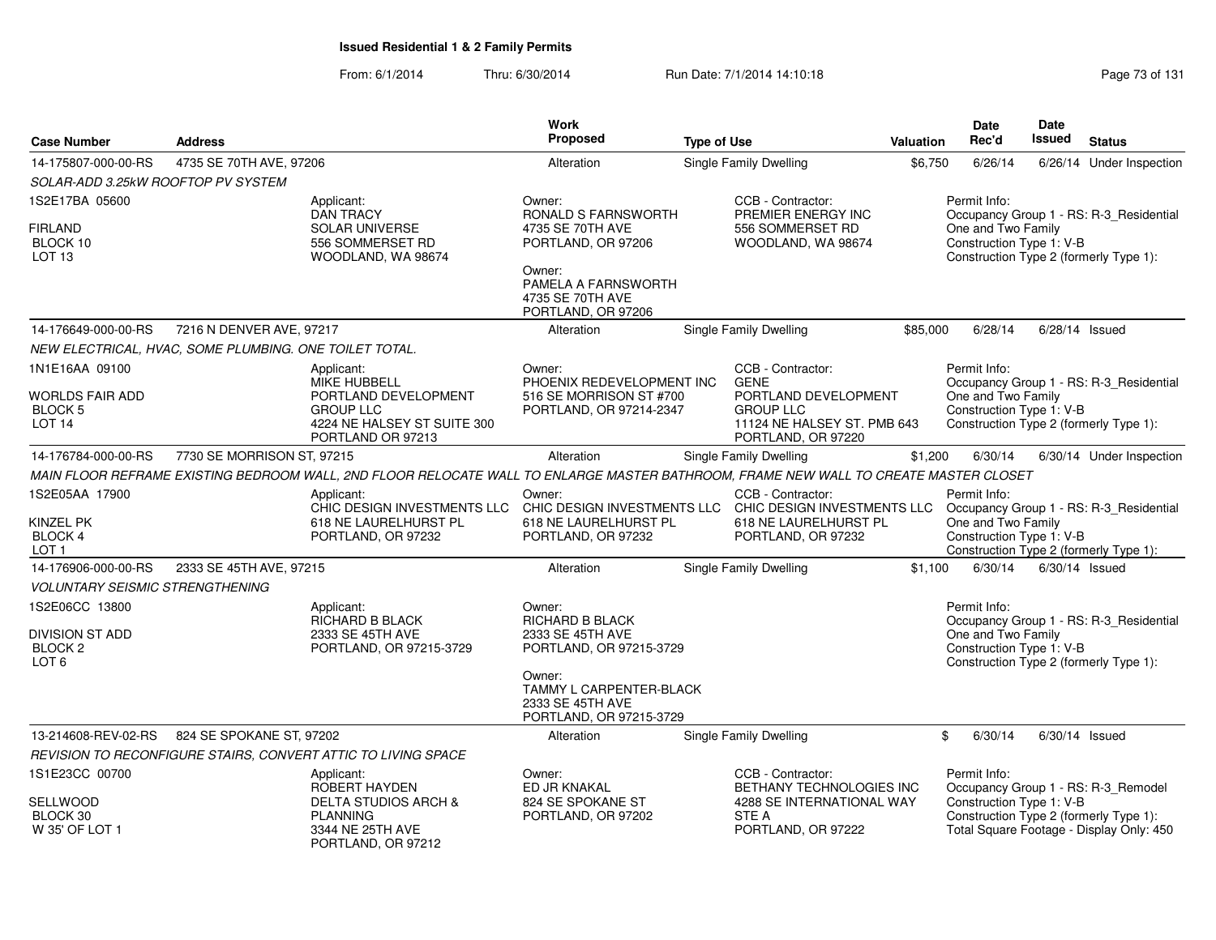# Issued Residential 1 & 2 Family Permits

From: 6/1/2014 Thru: 6/30/2014 Run Date: 7/1/2014 14:10:18

| Case Number | Address | Work Proposed | Type of Use | Valuation | Date Rec'd | Date Issued | Status |
|---|---|---|---|---|---|---|---|
| 14-175807-000-00-RS | 4735 SE 70TH AVE, 97206 | Alteration | Single Family Dwelling | $6,750 | 6/26/14 | 6/26/14 | Under Inspection |

SOLAR-ADD 3.25kW ROOFTOP PV SYSTEM

1S2E17BA 05600
FIRLAND
BLOCK 10
LOT 13

Applicant:
DAN TRACY
SOLAR UNIVERSE
556 SOMMERSET RD
WOODLAND, WA 98674

Owner:
RONALD S FARNSWORTH
4735 SE 70TH AVE
PORTLAND, OR 97206

Owner:
PAMELA A FARNSWORTH
4735 SE 70TH AVE
PORTLAND, OR 97206

CCB - Contractor:
PREMIER ENERGY INC
556 SOMMERSET RD
WOODLAND, WA 98674

Permit Info:
Occupancy Group 1 - RS: R-3_Residential
One and Two Family
Construction Type 1: V-B
Construction Type 2 (formerly Type 1):

---

| Case Number | Address | Work Proposed | Type of Use | Valuation | Date Rec'd | Date Issued | Status |
|---|---|---|---|---|---|---|---|
| 14-176649-000-00-RS | 7216 N DENVER AVE, 97217 | Alteration | Single Family Dwelling | $85,000 | 6/28/14 | 6/28/14 | Issued |

NEW ELECTRICAL, HVAC, SOME PLUMBING. ONE TOILET TOTAL.

1N1E16AA 09100
WORLDS FAIR ADD
BLOCK 5
LOT 14

Applicant:
MIKE HUBBELL
PORTLAND DEVELOPMENT GROUP LLC
4224 NE HALSEY ST SUITE 300
PORTLAND OR 97213

Owner:
PHOENIX REDEVELOPMENT INC
516 SE MORRISON ST #700
PORTLAND, OR 97214-2347

CCB - Contractor:
GENE
PORTLAND DEVELOPMENT GROUP LLC
11124 NE HALSEY ST. PMB 643
PORTLAND, OR 97220

Permit Info:
Occupancy Group 1 - RS: R-3_Residential
One and Two Family
Construction Type 1: V-B
Construction Type 2 (formerly Type 1):

---

| Case Number | Address | Work Proposed | Type of Use | Valuation | Date Rec'd | Date Issued | Status |
|---|---|---|---|---|---|---|---|
| 14-176784-000-00-RS | 7730 SE MORRISON ST, 97215 | Alteration | Single Family Dwelling | $1,200 | 6/30/14 | 6/30/14 | Under Inspection |

MAIN FLOOR REFRAME EXISTING BEDROOM WALL, 2ND FLOOR RELOCATE WALL TO ENLARGE MASTER BATHROOM, FRAME NEW WALL TO CREATE MASTER CLOSET

1S2E05AA 17900
KINZEL PK
BLOCK 4
LOT 1

Applicant:
CHIC DESIGN INVESTMENTS LLC
618 NE LAURELHURST PL
PORTLAND, OR 97232

Owner:
CHIC DESIGN INVESTMENTS LLC
618 NE LAURELHURST PL
PORTLAND, OR 97232

CCB - Contractor:
CHIC DESIGN INVESTMENTS LLC
618 NE LAURELHURST PL
PORTLAND, OR 97232

Permit Info:
Occupancy Group 1 - RS: R-3_Residential
One and Two Family
Construction Type 1: V-B
Construction Type 2 (formerly Type 1):

---

| Case Number | Address | Work Proposed | Type of Use | Valuation | Date Rec'd | Date Issued | Status |
|---|---|---|---|---|---|---|---|
| 14-176906-000-00-RS | 2333 SE 45TH AVE, 97215 | Alteration | Single Family Dwelling | $1,100 | 6/30/14 | 6/30/14 | Issued |

VOLUNTARY SEISMIC STRENGTHENING

1S2E06CC 13800
DIVISION ST ADD
BLOCK 2
LOT 6

Applicant:
RICHARD B BLACK
2333 SE 45TH AVE
PORTLAND, OR 97215-3729

Owner:
RICHARD B BLACK
2333 SE 45TH AVE
PORTLAND, OR 97215-3729

Owner:
TAMMY L CARPENTER-BLACK
2333 SE 45TH AVE
PORTLAND, OR 97215-3729

Permit Info:
Occupancy Group 1 - RS: R-3_Residential
One and Two Family
Construction Type 1: V-B
Construction Type 2 (formerly Type 1):

---

| Case Number | Address | Work Proposed | Type of Use | Valuation | Date Rec'd | Date Issued | Status |
|---|---|---|---|---|---|---|---|
| 13-214608-REV-02-RS | 824 SE SPOKANE ST, 97202 | Alteration | Single Family Dwelling | $ | 6/30/14 | 6/30/14 | Issued |

REVISION TO RECONFIGURE STAIRS, CONVERT ATTIC TO LIVING SPACE

1S1E23CC 00700
SELLWOOD
BLOCK 30
W 35' OF LOT 1

Applicant:
ROBERT HAYDEN
DELTA STUDIOS ARCH & PLANNING
3344 NE 25TH AVE
PORTLAND, OR 97212

Owner:
ED JR KNAKAL
824 SE SPOKANE ST
PORTLAND, OR 97202

CCB - Contractor:
BETHANY TECHNOLOGIES INC
4288 SE INTERNATIONAL WAY STE A
PORTLAND, OR 97222

Permit Info:
Occupancy Group 1 - RS: R-3_Remodel
Construction Type 1: V-B
Construction Type 2 (formerly Type 1):
Total Square Footage - Display Only: 450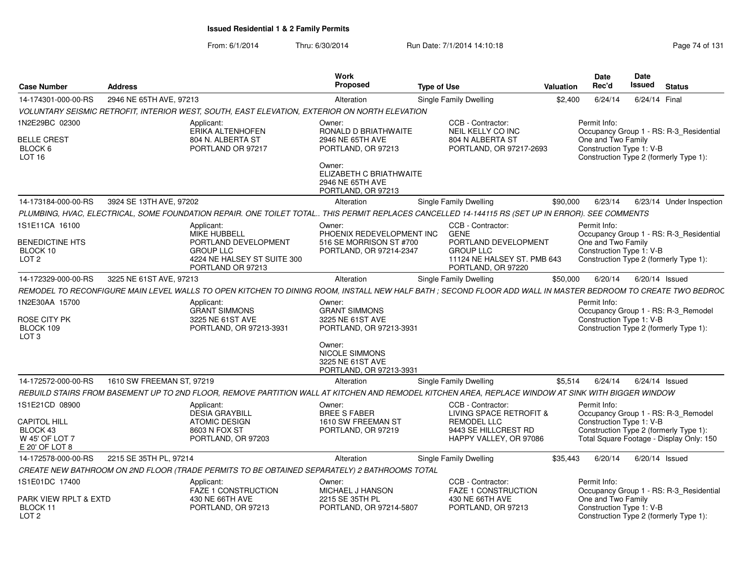**Issued Residential 1 & 2 Family Permits**

From: 6/1/2014 Thru: 6/30/2014 Run Date: 7/1/2014 14:10:18

| Case Number | Address | Work Proposed | Type of Use | Valuation | Date Rec'd | Date Issued | Status |
|---|---|---|---|---|---|---|---|
| 14-174301-000-00-RS | 2946 NE 65TH AVE, 97213 | Alteration | Single Family Dwelling | $2,400 | 6/24/14 | 6/24/14 | Final |

*VOLUNTARY SEISMIC RETROFIT, INTERIOR WEST, SOUTH, EAST ELEVATION, EXTERIOR ON NORTH ELEVATION*

1N2E29BC 02300
BELLE CREST
BLOCK 6
LOT 16

Applicant:
ERIKA ALTENHOFEN
804 N. ALBERTA ST
PORTLAND OR 97217

Owner:
RONALD D BRIATHWAITE
2946 NE 65TH AVE
PORTLAND, OR 97213

Owner:
ELIZABETH C BRIATHWAITE
2946 NE 65TH AVE
PORTLAND, OR 97213

CCB - Contractor:
NEIL KELLY CO INC
804 N ALBERTA ST
PORTLAND, OR 97217-2693

Permit Info:
Occupancy Group 1 - RS: R-3_Residential One and Two Family
Construction Type 1: V-B
Construction Type 2 (formerly Type 1):

| Case Number | Address | Work Proposed | Type of Use | Valuation | Date Rec'd | Date Issued | Status |
|---|---|---|---|---|---|---|---|
| 14-173184-000-00-RS | 3924 SE 13TH AVE, 97202 | Alteration | Single Family Dwelling | $90,000 | 6/23/14 | 6/23/14 | Under Inspection |

*PLUMBING, HVAC, ELECTRICAL, SOME FOUNDATION REPAIR. ONE TOILET TOTAL.. THIS PERMIT REPLACES CANCELLED 14-144115 RS (SET UP IN ERROR). SEE COMMENTS*

1S1E11CA 16100
BENEDICTINE HTS
BLOCK 10
LOT 2

Applicant:
MIKE HUBBELL
PORTLAND DEVELOPMENT GROUP LLC
4224 NE HALSEY ST SUITE 300
PORTLAND OR 97213

Owner:
PHOENIX REDEVELOPMENT INC
516 SE MORRISON ST #700
PORTLAND, OR 97214-2347

CCB - Contractor:
GENE
PORTLAND DEVELOPMENT GROUP LLC
11124 NE HALSEY ST. PMB 643
PORTLAND, OR 97220

Permit Info:
Occupancy Group 1 - RS: R-3_Residential One and Two Family
Construction Type 1: V-B
Construction Type 2 (formerly Type 1):

| Case Number | Address | Work Proposed | Type of Use | Valuation | Date Rec'd | Date Issued | Status |
|---|---|---|---|---|---|---|---|
| 14-172329-000-00-RS | 3225 NE 61ST AVE, 97213 | Alteration | Single Family Dwelling | $50,000 | 6/20/14 | 6/20/14 | Issued |

*REMODEL TO RECONFIGURE MAIN LEVEL WALLS TO OPEN KITCHEN TO DINING ROOM, INSTALL NEW HALF BATH ; SECOND FLOOR ADD WALL IN MASTER BEDROOM TO CREATE TWO BEDROC*

1N2E30AA 15700
ROSE CITY PK
BLOCK 109
LOT 3

Applicant:
GRANT SIMMONS
3225 NE 61ST AVE
PORTLAND, OR 97213-3931

Owner:
GRANT SIMMONS
3225 NE 61ST AVE
PORTLAND, OR 97213-3931

Owner:
NICOLE SIMMONS
3225 NE 61ST AVE
PORTLAND, OR 97213-3931

Permit Info:
Occupancy Group 1 - RS: R-3_Remodel
Construction Type 1: V-B
Construction Type 2 (formerly Type 1):

| Case Number | Address | Work Proposed | Type of Use | Valuation | Date Rec'd | Date Issued | Status |
|---|---|---|---|---|---|---|---|
| 14-172572-000-00-RS | 1610 SW FREEMAN ST, 97219 | Alteration | Single Family Dwelling | $5,514 | 6/24/14 | 6/24/14 | Issued |

*REBUILD STAIRS FROM BASEMENT UP TO 2ND FLOOR, REMOVE PARTITION WALL AT KITCHEN AND REMODEL KITCHEN AREA, REPLACE WINDOW AT SINK WITH BIGGER WINDOW*

1S1E21CD 08900
CAPITOL HILL
BLOCK 43
W 45' OF LOT 7
E 20' OF LOT 8

Applicant:
DESIA GRAYBILL
ATOMIC DESIGN
8603 N FOX ST
PORTLAND, OR 97203

Owner:
BREE S FABER
1610 SW FREEMAN ST
PORTLAND, OR 97219

CCB - Contractor:
LIVING SPACE RETROFIT & REMODEL LLC
9443 SE HILLCREST RD
HAPPY VALLEY, OR 97086

Permit Info:
Occupancy Group 1 - RS: R-3_Remodel
Construction Type 1: V-B
Construction Type 2 (formerly Type 1):
Total Square Footage - Display Only: 150

| Case Number | Address | Work Proposed | Type of Use | Valuation | Date Rec'd | Date Issued | Status |
|---|---|---|---|---|---|---|---|
| 14-172578-000-00-RS | 2215 SE 35TH PL, 97214 | Alteration | Single Family Dwelling | $35,443 | 6/20/14 | 6/20/14 | Issued |

*CREATE NEW BATHROOM ON 2ND FLOOR (TRADE PERMITS TO BE OBTAINED SEPARATELY) 2 BATHROOMS TOTAL*

1S1E01DC 17400
PARK VIEW RPLT & EXTD
BLOCK 11
LOT 2

Applicant:
FAZE 1 CONSTRUCTION
430 NE 66TH AVE
PORTLAND, OR 97213

Owner:
MICHAEL J HANSON
2215 SE 35TH PL
PORTLAND, OR 97214-5807

CCB - Contractor:
FAZE 1 CONSTRUCTION
430 NE 66TH AVE
PORTLAND, OR 97213

Permit Info:
Occupancy Group 1 - RS: R-3_Residential One and Two Family
Construction Type 1: V-B
Construction Type 2 (formerly Type 1):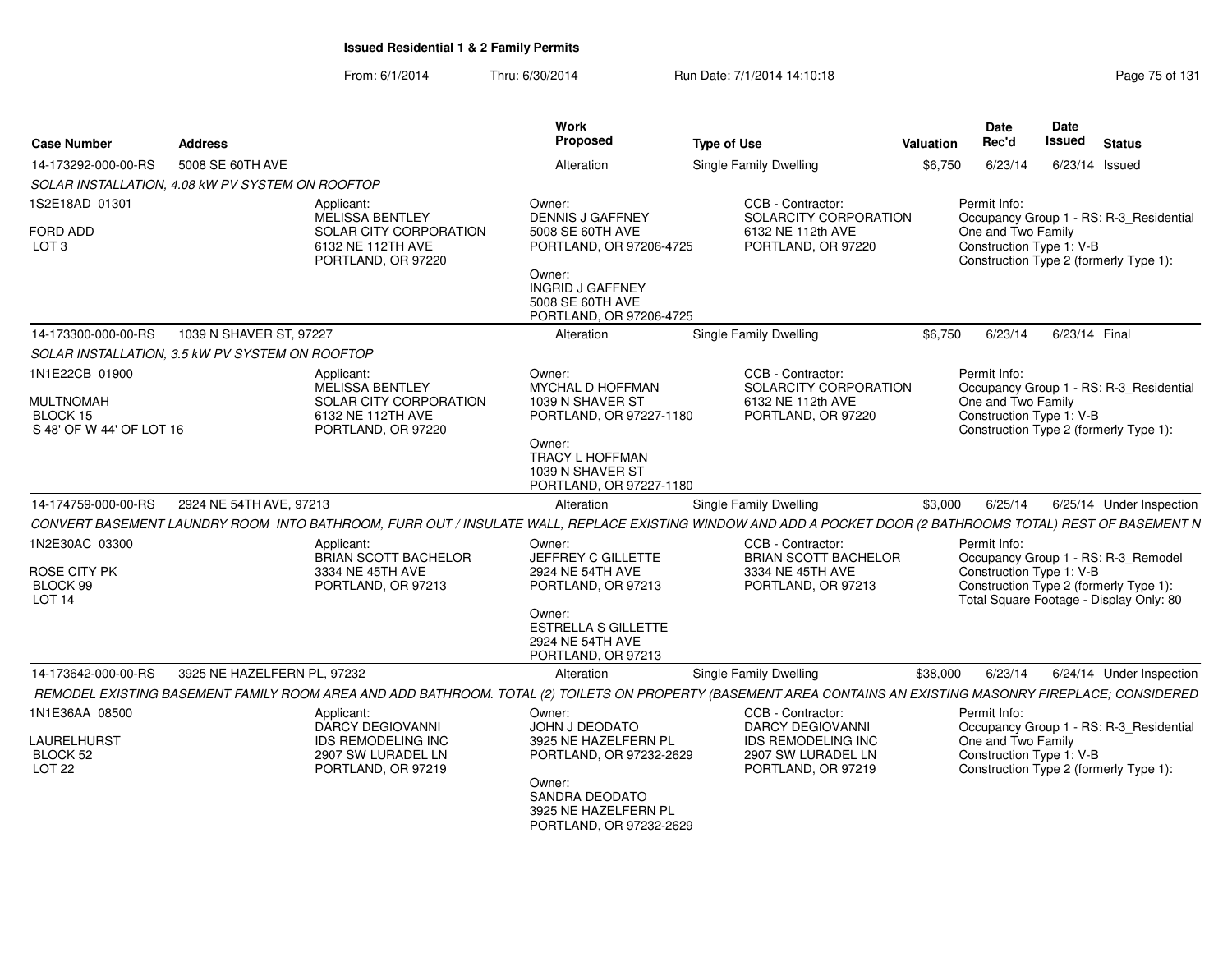# Issued Residential 1 & 2 Family Permits

From: 6/1/2014 Thru: 6/30/2014 Run Date: 7/1/2014 14:10:18

| Case Number | Address | Work Proposed | Type of Use | Valuation | Date Rec'd | Date Issued | Status |
|---|---|---|---|---|---|---|---|
| 14-173292-000-00-RS | 5008 SE 60TH AVE | Alteration | Single Family Dwelling | $6,750 | 6/23/14 | 6/23/14 | Issued |

*SOLAR INSTALLATION, 4.08 kW PV SYSTEM ON ROOFTOP*

1S2E18AD 01301
FORD ADD
LOT 3

Applicant:
MELISSA BENTLEY
SOLAR CITY CORPORATION
6132 NE 112TH AVE
PORTLAND, OR 97220

Owner:
DENNIS J GAFFNEY
5008 SE 60TH AVE
PORTLAND, OR 97206-4725

Owner:
INGRID J GAFFNEY
5008 SE 60TH AVE
PORTLAND, OR 97206-4725

CCB - Contractor:
SOLARCITY CORPORATION
6132 NE 112th AVE
PORTLAND, OR 97220

Permit Info:
Occupancy Group 1 - RS: R-3_Residential One and Two Family
Construction Type 1: V-B
Construction Type 2 (formerly Type 1):

---

| Case Number | Address | Work Proposed | Type of Use | Valuation | Date Rec'd | Date Issued | Status |
|---|---|---|---|---|---|---|---|
| 14-173300-000-00-RS | 1039 N SHAVER ST, 97227 | Alteration | Single Family Dwelling | $6,750 | 6/23/14 | 6/23/14 | Final |

*SOLAR INSTALLATION, 3.5 kW PV SYSTEM ON ROOFTOP*

1N1E22CB 01900
MULTNOMAH
BLOCK 15
S 48' OF W 44' OF LOT 16

Applicant:
MELISSA BENTLEY
SOLAR CITY CORPORATION
6132 NE 112TH AVE
PORTLAND, OR 97220

Owner:
MYCHAL D HOFFMAN
1039 N SHAVER ST
PORTLAND, OR 97227-1180

Owner:
TRACY L HOFFMAN
1039 N SHAVER ST
PORTLAND, OR 97227-1180

CCB - Contractor:
SOLARCITY CORPORATION
6132 NE 112th AVE
PORTLAND, OR 97220

Permit Info:
Occupancy Group 1 - RS: R-3_Residential One and Two Family
Construction Type 1: V-B
Construction Type 2 (formerly Type 1):

---

| Case Number | Address | Work Proposed | Type of Use | Valuation | Date Rec'd | Date Issued | Status |
|---|---|---|---|---|---|---|---|
| 14-174759-000-00-RS | 2924 NE 54TH AVE, 97213 | Alteration | Single Family Dwelling | $3,000 | 6/25/14 | 6/25/14 | Under Inspection |

*CONVERT BASEMENT LAUNDRY ROOM INTO BATHROOM, FURR OUT / INSULATE WALL, REPLACE EXISTING WINDOW AND ADD A POCKET DOOR (2 BATHROOMS TOTAL) REST OF BASEMENT N*

1N2E30AC 03300
ROSE CITY PK
BLOCK 99
LOT 14

Applicant:
BRIAN SCOTT BACHELOR
3334 NE 45TH AVE
PORTLAND, OR 97213

Owner:
JEFFREY C GILLETTE
2924 NE 54TH AVE
PORTLAND, OR 97213

Owner:
ESTRELLA S GILLETTE
2924 NE 54TH AVE
PORTLAND, OR 97213

CCB - Contractor:
BRIAN SCOTT BACHELOR
3334 NE 45TH AVE
PORTLAND, OR 97213

Permit Info:
Occupancy Group 1 - RS: R-3_Remodel
Construction Type 1: V-B
Construction Type 2 (formerly Type 1):
Total Square Footage - Display Only: 80

---

| Case Number | Address | Work Proposed | Type of Use | Valuation | Date Rec'd | Date Issued | Status |
|---|---|---|---|---|---|---|---|
| 14-173642-000-00-RS | 3925 NE HAZELFERN PL, 97232 | Alteration | Single Family Dwelling | $38,000 | 6/23/14 | 6/24/14 | Under Inspection |

*REMODEL EXISTING BASEMENT FAMILY ROOM AREA AND ADD BATHROOM. TOTAL (2) TOILETS ON PROPERTY (BASEMENT AREA CONTAINS AN EXISTING MASONRY FIREPLACE; CONSIDERED*

1N1E36AA 08500
LAURELHURST
BLOCK 52
LOT 22

Applicant:
DARCY DEGIOVANNI
IDS REMODELING INC
2907 SW LURADEL LN
PORTLAND, OR 97219

Owner:
JOHN J DEODATO
3925 NE HAZELFERN PL
PORTLAND, OR 97232-2629

Owner:
SANDRA DEODATO
3925 NE HAZELFERN PL
PORTLAND, OR 97232-2629

CCB - Contractor:
DARCY DEGIOVANNI
IDS REMODELING INC
2907 SW LURADEL LN
PORTLAND, OR 97219

Permit Info:
Occupancy Group 1 - RS: R-3_Residential One and Two Family
Construction Type 1: V-B
Construction Type 2 (formerly Type 1):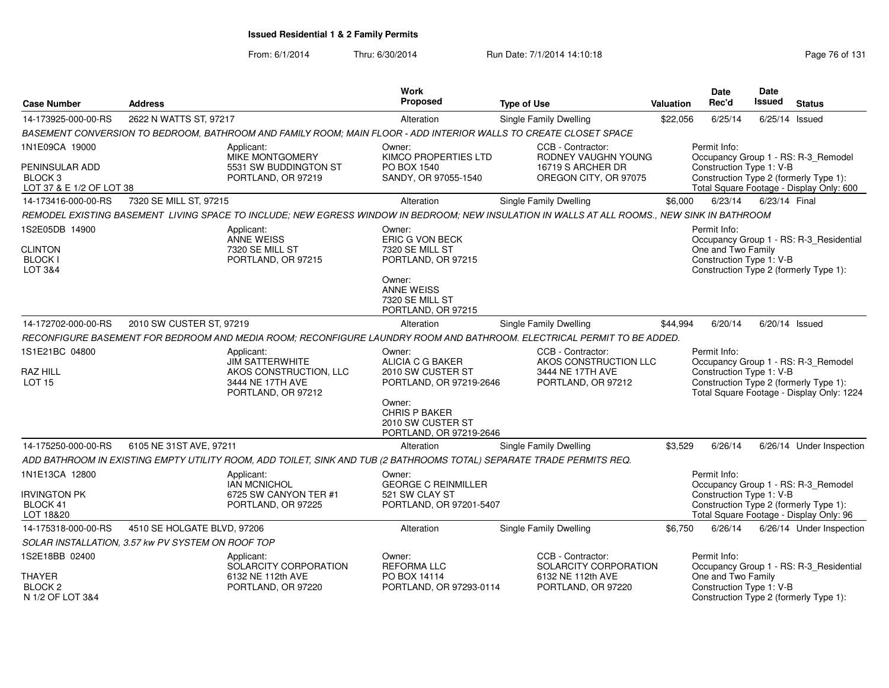# Issued Residential 1 & 2 Family Permits

From: 6/1/2014 Thru: 6/30/2014 Run Date: 7/1/2014 14:10:18

| Case Number | Address | Work Proposed | Type of Use | Valuation | Date Rec'd | Date Issued | Status |
|---|---|---|---|---|---|---|---|
| 14-173925-000-00-RS | 2622 N WATTS ST, 97217 | Alteration | Single Family Dwelling | $22,056 | 6/25/14 | 6/25/14 | Issued |

*BASEMENT CONVERSION TO BEDROOM, BATHROOM AND FAMILY ROOM; MAIN FLOOR - ADD INTERIOR WALLS TO CREATE CLOSET SPACE*

1N1E09CA 19000
PENINSULAR ADD
BLOCK 3
LOT 37 & E 1/2 OF LOT 38

Applicant:
MIKE MONTGOMERY
5531 SW BUDDINGTON ST
PORTLAND, OR 97219

Owner:
KIMCO PROPERTIES LTD
PO BOX 1540
SANDY, OR 97055-1540

CCB - Contractor:
RODNEY VAUGHN YOUNG
16719 S ARCHER DR
OREGON CITY, OR 97075

Permit Info:
Occupancy Group 1 - RS: R-3_Remodel
Construction Type 1: V-B
Construction Type 2 (formerly Type 1):
Total Square Footage - Display Only: 600

| Case Number | Address | Work Proposed | Type of Use | Valuation | Date Rec'd | Date Issued | Status |
|---|---|---|---|---|---|---|---|
| 14-173416-000-00-RS | 7320 SE MILL ST, 97215 | Alteration | Single Family Dwelling | $6,000 | 6/23/14 | 6/23/14 | Final |

*REMODEL EXISTING BASEMENT LIVING SPACE TO INCLUDE; NEW EGRESS WINDOW IN BEDROOM; NEW INSULATION IN WALLS AT ALL ROOMS., NEW SINK IN BATHROOM*

1S2E05DB 14900
CLINTON
BLOCK I
LOT 3&4

Applicant:
ANNE WEISS
7320 SE MILL ST
PORTLAND, OR 97215

Owner:
ERIC G VON BECK
7320 SE MILL ST
PORTLAND, OR 97215

Owner:
ANNE WEISS
7320 SE MILL ST
PORTLAND, OR 97215

Permit Info:
Occupancy Group 1 - RS: R-3_Residential One and Two Family
Construction Type 1: V-B
Construction Type 2 (formerly Type 1):

| Case Number | Address | Work Proposed | Type of Use | Valuation | Date Rec'd | Date Issued | Status |
|---|---|---|---|---|---|---|---|
| 14-172702-000-00-RS | 2010 SW CUSTER ST, 97219 | Alteration | Single Family Dwelling | $44,994 | 6/20/14 | 6/20/14 | Issued |

*RECONFIGURE BASEMENT FOR BEDROOM AND MEDIA ROOM; RECONFIGURE LAUNDRY ROOM AND BATHROOM. ELECTRICAL PERMIT TO BE ADDED.*

1S1E21BC 04800
RAZ HILL
LOT 15

Applicant:
JIM SATTERWHITE
AKOS CONSTRUCTION, LLC
3444 NE 17TH AVE
PORTLAND, OR 97212

Owner:
ALICIA C G BAKER
2010 SW CUSTER ST
PORTLAND, OR 97219-2646

Owner:
CHRIS P BAKER
2010 SW CUSTER ST
PORTLAND, OR 97219-2646

CCB - Contractor:
AKOS CONSTRUCTION LLC
3444 NE 17TH AVE
PORTLAND, OR 97212

Permit Info:
Occupancy Group 1 - RS: R-3_Remodel
Construction Type 1: V-B
Construction Type 2 (formerly Type 1):
Total Square Footage - Display Only: 1224

| Case Number | Address | Work Proposed | Type of Use | Valuation | Date Rec'd | Date Issued | Status |
|---|---|---|---|---|---|---|---|
| 14-175250-000-00-RS | 6105 NE 31ST AVE, 97211 | Alteration | Single Family Dwelling | $3,529 | 6/26/14 | 6/26/14 | Under Inspection |

*ADD BATHROOM IN EXISTING EMPTY UTILITY ROOM, ADD TOILET, SINK AND TUB (2 BATHROOMS TOTAL) SEPARATE TRADE PERMITS REQ.*

1N1E13CA 12800
IRVINGTON PK
BLOCK 41
LOT 18&20

Applicant:
IAN MCNICHOL
6725 SW CANYON TER #1
PORTLAND, OR 97225

Owner:
GEORGE C REINMILLER
521 SW CLAY ST
PORTLAND, OR 97201-5407

Permit Info:
Occupancy Group 1 - RS: R-3_Remodel
Construction Type 1: V-B
Construction Type 2 (formerly Type 1):
Total Square Footage - Display Only: 96

| Case Number | Address | Work Proposed | Type of Use | Valuation | Date Rec'd | Date Issued | Status |
|---|---|---|---|---|---|---|---|
| 14-175318-000-00-RS | 4510 SE HOLGATE BLVD, 97206 | Alteration | Single Family Dwelling | $6,750 | 6/26/14 | 6/26/14 | Under Inspection |

*SOLAR INSTALLATION, 3.57 kw PV SYSTEM ON ROOF TOP*

1S2E18BB 02400
THAYER
BLOCK 2
N 1/2 OF LOT 3&4

Applicant:
SOLARCITY CORPORATION
6132 NE 112th AVE
PORTLAND, OR 97220

Owner:
REFORMA LLC
PO BOX 14114
PORTLAND, OR 97293-0114

CCB - Contractor:
SOLARCITY CORPORATION
6132 NE 112th AVE
PORTLAND, OR 97220

Permit Info:
Occupancy Group 1 - RS: R-3_Residential One and Two Family
Construction Type 1: V-B
Construction Type 2 (formerly Type 1):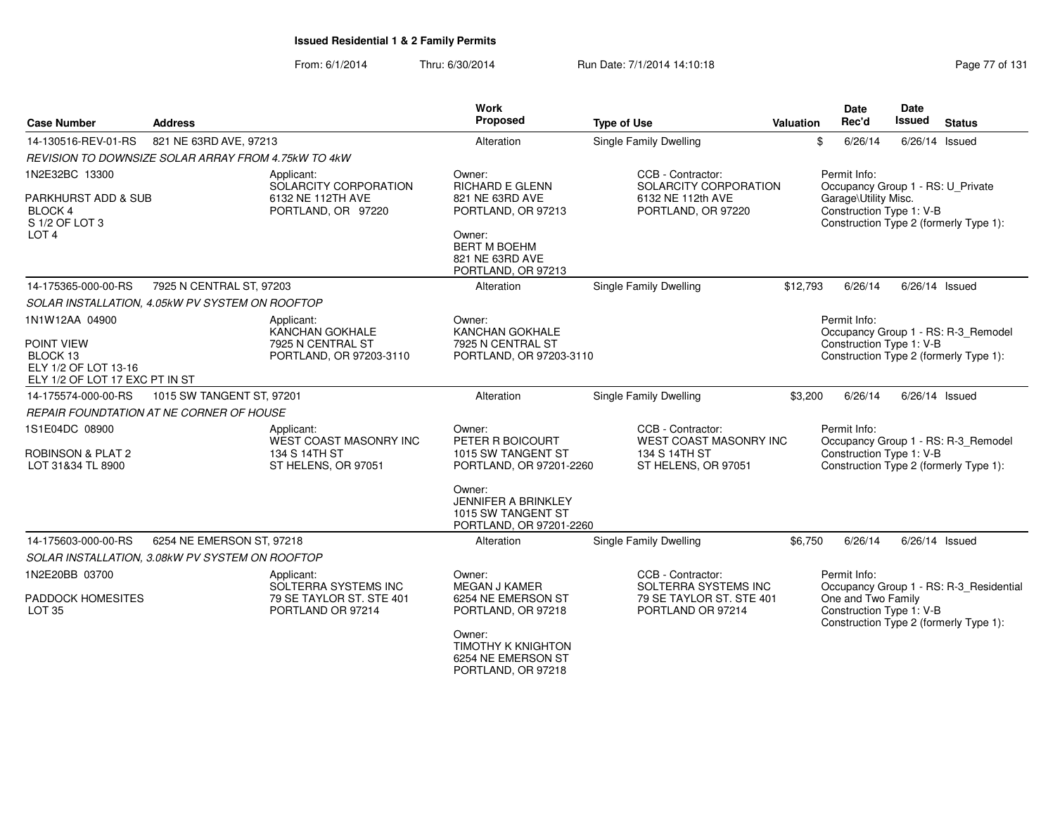**Issued Residential 1 & 2 Family Permits**

From: 6/1/2014 Thru: 6/30/2014 Run Date: 7/1/2014 14:10:18

| Case Number | Address | Work Proposed | Type of Use | Valuation | Date Rec'd | Date Issued | Status |
|---|---|---|---|---|---|---|---|
| 14-130516-REV-01-RS | 821 NE 63RD AVE, 97213 | Alteration | Single Family Dwelling | $ | 6/26/14 | 6/26/14 | Issued |

REVISION TO DOWNSIZE SOLAR ARRAY FROM 4.75kW TO 4kW

1N2E32BC 13300
PARKHURST ADD & SUB
BLOCK 4
S 1/2 OF LOT 3
LOT 4

Applicant:
SOLARCITY CORPORATION
6132 NE 112TH AVE
PORTLAND, OR 97220

Owner:
RICHARD E GLENN
821 NE 63RD AVE
PORTLAND, OR 97213

Owner:
BERT M BOEHM
821 NE 63RD AVE
PORTLAND, OR 97213

CCB - Contractor:
SOLARCITY CORPORATION
6132 NE 112th AVE
PORTLAND, OR 97220

Permit Info:
Occupancy Group 1 - RS: U_Private Garage\Utility Misc.
Construction Type 1: V-B
Construction Type 2 (formerly Type 1):

| Case Number | Address | Work Proposed | Type of Use | Valuation | Date Rec'd | Date Issued | Status |
|---|---|---|---|---|---|---|---|
| 14-175365-000-00-RS | 7925 N CENTRAL ST, 97203 | Alteration | Single Family Dwelling | $12,793 | 6/26/14 | 6/26/14 | Issued |

SOLAR INSTALLATION, 4.05kW PV SYSTEM ON ROOFTOP

1N1W12AA 04900
POINT VIEW
BLOCK 13
ELY 1/2 OF LOT 13-16
ELY 1/2 OF LOT 17 EXC PT IN ST

Applicant:
KANCHAN GOKHALE
7925 N CENTRAL ST
PORTLAND, OR 97203-3110

Owner:
KANCHAN GOKHALE
7925 N CENTRAL ST
PORTLAND, OR 97203-3110

Permit Info:
Occupancy Group 1 - RS: R-3_Remodel
Construction Type 1: V-B
Construction Type 2 (formerly Type 1):

| Case Number | Address | Work Proposed | Type of Use | Valuation | Date Rec'd | Date Issued | Status |
|---|---|---|---|---|---|---|---|
| 14-175574-000-00-RS | 1015 SW TANGENT ST, 97201 | Alteration | Single Family Dwelling | $3,200 | 6/26/14 | 6/26/14 | Issued |

REPAIR FOUNDTATION AT NE CORNER OF HOUSE

1S1E04DC 08900
ROBINSON & PLAT 2
LOT 31&34 TL 8900

Applicant:
WEST COAST MASONRY INC
134 S 14TH ST
ST HELENS, OR 97051

Owner:
PETER R BOICOURT
1015 SW TANGENT ST
PORTLAND, OR 97201-2260

Owner:
JENNIFER A BRINKLEY
1015 SW TANGENT ST
PORTLAND, OR 97201-2260

CCB - Contractor:
WEST COAST MASONRY INC
134 S 14TH ST
ST HELENS, OR 97051

Permit Info:
Occupancy Group 1 - RS: R-3_Remodel
Construction Type 1: V-B
Construction Type 2 (formerly Type 1):

| Case Number | Address | Work Proposed | Type of Use | Valuation | Date Rec'd | Date Issued | Status |
|---|---|---|---|---|---|---|---|
| 14-175603-000-00-RS | 6254 NE EMERSON ST, 97218 | Alteration | Single Family Dwelling | $6,750 | 6/26/14 | 6/26/14 | Issued |

SOLAR INSTALLATION, 3.08kW PV SYSTEM ON ROOFTOP

1N2E20BB 03700
PADDOCK HOMESITES
LOT 35

Applicant:
SOLTERRA SYSTEMS INC
79 SE TAYLOR ST. STE 401
PORTLAND OR 97214

Owner:
MEGAN J KAMER
6254 NE EMERSON ST
PORTLAND, OR 97218

Owner:
TIMOTHY K KNIGHTON
6254 NE EMERSON ST
PORTLAND, OR 97218

CCB - Contractor:
SOLTERRA SYSTEMS INC
79 SE TAYLOR ST. STE 401
PORTLAND OR 97214

Permit Info:
Occupancy Group 1 - RS: R-3_Residential One and Two Family
Construction Type 1: V-B
Construction Type 2 (formerly Type 1):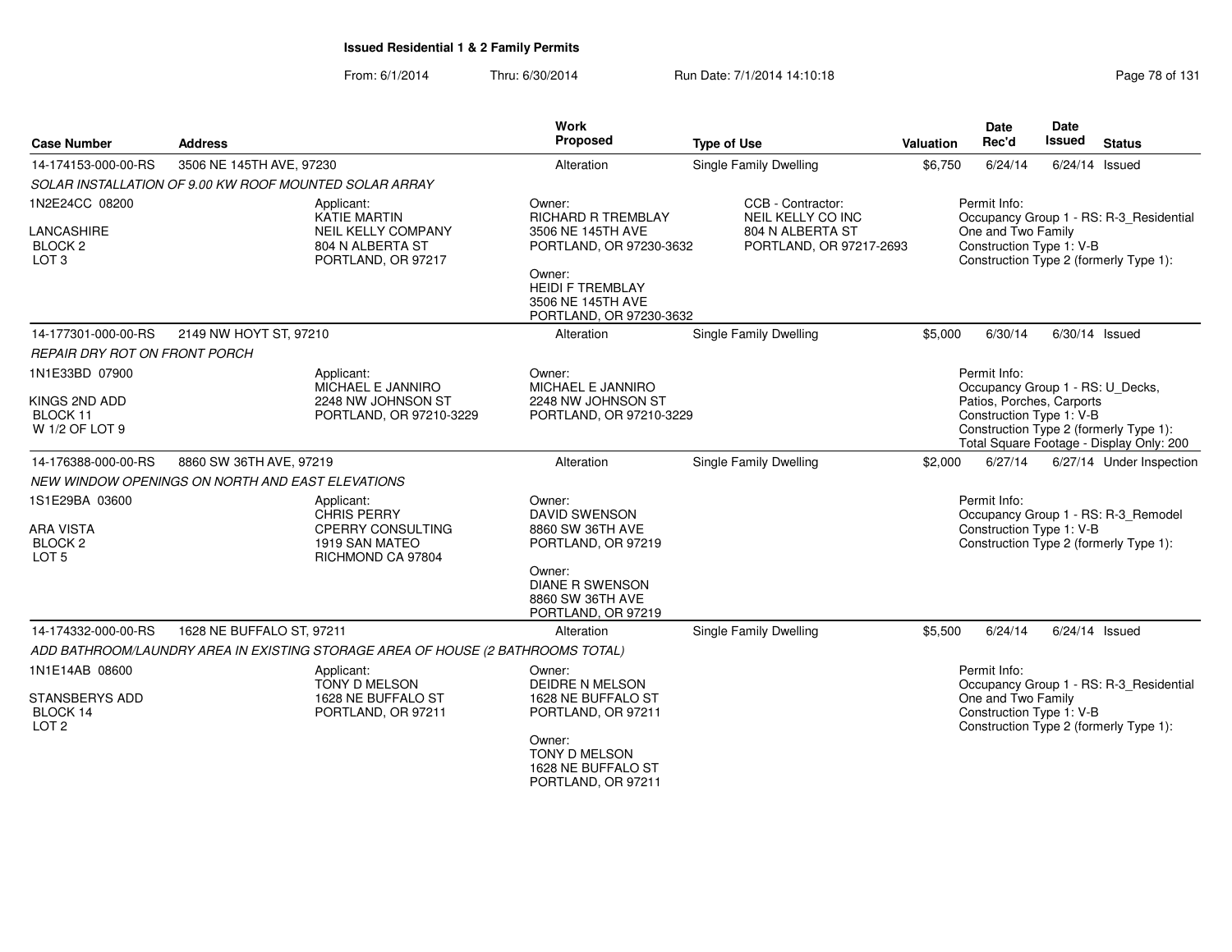**Issued Residential 1 & 2 Family Permits**

From: 6/1/2014 Thru: 6/30/2014 Run Date: 7/1/2014 14:10:18

| Case Number | Address | Work Proposed | Type of Use | Valuation | Date Rec'd | Date Issued | Status |
|---|---|---|---|---|---|---|---|
| 14-174153-000-00-RS | 3506 NE 145TH AVE, 97230 | Alteration | Single Family Dwelling | $6,750 | 6/24/14 | 6/24/14 | Issued |

SOLAR INSTALLATION OF 9.00 KW ROOF MOUNTED SOLAR ARRAY

1N2E24CC 08200
LANCASHIRE
BLOCK 2
LOT 3

Applicant:
KATIE MARTIN
NEIL KELLY COMPANY
804 N ALBERTA ST
PORTLAND, OR 97217

Owner:
RICHARD R TREMBLAY
3506 NE 145TH AVE
PORTLAND, OR 97230-3632

Owner:
HEIDI F TREMBLAY
3506 NE 145TH AVE
PORTLAND, OR 97230-3632

CCB - Contractor:
NEIL KELLY CO INC
804 N ALBERTA ST
PORTLAND, OR 97217-2693

Permit Info:
Occupancy Group 1 - RS: R-3_Residential One and Two Family
Construction Type 1: V-B
Construction Type 2 (formerly Type 1):

| Case Number | Address | Work Proposed | Type of Use | Valuation | Date Rec'd | Date Issued | Status |
|---|---|---|---|---|---|---|---|
| 14-177301-000-00-RS | 2149 NW HOYT ST, 97210 | Alteration | Single Family Dwelling | $5,000 | 6/30/14 | 6/30/14 | Issued |

REPAIR DRY ROT ON FRONT PORCH

1N1E33BD 07900
KINGS 2ND ADD
BLOCK 11
W 1/2 OF LOT 9

Applicant:
MICHAEL E JANNIRO
2248 NW JOHNSON ST
PORTLAND, OR 97210-3229

Owner:
MICHAEL E JANNIRO
2248 NW JOHNSON ST
PORTLAND, OR 97210-3229

Permit Info:
Occupancy Group 1 - RS: U_Decks, Patios, Porches, Carports
Construction Type 1: V-B
Construction Type 2 (formerly Type 1):
Total Square Footage - Display Only: 200

| Case Number | Address | Work Proposed | Type of Use | Valuation | Date Rec'd | Date Issued | Status |
|---|---|---|---|---|---|---|---|
| 14-176388-000-00-RS | 8860 SW 36TH AVE, 97219 | Alteration | Single Family Dwelling | $2,000 | 6/27/14 | 6/27/14 | Under Inspection |

NEW WINDOW OPENINGS ON NORTH AND EAST ELEVATIONS

1S1E29BA 03600
ARA VISTA
BLOCK 2
LOT 5

Applicant:
CHRIS PERRY
CPERRY CONSULTING
1919 SAN MATEO
RICHMOND CA 97804

Owner:
DAVID SWENSON
8860 SW 36TH AVE
PORTLAND, OR 97219

Owner:
DIANE R SWENSON
8860 SW 36TH AVE
PORTLAND, OR 97219

Permit Info:
Occupancy Group 1 - RS: R-3_Remodel
Construction Type 1: V-B
Construction Type 2 (formerly Type 1):

| Case Number | Address | Work Proposed | Type of Use | Valuation | Date Rec'd | Date Issued | Status |
|---|---|---|---|---|---|---|---|
| 14-174332-000-00-RS | 1628 NE BUFFALO ST, 97211 | Alteration | Single Family Dwelling | $5,500 | 6/24/14 | 6/24/14 | Issued |

ADD BATHROOM/LAUNDRY AREA IN EXISTING STORAGE AREA OF HOUSE (2 BATHROOMS TOTAL)

1N1E14AB 08600
STANSBERYS ADD
BLOCK 14
LOT 2

Applicant:
TONY D MELSON
1628 NE BUFFALO ST
PORTLAND, OR 97211

Owner:
DEIDRE N MELSON
1628 NE BUFFALO ST
PORTLAND, OR 97211

Owner:
TONY D MELSON
1628 NE BUFFALO ST
PORTLAND, OR 97211

Permit Info:
Occupancy Group 1 - RS: R-3_Residential One and Two Family
Construction Type 1: V-B
Construction Type 2 (formerly Type 1):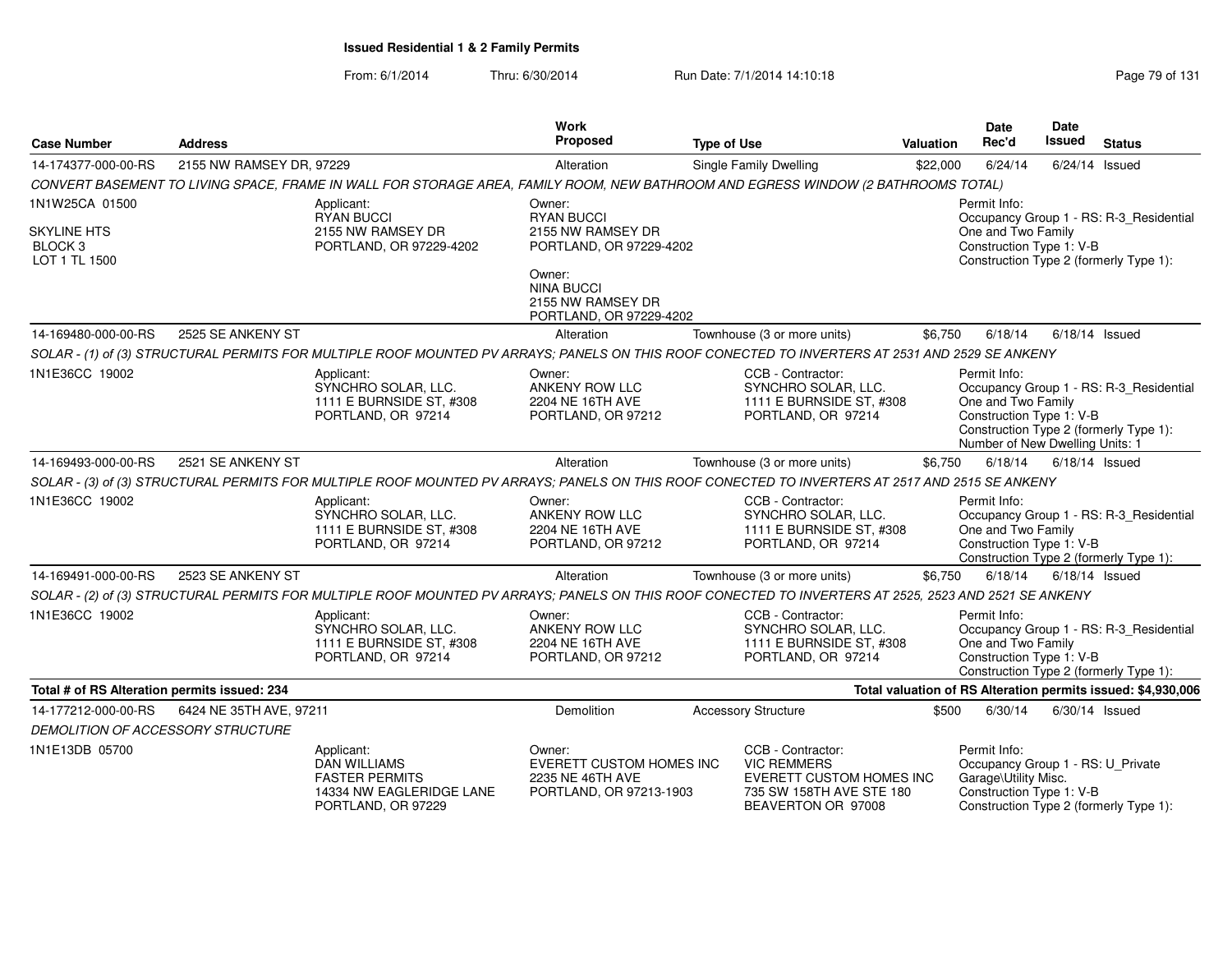**Issued Residential 1 & 2 Family Permits**

From: 6/1/2014 Thru: 6/30/2014 Run Date: 7/1/2014 14:10:18

| Case Number | Address | Work Proposed | Type of Use | Valuation | Date Rec'd | Date Issued | Status |
|---|---|---|---|---|---|---|---|
| 14-174377-000-00-RS | 2155 NW RAMSEY DR, 97229 | Alteration | Single Family Dwelling | $22,000 | 6/24/14 | 6/24/14 | Issued |

*CONVERT BASEMENT TO LIVING SPACE, FRAME IN WALL FOR STORAGE AREA, FAMILY ROOM, NEW BATHROOM AND EGRESS WINDOW (2 BATHROOMS TOTAL)*

1N1W25CA 01500

SKYLINE HTS
BLOCK 3
LOT 1 TL 1500

Applicant:
RYAN BUCCI
2155 NW RAMSEY DR
PORTLAND, OR 97229-4202

Owner:
RYAN BUCCI
2155 NW RAMSEY DR
PORTLAND, OR 97229-4202

Owner:
NINA BUCCI
2155 NW RAMSEY DR
PORTLAND, OR 97229-4202

Permit Info:
Occupancy Group 1 - RS: R-3_Residential One and Two Family
Construction Type 1: V-B
Construction Type 2 (formerly Type 1):

| Case Number | Address | Work Proposed | Type of Use | Valuation | Date Rec'd | Date Issued | Status |
|---|---|---|---|---|---|---|---|
| 14-169480-000-00-RS | 2525 SE ANKENY ST | Alteration | Townhouse (3 or more units) | $6,750 | 6/18/14 | 6/18/14 | Issued |

*SOLAR - (1) of (3) STRUCTURAL PERMITS FOR MULTIPLE ROOF MOUNTED PV ARRAYS; PANELS ON THIS ROOF CONECTED TO INVERTERS AT 2531 AND 2529 SE ANKENY*

1N1E36CC 19002

Applicant:
SYNCHRO SOLAR, LLC.
1111 E BURNSIDE ST, #308
PORTLAND, OR 97214

Owner:
ANKENY ROW LLC
2204 NE 16TH AVE
PORTLAND, OR 97212

CCB - Contractor:
SYNCHRO SOLAR, LLC.
1111 E BURNSIDE ST, #308
PORTLAND, OR 97214

Permit Info:
Occupancy Group 1 - RS: R-3_Residential One and Two Family
Construction Type 1: V-B
Construction Type 2 (formerly Type 1):
Number of New Dwelling Units: 1

| Case Number | Address | Work Proposed | Type of Use | Valuation | Date Rec'd | Date Issued | Status |
|---|---|---|---|---|---|---|---|
| 14-169493-000-00-RS | 2521 SE ANKENY ST | Alteration | Townhouse (3 or more units) | $6,750 | 6/18/14 | 6/18/14 | Issued |

*SOLAR - (3) of (3) STRUCTURAL PERMITS FOR MULTIPLE ROOF MOUNTED PV ARRAYS; PANELS ON THIS ROOF CONECTED TO INVERTERS AT 2517 AND 2515 SE ANKENY*

1N1E36CC 19002

Applicant:
SYNCHRO SOLAR, LLC.
1111 E BURNSIDE ST, #308
PORTLAND, OR 97214

Owner:
ANKENY ROW LLC
2204 NE 16TH AVE
PORTLAND, OR 97212

CCB - Contractor:
SYNCHRO SOLAR, LLC.
1111 E BURNSIDE ST, #308
PORTLAND, OR 97214

Permit Info:
Occupancy Group 1 - RS: R-3_Residential One and Two Family
Construction Type 1: V-B
Construction Type 2 (formerly Type 1):

| Case Number | Address | Work Proposed | Type of Use | Valuation | Date Rec'd | Date Issued | Status |
|---|---|---|---|---|---|---|---|
| 14-169491-000-00-RS | 2523 SE ANKENY ST | Alteration | Townhouse (3 or more units) | $6,750 | 6/18/14 | 6/18/14 | Issued |

*SOLAR - (2) of (3) STRUCTURAL PERMITS FOR MULTIPLE ROOF MOUNTED PV ARRAYS; PANELS ON THIS ROOF CONECTED TO INVERTERS AT 2525, 2523 AND 2521 SE ANKENY*

1N1E36CC 19002

Applicant:
SYNCHRO SOLAR, LLC.
1111 E BURNSIDE ST, #308
PORTLAND, OR 97214

Owner:
ANKENY ROW LLC
2204 NE 16TH AVE
PORTLAND, OR 97212

CCB - Contractor:
SYNCHRO SOLAR, LLC.
1111 E BURNSIDE ST, #308
PORTLAND, OR 97214

Permit Info:
Occupancy Group 1 - RS: R-3_Residential One and Two Family
Construction Type 1: V-B
Construction Type 2 (formerly Type 1):

**Total # of RS Alteration permits issued: 234**

**Total valuation of RS Alteration permits issued: $4,930,006**

| Case Number | Address | Work Proposed | Type of Use | Valuation | Date Rec'd | Date Issued | Status |
|---|---|---|---|---|---|---|---|
| 14-177212-000-00-RS | 6424 NE 35TH AVE, 97211 | Demolition | Accessory Structure | $500 | 6/30/14 | 6/30/14 | Issued |

*DEMOLITION OF ACCESSORY STRUCTURE*

1N1E13DB 05700

Applicant:
DAN WILLIAMS
FASTER PERMITS
14334 NW EAGLERIDGE LANE
PORTLAND, OR 97229

Owner:
EVERETT CUSTOM HOMES INC
2235 NE 46TH AVE
PORTLAND, OR 97213-1903

CCB - Contractor:
VIC REMMERS
EVERETT CUSTOM HOMES INC
735 SW 158TH AVE STE 180
BEAVERTON OR 97008

Permit Info:
Occupancy Group 1 - RS: U_Private Garage\Utility Misc.
Construction Type 1: V-B
Construction Type 2 (formerly Type 1):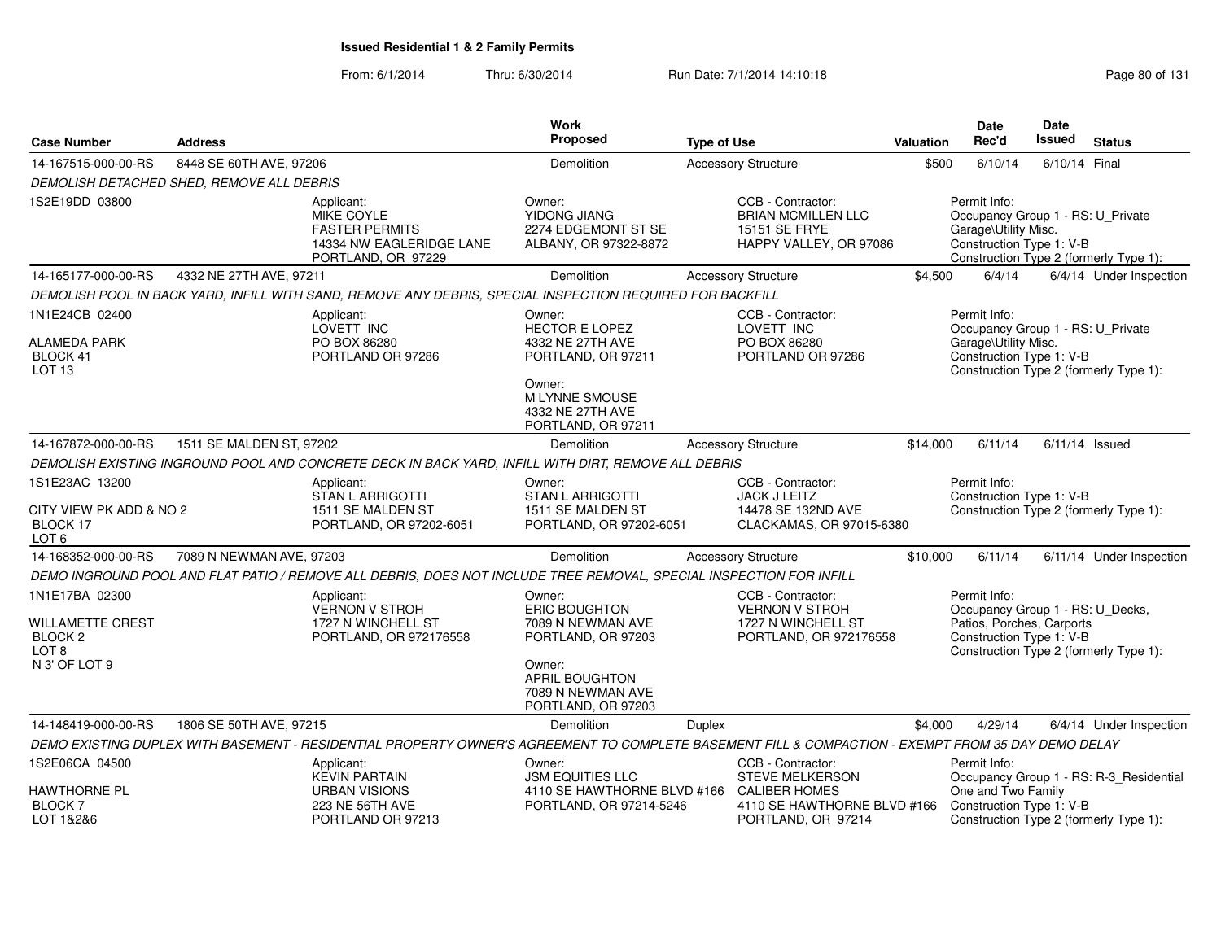# Issued Residential 1 & 2 Family Permits

From: 6/1/2014 Thru: 6/30/2014 Run Date: 7/1/2014 14:10:18

| Case Number | Address | Work Proposed | Type of Use | Valuation | Date Rec'd | Date Issued | Status |
|---|---|---|---|---|---|---|---|
| 14-167515-000-00-RS | 8448 SE 60TH AVE, 97206 | Demolition | Accessory Structure | $500 | 6/10/14 | 6/10/14 | Final |

DEMOLISH DETACHED SHED, REMOVE ALL DEBRIS

1S2E19DD 03800

Applicant: MIKE COYLE, FASTER PERMITS, 14334 NW EAGLERIDGE LANE, PORTLAND, OR 97229

Owner: YIDONG JIANG, 2274 EDGEMONT ST SE, ALBANY, OR 97322-8872

CCB - Contractor: BRIAN MCMILLEN LLC, 15151 SE FRYE, HAPPY VALLEY, OR 97086

Permit Info: Occupancy Group 1 - RS: U_Private Garage\Utility Misc. Construction Type 1: V-B Construction Type 2 (formerly Type 1):

| Case Number | Address | Work Proposed | Type of Use | Valuation | Date Rec'd | Date Issued | Status |
|---|---|---|---|---|---|---|---|
| 14-165177-000-00-RS | 4332 NE 27TH AVE, 97211 | Demolition | Accessory Structure | $4,500 | 6/4/14 | 6/4/14 | Under Inspection |

DEMOLISH POOL IN BACK YARD, INFILL WITH SAND, REMOVE ANY DEBRIS, SPECIAL INSPECTION REQUIRED FOR BACKFILL

1N1E24CB 02400

ALAMEDA PARK BLOCK 41 LOT 13

Applicant: LOVETT INC, PO BOX 86280, PORTLAND OR 97286

Owner: HECTOR E LOPEZ, 4332 NE 27TH AVE, PORTLAND, OR 97211

Owner: M LYNNE SMOUSE, 4332 NE 27TH AVE, PORTLAND, OR 97211

CCB - Contractor: LOVETT INC, PO BOX 86280, PORTLAND OR 97286

Permit Info: Occupancy Group 1 - RS: U_Private Garage\Utility Misc. Construction Type 1: V-B Construction Type 2 (formerly Type 1):

| Case Number | Address | Work Proposed | Type of Use | Valuation | Date Rec'd | Date Issued | Status |
|---|---|---|---|---|---|---|---|
| 14-167872-000-00-RS | 1511 SE MALDEN ST, 97202 | Demolition | Accessory Structure | $14,000 | 6/11/14 | 6/11/14 | Issued |

DEMOLISH EXISTING INGROUND POOL AND CONCRETE DECK IN BACK YARD, INFILL WITH DIRT, REMOVE ALL DEBRIS

1S1E23AC 13200

CITY VIEW PK ADD & NO 2 BLOCK 17 LOT 6

Applicant: STAN L ARRIGOTTI, 1511 SE MALDEN ST, PORTLAND, OR 97202-6051

Owner: STAN L ARRIGOTTI, 1511 SE MALDEN ST, PORTLAND, OR 97202-6051

CCB - Contractor: JACK J LEITZ, 14478 SE 132ND AVE, CLACKAMAS, OR 97015-6380

Permit Info: Construction Type 1: V-B Construction Type 2 (formerly Type 1):

| Case Number | Address | Work Proposed | Type of Use | Valuation | Date Rec'd | Date Issued | Status |
|---|---|---|---|---|---|---|---|
| 14-168352-000-00-RS | 7089 N NEWMAN AVE, 97203 | Demolition | Accessory Structure | $10,000 | 6/11/14 | 6/11/14 | Under Inspection |

DEMO INGROUND POOL AND FLAT PATIO / REMOVE ALL DEBRIS, DOES NOT INCLUDE TREE REMOVAL, SPECIAL INSPECTION FOR INFILL

1N1E17BA 02300

WILLAMETTE CREST BLOCK 2 LOT 8 N 3' OF LOT 9

Applicant: VERNON V STROH, 1727 N WINCHELL ST, PORTLAND, OR 972176558

Owner: ERIC BOUGHTON, 7089 N NEWMAN AVE, PORTLAND, OR 97203

Owner: APRIL BOUGHTON, 7089 N NEWMAN AVE, PORTLAND, OR 97203

CCB - Contractor: VERNON V STROH, 1727 N WINCHELL ST, PORTLAND, OR 972176558

Permit Info: Occupancy Group 1 - RS: U_Decks, Patios, Porches, Carports Construction Type 1: V-B Construction Type 2 (formerly Type 1):

| Case Number | Address | Work Proposed | Type of Use | Valuation | Date Rec'd | Date Issued | Status |
|---|---|---|---|---|---|---|---|
| 14-148419-000-00-RS | 1806 SE 50TH AVE, 97215 | Demolition | Duplex | $4,000 | 4/29/14 | 6/4/14 | Under Inspection |

DEMO EXISTING DUPLEX WITH BASEMENT - RESIDENTIAL PROPERTY OWNER'S AGREEMENT TO COMPLETE BASEMENT FILL & COMPACTION - EXEMPT FROM 35 DAY DEMO DELAY

1S2E06CA 04500

HAWTHORNE PL BLOCK 7 LOT 1&2&6

Applicant: KEVIN PARTAIN, URBAN VISIONS, 223 NE 56TH AVE, PORTLAND OR 97213

Owner: JSM EQUITIES LLC, 4110 SE HAWTHORNE BLVD #166, PORTLAND, OR 97214-5246

CCB - Contractor: STEVE MELKERSON, CALIBER HOMES, 4110 SE HAWTHORNE BLVD #166, PORTLAND, OR 97214

Permit Info: Occupancy Group 1 - RS: R-3_Residential One and Two Family Construction Type 1: V-B Construction Type 2 (formerly Type 1):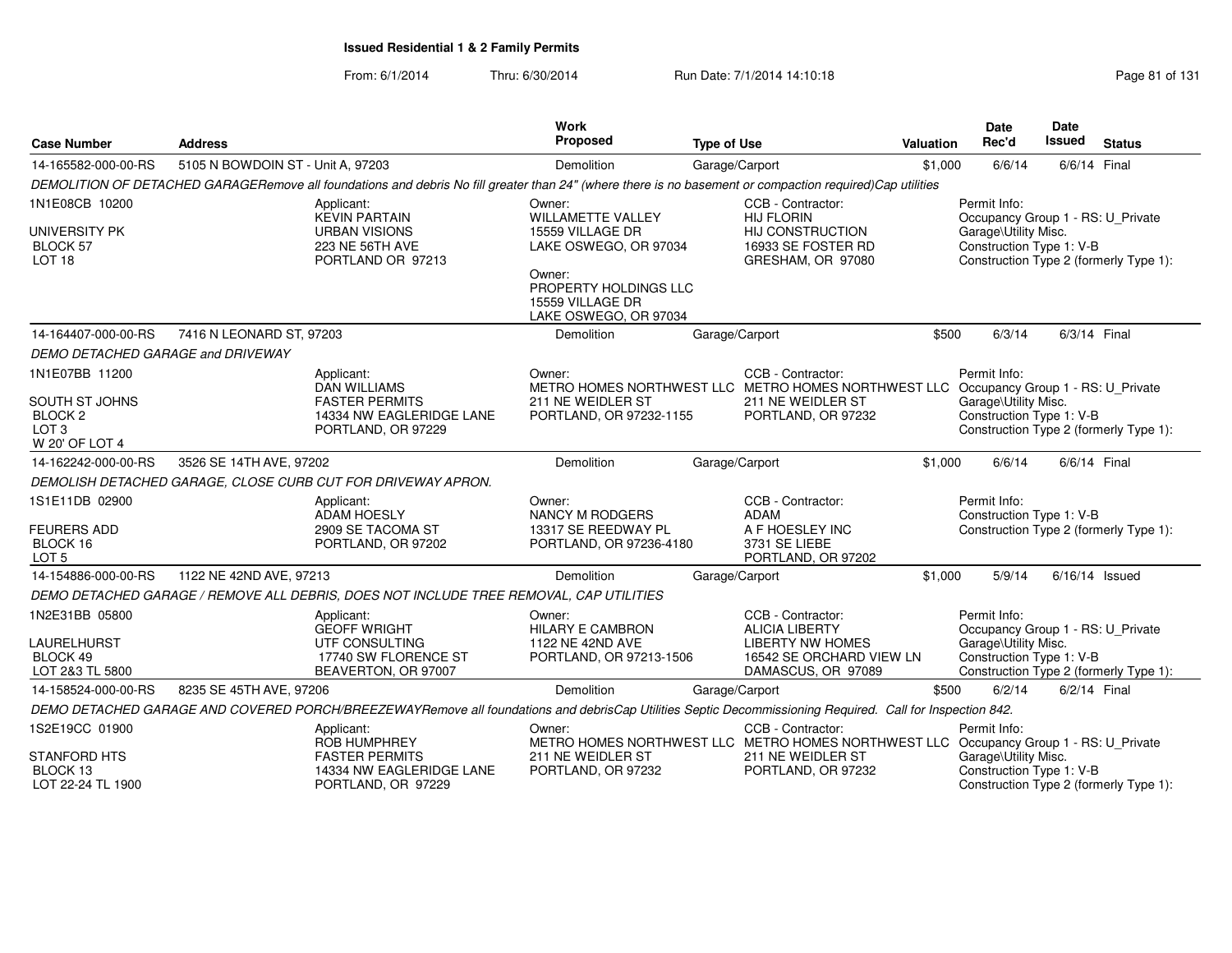# Issued Residential 1 & 2 Family Permits

From: 6/1/2014 Thru: 6/30/2014 Run Date: 7/1/2014 14:10:18

| Case Number | Address | Work Proposed | Type of Use | Valuation | Date Rec'd | Date Issued | Status |
|---|---|---|---|---|---|---|---|
| 14-165582-000-00-RS | 5105 N BOWDOIN ST - Unit A, 97203 | Demolition | Garage/Carport | $1,000 | 6/6/14 | 6/6/14 | Final |

DEMOLITION OF DETACHED GARAGERemove all foundations and debris No fill greater than 24" (where there is no basement or compaction required)Cap utilities

| Legal | Applicant | Owner | CCB - Contractor | Permit Info |
|---|---|---|---|---|
| 1N1E08CB 10200<br>UNIVERSITY PK<br>BLOCK 57<br>LOT 18 | Applicant:<br>KEVIN PARTAIN<br>URBAN VISIONS<br>223 NE 56TH AVE<br>PORTLAND OR 97213 | Owner:<br>WILLAMETTE VALLEY<br>15559 VILLAGE DR<br>LAKE OSWEGO, OR 97034<br>Owner:<br>PROPERTY HOLDINGS LLC<br>15559 VILLAGE DR<br>LAKE OSWEGO, OR 97034 | CCB - Contractor:<br>HIJ FLORIN<br>HIJ CONSTRUCTION<br>16933 SE FOSTER RD<br>GRESHAM, OR 97080 | Permit Info:<br>Occupancy Group 1 - RS: U_Private Garage\Utility Misc.<br>Construction Type 1: V-B<br>Construction Type 2 (formerly Type 1): |

| Case Number | Address | Work Proposed | Type of Use | Valuation | Date Rec'd | Date Issued | Status |
|---|---|---|---|---|---|---|---|
| 14-164407-000-00-RS | 7416 N LEONARD ST, 97203 | Demolition | Garage/Carport | $500 | 6/3/14 | 6/3/14 | Final |

DEMO DETACHED GARAGE and DRIVEWAY

| Legal | Applicant | Owner | CCB - Contractor | Permit Info |
|---|---|---|---|---|
| 1N1E07BB 11200<br>SOUTH ST JOHNS<br>BLOCK 2<br>LOT 3<br>W 20' OF LOT 4 | Applicant:<br>DAN WILLIAMS<br>FASTER PERMITS<br>14334 NW EAGLERIDGE LANE<br>PORTLAND, OR 97229 | Owner:<br>METRO HOMES NORTHWEST LLC<br>211 NE WEIDLER ST<br>PORTLAND, OR 97232-1155 | CCB - Contractor:<br>METRO HOMES NORTHWEST LLC<br>211 NE WEIDLER ST<br>PORTLAND, OR 97232 | Permit Info:<br>Occupancy Group 1 - RS: U_Private Garage\Utility Misc.<br>Construction Type 1: V-B<br>Construction Type 2 (formerly Type 1): |

| Case Number | Address | Work Proposed | Type of Use | Valuation | Date Rec'd | Date Issued | Status |
|---|---|---|---|---|---|---|---|
| 14-162242-000-00-RS | 3526 SE 14TH AVE, 97202 | Demolition | Garage/Carport | $1,000 | 6/6/14 | 6/6/14 | Final |

DEMOLISH DETACHED GARAGE, CLOSE CURB CUT FOR DRIVEWAY APRON.

| Legal | Applicant | Owner | CCB - Contractor | Permit Info |
|---|---|---|---|---|
| 1S1E11DB 02900<br>FEURERS ADD<br>BLOCK 16<br>LOT 5 | Applicant:<br>ADAM HOESLY<br>2909 SE TACOMA ST<br>PORTLAND, OR 97202 | Owner:<br>NANCY M RODGERS<br>13317 SE REEDWAY PL<br>PORTLAND, OR 97236-4180 | CCB - Contractor:<br>ADAM<br>A F HOESLEY INC<br>3731 SE LIEBE<br>PORTLAND, OR 97202 | Permit Info:<br>Construction Type 1: V-B<br>Construction Type 2 (formerly Type 1): |

| Case Number | Address | Work Proposed | Type of Use | Valuation | Date Rec'd | Date Issued | Status |
|---|---|---|---|---|---|---|---|
| 14-154886-000-00-RS | 1122 NE 42ND AVE, 97213 | Demolition | Garage/Carport | $1,000 | 5/9/14 | 6/16/14 | Issued |

DEMO DETACHED GARAGE / REMOVE ALL DEBRIS, DOES NOT INCLUDE TREE REMOVAL, CAP UTILITIES

| Legal | Applicant | Owner | CCB - Contractor | Permit Info |
|---|---|---|---|---|
| 1N2E31BB 05800<br>LAURELHURST<br>BLOCK 49<br>LOT 2&3 TL 5800 | Applicant:<br>GEOFF WRIGHT<br>UTF CONSULTING<br>17740 SW FLORENCE ST<br>BEAVERTON, OR 97007 | Owner:<br>HILARY E CAMBRON<br>1122 NE 42ND AVE<br>PORTLAND, OR 97213-1506 | CCB - Contractor:<br>ALICIA LIBERTY<br>LIBERTY NW HOMES<br>16542 SE ORCHARD VIEW LN<br>DAMASCUS, OR 97089 | Permit Info:<br>Occupancy Group 1 - RS: U_Private Garage\Utility Misc.<br>Construction Type 1: V-B<br>Construction Type 2 (formerly Type 1): |

| Case Number | Address | Work Proposed | Type of Use | Valuation | Date Rec'd | Date Issued | Status |
|---|---|---|---|---|---|---|---|
| 14-158524-000-00-RS | 8235 SE 45TH AVE, 97206 | Demolition | Garage/Carport | $500 | 6/2/14 | 6/2/14 | Final |

DEMO DETACHED GARAGE AND COVERED PORCH/BREEZEWAYRemove all foundations and debrisCap Utilities Septic Decommissioning Required. Call for Inspection 842.

| Legal | Applicant | Owner | CCB - Contractor | Permit Info |
|---|---|---|---|---|
| 1S2E19CC 01900<br>STANFORD HTS<br>BLOCK 13<br>LOT 22-24 TL 1900 | Applicant:<br>ROB HUMPHREY<br>FASTER PERMITS<br>14334 NW EAGLERIDGE LANE<br>PORTLAND, OR 97229 | Owner:<br>METRO HOMES NORTHWEST LLC<br>211 NE WEIDLER ST<br>PORTLAND, OR 97232 | CCB - Contractor:<br>METRO HOMES NORTHWEST LLC<br>211 NE WEIDLER ST<br>PORTLAND, OR 97232 | Permit Info:<br>Occupancy Group 1 - RS: U_Private Garage\Utility Misc.<br>Construction Type 1: V-B<br>Construction Type 2 (formerly Type 1): |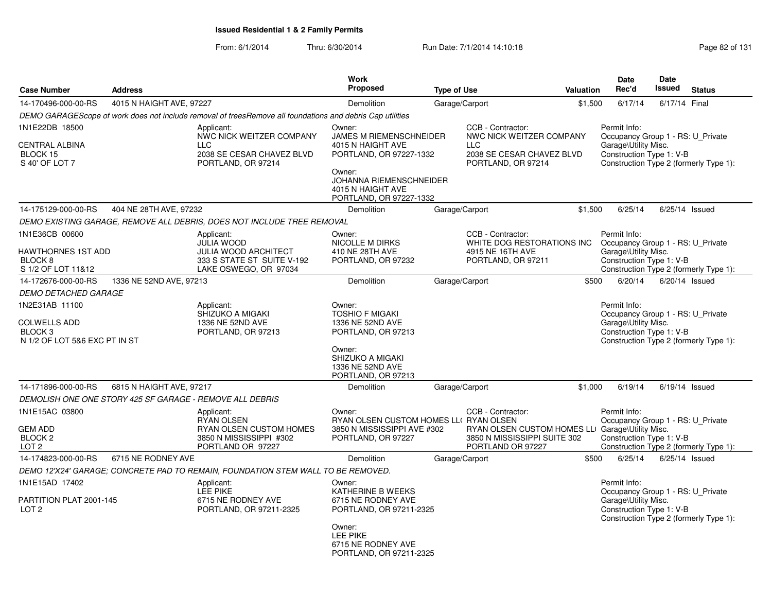# Issued Residential 1 & 2 Family Permits

From: 6/1/2014 Thru: 6/30/2014 Run Date: 7/1/2014 14:10:18

| Case Number | Address | Work Proposed | Type of Use | Valuation | Date Rec'd | Date Issued | Status |
|---|---|---|---|---|---|---|---|
| 14-170496-000-00-RS | 4015 N HAIGHT AVE, 97227 | Demolition | Garage/Carport | $1,500 | 6/17/14 | 6/17/14 | Final |

DEMO GARAGEScope of work does not include removal of treesRemove all foundations and debris Cap utilities

1N1E22DB 18500
CENTRAL ALBINA
BLOCK 15
S 40' OF LOT 7

Applicant:
NWC NICK WEITZER COMPANY LLC
2038 SE CESAR CHAVEZ BLVD
PORTLAND, OR 97214

Owner:
JAMES M RIEMENSCHNEIDER
4015 N HAIGHT AVE
PORTLAND, OR 97227-1332

Owner:
JOHANNA RIEMENSCHNEIDER
4015 N HAIGHT AVE
PORTLAND, OR 97227-1332

CCB - Contractor:
NWC NICK WEITZER COMPANY LLC
2038 SE CESAR CHAVEZ BLVD
PORTLAND, OR 97214

Permit Info:
Occupancy Group 1 - RS: U_Private Garage\Utility Misc.
Construction Type 1: V-B
Construction Type 2 (formerly Type 1):

| Case Number | Address | Work Proposed | Type of Use | Valuation | Date Rec'd | Date Issued | Status |
|---|---|---|---|---|---|---|---|
| 14-175129-000-00-RS | 404 NE 28TH AVE, 97232 | Demolition | Garage/Carport | $1,500 | 6/25/14 | 6/25/14 | Issued |

DEMO EXISTING GARAGE, REMOVE ALL DEBRIS, DOES NOT INCLUDE TREE REMOVAL

1N1E36CB 00600
HAWTHORNES 1ST ADD
BLOCK 8
S 1/2 OF LOT 11&12

Applicant:
JULIA WOOD
JULIA WOOD ARCHITECT
333 S STATE ST SUITE V-192
LAKE OSWEGO, OR 97034

Owner:
NICOLLE M DIRKS
410 NE 28TH AVE
PORTLAND, OR 97232

CCB - Contractor:
WHITE DOG RESTORATIONS INC
4915 NE 16TH AVE
PORTLAND, OR 97211

Permit Info:
Occupancy Group 1 - RS: U_Private Garage\Utility Misc.
Construction Type 1: V-B
Construction Type 2 (formerly Type 1):

| Case Number | Address | Work Proposed | Type of Use | Valuation | Date Rec'd | Date Issued | Status |
|---|---|---|---|---|---|---|---|
| 14-172676-000-00-RS | 1336 NE 52ND AVE, 97213 | Demolition | Garage/Carport | $500 | 6/20/14 | 6/20/14 | Issued |

DEMO DETACHED GARAGE

1N2E31AB 11100
COLWELLS ADD
BLOCK 3
N 1/2 OF LOT 5&6 EXC PT IN ST

Applicant:
SHIZUKO A MIGAKI
1336 NE 52ND AVE
PORTLAND, OR 97213

Owner:
TOSHIO F MIGAKI
1336 NE 52ND AVE
PORTLAND, OR 97213

Owner:
SHIZUKO A MIGAKI
1336 NE 52ND AVE
PORTLAND, OR 97213

Permit Info:
Occupancy Group 1 - RS: U_Private Garage\Utility Misc.
Construction Type 1: V-B
Construction Type 2 (formerly Type 1):

| Case Number | Address | Work Proposed | Type of Use | Valuation | Date Rec'd | Date Issued | Status |
|---|---|---|---|---|---|---|---|
| 14-171896-000-00-RS | 6815 N HAIGHT AVE, 97217 | Demolition | Garage/Carport | $1,000 | 6/19/14 | 6/19/14 | Issued |

DEMOLISH ONE ONE STORY 425 SF GARAGE - REMOVE ALL DEBRIS

1N1E15AC 03800
GEM ADD
BLOCK 2
LOT 2

Applicant:
RYAN OLSEN
RYAN OLSEN CUSTOM HOMES
3850 N MISSISSIPPI #302
PORTLAND OR 97227

Owner:
RYAN OLSEN CUSTOM HOMES LL(
3850 N MISSISSIPPI AVE #302
PORTLAND, OR 97227

CCB - Contractor:
RYAN OLSEN
RYAN OLSEN CUSTOM HOMES LL(
3850 N MISSISSIPPI SUITE 302
PORTLAND OR 97227

Permit Info:
Occupancy Group 1 - RS: U_Private Garage\Utility Misc.
Construction Type 1: V-B
Construction Type 2 (formerly Type 1):

| Case Number | Address | Work Proposed | Type of Use | Valuation | Date Rec'd | Date Issued | Status |
|---|---|---|---|---|---|---|---|
| 14-174823-000-00-RS | 6715 NE RODNEY AVE | Demolition | Garage/Carport | $500 | 6/25/14 | 6/25/14 | Issued |

DEMO 12'X24' GARAGE; CONCRETE PAD TO REMAIN, FOUNDATION STEM WALL TO BE REMOVED.

1N1E15AD 17402
PARTITION PLAT 2001-145
LOT 2

Applicant:
LEE PIKE
6715 NE RODNEY AVE
PORTLAND, OR 97211-2325

Owner:
KATHERINE B WEEKS
6715 NE RODNEY AVE
PORTLAND, OR 97211-2325

Owner:
LEE PIKE
6715 NE RODNEY AVE
PORTLAND, OR 97211-2325

Permit Info:
Occupancy Group 1 - RS: U_Private Garage\Utility Misc.
Construction Type 1: V-B
Construction Type 2 (formerly Type 1):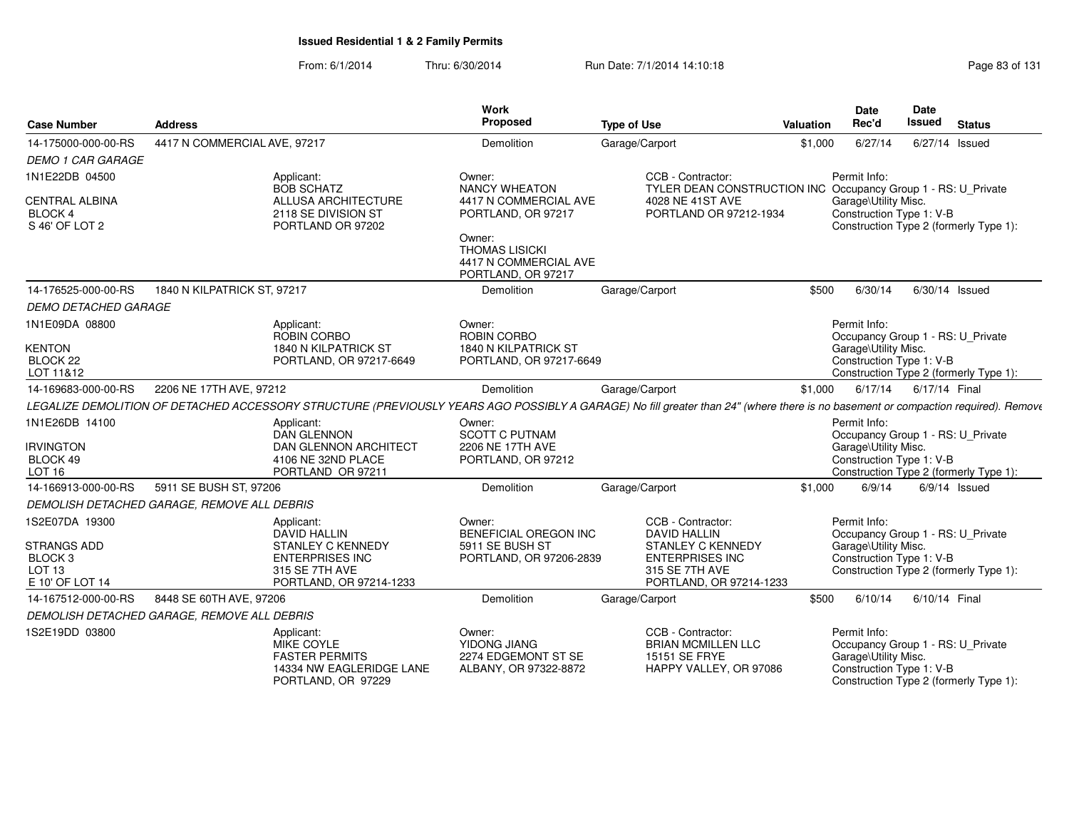**Issued Residential 1 & 2 Family Permits**

From: 6/1/2014 Thru: 6/30/2014 Run Date: 7/1/2014 14:10:18

| Case Number | Address | Work Proposed | Type of Use | Valuation | Date Rec'd | Date Issued | Status |
|---|---|---|---|---|---|---|---|
| 14-175000-000-00-RS | 4417 N COMMERCIAL AVE, 97217 | Demolition | Garage/Carport | $1,000 | 6/27/14 | 6/27/14 | Issued |

*DEMO 1 CAR GARAGE*

1N1E22DB 04500
CENTRAL ALBINA
BLOCK 4
S 46' OF LOT 2

Applicant: BOB SCHATZ, ALLUSA ARCHITECTURE, 2118 SE DIVISION ST, PORTLAND OR 97202

Owner: NANCY WHEATON, 4417 N COMMERCIAL AVE, PORTLAND, OR 97217

Owner: THOMAS LISICKI, 4417 N COMMERCIAL AVE, PORTLAND, OR 97217

CCB - Contractor: TYLER DEAN CONSTRUCTION INC, 4028 NE 41ST AVE, PORTLAND OR 97212-1934

Permit Info: Occupancy Group 1 - RS: U_Private Garage\Utility Misc. Construction Type 1: V-B Construction Type 2 (formerly Type 1):

| Case Number | Address | Work Proposed | Type of Use | Valuation | Date Rec'd | Date Issued | Status |
|---|---|---|---|---|---|---|---|
| 14-176525-000-00-RS | 1840 N KILPATRICK ST, 97217 | Demolition | Garage/Carport | $500 | 6/30/14 | 6/30/14 | Issued |

*DEMO DETACHED GARAGE*

1N1E09DA 08800
KENTON
BLOCK 22
LOT 11&12

Applicant: ROBIN CORBO, 1840 N KILPATRICK ST, PORTLAND, OR 97217-6649

Owner: ROBIN CORBO, 1840 N KILPATRICK ST, PORTLAND, OR 97217-6649

Permit Info: Occupancy Group 1 - RS: U_Private Garage\Utility Misc. Construction Type 1: V-B Construction Type 2 (formerly Type 1):

| Case Number | Address | Work Proposed | Type of Use | Valuation | Date Rec'd | Date Issued | Status |
|---|---|---|---|---|---|---|---|
| 14-169683-000-00-RS | 2206 NE 17TH AVE, 97212 | Demolition | Garage/Carport | $1,000 | 6/17/14 | 6/17/14 | Final |

*LEGALIZE DEMOLITION OF DETACHED ACCESSORY STRUCTURE (PREVIOUSLY YEARS AGO POSSIBLY A GARAGE) No fill greater than 24" (where there is no basement or compaction required). Remove*

1N1E26DB 14100
IRVINGTON
BLOCK 49
LOT 16

Applicant: DAN GLENNON, DAN GLENNON ARCHITECT, 4106 NE 32ND PLACE, PORTLAND OR 97211

Owner: SCOTT C PUTNAM, 2206 NE 17TH AVE, PORTLAND, OR 97212

Permit Info: Occupancy Group 1 - RS: U_Private Garage\Utility Misc. Construction Type 1: V-B Construction Type 2 (formerly Type 1):

| Case Number | Address | Work Proposed | Type of Use | Valuation | Date Rec'd | Date Issued | Status |
|---|---|---|---|---|---|---|---|
| 14-166913-000-00-RS | 5911 SE BUSH ST, 97206 | Demolition | Garage/Carport | $1,000 | 6/9/14 | 6/9/14 | Issued |

*DEMOLISH DETACHED GARAGE, REMOVE ALL DEBRIS*

1S2E07DA 19300
STRANGS ADD
BLOCK 3
LOT 13
E 10' OF LOT 14

Applicant: DAVID HALLIN, STANLEY C KENNEDY ENTERPRISES INC, 315 SE 7TH AVE, PORTLAND, OR 97214-1233

Owner: BENEFICIAL OREGON INC, 5911 SE BUSH ST, PORTLAND, OR 97206-2839

CCB - Contractor: DAVID HALLIN, STANLEY C KENNEDY ENTERPRISES INC, 315 SE 7TH AVE, PORTLAND, OR 97214-1233

Permit Info: Occupancy Group 1 - RS: U_Private Garage\Utility Misc. Construction Type 1: V-B Construction Type 2 (formerly Type 1):

| Case Number | Address | Work Proposed | Type of Use | Valuation | Date Rec'd | Date Issued | Status |
|---|---|---|---|---|---|---|---|
| 14-167512-000-00-RS | 8448 SE 60TH AVE, 97206 | Demolition | Garage/Carport | $500 | 6/10/14 | 6/10/14 | Final |

*DEMOLISH DETACHED GARAGE, REMOVE ALL DEBRIS*

1S2E19DD 03800

Applicant: MIKE COYLE, FASTER PERMITS, 14334 NW EAGLERIDGE LANE, PORTLAND, OR 97229

Owner: YIDONG JIANG, 2274 EDGEMONT ST SE, ALBANY, OR 97322-8872

CCB - Contractor: BRIAN MCMILLEN LLC, 15151 SE FRYE, HAPPY VALLEY, OR 97086

Permit Info: Occupancy Group 1 - RS: U_Private Garage\Utility Misc. Construction Type 1: V-B Construction Type 2 (formerly Type 1):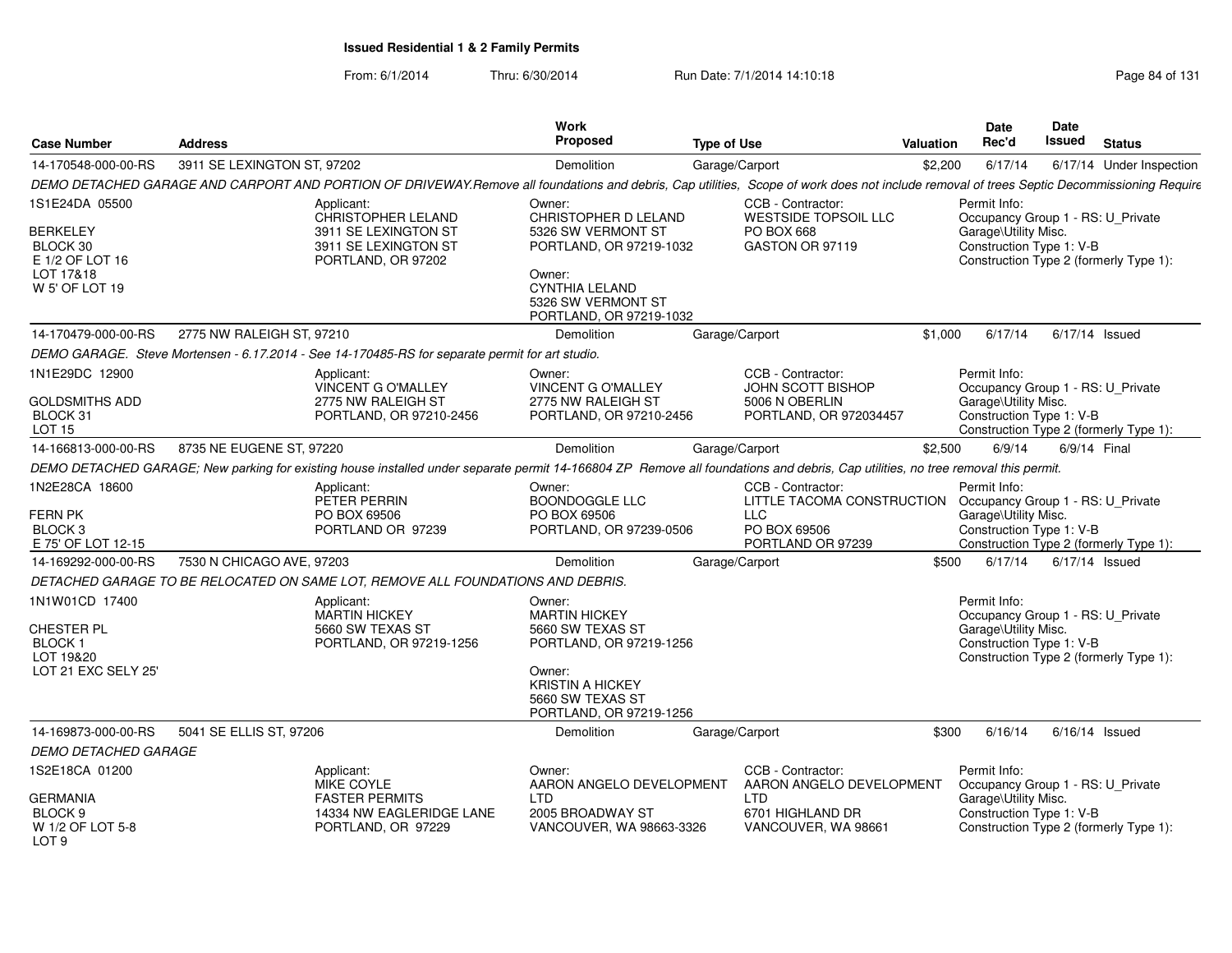**Issued Residential 1 & 2 Family Permits**

From: 6/1/2014 Thru: 6/30/2014 Run Date: 7/1/2014 14:10:18

| Case Number | Address | Work Proposed | Type of Use | Valuation | Date Rec'd | Date Issued | Status |
|---|---|---|---|---|---|---|---|
| 14-170548-000-00-RS | 3911 SE LEXINGTON ST, 97202 | Demolition | Garage/Carport | $2,200 | 6/17/14 | 6/17/14 | Under Inspection |

DEMO DETACHED GARAGE AND CARPORT AND PORTION OF DRIVEWAY.Remove all foundations and debris, Cap utilities, Scope of work does not include removal of trees Septic Decommissioning Require

| Property | Applicant | Owner | CCB - Contractor | Permit Info |
|---|---|---|---|---|
| 1S1E24DA 05500<br>BERKELEY<br>BLOCK 30<br>E 1/2 OF LOT 16<br>LOT 17&18<br>W 5' OF LOT 19 | CHRISTOPHER LELAND<br>3911 SE LEXINGTON ST<br>3911 SE LEXINGTON ST<br>PORTLAND, OR 97202 | CHRISTOPHER D LELAND<br>5326 SW VERMONT ST<br>PORTLAND, OR 97219-1032<br><br>Owner:<br>CYNTHIA LELAND<br>5326 SW VERMONT ST<br>PORTLAND, OR 97219-1032 | WESTSIDE TOPSOIL LLC<br>PO BOX 668<br>GASTON OR 97119 | Occupancy Group 1 - RS: U_Private<br>Garage\Utility Misc.<br>Construction Type 1: V-B<br>Construction Type 2 (formerly Type 1): |

| Case Number | Address | Work Proposed | Type of Use | Valuation | Date Rec'd | Date Issued | Status |
|---|---|---|---|---|---|---|---|
| 14-170479-000-00-RS | 2775 NW RALEIGH ST, 97210 | Demolition | Garage/Carport | $1,000 | 6/17/14 | 6/17/14 | Issued |

DEMO GARAGE. Steve Mortensen - 6.17.2014 - See 14-170485-RS for separate permit for art studio.

| Property | Applicant | Owner | CCB - Contractor | Permit Info |
|---|---|---|---|---|
| 1N1E29DC 12900<br>GOLDSMITHS ADD<br>BLOCK 31<br>LOT 15 | VINCENT G O'MALLEY<br>2775 NW RALEIGH ST<br>PORTLAND, OR 97210-2456 | VINCENT G O'MALLEY<br>2775 NW RALEIGH ST<br>PORTLAND, OR 97210-2456 | JOHN SCOTT BISHOP<br>5006 N OBERLIN<br>PORTLAND, OR 972034457 | Occupancy Group 1 - RS: U_Private<br>Garage\Utility Misc.<br>Construction Type 1: V-B<br>Construction Type 2 (formerly Type 1): |

| Case Number | Address | Work Proposed | Type of Use | Valuation | Date Rec'd | Date Issued | Status |
|---|---|---|---|---|---|---|---|
| 14-166813-000-00-RS | 8735 NE EUGENE ST, 97220 | Demolition | Garage/Carport | $2,500 | 6/9/14 | 6/9/14 | Final |

DEMO DETACHED GARAGE; New parking for existing house installed under separate permit 14-166804 ZP Remove all foundations and debris, Cap utilities, no tree removal this permit.

| Property | Applicant | Owner | CCB - Contractor | Permit Info |
|---|---|---|---|---|
| 1N2E28CA 18600<br>FERN PK<br>BLOCK 3<br>E 75' OF LOT 12-15 | PETER PERRIN<br>PO BOX 69506<br>PORTLAND OR 97239 | BOONDOGGLE LLC<br>PO BOX 69506<br>PORTLAND, OR 97239-0506 | LITTLE TACOMA CONSTRUCTION LLC<br>PO BOX 69506<br>PORTLAND OR 97239 | Occupancy Group 1 - RS: U_Private<br>Garage\Utility Misc.<br>Construction Type 1: V-B<br>Construction Type 2 (formerly Type 1): |

| Case Number | Address | Work Proposed | Type of Use | Valuation | Date Rec'd | Date Issued | Status |
|---|---|---|---|---|---|---|---|
| 14-169292-000-00-RS | 7530 N CHICAGO AVE, 97203 | Demolition | Garage/Carport | $500 | 6/17/14 | 6/17/14 | Issued |

DETACHED GARAGE TO BE RELOCATED ON SAME LOT, REMOVE ALL FOUNDATIONS AND DEBRIS.

| Property | Applicant | Owner | CCB - Contractor | Permit Info |
|---|---|---|---|---|
| 1N1W01CD 17400<br>CHESTER PL<br>BLOCK 1<br>LOT 19&20<br>LOT 21 EXC SELY 25' | MARTIN HICKEY<br>5660 SW TEXAS ST<br>PORTLAND, OR 97219-1256 | MARTIN HICKEY<br>5660 SW TEXAS ST<br>PORTLAND, OR 97219-1256<br><br>Owner:<br>KRISTIN A HICKEY<br>5660 SW TEXAS ST<br>PORTLAND, OR 97219-1256 | | Occupancy Group 1 - RS: U_Private<br>Garage\Utility Misc.<br>Construction Type 1: V-B<br>Construction Type 2 (formerly Type 1): |

| Case Number | Address | Work Proposed | Type of Use | Valuation | Date Rec'd | Date Issued | Status |
|---|---|---|---|---|---|---|---|
| 14-169873-000-00-RS | 5041 SE ELLIS ST, 97206 | Demolition | Garage/Carport | $300 | 6/16/14 | 6/16/14 | Issued |

DEMO DETACHED GARAGE

| Property | Applicant | Owner | CCB - Contractor | Permit Info |
|---|---|---|---|---|
| 1S2E18CA 01200<br>GERMANIA<br>BLOCK 9<br>W 1/2 OF LOT 5-8<br>LOT 9 | MIKE COYLE<br>FASTER PERMITS<br>14334 NW EAGLERIDGE LANE<br>PORTLAND, OR 97229 | AARON ANGELO DEVELOPMENT LTD<br>2005 BROADWAY ST<br>VANCOUVER, WA 98663-3326 | AARON ANGELO DEVELOPMENT LTD<br>6701 HIGHLAND DR<br>VANCOUVER, WA 98661 | Occupancy Group 1 - RS: U_Private<br>Garage\Utility Misc.<br>Construction Type 1: V-B<br>Construction Type 2 (formerly Type 1): |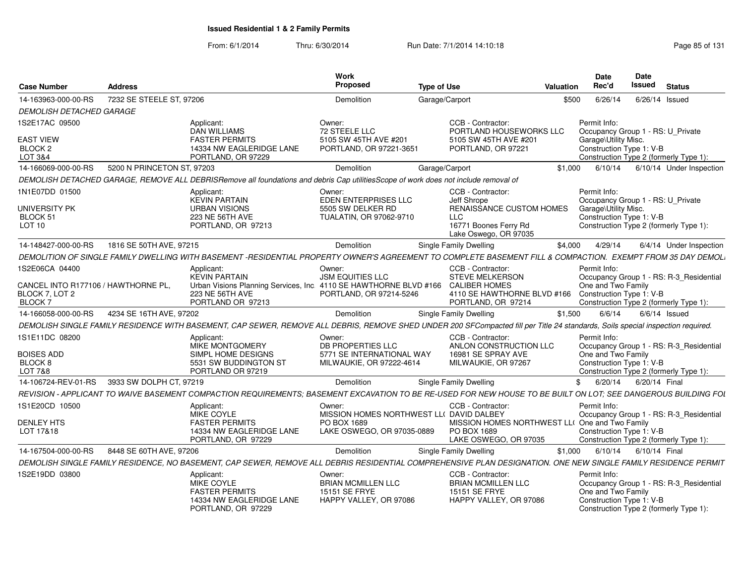# Issued Residential 1 & 2 Family Permits

From: 6/1/2014 Thru: 6/30/2014 Run Date: 7/1/2014 14:10:18

| Case Number | Address | Work Proposed | Type of Use | Valuation | Date Rec'd | Date Issued | Status |
|---|---|---|---|---|---|---|---|
| 14-163963-000-00-RS | 7232 SE STEELE ST, 97206 | Demolition | Garage/Carport | $500 | 6/26/14 | 6/26/14 | Issued |

*DEMOLISH DETACHED GARAGE*

1S2E17AC 09500
EAST VIEW
BLOCK 2
LOT 3&4

Applicant: DAN WILLIAMS, FASTER PERMITS, 14334 NW EAGLERIDGE LANE, PORTLAND, OR 97229

Owner: 72 STEELE LLC, 5105 SW 45TH AVE #201, PORTLAND, OR 97221-3651

CCB - Contractor: PORTLAND HOUSEWORKS LLC, 5105 SW 45TH AVE #201, PORTLAND, OR 97221

Permit Info: Occupancy Group 1 - RS: U_Private Garage\Utility Misc. Construction Type 1: V-B Construction Type 2 (formerly Type 1):

| Case Number | Address | Work Proposed | Type of Use | Valuation | Date Rec'd | Date Issued | Status |
|---|---|---|---|---|---|---|---|
| 14-166069-000-00-RS | 5200 N PRINCETON ST, 97203 | Demolition | Garage/Carport | $1,000 | 6/10/14 | 6/10/14 | Under Inspection |

*DEMOLISH DETACHED GARAGE, REMOVE ALL DEBRISRemove all foundations and debris Cap utilitiesScope of work does not include removal of*

1N1E07DD 01500
UNIVERSITY PK
BLOCK 51
LOT 10

Applicant: KEVIN PARTAIN, URBAN VISIONS, 223 NE 56TH AVE, PORTLAND, OR 97213

Owner: EDEN ENTERPRISES LLC, 5505 SW DELKER RD, TUALATIN, OR 97062-9710

CCB - Contractor: Jeff Shrope, RENAISSANCE CUSTOM HOMES LLC, 16771 Boones Ferry Rd, Lake Oswego, OR 97035

Permit Info: Occupancy Group 1 - RS: U_Private Garage\Utility Misc. Construction Type 1: V-B Construction Type 2 (formerly Type 1):

| Case Number | Address | Work Proposed | Type of Use | Valuation | Date Rec'd | Date Issued | Status |
|---|---|---|---|---|---|---|---|
| 14-148427-000-00-RS | 1816 SE 50TH AVE, 97215 | Demolition | Single Family Dwelling | $4,000 | 4/29/14 | 6/4/14 | Under Inspection |

*DEMOLITION OF SINGLE FAMILY DWELLING WITH BASEMENT -RESIDENTIAL PROPERTY OWNER'S AGREEMENT TO COMPLETE BASEMENT FILL & COMPACTION. EXEMPT FROM 35 DAY DEMOL*

1S2E06CA 04400
CANCEL INTO R177106 / HAWTHORNE PL, BLOCK 7, LOT 2
BLOCK 7

Applicant: KEVIN PARTAIN, Urban Visions Planning Services, Inc., 223 NE 56TH AVE, PORTLAND OR 97213

Owner: JSM EQUITIES LLC, 4110 SE HAWTHORNE BLVD #166, PORTLAND, OR 97214-5246

CCB - Contractor: STEVE MELKERSON, CALIBER HOMES, 4110 SE HAWTHORNE BLVD #166, PORTLAND, OR 97214

Permit Info: Occupancy Group 1 - RS: R-3_Residential One and Two Family Construction Type 1: V-B Construction Type 2 (formerly Type 1):

| Case Number | Address | Work Proposed | Type of Use | Valuation | Date Rec'd | Date Issued | Status |
|---|---|---|---|---|---|---|---|
| 14-166058-000-00-RS | 4234 SE 16TH AVE, 97202 | Demolition | Single Family Dwelling | $1,500 | 6/6/14 | 6/6/14 | Issued |

*DEMOLISH SINGLE FAMILY RESIDENCE WITH BASEMENT, CAP SEWER, REMOVE ALL DEBRIS, REMOVE SHED UNDER 200 SFCompacted fill per Title 24 standards, Soils special inspection required.*

1S1E11DC 08200
BOISES ADD
BLOCK 8
LOT 7&8

Applicant: MIKE MONTGOMERY, SIMPL HOME DESIGNS, 5531 SW BUDDINGTON ST, PORTLAND OR 97219

Owner: DB PROPERTIES LLC, 5771 SE INTERNATIONAL WAY, MILWAUKIE, OR 97222-4614

CCB - Contractor: ANLON CONSTRUCTION LLC, 16981 SE SPRAY AVE, MILWAUKIE, OR 97267

Permit Info: Occupancy Group 1 - RS: R-3_Residential One and Two Family Construction Type 1: V-B Construction Type 2 (formerly Type 1):

| Case Number | Address | Work Proposed | Type of Use | Valuation | Date Rec'd | Date Issued | Status |
|---|---|---|---|---|---|---|---|
| 14-106724-REV-01-RS | 3933 SW DOLPH CT, 97219 | Demolition | Single Family Dwelling | $ | 6/20/14 | 6/20/14 | Final |

*REVISION - APPLICANT TO WAIVE BASEMENT COMPACTION REQUIREMENTS; BASEMENT EXCAVATION TO BE RE-USED FOR NEW HOUSE TO BE BUILT ON LOT; SEE DANGEROUS BUILDING FOI*

1S1E20CD 10500
DENLEY HTS
LOT 17&18

Applicant: MIKE COYLE, FASTER PERMITS, 14334 NW EAGLERIDGE LANE, PORTLAND, OR 97229

Owner: MISSION HOMES NORTHWEST LL( PO BOX 1689, LAKE OSWEGO, OR 97035-0889

CCB - Contractor: DAVID DALBEY, MISSION HOMES NORTHWEST LL( PO BOX 1689, LAKE OSWEGO, OR 97035

Permit Info: Occupancy Group 1 - RS: R-3_Residential One and Two Family Construction Type 1: V-B Construction Type 2 (formerly Type 1):

| Case Number | Address | Work Proposed | Type of Use | Valuation | Date Rec'd | Date Issued | Status |
|---|---|---|---|---|---|---|---|
| 14-167504-000-00-RS | 8448 SE 60TH AVE, 97206 | Demolition | Single Family Dwelling | $1,000 | 6/10/14 | 6/10/14 | Final |

*DEMOLISH SINGLE FAMILY RESIDENCE, NO BASEMENT, CAP SEWER, REMOVE ALL DEBRIS RESIDENTIAL COMPREHENSIVE PLAN DESIGNATION. ONE NEW SINGLE FAMILY RESIDENCE PERMIT*

1S2E19DD 03800

Applicant: MIKE COYLE, FASTER PERMITS, 14334 NW EAGLERIDGE LANE, PORTLAND, OR 97229

Owner: BRIAN MCMILLEN LLC, 15151 SE FRYE, HAPPY VALLEY, OR 97086

CCB - Contractor: BRIAN MCMILLEN LLC, 15151 SE FRYE, HAPPY VALLEY, OR 97086

Permit Info: Occupancy Group 1 - RS: R-3_Residential One and Two Family Construction Type 1: V-B Construction Type 2 (formerly Type 1):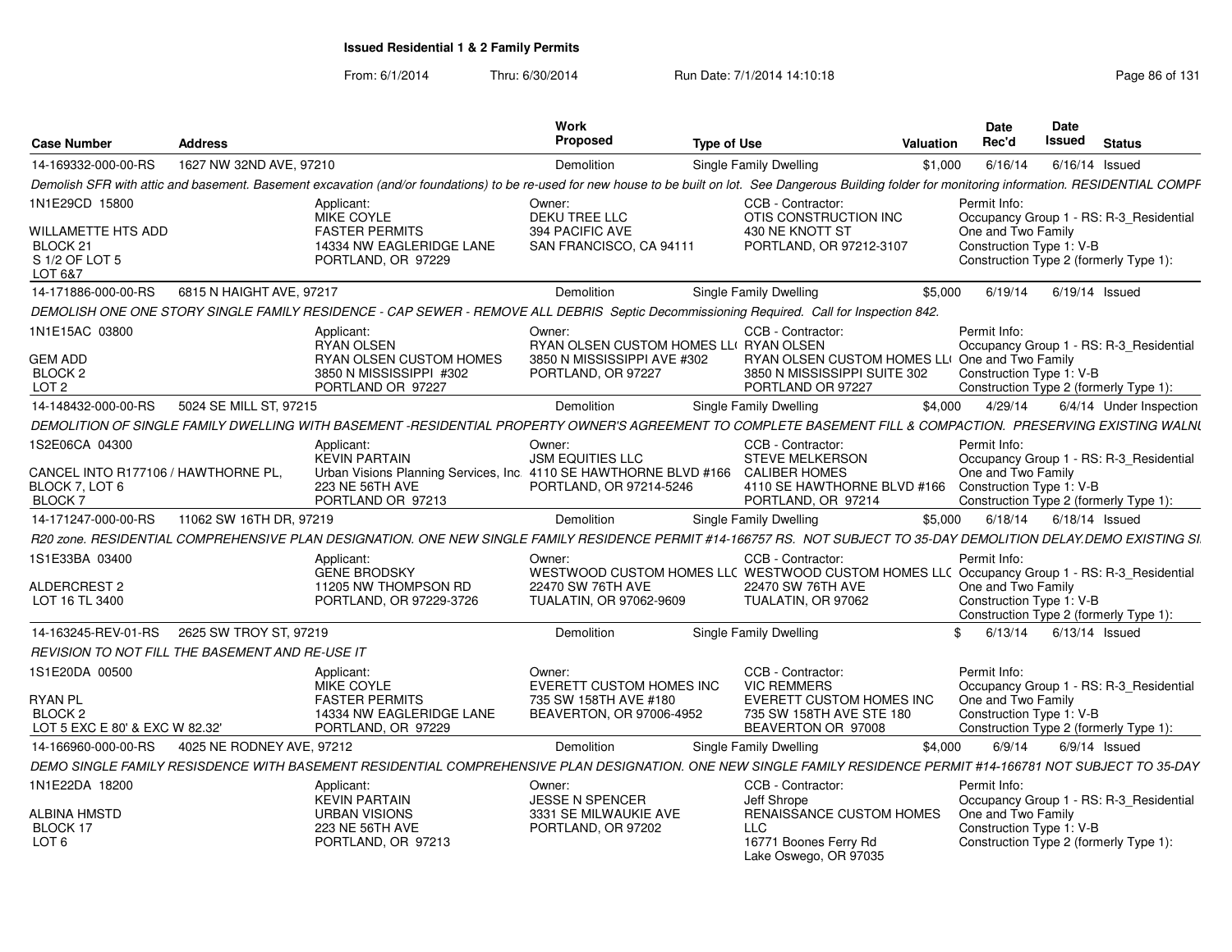**Issued Residential 1 & 2 Family Permits**

From: 6/1/2014 Thru: 6/30/2014 Run Date: 7/1/2014 14:10:18

| Case Number | Address | Work Proposed | Type of Use | Valuation | Date Rec'd | Date Issued | Status |
|---|---|---|---|---|---|---|---|
| 14-169332-000-00-RS | 1627 NW 32ND AVE, 97210 | Demolition | Single Family Dwelling | $1,000 | 6/16/14 | 6/16/14 | Issued |

*Demolish SFR with attic and basement. Basement excavation (and/or foundations) to be re-used for new house to be built on lot. See Dangerous Building folder for monitoring information. RESIDENTIAL COMPF*

1N1E29CD 15800
WILLAMETTE HTS ADD
BLOCK 21
S 1/2 OF LOT 5
LOT 6&7

Applicant: MIKE COYLE, FASTER PERMITS, 14334 NW EAGLERIDGE LANE, PORTLAND, OR 97229

Owner: DEKU TREE LLC, 394 PACIFIC AVE, SAN FRANCISCO, CA 94111

CCB - Contractor: OTIS CONSTRUCTION INC, 430 NE KNOTT ST, PORTLAND, OR 97212-3107

Permit Info: Occupancy Group 1 - RS: R-3_Residential One and Two Family; Construction Type 1: V-B; Construction Type 2 (formerly Type 1):

| Case Number | Address | Work Proposed | Type of Use | Valuation | Date Rec'd | Date Issued | Status |
|---|---|---|---|---|---|---|---|
| 14-171886-000-00-RS | 6815 N HAIGHT AVE, 97217 | Demolition | Single Family Dwelling | $5,000 | 6/19/14 | 6/19/14 | Issued |

*DEMOLISH ONE ONE STORY SINGLE FAMILY RESIDENCE - CAP SEWER - REMOVE ALL DEBRIS Septic Decommissioning Required. Call for Inspection 842.*

1N1E15AC 03800
GEM ADD
BLOCK 2
LOT 2

Applicant: RYAN OLSEN, RYAN OLSEN CUSTOM HOMES, 3850 N MISSISSIPPI #302, PORTLAND OR 97227

Owner: RYAN OLSEN CUSTOM HOMES LL( 3850 N MISSISSIPPI AVE #302, PORTLAND, OR 97227

CCB - Contractor: RYAN OLSEN, RYAN OLSEN CUSTOM HOMES LL( 3850 N MISSISSIPPI SUITE 302, PORTLAND OR 97227

Permit Info: Occupancy Group 1 - RS: R-3_Residential One and Two Family; Construction Type 1: V-B; Construction Type 2 (formerly Type 1):

| Case Number | Address | Work Proposed | Type of Use | Valuation | Date Rec'd | Date Issued | Status |
|---|---|---|---|---|---|---|---|
| 14-148432-000-00-RS | 5024 SE MILL ST, 97215 | Demolition | Single Family Dwelling | $4,000 | 4/29/14 | 6/4/14 | Under Inspection |

*DEMOLITION OF SINGLE FAMILY DWELLING WITH BASEMENT -RESIDENTIAL PROPERTY OWNER'S AGREEMENT TO COMPLETE BASEMENT FILL & COMPACTION. PRESERVING EXISTING WALNU*

1S2E06CA 04300
CANCEL INTO R177106 / HAWTHORNE PL,
BLOCK 7, LOT 6
BLOCK 7

Applicant: KEVIN PARTAIN, Urban Visions Planning Services, Inc. 223 NE 56TH AVE, PORTLAND OR 97213

Owner: JSM EQUITIES LLC, 4110 SE HAWTHORNE BLVD #166, PORTLAND, OR 97214-5246

CCB - Contractor: STEVE MELKERSON, CALIBER HOMES, 4110 SE HAWTHORNE BLVD #166, PORTLAND, OR 97214

Permit Info: Occupancy Group 1 - RS: R-3_Residential One and Two Family; Construction Type 1: V-B; Construction Type 2 (formerly Type 1):

| Case Number | Address | Work Proposed | Type of Use | Valuation | Date Rec'd | Date Issued | Status |
|---|---|---|---|---|---|---|---|
| 14-171247-000-00-RS | 11062 SW 16TH DR, 97219 | Demolition | Single Family Dwelling | $5,000 | 6/18/14 | 6/18/14 | Issued |

*R20 zone. RESIDENTIAL COMPREHENSIVE PLAN DESIGNATION. ONE NEW SINGLE FAMILY RESIDENCE PERMIT #14-166757 RS. NOT SUBJECT TO 35-DAY DEMOLITION DELAY.DEMO EXISTING SI*

1S1E33BA 03400
ALDERCREST 2
LOT 16 TL 3400

Applicant: GENE BRODSKY, 11205 NW THOMPSON RD, PORTLAND, OR 97229-3726

Owner: WESTWOOD CUSTOM HOMES LLC, 22470 SW 76TH AVE, TUALATIN, OR 97062-9609

CCB - Contractor: WESTWOOD CUSTOM HOMES LLC, 22470 SW 76TH AVE, TUALATIN, OR 97062

Permit Info: Occupancy Group 1 - RS: R-3_Residential One and Two Family; Construction Type 1: V-B; Construction Type 2 (formerly Type 1):

| Case Number | Address | Work Proposed | Type of Use | Valuation | Date Rec'd | Date Issued | Status |
|---|---|---|---|---|---|---|---|
| 14-163245-REV-01-RS | 2625 SW TROY ST, 97219 | Demolition | Single Family Dwelling | $ | 6/13/14 | 6/13/14 | Issued |

*REVISION TO NOT FILL THE BASEMENT AND RE-USE IT*

1S1E20DA 00500
RYAN PL
BLOCK 2
LOT 5 EXC E 80' & EXC W 82.32'

Applicant: MIKE COYLE, FASTER PERMITS, 14334 NW EAGLERIDGE LANE, PORTLAND, OR 97229

Owner: EVERETT CUSTOM HOMES INC, 735 SW 158TH AVE #180, BEAVERTON, OR 97006-4952

CCB - Contractor: VIC REMMERS, EVERETT CUSTOM HOMES INC, 735 SW 158TH AVE STE 180, BEAVERTON OR 97008

Permit Info: Occupancy Group 1 - RS: R-3_Residential One and Two Family; Construction Type 1: V-B; Construction Type 2 (formerly Type 1):

| Case Number | Address | Work Proposed | Type of Use | Valuation | Date Rec'd | Date Issued | Status |
|---|---|---|---|---|---|---|---|
| 14-166960-000-00-RS | 4025 NE RODNEY AVE, 97212 | Demolition | Single Family Dwelling | $4,000 | 6/9/14 | 6/9/14 | Issued |

*DEMO SINGLE FAMILY RESISDENCE WITH BASEMENT RESIDENTIAL COMPREHENSIVE PLAN DESIGNATION. ONE NEW SINGLE FAMILY RESIDENCE PERMIT #14-166781 NOT SUBJECT TO 35-DAY*

1N1E22DA 18200
ALBINA HMSTD
BLOCK 17
LOT 6

Applicant: KEVIN PARTAIN, URBAN VISIONS, 223 NE 56TH AVE, PORTLAND, OR 97213

Owner: JESSE N SPENCER, 3331 SE MILWAUKIE AVE, PORTLAND, OR 97202

CCB - Contractor: Jeff Shrope, RENAISSANCE CUSTOM HOMES LLC, 16771 Boones Ferry Rd, Lake Oswego, OR 97035

Permit Info: Occupancy Group 1 - RS: R-3_Residential One and Two Family; Construction Type 1: V-B; Construction Type 2 (formerly Type 1):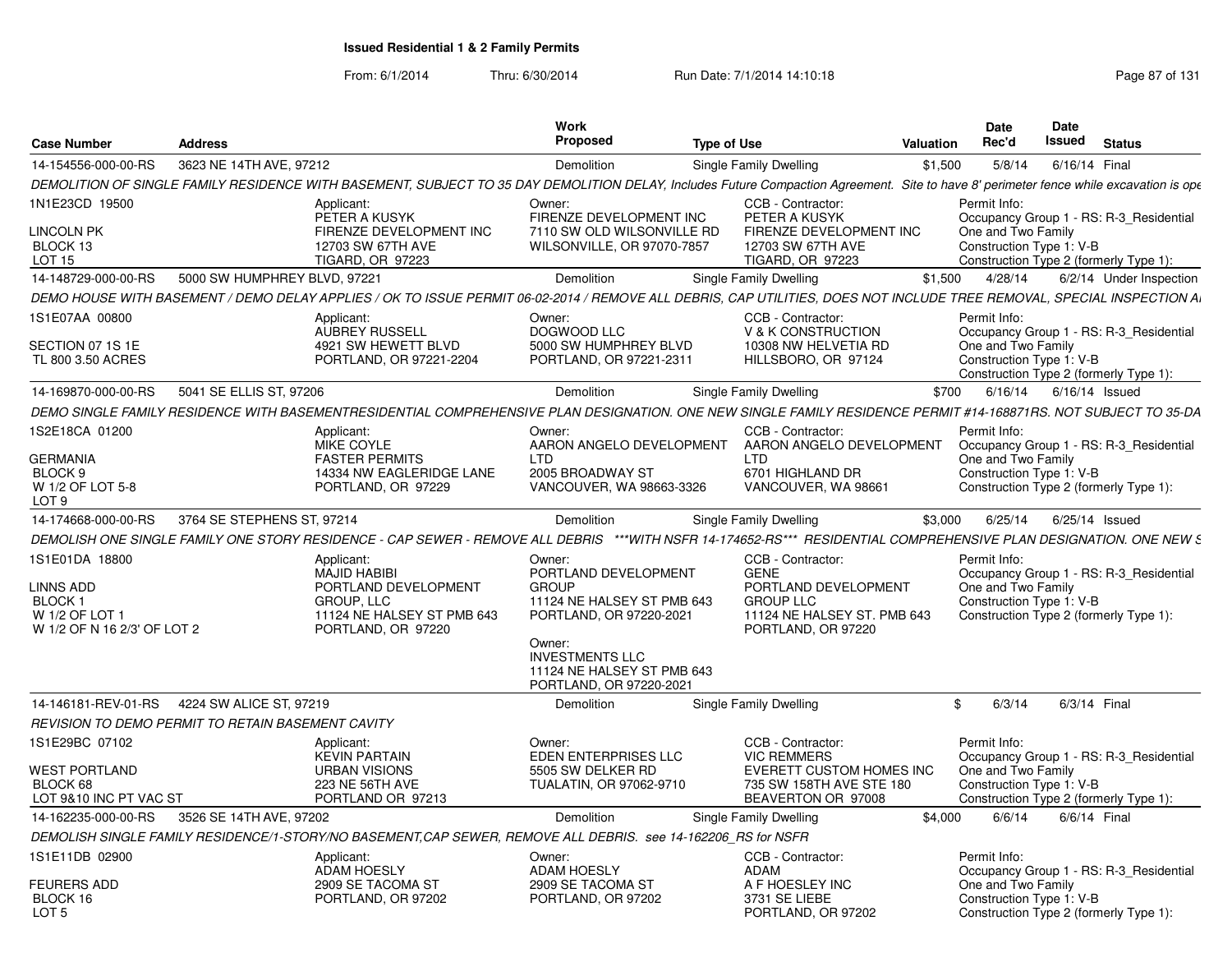**Issued Residential 1 & 2 Family Permits**

From: 6/1/2014 Thru: 6/30/2014 Run Date: 7/1/2014 14:10:18

| Case Number | Address | Work Proposed | Type of Use | Valuation | Date Rec'd | Date Issued | Status |
|---|---|---|---|---|---|---|---|
| 14-154556-000-00-RS | 3623 NE 14TH AVE, 97212 | Demolition | Single Family Dwelling | $1,500 | 5/8/14 | 6/16/14 | Final |

DEMOLITION OF SINGLE FAMILY RESIDENCE WITH BASEMENT, SUBJECT TO 35 DAY DEMOLITION DELAY, Includes Future Compaction Agreement. Site to have 8' perimeter fence while excavation is ope

1N1E23CD 19500
LINCOLN PK
BLOCK 13
LOT 15

Applicant: PETER A KUSYK, FIRENZE DEVELOPMENT INC, 12703 SW 67TH AVE, TIGARD, OR 97223

Owner: FIRENZE DEVELOPMENT INC, 7110 SW OLD WILSONVILLE RD, WILSONVILLE, OR 97070-7857

CCB - Contractor: PETER A KUSYK, FIRENZE DEVELOPMENT INC, 12703 SW 67TH AVE, TIGARD, OR 97223

Permit Info: Occupancy Group 1 - RS: R-3_Residential One and Two Family; Construction Type 1: V-B; Construction Type 2 (formerly Type 1):

| Case Number | Address | Work Proposed | Type of Use | Valuation | Date Rec'd | Date Issued | Status |
|---|---|---|---|---|---|---|---|
| 14-148729-000-00-RS | 5000 SW HUMPHREY BLVD, 97221 | Demolition | Single Family Dwelling | $1,500 | 4/28/14 | 6/2/14 | Under Inspection |

DEMO HOUSE WITH BASEMENT / DEMO DELAY APPLIES / OK TO ISSUE PERMIT 06-02-2014 / REMOVE ALL DEBRIS, CAP UTILITIES, DOES NOT INCLUDE TREE REMOVAL, SPECIAL INSPECTION A

1S1E07AA 00800
SECTION 07 1S 1E
TL 800 3.50 ACRES

Applicant: AUBREY RUSSELL, 4921 SW HEWETT BLVD, PORTLAND, OR 97221-2204

Owner: DOGWOOD LLC, 5000 SW HUMPHREY BLVD, PORTLAND, OR 97221-2311

CCB - Contractor: V & K CONSTRUCTION, 10308 NW HELVETIA RD, HILLSBORO, OR 97124

Permit Info: Occupancy Group 1 - RS: R-3_Residential One and Two Family; Construction Type 1: V-B; Construction Type 2 (formerly Type 1):

| Case Number | Address | Work Proposed | Type of Use | Valuation | Date Rec'd | Date Issued | Status |
|---|---|---|---|---|---|---|---|
| 14-169870-000-00-RS | 5041 SE ELLIS ST, 97206 | Demolition | Single Family Dwelling | $700 | 6/16/14 | 6/16/14 | Issued |

DEMO SINGLE FAMILY RESIDENCE WITH BASEMENTRESIDENTIAL COMPREHENSIVE PLAN DESIGNATION. ONE NEW SINGLE FAMILY RESIDENCE PERMIT #14-168871RS. NOT SUBJECT TO 35-DA

1S2E18CA 01200
GERMANIA
BLOCK 9
W 1/2 OF LOT 5-8
LOT 9

Applicant: MIKE COYLE, FASTER PERMITS, 14334 NW EAGLERIDGE LANE, PORTLAND, OR 97229

Owner: AARON ANGELO DEVELOPMENT LTD, 2005 BROADWAY ST, VANCOUVER, WA 98663-3326

CCB - Contractor: AARON ANGELO DEVELOPMENT LTD, 6701 HIGHLAND DR, VANCOUVER, WA 98661

Permit Info: Occupancy Group 1 - RS: R-3_Residential One and Two Family; Construction Type 1: V-B; Construction Type 2 (formerly Type 1):

| Case Number | Address | Work Proposed | Type of Use | Valuation | Date Rec'd | Date Issued | Status |
|---|---|---|---|---|---|---|---|
| 14-174668-000-00-RS | 3764 SE STEPHENS ST, 97214 | Demolition | Single Family Dwelling | $3,000 | 6/25/14 | 6/25/14 | Issued |

DEMOLISH ONE SINGLE FAMILY ONE STORY RESIDENCE - CAP SEWER - REMOVE ALL DEBRIS ***WITH NSFR 14-174652-RS*** RESIDENTIAL COMPREHENSIVE PLAN DESIGNATION. ONE NEW S

1S1E01DA 18800
LINNS ADD
BLOCK 1
W 1/2 OF LOT 1
W 1/2 OF N 16 2/3' OF LOT 2

Applicant: MAJID HABIBI, PORTLAND DEVELOPMENT GROUP, LLC, 11124 NE HALSEY ST PMB 643, PORTLAND, OR 97220

Owner: PORTLAND DEVELOPMENT GROUP, 11124 NE HALSEY ST PMB 643, PORTLAND, OR 97220-2021

Owner: INVESTMENTS LLC, 11124 NE HALSEY ST PMB 643, PORTLAND, OR 97220-2021

CCB - Contractor: GENE, PORTLAND DEVELOPMENT GROUP LLC, 11124 NE HALSEY ST. PMB 643, PORTLAND, OR 97220

Permit Info: Occupancy Group 1 - RS: R-3_Residential One and Two Family; Construction Type 1: V-B; Construction Type 2 (formerly Type 1):

| Case Number | Address | Work Proposed | Type of Use | Valuation | Date Rec'd | Date Issued | Status |
|---|---|---|---|---|---|---|---|
| 14-146181-REV-01-RS | 4224 SW ALICE ST, 97219 | Demolition | Single Family Dwelling | $ | 6/3/14 | 6/3/14 | Final |

REVISION TO DEMO PERMIT TO RETAIN BASEMENT CAVITY

1S1E29BC 07102
WEST PORTLAND
BLOCK 68
LOT 9&10 INC PT VAC ST

Applicant: KEVIN PARTAIN, URBAN VISIONS, 223 NE 56TH AVE, PORTLAND OR 97213

Owner: EDEN ENTERPRISES LLC, 5505 SW DELKER RD, TUALATIN, OR 97062-9710

CCB - Contractor: VIC REMMERS, EVERETT CUSTOM HOMES INC, 735 SW 158TH AVE STE 180, BEAVERTON OR 97008

Permit Info: Occupancy Group 1 - RS: R-3_Residential One and Two Family; Construction Type 1: V-B; Construction Type 2 (formerly Type 1):

| Case Number | Address | Work Proposed | Type of Use | Valuation | Date Rec'd | Date Issued | Status |
|---|---|---|---|---|---|---|---|
| 14-162235-000-00-RS | 3526 SE 14TH AVE, 97202 | Demolition | Single Family Dwelling | $4,000 | 6/6/14 | 6/6/14 | Final |

DEMOLISH SINGLE FAMILY RESIDENCE/1-STORY/NO BASEMENT,CAP SEWER, REMOVE ALL DEBRIS. see 14-162206_RS for NSFR

1S1E11DB 02900
FEURERS ADD
BLOCK 16
LOT 5

Applicant: ADAM HOESLY, 2909 SE TACOMA ST, PORTLAND, OR 97202

Owner: ADAM HOESLY, 2909 SE TACOMA ST, PORTLAND, OR 97202

CCB - Contractor: ADAM, A F HOESLEY INC, 3731 SE LIEBE, PORTLAND, OR 97202

Permit Info: Occupancy Group 1 - RS: R-3_Residential One and Two Family; Construction Type 1: V-B; Construction Type 2 (formerly Type 1):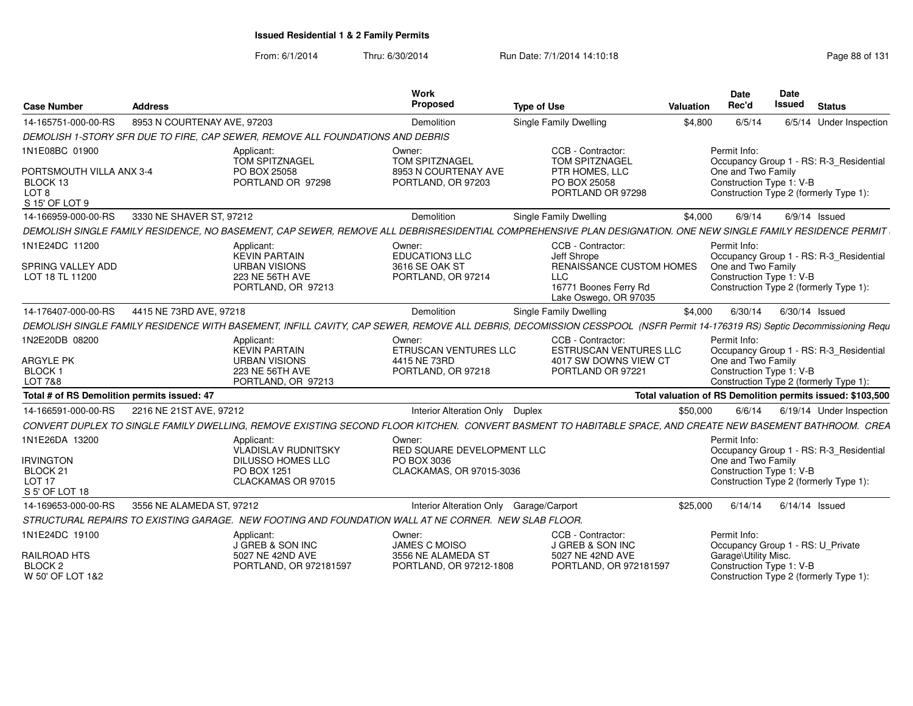**Issued Residential 1 & 2 Family Permits**

From: 6/1/2014 Thru: 6/30/2014 Run Date: 7/1/2014 14:10:18

| Case Number | Address | | Work Proposed | Type of Use | Valuation | Date Rec'd | Date Issued | Status |
|---|---|---|---|---|---|---|---|---|
| 14-165751-000-00-RS | 8953 N COURTENAY AVE, 97203 | | Demolition | Single Family Dwelling | $4,800 | 6/5/14 | 6/5/14 | Under Inspection |

DEMOLISH 1-STORY SFR DUE TO FIRE, CAP SEWER, REMOVE ALL FOUNDATIONS AND DEBRIS

1N1E08BC 01900
PORTSMOUTH VILLA ANX 3-4
BLOCK 13
LOT 8
S 15' OF LOT 9

Applicant: TOM SPITZNAGEL, PO BOX 25058, PORTLAND OR 97298
Owner: TOM SPITZNAGEL, 8953 N COURTENAY AVE, PORTLAND, OR 97203
CCB - Contractor: TOM SPITZNAGEL, PTR HOMES, LLC, PO BOX 25058, PORTLAND OR 97298
Permit Info: Occupancy Group 1 - RS: R-3_Residential One and Two Family; Construction Type 1: V-B; Construction Type 2 (formerly Type 1):

| Case Number | Address | | Work Proposed | Type of Use | Valuation | Date Rec'd | Date Issued | Status |
|---|---|---|---|---|---|---|---|---|
| 14-166959-000-00-RS | 3330 NE SHAVER ST, 97212 | | Demolition | Single Family Dwelling | $4,000 | 6/9/14 | 6/9/14 | Issued |

DEMOLISH SINGLE FAMILY RESIDENCE, NO BASEMENT, CAP SEWER, REMOVE ALL DEBRISRESIDENTIAL COMPREHENSIVE PLAN DESIGNATION. ONE NEW SINGLE FAMILY RESIDENCE PERMIT

1N1E24DC 11200
SPRING VALLEY ADD
LOT 18 TL 11200

Applicant: KEVIN PARTAIN, URBAN VISIONS, 223 NE 56TH AVE, PORTLAND, OR 97213
Owner: EDUCATION3 LLC, 3616 SE OAK ST, PORTLAND, OR 97214
CCB - Contractor: Jeff Shrope, RENAISSANCE CUSTOM HOMES LLC, 16771 Boones Ferry Rd, Lake Oswego, OR 97035
Permit Info: Occupancy Group 1 - RS: R-3_Residential One and Two Family; Construction Type 1: V-B; Construction Type 2 (formerly Type 1):

| Case Number | Address | | Work Proposed | Type of Use | Valuation | Date Rec'd | Date Issued | Status |
|---|---|---|---|---|---|---|---|---|
| 14-176407-000-00-RS | 4415 NE 73RD AVE, 97218 | | Demolition | Single Family Dwelling | $4,000 | 6/30/14 | 6/30/14 | Issued |

DEMOLISH SINGLE FAMILY RESIDENCE WITH BASEMENT, INFILL CAVITY, CAP SEWER, REMOVE ALL DEBRIS, DECOMISSION CESSPOOL (NSFR Permit 14-176319 RS) Septic Decommissioning Requ

1N2E20DB 08200
ARGYLE PK
BLOCK 1
LOT 7&8

Applicant: KEVIN PARTAIN, URBAN VISIONS, 223 NE 56TH AVE, PORTLAND, OR 97213
Owner: ETRUSCAN VENTURES LLC, 4415 NE 73RD, PORTLAND, OR 97218
CCB - Contractor: ESTRUSCAN VENTURES LLC, 4017 SW DOWNS VIEW CT, PORTLAND OR 97221
Permit Info: Occupancy Group 1 - RS: R-3_Residential One and Two Family; Construction Type 1: V-B; Construction Type 2 (formerly Type 1):

**Total # of RS Demolition permits issued: 47** — **Total valuation of RS Demolition permits issued: $103,500**

| Case Number | Address | | Work Proposed | Type of Use | Valuation | Date Rec'd | Date Issued | Status |
|---|---|---|---|---|---|---|---|---|
| 14-166591-000-00-RS | 2216 NE 21ST AVE, 97212 | | Interior Alteration Only | Duplex | $50,000 | 6/6/14 | 6/19/14 | Under Inspection |

CONVERT DUPLEX TO SINGLE FAMILY DWELLING, REMOVE EXISTING SECOND FLOOR KITCHEN. CONVERT BASMENT TO HABITABLE SPACE, AND CREATE NEW BASEMENT BATHROOM. CREA

1N1E26DA 13200
IRVINGTON
BLOCK 21
LOT 17
S 5' OF LOT 18

Applicant: VLADISLAV RUDNITSKY, DILUSSO HOMES LLC, PO BOX 1251, CLACKAMAS OR 97015
Owner: RED SQUARE DEVELOPMENT LLC, PO BOX 3036, CLACKAMAS, OR 97015-3036
Permit Info: Occupancy Group 1 - RS: R-3_Residential One and Two Family; Construction Type 1: V-B; Construction Type 2 (formerly Type 1):

| Case Number | Address | | Work Proposed | Type of Use | Valuation | Date Rec'd | Date Issued | Status |
|---|---|---|---|---|---|---|---|---|
| 14-169653-000-00-RS | 3556 NE ALAMEDA ST, 97212 | | Interior Alteration Only | Garage/Carport | $25,000 | 6/14/14 | 6/14/14 | Issued |

STRUCTURAL REPAIRS TO EXISTING GARAGE. NEW FOOTING AND FOUNDATION WALL AT NE CORNER. NEW SLAB FLOOR.

1N1E24DC 19100
RAILROAD HTS
BLOCK 2
W 50' OF LOT 1&2

Applicant: J GREB & SON INC, 5027 NE 42ND AVE, PORTLAND, OR 972181597
Owner: JAMES C MOISO, 3556 NE ALAMEDA ST, PORTLAND, OR 97212-1808
CCB - Contractor: J GREB & SON INC, 5027 NE 42ND AVE, PORTLAND, OR 972181597
Permit Info: Occupancy Group 1 - RS: U_Private Garage\Utility Misc.; Construction Type 1: V-B; Construction Type 2 (formerly Type 1):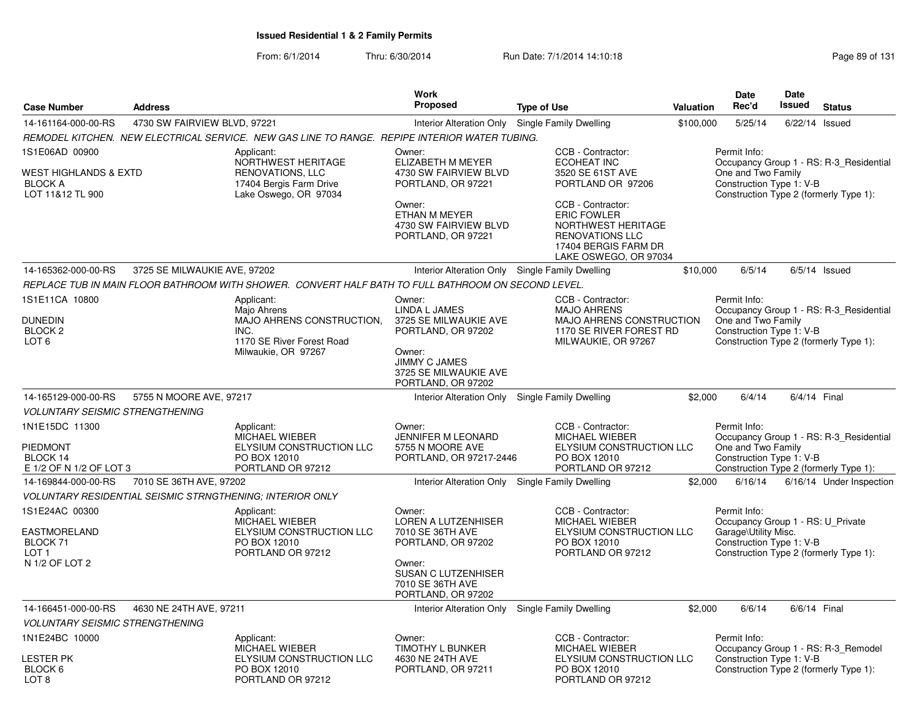# Issued Residential 1 & 2 Family Permits

From: 6/1/2014 Thru: 6/30/2014 Run Date: 7/1/2014 14:10:18

| Case Number | Address | Work Proposed | Type of Use | Valuation | Date Rec'd | Date Issued | Status |
|---|---|---|---|---|---|---|---|
| 14-161164-000-00-RS | 4730 SW FAIRVIEW BLVD, 97221 | Interior Alteration Only | Single Family Dwelling | $100,000 | 5/25/14 | 6/22/14 | Issued |

REMODEL KITCHEN. NEW ELECTRICAL SERVICE. NEW GAS LINE TO RANGE. REPIPE INTERIOR WATER TUBING.

1S1E06AD 00900
WEST HIGHLANDS & EXTD
BLOCK A
LOT 11&12 TL 900

Applicant:
NORTHWEST HERITAGE RENOVATIONS, LLC
17404 Bergis Farm Drive
Lake Oswego, OR 97034

Owner:
ELIZABETH M MEYER
4730 SW FAIRVIEW BLVD
PORTLAND, OR 97221

Owner:
ETHAN M MEYER
4730 SW FAIRVIEW BLVD
PORTLAND, OR 97221

CCB - Contractor:
ECOHEAT INC
3520 SE 61ST AVE
PORTLAND OR 97206

CCB - Contractor:
ERIC FOWLER
NORTHWEST HERITAGE RENOVATIONS LLC
17404 BERGIS FARM DR
LAKE OSWEGO, OR 97034

Permit Info:
Occupancy Group 1 - RS: R-3_Residential One and Two Family
Construction Type 1: V-B
Construction Type 2 (formerly Type 1):

| Case Number | Address | Work Proposed | Type of Use | Valuation | Date Rec'd | Date Issued | Status |
|---|---|---|---|---|---|---|---|
| 14-165362-000-00-RS | 3725 SE MILWAUKIE AVE, 97202 | Interior Alteration Only | Single Family Dwelling | $10,000 | 6/5/14 | 6/5/14 | Issued |

REPLACE TUB IN MAIN FLOOR BATHROOM WITH SHOWER. CONVERT HALF BATH TO FULL BATHROOM ON SECOND LEVEL.

1S1E11CA 10800
DUNEDIN
BLOCK 2
LOT 6

Applicant:
Majo Ahrens
MAJO AHRENS CONSTRUCTION, INC.
1170 SE River Forest Road
Milwaukie, OR 97267

Owner:
LINDA L JAMES
3725 SE MILWAUKIE AVE
PORTLAND, OR 97202

Owner:
JIMMY C JAMES
3725 SE MILWAUKIE AVE
PORTLAND, OR 97202

CCB - Contractor:
MAJO AHRENS
MAJO AHRENS CONSTRUCTION
1170 SE RIVER FOREST RD
MILWAUKIE, OR 97267

Permit Info:
Occupancy Group 1 - RS: R-3_Residential One and Two Family
Construction Type 1: V-B
Construction Type 2 (formerly Type 1):

| Case Number | Address | Work Proposed | Type of Use | Valuation | Date Rec'd | Date Issued | Status |
|---|---|---|---|---|---|---|---|
| 14-165129-000-00-RS | 5755 N MOORE AVE, 97217 | Interior Alteration Only | Single Family Dwelling | $2,000 | 6/4/14 | 6/4/14 | Final |

VOLUNTARY SEISMIC STRENGTHENING

1N1E15DC 11300
PIEDMONT
BLOCK 14
E 1/2 OF N 1/2 OF LOT 3

Applicant:
MICHAEL WIEBER
ELYSIUM CONSTRUCTION LLC
PO BOX 12010
PORTLAND OR 97212

Owner:
JENNIFER M LEONARD
5755 N MOORE AVE
PORTLAND, OR 97217-2446

CCB - Contractor:
MICHAEL WIEBER
ELYSIUM CONSTRUCTION LLC
PO BOX 12010
PORTLAND OR 97212

Permit Info:
Occupancy Group 1 - RS: R-3_Residential One and Two Family
Construction Type 1: V-B
Construction Type 2 (formerly Type 1):

| Case Number | Address | Work Proposed | Type of Use | Valuation | Date Rec'd | Date Issued | Status |
|---|---|---|---|---|---|---|---|
| 14-169844-000-00-RS | 7010 SE 36TH AVE, 97202 | Interior Alteration Only | Single Family Dwelling | $2,000 | 6/16/14 | 6/16/14 | Under Inspection |

VOLUNTARY RESIDENTIAL SEISMIC STRNGTHENING; INTERIOR ONLY

1S1E24AC 00300
EASTMORELAND
BLOCK 71
LOT 1
N 1/2 OF LOT 2

Applicant:
MICHAEL WIEBER
ELYSIUM CONSTRUCTION LLC
PO BOX 12010
PORTLAND OR 97212

Owner:
LOREN A LUTZENHISER
7010 SE 36TH AVE
PORTLAND, OR 97202

Owner:
SUSAN C LUTZENHISER
7010 SE 36TH AVE
PORTLAND, OR 97202

CCB - Contractor:
MICHAEL WIEBER
ELYSIUM CONSTRUCTION LLC
PO BOX 12010
PORTLAND OR 97212

Permit Info:
Occupancy Group 1 - RS: U_Private Garage\Utility Misc.
Construction Type 1: V-B
Construction Type 2 (formerly Type 1):

| Case Number | Address | Work Proposed | Type of Use | Valuation | Date Rec'd | Date Issued | Status |
|---|---|---|---|---|---|---|---|
| 14-166451-000-00-RS | 4630 NE 24TH AVE, 97211 | Interior Alteration Only | Single Family Dwelling | $2,000 | 6/6/14 | 6/6/14 | Final |

VOLUNTARY SEISMIC STRENGTHENING

1N1E24BC 10000
LESTER PK
BLOCK 6
LOT 8

Applicant:
MICHAEL WIEBER
ELYSIUM CONSTRUCTION LLC
PO BOX 12010
PORTLAND OR 97212

Owner:
TIMOTHY L BUNKER
4630 NE 24TH AVE
PORTLAND, OR 97211

CCB - Contractor:
MICHAEL WIEBER
ELYSIUM CONSTRUCTION LLC
PO BOX 12010
PORTLAND OR 97212

Permit Info:
Occupancy Group 1 - RS: R-3_Remodel
Construction Type 1: V-B
Construction Type 2 (formerly Type 1):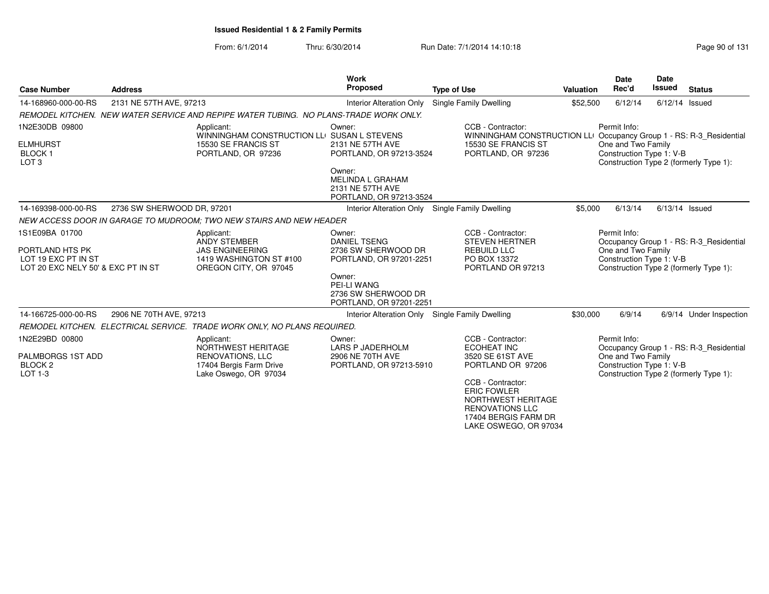# Issued Residential 1 & 2 Family Permits

From: 6/1/2014 Thru: 6/30/2014 Run Date: 7/1/2014 14:10:18

| Case Number | Address | Work Proposed | Type of Use | Valuation | Date Rec'd | Date Issued | Status |
|---|---|---|---|---|---|---|---|
| 14-168960-000-00-RS | 2131 NE 57TH AVE, 97213 | Interior Alteration Only | Single Family Dwelling | $52,500 | 6/12/14 | 6/12/14 | Issued |

*REMODEL KITCHEN. NEW WATER SERVICE AND REPIPE WATER TUBING. NO PLANS-TRADE WORK ONLY.*

1N2E30DB 09800
ELMHURST
BLOCK 1
LOT 3

Applicant:
WINNINGHAM CONSTRUCTION LL
15530 SE FRANCIS ST
PORTLAND, OR 97236

Owner:
SUSAN L STEVENS
2131 NE 57TH AVE
PORTLAND, OR 97213-3524

Owner:
MELINDA L GRAHAM
2131 NE 57TH AVE
PORTLAND, OR 97213-3524

CCB - Contractor:
WINNINGHAM CONSTRUCTION LL
15530 SE FRANCIS ST
PORTLAND, OR 97236

Permit Info:
Occupancy Group 1 - RS: R-3_Residential One and Two Family
Construction Type 1: V-B
Construction Type 2 (formerly Type 1):

| Case Number | Address | Work Proposed | Type of Use | Valuation | Date Rec'd | Date Issued | Status |
|---|---|---|---|---|---|---|---|
| 14-169398-000-00-RS | 2736 SW SHERWOOD DR, 97201 | Interior Alteration Only | Single Family Dwelling | $5,000 | 6/13/14 | 6/13/14 | Issued |

*NEW ACCESS DOOR IN GARAGE TO MUDROOM; TWO NEW STAIRS AND NEW HEADER*

1S1E09BA 01700
PORTLAND HTS PK
LOT 19 EXC PT IN ST
LOT 20 EXC NELY 50' & EXC PT IN ST

Applicant:
ANDY STEMBER
JAS ENGINEERING
1419 WASHINGTON ST #100
OREGON CITY, OR 97045

Owner:
DANIEL TSENG
2736 SW SHERWOOD DR
PORTLAND, OR 97201-2251

Owner:
PEI-LI WANG
2736 SW SHERWOOD DR
PORTLAND, OR 97201-2251

CCB - Contractor:
STEVEN HERTNER
REBUILD LLC
PO BOX 13372
PORTLAND OR 97213

Permit Info:
Occupancy Group 1 - RS: R-3_Residential One and Two Family
Construction Type 1: V-B
Construction Type 2 (formerly Type 1):

| Case Number | Address | Work Proposed | Type of Use | Valuation | Date Rec'd | Date Issued | Status |
|---|---|---|---|---|---|---|---|
| 14-166725-000-00-RS | 2906 NE 70TH AVE, 97213 | Interior Alteration Only | Single Family Dwelling | $30,000 | 6/9/14 | 6/9/14 | Under Inspection |

*REMODEL KITCHEN. ELECTRICAL SERVICE. TRADE WORK ONLY, NO PLANS REQUIRED.*

1N2E29BD 00800
PALMBORGS 1ST ADD
BLOCK 2
LOT 1-3

Applicant:
NORTHWEST HERITAGE RENOVATIONS, LLC
17404 Bergis Farm Drive
Lake Oswego, OR 97034

Owner:
LARS P JADERHOLM
2906 NE 70TH AVE
PORTLAND, OR 97213-5910

CCB - Contractor:
ECOHEAT INC
3520 SE 61ST AVE
PORTLAND OR 97206

CCB - Contractor:
ERIC FOWLER
NORTHWEST HERITAGE RENOVATIONS LLC
17404 BERGIS FARM DR
LAKE OSWEGO, OR 97034

Permit Info:
Occupancy Group 1 - RS: R-3_Residential One and Two Family
Construction Type 1: V-B
Construction Type 2 (formerly Type 1):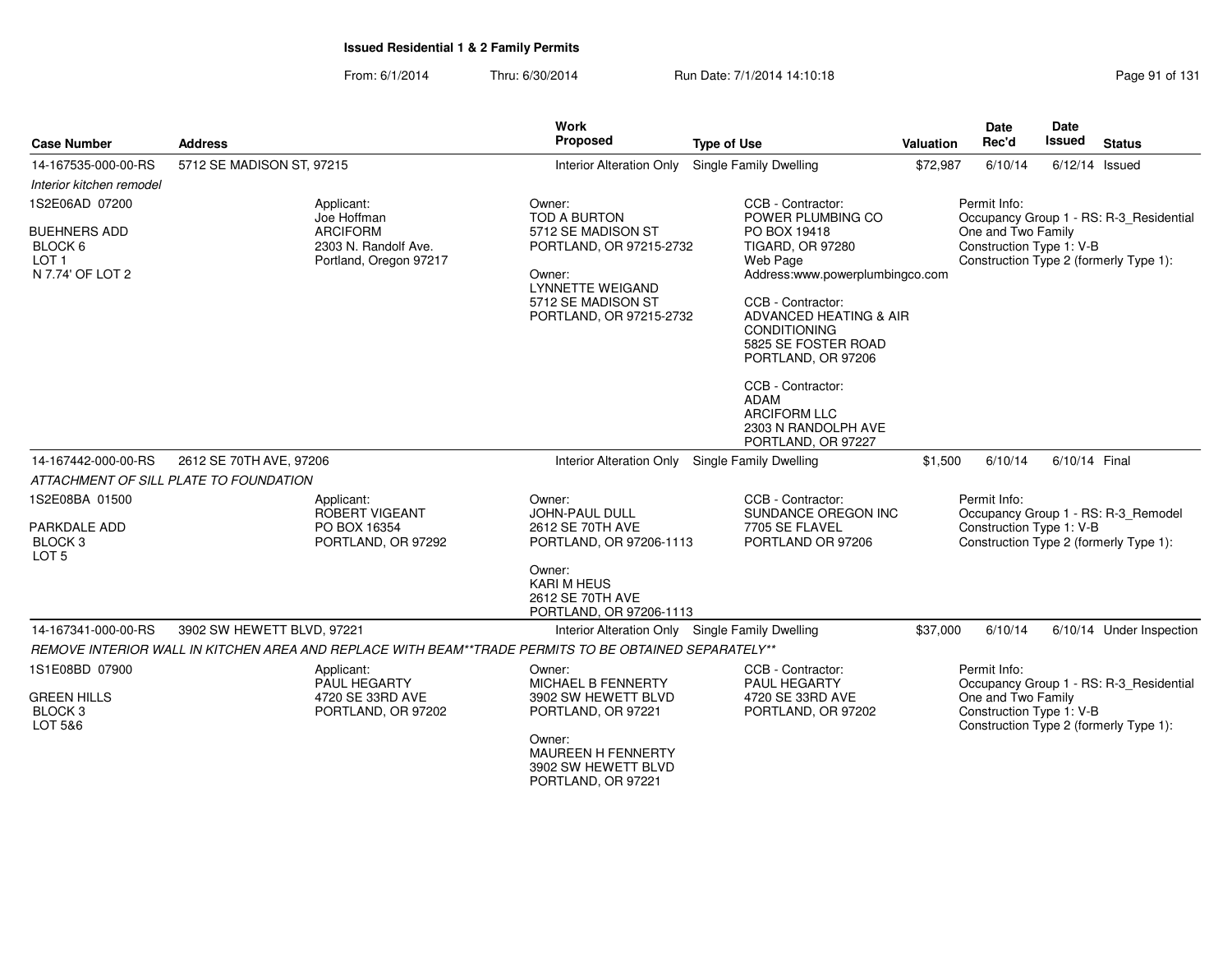## Issued Residential 1 & 2 Family Permits

From: 6/1/2014 Thru: 6/30/2014 Run Date: 7/1/2014 14:10:18

| Case Number | Address | Work Proposed | Type of Use | Valuation | Date Rec'd | Date Issued | Status |
|---|---|---|---|---|---|---|---|
| 14-167535-000-00-RS | 5712 SE MADISON ST, 97215 | Interior Alteration Only | Single Family Dwelling | $72,987 | 6/10/14 | 6/12/14 | Issued |

*Interior kitchen remodel*

1S2E06AD 07200
BUEHNERS ADD
BLOCK 6
LOT 1
N 7.74' OF LOT 2

Applicant:
Joe Hoffman
ARCIFORM
2303 N. Randolf Ave.
Portland, Oregon 97217

Owner:
TOD A BURTON
5712 SE MADISON ST
PORTLAND, OR 97215-2732

Owner:
LYNNETTE WEIGAND
5712 SE MADISON ST
PORTLAND, OR 97215-2732

CCB - Contractor:
POWER PLUMBING CO
PO BOX 19418
TIGARD, OR 97280
Web Page
Address:www.powerplumbingco.com

CCB - Contractor:
ADVANCED HEATING & AIR CONDITIONING
5825 SE FOSTER ROAD
PORTLAND, OR 97206

CCB - Contractor:
ADAM
ARCIFORM LLC
2303 N RANDOLPH AVE
PORTLAND, OR 97227

Permit Info:
Occupancy Group 1 - RS: R-3_Residential One and Two Family
Construction Type 1: V-B
Construction Type 2 (formerly Type 1):

| Case Number | Address | Work Proposed | Type of Use | Valuation | Date Rec'd | Date Issued | Status |
|---|---|---|---|---|---|---|---|
| 14-167442-000-00-RS | 2612 SE 70TH AVE, 97206 | Interior Alteration Only | Single Family Dwelling | $1,500 | 6/10/14 | 6/10/14 | Final |

*ATTACHMENT OF SILL PLATE TO FOUNDATION*

1S2E08BA 01500
PARKDALE ADD
BLOCK 3
LOT 5

Applicant:
ROBERT VIGEANT
PO BOX 16354
PORTLAND, OR 97292

Owner:
JOHN-PAUL DULL
2612 SE 70TH AVE
PORTLAND, OR 97206-1113

Owner:
KARI M HEUS
2612 SE 70TH AVE
PORTLAND, OR 97206-1113

CCB - Contractor:
SUNDANCE OREGON INC
7705 SE FLAVEL
PORTLAND OR 97206

Permit Info:
Occupancy Group 1 - RS: R-3_Remodel
Construction Type 1: V-B
Construction Type 2 (formerly Type 1):

| Case Number | Address | Work Proposed | Type of Use | Valuation | Date Rec'd | Date Issued | Status |
|---|---|---|---|---|---|---|---|
| 14-167341-000-00-RS | 3902 SW HEWETT BLVD, 97221 | Interior Alteration Only | Single Family Dwelling | $37,000 | 6/10/14 | 6/10/14 | Under Inspection |

*REMOVE INTERIOR WALL IN KITCHEN AREA AND REPLACE WITH BEAM**TRADE PERMITS TO BE OBTAINED SEPARATELY***

1S1E08BD 07900
GREEN HILLS
BLOCK 3
LOT 5&6

Applicant:
PAUL HEGARTY
4720 SE 33RD AVE
PORTLAND, OR 97202

Owner:
MICHAEL B FENNERTY
3902 SW HEWETT BLVD
PORTLAND, OR 97221

Owner:
MAUREEN H FENNERTY
3902 SW HEWETT BLVD
PORTLAND, OR 97221

CCB - Contractor:
PAUL HEGARTY
4720 SE 33RD AVE
PORTLAND, OR 97202

Permit Info:
Occupancy Group 1 - RS: R-3_Residential One and Two Family
Construction Type 1: V-B
Construction Type 2 (formerly Type 1):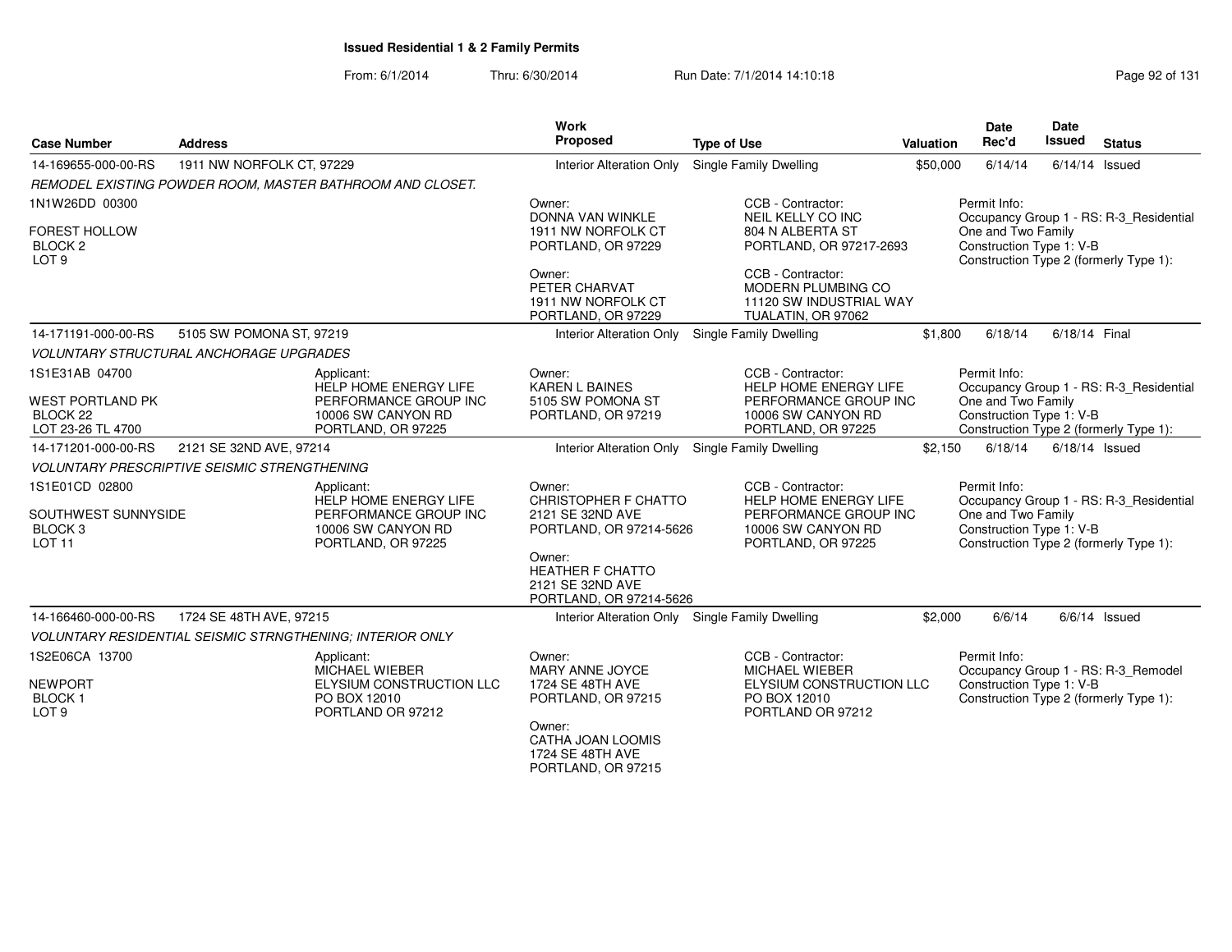**Issued Residential 1 & 2 Family Permits**

From: 6/1/2014 Thru: 6/30/2014 Run Date: 7/1/2014 14:10:18

| Case Number | Address | | Work Proposed | Type of Use | Valuation | Date Rec'd | Date Issued | Status |
|---|---|---|---|---|---|---|---|---|
| 14-169655-000-00-RS | 1911 NW NORFOLK CT, 97229 | | Interior Alteration Only | Single Family Dwelling | $50,000 | 6/14/14 | 6/14/14 | Issued |
| REMODEL EXISTING POWDER ROOM, MASTER BATHROOM AND CLOSET. | | | | | | | | |
| 1N1W26DD 00300<br><br>FOREST HOLLOW<br>BLOCK 2<br>LOT 9 | | | Owner:<br>DONNA VAN WINKLE<br>1911 NW NORFOLK CT<br>PORTLAND, OR 97229<br><br>Owner:<br>PETER CHARVAT<br>1911 NW NORFOLK CT<br>PORTLAND, OR 97229 | CCB - Contractor:<br>NEIL KELLY CO INC<br>804 N ALBERTA ST<br>PORTLAND, OR 97217-2693<br><br>CCB - Contractor:<br>MODERN PLUMBING CO<br>11120 SW INDUSTRIAL WAY<br>TUALATIN, OR 97062 | | Permit Info:<br>Occupancy Group 1 - RS: R-3_Residential One and Two Family<br>Construction Type 1: V-B<br>Construction Type 2 (formerly Type 1): | | |
| 14-171191-000-00-RS | 5105 SW POMONA ST, 97219 | | Interior Alteration Only | Single Family Dwelling | $1,800 | 6/18/14 | 6/18/14 | Final |
| VOLUNTARY STRUCTURAL ANCHORAGE UPGRADES | | | | | | | | |
| 1S1E31AB 04700<br><br>WEST PORTLAND PK<br>BLOCK 22<br>LOT 23-26 TL 4700 | | Applicant:<br>HELP HOME ENERGY LIFE PERFORMANCE GROUP INC<br>10006 SW CANYON RD<br>PORTLAND, OR 97225 | Owner:<br>KAREN L BAINES<br>5105 SW POMONA ST<br>PORTLAND, OR 97219 | CCB - Contractor:<br>HELP HOME ENERGY LIFE PERFORMANCE GROUP INC<br>10006 SW CANYON RD<br>PORTLAND, OR 97225 | | Permit Info:<br>Occupancy Group 1 - RS: R-3_Residential One and Two Family<br>Construction Type 1: V-B<br>Construction Type 2 (formerly Type 1): | | |
| 14-171201-000-00-RS | 2121 SE 32ND AVE, 97214 | | Interior Alteration Only | Single Family Dwelling | $2,150 | 6/18/14 | 6/18/14 | Issued |
| VOLUNTARY PRESCRIPTIVE SEISMIC STRENGTHENING | | | | | | | | |
| 1S1E01CD 02800<br><br>SOUTHWEST SUNNYSIDE<br>BLOCK 3<br>LOT 11 | | Applicant:<br>HELP HOME ENERGY LIFE PERFORMANCE GROUP INC<br>10006 SW CANYON RD<br>PORTLAND, OR 97225 | Owner:<br>CHRISTOPHER F CHATTO<br>2121 SE 32ND AVE<br>PORTLAND, OR 97214-5626<br><br>Owner:<br>HEATHER F CHATTO<br>2121 SE 32ND AVE<br>PORTLAND, OR 97214-5626 | CCB - Contractor:<br>HELP HOME ENERGY LIFE PERFORMANCE GROUP INC<br>10006 SW CANYON RD<br>PORTLAND, OR 97225 | | Permit Info:<br>Occupancy Group 1 - RS: R-3_Residential One and Two Family<br>Construction Type 1: V-B<br>Construction Type 2 (formerly Type 1): | | |
| 14-166460-000-00-RS | 1724 SE 48TH AVE, 97215 | | Interior Alteration Only | Single Family Dwelling | $2,000 | 6/6/14 | 6/6/14 | Issued |
| VOLUNTARY RESIDENTIAL SEISMIC STRNGTHENING; INTERIOR ONLY | | | | | | | | |
| 1S2E06CA 13700<br><br>NEWPORT<br>BLOCK 1<br>LOT 9 | | Applicant:<br>MICHAEL WIEBER<br>ELYSIUM CONSTRUCTION LLC<br>PO BOX 12010<br>PORTLAND OR 97212 | Owner:<br>MARY ANNE JOYCE<br>1724 SE 48TH AVE<br>PORTLAND, OR 97215<br><br>Owner:<br>CATHA JOAN LOOMIS<br>1724 SE 48TH AVE<br>PORTLAND, OR 97215 | CCB - Contractor:<br>MICHAEL WIEBER<br>ELYSIUM CONSTRUCTION LLC<br>PO BOX 12010<br>PORTLAND OR 97212 | | Permit Info:<br>Occupancy Group 1 - RS: R-3_Remodel<br>Construction Type 1: V-B<br>Construction Type 2 (formerly Type 1): | | |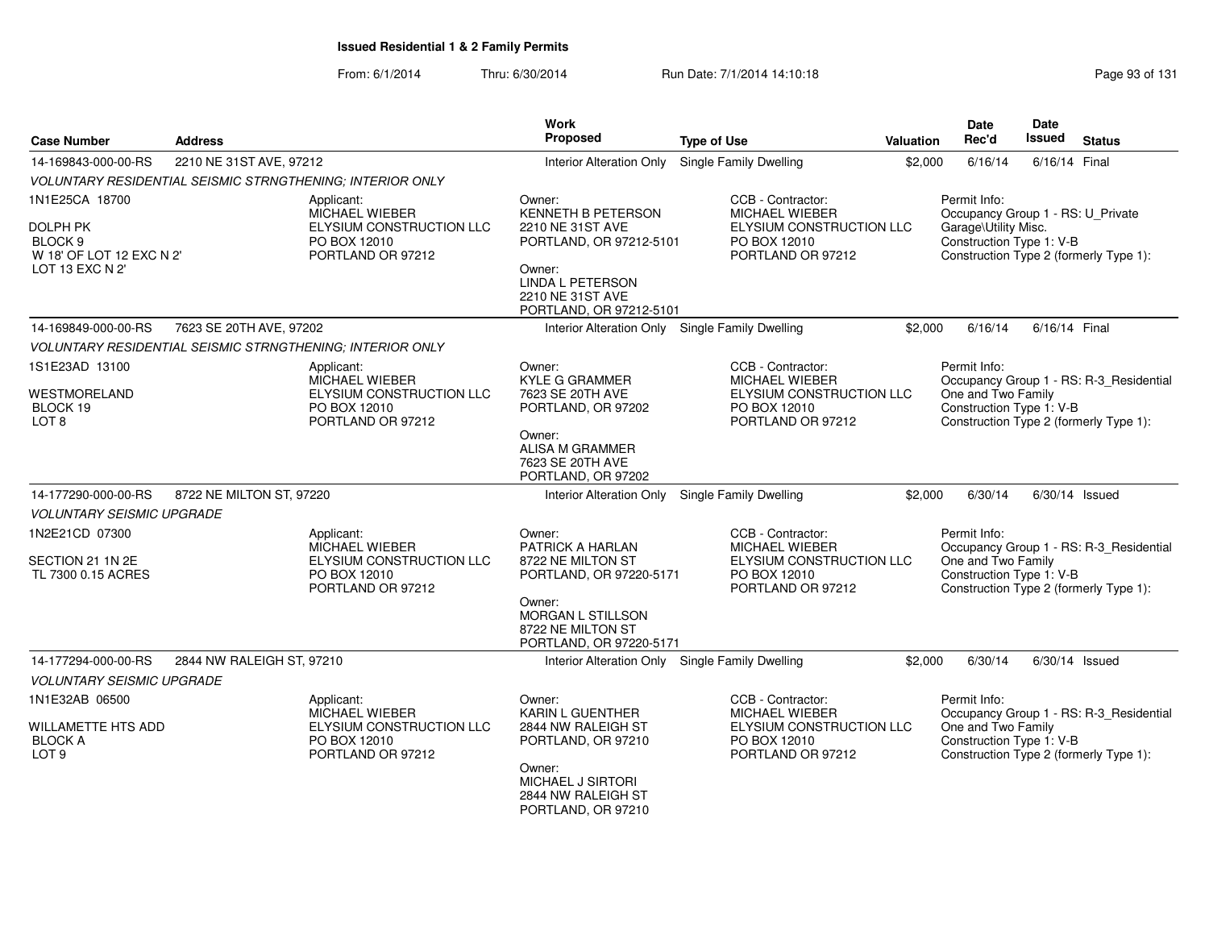# Issued Residential 1 & 2 Family Permits

From: 6/1/2014 Thru: 6/30/2014 Run Date: 7/1/2014 14:10:18

| Case Number | Address | Work Proposed | Type of Use | Valuation | Date Rec'd | Date Issued | Status |
|---|---|---|---|---|---|---|---|
| 14-169843-000-00-RS | 2210 NE 31ST AVE, 97212 | Interior Alteration Only | Single Family Dwelling | $2,000 | 6/16/14 | 6/16/14 | Final |

*VOLUNTARY RESIDENTIAL SEISMIC STRNGTHENING; INTERIOR ONLY*

1N1E25CA 18700
DOLPH PK
BLOCK 9
W 18' OF LOT 12 EXC N 2'
LOT 13 EXC N 2'

Applicant: MICHAEL WIEBER, ELYSIUM CONSTRUCTION LLC, PO BOX 12010, PORTLAND OR 97212

Owner: KENNETH B PETERSON, 2210 NE 31ST AVE, PORTLAND, OR 97212-5101

Owner: LINDA L PETERSON, 2210 NE 31ST AVE, PORTLAND, OR 97212-5101

CCB - Contractor: MICHAEL WIEBER, ELYSIUM CONSTRUCTION LLC, PO BOX 12010, PORTLAND OR 97212

Permit Info: Occupancy Group 1 - RS: U_Private Garage\Utility Misc. Construction Type 1: V-B Construction Type 2 (formerly Type 1):

| Case Number | Address | Work Proposed | Type of Use | Valuation | Date Rec'd | Date Issued | Status |
|---|---|---|---|---|---|---|---|
| 14-169849-000-00-RS | 7623 SE 20TH AVE, 97202 | Interior Alteration Only | Single Family Dwelling | $2,000 | 6/16/14 | 6/16/14 | Final |

*VOLUNTARY RESIDENTIAL SEISMIC STRNGTHENING; INTERIOR ONLY*

1S1E23AD 13100
WESTMORELAND
BLOCK 19
LOT 8

Applicant: MICHAEL WIEBER, ELYSIUM CONSTRUCTION LLC, PO BOX 12010, PORTLAND OR 97212

Owner: KYLE G GRAMMER, 7623 SE 20TH AVE, PORTLAND, OR 97202

Owner: ALISA M GRAMMER, 7623 SE 20TH AVE, PORTLAND, OR 97202

CCB - Contractor: MICHAEL WIEBER, ELYSIUM CONSTRUCTION LLC, PO BOX 12010, PORTLAND OR 97212

Permit Info: Occupancy Group 1 - RS: R-3_Residential One and Two Family Construction Type 1: V-B Construction Type 2 (formerly Type 1):

| Case Number | Address | Work Proposed | Type of Use | Valuation | Date Rec'd | Date Issued | Status |
|---|---|---|---|---|---|---|---|
| 14-177290-000-00-RS | 8722 NE MILTON ST, 97220 | Interior Alteration Only | Single Family Dwelling | $2,000 | 6/30/14 | 6/30/14 | Issued |

*VOLUNTARY SEISMIC UPGRADE*

1N2E21CD 07300
SECTION 21 1N 2E
TL 7300 0.15 ACRES

Applicant: MICHAEL WIEBER, ELYSIUM CONSTRUCTION LLC, PO BOX 12010, PORTLAND OR 97212

Owner: PATRICK A HARLAN, 8722 NE MILTON ST, PORTLAND, OR 97220-5171

Owner: MORGAN L STILLSON, 8722 NE MILTON ST, PORTLAND, OR 97220-5171

CCB - Contractor: MICHAEL WIEBER, ELYSIUM CONSTRUCTION LLC, PO BOX 12010, PORTLAND OR 97212

Permit Info: Occupancy Group 1 - RS: R-3_Residential One and Two Family Construction Type 1: V-B Construction Type 2 (formerly Type 1):

| Case Number | Address | Work Proposed | Type of Use | Valuation | Date Rec'd | Date Issued | Status |
|---|---|---|---|---|---|---|---|
| 14-177294-000-00-RS | 2844 NW RALEIGH ST, 97210 | Interior Alteration Only | Single Family Dwelling | $2,000 | 6/30/14 | 6/30/14 | Issued |

*VOLUNTARY SEISMIC UPGRADE*

1N1E32AB 06500
WILLAMETTE HTS ADD
BLOCK A
LOT 9

Applicant: MICHAEL WIEBER, ELYSIUM CONSTRUCTION LLC, PO BOX 12010, PORTLAND OR 97212

Owner: KARIN L GUENTHER, 2844 NW RALEIGH ST, PORTLAND, OR 97210

Owner: MICHAEL J SIRTORI, 2844 NW RALEIGH ST, PORTLAND, OR 97210

CCB - Contractor: MICHAEL WIEBER, ELYSIUM CONSTRUCTION LLC, PO BOX 12010, PORTLAND OR 97212

Permit Info: Occupancy Group 1 - RS: R-3_Residential One and Two Family Construction Type 1: V-B Construction Type 2 (formerly Type 1):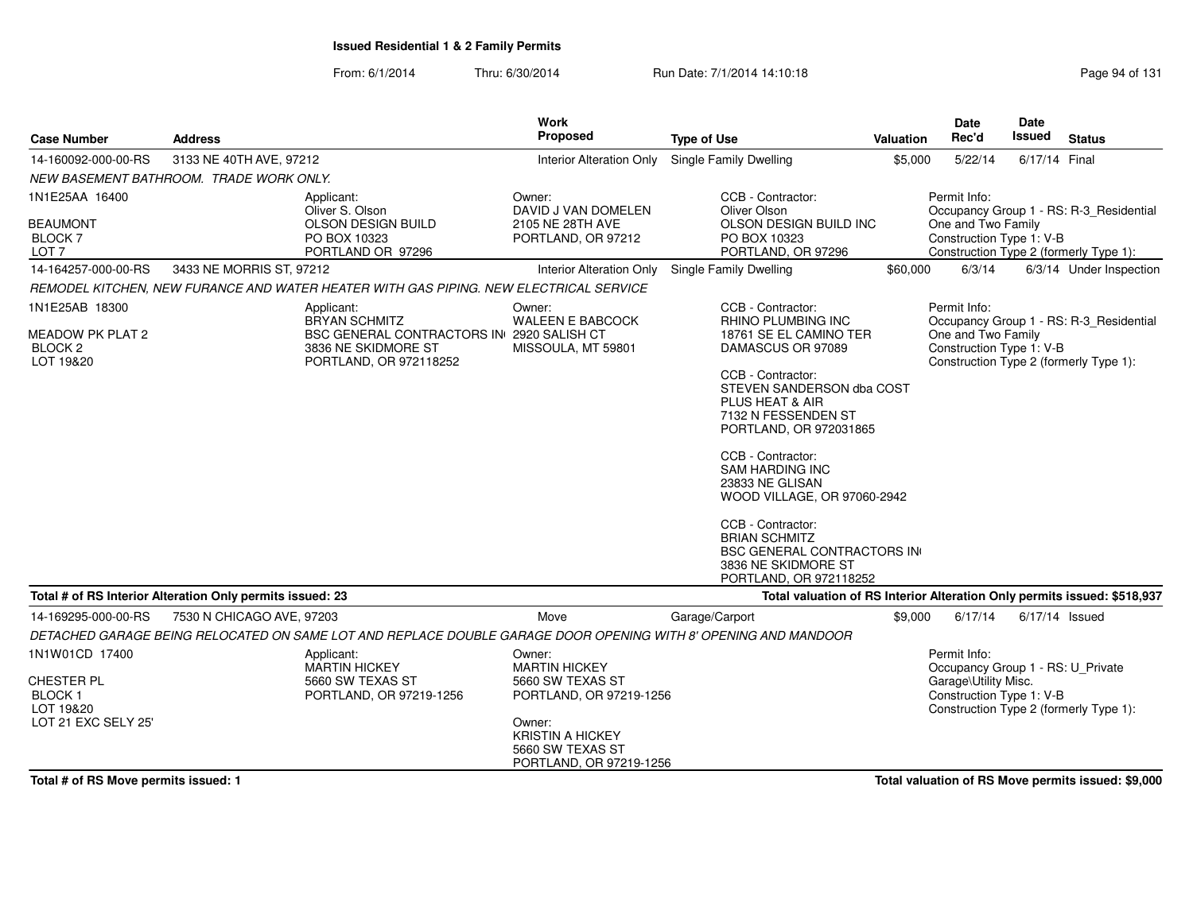**Issued Residential 1 & 2 Family Permits**

From: 6/1/2014 Thru: 6/30/2014 Run Date: 7/1/2014 14:10:18

| Case Number | Address | Work Proposed | Type of Use | Valuation | Date Rec'd | Date Issued | Status |
|---|---|---|---|---|---|---|---|
| 14-160092-000-00-RS | 3133 NE 40TH AVE, 97212 | Interior Alteration Only | Single Family Dwelling | $5,000 | 5/22/14 | 6/17/14 | Final |

*NEW BASEMENT BATHROOM. TRADE WORK ONLY.*

1N1E25AA 16400
BEAUMONT
BLOCK 7
LOT 7

Applicant:
Oliver S. Olson
OLSON DESIGN BUILD
PO BOX 10323
PORTLAND OR 97296

Owner:
DAVID J VAN DOMELEN
2105 NE 28TH AVE
PORTLAND, OR 97212

CCB - Contractor:
Oliver Olson
OLSON DESIGN BUILD INC
PO BOX 10323
PORTLAND, OR 97296

Permit Info:
Occupancy Group 1 - RS: R-3_Residential One and Two Family
Construction Type 1: V-B
Construction Type 2 (formerly Type 1):

| Case Number | Address | Work Proposed | Type of Use | Valuation | Date Rec'd | Date Issued | Status |
|---|---|---|---|---|---|---|---|
| 14-164257-000-00-RS | 3433 NE MORRIS ST, 97212 | Interior Alteration Only | Single Family Dwelling | $60,000 | 6/3/14 | 6/3/14 | Under Inspection |

*REMODEL KITCHEN, NEW FURANCE AND WATER HEATER WITH GAS PIPING. NEW ELECTRICAL SERVICE*

1N1E25AB 18300
MEADOW PK PLAT 2
BLOCK 2
LOT 19&20

Applicant:
BRYAN SCHMITZ
BSC GENERAL CONTRACTORS IN(
3836 NE SKIDMORE ST
PORTLAND, OR 972118252

Owner:
WALEEN E BABCOCK
2920 SALISH CT
MISSOULA, MT 59801

CCB - Contractor:
RHINO PLUMBING INC
18761 SE EL CAMINO TER
DAMASCUS OR 97089

CCB - Contractor:
STEVEN SANDERSON dba COST PLUS HEAT & AIR
7132 N FESSENDEN ST
PORTLAND, OR 972031865

CCB - Contractor:
SAM HARDING INC
23833 NE GLISAN
WOOD VILLAGE, OR 97060-2942

CCB - Contractor:
BRIAN SCHMITZ
BSC GENERAL CONTRACTORS IN(
3836 NE SKIDMORE ST
PORTLAND, OR 972118252

Permit Info:
Occupancy Group 1 - RS: R-3_Residential One and Two Family
Construction Type 1: V-B
Construction Type 2 (formerly Type 1):

**Total # of RS Interior Alteration Only permits issued: 23** | **Total valuation of RS Interior Alteration Only permits issued: $518,937**

| Case Number | Address | Work Proposed | Type of Use | Valuation | Date Rec'd | Date Issued | Status |
|---|---|---|---|---|---|---|---|
| 14-169295-000-00-RS | 7530 N CHICAGO AVE, 97203 | Move | Garage/Carport | $9,000 | 6/17/14 | 6/17/14 | Issued |

*DETACHED GARAGE BEING RELOCATED ON SAME LOT AND REPLACE DOUBLE GARAGE DOOR OPENING WITH 8' OPENING AND MANDOOR*

1N1W01CD 17400
CHESTER PL
BLOCK 1
LOT 19&20
LOT 21 EXC SELY 25'

Applicant:
MARTIN HICKEY
5660 SW TEXAS ST
PORTLAND, OR 97219-1256

Owner:
MARTIN HICKEY
5660 SW TEXAS ST
PORTLAND, OR 97219-1256

Owner:
KRISTIN A HICKEY
5660 SW TEXAS ST
PORTLAND, OR 97219-1256

Permit Info:
Occupancy Group 1 - RS: U_Private Garage\Utility Misc.
Construction Type 1: V-B
Construction Type 2 (formerly Type 1):

**Total # of RS Move permits issued: 1** | **Total valuation of RS Move permits issued: $9,000**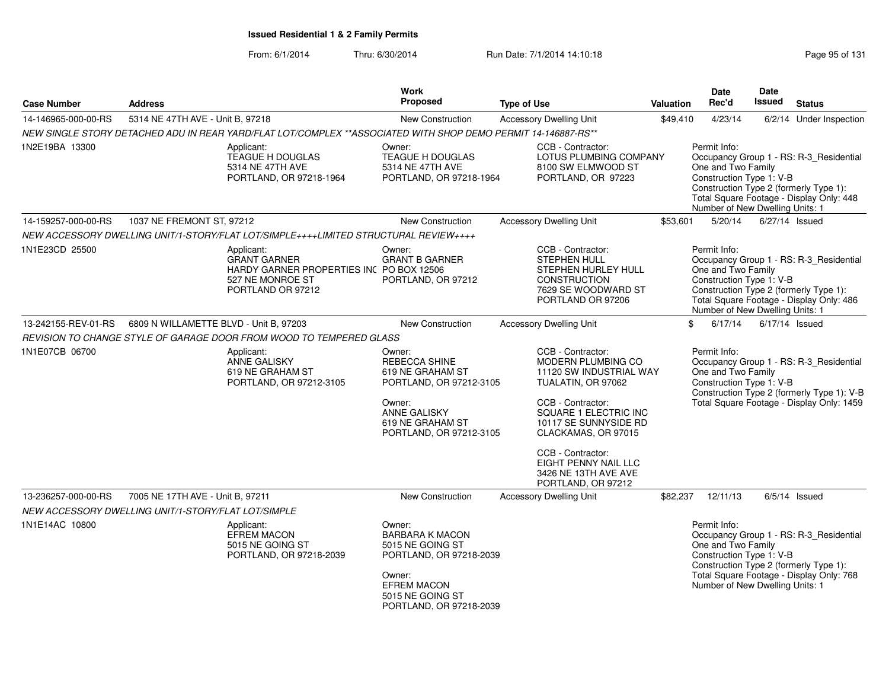## Issued Residential 1 & 2 Family Permits

From: 6/1/2014 Thru: 6/30/2014 Run Date: 7/1/2014 14:10:18

| Case Number | Address | Work Proposed | Type of Use | Valuation | Date Rec'd | Date Issued | Status |
|---|---|---|---|---|---|---|---|
| 14-146965-000-00-RS | 5314 NE 47TH AVE - Unit B, 97218 | New Construction | Accessory Dwelling Unit | $49,410 | 4/23/14 | 6/2/14 | Under Inspection |

NEW SINGLE STORY DETACHED ADU IN REAR YARD/FLAT LOT/COMPLEX **ASSOCIATED WITH SHOP DEMO PERMIT 14-146887-RS**

1N2E19BA 13300

Applicant: TEAGUE H DOUGLAS, 5314 NE 47TH AVE, PORTLAND, OR 97218-1964

Owner: TEAGUE H DOUGLAS, 5314 NE 47TH AVE, PORTLAND, OR 97218-1964

CCB - Contractor: LOTUS PLUMBING COMPANY, 8100 SW ELMWOOD ST, PORTLAND, OR 97223

Permit Info: Occupancy Group 1 - RS: R-3_Residential One and Two Family; Construction Type 1: V-B; Construction Type 2 (formerly Type 1):; Total Square Footage - Display Only: 448; Number of New Dwelling Units: 1

| Case Number | Address | Work Proposed | Type of Use | Valuation | Date Rec'd | Date Issued | Status |
|---|---|---|---|---|---|---|---|
| 14-159257-000-00-RS | 1037 NE FREMONT ST, 97212 | New Construction | Accessory Dwelling Unit | $53,601 | 5/20/14 | 6/27/14 | Issued |

NEW ACCESSORY DWELLING UNIT/1-STORY/FLAT LOT/SIMPLE++++LIMITED STRUCTURAL REVIEW++++

1N1E23CD 25500

Applicant: GRANT GARNER, HARDY GARNER PROPERTIES INC, 527 NE MONROE ST, PORTLAND OR 97212

Owner: GRANT B GARNER, PO BOX 12506, PORTLAND, OR 97212

CCB - Contractor: STEPHEN HULL, STEPHEN HURLEY HULL CONSTRUCTION, 7629 SE WOODWARD ST, PORTLAND OR 97206

Permit Info: Occupancy Group 1 - RS: R-3_Residential One and Two Family; Construction Type 1: V-B; Construction Type 2 (formerly Type 1):; Total Square Footage - Display Only: 486; Number of New Dwelling Units: 1

| Case Number | Address | Work Proposed | Type of Use | Valuation | Date Rec'd | Date Issued | Status |
|---|---|---|---|---|---|---|---|
| 13-242155-REV-01-RS | 6809 N WILLAMETTE BLVD - Unit B, 97203 | New Construction | Accessory Dwelling Unit | $ | 6/17/14 | 6/17/14 | Issued |

REVISION TO CHANGE STYLE OF GARAGE DOOR FROM WOOD TO TEMPERED GLASS

1N1E07CB 06700

Applicant: ANNE GALISKY, 619 NE GRAHAM ST, PORTLAND, OR 97212-3105

Owner: REBECCA SHINE, 619 NE GRAHAM ST, PORTLAND, OR 97212-3105

Owner: ANNE GALISKY, 619 NE GRAHAM ST, PORTLAND, OR 97212-3105

CCB - Contractor: MODERN PLUMBING CO, 11120 SW INDUSTRIAL WAY, TUALATIN, OR 97062

CCB - Contractor: SQUARE 1 ELECTRIC INC, 10117 SE SUNNYSIDE RD, CLACKAMAS, OR 97015

CCB - Contractor: EIGHT PENNY NAIL LLC, 3426 NE 13TH AVE AVE, PORTLAND, OR 97212

Permit Info: Occupancy Group 1 - RS: R-3_Residential One and Two Family; Construction Type 1: V-B; Construction Type 2 (formerly Type 1): V-B; Total Square Footage - Display Only: 1459

| Case Number | Address | Work Proposed | Type of Use | Valuation | Date Rec'd | Date Issued | Status |
|---|---|---|---|---|---|---|---|
| 13-236257-000-00-RS | 7005 NE 17TH AVE - Unit B, 97211 | New Construction | Accessory Dwelling Unit | $82,237 | 12/11/13 | 6/5/14 | Issued |

NEW ACCESSORY DWELLING UNIT/1-STORY/FLAT LOT/SIMPLE

1N1E14AC 10800

Applicant: EFREM MACON, 5015 NE GOING ST, PORTLAND, OR 97218-2039

Owner: BARBARA K MACON, 5015 NE GOING ST, PORTLAND, OR 97218-2039

Owner: EFREM MACON, 5015 NE GOING ST, PORTLAND, OR 97218-2039

Permit Info: Occupancy Group 1 - RS: R-3_Residential One and Two Family; Construction Type 1: V-B; Construction Type 2 (formerly Type 1):; Total Square Footage - Display Only: 768; Number of New Dwelling Units: 1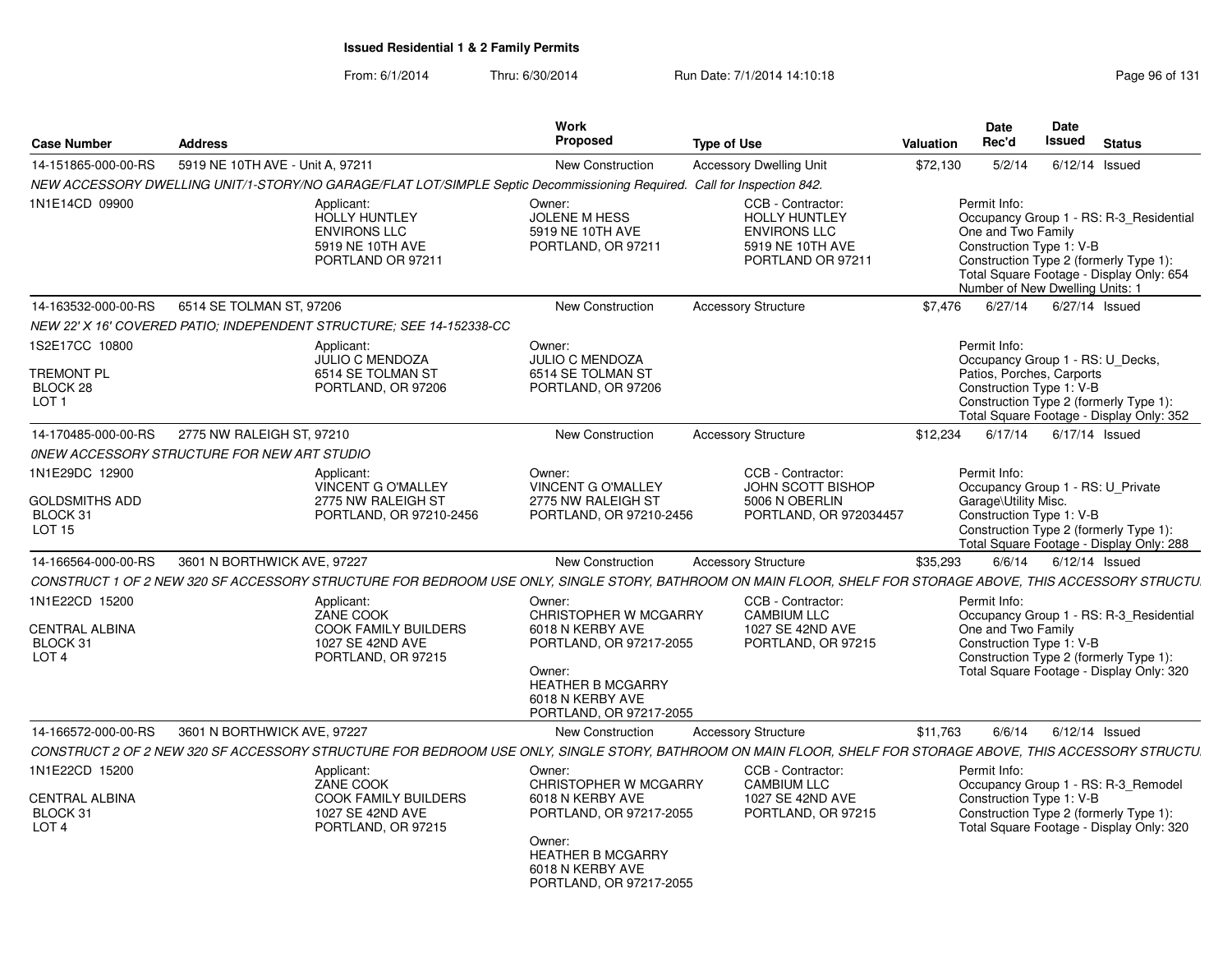**Issued Residential 1 & 2 Family Permits**

From: 6/1/2014 Thru: 6/30/2014 Run Date: 7/1/2014 14:10:18

| Case Number | Address | Work Proposed | Type of Use | Valuation | Date Rec'd | Date Issued | Status |
|---|---|---|---|---|---|---|---|
| 14-151865-000-00-RS | 5919 NE 10TH AVE - Unit A, 97211 | New Construction | Accessory Dwelling Unit | $72,130 | 5/2/14 | 6/12/14 | Issued |

*NEW ACCESSORY DWELLING UNIT/1-STORY/NO GARAGE/FLAT LOT/SIMPLE Septic Decommissioning Required. Call for Inspection 842.*

1N1E14CD 09900

Applicant: HOLLY HUNTLEY, ENVIRONS LLC, 5919 NE 10TH AVE, PORTLAND OR 97211

Owner: JOLENE M HESS, 5919 NE 10TH AVE, PORTLAND, OR 97211

CCB - Contractor: HOLLY HUNTLEY, ENVIRONS LLC, 5919 NE 10TH AVE, PORTLAND OR 97211

Permit Info: Occupancy Group 1 - RS: R-3_Residential One and Two Family; Construction Type 1: V-B; Construction Type 2 (formerly Type 1):; Total Square Footage - Display Only: 654; Number of New Dwelling Units: 1

| Case Number | Address | Work Proposed | Type of Use | Valuation | Date Rec'd | Date Issued | Status |
|---|---|---|---|---|---|---|---|
| 14-163532-000-00-RS | 6514 SE TOLMAN ST, 97206 | New Construction | Accessory Structure | $7,476 | 6/27/14 | 6/27/14 | Issued |

*NEW 22' X 16' COVERED PATIO; INDEPENDENT STRUCTURE; SEE 14-152338-CC*

1S2E17CC 10800

TREMONT PL
BLOCK 28
LOT 1

Applicant: JULIO C MENDOZA, 6514 SE TOLMAN ST, PORTLAND, OR 97206

Owner: JULIO C MENDOZA, 6514 SE TOLMAN ST, PORTLAND, OR 97206

Permit Info: Occupancy Group 1 - RS: U_Decks, Patios, Porches, Carports; Construction Type 1: V-B; Construction Type 2 (formerly Type 1):; Total Square Footage - Display Only: 352

| Case Number | Address | Work Proposed | Type of Use | Valuation | Date Rec'd | Date Issued | Status |
|---|---|---|---|---|---|---|---|
| 14-170485-000-00-RS | 2775 NW RALEIGH ST, 97210 | New Construction | Accessory Structure | $12,234 | 6/17/14 | 6/17/14 | Issued |

*0NEW ACCESSORY STRUCTURE FOR NEW ART STUDIO*

1N1E29DC 12900

GOLDSMITHS ADD
BLOCK 31
LOT 15

Applicant: VINCENT G O'MALLEY, 2775 NW RALEIGH ST, PORTLAND, OR 97210-2456

Owner: VINCENT G O'MALLEY, 2775 NW RALEIGH ST, PORTLAND, OR 97210-2456

CCB - Contractor: JOHN SCOTT BISHOP, 5006 N OBERLIN, PORTLAND, OR 972034457

Permit Info: Occupancy Group 1 - RS: U_Private Garage\Utility Misc.; Construction Type 1: V-B; Construction Type 2 (formerly Type 1):; Total Square Footage - Display Only: 288

| Case Number | Address | Work Proposed | Type of Use | Valuation | Date Rec'd | Date Issued | Status |
|---|---|---|---|---|---|---|---|
| 14-166564-000-00-RS | 3601 N BORTHWICK AVE, 97227 | New Construction | Accessory Structure | $35,293 | 6/6/14 | 6/12/14 | Issued |

*CONSTRUCT 1 OF 2 NEW 320 SF ACCESSORY STRUCTURE FOR BEDROOM USE ONLY, SINGLE STORY, BATHROOM ON MAIN FLOOR, SHELF FOR STORAGE ABOVE, THIS ACCESSORY STRUCTU*

1N1E22CD 15200

CENTRAL ALBINA
BLOCK 31
LOT 4

Applicant: ZANE COOK, COOK FAMILY BUILDERS, 1027 SE 42ND AVE, PORTLAND, OR 97215

Owner: CHRISTOPHER W MCGARRY, 6018 N KERBY AVE, PORTLAND, OR 97217-2055

Owner: HEATHER B MCGARRY, 6018 N KERBY AVE, PORTLAND, OR 97217-2055

CCB - Contractor: CAMBIUM LLC, 1027 SE 42ND AVE, PORTLAND, OR 97215

Permit Info: Occupancy Group 1 - RS: R-3_Residential One and Two Family; Construction Type 1: V-B; Construction Type 2 (formerly Type 1):; Total Square Footage - Display Only: 320

| Case Number | Address | Work Proposed | Type of Use | Valuation | Date Rec'd | Date Issued | Status |
|---|---|---|---|---|---|---|---|
| 14-166572-000-00-RS | 3601 N BORTHWICK AVE, 97227 | New Construction | Accessory Structure | $11,763 | 6/6/14 | 6/12/14 | Issued |

*CONSTRUCT 2 OF 2 NEW 320 SF ACCESSORY STRUCTURE FOR BEDROOM USE ONLY, SINGLE STORY, BATHROOM ON MAIN FLOOR, SHELF FOR STORAGE ABOVE, THIS ACCESSORY STRUCTU*

1N1E22CD 15200

CENTRAL ALBINA
BLOCK 31
LOT 4

Applicant: ZANE COOK, COOK FAMILY BUILDERS, 1027 SE 42ND AVE, PORTLAND, OR 97215

Owner: CHRISTOPHER W MCGARRY, 6018 N KERBY AVE, PORTLAND, OR 97217-2055

Owner: HEATHER B MCGARRY, 6018 N KERBY AVE, PORTLAND, OR 97217-2055

CCB - Contractor: CAMBIUM LLC, 1027 SE 42ND AVE, PORTLAND, OR 97215

Permit Info: Occupancy Group 1 - RS: R-3_Remodel; Construction Type 1: V-B; Construction Type 2 (formerly Type 1):; Total Square Footage - Display Only: 320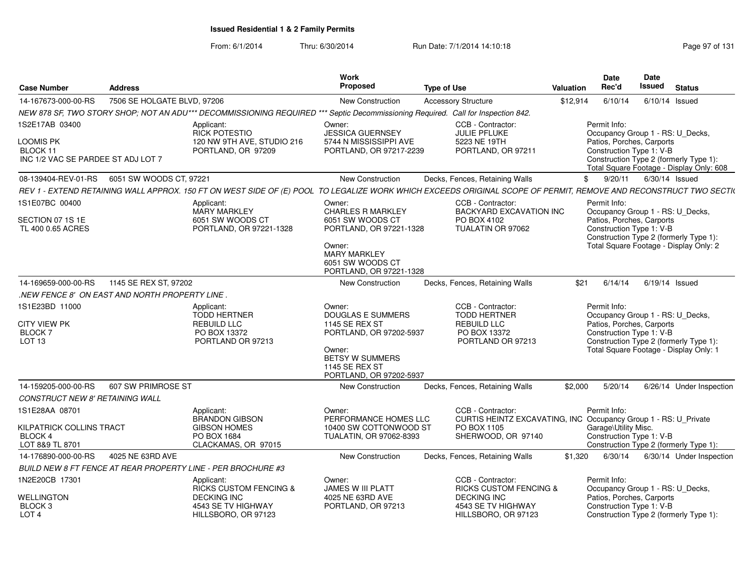# Issued Residential 1 & 2 Family Permits

From: 6/1/2014 Thru: 6/30/2014 Run Date: 7/1/2014 14:10:18

| Case Number | Address | Work Proposed | Type of Use | Valuation | Date Rec'd | Date Issued | Status |
|---|---|---|---|---|---|---|---|
| 14-167673-000-00-RS | 7506 SE HOLGATE BLVD, 97206 | New Construction | Accessory Structure | $12,914 | 6/10/14 | 6/10/14 | Issued |

NEW 878 SF, TWO STORY SHOP; NOT AN ADU*** DECOMMISSIONING REQUIRED *** Septic Decommissioning Required. Call for Inspection 842.

1S2E17AB 03400
LOOMIS PK
BLOCK 11
INC 1/2 VAC SE PARDEE ST ADJ LOT 7

Applicant: RICK POTESTIO, 120 NW 9TH AVE, STUDIO 216, PORTLAND, OR 97209

Owner: JESSICA GUERNSEY, 5744 N MISSISSIPPI AVE, PORTLAND, OR 97217-2239

CCB - Contractor: JULIE PFLUKE, 5223 NE 19TH, PORTLAND, OR 97211

Permit Info: Occupancy Group 1 - RS: U_Decks, Patios, Porches, Carports; Construction Type 1: V-B; Construction Type 2 (formerly Type 1):; Total Square Footage - Display Only: 608

| Case Number | Address | Work Proposed | Type of Use | Valuation | Date Rec'd | Date Issued | Status |
|---|---|---|---|---|---|---|---|
| 08-139404-REV-01-RS | 6051 SW WOODS CT, 97221 | New Construction | Decks, Fences, Retaining Walls | $ | 9/20/11 | 6/30/14 | Issued |

REV 1 - EXTEND RETAINING WALL APPROX. 150 FT ON WEST SIDE OF (E) POOL TO LEGALIZE WORK WHICH EXCEEDS ORIGINAL SCOPE OF PERMIT, REMOVE AND RECONSTRUCT TWO SECTI

1S1E07BC 00400
SECTION 07 1S 1E
TL 400 0.65 ACRES

Applicant: MARY MARKLEY, 6051 SW WOODS CT, PORTLAND, OR 97221-1328

Owner: CHARLES R MARKLEY, 6051 SW WOODS CT, PORTLAND, OR 97221-1328

Owner: MARY MARKLEY, 6051 SW WOODS CT, PORTLAND, OR 97221-1328

CCB - Contractor: BACKYARD EXCAVATION INC, PO BOX 4102, TUALATIN OR 97062

Permit Info: Occupancy Group 1 - RS: U_Decks, Patios, Porches, Carports; Construction Type 1: V-B; Construction Type 2 (formerly Type 1):; Total Square Footage - Display Only: 2

| Case Number | Address | Work Proposed | Type of Use | Valuation | Date Rec'd | Date Issued | Status |
|---|---|---|---|---|---|---|---|
| 14-169659-000-00-RS | 1145 SE REX ST, 97202 | New Construction | Decks, Fences, Retaining Walls | $21 | 6/14/14 | 6/19/14 | Issued |

.NEW FENCE 8' ON EAST AND NORTH PROPERTY LINE .

1S1E23BD 11000
CITY VIEW PK
BLOCK 7
LOT 13

Applicant: TODD HERTNER, REBUILD LLC, PO BOX 13372, PORTLAND OR 97213

Owner: DOUGLAS E SUMMERS, 1145 SE REX ST, PORTLAND, OR 97202-5937

Owner: BETSY W SUMMERS, 1145 SE REX ST, PORTLAND, OR 97202-5937

CCB - Contractor: TODD HERTNER, REBUILD LLC, PO BOX 13372, PORTLAND OR 97213

Permit Info: Occupancy Group 1 - RS: U_Decks, Patios, Porches, Carports; Construction Type 1: V-B; Construction Type 2 (formerly Type 1):; Total Square Footage - Display Only: 1

| Case Number | Address | Work Proposed | Type of Use | Valuation | Date Rec'd | Date Issued | Status |
|---|---|---|---|---|---|---|---|
| 14-159205-000-00-RS | 607 SW PRIMROSE ST | New Construction | Decks, Fences, Retaining Walls | $2,000 | 5/20/14 | 6/26/14 | Under Inspection |

CONSTRUCT NEW 8' RETAINING WALL

1S1E28AA 08701
KILPATRICK COLLINS TRACT
BLOCK 4
LOT 8&9 TL 8701

Applicant: BRANDON GIBSON, GIBSON HOMES, PO BOX 1684, CLACKAMAS, OR 97015

Owner: PERFORMANCE HOMES LLC, 10400 SW COTTONWOOD ST, TUALATIN, OR 97062-8393

CCB - Contractor: CURTIS HEINTZ EXCAVATING, INC, PO BOX 1105, SHERWOOD, OR 97140

Permit Info: Occupancy Group 1 - RS: U_Private Garage\Utility Misc.; Construction Type 1: V-B; Construction Type 2 (formerly Type 1):

| Case Number | Address | Work Proposed | Type of Use | Valuation | Date Rec'd | Date Issued | Status |
|---|---|---|---|---|---|---|---|
| 14-176890-000-00-RS | 4025 NE 63RD AVE | New Construction | Decks, Fences, Retaining Walls | $1,320 | 6/30/14 | 6/30/14 | Under Inspection |

BUILD NEW 8 FT FENCE AT REAR PROPERTY LINE - PER BROCHURE #3

1N2E20CB 17301
WELLINGTON
BLOCK 3
LOT 4

Applicant: RICKS CUSTOM FENCING & DECKING INC, 4543 SE TV HIGHWAY, HILLSBORO, OR 97123

Owner: JAMES W III PLATT, 4025 NE 63RD AVE, PORTLAND, OR 97213

CCB - Contractor: RICKS CUSTOM FENCING & DECKING INC, 4543 SE TV HIGHWAY, HILLSBORO, OR 97123

Permit Info: Occupancy Group 1 - RS: U_Decks, Patios, Porches, Carports; Construction Type 1: V-B; Construction Type 2 (formerly Type 1):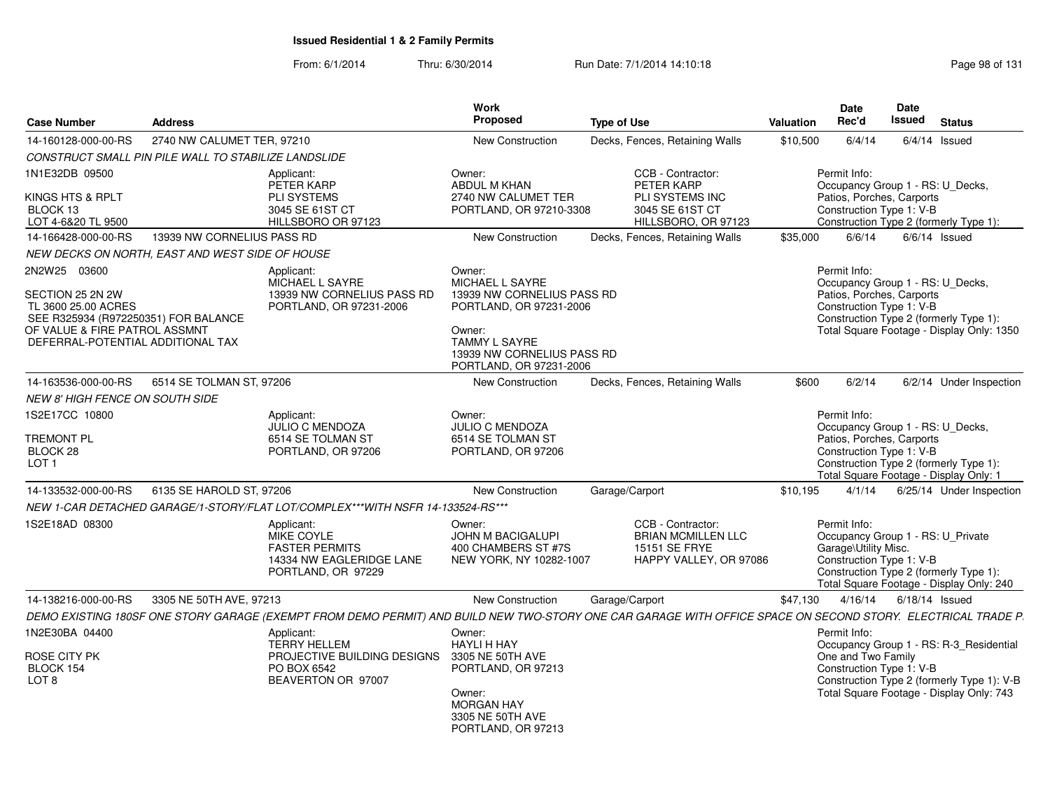# Issued Residential 1 & 2 Family Permits

From: 6/1/2014 Thru: 6/30/2014 Run Date: 7/1/2014 14:10:18

| Case Number | Address | Work Proposed | Type of Use | Valuation | Date Rec'd | Date Issued | Status |
|---|---|---|---|---|---|---|---|
| 14-160128-000-00-RS | 2740 NW CALUMET TER, 97210 | New Construction | Decks, Fences, Retaining Walls | $10,500 | 6/4/14 | 6/4/14 | Issued |

*CONSTRUCT SMALL PIN PILE WALL TO STABILIZE LANDSLIDE*

1N1E32DB 09500

KINGS HTS & RPLT
BLOCK 13
LOT 4-6&20 TL 9500

Applicant:
PETER KARP
PLI SYSTEMS
3045 SE 61ST CT
HILLSBORO OR 97123

Owner:
ABDUL M KHAN
2740 NW CALUMET TER
PORTLAND, OR 97210-3308

CCB - Contractor:
PETER KARP
PLI SYSTEMS INC
3045 SE 61ST CT
HILLSBORO, OR 97123

Permit Info:
Occupancy Group 1 - RS: U_Decks, Patios, Porches, Carports
Construction Type 1: V-B
Construction Type 2 (formerly Type 1):

| Case Number | Address | Work Proposed | Type of Use | Valuation | Date Rec'd | Date Issued | Status |
|---|---|---|---|---|---|---|---|
| 14-166428-000-00-RS | 13939 NW CORNELIUS PASS RD | New Construction | Decks, Fences, Retaining Walls | $35,000 | 6/6/14 | 6/6/14 | Issued |

*NEW DECKS ON NORTH, EAST AND WEST SIDE OF HOUSE*

2N2W25 03600

SECTION 25 2N 2W
TL 3600 25.00 ACRES
SEE R325934 (R972250351) FOR BALANCE OF VALUE & FIRE PATROL ASSMNT
DEFERRAL-POTENTIAL ADDITIONAL TAX

Applicant:
MICHAEL L SAYRE
13939 NW CORNELIUS PASS RD
PORTLAND, OR 97231-2006

Owner:
MICHAEL L SAYRE
13939 NW CORNELIUS PASS RD
PORTLAND, OR 97231-2006

Owner:
TAMMY L SAYRE
13939 NW CORNELIUS PASS RD
PORTLAND, OR 97231-2006

Permit Info:
Occupancy Group 1 - RS: U_Decks, Patios, Porches, Carports
Construction Type 1: V-B
Construction Type 2 (formerly Type 1):
Total Square Footage - Display Only: 1350

| Case Number | Address | Work Proposed | Type of Use | Valuation | Date Rec'd | Date Issued | Status |
|---|---|---|---|---|---|---|---|
| 14-163536-000-00-RS | 6514 SE TOLMAN ST, 97206 | New Construction | Decks, Fences, Retaining Walls | $600 | 6/2/14 | 6/2/14 | Under Inspection |

*NEW 8' HIGH FENCE ON SOUTH SIDE*

1S2E17CC 10800

TREMONT PL
BLOCK 28
LOT 1

Applicant:
JULIO C MENDOZA
6514 SE TOLMAN ST
PORTLAND, OR 97206

Owner:
JULIO C MENDOZA
6514 SE TOLMAN ST
PORTLAND, OR 97206

Permit Info:
Occupancy Group 1 - RS: U_Decks, Patios, Porches, Carports
Construction Type 1: V-B
Construction Type 2 (formerly Type 1):
Total Square Footage - Display Only: 1

| Case Number | Address | Work Proposed | Type of Use | Valuation | Date Rec'd | Date Issued | Status |
|---|---|---|---|---|---|---|---|
| 14-133532-000-00-RS | 6135 SE HAROLD ST, 97206 | New Construction | Garage/Carport | $10,195 | 4/1/14 | 6/25/14 | Under Inspection |

*NEW 1-CAR DETACHED GARAGE/1-STORY/FLAT LOT/COMPLEX***WITH NSFR 14-133524-RS****

1S2E18AD 08300

Applicant:
MIKE COYLE
FASTER PERMITS
14334 NW EAGLERIDGE LANE
PORTLAND, OR 97229

Owner:
JOHN M BACIGALUPI
400 CHAMBERS ST #7S
NEW YORK, NY 10282-1007

CCB - Contractor:
BRIAN MCMILLEN LLC
15151 SE FRYE
HAPPY VALLEY, OR 97086

Permit Info:
Occupancy Group 1 - RS: U_Private Garage\Utility Misc.
Construction Type 1: V-B
Construction Type 2 (formerly Type 1):
Total Square Footage - Display Only: 240

| Case Number | Address | Work Proposed | Type of Use | Valuation | Date Rec'd | Date Issued | Status |
|---|---|---|---|---|---|---|---|
| 14-138216-000-00-RS | 3305 NE 50TH AVE, 97213 | New Construction | Garage/Carport | $47,130 | 4/16/14 | 6/18/14 | Issued |

*DEMO EXISTING 180SF ONE STORY GARAGE (EXEMPT FROM DEMO PERMIT) AND BUILD NEW TWO-STORY ONE CAR GARAGE WITH OFFICE SPACE ON SECOND STORY. ELECTRICAL TRADE P.*

1N2E30BA 04400

ROSE CITY PK
BLOCK 154
LOT 8

Applicant:
TERRY HELLEM
PROJECTIVE BUILDING DESIGNS
PO BOX 6542
BEAVERTON OR 97007

Owner:
HAYLI H HAY
3305 NE 50TH AVE
PORTLAND, OR 97213

Owner:
MORGAN HAY
3305 NE 50TH AVE
PORTLAND, OR 97213

Permit Info:
Occupancy Group 1 - RS: R-3_Residential One and Two Family
Construction Type 1: V-B
Construction Type 2 (formerly Type 1): V-B
Total Square Footage - Display Only: 743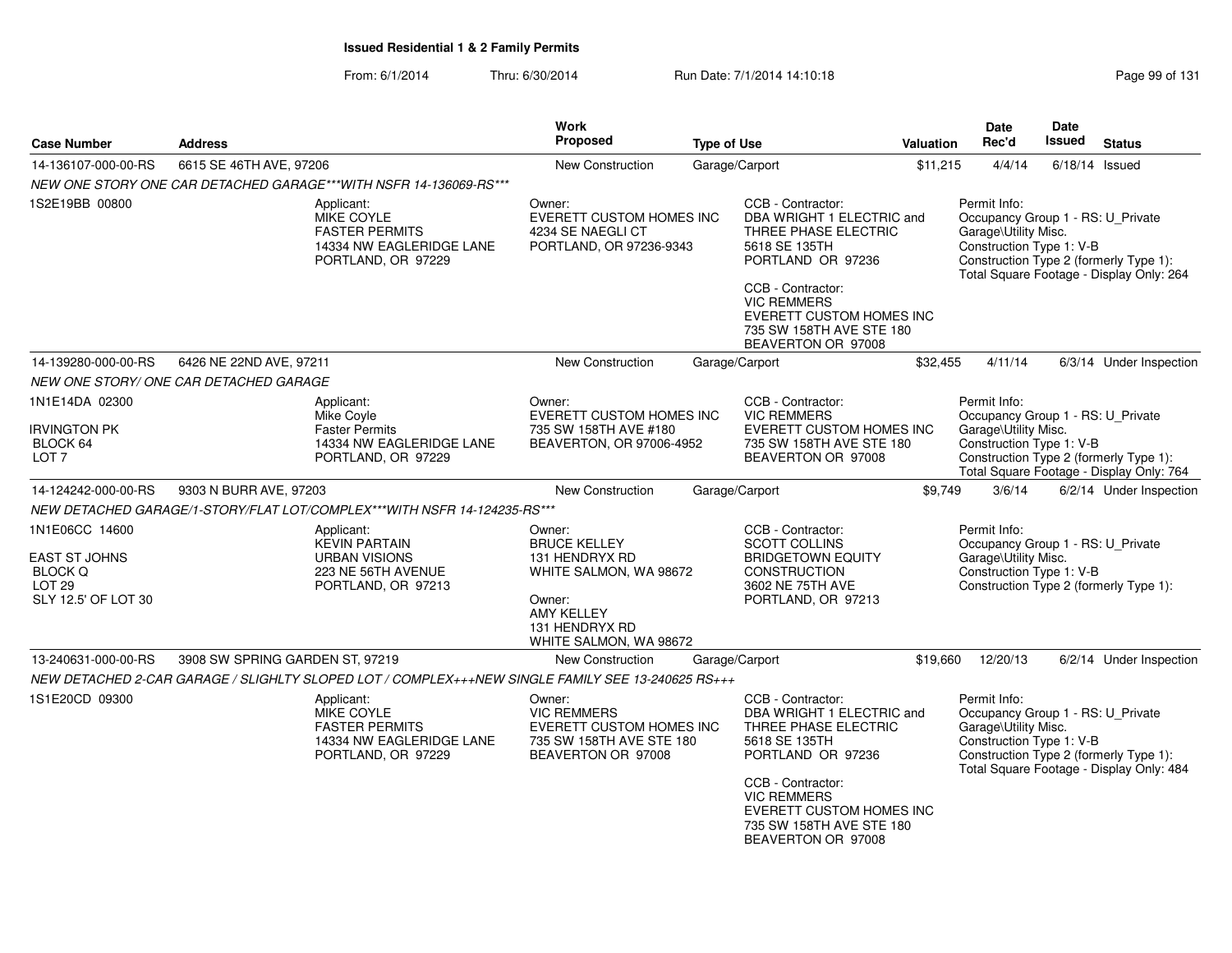# Issued Residential 1 & 2 Family Permits

From: 6/1/2014 Thru: 6/30/2014 Run Date: 7/1/2014 14:10:18

| Case Number | Address | Work Proposed | Type of Use | Valuation | Date Rec'd | Date Issued | Status |
|---|---|---|---|---|---|---|---|
| 14-136107-000-00-RS | 6615 SE 46TH AVE, 97206 | New Construction | Garage/Carport | $11,215 | 4/4/14 | 6/18/14 | Issued |

*NEW ONE STORY ONE CAR DETACHED GARAGE***WITH NSFR 14-136069-RS****

1S2E19BB 00800

Applicant: MIKE COYLE, FASTER PERMITS, 14334 NW EAGLERIDGE LANE, PORTLAND, OR 97229

Owner: EVERETT CUSTOM HOMES INC, 4234 SE NAEGLI CT, PORTLAND, OR 97236-9343

CCB - Contractor: DBA WRIGHT 1 ELECTRIC and THREE PHASE ELECTRIC, 5618 SE 135TH, PORTLAND OR 97236

CCB - Contractor: VIC REMMERS, EVERETT CUSTOM HOMES INC, 735 SW 158TH AVE STE 180, BEAVERTON OR 97008

Permit Info: Occupancy Group 1 - RS: U_Private Garage\Utility Misc. Construction Type 1: V-B Construction Type 2 (formerly Type 1): Total Square Footage - Display Only: 264

| Case Number | Address | Work Proposed | Type of Use | Valuation | Date Rec'd | Date Issued | Status |
|---|---|---|---|---|---|---|---|
| 14-139280-000-00-RS | 6426 NE 22ND AVE, 97211 | New Construction | Garage/Carport | $32,455 | 4/11/14 | 6/3/14 | Under Inspection |

*NEW ONE STORY/ ONE CAR DETACHED GARAGE*

1N1E14DA 02300, IRVINGTON PK, BLOCK 64, LOT 7

Applicant: Mike Coyle, Faster Permits, 14334 NW EAGLERIDGE LANE, PORTLAND, OR 97229

Owner: EVERETT CUSTOM HOMES INC, 735 SW 158TH AVE #180, BEAVERTON, OR 97006-4952

CCB - Contractor: VIC REMMERS, EVERETT CUSTOM HOMES INC, 735 SW 158TH AVE STE 180, BEAVERTON OR 97008

Permit Info: Occupancy Group 1 - RS: U_Private Garage\Utility Misc. Construction Type 1: V-B Construction Type 2 (formerly Type 1): Total Square Footage - Display Only: 764

| Case Number | Address | Work Proposed | Type of Use | Valuation | Date Rec'd | Date Issued | Status |
|---|---|---|---|---|---|---|---|
| 14-124242-000-00-RS | 9303 N BURR AVE, 97203 | New Construction | Garage/Carport | $9,749 | 3/6/14 | 6/2/14 | Under Inspection |

*NEW DETACHED GARAGE/1-STORY/FLAT LOT/COMPLEX***WITH NSFR 14-124235-RS****

1N1E06CC 14600, EAST ST JOHNS, BLOCK Q, LOT 29, SLY 12.5' OF LOT 30

Applicant: KEVIN PARTAIN, URBAN VISIONS, 223 NE 56TH AVENUE, PORTLAND, OR 97213

Owner: BRUCE KELLEY, 131 HENDRYX RD, WHITE SALMON, WA 98672

Owner: AMY KELLEY, 131 HENDRYX RD, WHITE SALMON, WA 98672

CCB - Contractor: SCOTT COLLINS, BRIDGETOWN EQUITY CONSTRUCTION, 3602 NE 75TH AVE, PORTLAND, OR 97213

Permit Info: Occupancy Group 1 - RS: U_Private Garage\Utility Misc. Construction Type 1: V-B Construction Type 2 (formerly Type 1):

| Case Number | Address | Work Proposed | Type of Use | Valuation | Date Rec'd | Date Issued | Status |
|---|---|---|---|---|---|---|---|
| 13-240631-000-00-RS | 3908 SW SPRING GARDEN ST, 97219 | New Construction | Garage/Carport | $19,660 | 12/20/13 | 6/2/14 | Under Inspection |

*NEW DETACHED 2-CAR GARAGE / SLIGHLTY SLOPED LOT / COMPLEX+++NEW SINGLE FAMILY SEE 13-240625 RS+++*

1S1E20CD 09300

Applicant: MIKE COYLE, FASTER PERMITS, 14334 NW EAGLERIDGE LANE, PORTLAND, OR 97229

Owner: VIC REMMERS, EVERETT CUSTOM HOMES INC, 735 SW 158TH AVE STE 180, BEAVERTON OR 97008

CCB - Contractor: DBA WRIGHT 1 ELECTRIC and THREE PHASE ELECTRIC, 5618 SE 135TH, PORTLAND OR 97236

CCB - Contractor: VIC REMMERS, EVERETT CUSTOM HOMES INC, 735 SW 158TH AVE STE 180, BEAVERTON OR 97008

Permit Info: Occupancy Group 1 - RS: U_Private Garage\Utility Misc. Construction Type 1: V-B Construction Type 2 (formerly Type 1): Total Square Footage - Display Only: 484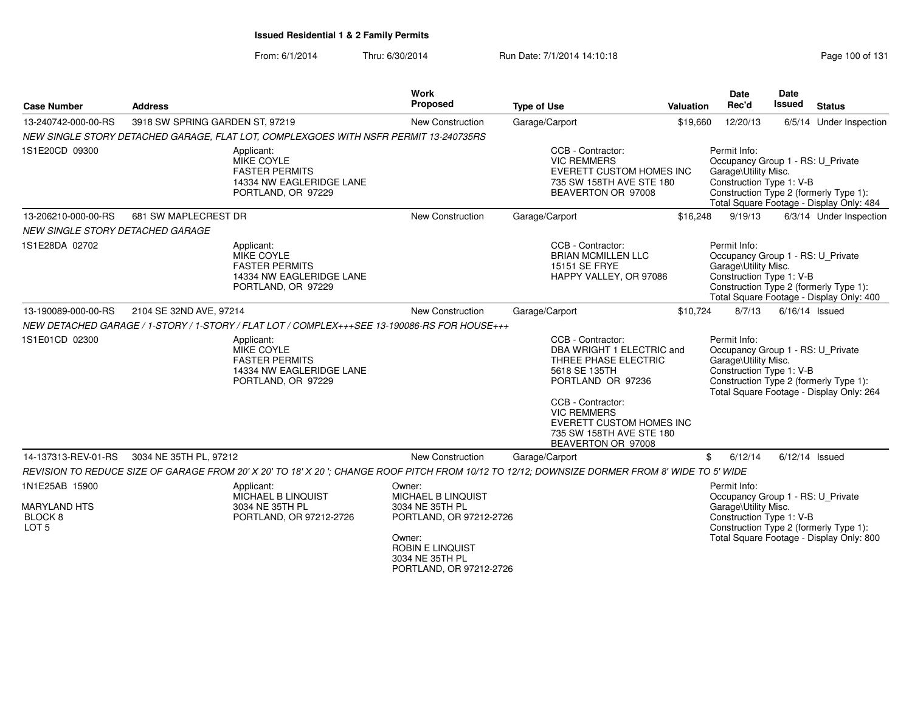**Issued Residential 1 & 2 Family Permits**

From: 6/1/2014 Thru: 6/30/2014 Run Date: 7/1/2014 14:10:18

| Case Number | Address | Work Proposed | Type of Use | Valuation | Date Rec'd | Date Issued | Status |
|---|---|---|---|---|---|---|---|
| 13-240742-000-00-RS | 3918 SW SPRING GARDEN ST, 97219 | New Construction | Garage/Carport | $19,660 | 12/20/13 | 6/5/14 | Under Inspection |

*NEW SINGLE STORY DETACHED GARAGE, FLAT LOT, COMPLEXGOES WITH NSFR PERMIT 13-240735RS*

1S1E20CD 09300

Applicant:
MIKE COYLE
FASTER PERMITS
14334 NW EAGLERIDGE LANE
PORTLAND, OR 97229

CCB - Contractor:
VIC REMMERS
EVERETT CUSTOM HOMES INC
735 SW 158TH AVE STE 180
BEAVERTON OR 97008

Permit Info:
Occupancy Group 1 - RS: U_Private Garage\Utility Misc.
Construction Type 1: V-B
Construction Type 2 (formerly Type 1):
Total Square Footage - Display Only: 484

---

| Case Number | Address | Work Proposed | Type of Use | Valuation | Date Rec'd | Date Issued | Status |
|---|---|---|---|---|---|---|---|
| 13-206210-000-00-RS | 681 SW MAPLECREST DR | New Construction | Garage/Carport | $16,248 | 9/19/13 | 6/3/14 | Under Inspection |

*NEW SINGLE STORY DETACHED GARAGE*

1S1E28DA 02702

Applicant:
MIKE COYLE
FASTER PERMITS
14334 NW EAGLERIDGE LANE
PORTLAND, OR 97229

CCB - Contractor:
BRIAN MCMILLEN LLC
15151 SE FRYE
HAPPY VALLEY, OR 97086

Permit Info:
Occupancy Group 1 - RS: U_Private Garage\Utility Misc.
Construction Type 1: V-B
Construction Type 2 (formerly Type 1):
Total Square Footage - Display Only: 400

---

| Case Number | Address | Work Proposed | Type of Use | Valuation | Date Rec'd | Date Issued | Status |
|---|---|---|---|---|---|---|---|
| 13-190089-000-00-RS | 2104 SE 32ND AVE, 97214 | New Construction | Garage/Carport | $10,724 | 8/7/13 | 6/16/14 | Issued |

*NEW DETACHED GARAGE / 1-STORY / 1-STORY / FLAT LOT / COMPLEX+++SEE 13-190086-RS FOR HOUSE+++*

1S1E01CD 02300

Applicant:
MIKE COYLE
FASTER PERMITS
14334 NW EAGLERIDGE LANE
PORTLAND, OR 97229

CCB - Contractor:
DBA WRIGHT 1 ELECTRIC and THREE PHASE ELECTRIC
5618 SE 135TH
PORTLAND OR 97236

CCB - Contractor:
VIC REMMERS
EVERETT CUSTOM HOMES INC
735 SW 158TH AVE STE 180
BEAVERTON OR 97008

Permit Info:
Occupancy Group 1 - RS: U_Private Garage\Utility Misc.
Construction Type 1: V-B
Construction Type 2 (formerly Type 1):
Total Square Footage - Display Only: 264

---

| Case Number | Address | Work Proposed | Type of Use | Valuation | Date Rec'd | Date Issued | Status |
|---|---|---|---|---|---|---|---|
| 14-137313-REV-01-RS | 3034 NE 35TH PL, 97212 | New Construction | Garage/Carport | $ | 6/12/14 | 6/12/14 | Issued |

*REVISION TO REDUCE SIZE OF GARAGE FROM 20' X 20' TO 18' X 20 '; CHANGE ROOF PITCH FROM 10/12 TO 12/12; DOWNSIZE DORMER FROM 8' WIDE TO 5' WIDE*

1N1E25AB 15900

MARYLAND HTS
BLOCK 8
LOT 5

Applicant:
MICHAEL B LINQUIST
3034 NE 35TH PL
PORTLAND, OR 97212-2726

Owner:
MICHAEL B LINQUIST
3034 NE 35TH PL
PORTLAND, OR 97212-2726

Owner:
ROBIN E LINQUIST
3034 NE 35TH PL
PORTLAND, OR 97212-2726

Permit Info:
Occupancy Group 1 - RS: U_Private Garage\Utility Misc.
Construction Type 1: V-B
Construction Type 2 (formerly Type 1):
Total Square Footage - Display Only: 800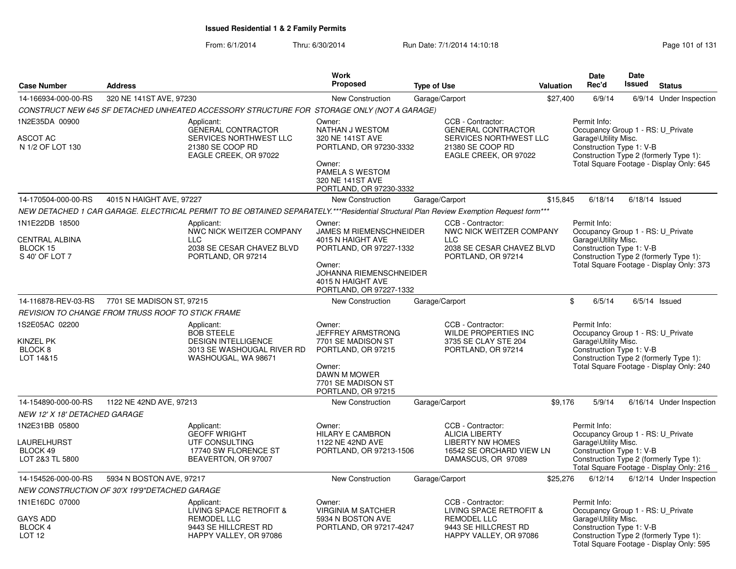# Issued Residential 1 & 2 Family Permits

From: 6/1/2014 Thru: 6/30/2014 Run Date: 7/1/2014 14:10:18

| Case Number | Address | Work Proposed | Type of Use | Valuation | Date Rec'd | Date Issued | Status |
|---|---|---|---|---|---|---|---|
| 14-166934-000-00-RS | 320 NE 141ST AVE, 97230 | New Construction | Garage/Carport | $27,400 | 6/9/14 | 6/9/14 | Under Inspection |

*CONSTRUCT NEW 645 SF DETACHED UNHEATED ACCESSORY STRUCTURE FOR STORAGE ONLY (NOT A GARAGE)*

1N2E35DA 00900
ASCOT AC
N 1/2 OF LOT 130

Applicant:
GENERAL CONTRACTOR SERVICES NORTHWEST LLC
21380 SE COOP RD
EAGLE CREEK, OR 97022

Owner:
NATHAN J WESTOM
320 NE 141ST AVE
PORTLAND, OR 97230-3332

Owner:
PAMELA S WESTOM
320 NE 141ST AVE
PORTLAND, OR 97230-3332

CCB - Contractor:
GENERAL CONTRACTOR SERVICES NORTHWEST LLC
21380 SE COOP RD
EAGLE CREEK, OR 97022

Permit Info:
Occupancy Group 1 - RS: U_Private Garage\Utility Misc.
Construction Type 1: V-B
Construction Type 2 (formerly Type 1):
Total Square Footage - Display Only: 645

---

| Case Number | Address | Work Proposed | Type of Use | Valuation | Date Rec'd | Date Issued | Status |
|---|---|---|---|---|---|---|---|
| 14-170504-000-00-RS | 4015 N HAIGHT AVE, 97227 | New Construction | Garage/Carport | $15,845 | 6/18/14 | 6/18/14 | Issued |

*NEW DETACHED 1 CAR GARAGE. ELECTRICAL PERMIT TO BE OBTAINED SEPARATELY.***Residential Structural Plan Review Exemption Request form****

1N1E22DB 18500
CENTRAL ALBINA
BLOCK 15
S 40' OF LOT 7

Applicant:
NWC NICK WEITZER COMPANY LLC
2038 SE CESAR CHAVEZ BLVD
PORTLAND, OR 97214

Owner:
JAMES M RIEMENSCHNEIDER
4015 N HAIGHT AVE
PORTLAND, OR 97227-1332

Owner:
JOHANNA RIEMENSCHNEIDER
4015 N HAIGHT AVE
PORTLAND, OR 97227-1332

CCB - Contractor:
NWC NICK WEITZER COMPANY LLC
2038 SE CESAR CHAVEZ BLVD
PORTLAND, OR 97214

Permit Info:
Occupancy Group 1 - RS: U_Private Garage\Utility Misc.
Construction Type 1: V-B
Construction Type 2 (formerly Type 1):
Total Square Footage - Display Only: 373

---

| Case Number | Address | Work Proposed | Type of Use | Valuation | Date Rec'd | Date Issued | Status |
|---|---|---|---|---|---|---|---|
| 14-116878-REV-03-RS | 7701 SE MADISON ST, 97215 | New Construction | Garage/Carport | $ | 6/5/14 | 6/5/14 | Issued |

*REVISION TO CHANGE FROM TRUSS ROOF TO STICK FRAME*

1S2E05AC 02200
KINZEL PK
BLOCK 8
LOT 14&15

Applicant:
BOB STEELE
DESIGN INTELLIGENCE
3013 SE WASHOUGAL RIVER RD
WASHOUGAL, WA 98671

Owner:
JEFFREY ARMSTRONG
7701 SE MADISON ST
PORTLAND, OR 97215

Owner:
DAWN M MOWER
7701 SE MADISON ST
PORTLAND, OR 97215

CCB - Contractor:
WILDE PROPERTIES INC
3735 SE CLAY STE 204
PORTLAND, OR 97214

Permit Info:
Occupancy Group 1 - RS: U_Private Garage\Utility Misc.
Construction Type 1: V-B
Construction Type 2 (formerly Type 1):
Total Square Footage - Display Only: 240

---

| Case Number | Address | Work Proposed | Type of Use | Valuation | Date Rec'd | Date Issued | Status |
|---|---|---|---|---|---|---|---|
| 14-154890-000-00-RS | 1122 NE 42ND AVE, 97213 | New Construction | Garage/Carport | $9,176 | 5/9/14 | 6/16/14 | Under Inspection |

*NEW 12' X 18' DETACHED GARAGE*

1N2E31BB 05800
LAURELHURST
BLOCK 49
LOT 2&3 TL 5800

Applicant:
GEOFF WRIGHT
UTF CONSULTING
17740 SW FLORENCE ST
BEAVERTON, OR 97007

Owner:
HILARY E CAMBRON
1122 NE 42ND AVE
PORTLAND, OR 97213-1506

CCB - Contractor:
ALICIA LIBERTY
LIBERTY NW HOMES
16542 SE ORCHARD VIEW LN
DAMASCUS, OR 97089

Permit Info:
Occupancy Group 1 - RS: U_Private Garage\Utility Misc.
Construction Type 1: V-B
Construction Type 2 (formerly Type 1):
Total Square Footage - Display Only: 216

---

| Case Number | Address | Work Proposed | Type of Use | Valuation | Date Rec'd | Date Issued | Status |
|---|---|---|---|---|---|---|---|
| 14-154526-000-00-RS | 5934 N BOSTON AVE, 97217 | New Construction | Garage/Carport | $25,276 | 6/12/14 | 6/12/14 | Under Inspection |

*NEW CONSTRUCTION OF 30'X 19'9"DETACHED GARAGE*

1N1E16DC 07000
GAYS ADD
BLOCK 4
LOT 12

Applicant:
LIVING SPACE RETROFIT & REMODEL LLC
9443 SE HILLCREST RD
HAPPY VALLEY, OR 97086

Owner:
VIRGINIA M SATCHER
5934 N BOSTON AVE
PORTLAND, OR 97217-4247

CCB - Contractor:
LIVING SPACE RETROFIT & REMODEL LLC
9443 SE HILLCREST RD
HAPPY VALLEY, OR 97086

Permit Info:
Occupancy Group 1 - RS: U_Private Garage\Utility Misc.
Construction Type 1: V-B
Construction Type 2 (formerly Type 1):
Total Square Footage - Display Only: 595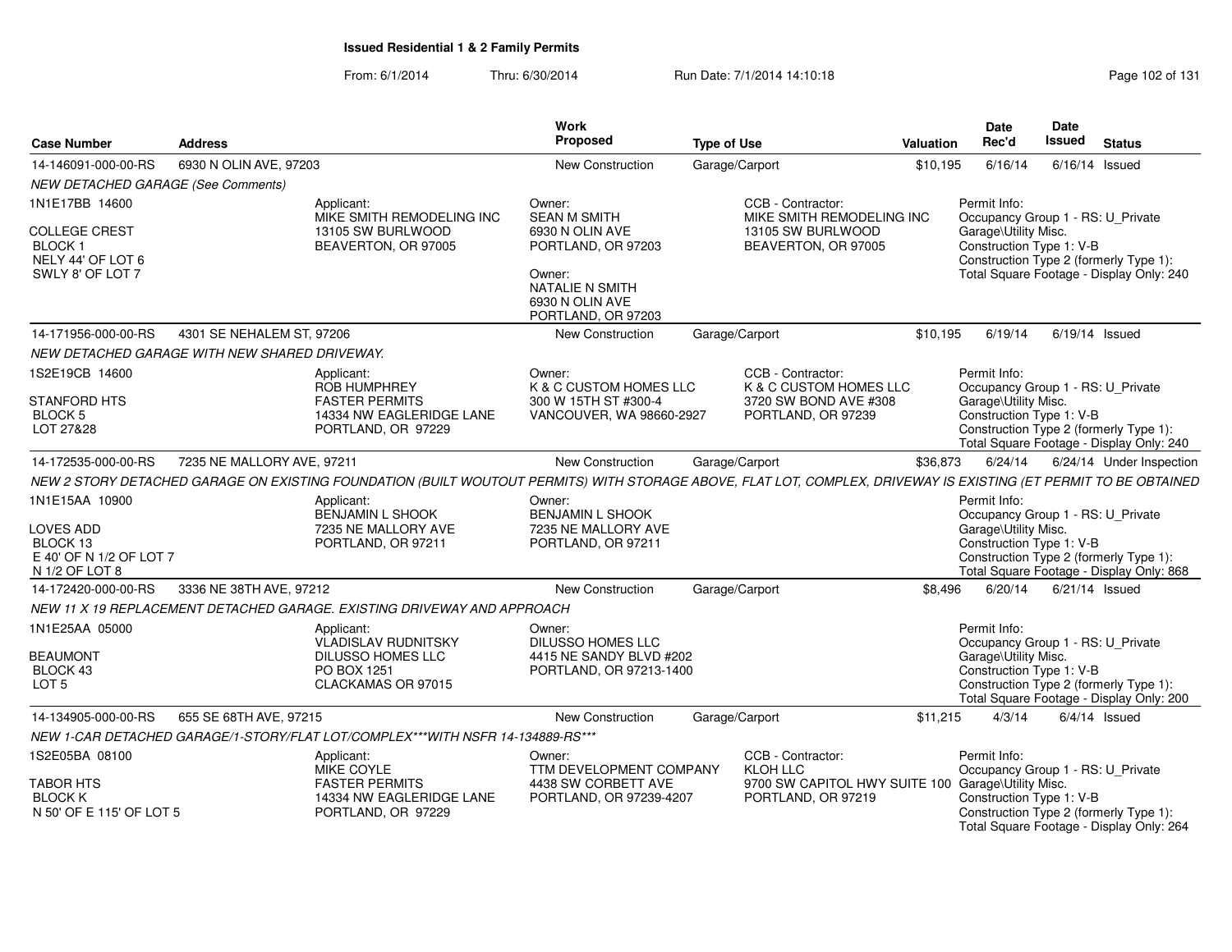**Issued Residential 1 & 2 Family Permits**

From: 6/1/2014 Thru: 6/30/2014 Run Date: 7/1/2014 14:10:18

| Case Number | Address | Work Proposed | Type of Use | Valuation | Date Rec'd | Date Issued | Status |
|---|---|---|---|---|---|---|---|
| 14-146091-000-00-RS | 6930 N OLIN AVE, 97203 | New Construction | Garage/Carport | $10,195 | 6/16/14 | 6/16/14 | Issued |

NEW DETACHED GARAGE (See Comments)

1N1E17BB 14600

COLLEGE CREST
BLOCK 1
NELY 44' OF LOT 6
SWLY 8' OF LOT 7

Applicant:
MIKE SMITH REMODELING INC
13105 SW BURLWOOD
BEAVERTON, OR 97005

Owner:
SEAN M SMITH
6930 N OLIN AVE
PORTLAND, OR 97203

Owner:
NATALIE N SMITH
6930 N OLIN AVE
PORTLAND, OR 97203

CCB - Contractor:
MIKE SMITH REMODELING INC
13105 SW BURLWOOD
BEAVERTON, OR 97005

Permit Info:
Occupancy Group 1 - RS: U_Private
Garage\Utility Misc.
Construction Type 1: V-B
Construction Type 2 (formerly Type 1):
Total Square Footage - Display Only: 240

| Case Number | Address | Work Proposed | Type of Use | Valuation | Date Rec'd | Date Issued | Status |
|---|---|---|---|---|---|---|---|
| 14-171956-000-00-RS | 4301 SE NEHALEM ST, 97206 | New Construction | Garage/Carport | $10,195 | 6/19/14 | 6/19/14 | Issued |

NEW DETACHED GARAGE WITH NEW SHARED DRIVEWAY.

1S2E19CB 14600

STANFORD HTS
BLOCK 5
LOT 27&28

Applicant:
ROB HUMPHREY
FASTER PERMITS
14334 NW EAGLERIDGE LANE
PORTLAND, OR 97229

Owner:
K & C CUSTOM HOMES LLC
300 W 15TH ST #300-4
VANCOUVER, WA 98660-2927

CCB - Contractor:
K & C CUSTOM HOMES LLC
3720 SW BOND AVE #308
PORTLAND, OR 97239

Permit Info:
Occupancy Group 1 - RS: U_Private
Garage\Utility Misc.
Construction Type 1: V-B
Construction Type 2 (formerly Type 1):
Total Square Footage - Display Only: 240

| Case Number | Address | Work Proposed | Type of Use | Valuation | Date Rec'd | Date Issued | Status |
|---|---|---|---|---|---|---|---|
| 14-172535-000-00-RS | 7235 NE MALLORY AVE, 97211 | New Construction | Garage/Carport | $36,873 | 6/24/14 | 6/24/14 | Under Inspection |

NEW 2 STORY DETACHED GARAGE ON EXISTING FOUNDATION (BUILT WOUTOUT PERMITS) WITH STORAGE ABOVE, FLAT LOT, COMPLEX, DRIVEWAY IS EXISTING (ET PERMIT TO BE OBTAINED

1N1E15AA 10900

LOVES ADD
BLOCK 13
E 40' OF N 1/2 OF LOT 7
N 1/2 OF LOT 8

Applicant:
BENJAMIN L SHOOK
7235 NE MALLORY AVE
PORTLAND, OR 97211

Owner:
BENJAMIN L SHOOK
7235 NE MALLORY AVE
PORTLAND, OR 97211

Permit Info:
Occupancy Group 1 - RS: U_Private
Garage\Utility Misc.
Construction Type 1: V-B
Construction Type 2 (formerly Type 1):
Total Square Footage - Display Only: 868

| Case Number | Address | Work Proposed | Type of Use | Valuation | Date Rec'd | Date Issued | Status |
|---|---|---|---|---|---|---|---|
| 14-172420-000-00-RS | 3336 NE 38TH AVE, 97212 | New Construction | Garage/Carport | $8,496 | 6/20/14 | 6/21/14 | Issued |

NEW 11 X 19 REPLACEMENT DETACHED GARAGE. EXISTING DRIVEWAY AND APPROACH

1N1E25AA 05000

BEAUMONT
BLOCK 43
LOT 5

Applicant:
VLADISLAV RUDNITSKY
DILUSSO HOMES LLC
PO BOX 1251
CLACKAMAS OR 97015

Owner:
DILUSSO HOMES LLC
4415 NE SANDY BLVD #202
PORTLAND, OR 97213-1400

Permit Info:
Occupancy Group 1 - RS: U_Private
Garage\Utility Misc.
Construction Type 1: V-B
Construction Type 2 (formerly Type 1):
Total Square Footage - Display Only: 200

| Case Number | Address | Work Proposed | Type of Use | Valuation | Date Rec'd | Date Issued | Status |
|---|---|---|---|---|---|---|---|
| 14-134905-000-00-RS | 655 SE 68TH AVE, 97215 | New Construction | Garage/Carport | $11,215 | 4/3/14 | 6/4/14 | Issued |

NEW 1-CAR DETACHED GARAGE/1-STORY/FLAT LOT/COMPLEX***WITH NSFR 14-134889-RS***

1S2E05BA 08100

TABOR HTS
BLOCK K
N 50' OF E 115' OF LOT 5

Applicant:
MIKE COYLE
FASTER PERMITS
14334 NW EAGLERIDGE LANE
PORTLAND, OR 97229

Owner:
TTM DEVELOPMENT COMPANY
4438 SW CORBETT AVE
PORTLAND, OR 97239-4207

CCB - Contractor:
KLOH LLC
9700 SW CAPITOL HWY SUITE 100
PORTLAND, OR 97219

Permit Info:
Occupancy Group 1 - RS: U_Private
Garage\Utility Misc.
Construction Type 1: V-B
Construction Type 2 (formerly Type 1):
Total Square Footage - Display Only: 264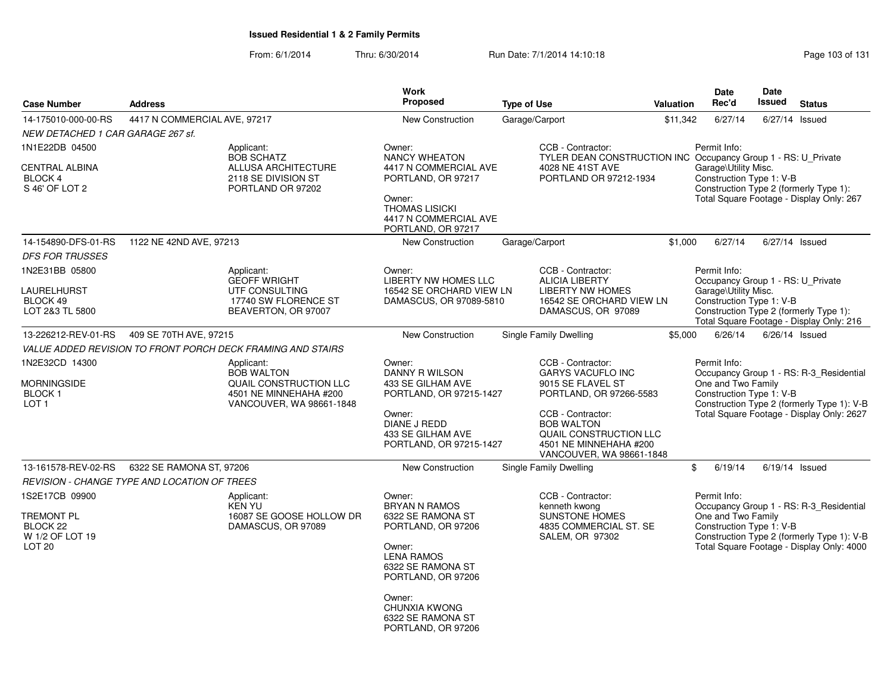# Issued Residential 1 & 2 Family Permits

From: 6/1/2014 Thru: 6/30/2014 Run Date: 7/1/2014 14:10:18

| Case Number | Address | Work Proposed | Type of Use | Valuation | Date Rec'd | Date Issued | Status |
|---|---|---|---|---|---|---|---|
| 14-175010-000-00-RS | 4417 N COMMERCIAL AVE, 97217 | New Construction | Garage/Carport | $11,342 | 6/27/14 | 6/27/14 | Issued |

*NEW DETACHED 1 CAR GARAGE 267 sf.*

1N1E22DB 04500

CENTRAL ALBINA
BLOCK 4
S 46' OF LOT 2

Applicant:
BOB SCHATZ
ALLUSA ARCHITECTURE
2118 SE DIVISION ST
PORTLAND OR 97202

Owner:
NANCY WHEATON
4417 N COMMERCIAL AVE
PORTLAND, OR 97217

Owner:
THOMAS LISICKI
4417 N COMMERCIAL AVE
PORTLAND, OR 97217

CCB - Contractor:
TYLER DEAN CONSTRUCTION INC
4028 NE 41ST AVE
PORTLAND OR 97212-1934

Permit Info:
Occupancy Group 1 - RS: U_Private Garage\Utility Misc.
Construction Type 1: V-B
Construction Type 2 (formerly Type 1):
Total Square Footage - Display Only: 267

| Case Number | Address | Work Proposed | Type of Use | Valuation | Date Rec'd | Date Issued | Status |
|---|---|---|---|---|---|---|---|
| 14-154890-DFS-01-RS | 1122 NE 42ND AVE, 97213 | New Construction | Garage/Carport | $1,000 | 6/27/14 | 6/27/14 | Issued |

*DFS FOR TRUSSES*

1N2E31BB 05800

LAURELHURST
BLOCK 49
LOT 2&3 TL 5800

Applicant:
GEOFF WRIGHT
UTF CONSULTING
17740 SW FLORENCE ST
BEAVERTON, OR 97007

Owner:
LIBERTY NW HOMES LLC
16542 SE ORCHARD VIEW LN
DAMASCUS, OR 97089-5810

CCB - Contractor:
ALICIA LIBERTY
LIBERTY NW HOMES
16542 SE ORCHARD VIEW LN
DAMASCUS, OR 97089

Permit Info:
Occupancy Group 1 - RS: U_Private Garage\Utility Misc.
Construction Type 1: V-B
Construction Type 2 (formerly Type 1):
Total Square Footage - Display Only: 216

| Case Number | Address | Work Proposed | Type of Use | Valuation | Date Rec'd | Date Issued | Status |
|---|---|---|---|---|---|---|---|
| 13-226212-REV-01-RS | 409 SE 70TH AVE, 97215 | New Construction | Single Family Dwelling | $5,000 | 6/26/14 | 6/26/14 | Issued |

*VALUE ADDED REVISION TO FRONT PORCH DECK FRAMING AND STAIRS*

1N2E32CD 14300

MORNINGSIDE
BLOCK 1
LOT 1

Applicant:
BOB WALTON
QUAIL CONSTRUCTION LLC
4501 NE MINNEHAHA #200
VANCOUVER, WA 98661-1848

Owner:
DANNY R WILSON
433 SE GILHAM AVE
PORTLAND, OR 97215-1427

Owner:
DIANE J REDD
433 SE GILHAM AVE
PORTLAND, OR 97215-1427

CCB - Contractor:
GARYS VACUFLO INC
9015 SE FLAVEL ST
PORTLAND, OR 97266-5583

CCB - Contractor:
BOB WALTON
QUAIL CONSTRUCTION LLC
4501 NE MINNEHAHA #200
VANCOUVER, WA 98661-1848

Permit Info:
Occupancy Group 1 - RS: R-3_Residential One and Two Family
Construction Type 1: V-B
Construction Type 2 (formerly Type 1): V-B
Total Square Footage - Display Only: 2627

| Case Number | Address | Work Proposed | Type of Use | Valuation | Date Rec'd | Date Issued | Status |
|---|---|---|---|---|---|---|---|
| 13-161578-REV-02-RS | 6322 SE RAMONA ST, 97206 | New Construction | Single Family Dwelling | $ | 6/19/14 | 6/19/14 | Issued |

*REVISION - CHANGE TYPE AND LOCATION OF TREES*

1S2E17CB 09900

TREMONT PL
BLOCK 22
W 1/2 OF LOT 19
LOT 20

Applicant:
KEN YU
16087 SE GOOSE HOLLOW DR
DAMASCUS, OR 97089

Owner:
BRYAN N RAMOS
6322 SE RAMONA ST
PORTLAND, OR 97206

Owner:
LENA RAMOS
6322 SE RAMONA ST
PORTLAND, OR 97206

Owner:
CHUNXIA KWONG
6322 SE RAMONA ST
PORTLAND, OR 97206

CCB - Contractor:
kenneth kwong
SUNSTONE HOMES
4835 COMMERCIAL ST. SE
SALEM, OR 97302

Permit Info:
Occupancy Group 1 - RS: R-3_Residential One and Two Family
Construction Type 1: V-B
Construction Type 2 (formerly Type 1): V-B
Total Square Footage - Display Only: 4000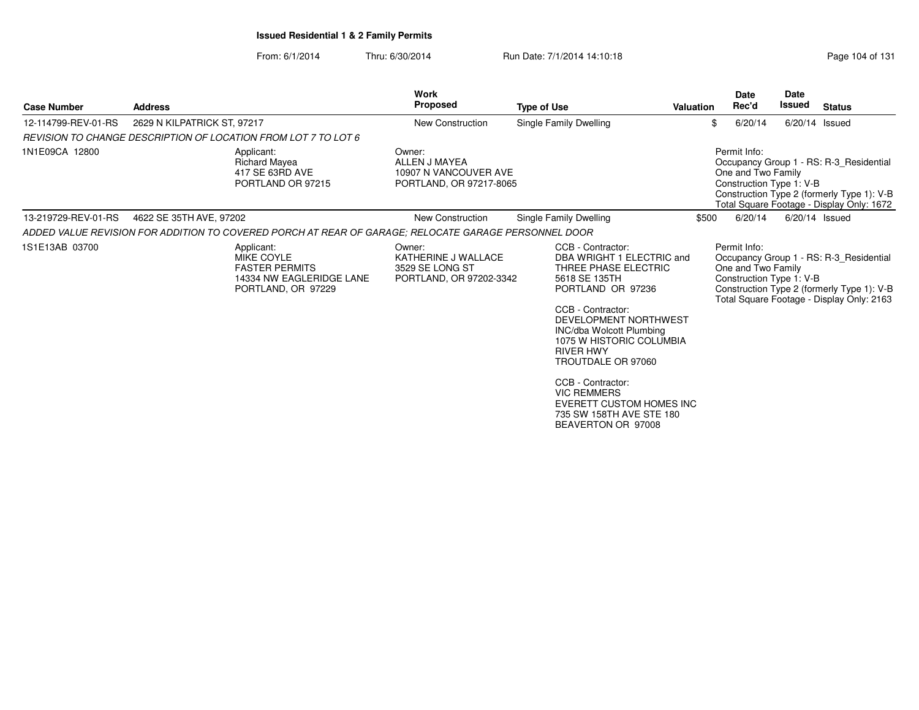**Issued Residential 1 & 2 Family Permits**

From: 6/1/2014 Thru: 6/30/2014 Run Date: 7/1/2014 14:10:18

| Case Number | Address | Work Proposed | Type of Use | Valuation | Date Rec'd | Date Issued | Status |
|---|---|---|---|---|---|---|---|
| 12-114799-REV-01-RS | 2629 N KILPATRICK ST, 97217 | New Construction | Single Family Dwelling | $ | 6/20/14 | 6/20/14 | Issued |

*REVISION TO CHANGE DESCRIPTION OF LOCATION FROM LOT 7 TO LOT 6*

1N1E09CA 12800

Applicant:
Richard Mayea
417 SE 63RD AVE
PORTLAND OR 97215

Owner:
ALLEN J MAYEA
10907 N VANCOUVER AVE
PORTLAND, OR 97217-8065

Permit Info:
Occupancy Group 1 - RS: R-3_Residential One and Two Family
Construction Type 1: V-B
Construction Type 2 (formerly Type 1): V-B
Total Square Footage - Display Only: 1672

| Case Number | Address | Work Proposed | Type of Use | Valuation | Date Rec'd | Date Issued | Status |
|---|---|---|---|---|---|---|---|
| 13-219729-REV-01-RS | 4622 SE 35TH AVE, 97202 | New Construction | Single Family Dwelling | $500 | 6/20/14 | 6/20/14 | Issued |

*ADDED VALUE REVISION FOR ADDITION TO COVERED PORCH AT REAR OF GARAGE; RELOCATE GARAGE PERSONNEL DOOR*

1S1E13AB 03700

Applicant:
MIKE COYLE
FASTER PERMITS
14334 NW EAGLERIDGE LANE
PORTLAND, OR 97229

Owner:
KATHERINE J WALLACE
3529 SE LONG ST
PORTLAND, OR 97202-3342

CCB - Contractor:
DBA WRIGHT 1 ELECTRIC and THREE PHASE ELECTRIC
5618 SE 135TH
PORTLAND OR 97236

CCB - Contractor:
DEVELOPMENT NORTHWEST INC/dba Wolcott Plumbing
1075 W HISTORIC COLUMBIA RIVER HWY
TROUTDALE OR 97060

CCB - Contractor:
VIC REMMERS
EVERETT CUSTOM HOMES INC
735 SW 158TH AVE STE 180
BEAVERTON OR 97008

Permit Info:
Occupancy Group 1 - RS: R-3_Residential One and Two Family
Construction Type 1: V-B
Construction Type 2 (formerly Type 1): V-B
Total Square Footage - Display Only: 2163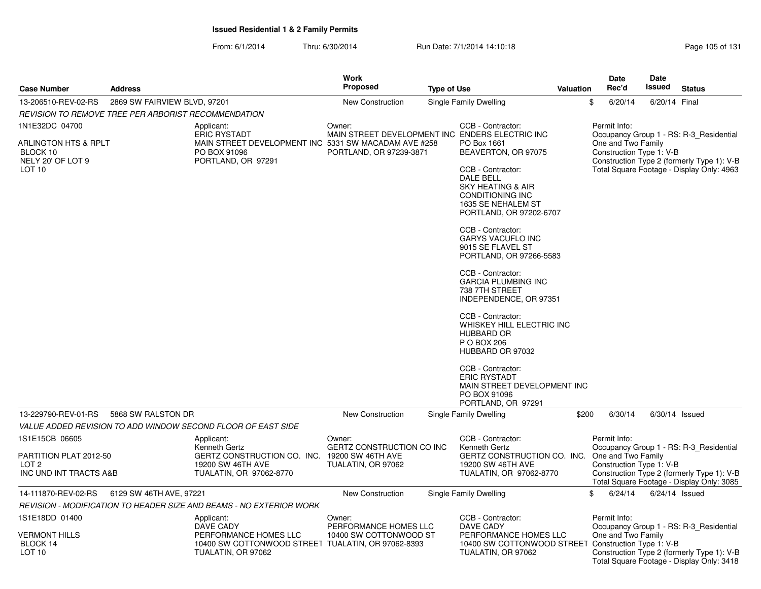**Issued Residential 1 & 2 Family Permits**

From: 6/1/2014 Thru: 6/30/2014 Run Date: 7/1/2014 14:10:18

| Case Number | Address | Work Proposed | Type of Use | Valuation | Date Rec'd | Date Issued | Status |
|---|---|---|---|---|---|---|---|
| 13-206510-REV-02-RS | 2869 SW FAIRVIEW BLVD, 97201 | New Construction | Single Family Dwelling | $ | 6/20/14 | 6/20/14 | Final |

*REVISION TO REMOVE TREE PER ARBORIST RECOMMENDATION*

1N1E32DC 04700

ARLINGTON HTS & RPLT
BLOCK 10
NELY 20' OF LOT 9
LOT 10

Applicant:
ERIC RYSTADT
MAIN STREET DEVELOPMENT INC
PO BOX 91096
PORTLAND, OR 97291

Owner:
MAIN STREET DEVELOPMENT INC
5331 SW MACADAM AVE #258
PORTLAND, OR 97239-3871

CCB - Contractor:
ENDERS ELECTRIC INC
PO Box 1661
BEAVERTON, OR 97075

CCB - Contractor:
DALE BELL
SKY HEATING & AIR CONDITIONING INC
1635 SE NEHALEM ST
PORTLAND, OR 97202-6707

CCB - Contractor:
GARYS VACUFLO INC
9015 SE FLAVEL ST
PORTLAND, OR 97266-5583

CCB - Contractor:
GARCIA PLUMBING INC
738 7TH STREET
INDEPENDENCE, OR 97351

CCB - Contractor:
WHISKEY HILL ELECTRIC INC
HUBBARD OR
P O BOX 206
HUBBARD OR 97032

CCB - Contractor:
ERIC RYSTADT
MAIN STREET DEVELOPMENT INC
PO BOX 91096
PORTLAND, OR 97291

Permit Info:
Occupancy Group 1 - RS: R-3_Residential One and Two Family
Construction Type 1: V-B
Construction Type 2 (formerly Type 1): V-B
Total Square Footage - Display Only: 4963

| Case Number | Address | Work Proposed | Type of Use | Valuation | Date Rec'd | Date Issued | Status |
|---|---|---|---|---|---|---|---|
| 13-229790-REV-01-RS | 5868 SW RALSTON DR | New Construction | Single Family Dwelling | $200 | 6/30/14 | 6/30/14 | Issued |

*VALUE ADDED REVISION TO ADD WINDOW SECOND FLOOR OF EAST SIDE*

1S1E15CB 06605

PARTITION PLAT 2012-50
LOT 2
INC UND INT TRACTS A&B

Applicant:
Kenneth Gertz
GERTZ CONSTRUCTION CO. INC.
19200 SW 46TH AVE
TUALATIN, OR 97062-8770

Owner:
GERTZ CONSTRUCTION CO INC
19200 SW 46TH AVE
TUALATIN, OR 97062

CCB - Contractor:
Kenneth Gertz
GERTZ CONSTRUCTION CO. INC.
19200 SW 46TH AVE
TUALATIN, OR 97062-8770

Permit Info:
Occupancy Group 1 - RS: R-3_Residential One and Two Family
Construction Type 1: V-B
Construction Type 2 (formerly Type 1): V-B
Total Square Footage - Display Only: 3085

| Case Number | Address | Work Proposed | Type of Use | Valuation | Date Rec'd | Date Issued | Status |
|---|---|---|---|---|---|---|---|
| 14-111870-REV-02-RS | 6129 SW 46TH AVE, 97221 | New Construction | Single Family Dwelling | $ | 6/24/14 | 6/24/14 | Issued |

*REVISION - MODIFICATION TO HEADER SIZE AND BEAMS - NO EXTERIOR WORK*

1S1E18DD 01400

VERMONT HILLS
BLOCK 14
LOT 10

Applicant:
DAVE CADY
PERFORMANCE HOMES LLC
10400 SW COTTONWOOD STREET
TUALATIN, OR 97062

Owner:
PERFORMANCE HOMES LLC
10400 SW COTTONWOOD ST
TUALATIN, OR 97062-8393

CCB - Contractor:
DAVE CADY
PERFORMANCE HOMES LLC
10400 SW COTTONWOOD STREET
TUALATIN, OR 97062

Permit Info:
Occupancy Group 1 - RS: R-3_Residential One and Two Family
Construction Type 1: V-B
Construction Type 2 (formerly Type 1): V-B
Total Square Footage - Display Only: 3418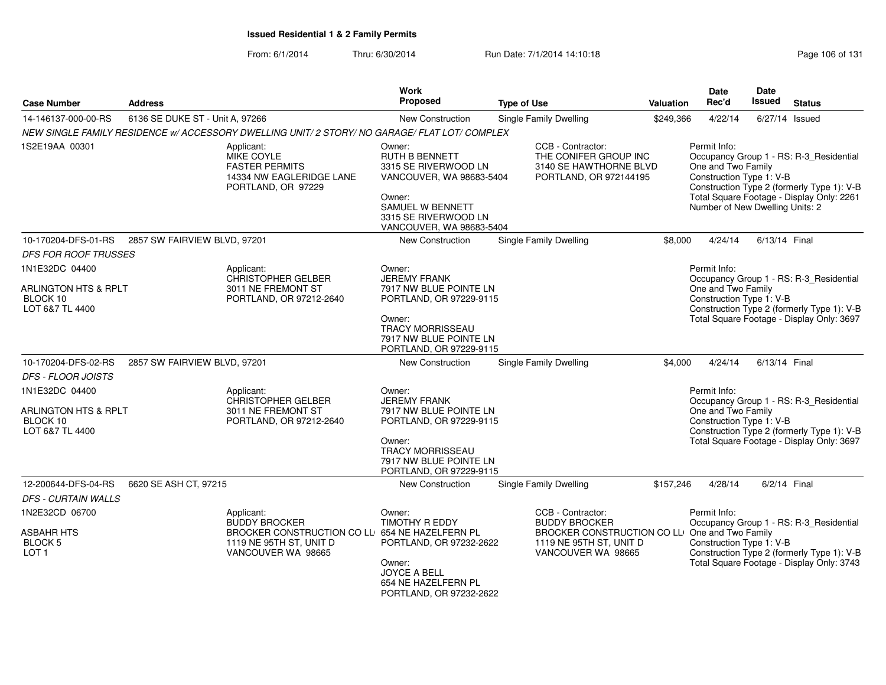# Issued Residential 1 & 2 Family Permits

From: 6/1/2014 Thru: 6/30/2014 Run Date: 7/1/2014 14:10:18

| Case Number | Address | Work Proposed | Type of Use | Valuation | Date Rec'd | Date Issued | Status |
|---|---|---|---|---|---|---|---|
| 14-146137-000-00-RS | 6136 SE DUKE ST - Unit A, 97266 | New Construction | Single Family Dwelling | $249,366 | 4/22/14 | 6/27/14 | Issued |

*NEW SINGLE FAMILY RESIDENCE w/ ACCESSORY DWELLING UNIT/ 2 STORY/ NO GARAGE/ FLAT LOT/ COMPLEX*

1S2E19AA 00301

Applicant: MIKE COYLE, FASTER PERMITS, 14334 NW EAGLERIDGE LANE, PORTLAND, OR 97229

Owner: RUTH B BENNETT, 3315 SE RIVERWOOD LN, VANCOUVER, WA 98683-5404

Owner: SAMUEL W BENNETT, 3315 SE RIVERWOOD LN, VANCOUVER, WA 98683-5404

CCB - Contractor: THE CONIFER GROUP INC, 3140 SE HAWTHORNE BLVD, PORTLAND, OR 972144195

Permit Info: Occupancy Group 1 - RS: R-3_Residential One and Two Family; Construction Type 1: V-B; Construction Type 2 (formerly Type 1): V-B; Total Square Footage - Display Only: 2261; Number of New Dwelling Units: 2

| Case Number | Address | Work Proposed | Type of Use | Valuation | Date Rec'd | Date Issued | Status |
|---|---|---|---|---|---|---|---|
| 10-170204-DFS-01-RS | 2857 SW FAIRVIEW BLVD, 97201 | New Construction | Single Family Dwelling | $8,000 | 4/24/14 | 6/13/14 | Final |

*DFS FOR ROOF TRUSSES*

1N1E32DC 04400, ARLINGTON HTS & RPLT, BLOCK 10, LOT 6&7 TL 4400

Applicant: CHRISTOPHER GELBER, 3011 NE FREMONT ST, PORTLAND, OR 97212-2640

Owner: JEREMY FRANK, 7917 NW BLUE POINTE LN, PORTLAND, OR 97229-9115

Owner: TRACY MORRISSEAU, 7917 NW BLUE POINTE LN, PORTLAND, OR 97229-9115

Permit Info: Occupancy Group 1 - RS: R-3_Residential One and Two Family; Construction Type 1: V-B; Construction Type 2 (formerly Type 1): V-B; Total Square Footage - Display Only: 3697

| Case Number | Address | Work Proposed | Type of Use | Valuation | Date Rec'd | Date Issued | Status |
|---|---|---|---|---|---|---|---|
| 10-170204-DFS-02-RS | 2857 SW FAIRVIEW BLVD, 97201 | New Construction | Single Family Dwelling | $4,000 | 4/24/14 | 6/13/14 | Final |

*DFS - FLOOR JOISTS*

1N1E32DC 04400, ARLINGTON HTS & RPLT, BLOCK 10, LOT 6&7 TL 4400

Applicant: CHRISTOPHER GELBER, 3011 NE FREMONT ST, PORTLAND, OR 97212-2640

Owner: JEREMY FRANK, 7917 NW BLUE POINTE LN, PORTLAND, OR 97229-9115

Owner: TRACY MORRISSEAU, 7917 NW BLUE POINTE LN, PORTLAND, OR 97229-9115

Permit Info: Occupancy Group 1 - RS: R-3_Residential One and Two Family; Construction Type 1: V-B; Construction Type 2 (formerly Type 1): V-B; Total Square Footage - Display Only: 3697

| Case Number | Address | Work Proposed | Type of Use | Valuation | Date Rec'd | Date Issued | Status |
|---|---|---|---|---|---|---|---|
| 12-200644-DFS-04-RS | 6620 SE ASH CT, 97215 | New Construction | Single Family Dwelling | $157,246 | 4/28/14 | 6/2/14 | Final |

*DFS - CURTAIN WALLS*

1N2E32CD 06700, ASBAHR HTS, BLOCK 5, LOT 1

Applicant: BUDDY BROCKER, BROCKER CONSTRUCTION CO LL, 1119 NE 95TH ST, UNIT D, VANCOUVER WA 98665

Owner: TIMOTHY R EDDY, 654 NE HAZELFERN PL, PORTLAND, OR 97232-2622

Owner: JOYCE A BELL, 654 NE HAZELFERN PL, PORTLAND, OR 97232-2622

CCB - Contractor: BUDDY BROCKER, BROCKER CONSTRUCTION CO LL, 1119 NE 95TH ST, UNIT D, VANCOUVER WA 98665

Permit Info: Occupancy Group 1 - RS: R-3_Residential One and Two Family; Construction Type 1: V-B; Construction Type 2 (formerly Type 1): V-B; Total Square Footage - Display Only: 3743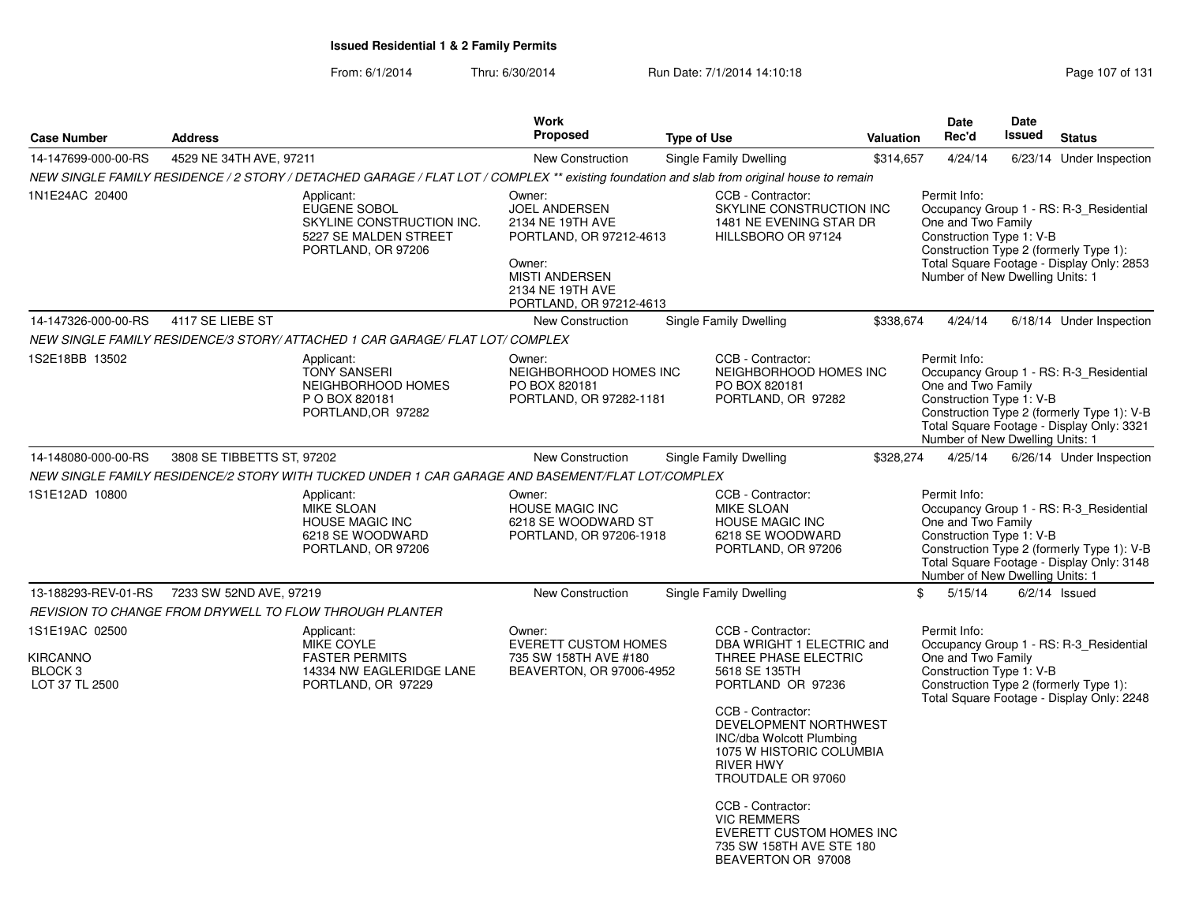**Issued Residential 1 & 2 Family Permits**

From: 6/1/2014 Thru: 6/30/2014 Run Date: 7/1/2014 14:10:18

| Case Number | Address | Work Proposed | Type of Use | Valuation | Date Rec'd | Date Issued | Status |
|---|---|---|---|---|---|---|---|
| 14-147699-000-00-RS | 4529 NE 34TH AVE, 97211 | New Construction | Single Family Dwelling | $314,657 | 4/24/14 | 6/23/14 | Under Inspection |

*NEW SINGLE FAMILY RESIDENCE / 2 STORY / DETACHED GARAGE / FLAT LOT / COMPLEX ** existing foundation and slab from original house to remain*

1N1E24AC 20400

Applicant:
EUGENE SOBOL
SKYLINE CONSTRUCTION INC.
5227 SE MALDEN STREET
PORTLAND, OR 97206

Owner:
JOEL ANDERSEN
2134 NE 19TH AVE
PORTLAND, OR 97212-4613

Owner:
MISTI ANDERSEN
2134 NE 19TH AVE
PORTLAND, OR 97212-4613

CCB - Contractor:
SKYLINE CONSTRUCTION INC
1481 NE EVENING STAR DR
HILLSBORO OR 97124

Permit Info:
Occupancy Group 1 - RS: R-3_Residential One and Two Family
Construction Type 1: V-B
Construction Type 2 (formerly Type 1):
Total Square Footage - Display Only: 2853
Number of New Dwelling Units: 1

| Case Number | Address | Work Proposed | Type of Use | Valuation | Date Rec'd | Date Issued | Status |
|---|---|---|---|---|---|---|---|
| 14-147326-000-00-RS | 4117 SE LIEBE ST | New Construction | Single Family Dwelling | $338,674 | 4/24/14 | 6/18/14 | Under Inspection |

*NEW SINGLE FAMILY RESIDENCE/3 STORY/ ATTACHED 1 CAR GARAGE/ FLAT LOT/ COMPLEX*

1S2E18BB 13502

Applicant:
TONY SANSERI
NEIGHBORHOOD HOMES
P O BOX 820181
PORTLAND,OR 97282

Owner:
NEIGHBORHOOD HOMES INC
PO BOX 820181
PORTLAND, OR 97282-1181

CCB - Contractor:
NEIGHBORHOOD HOMES INC
PO BOX 820181
PORTLAND, OR 97282

Permit Info:
Occupancy Group 1 - RS: R-3_Residential One and Two Family
Construction Type 1: V-B
Construction Type 2 (formerly Type 1): V-B
Total Square Footage - Display Only: 3321
Number of New Dwelling Units: 1

| Case Number | Address | Work Proposed | Type of Use | Valuation | Date Rec'd | Date Issued | Status |
|---|---|---|---|---|---|---|---|
| 14-148080-000-00-RS | 3808 SE TIBBETTS ST, 97202 | New Construction | Single Family Dwelling | $328,274 | 4/25/14 | 6/26/14 | Under Inspection |

*NEW SINGLE FAMILY RESIDENCE/2 STORY WITH TUCKED UNDER 1 CAR GARAGE AND BASEMENT/FLAT LOT/COMPLEX*

1S1E12AD 10800

Applicant:
MIKE SLOAN
HOUSE MAGIC INC
6218 SE WOODWARD
PORTLAND, OR 97206

Owner:
HOUSE MAGIC INC
6218 SE WOODWARD ST
PORTLAND, OR 97206-1918

CCB - Contractor:
MIKE SLOAN
HOUSE MAGIC INC
6218 SE WOODWARD
PORTLAND, OR 97206

Permit Info:
Occupancy Group 1 - RS: R-3_Residential One and Two Family
Construction Type 1: V-B
Construction Type 2 (formerly Type 1): V-B
Total Square Footage - Display Only: 3148
Number of New Dwelling Units: 1

| Case Number | Address | Work Proposed | Type of Use | Valuation | Date Rec'd | Date Issued | Status |
|---|---|---|---|---|---|---|---|
| 13-188293-REV-01-RS | 7233 SW 52ND AVE, 97219 | New Construction | Single Family Dwelling | $ | 5/15/14 | 6/2/14 | Issued |

*REVISION TO CHANGE FROM DRYWELL TO FLOW THROUGH PLANTER*

1S1E19AC 02500

KIRCANNO
BLOCK 3
LOT 37 TL 2500

Applicant:
MIKE COYLE
FASTER PERMITS
14334 NW EAGLERIDGE LANE
PORTLAND, OR 97229

Owner:
EVERETT CUSTOM HOMES
735 SW 158TH AVE #180
BEAVERTON, OR 97006-4952

CCB - Contractor:
DBA WRIGHT 1 ELECTRIC and THREE PHASE ELECTRIC
5618 SE 135TH
PORTLAND OR 97236

CCB - Contractor:
DEVELOPMENT NORTHWEST INC/dba Wolcott Plumbing
1075 W HISTORIC COLUMBIA RIVER HWY
TROUTDALE OR 97060

CCB - Contractor:
VIC REMMERS
EVERETT CUSTOM HOMES INC
735 SW 158TH AVE STE 180
BEAVERTON OR 97008

Permit Info:
Occupancy Group 1 - RS: R-3_Residential One and Two Family
Construction Type 1: V-B
Construction Type 2 (formerly Type 1):
Total Square Footage - Display Only: 2248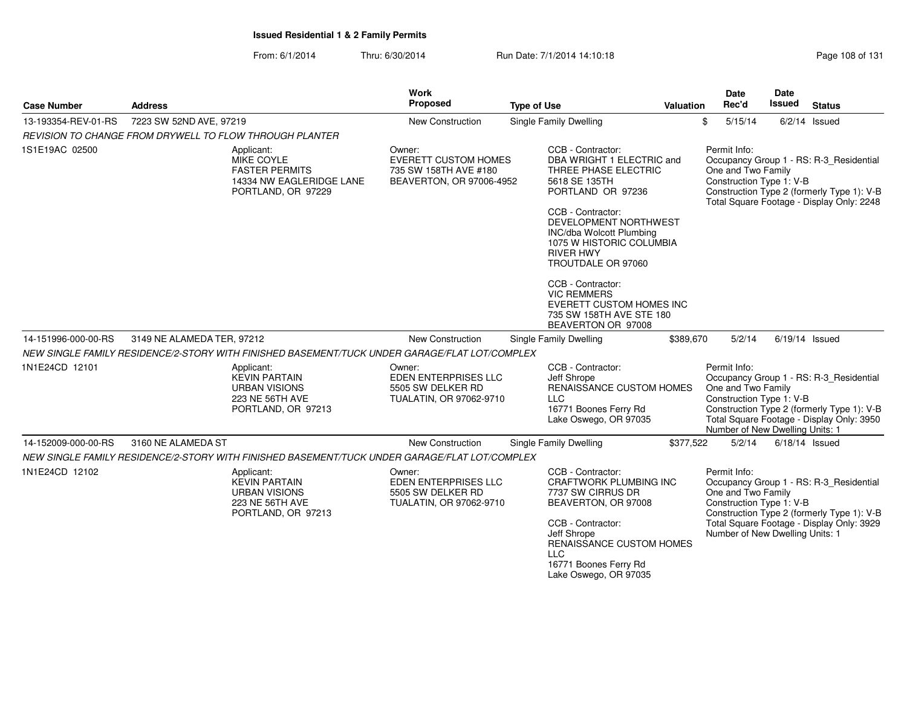**Issued Residential 1 & 2 Family Permits**

From: 6/1/2014 Thru: 6/30/2014 Run Date: 7/1/2014 14:10:18

| Case Number | Address | Work Proposed | Type of Use | Valuation | Date Rec'd | Date Issued | Status |
|---|---|---|---|---|---|---|---|
| 13-193354-REV-01-RS | 7223 SW 52ND AVE, 97219 | New Construction | Single Family Dwelling | $ | 5/15/14 | 6/2/14 | Issued |

*REVISION TO CHANGE FROM DRYWELL TO FLOW THROUGH PLANTER*

1S1E19AC 02500

Applicant:
MIKE COYLE
FASTER PERMITS
14334 NW EAGLERIDGE LANE
PORTLAND, OR 97229

Owner:
EVERETT CUSTOM HOMES
735 SW 158TH AVE #180
BEAVERTON, OR 97006-4952

CCB - Contractor:
DBA WRIGHT 1 ELECTRIC and THREE PHASE ELECTRIC
5618 SE 135TH
PORTLAND OR 97236

CCB - Contractor:
DEVELOPMENT NORTHWEST INC/dba Wolcott Plumbing
1075 W HISTORIC COLUMBIA RIVER HWY
TROUTDALE OR 97060

CCB - Contractor:
VIC REMMERS
EVERETT CUSTOM HOMES INC
735 SW 158TH AVE STE 180
BEAVERTON OR 97008

Permit Info:
Occupancy Group 1 - RS: R-3_Residential One and Two Family
Construction Type 1: V-B
Construction Type 2 (formerly Type 1): V-B
Total Square Footage - Display Only: 2248

| Case Number | Address | Work Proposed | Type of Use | Valuation | Date Rec'd | Date Issued | Status |
|---|---|---|---|---|---|---|---|
| 14-151996-000-00-RS | 3149 NE ALAMEDA TER, 97212 | New Construction | Single Family Dwelling | $389,670 | 5/2/14 | 6/19/14 | Issued |

*NEW SINGLE FAMILY RESIDENCE/2-STORY WITH FINISHED BASEMENT/TUCK UNDER GARAGE/FLAT LOT/COMPLEX*

1N1E24CD 12101

Applicant:
KEVIN PARTAIN
URBAN VISIONS
223 NE 56TH AVE
PORTLAND, OR 97213

Owner:
EDEN ENTERPRISES LLC
5505 SW DELKER RD
TUALATIN, OR 97062-9710

CCB - Contractor:
Jeff Shrope
RENAISSANCE CUSTOM HOMES LLC
16771 Boones Ferry Rd
Lake Oswego, OR 97035

Permit Info:
Occupancy Group 1 - RS: R-3_Residential One and Two Family
Construction Type 1: V-B
Construction Type 2 (formerly Type 1): V-B
Total Square Footage - Display Only: 3950
Number of New Dwelling Units: 1

| Case Number | Address | Work Proposed | Type of Use | Valuation | Date Rec'd | Date Issued | Status |
|---|---|---|---|---|---|---|---|
| 14-152009-000-00-RS | 3160 NE ALAMEDA ST | New Construction | Single Family Dwelling | $377,522 | 5/2/14 | 6/18/14 | Issued |

*NEW SINGLE FAMILY RESIDENCE/2-STORY WITH FINISHED BASEMENT/TUCK UNDER GARAGE/FLAT LOT/COMPLEX*

1N1E24CD 12102

Applicant:
KEVIN PARTAIN
URBAN VISIONS
223 NE 56TH AVE
PORTLAND, OR 97213

Owner:
EDEN ENTERPRISES LLC
5505 SW DELKER RD
TUALATIN, OR 97062-9710

CCB - Contractor:
CRAFTWORK PLUMBING INC
7737 SW CIRRUS DR
BEAVERTON, OR 97008

CCB - Contractor:
Jeff Shrope
RENAISSANCE CUSTOM HOMES LLC
16771 Boones Ferry Rd
Lake Oswego, OR 97035

Permit Info:
Occupancy Group 1 - RS: R-3_Residential One and Two Family
Construction Type 1: V-B
Construction Type 2 (formerly Type 1): V-B
Total Square Footage - Display Only: 3929
Number of New Dwelling Units: 1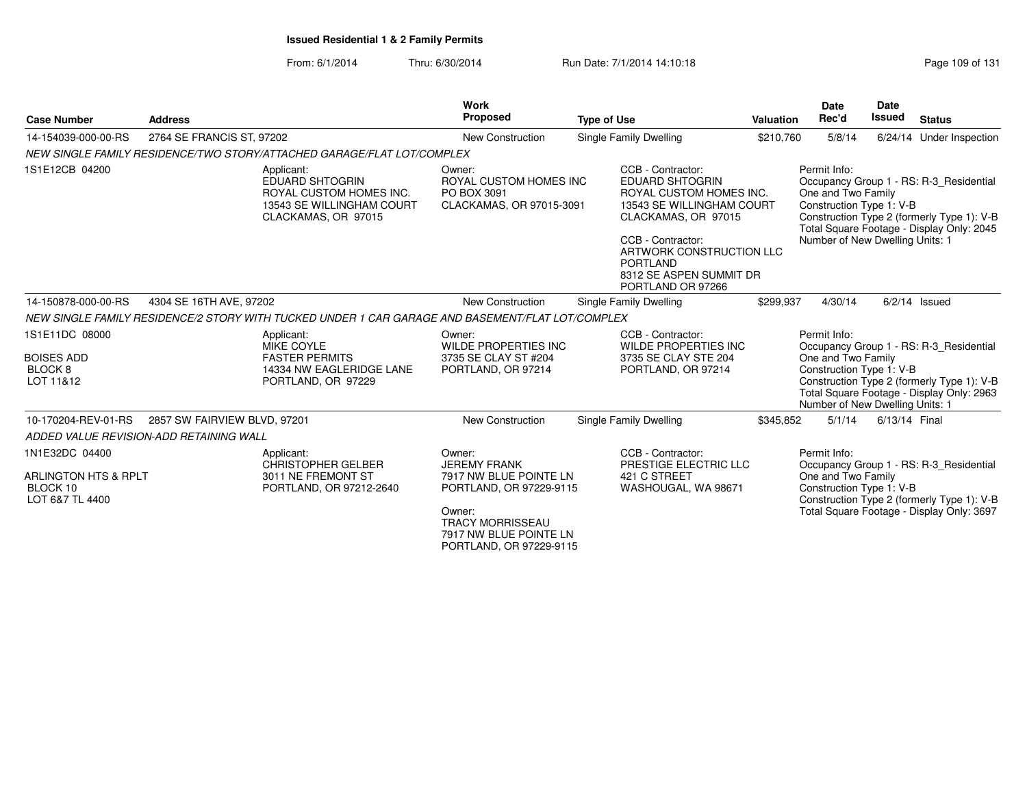**Issued Residential 1 & 2 Family Permits**

From: 6/1/2014 Thru: 6/30/2014 Run Date: 7/1/2014 14:10:18

| Case Number | Address | Work Proposed | Type of Use | Valuation | Date Rec'd | Date Issued | Status |
|---|---|---|---|---|---|---|---|
| 14-154039-000-00-RS | 2764 SE FRANCIS ST, 97202 | New Construction | Single Family Dwelling | $210,760 | 5/8/14 | 6/24/14 | Under Inspection |

*NEW SINGLE FAMILY RESIDENCE/TWO STORY/ATTACHED GARAGE/FLAT LOT/COMPLEX*

1S1E12CB 04200

Applicant:
EDUARD SHTOGRIN
ROYAL CUSTOM HOMES INC.
13543 SE WILLINGHAM COURT
CLACKAMAS, OR 97015

Owner:
ROYAL CUSTOM HOMES INC
PO BOX 3091
CLACKAMAS, OR 97015-3091

CCB - Contractor:
EDUARD SHTOGRIN
ROYAL CUSTOM HOMES INC.
13543 SE WILLINGHAM COURT
CLACKAMAS, OR 97015

CCB - Contractor:
ARTWORK CONSTRUCTION LLC
PORTLAND
8312 SE ASPEN SUMMIT DR
PORTLAND OR 97266

Permit Info:
Occupancy Group 1 - RS: R-3_Residential One and Two Family
Construction Type 1: V-B
Construction Type 2 (formerly Type 1): V-B
Total Square Footage - Display Only: 2045
Number of New Dwelling Units: 1

| Case Number | Address | Work Proposed | Type of Use | Valuation | Date Rec'd | Date Issued | Status |
|---|---|---|---|---|---|---|---|
| 14-150878-000-00-RS | 4304 SE 16TH AVE, 97202 | New Construction | Single Family Dwelling | $299,937 | 4/30/14 | 6/2/14 | Issued |

*NEW SINGLE FAMILY RESIDENCE/2 STORY WITH TUCKED UNDER 1 CAR GARAGE AND BASEMENT/FLAT LOT/COMPLEX*

1S1E11DC 08000
BOISES ADD
BLOCK 8
LOT 11&12

Applicant:
MIKE COYLE
FASTER PERMITS
14334 NW EAGLERIDGE LANE
PORTLAND, OR 97229

Owner:
WILDE PROPERTIES INC
3735 SE CLAY ST #204
PORTLAND, OR 97214

CCB - Contractor:
WILDE PROPERTIES INC
3735 SE CLAY STE 204
PORTLAND, OR 97214

Permit Info:
Occupancy Group 1 - RS: R-3_Residential One and Two Family
Construction Type 1: V-B
Construction Type 2 (formerly Type 1): V-B
Total Square Footage - Display Only: 2963
Number of New Dwelling Units: 1

| Case Number | Address | Work Proposed | Type of Use | Valuation | Date Rec'd | Date Issued | Status |
|---|---|---|---|---|---|---|---|
| 10-170204-REV-01-RS | 2857 SW FAIRVIEW BLVD, 97201 | New Construction | Single Family Dwelling | $345,852 | 5/1/14 | 6/13/14 | Final |

*ADDED VALUE REVISION-ADD RETAINING WALL*

1N1E32DC 04400
ARLINGTON HTS & RPLT
BLOCK 10
LOT 6&7 TL 4400

Applicant:
CHRISTOPHER GELBER
3011 NE FREMONT ST
PORTLAND, OR 97212-2640

Owner:
JEREMY FRANK
7917 NW BLUE POINTE LN
PORTLAND, OR 97229-9115

Owner:
TRACY MORRISSEAU
7917 NW BLUE POINTE LN
PORTLAND, OR 97229-9115

CCB - Contractor:
PRESTIGE ELECTRIC LLC
421 C STREET
WASHOUGAL, WA 98671

Permit Info:
Occupancy Group 1 - RS: R-3_Residential One and Two Family
Construction Type 1: V-B
Construction Type 2 (formerly Type 1): V-B
Total Square Footage - Display Only: 3697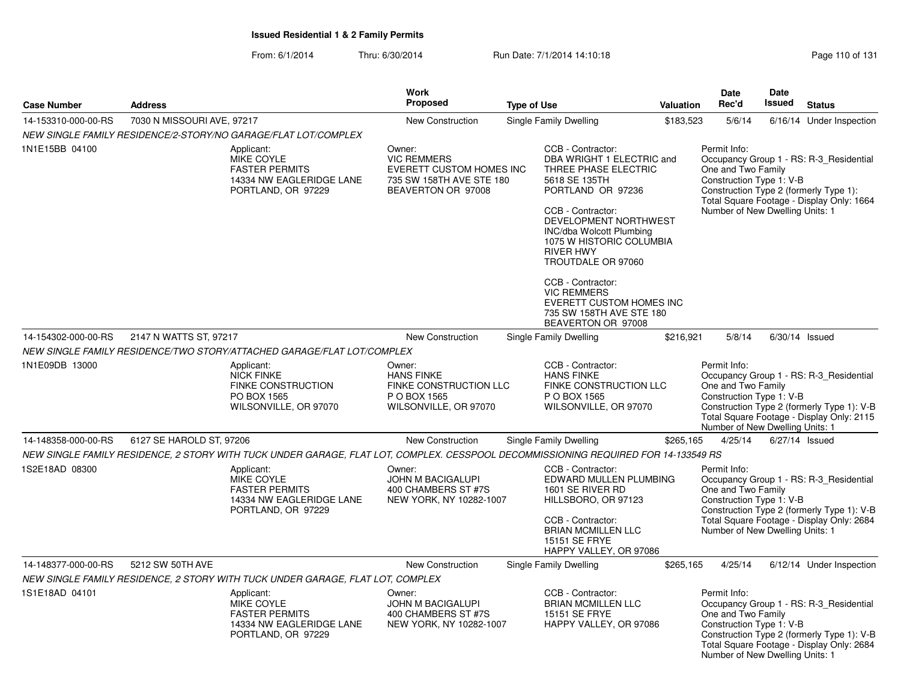# Issued Residential 1 & 2 Family Permits

From: 6/1/2014 Thru: 6/30/2014 Run Date: 7/1/2014 14:10:18

| Case Number | Address | Work Proposed | Type of Use | Valuation | Date Rec'd | Date Issued | Status |
|---|---|---|---|---|---|---|---|
| 14-153310-000-00-RS | 7030 N MISSOURI AVE, 97217 | New Construction | Single Family Dwelling | $183,523 | 5/6/14 | 6/16/14 | Under Inspection |

NEW SINGLE FAMILY RESIDENCE/2-STORY/NO GARAGE/FLAT LOT/COMPLEX

1N1E15BB 04100

Applicant:
MIKE COYLE
FASTER PERMITS
14334 NW EAGLERIDGE LANE
PORTLAND, OR 97229

Owner:
VIC REMMERS
EVERETT CUSTOM HOMES INC
735 SW 158TH AVE STE 180
BEAVERTON OR 97008

CCB - Contractor:
DBA WRIGHT 1 ELECTRIC and THREE PHASE ELECTRIC
5618 SE 135TH
PORTLAND OR 97236

CCB - Contractor:
DEVELOPMENT NORTHWEST INC/dba Wolcott Plumbing
1075 W HISTORIC COLUMBIA RIVER HWY
TROUTDALE OR 97060

CCB - Contractor:
VIC REMMERS
EVERETT CUSTOM HOMES INC
735 SW 158TH AVE STE 180
BEAVERTON OR 97008

Permit Info:
Occupancy Group 1 - RS: R-3_Residential One and Two Family
Construction Type 1: V-B
Construction Type 2 (formerly Type 1):
Total Square Footage - Display Only: 1664
Number of New Dwelling Units: 1

| Case Number | Address | Work Proposed | Type of Use | Valuation | Date Rec'd | Date Issued | Status |
|---|---|---|---|---|---|---|---|
| 14-154302-000-00-RS | 2147 N WATTS ST, 97217 | New Construction | Single Family Dwelling | $216,921 | 5/8/14 | 6/30/14 | Issued |

NEW SINGLE FAMILY RESIDENCE/TWO STORY/ATTACHED GARAGE/FLAT LOT/COMPLEX

1N1E09DB 13000

Applicant:
NICK FINKE
FINKE CONSTRUCTION
PO BOX 1565
WILSONVILLE, OR 97070

Owner:
HANS FINKE
FINKE CONSTRUCTION LLC
P O BOX 1565
WILSONVILLE, OR 97070

CCB - Contractor:
HANS FINKE
FINKE CONSTRUCTION LLC
P O BOX 1565
WILSONVILLE, OR 97070

Permit Info:
Occupancy Group 1 - RS: R-3_Residential One and Two Family
Construction Type 1: V-B
Construction Type 2 (formerly Type 1): V-B
Total Square Footage - Display Only: 2115
Number of New Dwelling Units: 1

| Case Number | Address | Work Proposed | Type of Use | Valuation | Date Rec'd | Date Issued | Status |
|---|---|---|---|---|---|---|---|
| 14-148358-000-00-RS | 6127 SE HAROLD ST, 97206 | New Construction | Single Family Dwelling | $265,165 | 4/25/14 | 6/27/14 | Issued |

NEW SINGLE FAMILY RESIDENCE, 2 STORY WITH TUCK UNDER GARAGE, FLAT LOT, COMPLEX. CESSPOOL DECOMMISSIONING REQUIRED FOR 14-133549 RS

1S2E18AD 08300

Applicant:
MIKE COYLE
FASTER PERMITS
14334 NW EAGLERIDGE LANE
PORTLAND, OR 97229

Owner:
JOHN M BACIGALUPI
400 CHAMBERS ST #7S
NEW YORK, NY 10282-1007

CCB - Contractor:
EDWARD MULLEN PLUMBING
1601 SE RIVER RD
HILLSBORO, OR 97123

CCB - Contractor:
BRIAN MCMILLEN LLC
15151 SE FRYE
HAPPY VALLEY, OR 97086

Permit Info:
Occupancy Group 1 - RS: R-3_Residential One and Two Family
Construction Type 1: V-B
Construction Type 2 (formerly Type 1): V-B
Total Square Footage - Display Only: 2684
Number of New Dwelling Units: 1

| Case Number | Address | Work Proposed | Type of Use | Valuation | Date Rec'd | Date Issued | Status |
|---|---|---|---|---|---|---|---|
| 14-148377-000-00-RS | 5212 SW 50TH AVE | New Construction | Single Family Dwelling | $265,165 | 4/25/14 | 6/12/14 | Under Inspection |

NEW SINGLE FAMILY RESIDENCE, 2 STORY WITH TUCK UNDER GARAGE, FLAT LOT, COMPLEX

1S1E18AD 04101

Applicant:
MIKE COYLE
FASTER PERMITS
14334 NW EAGLERIDGE LANE
PORTLAND, OR 97229

Owner:
JOHN M BACIGALUPI
400 CHAMBERS ST #7S
NEW YORK, NY 10282-1007

CCB - Contractor:
BRIAN MCMILLEN LLC
15151 SE FRYE
HAPPY VALLEY, OR 97086

Permit Info:
Occupancy Group 1 - RS: R-3_Residential One and Two Family
Construction Type 1: V-B
Construction Type 2 (formerly Type 1): V-B
Total Square Footage - Display Only: 2684
Number of New Dwelling Units: 1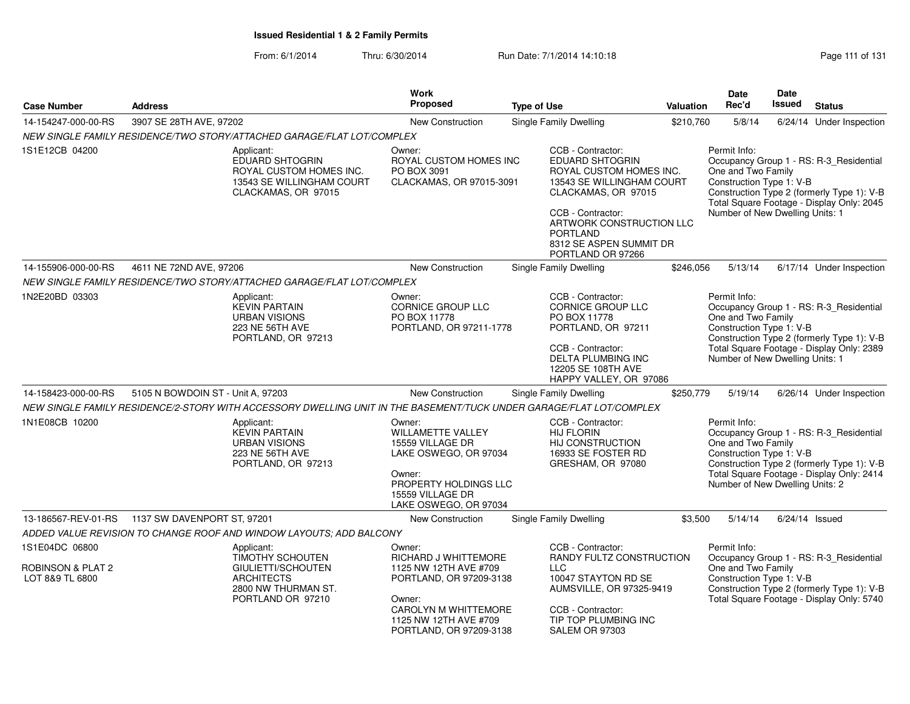**Issued Residential 1 & 2 Family Permits**

From: 6/1/2014 Thru: 6/30/2014 Run Date: 7/1/2014 14:10:18

| Case Number | Address | Work Proposed | Type of Use | Valuation | Date Rec'd | Date Issued | Status |
|---|---|---|---|---|---|---|---|
| 14-154247-000-00-RS | 3907 SE 28TH AVE, 97202 | New Construction | Single Family Dwelling | $210,760 | 5/8/14 | 6/24/14 | Under Inspection |

*NEW SINGLE FAMILY RESIDENCE/TWO STORY/ATTACHED GARAGE/FLAT LOT/COMPLEX*

1S1E12CB 04200

Applicant:
EDUARD SHTOGRIN
ROYAL CUSTOM HOMES INC.
13543 SE WILLINGHAM COURT
CLACKAMAS, OR 97015

Owner:
ROYAL CUSTOM HOMES INC
PO BOX 3091
CLACKAMAS, OR 97015-3091

CCB - Contractor:
EDUARD SHTOGRIN
ROYAL CUSTOM HOMES INC.
13543 SE WILLINGHAM COURT
CLACKAMAS, OR 97015

CCB - Contractor:
ARTWORK CONSTRUCTION LLC
PORTLAND
8312 SE ASPEN SUMMIT DR
PORTLAND OR 97266

Permit Info:
Occupancy Group 1 - RS: R-3_Residential One and Two Family
Construction Type 1: V-B
Construction Type 2 (formerly Type 1): V-B
Total Square Footage - Display Only: 2045
Number of New Dwelling Units: 1

| Case Number | Address | Work Proposed | Type of Use | Valuation | Date Rec'd | Date Issued | Status |
|---|---|---|---|---|---|---|---|
| 14-155906-000-00-RS | 4611 NE 72ND AVE, 97206 | New Construction | Single Family Dwelling | $246,056 | 5/13/14 | 6/17/14 | Under Inspection |

*NEW SINGLE FAMILY RESIDENCE/TWO STORY/ATTACHED GARAGE/FLAT LOT/COMPLEX*

1N2E20BD 03303

Applicant:
KEVIN PARTAIN
URBAN VISIONS
223 NE 56TH AVE
PORTLAND, OR 97213

Owner:
CORNICE GROUP LLC
PO BOX 11778
PORTLAND, OR 97211-1778

CCB - Contractor:
CORNICE GROUP LLC
PO BOX 11778
PORTLAND, OR 97211

CCB - Contractor:
DELTA PLUMBING INC
12205 SE 108TH AVE
HAPPY VALLEY, OR 97086

Permit Info:
Occupancy Group 1 - RS: R-3_Residential One and Two Family
Construction Type 1: V-B
Construction Type 2 (formerly Type 1): V-B
Total Square Footage - Display Only: 2389
Number of New Dwelling Units: 1

| Case Number | Address | Work Proposed | Type of Use | Valuation | Date Rec'd | Date Issued | Status |
|---|---|---|---|---|---|---|---|
| 14-158423-000-00-RS | 5105 N BOWDOIN ST - Unit A, 97203 | New Construction | Single Family Dwelling | $250,779 | 5/19/14 | 6/26/14 | Under Inspection |

*NEW SINGLE FAMILY RESIDENCE/2-STORY WITH ACCESSORY DWELLING UNIT IN THE BASEMENT/TUCK UNDER GARAGE/FLAT LOT/COMPLEX*

1N1E08CB 10200

Applicant:
KEVIN PARTAIN
URBAN VISIONS
223 NE 56TH AVE
PORTLAND, OR 97213

Owner:
WILLAMETTE VALLEY
15559 VILLAGE DR
LAKE OSWEGO, OR 97034

Owner:
PROPERTY HOLDINGS LLC
15559 VILLAGE DR
LAKE OSWEGO, OR 97034

CCB - Contractor:
HIJ FLORIN
HIJ CONSTRUCTION
16933 SE FOSTER RD
GRESHAM, OR 97080

Permit Info:
Occupancy Group 1 - RS: R-3_Residential One and Two Family
Construction Type 1: V-B
Construction Type 2 (formerly Type 1): V-B
Total Square Footage - Display Only: 2414
Number of New Dwelling Units: 2

| Case Number | Address | Work Proposed | Type of Use | Valuation | Date Rec'd | Date Issued | Status |
|---|---|---|---|---|---|---|---|
| 13-186567-REV-01-RS | 1137 SW DAVENPORT ST, 97201 | New Construction | Single Family Dwelling | $3,500 | 5/14/14 | 6/24/14 | Issued |

*ADDED VALUE REVISION TO CHANGE ROOF AND WINDOW LAYOUTS; ADD BALCONY*

1S1E04DC 06800

ROBINSON & PLAT 2
LOT 8&9 TL 6800

Applicant:
TIMOTHY SCHOUTEN
GIULIETTI/SCHOUTEN ARCHITECTS
2800 NW THURMAN ST.
PORTLAND OR 97210

Owner:
RICHARD J WHITTEMORE
1125 NW 12TH AVE #709
PORTLAND, OR 97209-3138

Owner:
CAROLYN M WHITTEMORE
1125 NW 12TH AVE #709
PORTLAND, OR 97209-3138

CCB - Contractor:
RANDY FULTZ CONSTRUCTION LLC
10047 STAYTON RD SE
AUMSVILLE, OR 97325-9419

CCB - Contractor:
TIP TOP PLUMBING INC
SALEM OR 97303

Permit Info:
Occupancy Group 1 - RS: R-3_Residential One and Two Family
Construction Type 1: V-B
Construction Type 2 (formerly Type 1): V-B
Total Square Footage - Display Only: 5740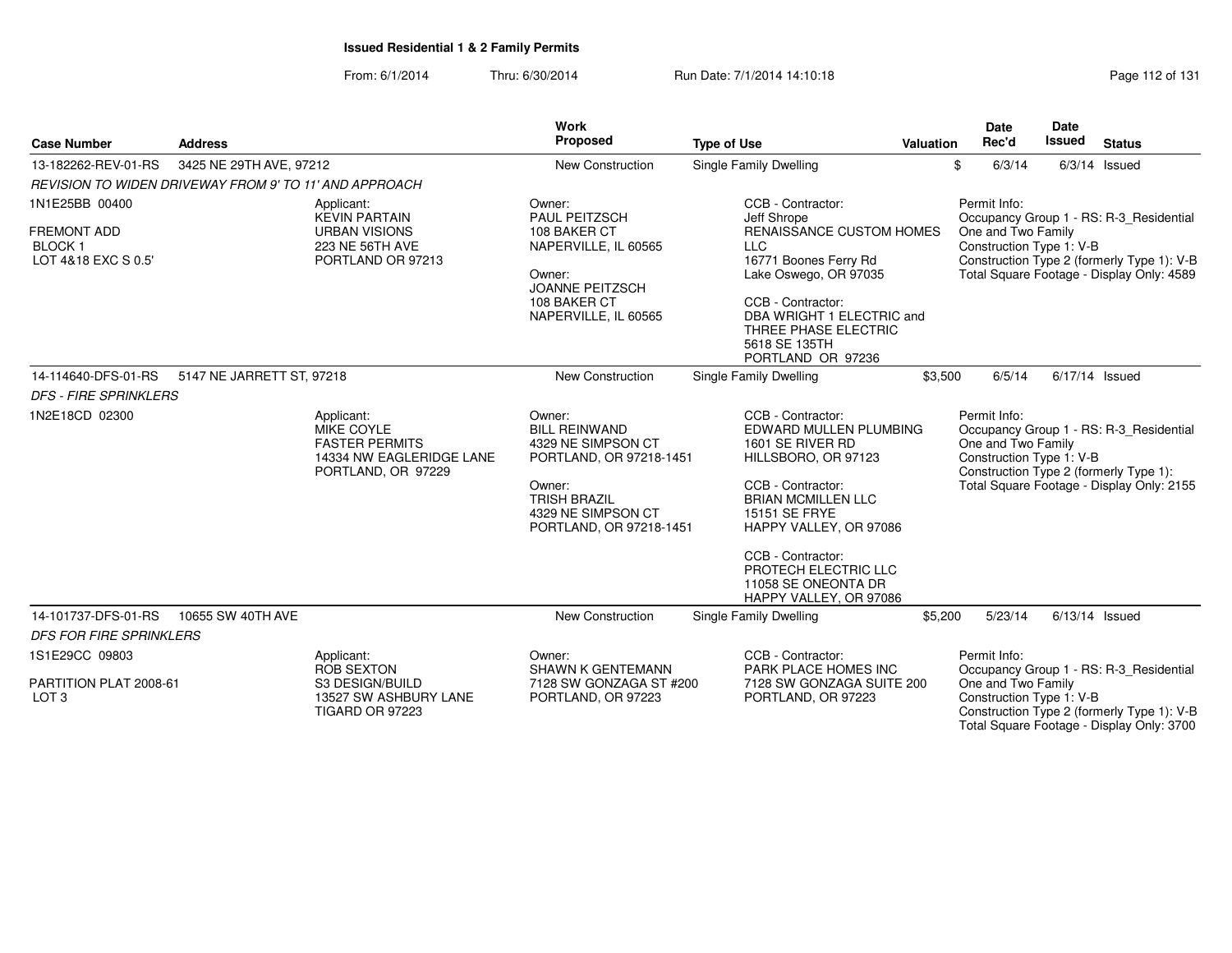# Issued Residential 1 & 2 Family Permits

From: 6/1/2014 Thru: 6/30/2014 Run Date: 7/1/2014 14:10:18

| Case Number | Address | Work Proposed | Type of Use | Valuation | Date Rec'd | Date Issued | Status |
|---|---|---|---|---|---|---|---|
| 13-182262-REV-01-RS | 3425 NE 29TH AVE, 97212 | New Construction | Single Family Dwelling | $ | 6/3/14 | 6/3/14 | Issued |
| *REVISION TO WIDEN DRIVEWAY FROM 9' TO 11' AND APPROACH* | | | | | | | |
| 1N1E25BB 00400<br><br>FREMONT ADD<br>BLOCK 1<br>LOT 4&18 EXC S 0.5' | Applicant:<br>KEVIN PARTAIN<br>URBAN VISIONS<br>223 NE 56TH AVE<br>PORTLAND OR 97213 | Owner:<br>PAUL PEITZSCH<br>108 BAKER CT<br>NAPERVILLE, IL 60565<br><br>Owner:<br>JOANNE PEITZSCH<br>108 BAKER CT<br>NAPERVILLE, IL 60565 | CCB - Contractor:<br>Jeff Shrope<br>RENAISSANCE CUSTOM HOMES LLC<br>16771 Boones Ferry Rd<br>Lake Oswego, OR 97035<br><br>CCB - Contractor:<br>DBA WRIGHT 1 ELECTRIC and THREE PHASE ELECTRIC<br>5618 SE 135TH<br>PORTLAND OR 97236 | Permit Info:<br>Occupancy Group 1 - RS: R-3_Residential One and Two Family<br>Construction Type 1: V-B<br>Construction Type 2 (formerly Type 1): V-B<br>Total Square Footage - Display Only: 4589 | | | |
| 14-114640-DFS-01-RS | 5147 NE JARRETT ST, 97218 | New Construction | Single Family Dwelling | $3,500 | 6/5/14 | 6/17/14 | Issued |
| *DFS - FIRE SPRINKLERS* | | | | | | | |
| 1N2E18CD 02300 | Applicant:<br>MIKE COYLE<br>FASTER PERMITS<br>14334 NW EAGLERIDGE LANE<br>PORTLAND, OR 97229 | Owner:<br>BILL REINWAND<br>4329 NE SIMPSON CT<br>PORTLAND, OR 97218-1451<br><br>Owner:<br>TRISH BRAZIL<br>4329 NE SIMPSON CT<br>PORTLAND, OR 97218-1451 | CCB - Contractor:<br>EDWARD MULLEN PLUMBING<br>1601 SE RIVER RD<br>HILLSBORO, OR 97123<br><br>CCB - Contractor:<br>BRIAN MCMILLEN LLC<br>15151 SE FRYE<br>HAPPY VALLEY, OR 97086<br><br>CCB - Contractor:<br>PROTECH ELECTRIC LLC<br>11058 SE ONEONTA DR<br>HAPPY VALLEY, OR 97086 | Permit Info:<br>Occupancy Group 1 - RS: R-3_Residential One and Two Family<br>Construction Type 1: V-B<br>Construction Type 2 (formerly Type 1):<br>Total Square Footage - Display Only: 2155 | | | |
| 14-101737-DFS-01-RS | 10655 SW 40TH AVE | New Construction | Single Family Dwelling | $5,200 | 5/23/14 | 6/13/14 | Issued |
| *DFS FOR FIRE SPRINKLERS* | | | | | | | |
| 1S1E29CC 09803<br><br>PARTITION PLAT 2008-61<br>LOT 3 | Applicant:<br>ROB SEXTON<br>S3 DESIGN/BUILD<br>13527 SW ASHBURY LANE<br>TIGARD OR 97223 | Owner:<br>SHAWN K GENTEMANN<br>7128 SW GONZAGA ST #200<br>PORTLAND, OR 97223 | CCB - Contractor:<br>PARK PLACE HOMES INC<br>7128 SW GONZAGA SUITE 200<br>PORTLAND, OR 97223 | Permit Info:<br>Occupancy Group 1 - RS: R-3_Residential One and Two Family<br>Construction Type 1: V-B<br>Construction Type 2 (formerly Type 1): V-B<br>Total Square Footage - Display Only: 3700 | | | |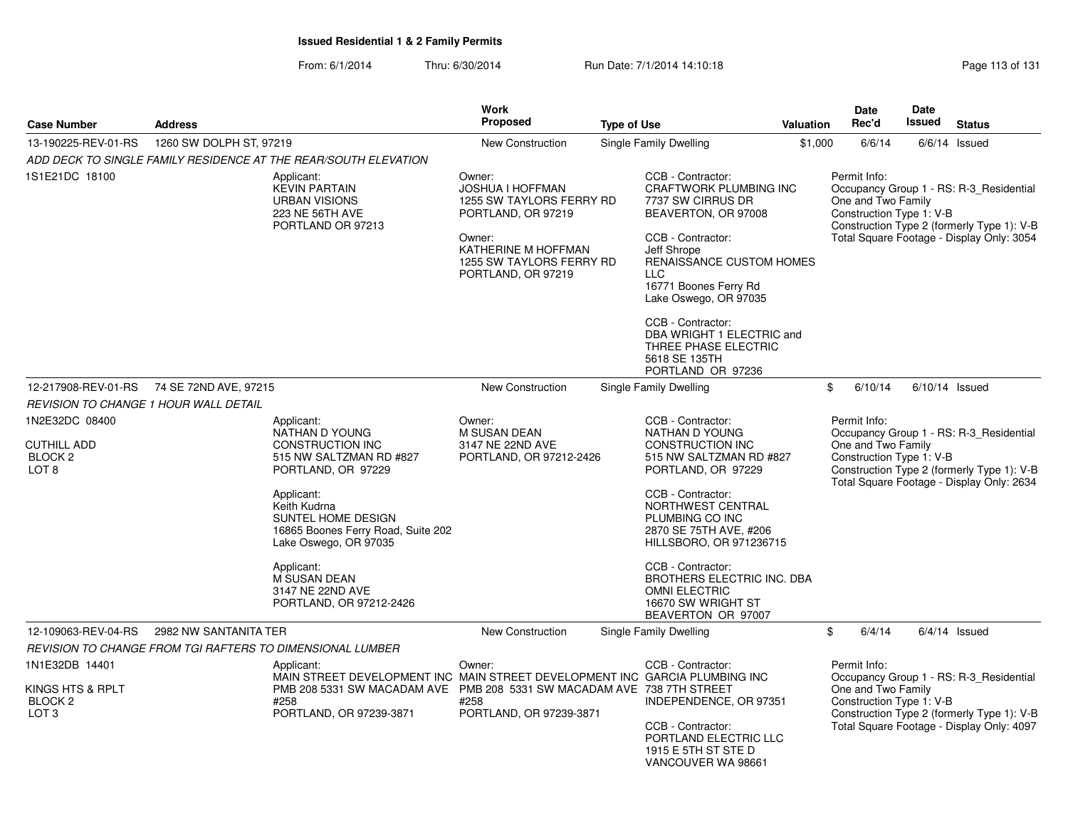## Issued Residential 1 & 2 Family Permits

From: 6/1/2014 Thru: 6/30/2014 Run Date: 7/1/2014 14:10:18

| Case Number | Address | Work Proposed | Type of Use | Valuation | Date Rec'd | Date Issued | Status |
|---|---|---|---|---|---|---|---|
| 13-190225-REV-01-RS | 1260 SW DOLPH ST, 97219 | New Construction | Single Family Dwelling | $1,000 | 6/6/14 | 6/6/14 | Issued |

*ADD DECK TO SINGLE FAMILY RESIDENCE AT THE REAR/SOUTH ELEVATION*

1S1E21DC 18100

Applicant:
KEVIN PARTAIN
URBAN VISIONS
223 NE 56TH AVE
PORTLAND OR 97213

Owner:
JOSHUA I HOFFMAN
1255 SW TAYLORS FERRY RD
PORTLAND, OR 97219

Owner:
KATHERINE M HOFFMAN
1255 SW TAYLORS FERRY RD
PORTLAND, OR 97219

CCB - Contractor:
CRAFTWORK PLUMBING INC
7737 SW CIRRUS DR
BEAVERTON, OR 97008

CCB - Contractor:
Jeff Shrope
RENAISSANCE CUSTOM HOMES LLC
16771 Boones Ferry Rd
Lake Oswego, OR 97035

CCB - Contractor:
DBA WRIGHT 1 ELECTRIC and THREE PHASE ELECTRIC
5618 SE 135TH
PORTLAND OR 97236

Permit Info:
Occupancy Group 1 - RS: R-3_Residential One and Two Family
Construction Type 1: V-B
Construction Type 2 (formerly Type 1): V-B
Total Square Footage - Display Only: 3054

| Case Number | Address | Work Proposed | Type of Use | Valuation | Date Rec'd | Date Issued | Status |
|---|---|---|---|---|---|---|---|
| 12-217908-REV-01-RS | 74 SE 72ND AVE, 97215 | New Construction | Single Family Dwelling | $ | 6/10/14 | 6/10/14 | Issued |

*REVISION TO CHANGE 1 HOUR WALL DETAIL*

1N2E32DC 08400

CUTHILL ADD
BLOCK 2
LOT 8

Applicant:
NATHAN D YOUNG CONSTRUCTION INC
515 NW SALTZMAN RD #827
PORTLAND, OR 97229

Applicant:
Keith Kudrna
SUNTEL HOME DESIGN
16865 Boones Ferry Road, Suite 202
Lake Oswego, OR 97035

Applicant:
M SUSAN DEAN
3147 NE 22ND AVE
PORTLAND, OR 97212-2426

Owner:
M SUSAN DEAN
3147 NE 22ND AVE
PORTLAND, OR 97212-2426

CCB - Contractor:
NATHAN D YOUNG CONSTRUCTION INC
515 NW SALTZMAN RD #827
PORTLAND, OR 97229

CCB - Contractor:
NORTHWEST CENTRAL PLUMBING CO INC
2870 SE 75TH AVE, #206
HILLSBORO, OR 971236715

CCB - Contractor:
BROTHERS ELECTRIC INC. DBA OMNI ELECTRIC
16670 SW WRIGHT ST
BEAVERTON OR 97007

Permit Info:
Occupancy Group 1 - RS: R-3_Residential One and Two Family
Construction Type 1: V-B
Construction Type 2 (formerly Type 1): V-B
Total Square Footage - Display Only: 2634

| Case Number | Address | Work Proposed | Type of Use | Valuation | Date Rec'd | Date Issued | Status |
|---|---|---|---|---|---|---|---|
| 12-109063-REV-04-RS | 2982 NW SANTANITA TER | New Construction | Single Family Dwelling | $ | 6/4/14 | 6/4/14 | Issued |

*REVISION TO CHANGE FROM TGI RAFTERS TO DIMENSIONAL LUMBER*

1N1E32DB 14401

KINGS HTS & RPLT
BLOCK 2
LOT 3

Applicant:
MAIN STREET DEVELOPMENT INC
PMB 208 5331 SW MACADAM AVE #258
PORTLAND, OR 97239-3871

Owner:
MAIN STREET DEVELOPMENT INC
PMB 208 5331 SW MACADAM AVE #258
PORTLAND, OR 97239-3871

CCB - Contractor:
GARCIA PLUMBING INC
738 7TH STREET
INDEPENDENCE, OR 97351

CCB - Contractor:
PORTLAND ELECTRIC LLC
1915 E 5TH ST STE D
VANCOUVER WA 98661

Permit Info:
Occupancy Group 1 - RS: R-3_Residential One and Two Family
Construction Type 1: V-B
Construction Type 2 (formerly Type 1): V-B
Total Square Footage - Display Only: 4097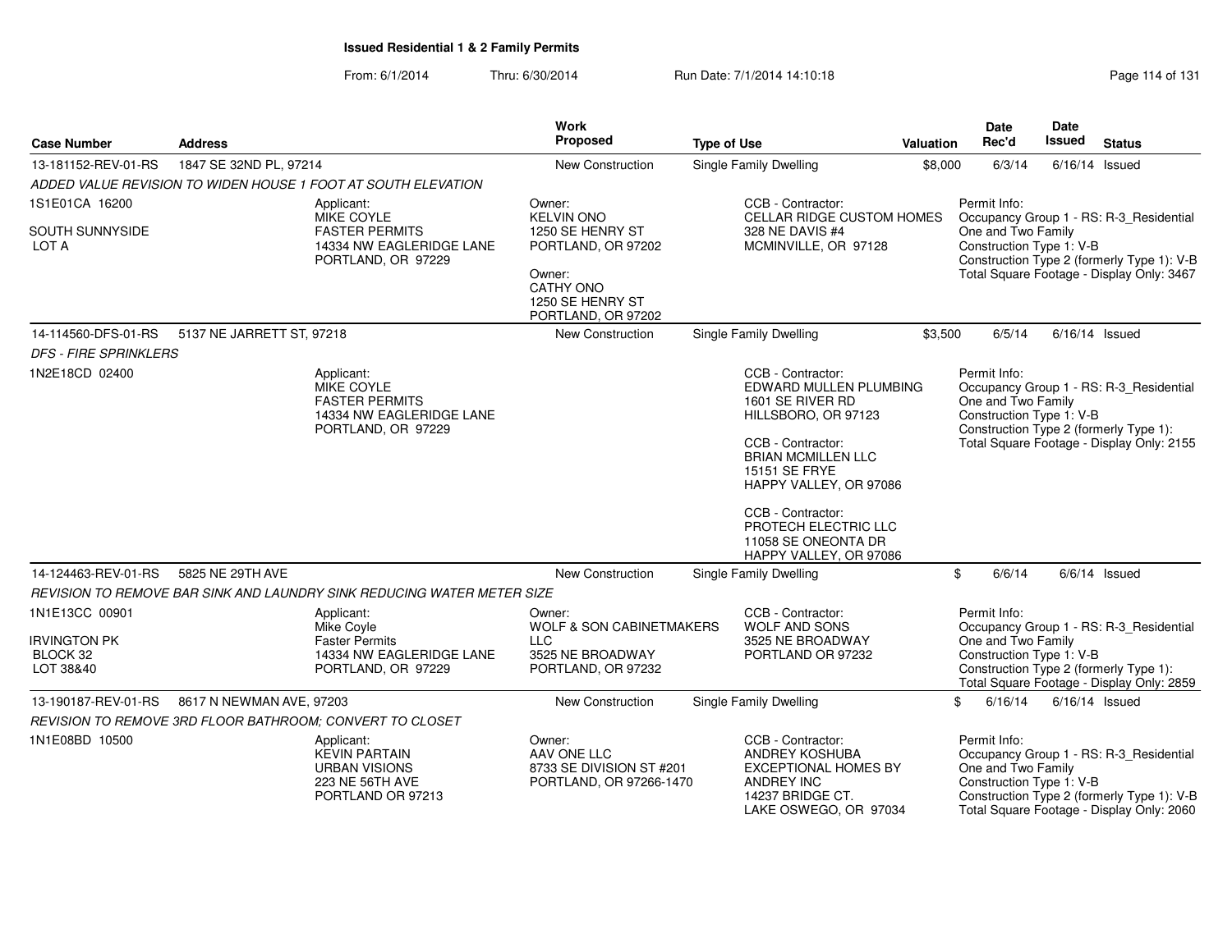# Issued Residential 1 & 2 Family Permits

From: 6/1/2014 Thru: 6/30/2014 Run Date: 7/1/2014 14:10:18

| Case Number | Address | Work Proposed | Type of Use | Valuation | Date Rec'd | Date Issued | Status |
|---|---|---|---|---|---|---|---|
| 13-181152-REV-01-RS | 1847 SE 32ND PL, 97214 | New Construction | Single Family Dwelling | $8,000 | 6/3/14 | 6/16/14 | Issued |

*ADDED VALUE REVISION TO WIDEN HOUSE 1 FOOT AT SOUTH ELEVATION*

1S1E01CA 16200
SOUTH SUNNYSIDE
LOT A

Applicant:
MIKE COYLE
FASTER PERMITS
14334 NW EAGLERIDGE LANE
PORTLAND, OR 97229

Owner:
KELVIN ONO
1250 SE HENRY ST
PORTLAND, OR 97202

Owner:
CATHY ONO
1250 SE HENRY ST
PORTLAND, OR 97202

CCB - Contractor:
CELLAR RIDGE CUSTOM HOMES
328 NE DAVIS #4
MCMINVILLE, OR 97128

Permit Info:
Occupancy Group 1 - RS: R-3_Residential One and Two Family
Construction Type 1: V-B
Construction Type 2 (formerly Type 1): V-B
Total Square Footage - Display Only: 3467

| Case Number | Address | Work Proposed | Type of Use | Valuation | Date Rec'd | Date Issued | Status |
|---|---|---|---|---|---|---|---|
| 14-114560-DFS-01-RS | 5137 NE JARRETT ST, 97218 | New Construction | Single Family Dwelling | $3,500 | 6/5/14 | 6/16/14 | Issued |

*DFS - FIRE SPRINKLERS*

1N2E18CD 02400

Applicant:
MIKE COYLE
FASTER PERMITS
14334 NW EAGLERIDGE LANE
PORTLAND, OR 97229

CCB - Contractor:
EDWARD MULLEN PLUMBING
1601 SE RIVER RD
HILLSBORO, OR 97123

CCB - Contractor:
BRIAN MCMILLEN LLC
15151 SE FRYE
HAPPY VALLEY, OR 97086

CCB - Contractor:
PROTECH ELECTRIC LLC
11058 SE ONEONTA DR
HAPPY VALLEY, OR 97086

Permit Info:
Occupancy Group 1 - RS: R-3_Residential One and Two Family
Construction Type 1: V-B
Construction Type 2 (formerly Type 1):
Total Square Footage - Display Only: 2155

| Case Number | Address | Work Proposed | Type of Use | Valuation | Date Rec'd | Date Issued | Status |
|---|---|---|---|---|---|---|---|
| 14-124463-REV-01-RS | 5825 NE 29TH AVE | New Construction | Single Family Dwelling | $ | 6/6/14 | 6/6/14 | Issued |

*REVISION TO REMOVE BAR SINK AND LAUNDRY SINK REDUCING WATER METER SIZE*

1N1E13CC 00901
IRVINGTON PK
BLOCK 32
LOT 38&40

Applicant:
Mike Coyle
Faster Permits
14334 NW EAGLERIDGE LANE
PORTLAND, OR 97229

Owner:
WOLF & SON CABINETMAKERS LLC
3525 NE BROADWAY
PORTLAND, OR 97232

CCB - Contractor:
WOLF AND SONS
3525 NE BROADWAY
PORTLAND OR 97232

Permit Info:
Occupancy Group 1 - RS: R-3_Residential One and Two Family
Construction Type 1: V-B
Construction Type 2 (formerly Type 1):
Total Square Footage - Display Only: 2859

| Case Number | Address | Work Proposed | Type of Use | Valuation | Date Rec'd | Date Issued | Status |
|---|---|---|---|---|---|---|---|
| 13-190187-REV-01-RS | 8617 N NEWMAN AVE, 97203 | New Construction | Single Family Dwelling | $ | 6/16/14 | 6/16/14 | Issued |

*REVISION TO REMOVE 3RD FLOOR BATHROOM; CONVERT TO CLOSET*

1N1E08BD 10500

Applicant:
KEVIN PARTAIN
URBAN VISIONS
223 NE 56TH AVE
PORTLAND OR 97213

Owner:
AAV ONE LLC
8733 SE DIVISION ST #201
PORTLAND, OR 97266-1470

CCB - Contractor:
ANDREY KOSHUBA
EXCEPTIONAL HOMES BY ANDREY INC
14237 BRIDGE CT.
LAKE OSWEGO, OR 97034

Permit Info:
Occupancy Group 1 - RS: R-3_Residential One and Two Family
Construction Type 1: V-B
Construction Type 2 (formerly Type 1): V-B
Total Square Footage - Display Only: 2060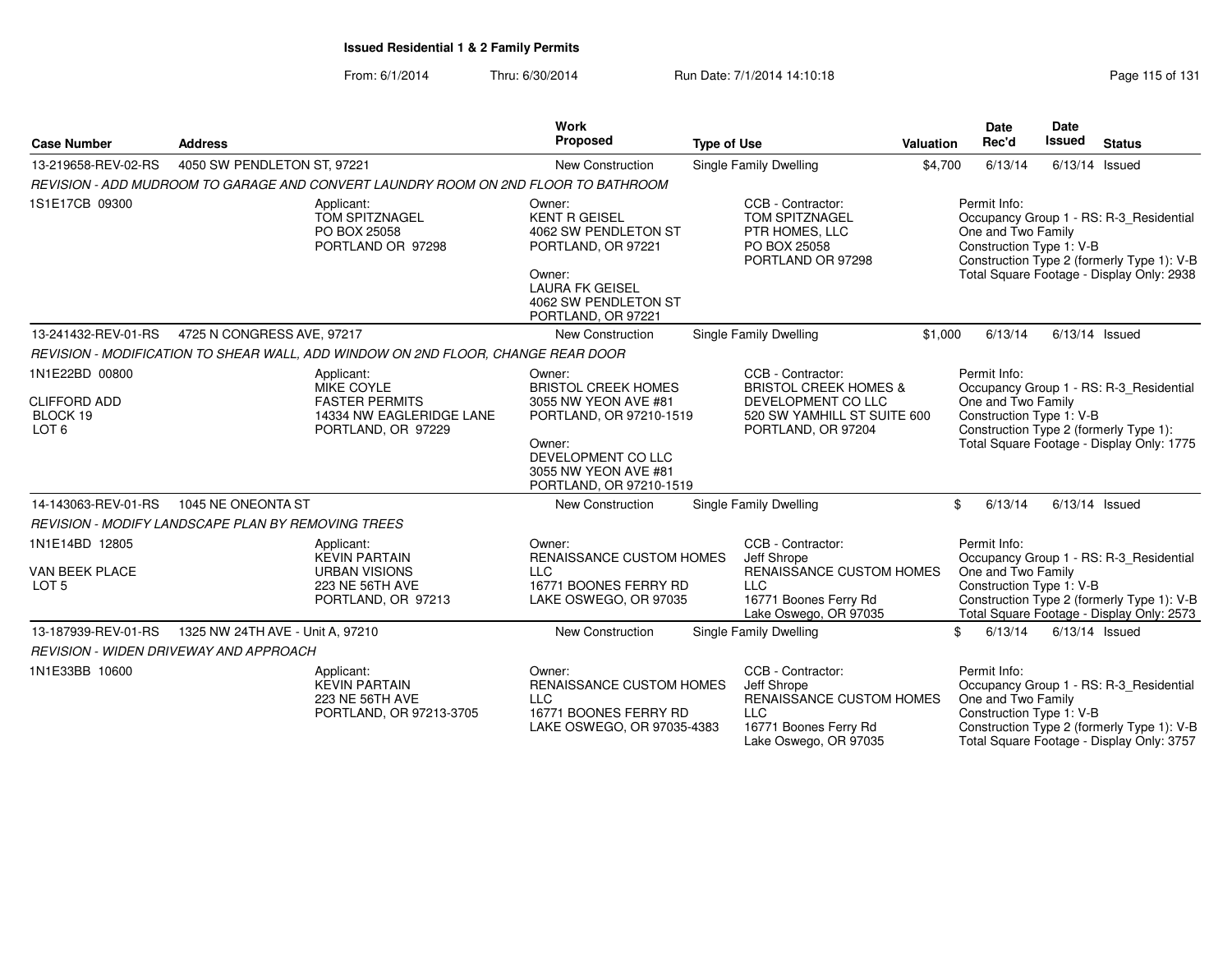# Issued Residential 1 & 2 Family Permits

From: 6/1/2014 Thru: 6/30/2014 Run Date: 7/1/2014 14:10:18

| Case Number | Address | Work Proposed | Type of Use | Valuation | Date Rec'd | Date Issued | Status |
|---|---|---|---|---|---|---|---|
| 13-219658-REV-02-RS | 4050 SW PENDLETON ST, 97221 | New Construction | Single Family Dwelling | $4,700 | 6/13/14 | 6/13/14 | Issued |

*REVISION - ADD MUDROOM TO GARAGE AND CONVERT LAUNDRY ROOM ON 2ND FLOOR TO BATHROOM*

1S1E17CB 09300

Applicant:
TOM SPITZNAGEL
PO BOX 25058
PORTLAND OR 97298

Owner:
KENT R GEISEL
4062 SW PENDLETON ST
PORTLAND, OR 97221

Owner:
LAURA FK GEISEL
4062 SW PENDLETON ST
PORTLAND, OR 97221

CCB - Contractor:
TOM SPITZNAGEL
PTR HOMES, LLC
PO BOX 25058
PORTLAND OR 97298

Permit Info:
Occupancy Group 1 - RS: R-3_Residential One and Two Family
Construction Type 1: V-B
Construction Type 2 (formerly Type 1): V-B
Total Square Footage - Display Only: 2938

| Case Number | Address | Work Proposed | Type of Use | Valuation | Date Rec'd | Date Issued | Status |
|---|---|---|---|---|---|---|---|
| 13-241432-REV-01-RS | 4725 N CONGRESS AVE, 97217 | New Construction | Single Family Dwelling | $1,000 | 6/13/14 | 6/13/14 | Issued |

*REVISION - MODIFICATION TO SHEAR WALL, ADD WINDOW ON 2ND FLOOR, CHANGE REAR DOOR*

1N1E22BD 00800

CLIFFORD ADD
BLOCK 19
LOT 6

Applicant:
MIKE COYLE
FASTER PERMITS
14334 NW EAGLERIDGE LANE
PORTLAND, OR 97229

Owner:
BRISTOL CREEK HOMES
3055 NW YEON AVE #81
PORTLAND, OR 97210-1519

Owner:
DEVELOPMENT CO LLC
3055 NW YEON AVE #81
PORTLAND, OR 97210-1519

CCB - Contractor:
BRISTOL CREEK HOMES &
DEVELOPMENT CO LLC
520 SW YAMHILL ST SUITE 600
PORTLAND, OR 97204

Permit Info:
Occupancy Group 1 - RS: R-3_Residential One and Two Family
Construction Type 1: V-B
Construction Type 2 (formerly Type 1):
Total Square Footage - Display Only: 1775

| Case Number | Address | Work Proposed | Type of Use | Valuation | Date Rec'd | Date Issued | Status |
|---|---|---|---|---|---|---|---|
| 14-143063-REV-01-RS | 1045 NE ONEONTA ST | New Construction | Single Family Dwelling | $ | 6/13/14 | 6/13/14 | Issued |

*REVISION - MODIFY LANDSCAPE PLAN BY REMOVING TREES*

1N1E14BD 12805

VAN BEEK PLACE
LOT 5

Applicant:
KEVIN PARTAIN
URBAN VISIONS
223 NE 56TH AVE
PORTLAND, OR 97213

Owner:
RENAISSANCE CUSTOM HOMES LLC
16771 BOONES FERRY RD
LAKE OSWEGO, OR 97035

CCB - Contractor:
Jeff Shrope
RENAISSANCE CUSTOM HOMES LLC
16771 Boones Ferry Rd
Lake Oswego, OR 97035

Permit Info:
Occupancy Group 1 - RS: R-3_Residential One and Two Family
Construction Type 1: V-B
Construction Type 2 (formerly Type 1): V-B
Total Square Footage - Display Only: 2573

| Case Number | Address | Work Proposed | Type of Use | Valuation | Date Rec'd | Date Issued | Status |
|---|---|---|---|---|---|---|---|
| 13-187939-REV-01-RS | 1325 NW 24TH AVE - Unit A, 97210 | New Construction | Single Family Dwelling | $ | 6/13/14 | 6/13/14 | Issued |

*REVISION - WIDEN DRIVEWAY AND APPROACH*

1N1E33BB 10600

Applicant:
KEVIN PARTAIN
223 NE 56TH AVE
PORTLAND, OR 97213-3705

Owner:
RENAISSANCE CUSTOM HOMES LLC
16771 BOONES FERRY RD
LAKE OSWEGO, OR 97035-4383

CCB - Contractor:
Jeff Shrope
RENAISSANCE CUSTOM HOMES LLC
16771 Boones Ferry Rd
Lake Oswego, OR 97035

Permit Info:
Occupancy Group 1 - RS: R-3_Residential One and Two Family
Construction Type 1: V-B
Construction Type 2 (formerly Type 1): V-B
Total Square Footage - Display Only: 3757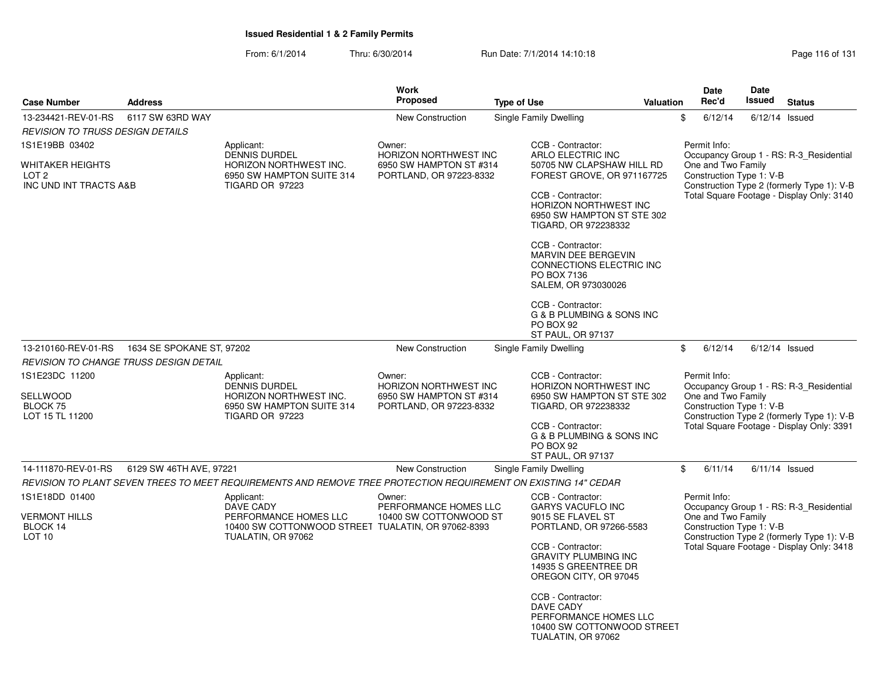# Issued Residential 1 & 2 Family Permits

From: 6/1/2014 Thru: 6/30/2014 Run Date: 7/1/2014 14:10:18

| Case Number | Address | Work Proposed | Type of Use | Valuation | Date Rec'd | Date Issued | Status |
|---|---|---|---|---|---|---|---|
| 13-234421-REV-01-RS | 6117 SW 63RD WAY | New Construction | Single Family Dwelling | $ | 6/12/14 | 6/12/14 | Issued |

*REVISION TO TRUSS DESIGN DETAILS*

1S1E19BB 03402

WHITAKER HEIGHTS
LOT 2
INC UND INT TRACTS A&B

Applicant:
DENNIS DURDEL
HORIZON NORTHWEST INC.
6950 SW HAMPTON SUITE 314
TIGARD OR 97223

Owner:
HORIZON NORTHWEST INC
6950 SW HAMPTON ST #314
PORTLAND, OR 97223-8332

CCB - Contractor:
ARLO ELECTRIC INC
50705 NW CLAPSHAW HILL RD
FOREST GROVE, OR 971167725

CCB - Contractor:
HORIZON NORTHWEST INC
6950 SW HAMPTON ST STE 302
TIGARD, OR 972238332

CCB - Contractor:
MARVIN DEE BERGEVIN
CONNECTIONS ELECTRIC INC
PO BOX 7136
SALEM, OR 973030026

CCB - Contractor:
G & B PLUMBING & SONS INC
PO BOX 92
ST PAUL, OR 97137

Permit Info:
Occupancy Group 1 - RS: R-3_Residential One and Two Family
Construction Type 1: V-B
Construction Type 2 (formerly Type 1): V-B
Total Square Footage - Display Only: 3140

| Case Number | Address | Work Proposed | Type of Use | Valuation | Date Rec'd | Date Issued | Status |
|---|---|---|---|---|---|---|---|
| 13-210160-REV-01-RS | 1634 SE SPOKANE ST, 97202 | New Construction | Single Family Dwelling | $ | 6/12/14 | 6/12/14 | Issued |

*REVISION TO CHANGE TRUSS DESIGN DETAIL*

1S1E23DC 11200

SELLWOOD
BLOCK 75
LOT 15 TL 11200

Applicant:
DENNIS DURDEL
HORIZON NORTHWEST INC.
6950 SW HAMPTON SUITE 314
TIGARD OR 97223

Owner:
HORIZON NORTHWEST INC
6950 SW HAMPTON ST #314
PORTLAND, OR 97223-8332

CCB - Contractor:
HORIZON NORTHWEST INC
6950 SW HAMPTON ST STE 302
TIGARD, OR 972238332

CCB - Contractor:
G & B PLUMBING & SONS INC
PO BOX 92
ST PAUL, OR 97137

Permit Info:
Occupancy Group 1 - RS: R-3_Residential One and Two Family
Construction Type 1: V-B
Construction Type 2 (formerly Type 1): V-B
Total Square Footage - Display Only: 3391

| Case Number | Address | Work Proposed | Type of Use | Valuation | Date Rec'd | Date Issued | Status |
|---|---|---|---|---|---|---|---|
| 14-111870-REV-01-RS | 6129 SW 46TH AVE, 97221 | New Construction | Single Family Dwelling | $ | 6/11/14 | 6/11/14 | Issued |

*REVISION TO PLANT SEVEN TREES TO MEET REQUIREMENTS AND REMOVE TREE PROTECTION REQUIREMENT ON EXISTING 14" CEDAR*

1S1E18DD 01400

VERMONT HILLS
BLOCK 14
LOT 10

Applicant:
DAVE CADY
PERFORMANCE HOMES LLC
10400 SW COTTONWOOD STREET
TUALATIN, OR 97062

Owner:
PERFORMANCE HOMES LLC
10400 SW COTTONWOOD ST
TUALATIN, OR 97062-8393

CCB - Contractor:
GARYS VACUFLO INC
9015 SE FLAVEL ST
PORTLAND, OR 97266-5583

CCB - Contractor:
GRAVITY PLUMBING INC
14935 S GREENTREE DR
OREGON CITY, OR 97045

CCB - Contractor:
DAVE CADY
PERFORMANCE HOMES LLC
10400 SW COTTONWOOD STREET
TUALATIN, OR 97062

Permit Info:
Occupancy Group 1 - RS: R-3_Residential One and Two Family
Construction Type 1: V-B
Construction Type 2 (formerly Type 1): V-B
Total Square Footage - Display Only: 3418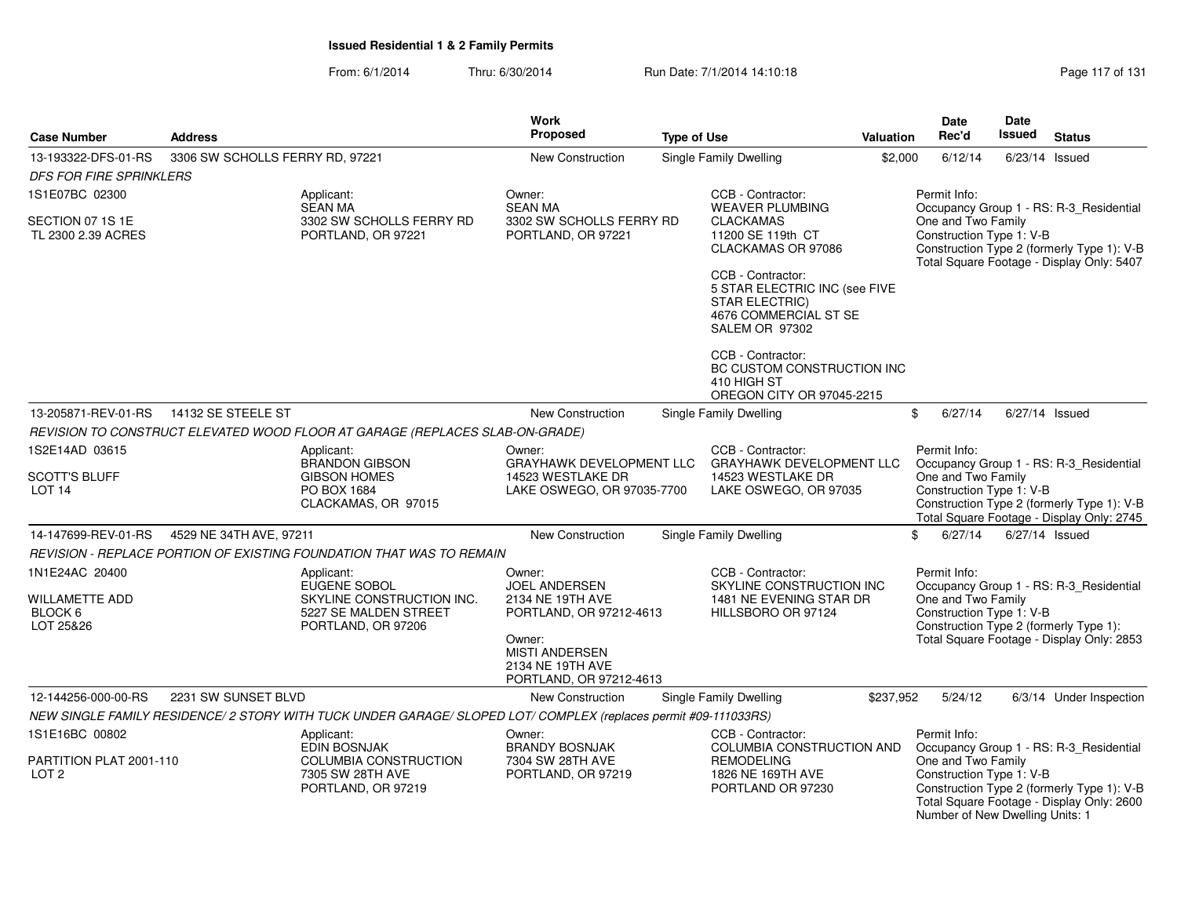**Issued Residential 1 & 2 Family Permits**

From: 6/1/2014 Thru: 6/30/2014 Run Date: 7/1/2014 14:10:18

| Case Number | Address | Work Proposed | Type of Use | Valuation | Date Rec'd | Date Issued | Status |
|---|---|---|---|---|---|---|---|
| 13-193322-DFS-01-RS | 3306 SW SCHOLLS FERRY RD, 97221 | New Construction | Single Family Dwelling | $2,000 | 6/12/14 | 6/23/14 | Issued |

*DFS FOR FIRE SPRINKLERS*

1S1E07BC 02300

SECTION 07 1S 1E
TL 2300 2.39 ACRES

Applicant:
SEAN MA
3302 SW SCHOLLS FERRY RD
PORTLAND, OR 97221

Owner:
SEAN MA
3302 SW SCHOLLS FERRY RD
PORTLAND, OR 97221

CCB - Contractor:
WEAVER PLUMBING
CLACKAMAS
11200 SE 119th CT
CLACKAMAS OR 97086

CCB - Contractor:
5 STAR ELECTRIC INC (see FIVE STAR ELECTRIC)
4676 COMMERCIAL ST SE
SALEM OR 97302

CCB - Contractor:
BC CUSTOM CONSTRUCTION INC
410 HIGH ST
OREGON CITY OR 97045-2215

Permit Info:
Occupancy Group 1 - RS: R-3_Residential One and Two Family
Construction Type 1: V-B
Construction Type 2 (formerly Type 1): V-B
Total Square Footage - Display Only: 5407

| Case Number | Address | Work Proposed | Type of Use | Valuation | Date Rec'd | Date Issued | Status |
|---|---|---|---|---|---|---|---|
| 13-205871-REV-01-RS | 14132 SE STEELE ST | New Construction | Single Family Dwelling | $ | 6/27/14 | 6/27/14 | Issued |

*REVISION TO CONSTRUCT ELEVATED WOOD FLOOR AT GARAGE (REPLACES SLAB-ON-GRADE)*

1S2E14AD 03615

SCOTT'S BLUFF
LOT 14

Applicant:
BRANDON GIBSON
GIBSON HOMES
PO BOX 1684
CLACKAMAS, OR 97015

Owner:
GRAYHAWK DEVELOPMENT LLC
14523 WESTLAKE DR
LAKE OSWEGO, OR 97035-7700

CCB - Contractor:
GRAYHAWK DEVELOPMENT LLC
14523 WESTLAKE DR
LAKE OSWEGO, OR 97035

Permit Info:
Occupancy Group 1 - RS: R-3_Residential One and Two Family
Construction Type 1: V-B
Construction Type 2 (formerly Type 1): V-B
Total Square Footage - Display Only: 2745

| Case Number | Address | Work Proposed | Type of Use | Valuation | Date Rec'd | Date Issued | Status |
|---|---|---|---|---|---|---|---|
| 14-147699-REV-01-RS | 4529 NE 34TH AVE, 97211 | New Construction | Single Family Dwelling | $ | 6/27/14 | 6/27/14 | Issued |

*REVISION - REPLACE PORTION OF EXISTING FOUNDATION THAT WAS TO REMAIN*

1N1E24AC 20400

WILLAMETTE ADD
BLOCK 6
LOT 25&26

Applicant:
EUGENE SOBOL
SKYLINE CONSTRUCTION INC.
5227 SE MALDEN STREET
PORTLAND, OR 97206

Owner:
JOEL ANDERSEN
2134 NE 19TH AVE
PORTLAND, OR 97212-4613

Owner:
MISTI ANDERSEN
2134 NE 19TH AVE
PORTLAND, OR 97212-4613

CCB - Contractor:
SKYLINE CONSTRUCTION INC
1481 NE EVENING STAR DR
HILLSBORO OR 97124

Permit Info:
Occupancy Group 1 - RS: R-3_Residential One and Two Family
Construction Type 1: V-B
Construction Type 2 (formerly Type 1):
Total Square Footage - Display Only: 2853

| Case Number | Address | Work Proposed | Type of Use | Valuation | Date Rec'd | Date Issued | Status |
|---|---|---|---|---|---|---|---|
| 12-144256-000-00-RS | 2231 SW SUNSET BLVD | New Construction | Single Family Dwelling | $237,952 | 5/24/12 | 6/3/14 | Under Inspection |

*NEW SINGLE FAMILY RESIDENCE/ 2 STORY WITH TUCK UNDER GARAGE/ SLOPED LOT/ COMPLEX (replaces permit #09-111033RS)*

1S1E16BC 00802

PARTITION PLAT 2001-110
LOT 2

Applicant:
EDIN BOSNJAK
COLUMBIA CONSTRUCTION
7305 SW 28TH AVE
PORTLAND, OR 97219

Owner:
BRANDY BOSNJAK
7304 SW 28TH AVE
PORTLAND, OR 97219

CCB - Contractor:
COLUMBIA CONSTRUCTION AND REMODELING
1826 NE 169TH AVE
PORTLAND OR 97230

Permit Info:
Occupancy Group 1 - RS: R-3_Residential One and Two Family
Construction Type 1: V-B
Construction Type 2 (formerly Type 1): V-B
Total Square Footage - Display Only: 2600
Number of New Dwelling Units: 1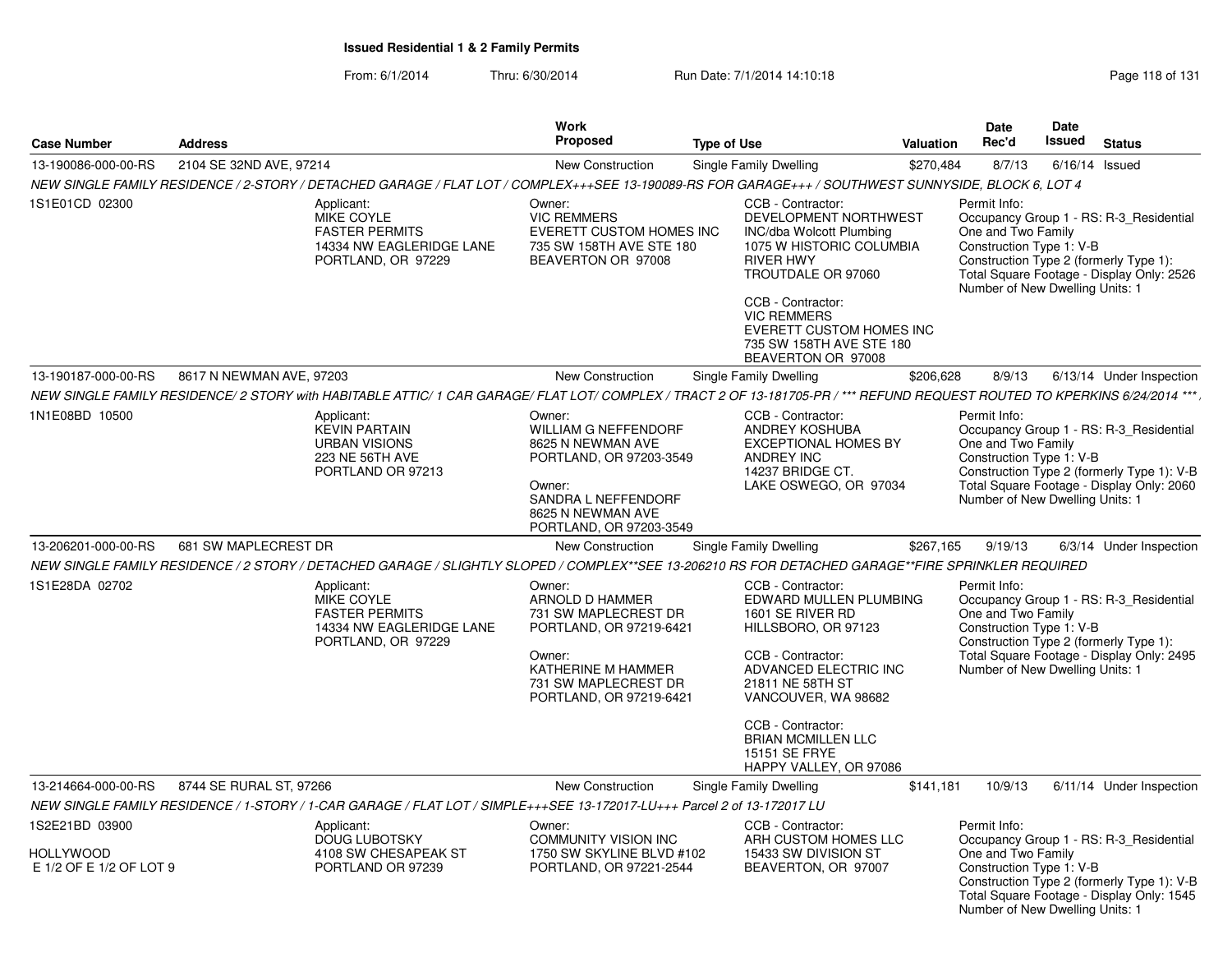**Issued Residential 1 & 2 Family Permits**

From: 6/1/2014 Thru: 6/30/2014 Run Date: 7/1/2014 14:10:18

| Case Number | Address | Work Proposed | Type of Use | Valuation | Date Rec'd | Date Issued | Status |
|---|---|---|---|---|---|---|---|
| 13-190086-000-00-RS | 2104 SE 32ND AVE, 97214 | New Construction | Single Family Dwelling | $270,484 | 8/7/13 | 6/16/14 | Issued |
| 13-190187-000-00-RS | 8617 N NEWMAN AVE, 97203 | New Construction | Single Family Dwelling | $206,628 | 8/9/13 | 6/13/14 | Under Inspection |
| 13-206201-000-00-RS | 681 SW MAPLECREST DR | New Construction | Single Family Dwelling | $267,165 | 9/19/13 | 6/3/14 | Under Inspection |
| 13-214664-000-00-RS | 8744 SE RURAL ST, 97266 | New Construction | Single Family Dwelling | $141,181 | 10/9/13 | 6/11/14 | Under Inspection |

**13-190086-000-00-RS** — 2104 SE 32ND AVE, 97214

*NEW SINGLE FAMILY RESIDENCE / 2-STORY / DETACHED GARAGE / FLAT LOT / COMPLEX+++SEE 13-190089-RS FOR GARAGE+++ / SOUTHWEST SUNNYSIDE, BLOCK 6, LOT 4*

1S1E01CD 02300

Applicant:
MIKE COYLE
FASTER PERMITS
14334 NW EAGLERIDGE LANE
PORTLAND, OR 97229

Owner:
VIC REMMERS
EVERETT CUSTOM HOMES INC
735 SW 158TH AVE STE 180
BEAVERTON OR 97008

CCB - Contractor:
DEVELOPMENT NORTHWEST INC/dba Wolcott Plumbing
1075 W HISTORIC COLUMBIA RIVER HWY
TROUTDALE OR 97060

CCB - Contractor:
VIC REMMERS
EVERETT CUSTOM HOMES INC
735 SW 158TH AVE STE 180
BEAVERTON OR 97008

Permit Info:
Occupancy Group 1 - RS: R-3_Residential One and Two Family
Construction Type 1: V-B
Construction Type 2 (formerly Type 1):
Total Square Footage - Display Only: 2526
Number of New Dwelling Units: 1

**13-190187-000-00-RS** — 8617 N NEWMAN AVE, 97203

*NEW SINGLE FAMILY RESIDENCE/ 2 STORY with HABITABLE ATTIC/ 1 CAR GARAGE/ FLAT LOT/ COMPLEX / TRACT 2 OF 13-181705-PR / \*\*\* REFUND REQUEST ROUTED TO KPERKINS 6/24/2014 \*\*\**

1N1E08BD 10500

Applicant:
KEVIN PARTAIN
URBAN VISIONS
223 NE 56TH AVE
PORTLAND OR 97213

Owner:
WILLIAM G NEFFENDORF
8625 N NEWMAN AVE
PORTLAND, OR 97203-3549

Owner:
SANDRA L NEFFENDORF
8625 N NEWMAN AVE
PORTLAND, OR 97203-3549

CCB - Contractor:
ANDREY KOSHUBA
EXCEPTIONAL HOMES BY ANDREY INC
14237 BRIDGE CT.
LAKE OSWEGO, OR 97034

Permit Info:
Occupancy Group 1 - RS: R-3_Residential One and Two Family
Construction Type 1: V-B
Construction Type 2 (formerly Type 1): V-B
Total Square Footage - Display Only: 2060
Number of New Dwelling Units: 1

**13-206201-000-00-RS** — 681 SW MAPLECREST DR

*NEW SINGLE FAMILY RESIDENCE / 2 STORY / DETACHED GARAGE / SLIGHTLY SLOPED / COMPLEX\*\*SEE 13-206210 RS FOR DETACHED GARAGE\*\*FIRE SPRINKLER REQUIRED*

1S1E28DA 02702

Applicant:
MIKE COYLE
FASTER PERMITS
14334 NW EAGLERIDGE LANE
PORTLAND, OR 97229

Owner:
ARNOLD D HAMMER
731 SW MAPLECREST DR
PORTLAND, OR 97219-6421

Owner:
KATHERINE M HAMMER
731 SW MAPLECREST DR
PORTLAND, OR 97219-6421

CCB - Contractor:
EDWARD MULLEN PLUMBING
1601 SE RIVER RD
HILLSBORO, OR 97123

CCB - Contractor:
ADVANCED ELECTRIC INC
21811 NE 58TH ST
VANCOUVER, WA 98682

CCB - Contractor:
BRIAN MCMILLEN LLC
15151 SE FRYE
HAPPY VALLEY, OR 97086

Permit Info:
Occupancy Group 1 - RS: R-3_Residential One and Two Family
Construction Type 1: V-B
Construction Type 2 (formerly Type 1):
Total Square Footage - Display Only: 2495
Number of New Dwelling Units: 1

**13-214664-000-00-RS** — 8744 SE RURAL ST, 97266

*NEW SINGLE FAMILY RESIDENCE / 1-STORY / 1-CAR GARAGE / FLAT LOT / SIMPLE+++SEE 13-172017-LU+++ Parcel 2 of 13-172017 LU*

1S2E21BD 03900

HOLLYWOOD
E 1/2 OF E 1/2 OF LOT 9

Applicant:
DOUG LUBOTSKY
4108 SW CHESAPEAK ST
PORTLAND OR 97239

Owner:
COMMUNITY VISION INC
1750 SW SKYLINE BLVD #102
PORTLAND, OR 97221-2544

CCB - Contractor:
ARH CUSTOM HOMES LLC
15433 SW DIVISION ST
BEAVERTON, OR 97007

Permit Info:
Occupancy Group 1 - RS: R-3_Residential One and Two Family
Construction Type 1: V-B
Construction Type 2 (formerly Type 1): V-B
Total Square Footage - Display Only: 1545
Number of New Dwelling Units: 1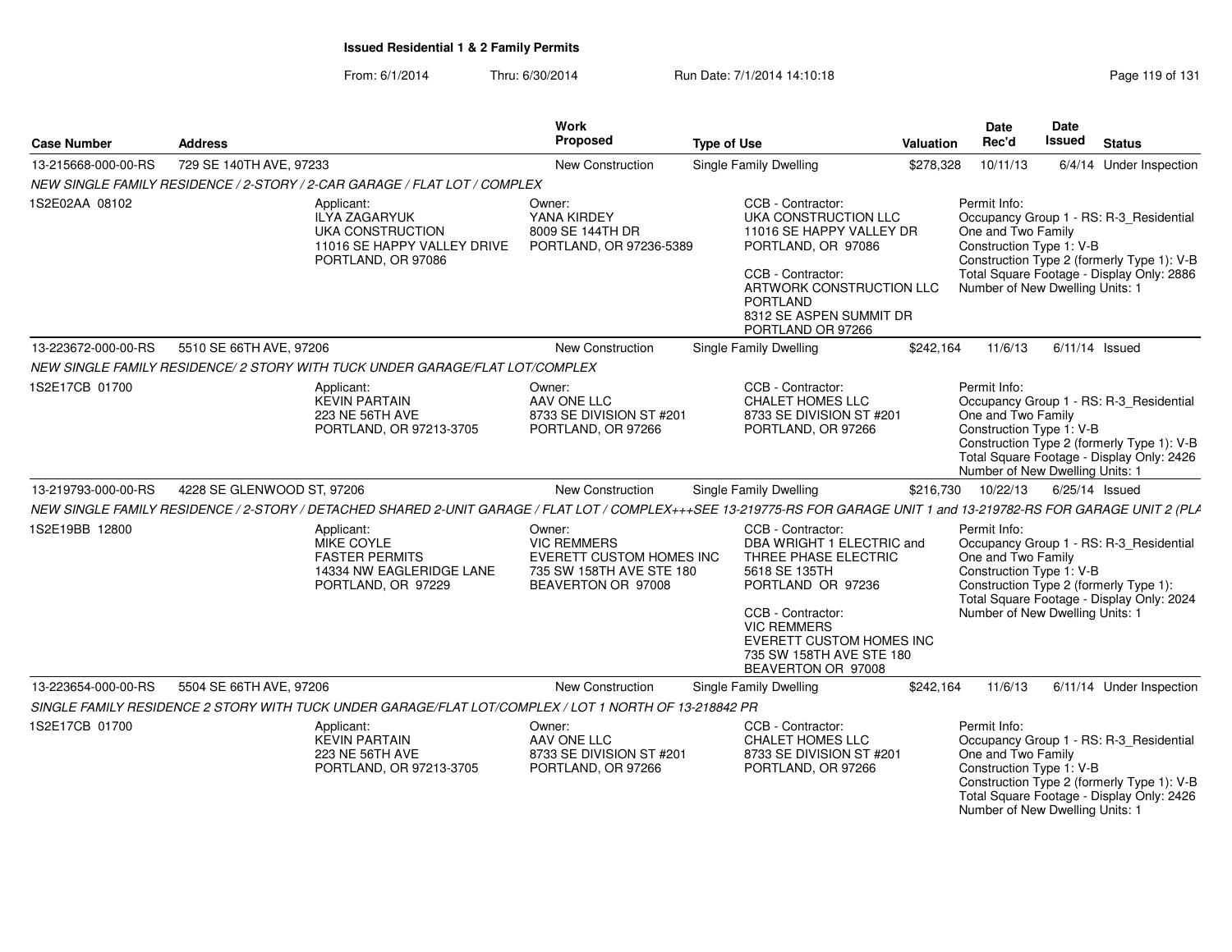**Issued Residential 1 & 2 Family Permits**

From: 6/1/2014 Thru: 6/30/2014 Run Date: 7/1/2014 14:10:18

| Case Number | Address | Work Proposed | Type of Use | Valuation | Date Rec'd | Date Issued | Status |
|---|---|---|---|---|---|---|---|
| 13-215668-000-00-RS | 729 SE 140TH AVE, 97233 | New Construction | Single Family Dwelling | $278,328 | 10/11/13 | 6/4/14 | Under Inspection |

NEW SINGLE FAMILY RESIDENCE / 2-STORY / 2-CAR GARAGE / FLAT LOT / COMPLEX

1S2E02AA 08102

Applicant: ILYA ZAGARYUK, UKA CONSTRUCTION, 11016 SE HAPPY VALLEY DRIVE, PORTLAND, OR 97086

Owner: YANA KIRDEY, 8009 SE 144TH DR, PORTLAND, OR 97236-5389

CCB - Contractor: UKA CONSTRUCTION LLC, 11016 SE HAPPY VALLEY DR, PORTLAND, OR 97086

CCB - Contractor: ARTWORK CONSTRUCTION LLC, PORTLAND, 8312 SE ASPEN SUMMIT DR, PORTLAND OR 97266

Permit Info: Occupancy Group 1 - RS: R-3_Residential One and Two Family; Construction Type 1: V-B; Construction Type 2 (formerly Type 1): V-B; Total Square Footage - Display Only: 2886; Number of New Dwelling Units: 1

| Case Number | Address | Work Proposed | Type of Use | Valuation | Date Rec'd | Date Issued | Status |
|---|---|---|---|---|---|---|---|
| 13-223672-000-00-RS | 5510 SE 66TH AVE, 97206 | New Construction | Single Family Dwelling | $242,164 | 11/6/13 | 6/11/14 | Issued |

NEW SINGLE FAMILY RESIDENCE/ 2 STORY WITH TUCK UNDER GARAGE/FLAT LOT/COMPLEX

1S2E17CB 01700

Applicant: KEVIN PARTAIN, 223 NE 56TH AVE, PORTLAND, OR 97213-3705

Owner: AAV ONE LLC, 8733 SE DIVISION ST #201, PORTLAND, OR 97266

CCB - Contractor: CHALET HOMES LLC, 8733 SE DIVISION ST #201, PORTLAND, OR 97266

Permit Info: Occupancy Group 1 - RS: R-3_Residential One and Two Family; Construction Type 1: V-B; Construction Type 2 (formerly Type 1): V-B; Total Square Footage - Display Only: 2426; Number of New Dwelling Units: 1

| Case Number | Address | Work Proposed | Type of Use | Valuation | Date Rec'd | Date Issued | Status |
|---|---|---|---|---|---|---|---|
| 13-219793-000-00-RS | 4228 SE GLENWOOD ST, 97206 | New Construction | Single Family Dwelling | $216,730 | 10/22/13 | 6/25/14 | Issued |

NEW SINGLE FAMILY RESIDENCE / 2-STORY / DETACHED SHARED 2-UNIT GARAGE / FLAT LOT / COMPLEX+++SEE 13-219775-RS FOR GARAGE UNIT 1 and 13-219782-RS FOR GARAGE UNIT 2 (PLA

1S2E19BB 12800

Applicant: MIKE COYLE, FASTER PERMITS, 14334 NW EAGLERIDGE LANE, PORTLAND, OR 97229

Owner: VIC REMMERS, EVERETT CUSTOM HOMES INC, 735 SW 158TH AVE STE 180, BEAVERTON OR 97008

CCB - Contractor: DBA WRIGHT 1 ELECTRIC and THREE PHASE ELECTRIC, 5618 SE 135TH, PORTLAND OR 97236

CCB - Contractor: VIC REMMERS, EVERETT CUSTOM HOMES INC, 735 SW 158TH AVE STE 180, BEAVERTON OR 97008

Permit Info: Occupancy Group 1 - RS: R-3_Residential One and Two Family; Construction Type 1: V-B; Construction Type 2 (formerly Type 1):; Total Square Footage - Display Only: 2024; Number of New Dwelling Units: 1

| Case Number | Address | Work Proposed | Type of Use | Valuation | Date Rec'd | Date Issued | Status |
|---|---|---|---|---|---|---|---|
| 13-223654-000-00-RS | 5504 SE 66TH AVE, 97206 | New Construction | Single Family Dwelling | $242,164 | 11/6/13 | 6/11/14 | Under Inspection |

SINGLE FAMILY RESIDENCE 2 STORY WITH TUCK UNDER GARAGE/FLAT LOT/COMPLEX / LOT 1 NORTH OF 13-218842 PR

1S2E17CB 01700

Applicant: KEVIN PARTAIN, 223 NE 56TH AVE, PORTLAND, OR 97213-3705

Owner: AAV ONE LLC, 8733 SE DIVISION ST #201, PORTLAND, OR 97266

CCB - Contractor: CHALET HOMES LLC, 8733 SE DIVISION ST #201, PORTLAND, OR 97266

Permit Info: Occupancy Group 1 - RS: R-3_Residential One and Two Family; Construction Type 1: V-B; Construction Type 2 (formerly Type 1): V-B; Total Square Footage - Display Only: 2426; Number of New Dwelling Units: 1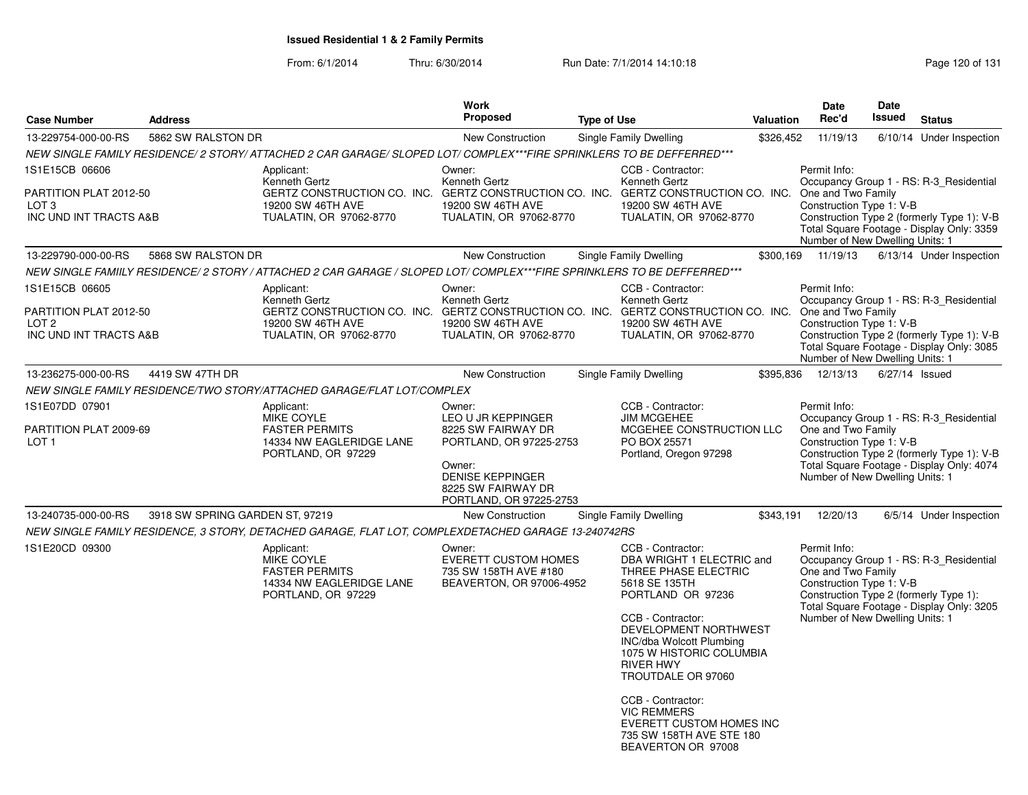**Issued Residential 1 & 2 Family Permits**

From: 6/1/2014 Thru: 6/30/2014 Run Date: 7/1/2014 14:10:18

| Case Number | Address | Work Proposed | Type of Use | Valuation | Date Rec'd | Date Issued | Status |
|---|---|---|---|---|---|---|---|
| 13-229754-000-00-RS | 5862 SW RALSTON DR | New Construction | Single Family Dwelling | $326,452 | 11/19/13 | 6/10/14 | Under Inspection |

NEW SINGLE FAMILY RESIDENCE/ 2 STORY/ ATTACHED 2 CAR GARAGE/ SLOPED LOT/ COMPLEX***FIRE SPRINKLERS TO BE DEFFERRED***

1S1E15CB 06606
PARTITION PLAT 2012-50
LOT 3
INC UND INT TRACTS A&B

Applicant:
Kenneth Gertz
GERTZ CONSTRUCTION CO. INC.
19200 SW 46TH AVE
TUALATIN, OR 97062-8770

Owner:
Kenneth Gertz
GERTZ CONSTRUCTION CO. INC.
19200 SW 46TH AVE
TUALATIN, OR 97062-8770

CCB - Contractor:
Kenneth Gertz
GERTZ CONSTRUCTION CO. INC.
19200 SW 46TH AVE
TUALATIN, OR 97062-8770

Permit Info:
Occupancy Group 1 - RS: R-3_Residential One and Two Family
Construction Type 1: V-B
Construction Type 2 (formerly Type 1): V-B
Total Square Footage - Display Only: 3359
Number of New Dwelling Units: 1

| Case Number | Address | Work Proposed | Type of Use | Valuation | Date Rec'd | Date Issued | Status |
|---|---|---|---|---|---|---|---|
| 13-229790-000-00-RS | 5868 SW RALSTON DR | New Construction | Single Family Dwelling | $300,169 | 11/19/13 | 6/13/14 | Under Inspection |

NEW SINGLE FAMIILY RESIDENCE/ 2 STORY / ATTACHED 2 CAR GARAGE / SLOPED LOT/ COMPLEX***FIRE SPRINKLERS TO BE DEFFERRED***

1S1E15CB 06605
PARTITION PLAT 2012-50
LOT 2
INC UND INT TRACTS A&B

Applicant:
Kenneth Gertz
GERTZ CONSTRUCTION CO. INC.
19200 SW 46TH AVE
TUALATIN, OR 97062-8770

Owner:
Kenneth Gertz
GERTZ CONSTRUCTION CO. INC.
19200 SW 46TH AVE
TUALATIN, OR 97062-8770

CCB - Contractor:
Kenneth Gertz
GERTZ CONSTRUCTION CO. INC.
19200 SW 46TH AVE
TUALATIN, OR 97062-8770

Permit Info:
Occupancy Group 1 - RS: R-3_Residential One and Two Family
Construction Type 1: V-B
Construction Type 2 (formerly Type 1): V-B
Total Square Footage - Display Only: 3085
Number of New Dwelling Units: 1

| Case Number | Address | Work Proposed | Type of Use | Valuation | Date Rec'd | Date Issued | Status |
|---|---|---|---|---|---|---|---|
| 13-236275-000-00-RS | 4419 SW 47TH DR | New Construction | Single Family Dwelling | $395,836 | 12/13/13 | 6/27/14 | Issued |

NEW SINGLE FAMILY RESIDENCE/TWO STORY/ATTACHED GARAGE/FLAT LOT/COMPLEX

1S1E07DD 07901
PARTITION PLAT 2009-69
LOT 1

Applicant:
MIKE COYLE
FASTER PERMITS
14334 NW EAGLERIDGE LANE
PORTLAND, OR 97229

Owner:
LEO U JR KEPPINGER
8225 SW FAIRWAY DR
PORTLAND, OR 97225-2753

Owner:
DENISE KEPPINGER
8225 SW FAIRWAY DR
PORTLAND, OR 97225-2753

CCB - Contractor:
JIM MCGEHEE
MCGEHEE CONSTRUCTION LLC
PO BOX 25571
Portland, Oregon 97298

Permit Info:
Occupancy Group 1 - RS: R-3_Residential One and Two Family
Construction Type 1: V-B
Construction Type 2 (formerly Type 1): V-B
Total Square Footage - Display Only: 4074
Number of New Dwelling Units: 1

| Case Number | Address | Work Proposed | Type of Use | Valuation | Date Rec'd | Date Issued | Status |
|---|---|---|---|---|---|---|---|
| 13-240735-000-00-RS | 3918 SW SPRING GARDEN ST, 97219 | New Construction | Single Family Dwelling | $343,191 | 12/20/13 | 6/5/14 | Under Inspection |

NEW SINGLE FAMILY RESIDENCE, 3 STORY, DETACHED GARAGE, FLAT LOT, COMPLEXDETACHED GARAGE 13-240742RS

1S1E20CD 09300

Applicant:
MIKE COYLE
FASTER PERMITS
14334 NW EAGLERIDGE LANE
PORTLAND, OR 97229

Owner:
EVERETT CUSTOM HOMES
735 SW 158TH AVE #180
BEAVERTON, OR 97006-4952

CCB - Contractor:
DBA WRIGHT 1 ELECTRIC and THREE PHASE ELECTRIC
5618 SE 135TH
PORTLAND OR 97236

CCB - Contractor:
DEVELOPMENT NORTHWEST INC/dba Wolcott Plumbing
1075 W HISTORIC COLUMBIA RIVER HWY
TROUTDALE OR 97060

CCB - Contractor:
VIC REMMERS
EVERETT CUSTOM HOMES INC
735 SW 158TH AVE STE 180
BEAVERTON OR 97008

Permit Info:
Occupancy Group 1 - RS: R-3_Residential One and Two Family
Construction Type 1: V-B
Construction Type 2 (formerly Type 1):
Total Square Footage - Display Only: 3205
Number of New Dwelling Units: 1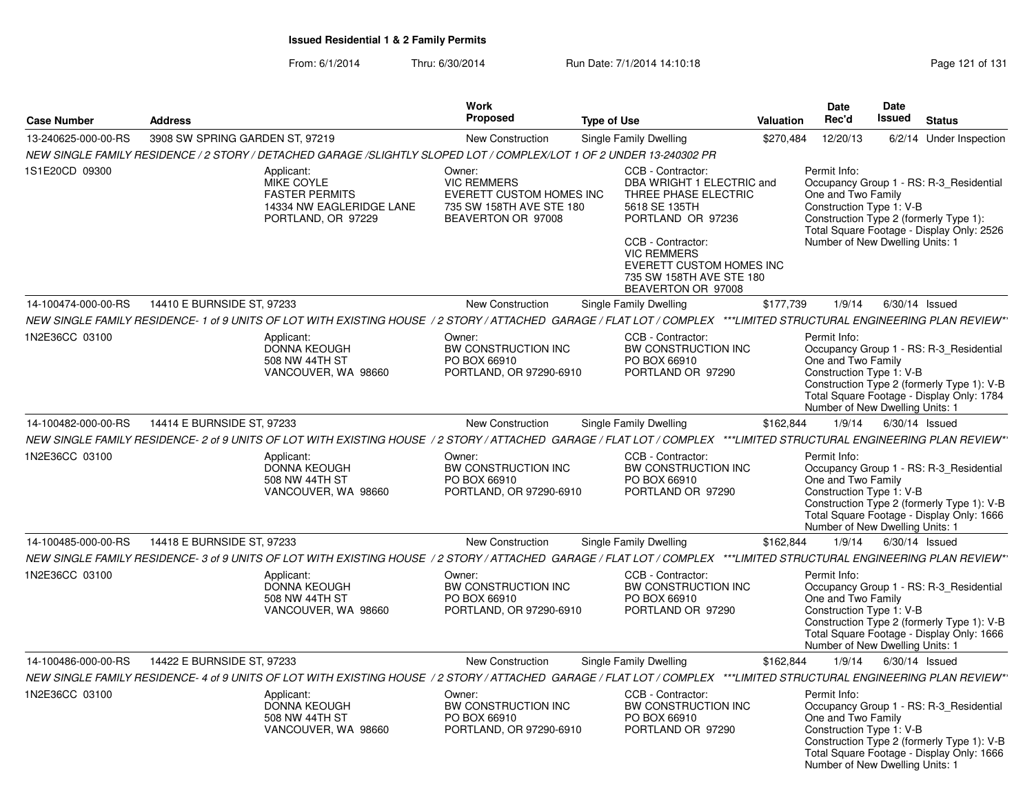**Issued Residential 1 & 2 Family Permits**

From: 6/1/2014 Thru: 6/30/2014 Run Date: 7/1/2014 14:10:18

| Case Number | Address | Work Proposed | Type of Use | Valuation | Date Rec'd | Date Issued | Status |
|---|---|---|---|---|---|---|---|
| 13-240625-000-00-RS | 3908 SW SPRING GARDEN ST, 97219 | New Construction | Single Family Dwelling | $270,484 | 12/20/13 | 6/2/14 | Under Inspection |

*NEW SINGLE FAMILY RESIDENCE / 2 STORY / DETACHED GARAGE /SLIGHTLY SLOPED LOT / COMPLEX/LOT 1 OF 2 UNDER 13-240302 PR*

1S1E20CD 09300

Applicant:
MIKE COYLE
FASTER PERMITS
14334 NW EAGLERIDGE LANE
PORTLAND, OR 97229

Owner:
VIC REMMERS
EVERETT CUSTOM HOMES INC
735 SW 158TH AVE STE 180
BEAVERTON OR 97008

CCB - Contractor:
DBA WRIGHT 1 ELECTRIC and THREE PHASE ELECTRIC
5618 SE 135TH
PORTLAND OR 97236

CCB - Contractor:
VIC REMMERS
EVERETT CUSTOM HOMES INC
735 SW 158TH AVE STE 180
BEAVERTON OR 97008

Permit Info:
Occupancy Group 1 - RS: R-3_Residential One and Two Family
Construction Type 1: V-B
Construction Type 2 (formerly Type 1):
Total Square Footage - Display Only: 2526
Number of New Dwelling Units: 1

---

| Case Number | Address | Work Proposed | Type of Use | Valuation | Date Rec'd | Date Issued | Status |
|---|---|---|---|---|---|---|---|
| 14-100474-000-00-RS | 14410 E BURNSIDE ST, 97233 | New Construction | Single Family Dwelling | $177,739 | 1/9/14 | 6/30/14 | Issued |

*NEW SINGLE FAMILY RESIDENCE- 1 of 9 UNITS OF LOT WITH EXISTING HOUSE / 2 STORY / ATTACHED GARAGE / FLAT LOT / COMPLEX ***LIMITED STRUCTURAL ENGINEERING PLAN REVIEW**

1N2E36CC 03100

Applicant:
DONNA KEOUGH
508 NW 44TH ST
VANCOUVER, WA 98660

Owner:
BW CONSTRUCTION INC
PO BOX 66910
PORTLAND, OR 97290-6910

CCB - Contractor:
BW CONSTRUCTION INC
PO BOX 66910
PORTLAND OR 97290

Permit Info:
Occupancy Group 1 - RS: R-3_Residential One and Two Family
Construction Type 1: V-B
Construction Type 2 (formerly Type 1): V-B
Total Square Footage - Display Only: 1784
Number of New Dwelling Units: 1

---

| Case Number | Address | Work Proposed | Type of Use | Valuation | Date Rec'd | Date Issued | Status |
|---|---|---|---|---|---|---|---|
| 14-100482-000-00-RS | 14414 E BURNSIDE ST, 97233 | New Construction | Single Family Dwelling | $162,844 | 1/9/14 | 6/30/14 | Issued |

*NEW SINGLE FAMILY RESIDENCE- 2 of 9 UNITS OF LOT WITH EXISTING HOUSE / 2 STORY / ATTACHED GARAGE / FLAT LOT / COMPLEX ***LIMITED STRUCTURAL ENGINEERING PLAN REVIEW**

1N2E36CC 03100

Applicant:
DONNA KEOUGH
508 NW 44TH ST
VANCOUVER, WA 98660

Owner:
BW CONSTRUCTION INC
PO BOX 66910
PORTLAND, OR 97290-6910

CCB - Contractor:
BW CONSTRUCTION INC
PO BOX 66910
PORTLAND OR 97290

Permit Info:
Occupancy Group 1 - RS: R-3_Residential One and Two Family
Construction Type 1: V-B
Construction Type 2 (formerly Type 1): V-B
Total Square Footage - Display Only: 1666
Number of New Dwelling Units: 1

---

| Case Number | Address | Work Proposed | Type of Use | Valuation | Date Rec'd | Date Issued | Status |
|---|---|---|---|---|---|---|---|
| 14-100485-000-00-RS | 14418 E BURNSIDE ST, 97233 | New Construction | Single Family Dwelling | $162,844 | 1/9/14 | 6/30/14 | Issued |

*NEW SINGLE FAMILY RESIDENCE- 3 of 9 UNITS OF LOT WITH EXISTING HOUSE / 2 STORY / ATTACHED GARAGE / FLAT LOT / COMPLEX ***LIMITED STRUCTURAL ENGINEERING PLAN REVIEW**

1N2E36CC 03100

Applicant:
DONNA KEOUGH
508 NW 44TH ST
VANCOUVER, WA 98660

Owner:
BW CONSTRUCTION INC
PO BOX 66910
PORTLAND, OR 97290-6910

CCB - Contractor:
BW CONSTRUCTION INC
PO BOX 66910
PORTLAND OR 97290

Permit Info:
Occupancy Group 1 - RS: R-3_Residential One and Two Family
Construction Type 1: V-B
Construction Type 2 (formerly Type 1): V-B
Total Square Footage - Display Only: 1666
Number of New Dwelling Units: 1

---

| Case Number | Address | Work Proposed | Type of Use | Valuation | Date Rec'd | Date Issued | Status |
|---|---|---|---|---|---|---|---|
| 14-100486-000-00-RS | 14422 E BURNSIDE ST, 97233 | New Construction | Single Family Dwelling | $162,844 | 1/9/14 | 6/30/14 | Issued |

*NEW SINGLE FAMILY RESIDENCE- 4 of 9 UNITS OF LOT WITH EXISTING HOUSE / 2 STORY / ATTACHED GARAGE / FLAT LOT / COMPLEX ***LIMITED STRUCTURAL ENGINEERING PLAN REVIEW**

1N2E36CC 03100

Applicant:
DONNA KEOUGH
508 NW 44TH ST
VANCOUVER, WA 98660

Owner:
BW CONSTRUCTION INC
PO BOX 66910
PORTLAND, OR 97290-6910

CCB - Contractor:
BW CONSTRUCTION INC
PO BOX 66910
PORTLAND OR 97290

Permit Info:
Occupancy Group 1 - RS: R-3_Residential One and Two Family
Construction Type 1: V-B
Construction Type 2 (formerly Type 1): V-B
Total Square Footage - Display Only: 1666
Number of New Dwelling Units: 1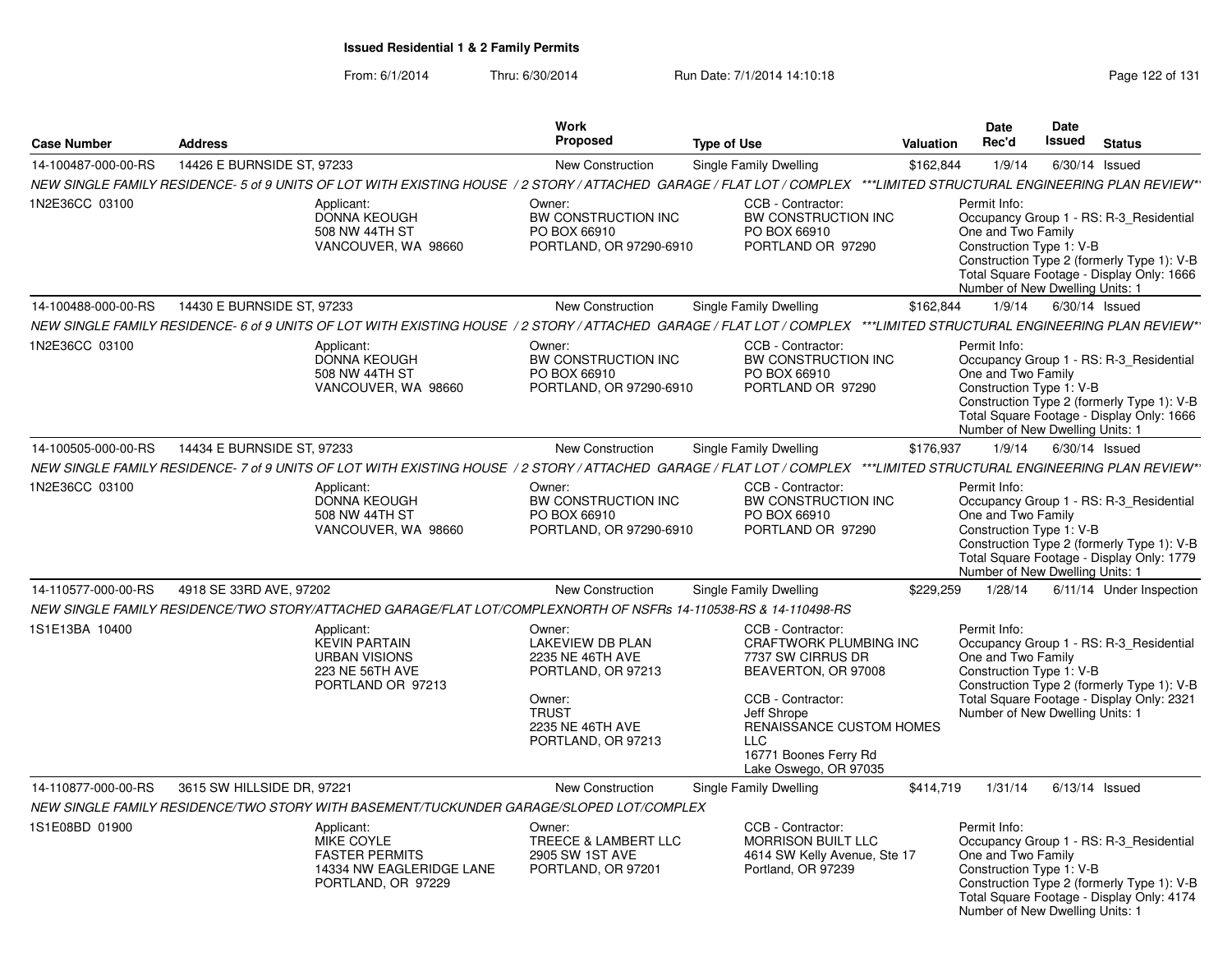**Issued Residential 1 & 2 Family Permits**

From: 6/1/2014 Thru: 6/30/2014 Run Date: 7/1/2014 14:10:18

| Case Number | Address | Work Proposed | Type of Use | Valuation | Date Rec'd | Date Issued | Status |
|---|---|---|---|---|---|---|---|
| 14-100487-000-00-RS | 14426 E BURNSIDE ST, 97233 | New Construction | Single Family Dwelling | $162,844 | 1/9/14 | 6/30/14 | Issued |

NEW SINGLE FAMILY RESIDENCE- 5 of 9 UNITS OF LOT WITH EXISTING HOUSE / 2 STORY / ATTACHED GARAGE / FLAT LOT / COMPLEX ***LIMITED STRUCTURAL ENGINEERING PLAN REVIEW**

1N2E36CC 03100

Applicant: DONNA KEOUGH, 508 NW 44TH ST, VANCOUVER, WA 98660

Owner: BW CONSTRUCTION INC, PO BOX 66910, PORTLAND, OR 97290-6910

CCB - Contractor: BW CONSTRUCTION INC, PO BOX 66910, PORTLAND OR 97290

Permit Info: Occupancy Group 1 - RS: R-3_Residential One and Two Family; Construction Type 1: V-B; Construction Type 2 (formerly Type 1): V-B; Total Square Footage - Display Only: 1666; Number of New Dwelling Units: 1

| Case Number | Address | Work Proposed | Type of Use | Valuation | Date Rec'd | Date Issued | Status |
|---|---|---|---|---|---|---|---|
| 14-100488-000-00-RS | 14430 E BURNSIDE ST, 97233 | New Construction | Single Family Dwelling | $162,844 | 1/9/14 | 6/30/14 | Issued |

NEW SINGLE FAMILY RESIDENCE- 6 of 9 UNITS OF LOT WITH EXISTING HOUSE / 2 STORY / ATTACHED GARAGE / FLAT LOT / COMPLEX ***LIMITED STRUCTURAL ENGINEERING PLAN REVIEW**

1N2E36CC 03100

Applicant: DONNA KEOUGH, 508 NW 44TH ST, VANCOUVER, WA 98660

Owner: BW CONSTRUCTION INC, PO BOX 66910, PORTLAND, OR 97290-6910

CCB - Contractor: BW CONSTRUCTION INC, PO BOX 66910, PORTLAND OR 97290

Permit Info: Occupancy Group 1 - RS: R-3_Residential One and Two Family; Construction Type 1: V-B; Construction Type 2 (formerly Type 1): V-B; Total Square Footage - Display Only: 1666; Number of New Dwelling Units: 1

| Case Number | Address | Work Proposed | Type of Use | Valuation | Date Rec'd | Date Issued | Status |
|---|---|---|---|---|---|---|---|
| 14-100505-000-00-RS | 14434 E BURNSIDE ST, 97233 | New Construction | Single Family Dwelling | $176,937 | 1/9/14 | 6/30/14 | Issued |

NEW SINGLE FAMILY RESIDENCE- 7 of 9 UNITS OF LOT WITH EXISTING HOUSE / 2 STORY / ATTACHED GARAGE / FLAT LOT / COMPLEX ***LIMITED STRUCTURAL ENGINEERING PLAN REVIEW**

1N2E36CC 03100

Applicant: DONNA KEOUGH, 508 NW 44TH ST, VANCOUVER, WA 98660

Owner: BW CONSTRUCTION INC, PO BOX 66910, PORTLAND, OR 97290-6910

CCB - Contractor: BW CONSTRUCTION INC, PO BOX 66910, PORTLAND OR 97290

Permit Info: Occupancy Group 1 - RS: R-3_Residential One and Two Family; Construction Type 1: V-B; Construction Type 2 (formerly Type 1): V-B; Total Square Footage - Display Only: 1779; Number of New Dwelling Units: 1

| Case Number | Address | Work Proposed | Type of Use | Valuation | Date Rec'd | Date Issued | Status |
|---|---|---|---|---|---|---|---|
| 14-110577-000-00-RS | 4918 SE 33RD AVE, 97202 | New Construction | Single Family Dwelling | $229,259 | 1/28/14 | 6/11/14 | Under Inspection |

NEW SINGLE FAMILY RESIDENCE/TWO STORY/ATTACHED GARAGE/FLAT LOT/COMPLEXNORTH OF NSFRs 14-110538-RS & 14-110498-RS

1S1E13BA 10400

Applicant: KEVIN PARTAIN, URBAN VISIONS, 223 NE 56TH AVE, PORTLAND OR 97213

Owner: LAKEVIEW DB PLAN, 2235 NE 46TH AVE, PORTLAND, OR 97213

Owner: TRUST, 2235 NE 46TH AVE, PORTLAND, OR 97213

CCB - Contractor: CRAFTWORK PLUMBING INC, 7737 SW CIRRUS DR, BEAVERTON, OR 97008

CCB - Contractor: Jeff Shrope, RENAISSANCE CUSTOM HOMES LLC, 16771 Boones Ferry Rd, Lake Oswego, OR 97035

Permit Info: Occupancy Group 1 - RS: R-3_Residential One and Two Family; Construction Type 1: V-B; Construction Type 2 (formerly Type 1): V-B; Total Square Footage - Display Only: 2321; Number of New Dwelling Units: 1

| Case Number | Address | Work Proposed | Type of Use | Valuation | Date Rec'd | Date Issued | Status |
|---|---|---|---|---|---|---|---|
| 14-110877-000-00-RS | 3615 SW HILLSIDE DR, 97221 | New Construction | Single Family Dwelling | $414,719 | 1/31/14 | 6/13/14 | Issued |

NEW SINGLE FAMILY RESIDENCE/TWO STORY WITH BASEMENT/TUCKUNDER GARAGE/SLOPED LOT/COMPLEX

1S1E08BD 01900

Applicant: MIKE COYLE, FASTER PERMITS, 14334 NW EAGLERIDGE LANE, PORTLAND, OR 97229

Owner: TREECE & LAMBERT LLC, 2905 SW 1ST AVE, PORTLAND, OR 97201

CCB - Contractor: MORRISON BUILT LLC, 4614 SW Kelly Avenue, Ste 17, Portland, OR 97239

Permit Info: Occupancy Group 1 - RS: R-3_Residential One and Two Family; Construction Type 1: V-B; Construction Type 2 (formerly Type 1): V-B; Total Square Footage - Display Only: 4174; Number of New Dwelling Units: 1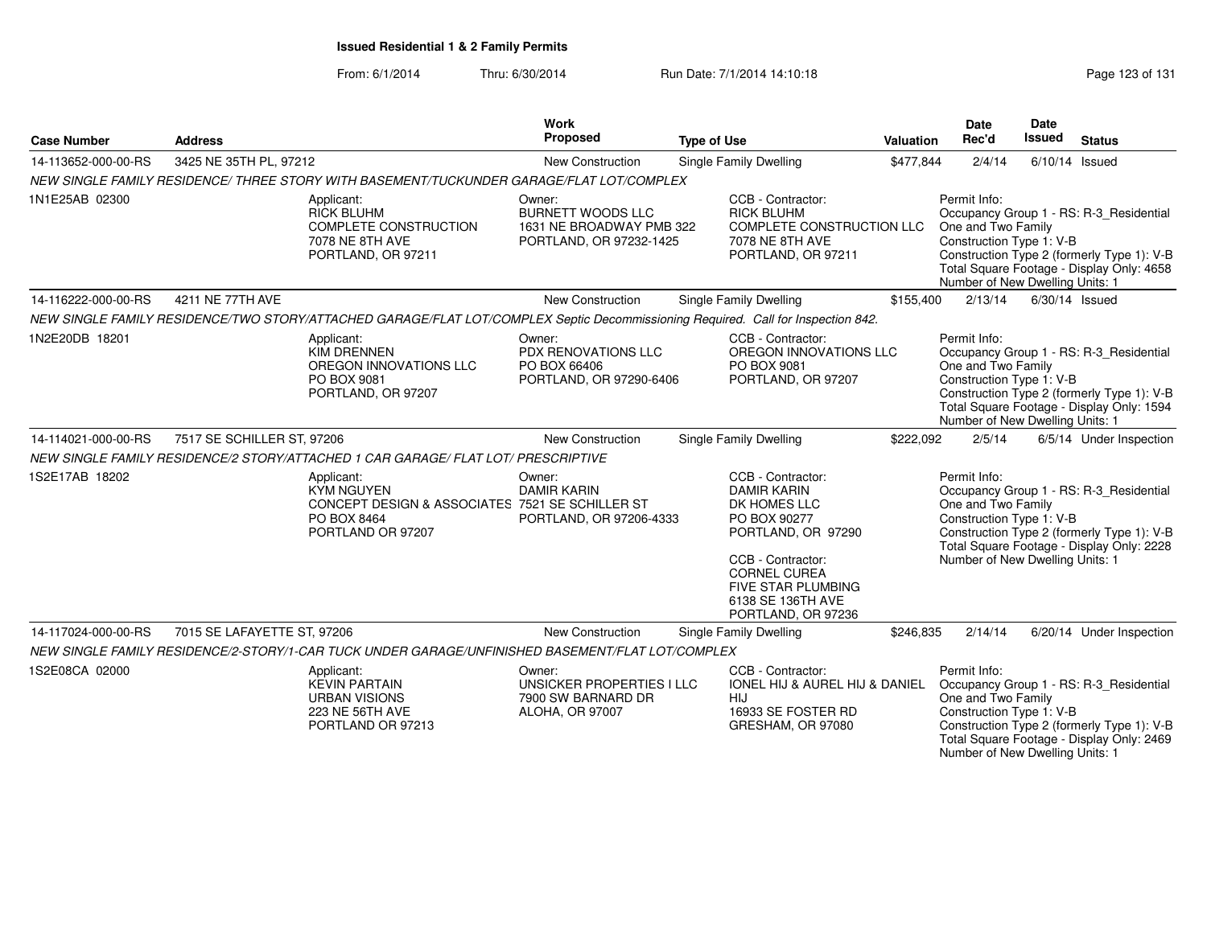**Issued Residential 1 & 2 Family Permits**

From: 6/1/2014 Thru: 6/30/2014 Run Date: 7/1/2014 14:10:18

| Case Number | Address | Work Proposed | Type of Use | Valuation | Date Rec'd | Date Issued | Status |
|---|---|---|---|---|---|---|---|
| 14-113652-000-00-RS | 3425 NE 35TH PL, 97212 | New Construction | Single Family Dwelling | $477,844 | 2/4/14 | 6/10/14 | Issued |

NEW SINGLE FAMILY RESIDENCE/ THREE STORY WITH BASEMENT/TUCKUNDER GARAGE/FLAT LOT/COMPLEX

1N1E25AB 02300

Applicant: RICK BLUHM, COMPLETE CONSTRUCTION, 7078 NE 8TH AVE, PORTLAND, OR 97211

Owner: BURNETT WOODS LLC, 1631 NE BROADWAY PMB 322, PORTLAND, OR 97232-1425

CCB - Contractor: RICK BLUHM, COMPLETE CONSTRUCTION LLC, 7078 NE 8TH AVE, PORTLAND, OR 97211

Permit Info: Occupancy Group 1 - RS: R-3_Residential One and Two Family; Construction Type 1: V-B; Construction Type 2 (formerly Type 1): V-B; Total Square Footage - Display Only: 4658; Number of New Dwelling Units: 1

| Case Number | Address | Work Proposed | Type of Use | Valuation | Date Rec'd | Date Issued | Status |
|---|---|---|---|---|---|---|---|
| 14-116222-000-00-RS | 4211 NE 77TH AVE | New Construction | Single Family Dwelling | $155,400 | 2/13/14 | 6/30/14 | Issued |

NEW SINGLE FAMILY RESIDENCE/TWO STORY/ATTACHED GARAGE/FLAT LOT/COMPLEX Septic Decommissioning Required. Call for Inspection 842.

1N2E20DB 18201

Applicant: KIM DRENNEN, OREGON INNOVATIONS LLC, PO BOX 9081, PORTLAND, OR 97207

Owner: PDX RENOVATIONS LLC, PO BOX 66406, PORTLAND, OR 97290-6406

CCB - Contractor: OREGON INNOVATIONS LLC, PO BOX 9081, PORTLAND, OR 97207

Permit Info: Occupancy Group 1 - RS: R-3_Residential One and Two Family; Construction Type 1: V-B; Construction Type 2 (formerly Type 1): V-B; Total Square Footage - Display Only: 1594; Number of New Dwelling Units: 1

| Case Number | Address | Work Proposed | Type of Use | Valuation | Date Rec'd | Date Issued | Status |
|---|---|---|---|---|---|---|---|
| 14-114021-000-00-RS | 7517 SE SCHILLER ST, 97206 | New Construction | Single Family Dwelling | $222,092 | 2/5/14 | 6/5/14 | Under Inspection |

NEW SINGLE FAMILY RESIDENCE/2 STORY/ATTACHED 1 CAR GARAGE/ FLAT LOT/ PRESCRIPTIVE

1S2E17AB 18202

Applicant: KYM NGUYEN, CONCEPT DESIGN & ASSOCIATES, PO BOX 8464, PORTLAND OR 97207

Owner: DAMIR KARIN, 7521 SE SCHILLER ST, PORTLAND, OR 97206-4333

CCB - Contractor: DAMIR KARIN, DK HOMES LLC, PO BOX 90277, PORTLAND, OR 97290

CCB - Contractor: CORNEL CUREA, FIVE STAR PLUMBING, 6138 SE 136TH AVE, PORTLAND, OR 97236

Permit Info: Occupancy Group 1 - RS: R-3_Residential One and Two Family; Construction Type 1: V-B; Construction Type 2 (formerly Type 1): V-B; Total Square Footage - Display Only: 2228; Number of New Dwelling Units: 1

| Case Number | Address | Work Proposed | Type of Use | Valuation | Date Rec'd | Date Issued | Status |
|---|---|---|---|---|---|---|---|
| 14-117024-000-00-RS | 7015 SE LAFAYETTE ST, 97206 | New Construction | Single Family Dwelling | $246,835 | 2/14/14 | 6/20/14 | Under Inspection |

NEW SINGLE FAMILY RESIDENCE/2-STORY/1-CAR TUCK UNDER GARAGE/UNFINISHED BASEMENT/FLAT LOT/COMPLEX

1S2E08CA 02000

Applicant: KEVIN PARTAIN, URBAN VISIONS, 223 NE 56TH AVE, PORTLAND OR 97213

Owner: UNSICKER PROPERTIES I LLC, 7900 SW BARNARD DR, ALOHA, OR 97007

CCB - Contractor: IONEL HIJ & AUREL HIJ & DANIEL HIJ, 16933 SE FOSTER RD, GRESHAM, OR 97080

Permit Info: Occupancy Group 1 - RS: R-3_Residential One and Two Family; Construction Type 1: V-B; Construction Type 2 (formerly Type 1): V-B; Total Square Footage - Display Only: 2469; Number of New Dwelling Units: 1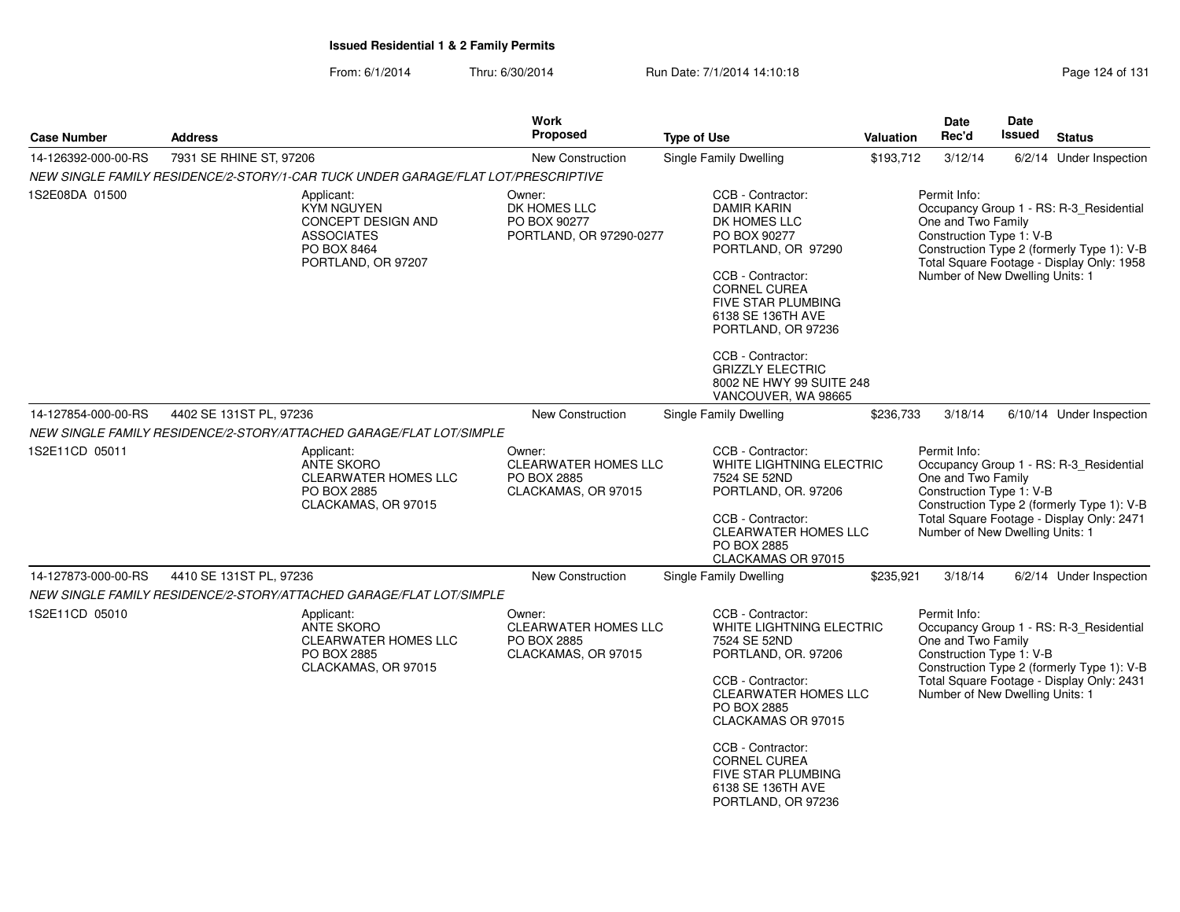**Issued Residential 1 & 2 Family Permits**

From: 6/1/2014 Thru: 6/30/2014 Run Date: 7/1/2014 14:10:18

| Case Number | Address | Work Proposed | Type of Use | Valuation | Date Rec'd | Date Issued | Status |
|---|---|---|---|---|---|---|---|
| 14-126392-000-00-RS | 7931 SE RHINE ST, 97206 | New Construction | Single Family Dwelling | $193,712 | 3/12/14 | 6/2/14 | Under Inspection |
| NEW SINGLE FAMILY RESIDENCE/2-STORY/1-CAR TUCK UNDER GARAGE/FLAT LOT/PRESCRIPTIVE | | | | | | | |
| 1S2E08DA 01500 | Applicant: KYM NGUYEN CONCEPT DESIGN AND ASSOCIATES PO BOX 8464 PORTLAND, OR 97207 | Owner: DK HOMES LLC PO BOX 90277 PORTLAND, OR 97290-0277 | CCB - Contractor: DAMIR KARIN DK HOMES LLC PO BOX 90277 PORTLAND, OR 97290<br>CCB - Contractor: CORNEL CUREA FIVE STAR PLUMBING 6138 SE 136TH AVE PORTLAND, OR 97236<br>CCB - Contractor: GRIZZLY ELECTRIC 8002 NE HWY 99 SUITE 248 VANCOUVER, WA 98665 | Permit Info: Occupancy Group 1 - RS: R-3_Residential One and Two Family Construction Type 1: V-B Construction Type 2 (formerly Type 1): V-B Total Square Footage - Display Only: 1958 Number of New Dwelling Units: 1 | | | |
| 14-127854-000-00-RS | 4402 SE 131ST PL, 97236 | New Construction | Single Family Dwelling | $236,733 | 3/18/14 | 6/10/14 | Under Inspection |
| NEW SINGLE FAMILY RESIDENCE/2-STORY/ATTACHED GARAGE/FLAT LOT/SIMPLE | | | | | | | |
| 1S2E11CD 05011 | Applicant: ANTE SKORO CLEARWATER HOMES LLC PO BOX 2885 CLACKAMAS, OR 97015 | Owner: CLEARWATER HOMES LLC PO BOX 2885 CLACKAMAS, OR 97015 | CCB - Contractor: WHITE LIGHTNING ELECTRIC 7524 SE 52ND PORTLAND, OR. 97206<br>CCB - Contractor: CLEARWATER HOMES LLC PO BOX 2885 CLACKAMAS OR 97015 | Permit Info: Occupancy Group 1 - RS: R-3_Residential One and Two Family Construction Type 1: V-B Construction Type 2 (formerly Type 1): V-B Total Square Footage - Display Only: 2471 Number of New Dwelling Units: 1 | | | |
| 14-127873-000-00-RS | 4410 SE 131ST PL, 97236 | New Construction | Single Family Dwelling | $235,921 | 3/18/14 | 6/2/14 | Under Inspection |
| NEW SINGLE FAMILY RESIDENCE/2-STORY/ATTACHED GARAGE/FLAT LOT/SIMPLE | | | | | | | |
| 1S2E11CD 05010 | Applicant: ANTE SKORO CLEARWATER HOMES LLC PO BOX 2885 CLACKAMAS, OR 97015 | Owner: CLEARWATER HOMES LLC PO BOX 2885 CLACKAMAS, OR 97015 | CCB - Contractor: WHITE LIGHTNING ELECTRIC 7524 SE 52ND PORTLAND, OR. 97206<br>CCB - Contractor: CLEARWATER HOMES LLC PO BOX 2885 CLACKAMAS OR 97015<br>CCB - Contractor: CORNEL CUREA FIVE STAR PLUMBING 6138 SE 136TH AVE PORTLAND, OR 97236 | Permit Info: Occupancy Group 1 - RS: R-3_Residential One and Two Family Construction Type 1: V-B Construction Type 2 (formerly Type 1): V-B Total Square Footage - Display Only: 2431 Number of New Dwelling Units: 1 | | | |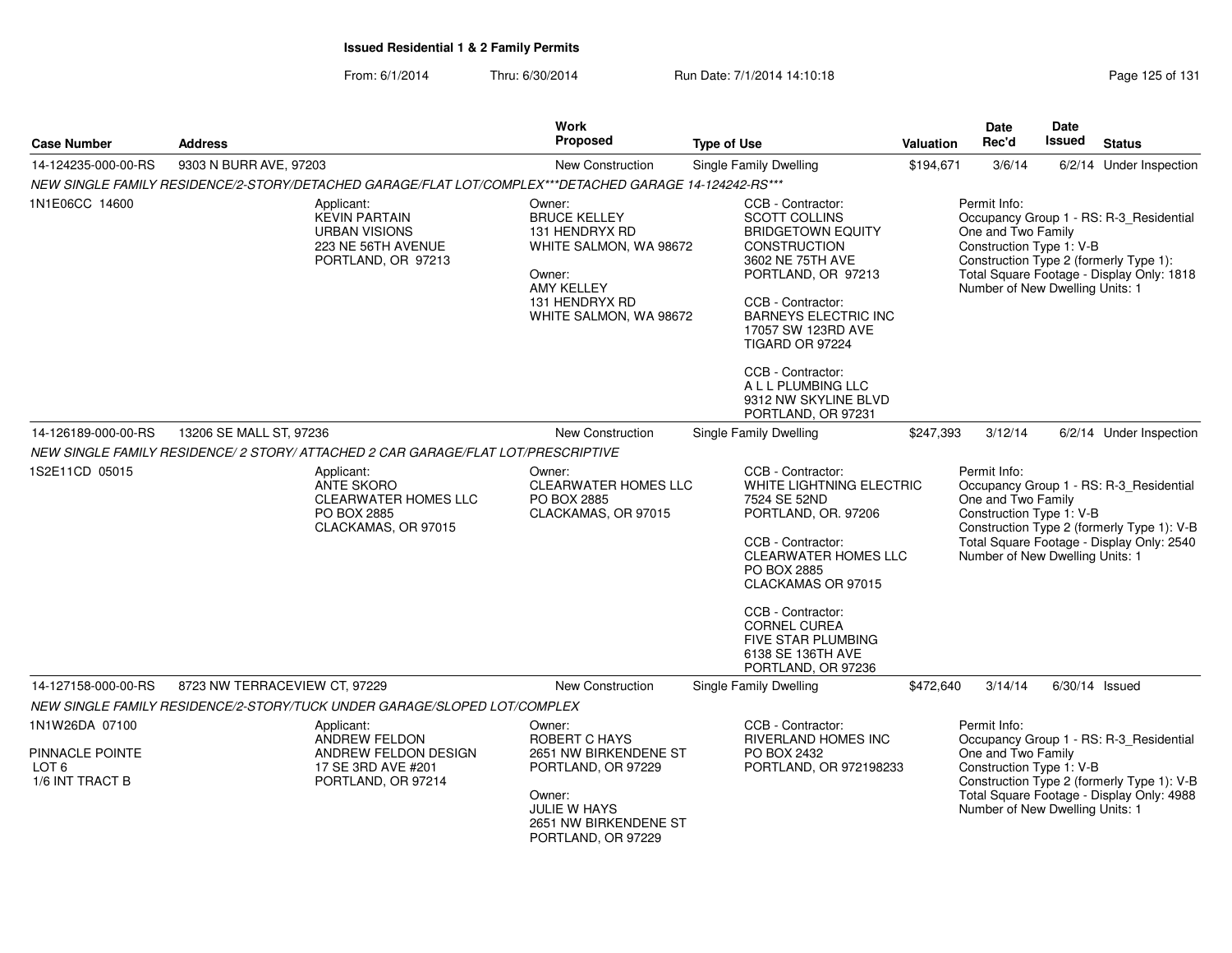## Issued Residential 1 & 2 Family Permits

From: 6/1/2014 Thru: 6/30/2014 Run Date: 7/1/2014 14:10:18

| Case Number | Address | Work Proposed | Type of Use | Valuation | Date Rec'd | Date Issued | Status |
|---|---|---|---|---|---|---|---|
| 14-124235-000-00-RS | 9303 N BURR AVE, 97203 | New Construction | Single Family Dwelling | $194,671 | 3/6/14 | 6/2/14 | Under Inspection |

NEW SINGLE FAMILY RESIDENCE/2-STORY/DETACHED GARAGE/FLAT LOT/COMPLEX***DETACHED GARAGE 14-124242-RS***

1N1E06CC 14600

Applicant:
KEVIN PARTAIN
URBAN VISIONS
223 NE 56TH AVENUE
PORTLAND, OR 97213

Owner:
BRUCE KELLEY
131 HENDRYX RD
WHITE SALMON, WA 98672

Owner:
AMY KELLEY
131 HENDRYX RD
WHITE SALMON, WA 98672

CCB - Contractor:
SCOTT COLLINS
BRIDGETOWN EQUITY CONSTRUCTION
3602 NE 75TH AVE
PORTLAND, OR 97213

CCB - Contractor:
BARNEYS ELECTRIC INC
17057 SW 123RD AVE
TIGARD OR 97224

CCB - Contractor:
A L L PLUMBING LLC
9312 NW SKYLINE BLVD
PORTLAND, OR 97231

Permit Info:
Occupancy Group 1 - RS: R-3_Residential One and Two Family
Construction Type 1: V-B
Construction Type 2 (formerly Type 1):
Total Square Footage - Display Only: 1818
Number of New Dwelling Units: 1

| Case Number | Address | Work Proposed | Type of Use | Valuation | Date Rec'd | Date Issued | Status |
|---|---|---|---|---|---|---|---|
| 14-126189-000-00-RS | 13206 SE MALL ST, 97236 | New Construction | Single Family Dwelling | $247,393 | 3/12/14 | 6/2/14 | Under Inspection |

NEW SINGLE FAMILY RESIDENCE/ 2 STORY/ ATTACHED 2 CAR GARAGE/FLAT LOT/PRESCRIPTIVE

1S2E11CD 05015

Applicant:
ANTE SKORO
CLEARWATER HOMES LLC
PO BOX 2885
CLACKAMAS, OR 97015

Owner:
CLEARWATER HOMES LLC
PO BOX 2885
CLACKAMAS, OR 97015

CCB - Contractor:
WHITE LIGHTNING ELECTRIC
7524 SE 52ND
PORTLAND, OR. 97206

CCB - Contractor:
CLEARWATER HOMES LLC
PO BOX 2885
CLACKAMAS OR 97015

CCB - Contractor:
CORNEL CUREA
FIVE STAR PLUMBING
6138 SE 136TH AVE
PORTLAND, OR 97236

Permit Info:
Occupancy Group 1 - RS: R-3_Residential One and Two Family
Construction Type 1: V-B
Construction Type 2 (formerly Type 1): V-B
Total Square Footage - Display Only: 2540
Number of New Dwelling Units: 1

| Case Number | Address | Work Proposed | Type of Use | Valuation | Date Rec'd | Date Issued | Status |
|---|---|---|---|---|---|---|---|
| 14-127158-000-00-RS | 8723 NW TERRACEVIEW CT, 97229 | New Construction | Single Family Dwelling | $472,640 | 3/14/14 | 6/30/14 | Issued |

NEW SINGLE FAMILY RESIDENCE/2-STORY/TUCK UNDER GARAGE/SLOPED LOT/COMPLEX

1N1W26DA 07100

PINNACLE POINTE
LOT 6
1/6 INT TRACT B

Applicant:
ANDREW FELDON
ANDREW FELDON DESIGN
17 SE 3RD AVE #201
PORTLAND, OR 97214

Owner:
ROBERT C HAYS
2651 NW BIRKENDENE ST
PORTLAND, OR 97229

Owner:
JULIE W HAYS
2651 NW BIRKENDENE ST
PORTLAND, OR 97229

CCB - Contractor:
RIVERLAND HOMES INC
PO BOX 2432
PORTLAND, OR 972198233

Permit Info:
Occupancy Group 1 - RS: R-3_Residential One and Two Family
Construction Type 1: V-B
Construction Type 2 (formerly Type 1): V-B
Total Square Footage - Display Only: 4988
Number of New Dwelling Units: 1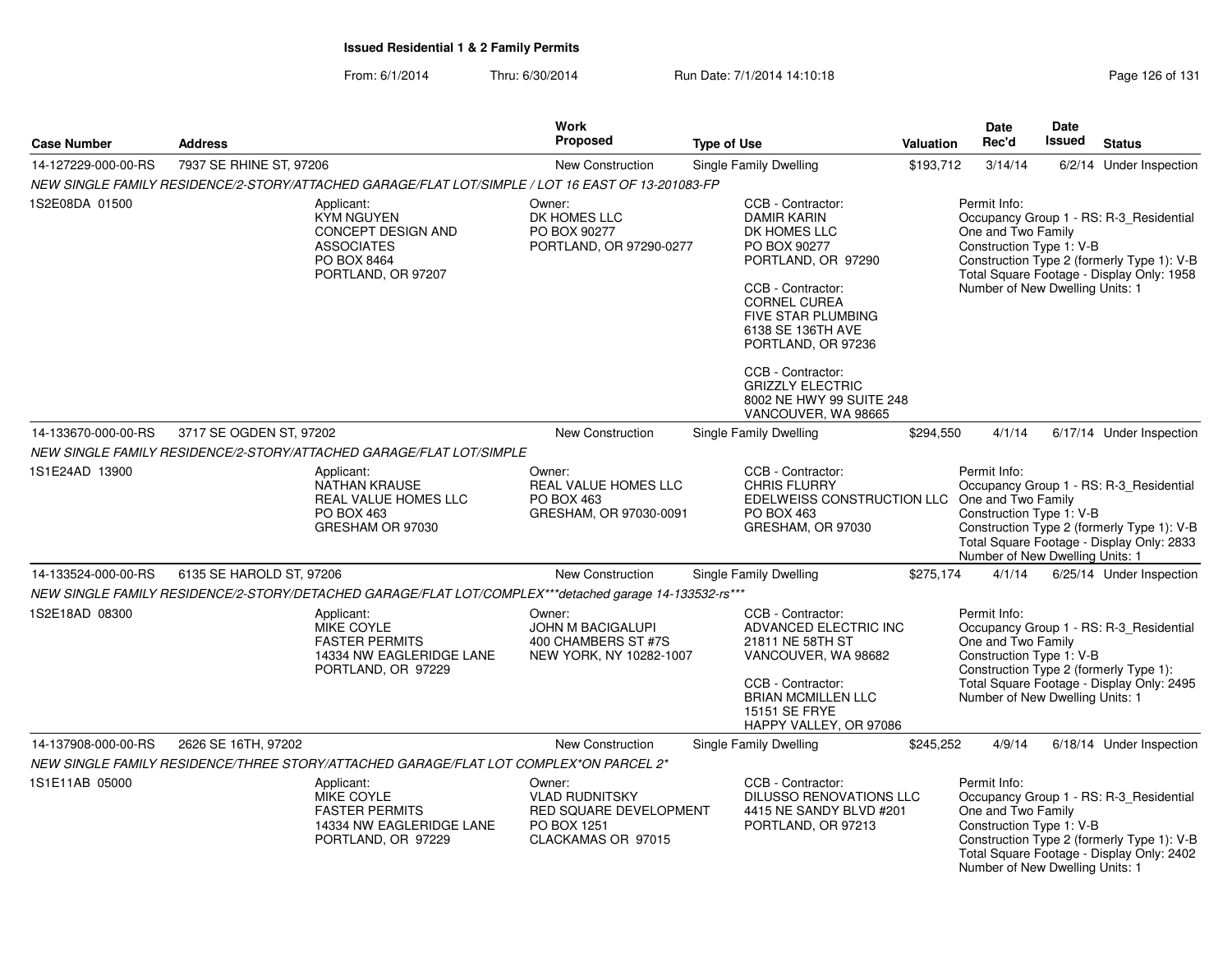**Issued Residential 1 & 2 Family Permits**

From: 6/1/2014 Thru: 6/30/2014 Run Date: 7/1/2014 14:10:18

| Case Number | Address | Work Proposed | Type of Use | Valuation | Date Rec'd | Date Issued | Status |
|---|---|---|---|---|---|---|---|
| 14-127229-000-00-RS | 7937 SE RHINE ST, 97206 | New Construction | Single Family Dwelling | $193,712 | 3/14/14 | 6/2/14 | Under Inspection |

NEW SINGLE FAMILY RESIDENCE/2-STORY/ATTACHED GARAGE/FLAT LOT/SIMPLE / LOT 16 EAST OF 13-201083-FP

1S2E08DA 01500

Applicant:
KYM NGUYEN
CONCEPT DESIGN AND ASSOCIATES
PO BOX 8464
PORTLAND, OR 97207

Owner:
DK HOMES LLC
PO BOX 90277
PORTLAND, OR 97290-0277

CCB - Contractor:
DAMIR KARIN
DK HOMES LLC
PO BOX 90277
PORTLAND, OR 97290

CCB - Contractor:
CORNEL CUREA
FIVE STAR PLUMBING
6138 SE 136TH AVE
PORTLAND, OR 97236

CCB - Contractor:
GRIZZLY ELECTRIC
8002 NE HWY 99 SUITE 248
VANCOUVER, WA 98665

Permit Info:
Occupancy Group 1 - RS: R-3_Residential One and Two Family
Construction Type 1: V-B
Construction Type 2 (formerly Type 1): V-B
Total Square Footage - Display Only: 1958
Number of New Dwelling Units: 1

| Case Number | Address | Work Proposed | Type of Use | Valuation | Date Rec'd | Date Issued | Status |
|---|---|---|---|---|---|---|---|
| 14-133670-000-00-RS | 3717 SE OGDEN ST, 97202 | New Construction | Single Family Dwelling | $294,550 | 4/1/14 | 6/17/14 | Under Inspection |

NEW SINGLE FAMILY RESIDENCE/2-STORY/ATTACHED GARAGE/FLAT LOT/SIMPLE

1S1E24AD 13900

Applicant:
NATHAN KRAUSE
REAL VALUE HOMES LLC
PO BOX 463
GRESHAM OR 97030

Owner:
REAL VALUE HOMES LLC
PO BOX 463
GRESHAM, OR 97030-0091

CCB - Contractor:
CHRIS FLURRY
EDELWEISS CONSTRUCTION LLC
PO BOX 463
GRESHAM, OR 97030

Permit Info:
Occupancy Group 1 - RS: R-3_Residential One and Two Family
Construction Type 1: V-B
Construction Type 2 (formerly Type 1): V-B
Total Square Footage - Display Only: 2833
Number of New Dwelling Units: 1

| Case Number | Address | Work Proposed | Type of Use | Valuation | Date Rec'd | Date Issued | Status |
|---|---|---|---|---|---|---|---|
| 14-133524-000-00-RS | 6135 SE HAROLD ST, 97206 | New Construction | Single Family Dwelling | $275,174 | 4/1/14 | 6/25/14 | Under Inspection |

NEW SINGLE FAMILY RESIDENCE/2-STORY/DETACHED GARAGE/FLAT LOT/COMPLEX***detached garage 14-133532-rs***

1S2E18AD 08300

Applicant:
MIKE COYLE
FASTER PERMITS
14334 NW EAGLERIDGE LANE
PORTLAND, OR 97229

Owner:
JOHN M BACIGALUPI
400 CHAMBERS ST #7S
NEW YORK, NY 10282-1007

CCB - Contractor:
ADVANCED ELECTRIC INC
21811 NE 58TH ST
VANCOUVER, WA 98682

CCB - Contractor:
BRIAN MCMILLEN LLC
15151 SE FRYE
HAPPY VALLEY, OR 97086

Permit Info:
Occupancy Group 1 - RS: R-3_Residential One and Two Family
Construction Type 1: V-B
Construction Type 2 (formerly Type 1):
Total Square Footage - Display Only: 2495
Number of New Dwelling Units: 1

| Case Number | Address | Work Proposed | Type of Use | Valuation | Date Rec'd | Date Issued | Status |
|---|---|---|---|---|---|---|---|
| 14-137908-000-00-RS | 2626 SE 16TH, 97202 | New Construction | Single Family Dwelling | $245,252 | 4/9/14 | 6/18/14 | Under Inspection |

NEW SINGLE FAMILY RESIDENCE/THREE STORY/ATTACHED GARAGE/FLAT LOT COMPLEX*ON PARCEL 2*

1S1E11AB 05000

Applicant:
MIKE COYLE
FASTER PERMITS
14334 NW EAGLERIDGE LANE
PORTLAND, OR 97229

Owner:
VLAD RUDNITSKY
RED SQUARE DEVELOPMENT
PO BOX 1251
CLACKAMAS OR 97015

CCB - Contractor:
DILUSSO RENOVATIONS LLC
4415 NE SANDY BLVD #201
PORTLAND, OR 97213

Permit Info:
Occupancy Group 1 - RS: R-3_Residential One and Two Family
Construction Type 1: V-B
Construction Type 2 (formerly Type 1): V-B
Total Square Footage - Display Only: 2402
Number of New Dwelling Units: 1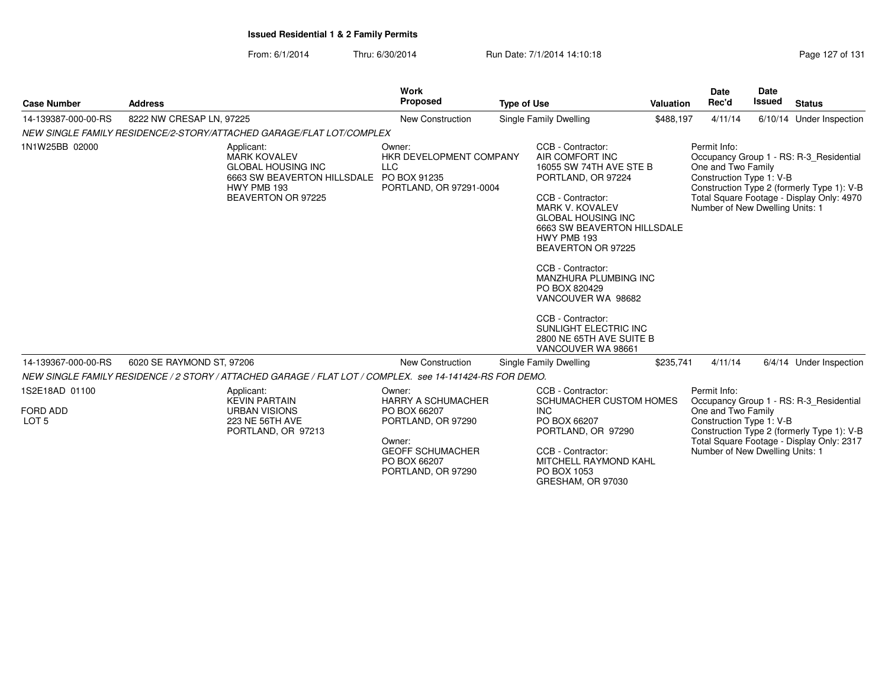**Issued Residential 1 & 2 Family Permits**

From: 6/1/2014 Thru: 6/30/2014 Run Date: 7/1/2014 14:10:18

| Case Number | Address | Work Proposed | Type of Use | Valuation | Date Rec'd | Date Issued | Status |
|---|---|---|---|---|---|---|---|
| 14-139387-000-00-RS | 8222 NW CRESAP LN, 97225 | New Construction | Single Family Dwelling | $488,197 | 4/11/14 | 6/10/14 | Under Inspection |

*NEW SINGLE FAMILY RESIDENCE/2-STORY/ATTACHED GARAGE/FLAT LOT/COMPLEX*

1N1W25BB 02000

Applicant:
MARK KOVALEV
GLOBAL HOUSING INC
6663 SW BEAVERTON HILLSDALE HWY PMB 193
BEAVERTON OR 97225

Owner:
HKR DEVELOPMENT COMPANY LLC
PO BOX 91235
PORTLAND, OR 97291-0004

CCB - Contractor:
AIR COMFORT INC
16055 SW 74TH AVE STE B
PORTLAND, OR 97224

CCB - Contractor:
MARK V. KOVALEV
GLOBAL HOUSING INC
6663 SW BEAVERTON HILLSDALE HWY PMB 193
BEAVERTON OR 97225

CCB - Contractor:
MANZHURA PLUMBING INC
PO BOX 820429
VANCOUVER WA 98682

CCB - Contractor:
SUNLIGHT ELECTRIC INC
2800 NE 65TH AVE SUITE B
VANCOUVER WA 98661

Permit Info:
Occupancy Group 1 - RS: R-3_Residential One and Two Family
Construction Type 1: V-B
Construction Type 2 (formerly Type 1): V-B
Total Square Footage - Display Only: 4970
Number of New Dwelling Units: 1

| Case Number | Address | Work Proposed | Type of Use | Valuation | Date Rec'd | Date Issued | Status |
|---|---|---|---|---|---|---|---|
| 14-139367-000-00-RS | 6020 SE RAYMOND ST, 97206 | New Construction | Single Family Dwelling | $235,741 | 4/11/14 | 6/4/14 | Under Inspection |

*NEW SINGLE FAMILY RESIDENCE / 2 STORY / ATTACHED GARAGE / FLAT LOT / COMPLEX. see 14-141424-RS FOR DEMO.*

1S2E18AD 01100

FORD ADD
LOT 5

Applicant:
KEVIN PARTAIN
URBAN VISIONS
223 NE 56TH AVE
PORTLAND, OR 97213

Owner:
HARRY A SCHUMACHER
PO BOX 66207
PORTLAND, OR 97290

Owner:
GEOFF SCHUMACHER
PO BOX 66207
PORTLAND, OR 97290

CCB - Contractor:
SCHUMACHER CUSTOM HOMES INC
PO BOX 66207
PORTLAND, OR 97290

CCB - Contractor:
MITCHELL RAYMOND KAHL
PO BOX 1053
GRESHAM, OR 97030

Permit Info:
Occupancy Group 1 - RS: R-3_Residential One and Two Family
Construction Type 1: V-B
Construction Type 2 (formerly Type 1): V-B
Total Square Footage - Display Only: 2317
Number of New Dwelling Units: 1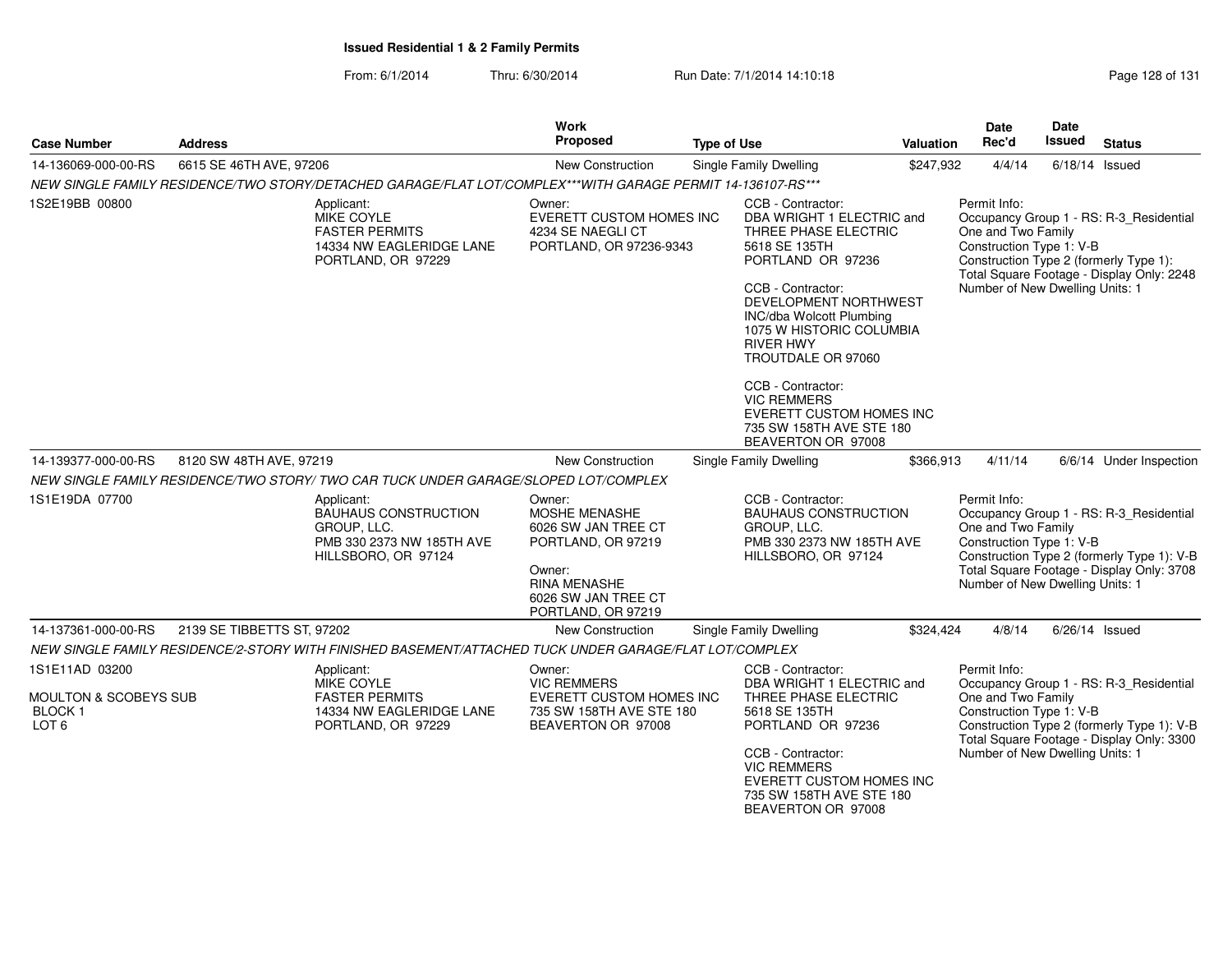**Issued Residential 1 & 2 Family Permits**

From: 6/1/2014 Thru: 6/30/2014 Run Date: 7/1/2014 14:10:18

| Case Number | Address | Work Proposed | Type of Use | Valuation | Date Rec'd | Date Issued | Status |
|---|---|---|---|---|---|---|---|
| 14-136069-000-00-RS | 6615 SE 46TH AVE, 97206 | New Construction | Single Family Dwelling | $247,932 | 4/4/14 | 6/18/14 | Issued |

NEW SINGLE FAMILY RESIDENCE/TWO STORY/DETACHED GARAGE/FLAT LOT/COMPLEX***WITH GARAGE PERMIT 14-136107-RS***

1S2E19BB 00800

Applicant:
MIKE COYLE
FASTER PERMITS
14334 NW EAGLERIDGE LANE
PORTLAND, OR 97229

Owner:
EVERETT CUSTOM HOMES INC
4234 SE NAEGLI CT
PORTLAND, OR 97236-9343

CCB - Contractor:
DBA WRIGHT 1 ELECTRIC and THREE PHASE ELECTRIC
5618 SE 135TH
PORTLAND OR 97236

CCB - Contractor:
DEVELOPMENT NORTHWEST INC/dba Wolcott Plumbing
1075 W HISTORIC COLUMBIA RIVER HWY
TROUTDALE OR 97060

CCB - Contractor:
VIC REMMERS
EVERETT CUSTOM HOMES INC
735 SW 158TH AVE STE 180
BEAVERTON OR 97008

Permit Info:
Occupancy Group 1 - RS: R-3_Residential One and Two Family
Construction Type 1: V-B
Construction Type 2 (formerly Type 1):
Total Square Footage - Display Only: 2248
Number of New Dwelling Units: 1

| Case Number | Address | Work Proposed | Type of Use | Valuation | Date Rec'd | Date Issued | Status |
|---|---|---|---|---|---|---|---|
| 14-139377-000-00-RS | 8120 SW 48TH AVE, 97219 | New Construction | Single Family Dwelling | $366,913 | 4/11/14 | 6/6/14 | Under Inspection |

NEW SINGLE FAMILY RESIDENCE/TWO STORY/ TWO CAR TUCK UNDER GARAGE/SLOPED LOT/COMPLEX

1S1E19DA 07700

Applicant:
BAUHAUS CONSTRUCTION GROUP, LLC.
PMB 330 2373 NW 185TH AVE
HILLSBORO, OR 97124

Owner:
MOSHE MENASHE
6026 SW JAN TREE CT
PORTLAND, OR 97219

Owner:
RINA MENASHE
6026 SW JAN TREE CT
PORTLAND, OR 97219

CCB - Contractor:
BAUHAUS CONSTRUCTION GROUP, LLC.
PMB 330 2373 NW 185TH AVE
HILLSBORO, OR 97124

Permit Info:
Occupancy Group 1 - RS: R-3_Residential One and Two Family
Construction Type 1: V-B
Construction Type 2 (formerly Type 1): V-B
Total Square Footage - Display Only: 3708
Number of New Dwelling Units: 1

| Case Number | Address | Work Proposed | Type of Use | Valuation | Date Rec'd | Date Issued | Status |
|---|---|---|---|---|---|---|---|
| 14-137361-000-00-RS | 2139 SE TIBBETTS ST, 97202 | New Construction | Single Family Dwelling | $324,424 | 4/8/14 | 6/26/14 | Issued |

NEW SINGLE FAMILY RESIDENCE/2-STORY WITH FINISHED BASEMENT/ATTACHED TUCK UNDER GARAGE/FLAT LOT/COMPLEX

1S1E11AD 03200

MOULTON & SCOBEYS SUB
BLOCK 1
LOT 6

Applicant:
MIKE COYLE
FASTER PERMITS
14334 NW EAGLERIDGE LANE
PORTLAND, OR 97229

Owner:
VIC REMMERS
EVERETT CUSTOM HOMES INC
735 SW 158TH AVE STE 180
BEAVERTON OR 97008

CCB - Contractor:
DBA WRIGHT 1 ELECTRIC and THREE PHASE ELECTRIC
5618 SE 135TH
PORTLAND OR 97236

CCB - Contractor:
VIC REMMERS
EVERETT CUSTOM HOMES INC
735 SW 158TH AVE STE 180
BEAVERTON OR 97008

Permit Info:
Occupancy Group 1 - RS: R-3_Residential One and Two Family
Construction Type 1: V-B
Construction Type 2 (formerly Type 1): V-B
Total Square Footage - Display Only: 3300
Number of New Dwelling Units: 1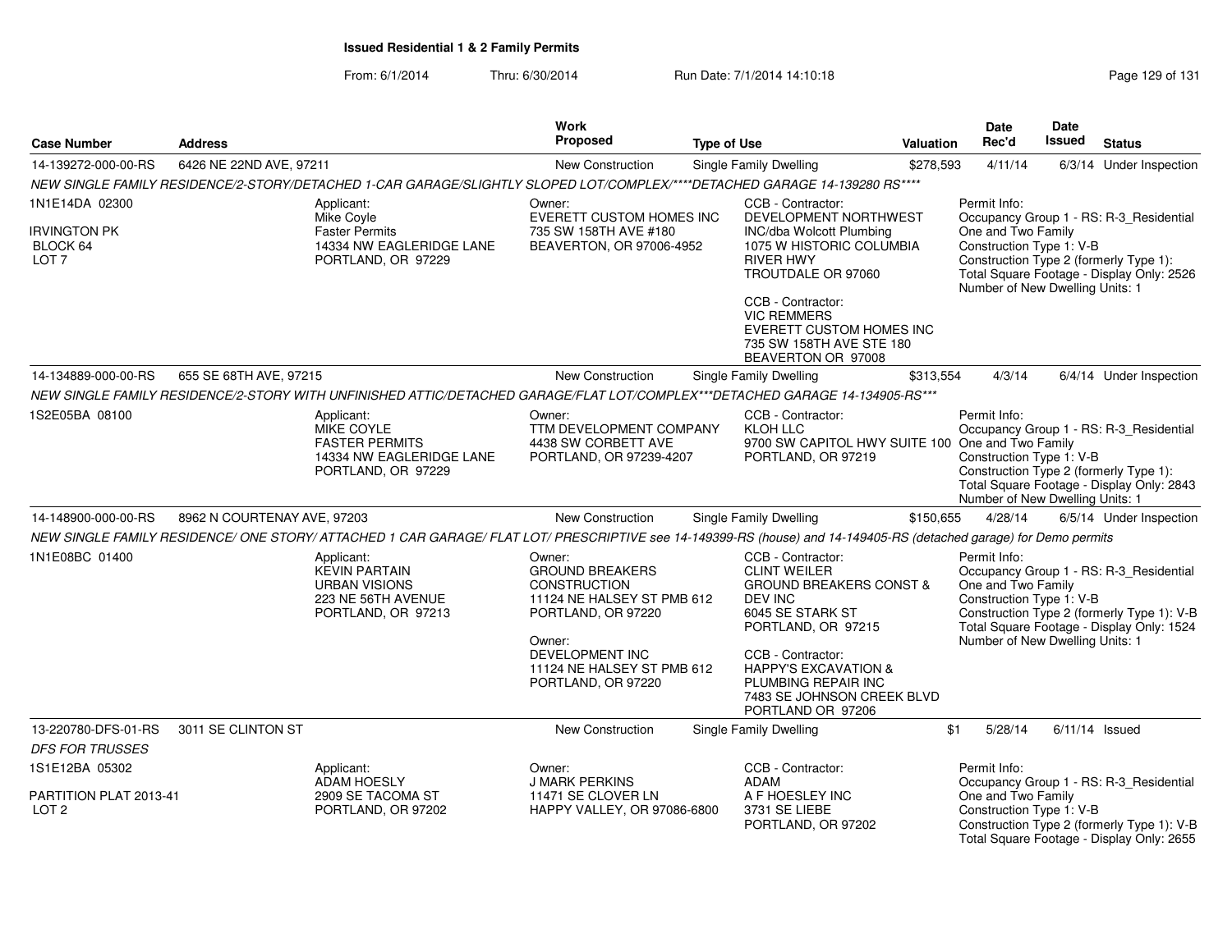**Issued Residential 1 & 2 Family Permits**

From: 6/1/2014 Thru: 6/30/2014 Run Date: 7/1/2014 14:10:18

| Case Number | Address | Work Proposed | Type of Use | Valuation | Date Rec'd | Date Issued | Status |
|---|---|---|---|---|---|---|---|
| 14-139272-000-00-RS | 6426 NE 22ND AVE, 97211 | New Construction | Single Family Dwelling | $278,593 | 4/11/14 | 6/3/14 | Under Inspection |

*NEW SINGLE FAMILY RESIDENCE/2-STORY/DETACHED 1-CAR GARAGE/SLIGHTLY SLOPED LOT/COMPLEX/****DETACHED GARAGE 14-139280 RS*****

1N1E14DA 02300
IRVINGTON PK
BLOCK 64
LOT 7

Applicant:
Mike Coyle
Faster Permits
14334 NW EAGLERIDGE LANE
PORTLAND, OR 97229

Owner:
EVERETT CUSTOM HOMES INC
735 SW 158TH AVE #180
BEAVERTON, OR 97006-4952

CCB - Contractor:
DEVELOPMENT NORTHWEST INC/dba Wolcott Plumbing
1075 W HISTORIC COLUMBIA RIVER HWY
TROUTDALE OR 97060

CCB - Contractor:
VIC REMMERS
EVERETT CUSTOM HOMES INC
735 SW 158TH AVE STE 180
BEAVERTON OR 97008

Permit Info:
Occupancy Group 1 - RS: R-3_Residential One and Two Family
Construction Type 1: V-B
Construction Type 2 (formerly Type 1):
Total Square Footage - Display Only: 2526
Number of New Dwelling Units: 1

| Case Number | Address | Work Proposed | Type of Use | Valuation | Date Rec'd | Date Issued | Status |
|---|---|---|---|---|---|---|---|
| 14-134889-000-00-RS | 655 SE 68TH AVE, 97215 | New Construction | Single Family Dwelling | $313,554 | 4/3/14 | 6/4/14 | Under Inspection |

*NEW SINGLE FAMILY RESIDENCE/2-STORY WITH UNFINISHED ATTIC/DETACHED GARAGE/FLAT LOT/COMPLEX***DETACHED GARAGE 14-134905-RS****

1S2E05BA 08100

Applicant:
MIKE COYLE
FASTER PERMITS
14334 NW EAGLERIDGE LANE
PORTLAND, OR 97229

Owner:
TTM DEVELOPMENT COMPANY
4438 SW CORBETT AVE
PORTLAND, OR 97239-4207

CCB - Contractor:
KLOH LLC
9700 SW CAPITOL HWY SUITE 100
PORTLAND, OR 97219

Permit Info:
Occupancy Group 1 - RS: R-3_Residential One and Two Family
Construction Type 1: V-B
Construction Type 2 (formerly Type 1):
Total Square Footage - Display Only: 2843
Number of New Dwelling Units: 1

| Case Number | Address | Work Proposed | Type of Use | Valuation | Date Rec'd | Date Issued | Status |
|---|---|---|---|---|---|---|---|
| 14-148900-000-00-RS | 8962 N COURTENAY AVE, 97203 | New Construction | Single Family Dwelling | $150,655 | 4/28/14 | 6/5/14 | Under Inspection |

*NEW SINGLE FAMILY RESIDENCE/ ONE STORY/ ATTACHED 1 CAR GARAGE/ FLAT LOT/ PRESCRIPTIVE see 14-149399-RS (house) and 14-149405-RS (detached garage) for Demo permits*

1N1E08BC 01400

Applicant:
KEVIN PARTAIN
URBAN VISIONS
223 NE 56TH AVENUE
PORTLAND, OR 97213

Owner:
GROUND BREAKERS CONSTRUCTION
11124 NE HALSEY ST PMB 612
PORTLAND, OR 97220

Owner:
DEVELOPMENT INC
11124 NE HALSEY ST PMB 612
PORTLAND, OR 97220

CCB - Contractor:
CLINT WEILER
GROUND BREAKERS CONST & DEV INC
6045 SE STARK ST
PORTLAND, OR 97215

CCB - Contractor:
HAPPY'S EXCAVATION & PLUMBING REPAIR INC
7483 SE JOHNSON CREEK BLVD
PORTLAND OR 97206

Permit Info:
Occupancy Group 1 - RS: R-3_Residential One and Two Family
Construction Type 1: V-B
Construction Type 2 (formerly Type 1): V-B
Total Square Footage - Display Only: 1524
Number of New Dwelling Units: 1

| Case Number | Address | Work Proposed | Type of Use | Valuation | Date Rec'd | Date Issued | Status |
|---|---|---|---|---|---|---|---|
| 13-220780-DFS-01-RS | 3011 SE CLINTON ST | New Construction | Single Family Dwelling | $1 | 5/28/14 | 6/11/14 | Issued |

*DFS FOR TRUSSES*

1S1E12BA 05302
PARTITION PLAT 2013-41
LOT 2

Applicant:
ADAM HOESLY
2909 SE TACOMA ST
PORTLAND, OR 97202

Owner:
J MARK PERKINS
11471 SE CLOVER LN
HAPPY VALLEY, OR 97086-6800

CCB - Contractor:
ADAM
A F HOESLEY INC
3731 SE LIEBE
PORTLAND, OR 97202

Permit Info:
Occupancy Group 1 - RS: R-3_Residential One and Two Family
Construction Type 1: V-B
Construction Type 2 (formerly Type 1): V-B
Total Square Footage - Display Only: 2655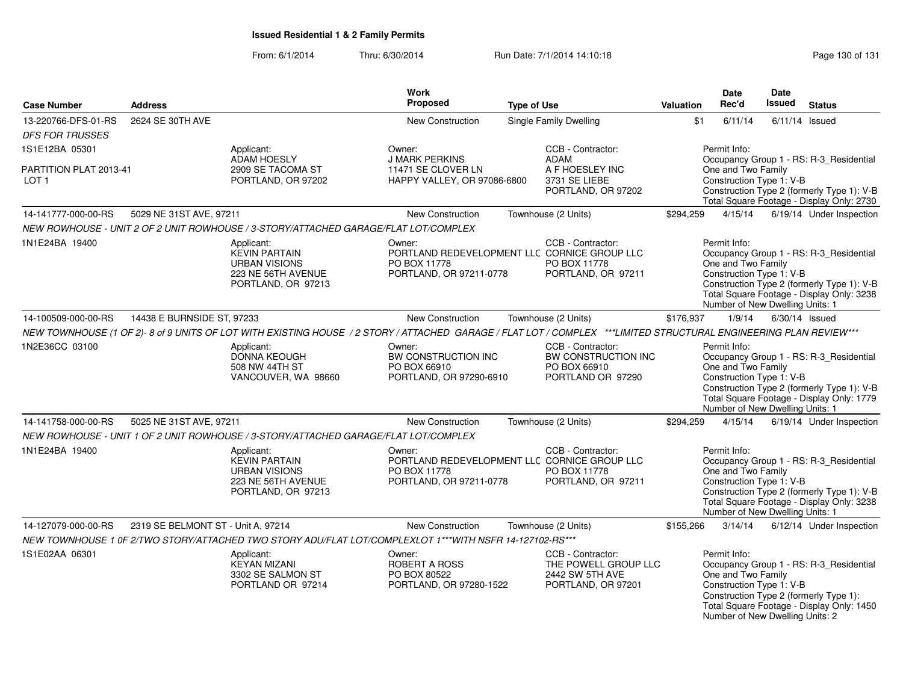# Issued Residential 1 & 2 Family Permits

From: 6/1/2014 Thru: 6/30/2014 Run Date: 7/1/2014 14:10:18

| Case Number | Address | Work Proposed | Type of Use | Valuation | Date Rec'd | Date Issued | Status |
|---|---|---|---|---|---|---|---|
| 13-220766-DFS-01-RS | 2624 SE 30TH AVE | New Construction | Single Family Dwelling | $1 | 6/11/14 | 6/11/14 | Issued |
| 14-141777-000-00-RS | 5029 NE 31ST AVE, 97211 | New Construction | Townhouse (2 Units) | $294,259 | 4/15/14 | 6/19/14 | Under Inspection |
| 14-100509-000-00-RS | 14438 E BURNSIDE ST, 97233 | New Construction | Townhouse (2 Units) | $176,937 | 1/9/14 | 6/30/14 | Issued |
| 14-141758-000-00-RS | 5025 NE 31ST AVE, 97211 | New Construction | Townhouse (2 Units) | $294,259 | 4/15/14 | 6/19/14 | Under Inspection |
| 14-127079-000-00-RS | 2319 SE BELMONT ST - Unit A, 97214 | New Construction | Townhouse (2 Units) | $155,266 | 3/14/14 | 6/12/14 | Under Inspection |

**13-220766-DFS-01-RS** — 2624 SE 30TH AVE

*DFS FOR TRUSSES*

1S1E12BA 05301

PARTITION PLAT 2013-41
LOT 1

- Applicant: ADAM HOESLY, 2909 SE TACOMA ST, PORTLAND, OR 97202
- Owner: J MARK PERKINS, 11471 SE CLOVER LN, HAPPY VALLEY, OR 97086-6800
- CCB - Contractor: ADAM, A F HOESLEY INC, 3731 SE LIEBE, PORTLAND, OR 97202
- Permit Info: Occupancy Group 1 - RS: R-3_Residential One and Two Family; Construction Type 1: V-B; Construction Type 2 (formerly Type 1): V-B; Total Square Footage - Display Only: 2730

**14-141777-000-00-RS** — 5029 NE 31ST AVE, 97211

*NEW ROWHOUSE - UNIT 2 OF 2 UNIT ROWHOUSE / 3-STORY/ATTACHED GARAGE/FLAT LOT/COMPLEX*

1N1E24BA 19400

- Applicant: KEVIN PARTAIN, URBAN VISIONS, 223 NE 56TH AVENUE, PORTLAND, OR 97213
- Owner: PORTLAND REDEVELOPMENT LLC, PO BOX 11778, PORTLAND, OR 97211-0778
- CCB - Contractor: CORNICE GROUP LLC, PO BOX 11778, PORTLAND, OR 97211
- Permit Info: Occupancy Group 1 - RS: R-3_Residential One and Two Family; Construction Type 1: V-B; Construction Type 2 (formerly Type 1): V-B; Total Square Footage - Display Only: 3238; Number of New Dwelling Units: 1

**14-100509-000-00-RS** — 14438 E BURNSIDE ST, 97233

*NEW TOWNHOUSE (1 OF 2)- 8 of 9 UNITS OF LOT WITH EXISTING HOUSE / 2 STORY / ATTACHED GARAGE / FLAT LOT / COMPLEX ***LIMITED STRUCTURAL ENGINEERING PLAN REVIEW****

1N2E36CC 03100

- Applicant: DONNA KEOUGH, 508 NW 44TH ST, VANCOUVER, WA 98660
- Owner: BW CONSTRUCTION INC, PO BOX 66910, PORTLAND, OR 97290-6910
- CCB - Contractor: BW CONSTRUCTION INC, PO BOX 66910, PORTLAND OR 97290
- Permit Info: Occupancy Group 1 - RS: R-3_Residential One and Two Family; Construction Type 1: V-B; Construction Type 2 (formerly Type 1): V-B; Total Square Footage - Display Only: 1779; Number of New Dwelling Units: 1

**14-141758-000-00-RS** — 5025 NE 31ST AVE, 97211

*NEW ROWHOUSE - UNIT 1 OF 2 UNIT ROWHOUSE / 3-STORY/ATTACHED GARAGE/FLAT LOT/COMPLEX*

1N1E24BA 19400

- Applicant: KEVIN PARTAIN, URBAN VISIONS, 223 NE 56TH AVENUE, PORTLAND, OR 97213
- Owner: PORTLAND REDEVELOPMENT LLC, PO BOX 11778, PORTLAND, OR 97211-0778
- CCB - Contractor: CORNICE GROUP LLC, PO BOX 11778, PORTLAND, OR 97211
- Permit Info: Occupancy Group 1 - RS: R-3_Residential One and Two Family; Construction Type 1: V-B; Construction Type 2 (formerly Type 1): V-B; Total Square Footage - Display Only: 3238; Number of New Dwelling Units: 1

**14-127079-000-00-RS** — 2319 SE BELMONT ST - Unit A, 97214

*NEW TOWNHOUSE 1 0F 2/TWO STORY/ATTACHED TWO STORY ADU/FLAT LOT/COMPLEXLOT 1***WITH NSFR 14-127102-RS****

1S1E02AA 06301

- Applicant: KEYAN MIZANI, 3302 SE SALMON ST, PORTLAND OR 97214
- Owner: ROBERT A ROSS, PO BOX 80522, PORTLAND, OR 97280-1522
- CCB - Contractor: THE POWELL GROUP LLC, 2442 SW 5TH AVE, PORTLAND, OR 97201
- Permit Info: Occupancy Group 1 - RS: R-3_Residential One and Two Family; Construction Type 1: V-B; Construction Type 2 (formerly Type 1):; Total Square Footage - Display Only: 1450; Number of New Dwelling Units: 2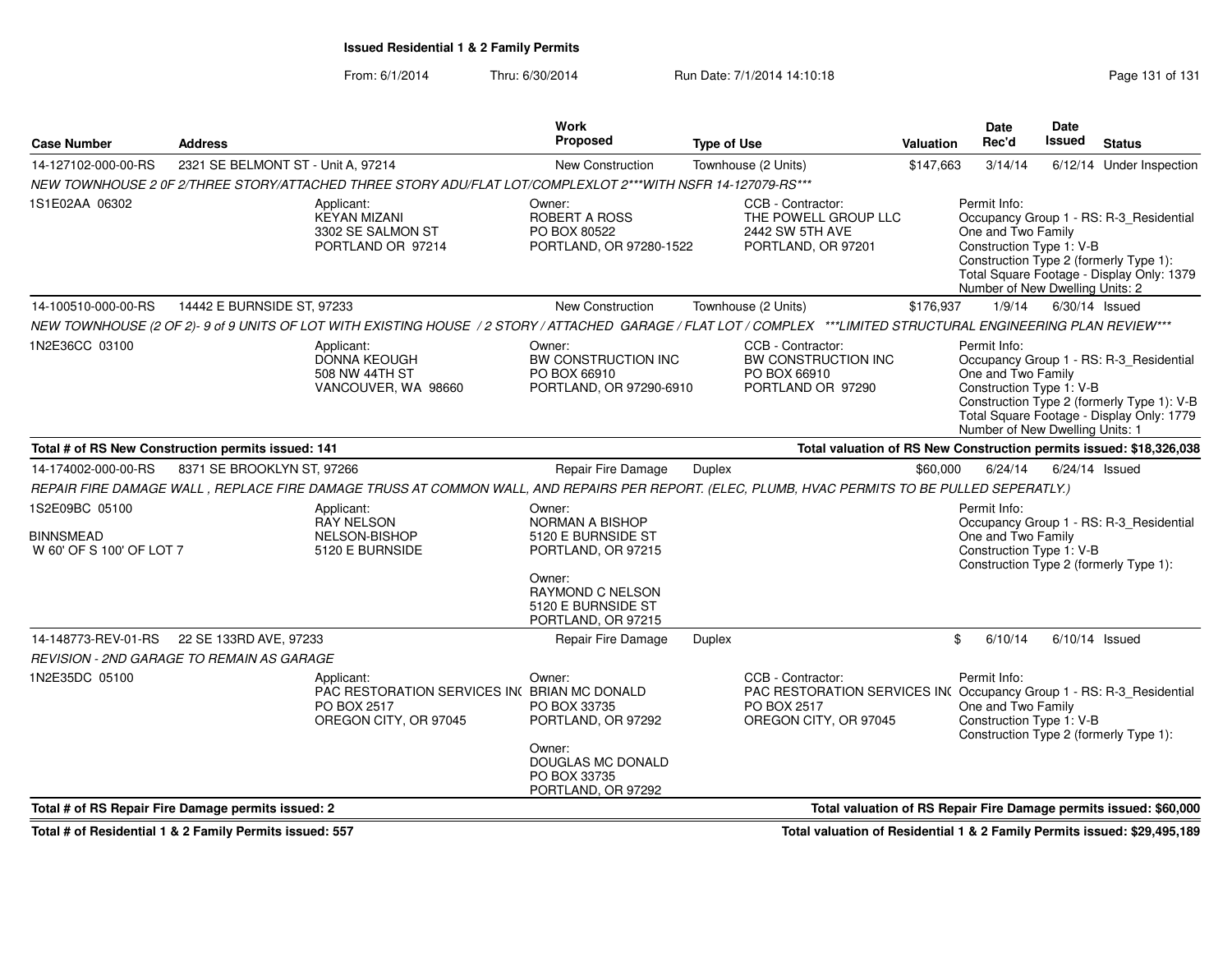**Issued Residential 1 & 2 Family Permits**

From: 6/1/2014 Thru: 6/30/2014 Run Date: 7/1/2014 14:10:18

| Case Number | Address | Work Proposed | Type of Use | Valuation | Date Rec'd | Date Issued | Status |
|---|---|---|---|---|---|---|---|
| 14-127102-000-00-RS | 2321 SE BELMONT ST - Unit A, 97214 | New Construction | Townhouse (2 Units) | $147,663 | 3/14/14 | 6/12/14 | Under Inspection |

*NEW TOWNHOUSE 2 0F 2/THREE STORY/ATTACHED THREE STORY ADU/FLAT LOT/COMPLEXLOT 2\*\*\*WITH NSFR 14-127079-RS\*\*\**

1S1E02AA 06302

Applicant: KEYAN MIZANI, 3302 SE SALMON ST, PORTLAND OR 97214

Owner: ROBERT A ROSS, PO BOX 80522, PORTLAND, OR 97280-1522

CCB - Contractor: THE POWELL GROUP LLC, 2442 SW 5TH AVE, PORTLAND, OR 97201

Permit Info: Occupancy Group 1 - RS: R-3_Residential One and Two Family; Construction Type 1: V-B; Construction Type 2 (formerly Type 1):; Total Square Footage - Display Only: 1379; Number of New Dwelling Units: 2

| Case Number | Address | Work Proposed | Type of Use | Valuation | Date Rec'd | Date Issued | Status |
|---|---|---|---|---|---|---|---|
| 14-100510-000-00-RS | 14442 E BURNSIDE ST, 97233 | New Construction | Townhouse (2 Units) | $176,937 | 1/9/14 | 6/30/14 | Issued |

*NEW TOWNHOUSE (2 OF 2)- 9 of 9 UNITS OF LOT WITH EXISTING HOUSE / 2 STORY / ATTACHED GARAGE / FLAT LOT / COMPLEX \*\*\*LIMITED STRUCTURAL ENGINEERING PLAN REVIEW\*\*\**

1N2E36CC 03100

Applicant: DONNA KEOUGH, 508 NW 44TH ST, VANCOUVER, WA 98660

Owner: BW CONSTRUCTION INC, PO BOX 66910, PORTLAND, OR 97290-6910

CCB - Contractor: BW CONSTRUCTION INC, PO BOX 66910, PORTLAND OR 97290

Permit Info: Occupancy Group 1 - RS: R-3_Residential One and Two Family; Construction Type 1: V-B; Construction Type 2 (formerly Type 1): V-B; Total Square Footage - Display Only: 1779; Number of New Dwelling Units: 1

**Total # of RS New Construction permits issued: 141** — **Total valuation of RS New Construction permits issued: $18,326,038**

| Case Number | Address | Work Proposed | Type of Use | Valuation | Date Rec'd | Date Issued | Status |
|---|---|---|---|---|---|---|---|
| 14-174002-000-00-RS | 8371 SE BROOKLYN ST, 97266 | Repair Fire Damage | Duplex | $60,000 | 6/24/14 | 6/24/14 | Issued |

*REPAIR FIRE DAMAGE WALL , REPLACE FIRE DAMAGE TRUSS AT COMMON WALL, AND REPAIRS PER REPORT. (ELEC, PLUMB, HVAC PERMITS TO BE PULLED SEPERATLY.)*

1S2E09BC 05100

BINNSMEAD
W 60' OF S 100' OF LOT 7

Applicant: RAY NELSON, NELSON-BISHOP, 5120 E BURNSIDE

Owner: NORMAN A BISHOP, 5120 E BURNSIDE ST, PORTLAND, OR 97215

Owner: RAYMOND C NELSON, 5120 E BURNSIDE ST, PORTLAND, OR 97215

Permit Info: Occupancy Group 1 - RS: R-3_Residential One and Two Family; Construction Type 1: V-B; Construction Type 2 (formerly Type 1):

| Case Number | Address | Work Proposed | Type of Use | Valuation | Date Rec'd | Date Issued | Status |
|---|---|---|---|---|---|---|---|
| 14-148773-REV-01-RS | 22 SE 133RD AVE, 97233 | Repair Fire Damage | Duplex | $ | 6/10/14 | 6/10/14 | Issued |

*REVISION - 2ND GARAGE TO REMAIN AS GARAGE*

1N2E35DC 05100

Applicant: PAC RESTORATION SERVICES INC, PO BOX 2517, OREGON CITY, OR 97045

Owner: BRIAN MC DONALD, PO BOX 33735, PORTLAND, OR 97292

Owner: DOUGLAS MC DONALD, PO BOX 33735, PORTLAND, OR 97292

CCB - Contractor: PAC RESTORATION SERVICES INC, PO BOX 2517, OREGON CITY, OR 97045

Permit Info: Occupancy Group 1 - RS: R-3_Residential One and Two Family; Construction Type 1: V-B; Construction Type 2 (formerly Type 1):

**Total # of RS Repair Fire Damage permits issued: 2** — **Total valuation of RS Repair Fire Damage permits issued: $60,000**

**Total # of Residential 1 & 2 Family Permits issued: 557** — **Total valuation of Residential 1 & 2 Family Permits issued: $29,495,189**